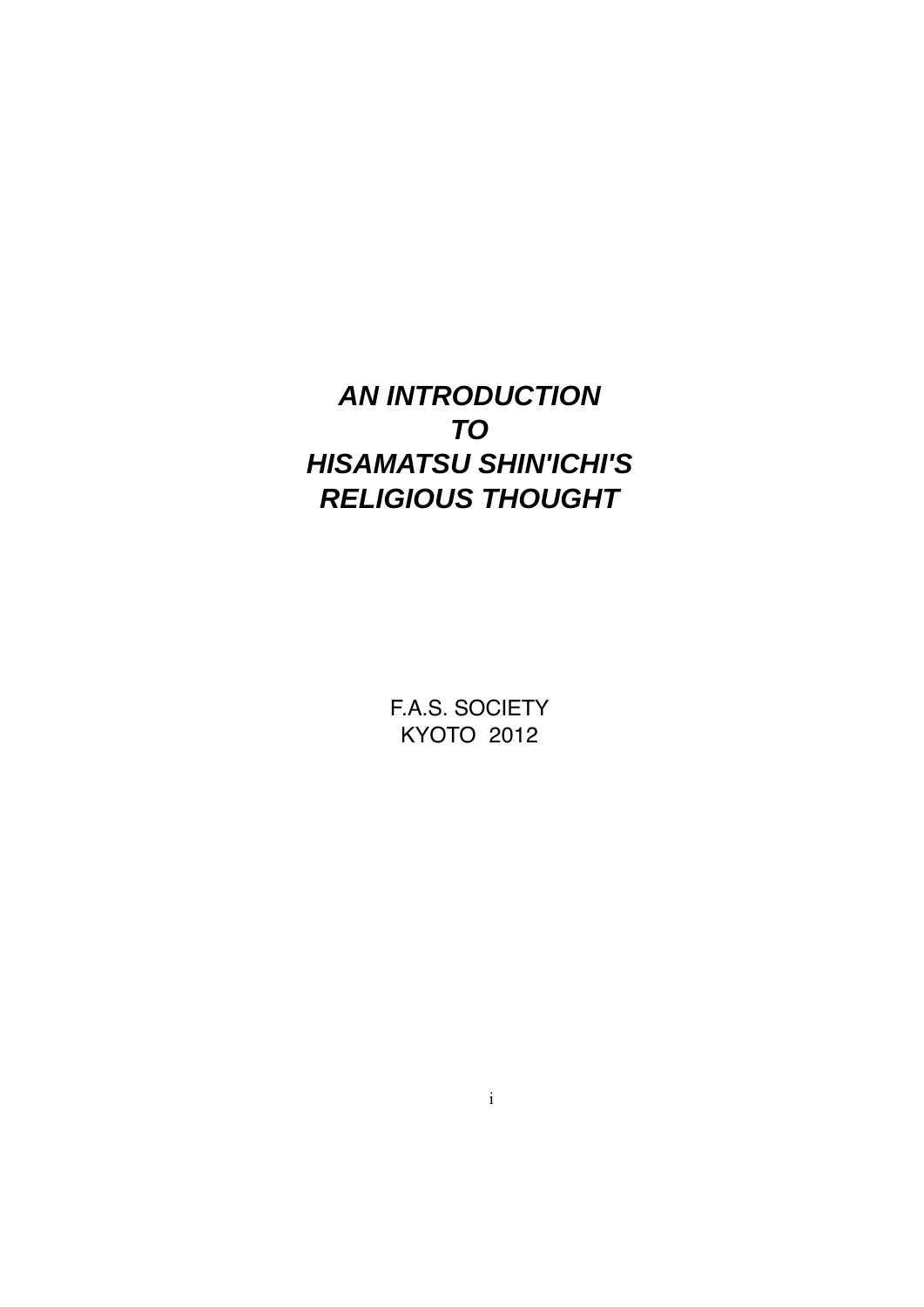# *AN INTRODUCTION TO HISAMATSU SHIN'ICHI'S RELIGIOUS THOUGHT*

F.A.S. SOCIETY
KYOTO 2012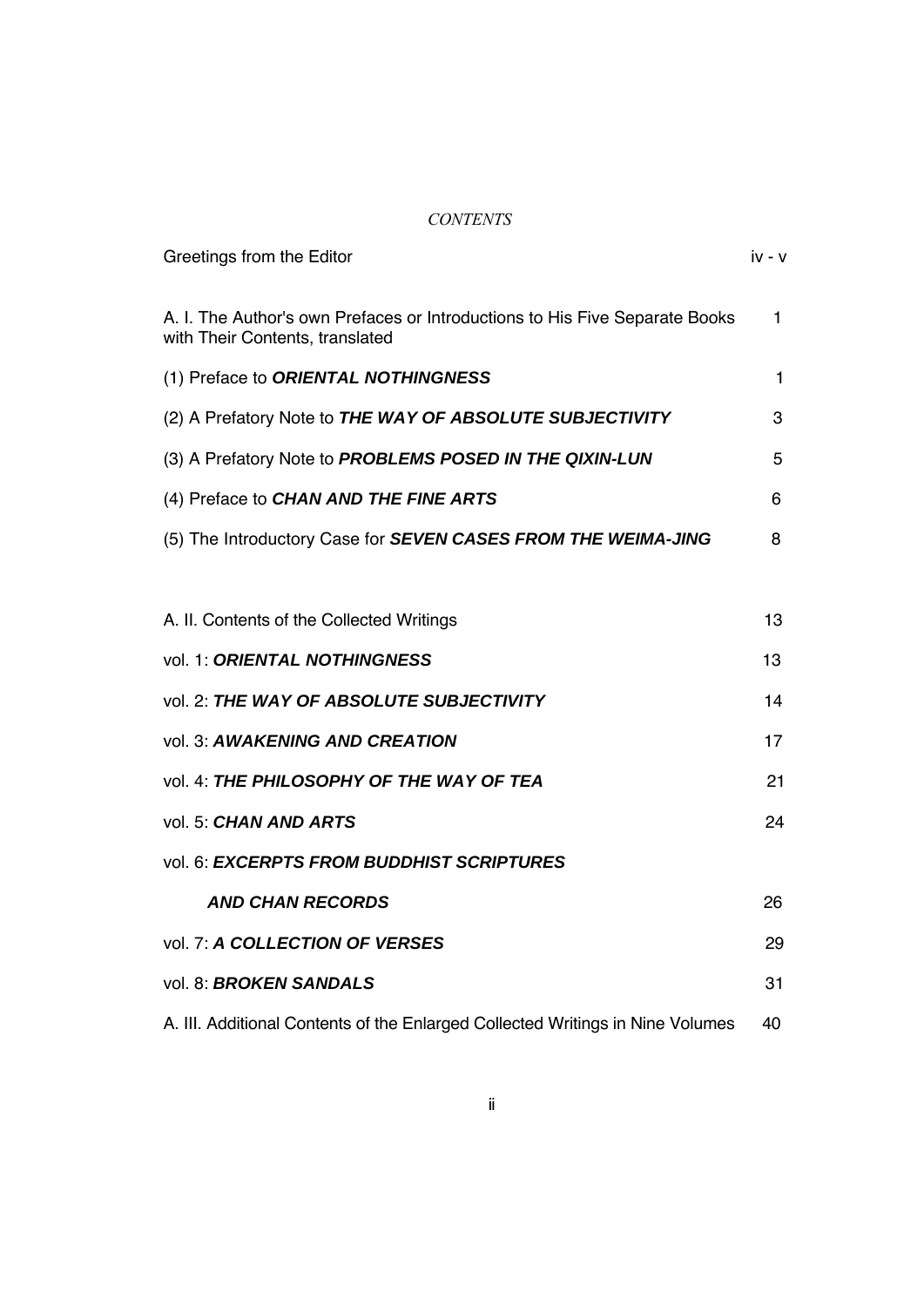*CONTENTS*

| | |
|---|---|
| Greetings from the Editor | iv - v |
| A. I. The Author's own Prefaces or Introductions to His Five Separate Books with Their Contents, translated | 1 |
| (1) Preface to ***ORIENTAL NOTHINGNESS*** | 1 |
| (2) A Prefatory Note to ***THE WAY OF ABSOLUTE SUBJECTIVITY*** | 3 |
| (3) A Prefatory Note to ***PROBLEMS POSED IN THE QIXIN-LUN*** | 5 |
| (4) Preface to ***CHAN AND THE FINE ARTS*** | 6 |
| (5) The Introductory Case for ***SEVEN CASES FROM THE WEIMA-JING*** | 8 |
| A. II. Contents of the Collected Writings | 13 |
| vol. 1: ***ORIENTAL NOTHINGNESS*** | 13 |
| vol. 2: ***THE WAY OF ABSOLUTE SUBJECTIVITY*** | 14 |
| vol. 3: ***AWAKENING AND CREATION*** | 17 |
| vol. 4: ***THE PHILOSOPHY OF THE WAY OF TEA*** | 21 |
| vol. 5: ***CHAN AND ARTS*** | 24 |
| vol. 6: ***EXCERPTS FROM BUDDHIST SCRIPTURES AND CHAN RECORDS*** | 26 |
| vol. 7: ***A COLLECTION OF VERSES*** | 29 |
| vol. 8: ***BROKEN SANDALS*** | 31 |
| A. III. Additional Contents of the Enlarged Collected Writings in Nine Volumes | 40 |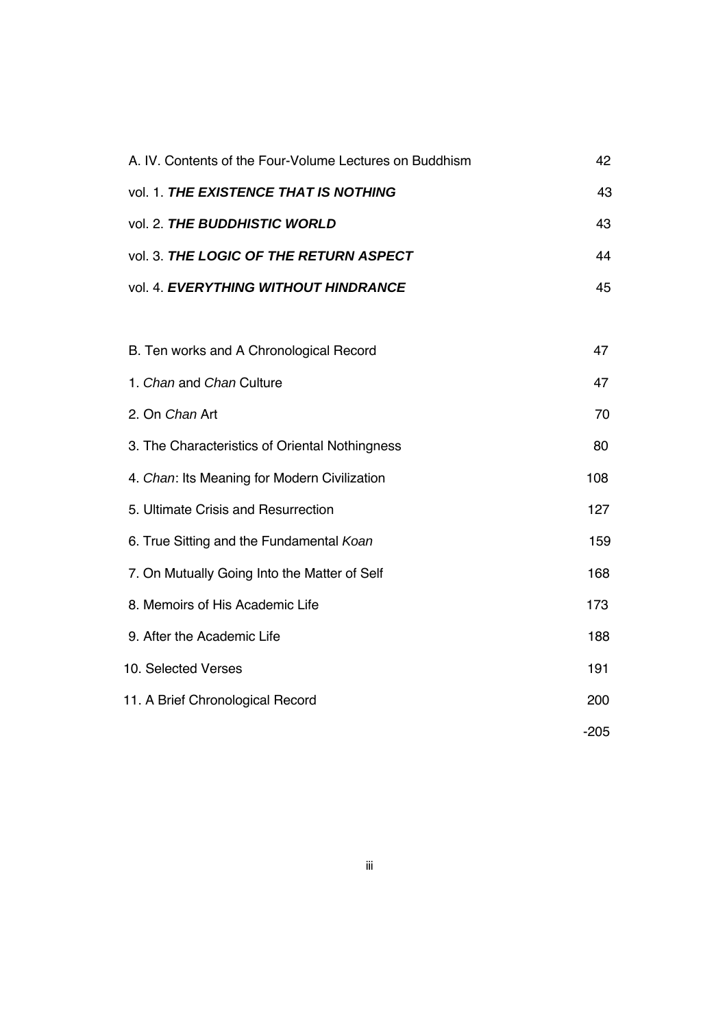A. IV. Contents of the Four-Volume Lectures on Buddhism 42

vol. 1. ***THE EXISTENCE THAT IS NOTHING*** 43

vol. 2. ***THE BUDDHISTIC WORLD*** 43

vol. 3. ***THE LOGIC OF THE RETURN ASPECT*** 44

vol. 4. ***EVERYTHING WITHOUT HINDRANCE*** 45

B. Ten works and A Chronological Record 47

1. *Chan* and *Chan* Culture 47
2. On *Chan* Art 70
3. The Characteristics of Oriental Nothingness 80
4. *Chan*: Its Meaning for Modern Civilization 108
5. Ultimate Crisis and Resurrection 127
6. True Sitting and the Fundamental *Koan* 159
7. On Mutually Going Into the Matter of Self 168
8. Memoirs of His Academic Life 173
9. After the Academic Life 188
10. Selected Verses 191
11. A Brief Chronological Record 200

-205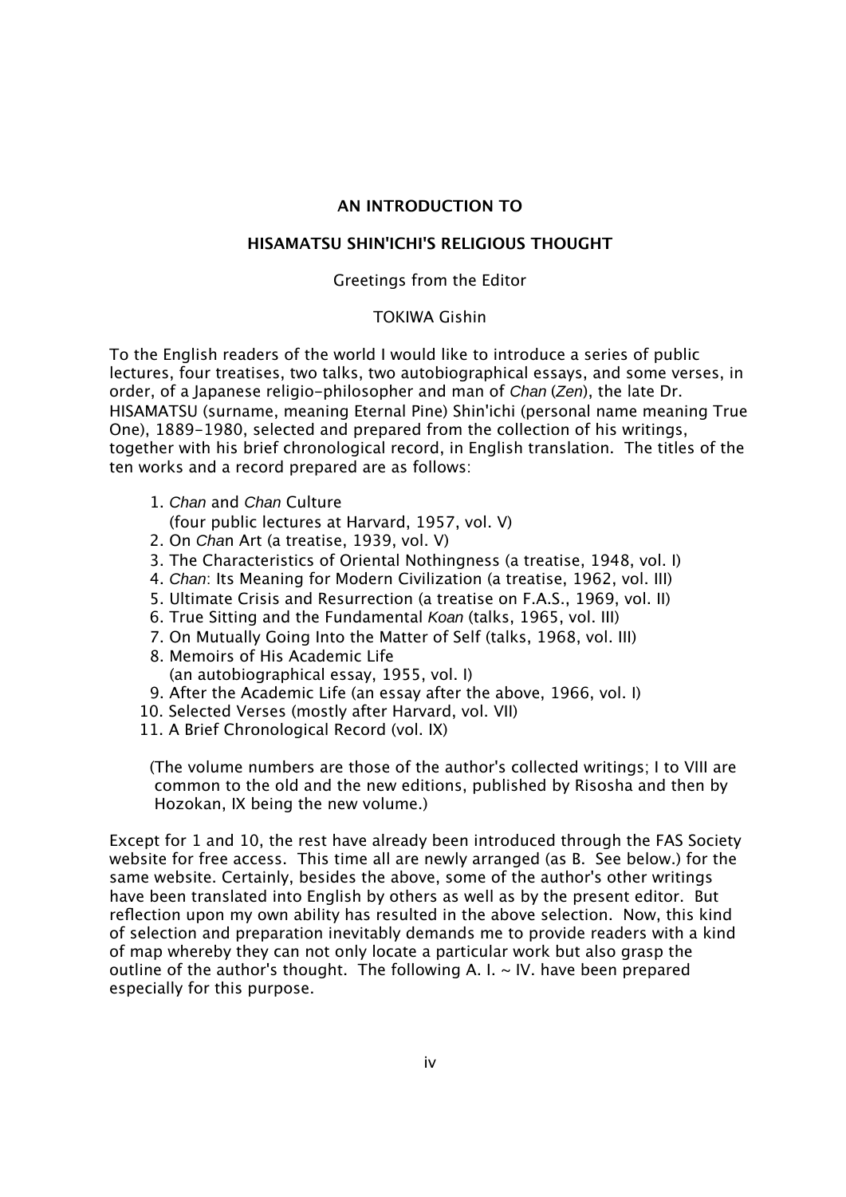## AN INTRODUCTION TO

## HISAMATSU SHIN'ICHI'S RELIGIOUS THOUGHT

Greetings from the Editor

TOKIWA Gishin

To the English readers of the world I would like to introduce a series of public lectures, four treatises, two talks, two autobiographical essays, and some verses, in order, of a Japanese religio-philosopher and man of *Chan* (*Zen*), the late Dr. HISAMATSU (surname, meaning Eternal Pine) Shin'ichi (personal name meaning True One), 1889-1980, selected and prepared from the collection of his writings, together with his brief chronological record, in English translation. The titles of the ten works and a record prepared are as follows:

1. *Chan* and *Chan* Culture
   (four public lectures at Harvard, 1957, vol. V)
2. On *Chan* Art (a treatise, 1939, vol. V)
3. The Characteristics of Oriental Nothingness (a treatise, 1948, vol. I)
4. *Chan*: Its Meaning for Modern Civilization (a treatise, 1962, vol. III)
5. Ultimate Crisis and Resurrection (a treatise on F.A.S., 1969, vol. II)
6. True Sitting and the Fundamental *Koan* (talks, 1965, vol. III)
7. On Mutually Going Into the Matter of Self (talks, 1968, vol. III)
8. Memoirs of His Academic Life
   (an autobiographical essay, 1955, vol. I)
9. After the Academic Life (an essay after the above, 1966, vol. I)
10. Selected Verses (mostly after Harvard, vol. VII)
11. A Brief Chronological Record (vol. IX)

(The volume numbers are those of the author's collected writings; I to VIII are common to the old and the new editions, published by Risosha and then by Hozokan, IX being the new volume.)

Except for 1 and 10, the rest have already been introduced through the FAS Society website for free access. This time all are newly arranged (as B. See below.) for the same website. Certainly, besides the above, some of the author's other writings have been translated into English by others as well as by the present editor. But reflection upon my own ability has resulted in the above selection. Now, this kind of selection and preparation inevitably demands me to provide readers with a kind of map whereby they can not only locate a particular work but also grasp the outline of the author's thought. The following A. I. ~ IV. have been prepared especially for this purpose.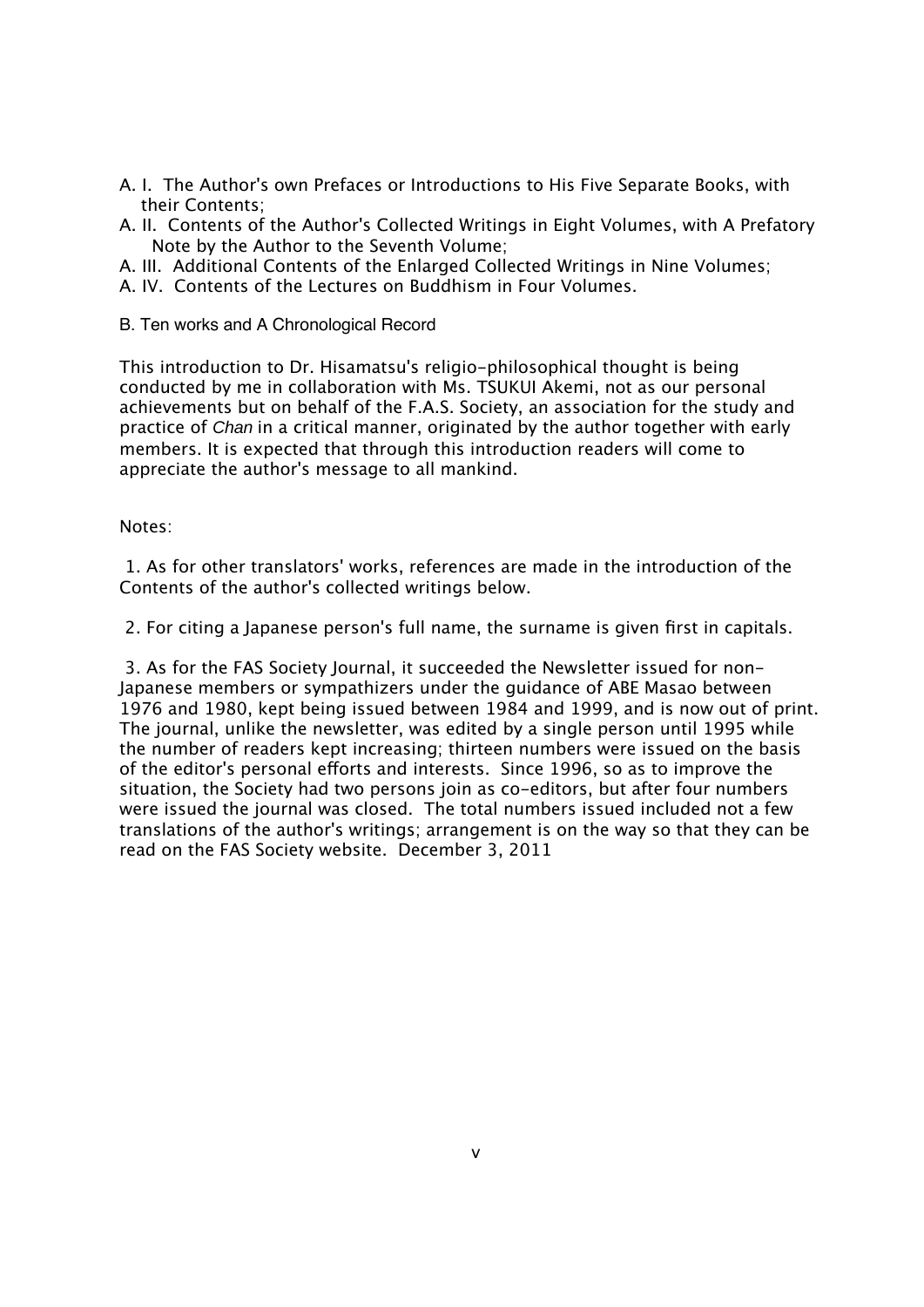A. I. The Author's own Prefaces or Introductions to His Five Separate Books, with their Contents;

A. II. Contents of the Author's Collected Writings in Eight Volumes, with A Prefatory Note by the Author to the Seventh Volume;

A. III. Additional Contents of the Enlarged Collected Writings in Nine Volumes;

A. IV. Contents of the Lectures on Buddhism in Four Volumes.

B. Ten works and A Chronological Record

This introduction to Dr. Hisamatsu's religio-philosophical thought is being conducted by me in collaboration with Ms. TSUKUI Akemi, not as our personal achievements but on behalf of the F.A.S. Society, an association for the study and practice of *Chan* in a critical manner, originated by the author together with early members. It is expected that through this introduction readers will come to appreciate the author's message to all mankind.

Notes:

1. As for other translators' works, references are made in the introduction of the Contents of the author's collected writings below.

2. For citing a Japanese person's full name, the surname is given first in capitals.

3. As for the FAS Society Journal, it succeeded the Newsletter issued for non-Japanese members or sympathizers under the guidance of ABE Masao between 1976 and 1980, kept being issued between 1984 and 1999, and is now out of print. The journal, unlike the newsletter, was edited by a single person until 1995 while the number of readers kept increasing; thirteen numbers were issued on the basis of the editor's personal efforts and interests. Since 1996, so as to improve the situation, the Society had two persons join as co-editors, but after four numbers were issued the journal was closed. The total numbers issued included not a few translations of the author's writings; arrangement is on the way so that they can be read on the FAS Society website. December 3, 2011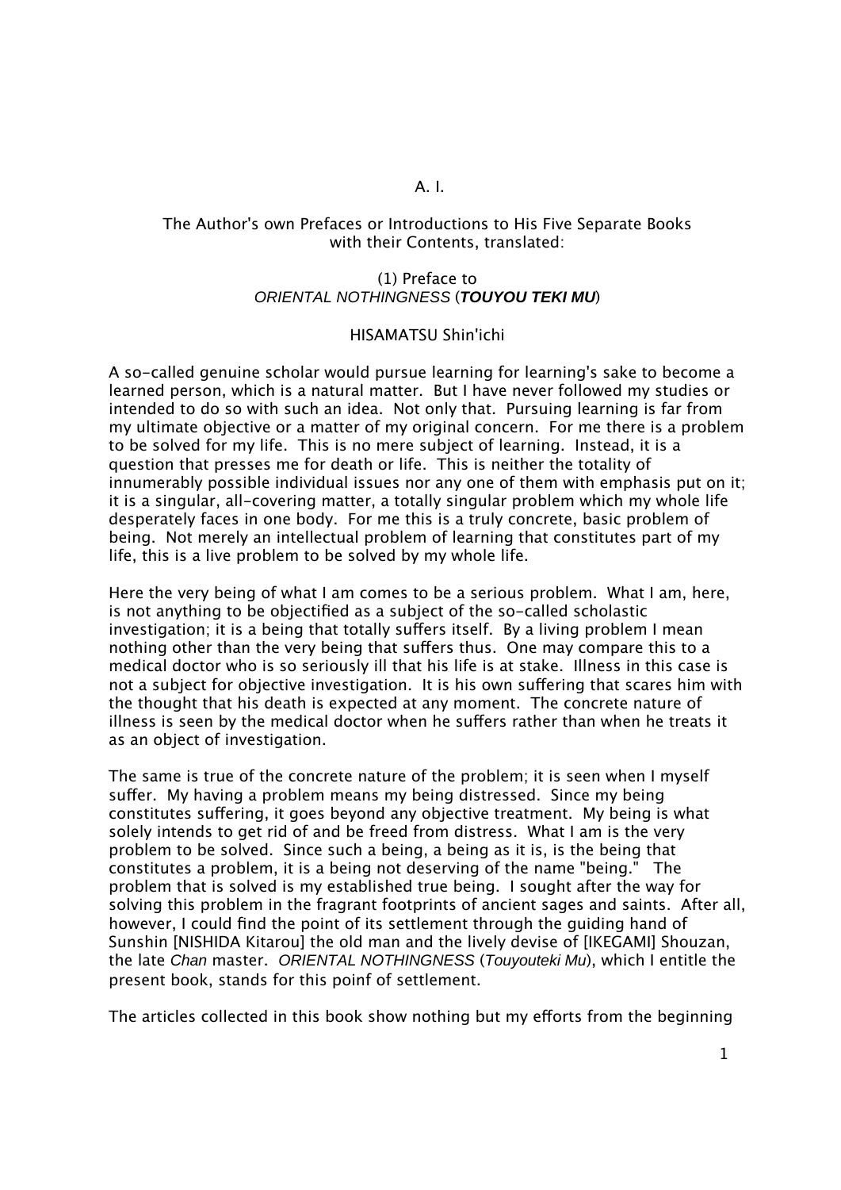A. I.

The Author's own Prefaces or Introductions to His Five Separate Books with their Contents, translated:

(1) Preface to
*ORIENTAL NOTHINGNESS* (***TOUYOU TEKI MU***)

HISAMATSU Shin'ichi

A so-called genuine scholar would pursue learning for learning's sake to become a learned person, which is a natural matter. But I have never followed my studies or intended to do so with such an idea. Not only that. Pursuing learning is far from my ultimate objective or a matter of my original concern. For me there is a problem to be solved for my life. This is no mere subject of learning. Instead, it is a question that presses me for death or life. This is neither the totality of innumerably possible individual issues nor any one of them with emphasis put on it; it is a singular, all-covering matter, a totally singular problem which my whole life desperately faces in one body. For me this is a truly concrete, basic problem of being. Not merely an intellectual problem of learning that constitutes part of my life, this is a live problem to be solved by my whole life.

Here the very being of what I am comes to be a serious problem. What I am, here, is not anything to be objectified as a subject of the so-called scholastic investigation; it is a being that totally suffers itself. By a living problem I mean nothing other than the very being that suffers thus. One may compare this to a medical doctor who is so seriously ill that his life is at stake. Illness in this case is not a subject for objective investigation. It is his own suffering that scares him with the thought that his death is expected at any moment. The concrete nature of illness is seen by the medical doctor when he suffers rather than when he treats it as an object of investigation.

The same is true of the concrete nature of the problem; it is seen when I myself suffer. My having a problem means my being distressed. Since my being constitutes suffering, it goes beyond any objective treatment. My being is what solely intends to get rid of and be freed from distress. What I am is the very problem to be solved. Since such a being, a being as it is, is the being that constitutes a problem, it is a being not deserving of the name "being." The problem that is solved is my established true being. I sought after the way for solving this problem in the fragrant footprints of ancient sages and saints. After all, however, I could find the point of its settlement through the guiding hand of Sunshin [NISHIDA Kitarou] the old man and the lively devise of [IKEGAMI] Shouzan, the late *Chan* master. *ORIENTAL NOTHINGNESS* (*Touyouteki Mu*), which I entitle the present book, stands for this poinf of settlement.

The articles collected in this book show nothing but my efforts from the beginning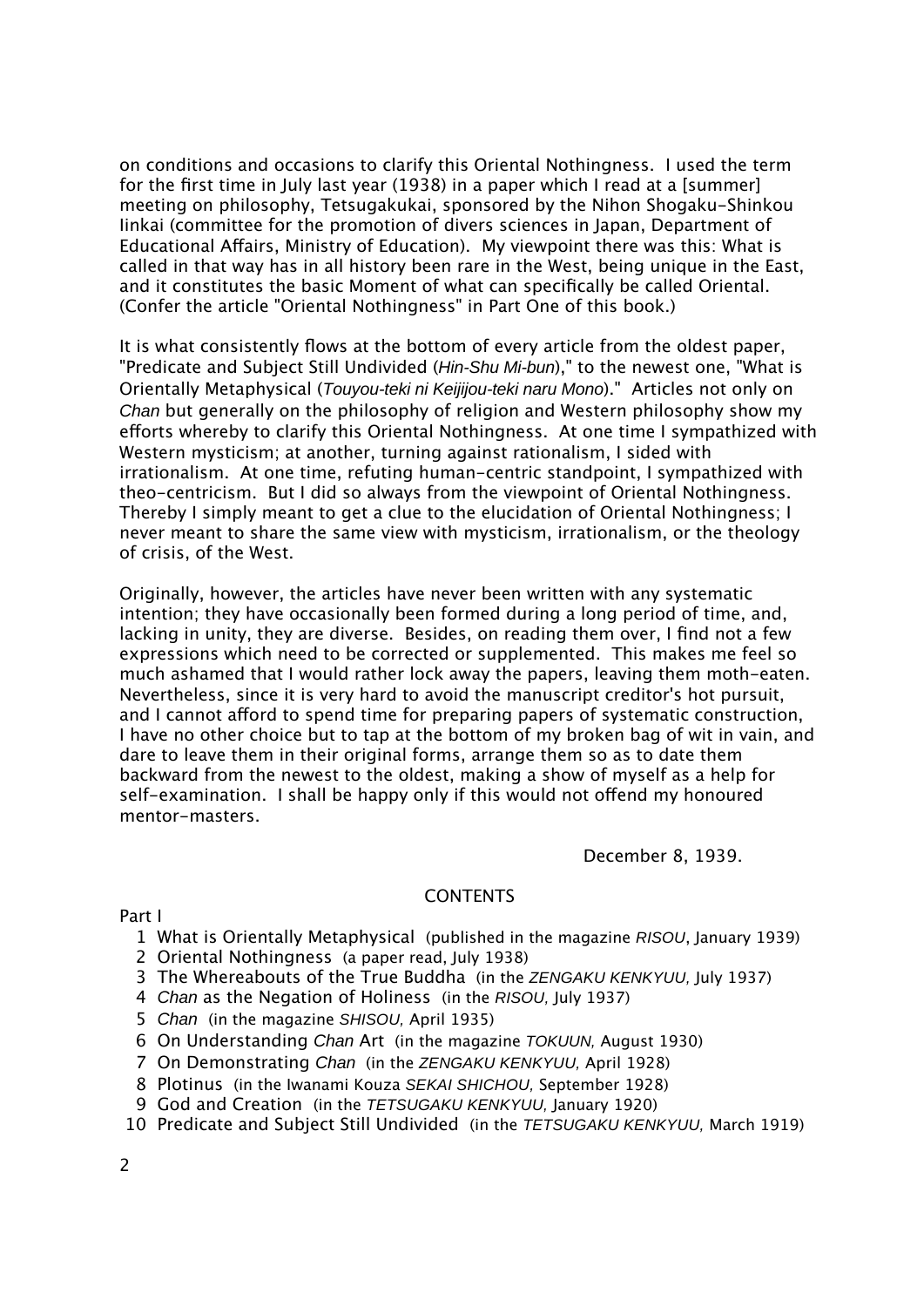on conditions and occasions to clarify this Oriental Nothingness. I used the term for the first time in July last year (1938) in a paper which I read at a [summer] meeting on philosophy, Tetsugakukai, sponsored by the Nihon Shogaku-Shinkou Iinkai (committee for the promotion of divers sciences in Japan, Department of Educational Affairs, Ministry of Education). My viewpoint there was this: What is called in that way has in all history been rare in the West, being unique in the East, and it constitutes the basic Moment of what can specifically be called Oriental. (Confer the article "Oriental Nothingness" in Part One of this book.)

It is what consistently flows at the bottom of every article from the oldest paper, "Predicate and Subject Still Undivided (*Hin-Shu Mi-bun*)," to the newest one, "What is Orientally Metaphysical (*Touyou-teki ni Keijijou-teki naru Mono*)." Articles not only on *Chan* but generally on the philosophy of religion and Western philosophy show my efforts whereby to clarify this Oriental Nothingness. At one time I sympathized with Western mysticism; at another, turning against rationalism, I sided with irrationalism. At one time, refuting human-centric standpoint, I sympathized with theo-centricism. But I did so always from the viewpoint of Oriental Nothingness. Thereby I simply meant to get a clue to the elucidation of Oriental Nothingness; I never meant to share the same view with mysticism, irrationalism, or the theology of crisis, of the West.

Originally, however, the articles have never been written with any systematic intention; they have occasionally been formed during a long period of time, and, lacking in unity, they are diverse. Besides, on reading them over, I find not a few expressions which need to be corrected or supplemented. This makes me feel so much ashamed that I would rather lock away the papers, leaving them moth-eaten. Nevertheless, since it is very hard to avoid the manuscript creditor's hot pursuit, and I cannot afford to spend time for preparing papers of systematic construction, I have no other choice but to tap at the bottom of my broken bag of wit in vain, and dare to leave them in their original forms, arrange them so as to date them backward from the newest to the oldest, making a show of myself as a help for self-examination. I shall be happy only if this would not offend my honoured mentor-masters.

December 8, 1939.

## CONTENTS

Part I

1. What is Orientally Metaphysical (published in the magazine *RISOU*, January 1939)
2. Oriental Nothingness (a paper read, July 1938)
3. The Whereabouts of the True Buddha (in the *ZENGAKU KENKYUU,* July 1937)
4. *Chan* as the Negation of Holiness (in the *RISOU,* July 1937)
5. *Chan* (in the magazine *SHISOU,* April 1935)
6. On Understanding *Chan* Art (in the magazine *TOKUUN,* August 1930)
7. On Demonstrating *Chan* (in the *ZENGAKU KENKYUU,* April 1928)
8. Plotinus (in the Iwanami Kouza *SEKAI SHICHOU,* September 1928)
9. God and Creation (in the *TETSUGAKU KENKYUU,* January 1920)
10. Predicate and Subject Still Undivided (in the *TETSUGAKU KENKYUU,* March 1919)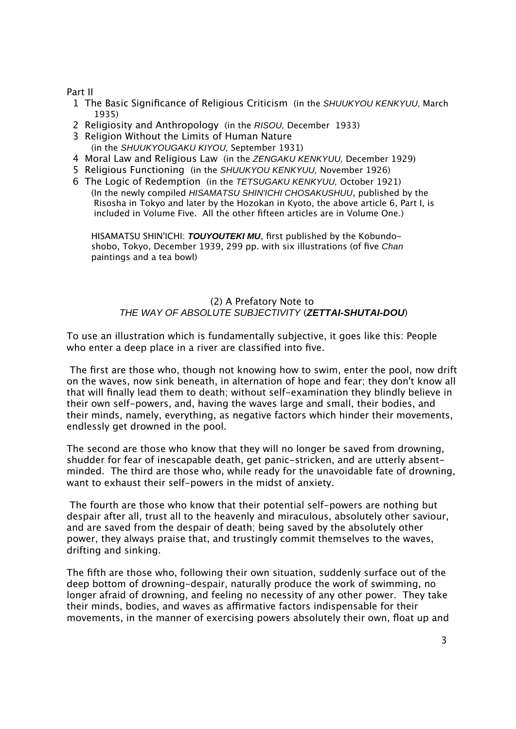Part II

1 The Basic Significance of Religious Criticism (in the *SHUUKYOU KENKYUU,* March 1935)
2 Religiosity and Anthropology (in the *RISOU,* December 1933)
3 Religion Without the Limits of Human Nature (in the *SHUUKYOUGAKU KIYOU,* September 1931)
4 Moral Law and Religious Law (in the *ZENGAKU KENKYUU,* December 1929)
5 Religious Functioning (in the *SHUUKYOU KENKYUU,* November 1926)
6 The Logic of Redemption (in the *TETSUGAKU KENKYUU,* October 1921)
(In the newly compiled *HISAMATSU SHIN'ICHI CHOSAKUSHUU*, published by the Risosha in Tokyo and later by the Hozokan in Kyoto, the above article 6, Part I, is included in Volume Five. All the other fifteen articles are in Volume One.)

HISAMATSU SHIN'ICHI: ***TOUYOUTEKI MU***, first published by the Kobundo-shobo, Tokyo, December 1939, 299 pp. with six illustrations (of five *Chan* paintings and a tea bowl)

## (2) A Prefatory Note to *THE WAY OF ABSOLUTE SUBJECTIVITY* (***ZETTAI-SHUTAI-DOU***)

To use an illustration which is fundamentally subjective, it goes like this: People who enter a deep place in a river are classified into five.

The first are those who, though not knowing how to swim, enter the pool, now drift on the waves, now sink beneath, in alternation of hope and fear; they don't know all that will finally lead them to death; without self-examination they blindly believe in their own self-powers, and, having the waves large and small, their bodies, and their minds, namely, everything, as negative factors which hinder their movements, endlessly get drowned in the pool.

The second are those who know that they will no longer be saved from drowning, shudder for fear of inescapable death, get panic-stricken, and are utterly absent-minded. The third are those who, while ready for the unavoidable fate of drowning, want to exhaust their self-powers in the midst of anxiety.

The fourth are those who know that their potential self-powers are nothing but despair after all, trust all to the heavenly and miraculous, absolutely other saviour, and are saved from the despair of death; being saved by the absolutely other power, they always praise that, and trustingly commit themselves to the waves, drifting and sinking.

The fifth are those who, following their own situation, suddenly surface out of the deep bottom of drowning-despair, naturally produce the work of swimming, no longer afraid of drowning, and feeling no necessity of any other power. They take their minds, bodies, and waves as affirmative factors indispensable for their movements, in the manner of exercising powers absolutely their own, float up and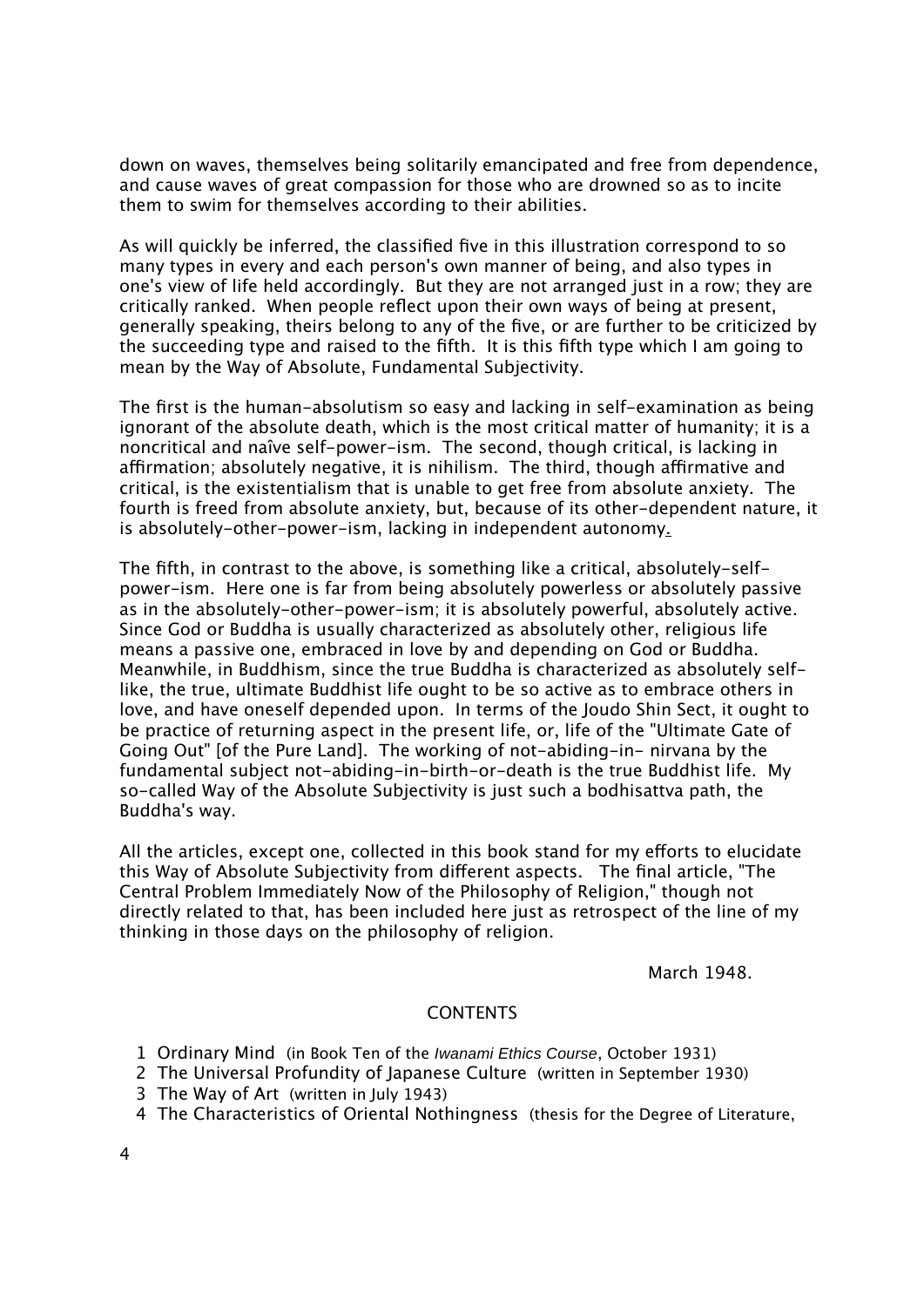down on waves, themselves being solitarily emancipated and free from dependence, and cause waves of great compassion for those who are drowned so as to incite them to swim for themselves according to their abilities.

As will quickly be inferred, the classified five in this illustration correspond to so many types in every and each person's own manner of being, and also types in one's view of life held accordingly. But they are not arranged just in a row; they are critically ranked. When people reflect upon their own ways of being at present, generally speaking, theirs belong to any of the five, or are further to be criticized by the succeeding type and raised to the fifth. It is this fifth type which I am going to mean by the Way of Absolute, Fundamental Subjectivity.

The first is the human-absolutism so easy and lacking in self-examination as being ignorant of the absolute death, which is the most critical matter of humanity; it is a noncritical and naîve self-power-ism. The second, though critical, is lacking in affirmation; absolutely negative, it is nihilism. The third, though affirmative and critical, is the existentialism that is unable to get free from absolute anxiety. The fourth is freed from absolute anxiety, but, because of its other-dependent nature, it is absolutely-other-power-ism, lacking in independent autonomy.

The fifth, in contrast to the above, is something like a critical, absolutely-self-power-ism. Here one is far from being absolutely powerless or absolutely passive as in the absolutely-other-power-ism; it is absolutely powerful, absolutely active. Since God or Buddha is usually characterized as absolutely other, religious life means a passive one, embraced in love by and depending on God or Buddha. Meanwhile, in Buddhism, since the true Buddha is characterized as absolutely self-like, the true, ultimate Buddhist life ought to be so active as to embrace others in love, and have oneself depended upon. In terms of the Joudo Shin Sect, it ought to be practice of returning aspect in the present life, or, life of the "Ultimate Gate of Going Out" [of the Pure Land]. The working of not-abiding-in- nirvana by the fundamental subject not-abiding-in-birth-or-death is the true Buddhist life. My so-called Way of the Absolute Subjectivity is just such a bodhisattva path, the Buddha's way.

All the articles, except one, collected in this book stand for my efforts to elucidate this Way of Absolute Subjectivity from different aspects. The final article, "The Central Problem Immediately Now of the Philosophy of Religion," though not directly related to that, has been included here just as retrospect of the line of my thinking in those days on the philosophy of religion.

March 1948.

## CONTENTS

1 Ordinary Mind (in Book Ten of the *Iwanami Ethics Course*, October 1931)
2 The Universal Profundity of Japanese Culture (written in September 1930)
3 The Way of Art (written in July 1943)
4 The Characteristics of Oriental Nothingness (thesis for the Degree of Literature,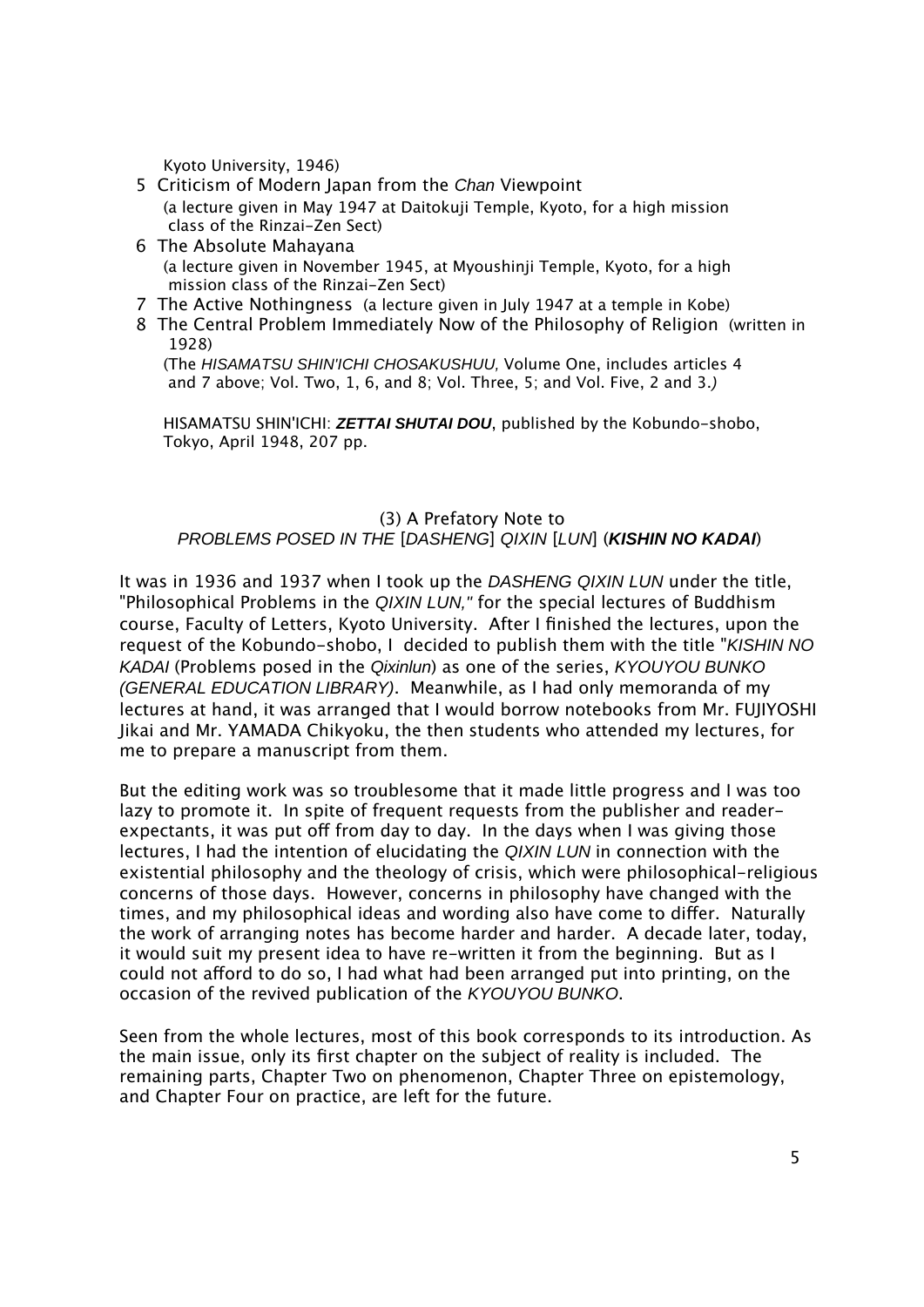Kyoto University, 1946)

5 Criticism of Modern Japan from the *Chan* Viewpoint
   (a lecture given in May 1947 at Daitokuji Temple, Kyoto, for a high mission class of the Rinzai-Zen Sect)
6 The Absolute Mahayana
   (a lecture given in November 1945, at Myoushinji Temple, Kyoto, for a high mission class of the Rinzai-Zen Sect)
7 The Active Nothingness (a lecture given in July 1947 at a temple in Kobe)
8 The Central Problem Immediately Now of the Philosophy of Religion (written in 1928)

(The *HISAMATSU SHIN'ICHI CHOSAKUSHUU,* Volume One, includes articles 4 and 7 above; Vol. Two, 1, 6, and 8; Vol. Three, 5; and Vol. Five, 2 and 3.*)*

HISAMATSU SHIN'ICHI: ***ZETTAI SHUTAI DOU***, published by the Kobundo-shobo, Tokyo, April 1948, 207 pp.

### (3) A Prefatory Note to *PROBLEMS POSED IN THE* [*DASHENG*] *QIXIN* [*LUN*] (***KISHIN NO KADAI***)

It was in 1936 and 1937 when I took up the *DASHENG QIXIN LUN* under the title, "Philosophical Problems in the *QIXIN LUN,"* for the special lectures of Buddhism course, Faculty of Letters, Kyoto University. After I finished the lectures, upon the request of the Kobundo-shobo, I decided to publish them with the title "*KISHIN NO KADAI* (Problems posed in the *Qixinlun*) as one of the series, *KYOUYOU BUNKO (GENERAL EDUCATION LIBRARY)*. Meanwhile, as I had only memoranda of my lectures at hand, it was arranged that I would borrow notebooks from Mr. FUJIYOSHI Jikai and Mr. YAMADA Chikyoku, the then students who attended my lectures, for me to prepare a manuscript from them.

But the editing work was so troublesome that it made little progress and I was too lazy to promote it. In spite of frequent requests from the publisher and reader-expectants, it was put off from day to day. In the days when I was giving those lectures, I had the intention of elucidating the *QIXIN LUN* in connection with the existential philosophy and the theology of crisis, which were philosophical-religious concerns of those days. However, concerns in philosophy have changed with the times, and my philosophical ideas and wording also have come to differ. Naturally the work of arranging notes has become harder and harder. A decade later, today, it would suit my present idea to have re-written it from the beginning. But as I could not afford to do so, I had what had been arranged put into printing, on the occasion of the revived publication of the *KYOUYOU BUNKO*.

Seen from the whole lectures, most of this book corresponds to its introduction. As the main issue, only its first chapter on the subject of reality is included. The remaining parts, Chapter Two on phenomenon, Chapter Three on epistemology, and Chapter Four on practice, are left for the future.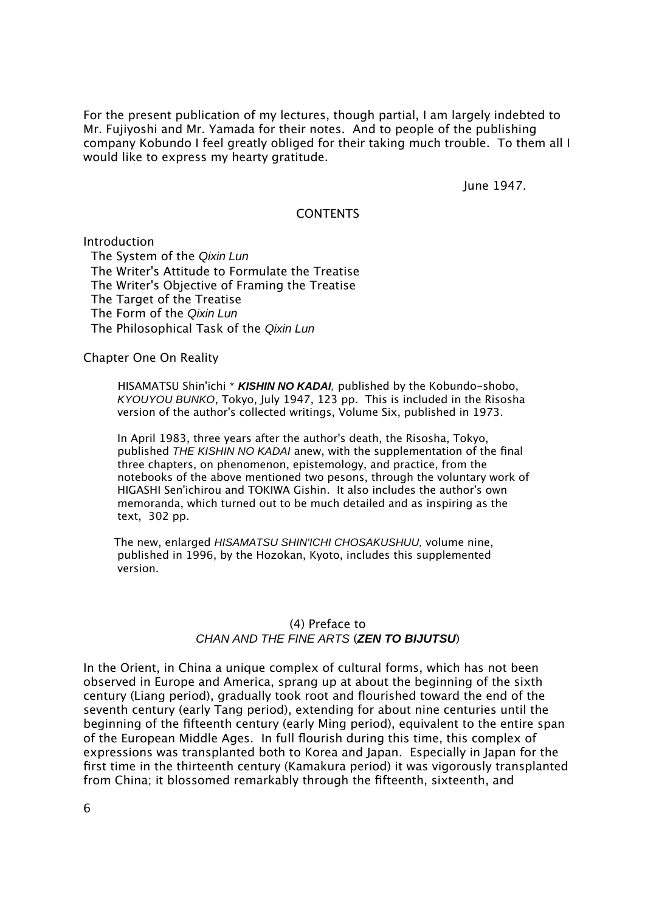For the present publication of my lectures, though partial, I am largely indebted to Mr. Fujiyoshi and Mr. Yamada for their notes. And to people of the publishing company Kobundo I feel greatly obliged for their taking much trouble. To them all I would like to express my hearty gratitude.

June 1947.

CONTENTS

Introduction
- The System of the *Qixin Lun*
- The Writer's Attitude to Formulate the Treatise
- The Writer's Objective of Framing the Treatise
- The Target of the Treatise
- The Form of the *Qixin Lun*
- The Philosophical Task of the *Qixin Lun*

Chapter One On Reality

HISAMATSU Shin'ichi * ***KISHIN NO KADAI**,* published by the Kobundo-shobo, *KYOUYOU BUNKO*, Tokyo, July 1947, 123 pp. This is included in the Risosha version of the author's collected writings, Volume Six, published in 1973.

In April 1983, three years after the author's death, the Risosha, Tokyo, published *THE KISHIN NO KADAI* anew, with the supplementation of the final three chapters, on phenomenon, epistemology, and practice, from the notebooks of the above mentioned two pesons, through the voluntary work of HIGASHI Sen'ichirou and TOKIWA Gishin. It also includes the author's own memoranda, which turned out to be much detailed and as inspiring as the text, 302 pp.

The new, enlarged *HISAMATSU SHIN'ICHI CHOSAKUSHUU,* volume nine, published in 1996, by the Hozokan, Kyoto, includes this supplemented version.

## (4) Preface to *CHAN AND THE FINE ARTS* (***ZEN TO BIJUTSU***)

In the Orient, in China a unique complex of cultural forms, which has not been observed in Europe and America, sprang up at about the beginning of the sixth century (Liang period), gradually took root and flourished toward the end of the seventh century (early Tang period), extending for about nine centuries until the beginning of the fifteenth century (early Ming period), equivalent to the entire span of the European Middle Ages. In full flourish during this time, this complex of expressions was transplanted both to Korea and Japan. Especially in Japan for the first time in the thirteenth century (Kamakura period) it was vigorously transplanted from China; it blossomed remarkably through the fifteenth, sixteenth, and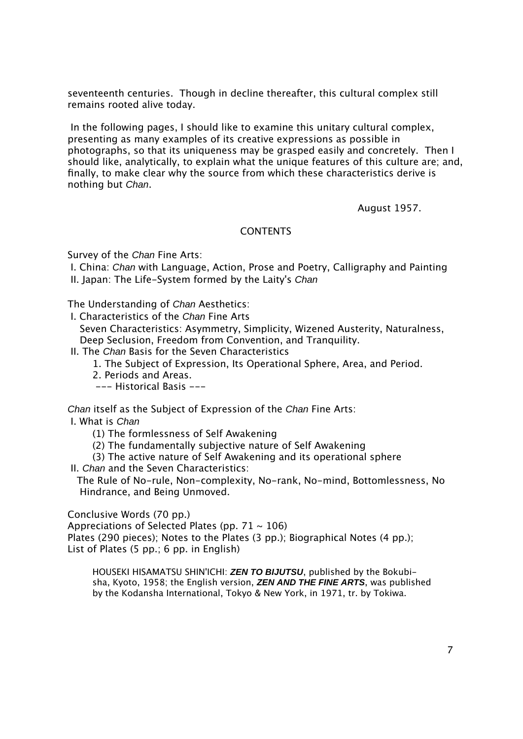seventeenth centuries. Though in decline thereafter, this cultural complex still remains rooted alive today.

In the following pages, I should like to examine this unitary cultural complex, presenting as many examples of its creative expressions as possible in photographs, so that its uniqueness may be grasped easily and concretely. Then I should like, analytically, to explain what the unique features of this culture are; and, finally, to make clear why the source from which these characteristics derive is nothing but *Chan*.

August 1957.

## CONTENTS

Survey of the *Chan* Fine Arts:

- I. China: *Chan* with Language, Action, Prose and Poetry, Calligraphy and Painting
- II. Japan: The Life-System formed by the Laity's *Chan*

The Understanding of *Chan* Aesthetics:

- I. Characteristics of the *Chan* Fine Arts
  Seven Characteristics: Asymmetry, Simplicity, Wizened Austerity, Naturalness, Deep Seclusion, Freedom from Convention, and Tranquility.
- II. The *Chan* Basis for the Seven Characteristics
  1. The Subject of Expression, Its Operational Sphere, Area, and Period.
  2. Periods and Areas.
  --- Historical Basis ---

*Chan* itself as the Subject of Expression of the *Chan* Fine Arts:

- I. What is *Chan*
  (1) The formlessness of Self Awakening
  (2) The fundamentally subjective nature of Self Awakening
  (3) The active nature of Self Awakening and its operational sphere
- II. *Chan* and the Seven Characteristics:
  The Rule of No-rule, Non-complexity, No-rank, No-mind, Bottomlessness, No Hindrance, and Being Unmoved.

Conclusive Words (70 pp.)
Appreciations of Selected Plates (pp. 71 ~ 106)
Plates (290 pieces); Notes to the Plates (3 pp.); Biographical Notes (4 pp.);
List of Plates (5 pp.; 6 pp. in English)

HOUSEKI HISAMATSU SHIN'ICHI: ***ZEN TO BIJUTSU***, published by the Bokubi-sha, Kyoto, 1958; the English version, ***ZEN AND THE FINE ARTS***, was published by the Kodansha International, Tokyo & New York, in 1971, tr. by Tokiwa.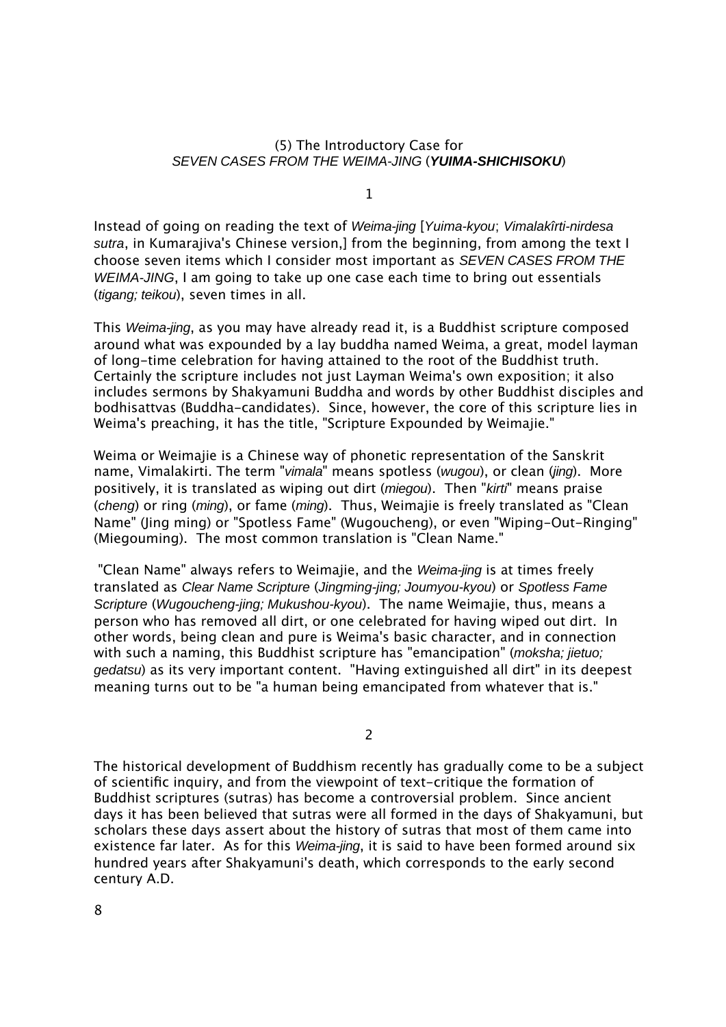# (5) The Introductory Case for *SEVEN CASES FROM THE WEIMA-JING* (***YUIMA-SHICHISOKU***)

1

Instead of going on reading the text of *Weima-jing* [*Yuima-kyou*; *Vimalakîrti-nirdesa sutra*, in Kumarajiva's Chinese version,] from the beginning, from among the text I choose seven items which I consider most important as *SEVEN CASES FROM THE WEIMA-JING*, I am going to take up one case each time to bring out essentials (*tigang; teikou*), seven times in all.

This *Weima-jing*, as you may have already read it, is a Buddhist scripture composed around what was expounded by a lay buddha named Weima, a great, model layman of long-time celebration for having attained to the root of the Buddhist truth. Certainly the scripture includes not just Layman Weima's own exposition; it also includes sermons by Shakyamuni Buddha and words by other Buddhist disciples and bodhisattvas (Buddha-candidates). Since, however, the core of this scripture lies in Weima's preaching, it has the title, "Scripture Expounded by Weimajie."

Weima or Weimajie is a Chinese way of phonetic representation of the Sanskrit name, Vimalakirti. The term "*vimala*" means spotless (*wugou*), or clean (*jing*). More positively, it is translated as wiping out dirt (*miegou*). Then "*kirti*" means praise (*cheng*) or ring (*ming*), or fame (*ming*). Thus, Weimajie is freely translated as "Clean Name" (Jing ming) or "Spotless Fame" (Wugoucheng), or even "Wiping-Out-Ringing" (Miegouming). The most common translation is "Clean Name."

"Clean Name" always refers to Weimajie, and the *Weima-jing* is at times freely translated as *Clear Name Scripture* (*Jingming-jing; Joumyou-kyou*) or *Spotless Fame Scripture* (*Wugoucheng-jing; Mukushou-kyou*). The name Weimajie, thus, means a person who has removed all dirt, or one celebrated for having wiped out dirt. In other words, being clean and pure is Weima's basic character, and in connection with such a naming, this Buddhist scripture has "emancipation" (*moksha; jietuo; gedatsu*) as its very important content. "Having extinguished all dirt" in its deepest meaning turns out to be "a human being emancipated from whatever that is."

2

The historical development of Buddhism recently has gradually come to be a subject of scientific inquiry, and from the viewpoint of text-critique the formation of Buddhist scriptures (sutras) has become a controversial problem. Since ancient days it has been believed that sutras were all formed in the days of Shakyamuni, but scholars these days assert about the history of sutras that most of them came into existence far later. As for this *Weima-jing*, it is said to have been formed around six hundred years after Shakyamuni's death, which corresponds to the early second century A.D.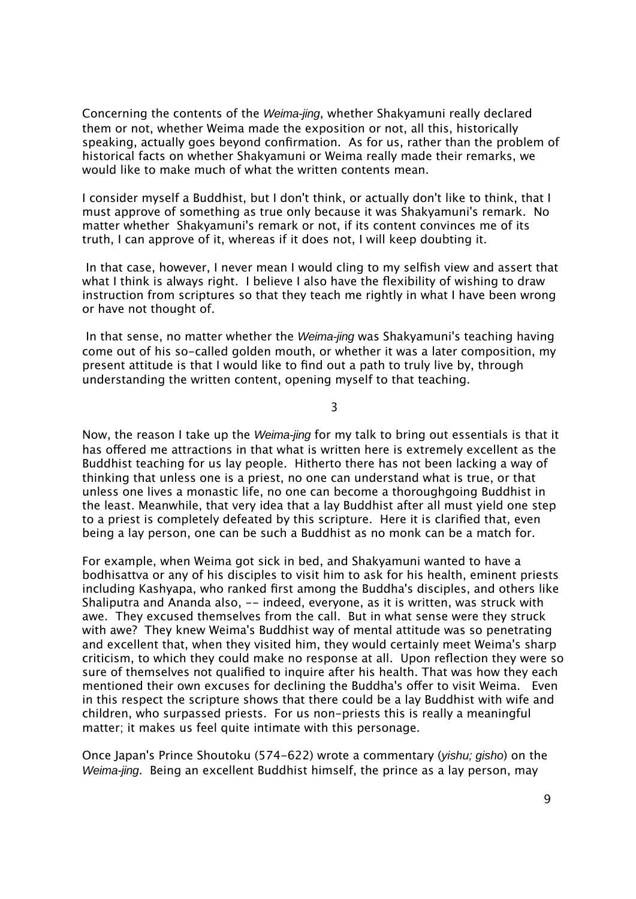Concerning the contents of the *Weima-jing*, whether Shakyamuni really declared them or not, whether Weima made the exposition or not, all this, historically speaking, actually goes beyond confirmation. As for us, rather than the problem of historical facts on whether Shakyamuni or Weima really made their remarks, we would like to make much of what the written contents mean.

I consider myself a Buddhist, but I don't think, or actually don't like to think, that I must approve of something as true only because it was Shakyamuni's remark. No matter whether Shakyamuni's remark or not, if its content convinces me of its truth, I can approve of it, whereas if it does not, I will keep doubting it.

In that case, however, I never mean I would cling to my selfish view and assert that what I think is always right. I believe I also have the flexibility of wishing to draw instruction from scriptures so that they teach me rightly in what I have been wrong or have not thought of.

In that sense, no matter whether the *Weima-jing* was Shakyamuni's teaching having come out of his so-called golden mouth, or whether it was a later composition, my present attitude is that I would like to find out a path to truly live by, through understanding the written content, opening myself to that teaching.

## 3

Now, the reason I take up the *Weima-jing* for my talk to bring out essentials is that it has offered me attractions in that what is written here is extremely excellent as the Buddhist teaching for us lay people. Hitherto there has not been lacking a way of thinking that unless one is a priest, no one can understand what is true, or that unless one lives a monastic life, no one can become a thoroughgoing Buddhist in the least. Meanwhile, that very idea that a lay Buddhist after all must yield one step to a priest is completely defeated by this scripture. Here it is clarified that, even being a lay person, one can be such a Buddhist as no monk can be a match for.

For example, when Weima got sick in bed, and Shakyamuni wanted to have a bodhisattva or any of his disciples to visit him to ask for his health, eminent priests including Kashyapa, who ranked first among the Buddha's disciples, and others like Shaliputra and Ananda also, -- indeed, everyone, as it is written, was struck with awe. They excused themselves from the call. But in what sense were they struck with awe? They knew Weima's Buddhist way of mental attitude was so penetrating and excellent that, when they visited him, they would certainly meet Weima's sharp criticism, to which they could make no response at all. Upon reflection they were so sure of themselves not qualified to inquire after his health. That was how they each mentioned their own excuses for declining the Buddha's offer to visit Weima. Even in this respect the scripture shows that there could be a lay Buddhist with wife and children, who surpassed priests. For us non-priests this is really a meaningful matter; it makes us feel quite intimate with this personage.

Once Japan's Prince Shoutoku (574-622) wrote a commentary (*yishu; gisho*) on the *Weima-jing*. Being an excellent Buddhist himself, the prince as a lay person, may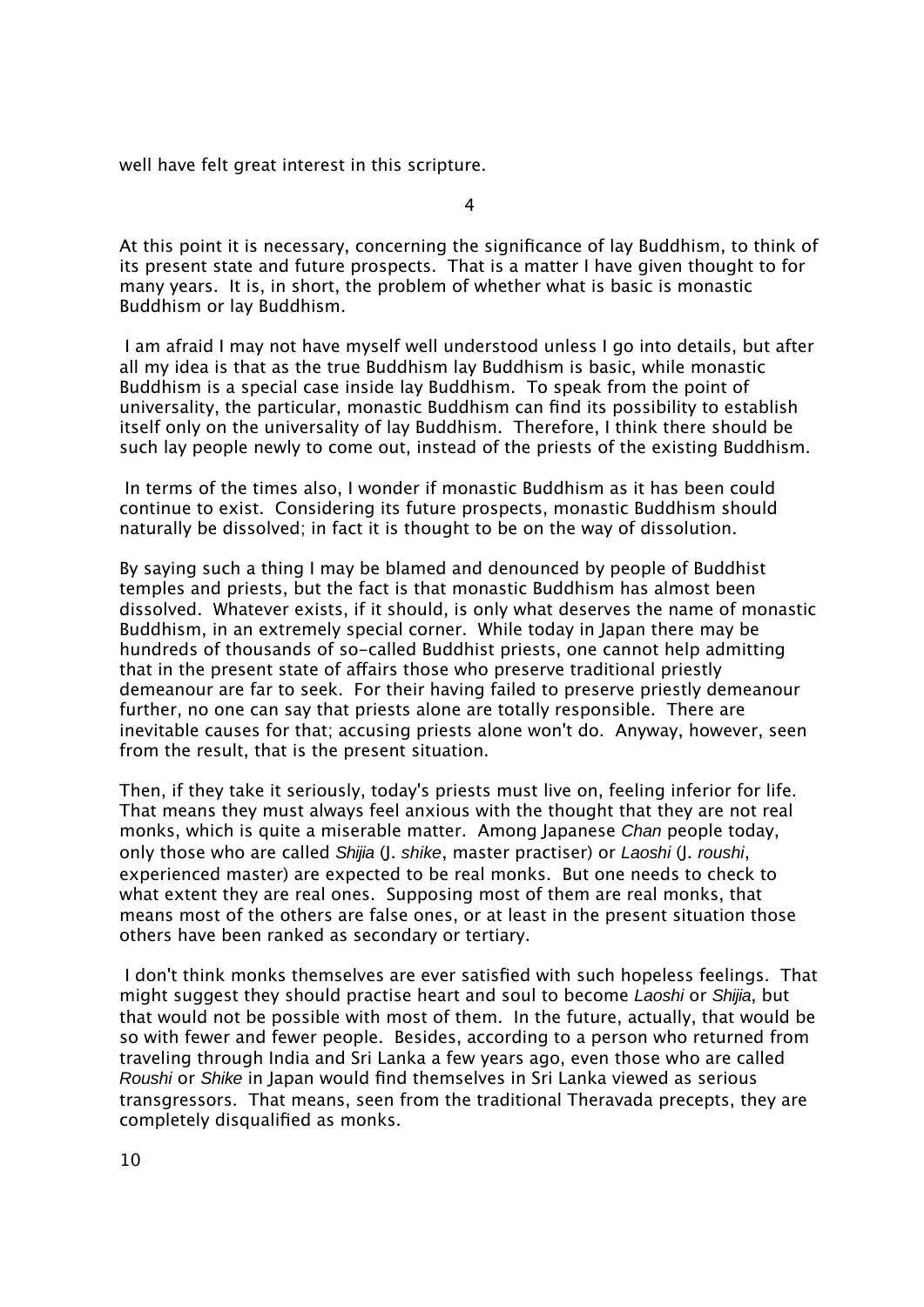well have felt great interest in this scripture.

## 4

At this point it is necessary, concerning the significance of lay Buddhism, to think of its present state and future prospects. That is a matter I have given thought to for many years. It is, in short, the problem of whether what is basic is monastic Buddhism or lay Buddhism.

I am afraid I may not have myself well understood unless I go into details, but after all my idea is that as the true Buddhism lay Buddhism is basic, while monastic Buddhism is a special case inside lay Buddhism. To speak from the point of universality, the particular, monastic Buddhism can find its possibility to establish itself only on the universality of lay Buddhism. Therefore, I think there should be such lay people newly to come out, instead of the priests of the existing Buddhism.

In terms of the times also, I wonder if monastic Buddhism as it has been could continue to exist. Considering its future prospects, monastic Buddhism should naturally be dissolved; in fact it is thought to be on the way of dissolution.

By saying such a thing I may be blamed and denounced by people of Buddhist temples and priests, but the fact is that monastic Buddhism has almost been dissolved. Whatever exists, if it should, is only what deserves the name of monastic Buddhism, in an extremely special corner. While today in Japan there may be hundreds of thousands of so-called Buddhist priests, one cannot help admitting that in the present state of affairs those who preserve traditional priestly demeanour are far to seek. For their having failed to preserve priestly demeanour further, no one can say that priests alone are totally responsible. There are inevitable causes for that; accusing priests alone won't do. Anyway, however, seen from the result, that is the present situation.

Then, if they take it seriously, today's priests must live on, feeling inferior for life. That means they must always feel anxious with the thought that they are not real monks, which is quite a miserable matter. Among Japanese *Chan* people today, only those who are called *Shijia* (J. *shike*, master practiser) or *Laoshi* (J. *roushi*, experienced master) are expected to be real monks. But one needs to check to what extent they are real ones. Supposing most of them are real monks, that means most of the others are false ones, or at least in the present situation those others have been ranked as secondary or tertiary.

I don't think monks themselves are ever satisfied with such hopeless feelings. That might suggest they should practise heart and soul to become *Laoshi* or *Shijia*, but that would not be possible with most of them. In the future, actually, that would be so with fewer and fewer people. Besides, according to a person who returned from traveling through India and Sri Lanka a few years ago, even those who are called *Roushi* or *Shike* in Japan would find themselves in Sri Lanka viewed as serious transgressors. That means, seen from the traditional Theravada precepts, they are completely disqualified as monks.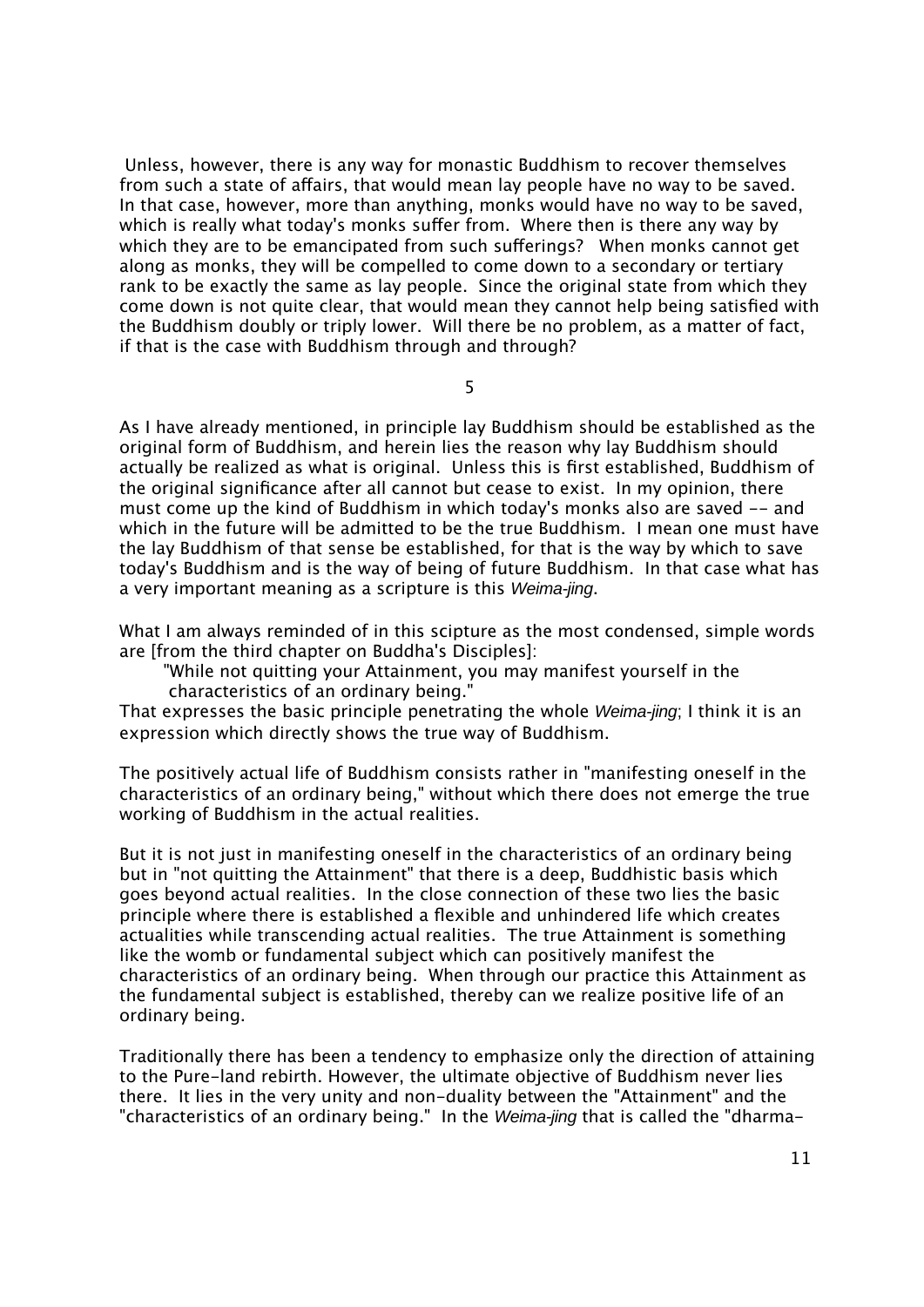Unless, however, there is any way for monastic Buddhism to recover themselves from such a state of affairs, that would mean lay people have no way to be saved. In that case, however, more than anything, monks would have no way to be saved, which is really what today's monks suffer from. Where then is there any way by which they are to be emancipated from such sufferings? When monks cannot get along as monks, they will be compelled to come down to a secondary or tertiary rank to be exactly the same as lay people. Since the original state from which they come down is not quite clear, that would mean they cannot help being satisfied with the Buddhism doubly or triply lower. Will there be no problem, as a matter of fact, if that is the case with Buddhism through and through?

## 5

As I have already mentioned, in principle lay Buddhism should be established as the original form of Buddhism, and herein lies the reason why lay Buddhism should actually be realized as what is original. Unless this is first established, Buddhism of the original significance after all cannot but cease to exist. In my opinion, there must come up the kind of Buddhism in which today's monks also are saved -- and which in the future will be admitted to be the true Buddhism. I mean one must have the lay Buddhism of that sense be established, for that is the way by which to save today's Buddhism and is the way of being of future Buddhism. In that case what has a very important meaning as a scripture is this *Weima-jing*.

What I am always reminded of in this scipture as the most condensed, simple words are [from the third chapter on Buddha's Disciples]:

> "While not quitting your Attainment, you may manifest yourself in the characteristics of an ordinary being."

That expresses the basic principle penetrating the whole *Weima-jing*; I think it is an expression which directly shows the true way of Buddhism.

The positively actual life of Buddhism consists rather in "manifesting oneself in the characteristics of an ordinary being," without which there does not emerge the true working of Buddhism in the actual realities.

But it is not just in manifesting oneself in the characteristics of an ordinary being but in "not quitting the Attainment" that there is a deep, Buddhistic basis which goes beyond actual realities. In the close connection of these two lies the basic principle where there is established a flexible and unhindered life which creates actualities while transcending actual realities. The true Attainment is something like the womb or fundamental subject which can positively manifest the characteristics of an ordinary being. When through our practice this Attainment as the fundamental subject is established, thereby can we realize positive life of an ordinary being.

Traditionally there has been a tendency to emphasize only the direction of attaining to the Pure-land rebirth. However, the ultimate objective of Buddhism never lies there. It lies in the very unity and non-duality between the "Attainment" and the "characteristics of an ordinary being." In the *Weima-jing* that is called the "dharma-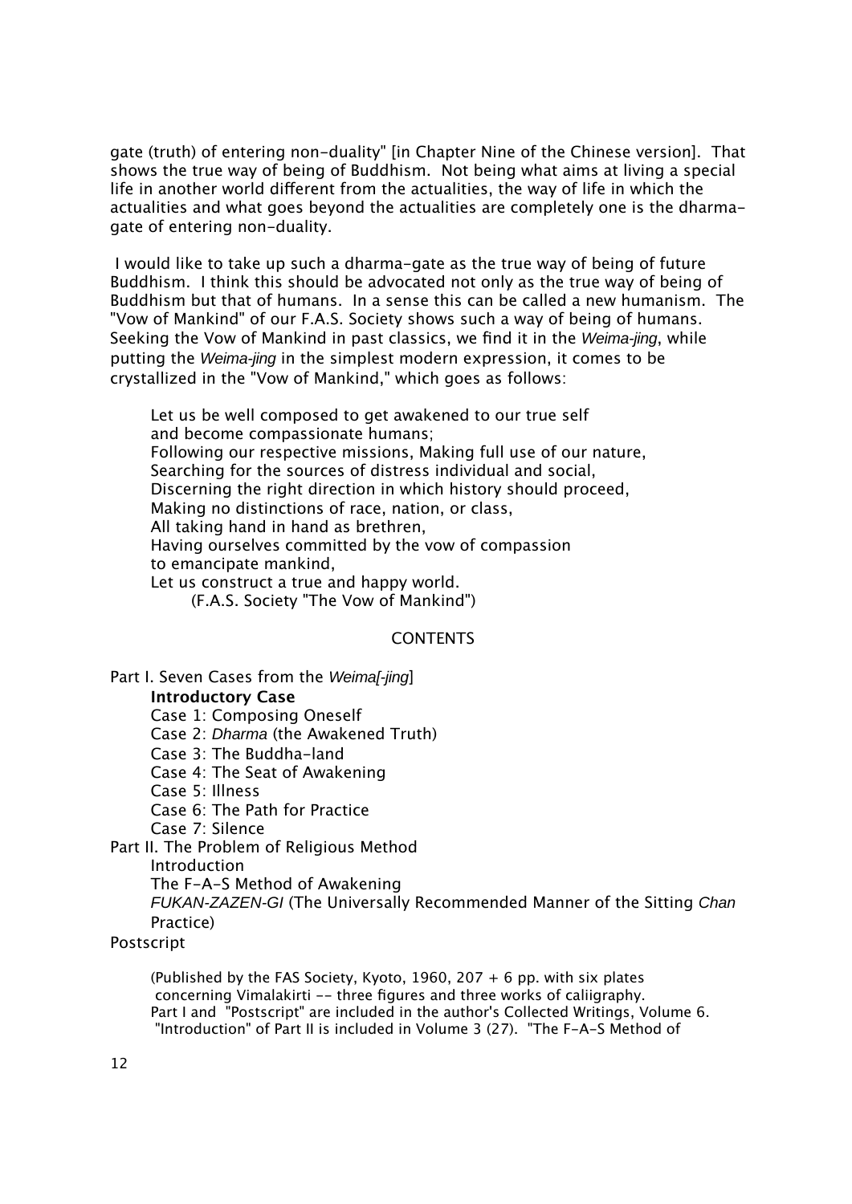gate (truth) of entering non-duality" [in Chapter Nine of the Chinese version]. That shows the true way of being of Buddhism. Not being what aims at living a special life in another world different from the actualities, the way of life in which the actualities and what goes beyond the actualities are completely one is the dharma-gate of entering non-duality.

I would like to take up such a dharma-gate as the true way of being of future Buddhism. I think this should be advocated not only as the true way of being of Buddhism but that of humans. In a sense this can be called a new humanism. The "Vow of Mankind" of our F.A.S. Society shows such a way of being of humans. Seeking the Vow of Mankind in past classics, we find it in the *Weima-jing*, while putting the *Weima-jing* in the simplest modern expression, it comes to be crystallized in the "Vow of Mankind," which goes as follows:

> Let us be well composed to get awakened to our true self
> and become compassionate humans;
> Following our respective missions, Making full use of our nature,
> Searching for the sources of distress individual and social,
> Discerning the right direction in which history should proceed,
> Making no distinctions of race, nation, or class,
> All taking hand in hand as brethren,
> Having ourselves committed by the vow of compassion
> to emancipate mankind,
> Let us construct a true and happy world.
> (F.A.S. Society "The Vow of Mankind")

CONTENTS

Part I. Seven Cases from the *Weima[-jing*]
- **Introductory Case**
- Case 1: Composing Oneself
- Case 2: *Dharma* (the Awakened Truth)
- Case 3: The Buddha-land
- Case 4: The Seat of Awakening
- Case 5: Illness
- Case 6: The Path for Practice
- Case 7: Silence

Part II. The Problem of Religious Method
- Introduction
- The F-A-S Method of Awakening
- *FUKAN-ZAZEN-GI* (The Universally Recommended Manner of the Sitting *Chan* Practice)

Postscript

(Published by the FAS Society, Kyoto, 1960, 207 + 6 pp. with six plates concerning Vimalakirti -- three figures and three works of caliigraphy.
Part I and "Postscript" are included in the author's Collected Writings, Volume 6.
"Introduction" of Part II is included in Volume 3 (27). "The F-A-S Method of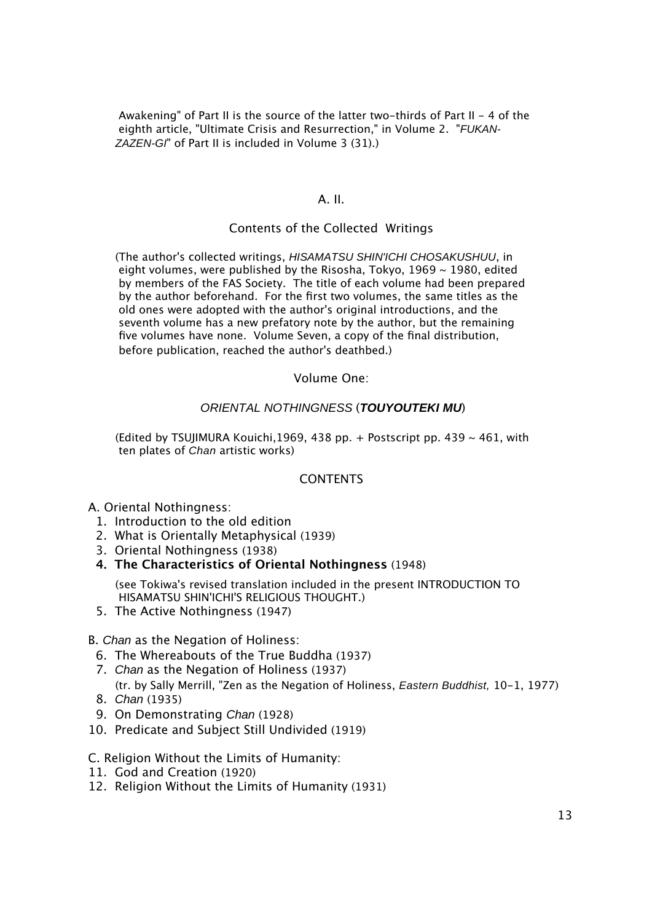Awakening" of Part II is the source of the latter two-thirds of Part II - 4 of the eighth article, "Ultimate Crisis and Resurrection," in Volume 2. "*FUKAN-ZAZEN-GI*" of Part II is included in Volume 3 (31).)

## A. II.

## Contents of the Collected Writings

(The author's collected writings, *HISAMATSU SHIN'ICHI CHOSAKUSHUU*, in eight volumes, were published by the Risosha, Tokyo, 1969 ~ 1980, edited by members of the FAS Society. The title of each volume had been prepared by the author beforehand. For the first two volumes, the same titles as the old ones were adopted with the author's original introductions, and the seventh volume has a new prefatory note by the author, but the remaining five volumes have none. Volume Seven, a copy of the final distribution, before publication, reached the author's deathbed.)

### Volume One:

### *ORIENTAL NOTHINGNESS* (***TOUYOUTEKI MU***)

(Edited by TSUJIMURA Kouichi,1969, 438 pp. + Postscript pp. 439 ~ 461, with ten plates of *Chan* artistic works)

#### CONTENTS

A. Oriental Nothingness:

1. Introduction to the old edition
2. What is Orientally Metaphysical (1939)
3. Oriental Nothingness (1938)
4. **The Characteristics of Oriental Nothingness** (1948)

   (see Tokiwa's revised translation included in the present INTRODUCTION TO HISAMATSU SHIN'ICHI'S RELIGIOUS THOUGHT.)
5. The Active Nothingness (1947)

B. *Chan* as the Negation of Holiness:

6. The Whereabouts of the True Buddha (1937)
7. *Chan* as the Negation of Holiness (1937)

   (tr. by Sally Merrill, "Zen as the Negation of Holiness, *Eastern Buddhist,* 10-1, 1977)
8. *Chan* (1935)
9. On Demonstrating *Chan* (1928)
10. Predicate and Subject Still Undivided (1919)

C. Religion Without the Limits of Humanity:

11. God and Creation (1920)
12. Religion Without the Limits of Humanity (1931)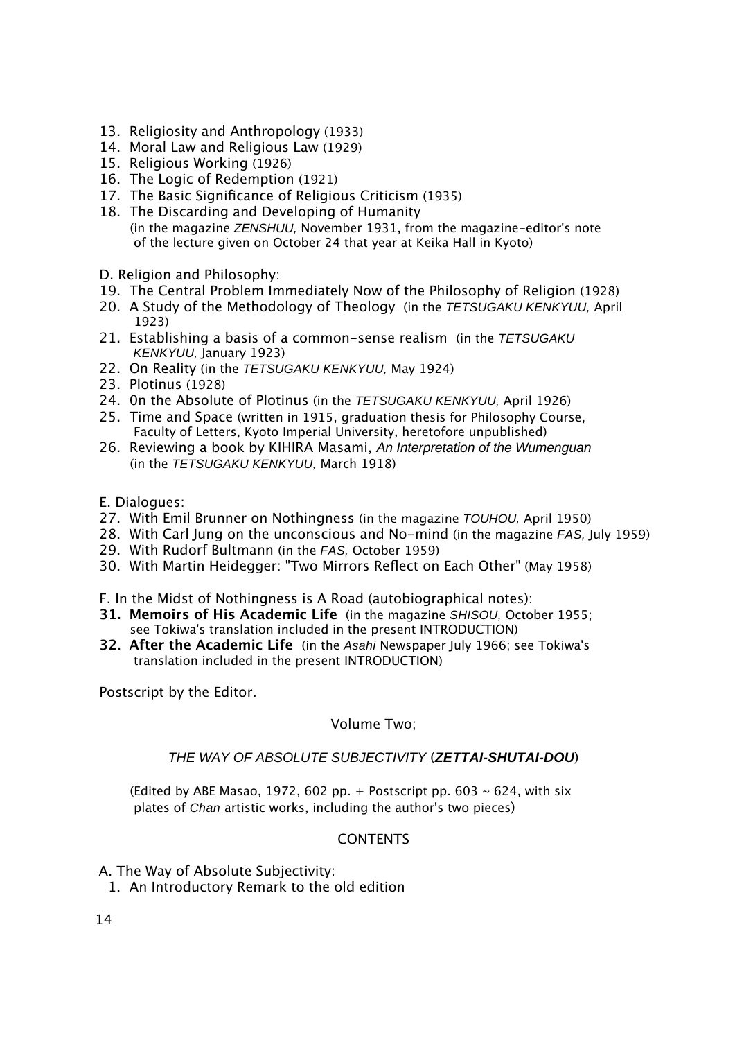13. Religiosity and Anthropology (1933)
14. Moral Law and Religious Law (1929)
15. Religious Working (1926)
16. The Logic of Redemption (1921)
17. The Basic Significance of Religious Criticism (1935)
18. The Discarding and Developing of Humanity (in the magazine *ZENSHUU*, November 1931, from the magazine-editor's note of the lecture given on October 24 that year at Keika Hall in Kyoto)

D. Religion and Philosophy:

19. The Central Problem Immediately Now of the Philosophy of Religion (1928)
20. A Study of the Methodology of Theology (in the *TETSUGAKU KENKYUU*, April 1923)
21. Establishing a basis of a common-sense realism (in the *TETSUGAKU KENKYUU*, January 1923)
22. On Reality (in the *TETSUGAKU KENKYUU*, May 1924)
23. Plotinus (1928)
24. 0n the Absolute of Plotinus (in the *TETSUGAKU KENKYUU*, April 1926)
25. Time and Space (written in 1915, graduation thesis for Philosophy Course, Faculty of Letters, Kyoto Imperial University, heretofore unpublished)
26. Reviewing a book by KIHIRA Masami, *An Interpretation of the Wumenguan* (in the *TETSUGAKU KENKYUU*, March 1918)

E. Dialogues:

27. With Emil Brunner on Nothingness (in the magazine *TOUHOU*, April 1950)
28. With Carl Jung on the unconscious and No-mind (in the magazine *FAS*, July 1959)
29. With Rudorf Bultmann (in the *FAS*, October 1959)
30. With Martin Heidegger: "Two Mirrors Reflect on Each Other" (May 1958)

F. In the Midst of Nothingness is A Road (autobiographical notes):

31. **Memoirs of His Academic Life** (in the magazine *SHISOU*, October 1955; see Tokiwa's translation included in the present INTRODUCTION)
32. **After the Academic Life** (in the *Asahi* Newspaper July 1966; see Tokiwa's translation included in the present INTRODUCTION)

Postscript by the Editor.

Volume Two;

*THE WAY OF ABSOLUTE SUBJECTIVITY* (***ZETTAI-SHUTAI-DOU***)

(Edited by ABE Masao, 1972, 602 pp. + Postscript pp. 603 ~ 624, with six plates of *Chan* artistic works, including the author's two pieces)

CONTENTS

A. The Way of Absolute Subjectivity:

1. An Introductory Remark to the old edition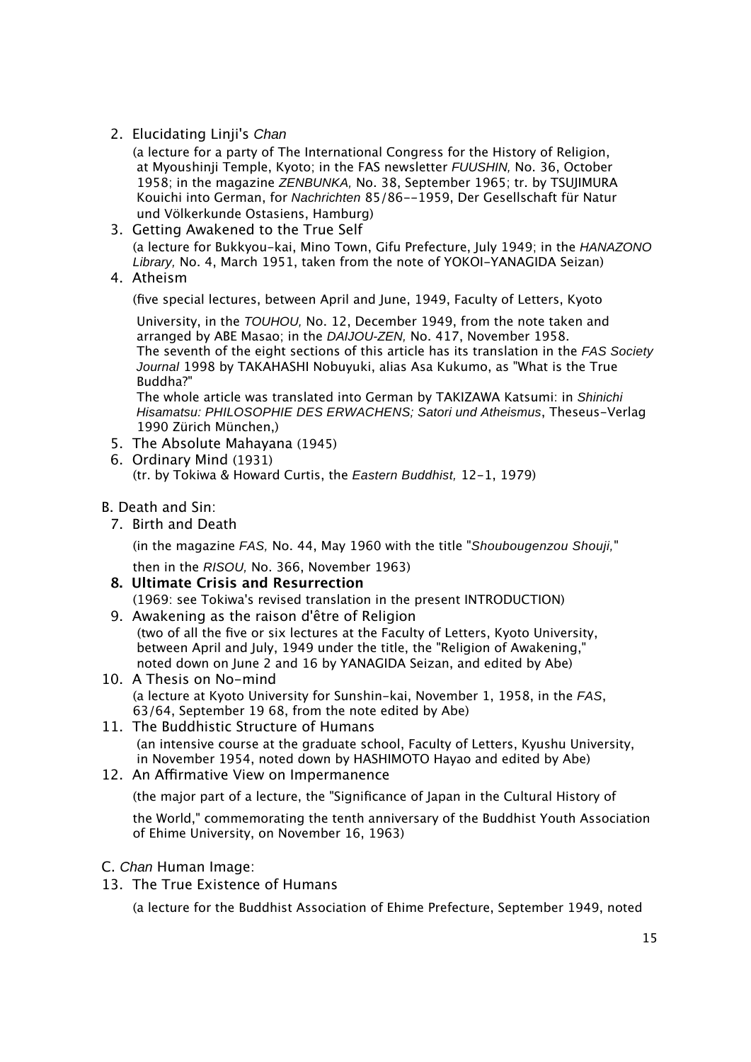2. Elucidating Linji's *Chan*

   (a lecture for a party of The International Congress for the History of Religion, at Myoushinji Temple, Kyoto; in the FAS newsletter *FUUSHIN,* No. 36, October 1958; in the magazine *ZENBUNKA,* No. 38, September 1965; tr. by TSUJIMURA Kouichi into German, for *Nachrichten* 85/86--1959, Der Gesellschaft für Natur und Völkerkunde Ostasiens, Hamburg)

3. Getting Awakened to the True Self

   (a lecture for Bukkyou-kai, Mino Town, Gifu Prefecture, July 1949; in the *HANAZONO Library,* No. 4, March 1951, taken from the note of YOKOI-YANAGIDA Seizan)

4. Atheism

   (five special lectures, between April and June, 1949, Faculty of Letters, Kyoto University, in the *TOUHOU,* No. 12, December 1949, from the note taken and arranged by ABE Masao; in the *DAIJOU-ZEN,* No. 417, November 1958.
   The seventh of the eight sections of this article has its translation in the *FAS Society Journal* 1998 by TAKAHASHI Nobuyuki, alias Asa Kukumo, as "What is the True Buddha?"
   The whole article was translated into German by TAKIZAWA Katsumi: in *Shinichi Hisamatsu: PHILOSOPHIE DES ERWACHENS; Satori und Atheismus*, Theseus-Verlag 1990 Zürich München,)

5. The Absolute Mahayana (1945)

6. Ordinary Mind (1931)

   (tr. by Tokiwa & Howard Curtis, the *Eastern Buddhist,* 12-1, 1979)

B. Death and Sin:

7. Birth and Death

   (in the magazine *FAS,* No. 44, May 1960 with the title "*Shoubougenzou Shouji,*" then in the *RISOU,* No. 366, November 1963)

8. **Ultimate Crisis and Resurrection**

   (1969: see Tokiwa's revised translation in the present INTRODUCTION)

9. Awakening as the raison d'être of Religion

   (two of all the five or six lectures at the Faculty of Letters, Kyoto University, between April and July, 1949 under the title, the "Religion of Awakening," noted down on June 2 and 16 by YANAGIDA Seizan, and edited by Abe)

10. A Thesis on No-mind

    (a lecture at Kyoto University for Sunshin-kai, November 1, 1958, in the *FAS*, 63/64, September 19 68, from the note edited by Abe)

11. The Buddhistic Structure of Humans

    (an intensive course at the graduate school, Faculty of Letters, Kyushu University, in November 1954, noted down by HASHIMOTO Hayao and edited by Abe)

12. An Affirmative View on Impermanence

    (the major part of a lecture, the "Significance of Japan in the Cultural History of the World," commemorating the tenth anniversary of the Buddhist Youth Association of Ehime University, on November 16, 1963)

C. *Chan* Human Image:

13. The True Existence of Humans

    (a lecture for the Buddhist Association of Ehime Prefecture, September 1949, noted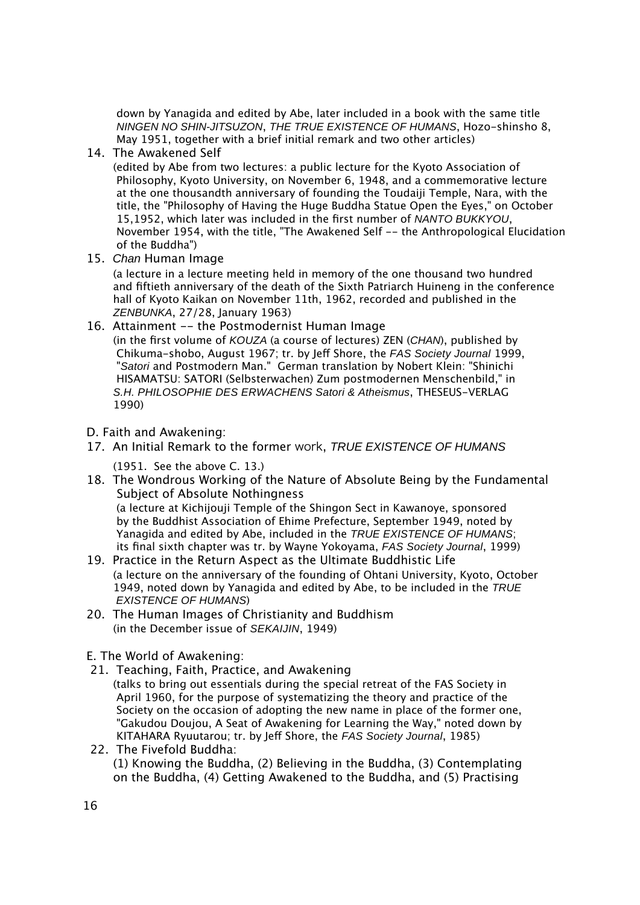down by Yanagida and edited by Abe, later included in a book with the same title *NINGEN NO SHIN-JITSUZON*, *THE TRUE EXISTENCE OF HUMANS*, Hozo-shinsho 8, May 1951, together with a brief initial remark and two other articles)

14. The Awakened Self
    (edited by Abe from two lectures: a public lecture for the Kyoto Association of Philosophy, Kyoto University, on November 6, 1948, and a commemorative lecture at the one thousandth anniversary of founding the Toudaiji Temple, Nara, with the title, the "Philosophy of Having the Huge Buddha Statue Open the Eyes," on October 15,1952, which later was included in the first number of *NANTO BUKKYOU*, November 1954, with the title, "The Awakened Self -- the Anthropological Elucidation of the Buddha")

15. *Chan* Human Image
    (a lecture in a lecture meeting held in memory of the one thousand two hundred and fiftieth anniversary of the death of the Sixth Patriarch Huineng in the conference hall of Kyoto Kaikan on November 11th, 1962, recorded and published in the *ZENBUNKA*, 27/28, January 1963)

16. Attainment -- the Postmodernist Human Image
    (in the first volume of *KOUZA* (a course of lectures) ZEN (*CHAN*), published by Chikuma-shobo, August 1967; tr. by Jeff Shore, the *FAS Society Journal* 1999, "*Satori* and Postmodern Man." German translation by Nobert Klein: "Shinichi HISAMATSU: SATORI (Selbsterwachen) Zum postmodernen Menschenbild," in *S.H. PHILOSOPHIE DES ERWACHENS Satori & Atheismus*, THESEUS-VERLAG 1990)

D. Faith and Awakening:

17. An Initial Remark to the former work, *TRUE EXISTENCE OF HUMANS*
    (1951. See the above C. 13.)

18. The Wondrous Working of the Nature of Absolute Being by the Fundamental Subject of Absolute Nothingness
    (a lecture at Kichijouji Temple of the Shingon Sect in Kawanoye, sponsored by the Buddhist Association of Ehime Prefecture, September 1949, noted by Yanagida and edited by Abe, included in the *TRUE EXISTENCE OF HUMANS*; its final sixth chapter was tr. by Wayne Yokoyama, *FAS Society Journal*, 1999)

19. Practice in the Return Aspect as the Ultimate Buddhistic Life
    (a lecture on the anniversary of the founding of Ohtani University, Kyoto, October 1949, noted down by Yanagida and edited by Abe, to be included in the *TRUE EXISTENCE OF HUMANS*)

20. The Human Images of Christianity and Buddhism
    (in the December issue of *SEKAIJIN*, 1949)

E. The World of Awakening:

21. Teaching, Faith, Practice, and Awakening
    (talks to bring out essentials during the special retreat of the FAS Society in April 1960, for the purpose of systematizing the theory and practice of the Society on the occasion of adopting the new name in place of the former one, "Gakudou Doujou, A Seat of Awakening for Learning the Way," noted down by KITAHARA Ryuutarou; tr. by Jeff Shore, the *FAS Society Journal*, 1985)

22. The Fivefold Buddha:
    (1) Knowing the Buddha, (2) Believing in the Buddha, (3) Contemplating on the Buddha, (4) Getting Awakened to the Buddha, and (5) Practising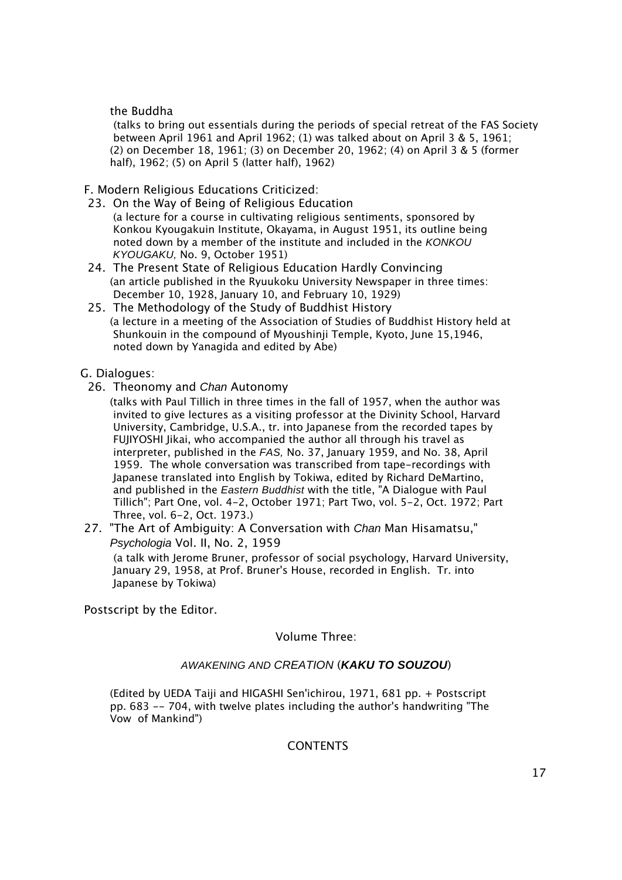the Buddha

(talks to bring out essentials during the periods of special retreat of the FAS Society between April 1961 and April 1962; (1) was talked about on April 3 & 5, 1961; (2) on December 18, 1961; (3) on December 20, 1962; (4) on April 3 & 5 (former half), 1962; (5) on April 5 (latter half), 1962)

F. Modern Religious Educations Criticized:

23. On the Way of Being of Religious Education
    (a lecture for a course in cultivating religious sentiments, sponsored by Konkou Kyougakuin Institute, Okayama, in August 1951, its outline being noted down by a member of the institute and included in the *KONKOU KYOUGAKU,* No. 9, October 1951)
24. The Present State of Religious Education Hardly Convincing
    (an article published in the Ryuukoku University Newspaper in three times: December 10, 1928, January 10, and February 10, 1929)
25. The Methodology of the Study of Buddhist History
    (a lecture in a meeting of the Association of Studies of Buddhist History held at Shunkouin in the compound of Myoushinji Temple, Kyoto, June 15,1946, noted down by Yanagida and edited by Abe)

G. Dialogues:

26. Theonomy and *Chan* Autonomy
    (talks with Paul Tillich in three times in the fall of 1957, when the author was invited to give lectures as a visiting professor at the Divinity School, Harvard University, Cambridge, U.S.A., tr. into Japanese from the recorded tapes by FUJIYOSHI Jikai, who accompanied the author all through his travel as interpreter, published in the *FAS,* No. 37, January 1959, and No. 38, April 1959. The whole conversation was transcribed from tape-recordings with Japanese translated into English by Tokiwa, edited by Richard DeMartino, and published in the *Eastern Buddhist* with the title, "A Dialogue with Paul Tillich"; Part One, vol. 4-2, October 1971; Part Two, vol. 5-2, Oct. 1972; Part Three, vol. 6-2, Oct. 1973.)
27. "The Art of Ambiguity: A Conversation with *Chan* Man Hisamatsu," *Psychologia* Vol. II, No. 2, 1959
    (a talk with Jerome Bruner, professor of social psychology, Harvard University, January 29, 1958, at Prof. Bruner's House, recorded in English. Tr. into Japanese by Tokiwa)

Postscript by the Editor.

Volume Three:

*AWAKENING AND CREATION* (***KAKU TO SOUZOU***)

(Edited by UEDA Taiji and HIGASHI Sen'ichirou, 1971, 681 pp. + Postscript pp. 683 -- 704, with twelve plates including the author's handwriting "The Vow of Mankind")

CONTENTS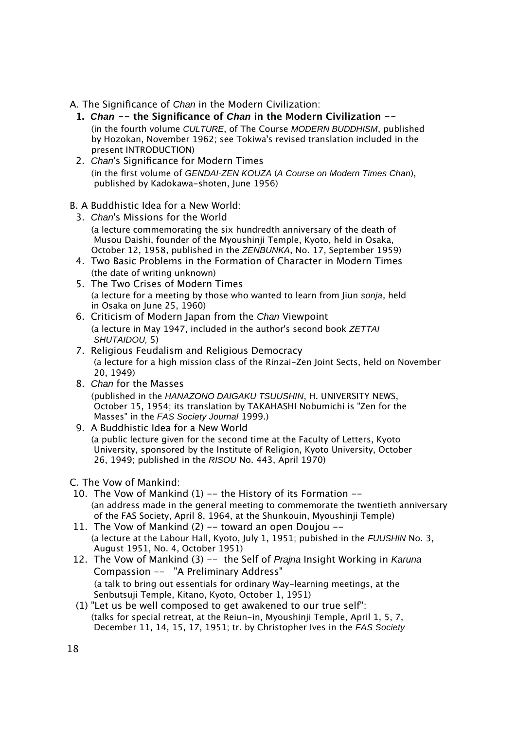A. The Significance of *Chan* in the Modern Civilization:

1. ***Chan* -- the Significance of *Chan* in the Modern Civilization --**
   (in the fourth volume *CULTURE*, of The Course *MODERN BUDDHISM*, published by Hozokan, November 1962; see Tokiwa's revised translation included in the present INTRODUCTION)
2. *Chan*'s Significance for Modern Times
   (in the first volume of *GENDAI-ZEN KOUZA* (*A Course on Modern Times Chan*), published by Kadokawa-shoten, June 1956)

B. A Buddhistic Idea for a New World:

3. *Chan*'s Missions for the World
   (a lecture commemorating the six hundredth anniversary of the death of Musou Daishi, founder of the Myoushinji Temple, Kyoto, held in Osaka, October 12, 1958, published in the *ZENBUNKA*, No. 17, September 1959)
4. Two Basic Problems in the Formation of Character in Modern Times
   (the date of writing unknown)
5. The Two Crises of Modern Times
   (a lecture for a meeting by those who wanted to learn from Jiun *sonja*, held in Osaka on June 25, 1960)
6. Criticism of Modern Japan from the *Chan* Viewpoint
   (a lecture in May 1947, included in the author's second book *ZETTAI SHUTAIDOU,* 5)
7. Religious Feudalism and Religious Democracy
   (a lecture for a high mission class of the Rinzai-Zen Joint Sects, held on November 20, 1949)
8. *Chan* for the Masses
   (published in the *HANAZONO DAIGAKU TSUUSHIN*, H. UNIVERSITY NEWS, October 15, 1954; its translation by TAKAHASHI Nobumichi is "Zen for the Masses" in the *FAS Society Journal* 1999.)
9. A Buddhistic Idea for a New World
   (a public lecture given for the second time at the Faculty of Letters, Kyoto University, sponsored by the Institute of Religion, Kyoto University, October 26, 1949; published in the *RISOU* No. 443, April 1970)

C. The Vow of Mankind:

10. The Vow of Mankind (1) -- the History of its Formation --
    (an address made in the general meeting to commemorate the twentieth anniversary of the FAS Society, April 8, 1964, at the Shunkouin, Myoushinji Temple)
11. The Vow of Mankind (2) -- toward an open Doujou --
    (a lecture at the Labour Hall, Kyoto, July 1, 1951; pubished in the *FUUSHIN* No. 3, August 1951, No. 4, October 1951)
12. The Vow of Mankind (3) -- the Self of *Prajna* Insight Working in *Karuna* Compassion -- "A Preliminary Address"
    (a talk to bring out essentials for ordinary Way-learning meetings, at the Senbutsuji Temple, Kitano, Kyoto, October 1, 1951)

(1) "Let us be well composed to get awakened to our true self":
(talks for special retreat, at the Reiun-in, Myoushinji Temple, April 1, 5, 7, December 11, 14, 15, 17, 1951; tr. by Christopher Ives in the *FAS Society*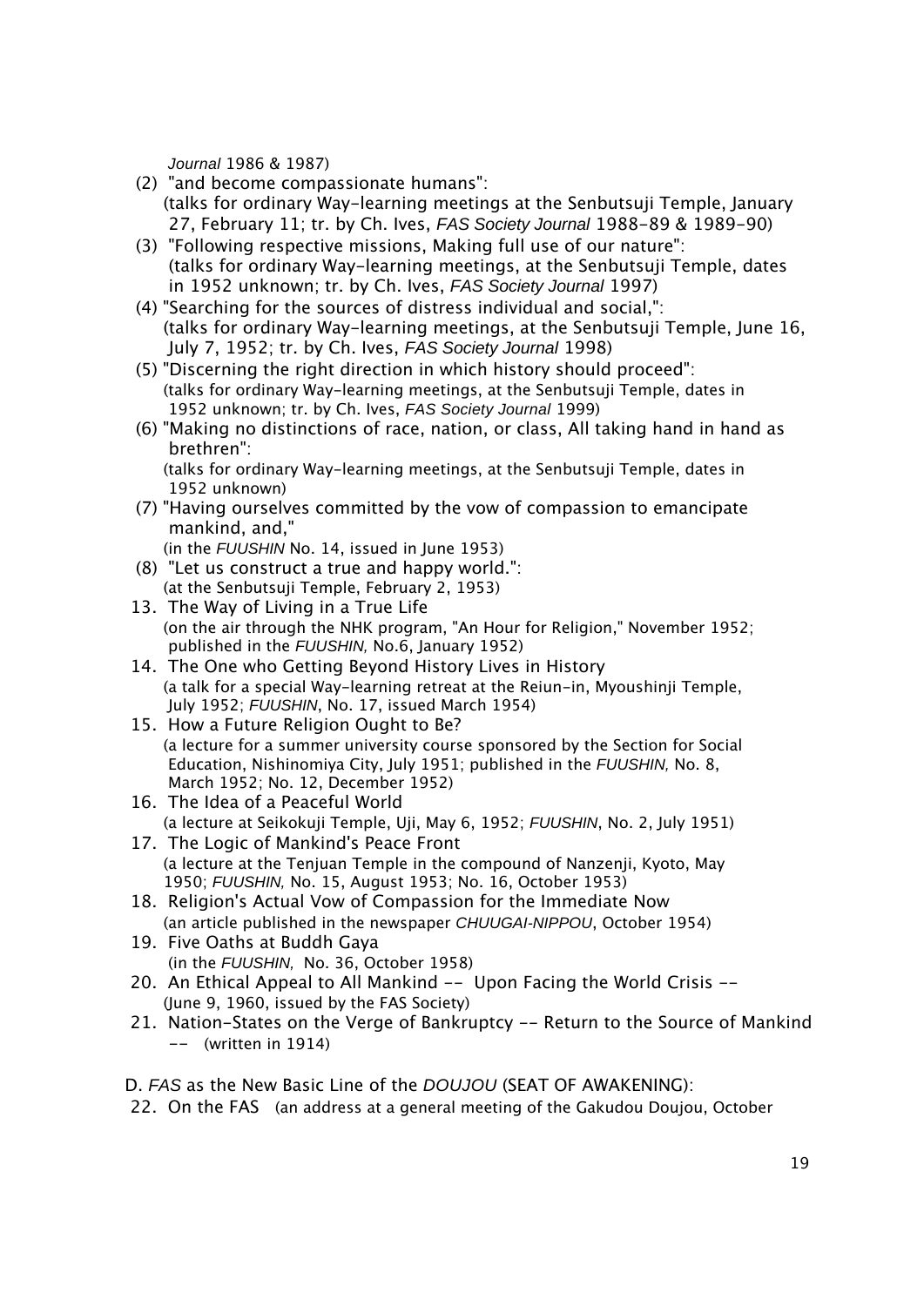*Journal* 1986 & 1987)

(2) "and become compassionate humans":
(talks for ordinary Way-learning meetings at the Senbutsuji Temple, January 27, February 11; tr. by Ch. Ives, *FAS Society Journal* 1988-89 & 1989-90)

(3) "Following respective missions, Making full use of our nature":
(talks for ordinary Way-learning meetings, at the Senbutsuji Temple, dates in 1952 unknown; tr. by Ch. Ives, *FAS Society Journal* 1997)

(4) "Searching for the sources of distress individual and social,":
(talks for ordinary Way-learning meetings, at the Senbutsuji Temple, June 16, July 7, 1952; tr. by Ch. Ives, *FAS Society Journal* 1998)

(5) "Discerning the right direction in which history should proceed":
(talks for ordinary Way-learning meetings, at the Senbutsuji Temple, dates in 1952 unknown; tr. by Ch. Ives, *FAS Society Journal* 1999)

(6) "Making no distinctions of race, nation, or class, All taking hand in hand as brethren":
(talks for ordinary Way-learning meetings, at the Senbutsuji Temple, dates in 1952 unknown)

(7) "Having ourselves committed by the vow of compassion to emancipate mankind, and,"
(in the *FUUSHIN* No. 14, issued in June 1953)

(8) "Let us construct a true and happy world.":
(at the Senbutsuji Temple, February 2, 1953)

13. The Way of Living in a True Life
(on the air through the NHK program, "An Hour for Religion," November 1952; published in the *FUUSHIN,* No.6, January 1952)

14. The One who Getting Beyond History Lives in History
(a talk for a special Way-learning retreat at the Reiun-in, Myoushinji Temple, July 1952; *FUUSHIN*, No. 17, issued March 1954)

15. How a Future Religion Ought to Be?
(a lecture for a summer university course sponsored by the Section for Social Education, Nishinomiya City, July 1951; published in the *FUUSHIN,* No. 8, March 1952; No. 12, December 1952)

16. The Idea of a Peaceful World
(a lecture at Seikokuji Temple, Uji, May 6, 1952; *FUUSHIN*, No. 2, July 1951)

17. The Logic of Mankind's Peace Front
(a lecture at the Tenjuan Temple in the compound of Nanzenji, Kyoto, May 1950; *FUUSHIN,* No. 15, August 1953; No. 16, October 1953)

18. Religion's Actual Vow of Compassion for the Immediate Now
(an article published in the newspaper *CHUUGAI-NIPPOU*, October 1954)

19. Five Oaths at Buddh Gaya
(in the *FUUSHIN,* No. 36, October 1958)

20. An Ethical Appeal to All Mankind -- Upon Facing the World Crisis --
(June 9, 1960, issued by the FAS Society)

21. Nation-States on the Verge of Bankruptcy -- Return to the Source of Mankind -- (written in 1914)

D. *FAS* as the New Basic Line of the *DOUJOU* (SEAT OF AWAKENING):

22. On the FAS (an address at a general meeting of the Gakudou Doujou, October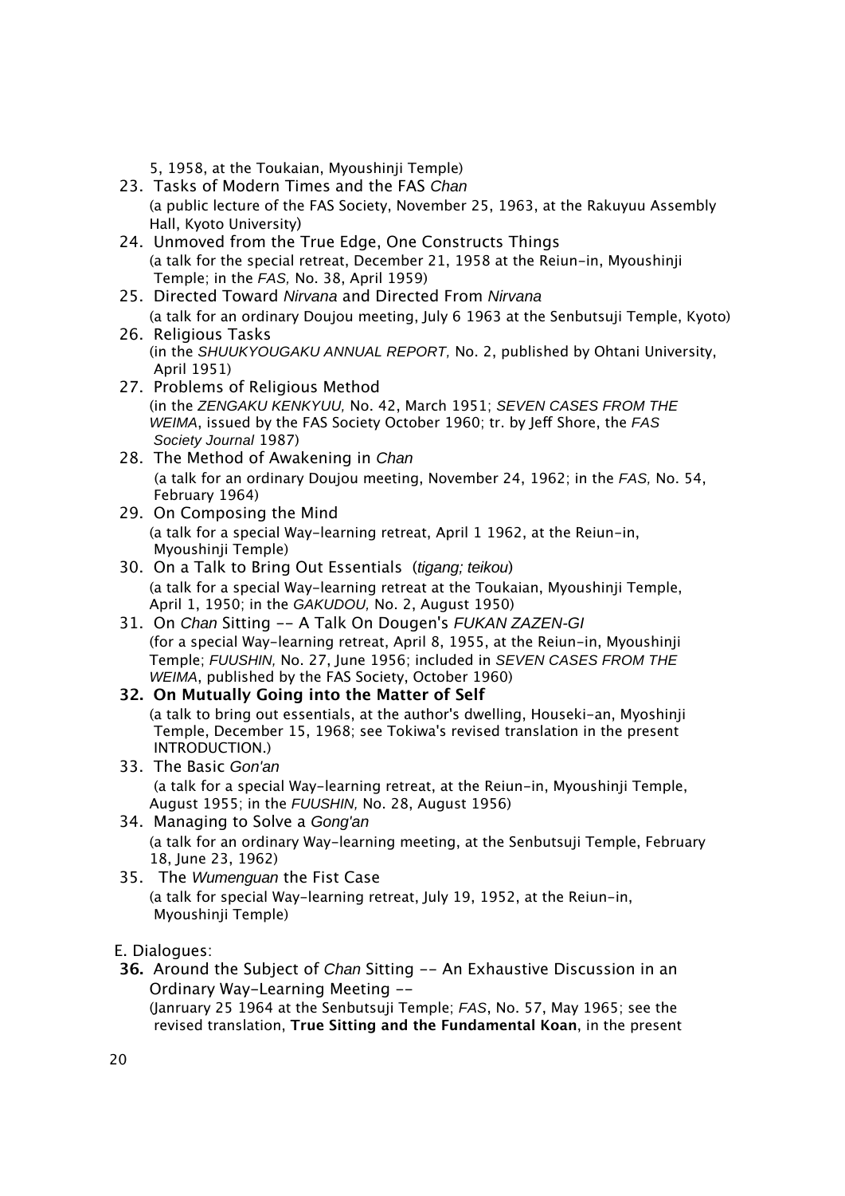5, 1958, at the Toukaian, Myoushinji Temple)

23. Tasks of Modern Times and the FAS *Chan*
    (a public lecture of the FAS Society, November 25, 1963, at the Rakuyuu Assembly Hall, Kyoto University)
24. Unmoved from the True Edge, One Constructs Things
    (a talk for the special retreat, December 21, 1958 at the Reiun-in, Myoushinji Temple; in the *FAS,* No. 38, April 1959)
25. Directed Toward *Nirvana* and Directed From *Nirvana*
    (a talk for an ordinary Doujou meeting, July 6 1963 at the Senbutsuji Temple, Kyoto)
26. Religious Tasks
    (in the *SHUUKYOUGAKU ANNUAL REPORT,* No. 2, published by Ohtani University, April 1951)
27. Problems of Religious Method
    (in the *ZENGAKU KENKYUU,* No. 42, March 1951; *SEVEN CASES FROM THE WEIMA*, issued by the FAS Society October 1960; tr. by Jeff Shore, the *FAS Society Journal* 1987)
28. The Method of Awakening in *Chan*
    (a talk for an ordinary Doujou meeting, November 24, 1962; in the *FAS,* No. 54, February 1964)
29. On Composing the Mind
    (a talk for a special Way-learning retreat, April 1 1962, at the Reiun-in, Myoushinji Temple)
30. On a Talk to Bring Out Essentials (*tigang; teikou*)
    (a talk for a special Way-learning retreat at the Toukaian, Myoushinji Temple, April 1, 1950; in the *GAKUDOU,* No. 2, August 1950)
31. On *Chan* Sitting -- A Talk On Dougen's *FUKAN ZAZEN-GI*
    (for a special Way-learning retreat, April 8, 1955, at the Reiun-in, Myoushinji Temple; *FUUSHIN,* No. 27, June 1956; included in *SEVEN CASES FROM THE WEIMA*, published by the FAS Society, October 1960)
32. **On Mutually Going into the Matter of Self**
    (a talk to bring out essentials, at the author's dwelling, Houseki-an, Myoshinji Temple, December 15, 1968; see Tokiwa's revised translation in the present INTRODUCTION.)
33. The Basic *Gon'an*
    (a talk for a special Way-learning retreat, at the Reiun-in, Myoushinji Temple, August 1955; in the *FUUSHIN,* No. 28, August 1956)
34. Managing to Solve a *Gong'an*
    (a talk for an ordinary Way-learning meeting, at the Senbutsuji Temple, February 18, June 23, 1962)
35. The *Wumenguan* the Fist Case
    (a talk for special Way-learning retreat, July 19, 1952, at the Reiun-in, Myoushinji Temple)

E. Dialogues:

**36.** Around the Subject of *Chan* Sitting -- An Exhaustive Discussion in an Ordinary Way-Learning Meeting --
    (Janruary 25 1964 at the Senbutsuji Temple; *FAS*, No. 57, May 1965; see the revised translation, **True Sitting and the Fundamental Koan**, in the present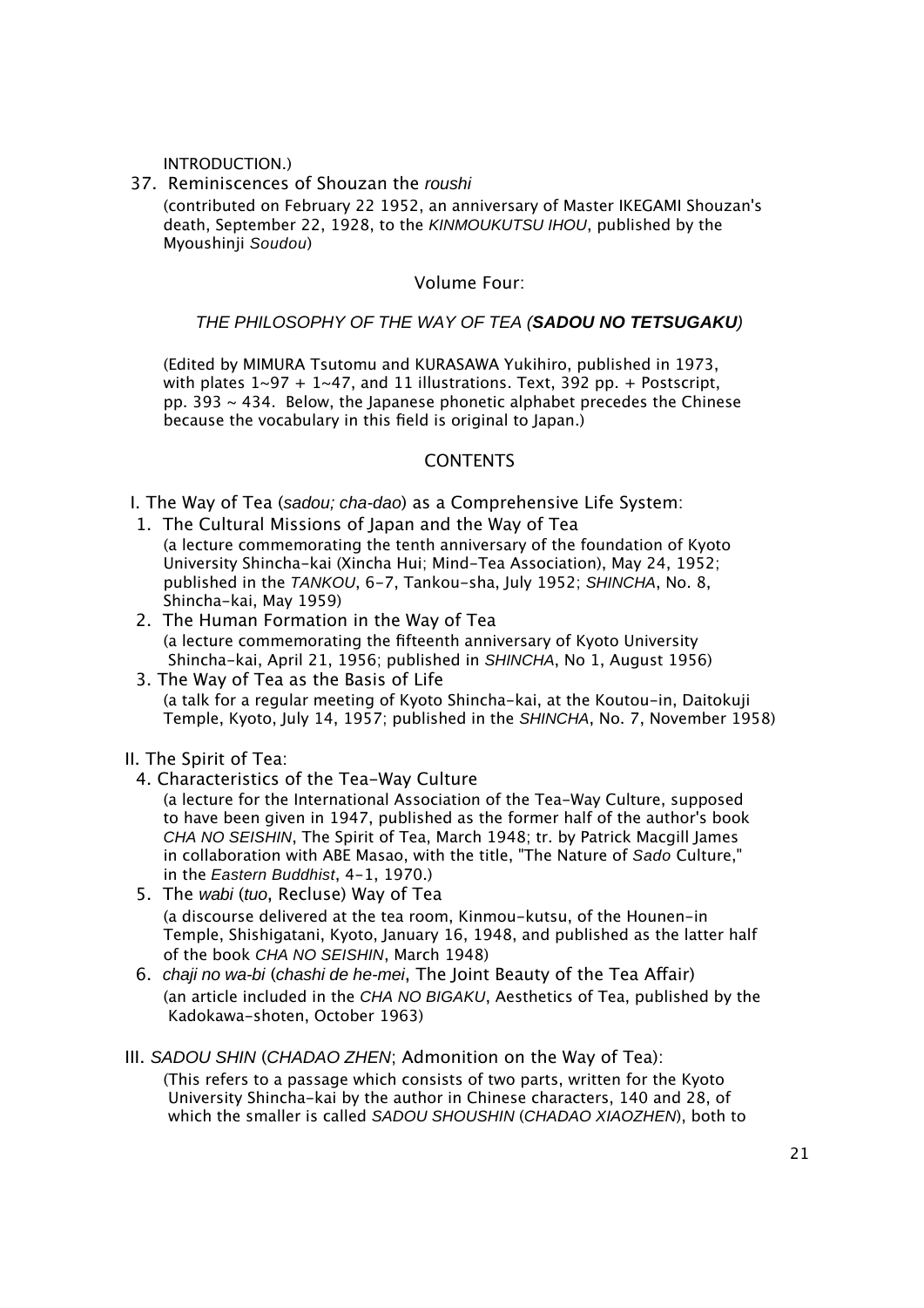INTRODUCTION.)

37. Reminiscences of Shouzan the *roushi*

    (contributed on February 22 1952, an anniversary of Master IKEGAMI Shouzan's death, September 22, 1928, to the *KINMOUKUTSU IHOU*, published by the Myoushinji *Soudou*)

## Volume Four:

### *THE PHILOSOPHY OF THE WAY OF TEA (**SADOU NO TETSUGAKU**)*

(Edited by MIMURA Tsutomu and KURASAWA Yukihiro, published in 1973, with plates 1~97 + 1~47, and 11 illustrations. Text, 392 pp. + Postscript, pp. 393 ~ 434. Below, the Japanese phonetic alphabet precedes the Chinese because the vocabulary in this field is original to Japan.)

### CONTENTS

I. The Way of Tea (*sadou; cha-dao*) as a Comprehensive Life System:

1. The Cultural Missions of Japan and the Way of Tea

   (a lecture commemorating the tenth anniversary of the foundation of Kyoto University Shincha-kai (Xincha Hui; Mind-Tea Association), May 24, 1952; published in the *TANKOU*, 6-7, Tankou-sha, July 1952; *SHINCHA*, No. 8, Shincha-kai, May 1959)

2. The Human Formation in the Way of Tea

   (a lecture commemorating the fifteenth anniversary of Kyoto University Shincha-kai, April 21, 1956; published in *SHINCHA*, No 1, August 1956)

3. The Way of Tea as the Basis of Life

   (a talk for a regular meeting of Kyoto Shincha-kai, at the Koutou-in, Daitokuji Temple, Kyoto, July 14, 1957; published in the *SHINCHA*, No. 7, November 1958)

II. The Spirit of Tea:

4. Characteristics of the Tea-Way Culture

   (a lecture for the International Association of the Tea-Way Culture, supposed to have been given in 1947, published as the former half of the author's book *CHA NO SEISHIN*, The Spirit of Tea, March 1948; tr. by Patrick Macgill James in collaboration with ABE Masao, with the title, "The Nature of *Sado* Culture," in the *Eastern Buddhist*, 4-1, 1970.)

5. The *wabi* (*tuo*, Recluse) Way of Tea

   (a discourse delivered at the tea room, Kinmou-kutsu, of the Hounen-in Temple, Shishigatani, Kyoto, January 16, 1948, and published as the latter half of the book *CHA NO SEISHIN*, March 1948)

6. *chaji no wa-bi* (*chashi de he-mei*, The Joint Beauty of the Tea Affair)

   (an article included in the *CHA NO BIGAKU*, Aesthetics of Tea, published by the Kadokawa-shoten, October 1963)

III. *SADOU SHIN* (*CHADAO ZHEN*; Admonition on the Way of Tea):

(This refers to a passage which consists of two parts, written for the Kyoto University Shincha-kai by the author in Chinese characters, 140 and 28, of which the smaller is called *SADOU SHOUSHIN* (*CHADAO XIAOZHEN*), both to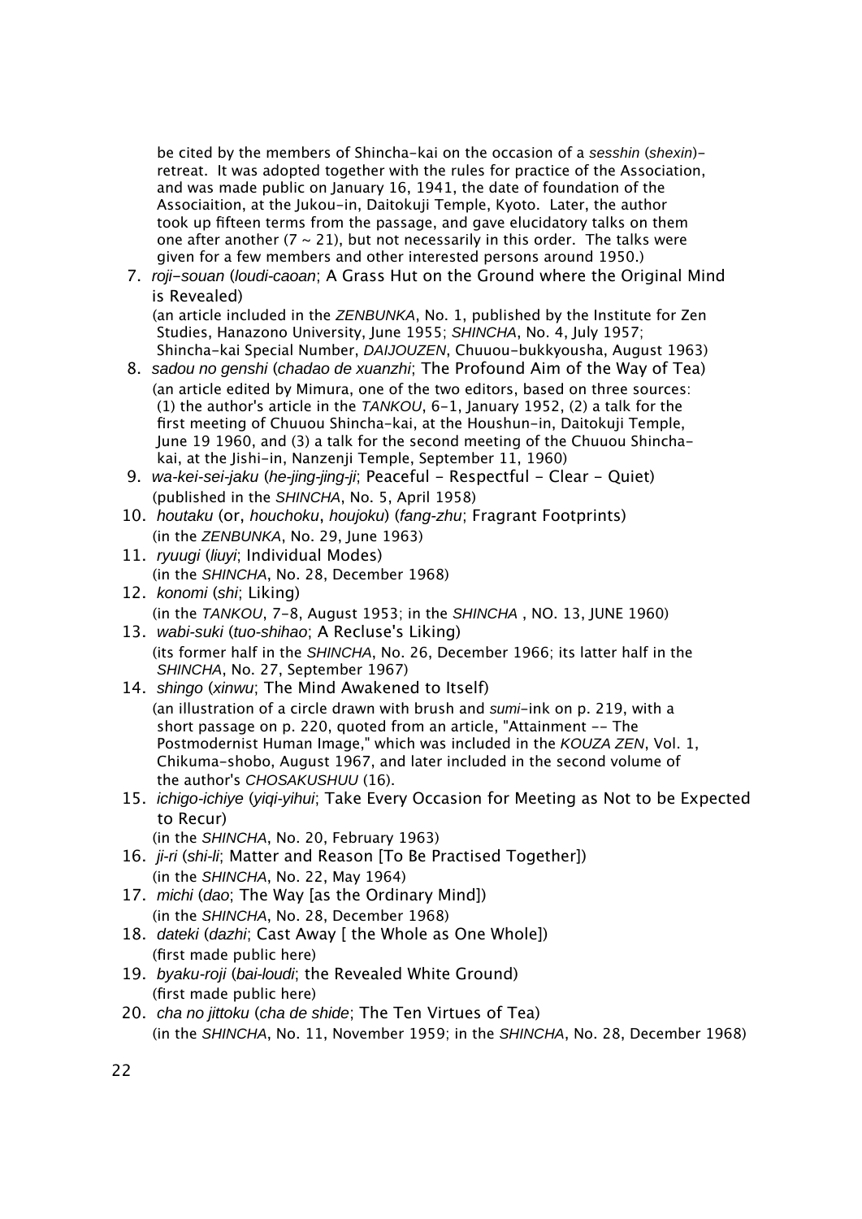be cited by the members of Shincha-kai on the occasion of a *sesshin* (*shexin*)-retreat. It was adopted together with the rules for practice of the Association, and was made public on January 16, 1941, the date of foundation of the Associaition, at the Jukou-in, Daitokuji Temple, Kyoto. Later, the author took up fifteen terms from the passage, and gave elucidatory talks on them one after another (7 ~ 21), but not necessarily in this order. The talks were given for a few members and other interested persons around 1950.)

7. *roji-souan* (*loudi-caoan*; A Grass Hut on the Ground where the Original Mind is Revealed)
   (an article included in the *ZENBUNKA*, No. 1, published by the Institute for Zen Studies, Hanazono University, June 1955; *SHINCHA*, No. 4, July 1957; Shincha-kai Special Number, *DAIJOUZEN*, Chuuou-bukkyousha, August 1963)
8. *sadou no genshi* (*chadao de xuanzhi*; The Profound Aim of the Way of Tea)
   (an article edited by Mimura, one of the two editors, based on three sources: (1) the author's article in the *TANKOU*, 6-1, January 1952, (2) a talk for the first meeting of Chuuou Shincha-kai, at the Houshun-in, Daitokuji Temple, June 19 1960, and (3) a talk for the second meeting of the Chuuou Shincha-kai, at the Jishi-in, Nanzenji Temple, September 11, 1960)
9. *wa-kei-sei-jaku* (*he-jing-jing-ji*; Peaceful - Respectful - Clear - Quiet)
   (published in the *SHINCHA*, No. 5, April 1958)
10. *houtaku* (or, *houchoku*, *houjoku*) (*fang-zhu*; Fragrant Footprints)
    (in the *ZENBUNKA*, No. 29, June 1963)
11. *ryuugi* (*liuyi*; Individual Modes)
    (in the *SHINCHA*, No. 28, December 1968)
12. *konomi* (*shi*; Liking)
    (in the *TANKOU*, 7-8, August 1953; in the *SHINCHA* , NO. 13, JUNE 1960)
13. *wabi-suki* (*tuo-shihao*; A Recluse's Liking)
    (its former half in the *SHINCHA*, No. 26, December 1966; its latter half in the *SHINCHA*, No. 27, September 1967)
14. *shingo* (*xinwu*; The Mind Awakened to Itself)
    (an illustration of a circle drawn with brush and *sumi*-ink on p. 219, with a short passage on p. 220, quoted from an article, "Attainment -- The Postmodernist Human Image," which was included in the *KOUZA ZEN*, Vol. 1, Chikuma-shobo, August 1967, and later included in the second volume of the author's *CHOSAKUSHUU* (16).
15. *ichigo-ichiye* (*yiqi-yihui*; Take Every Occasion for Meeting as Not to be Expected to Recur)
    (in the *SHINCHA*, No. 20, February 1963)
16. *ji-ri* (*shi-li*; Matter and Reason [To Be Practised Together])
    (in the *SHINCHA*, No. 22, May 1964)
17. *michi* (*dao*; The Way [as the Ordinary Mind])
    (in the *SHINCHA*, No. 28, December 1968)
18. *dateki* (*dazhi*; Cast Away [ the Whole as One Whole])
    (first made public here)
19. *byaku-roji* (*bai-loudi*; the Revealed White Ground)
    (first made public here)
20. *cha no jittoku* (*cha de shide*; The Ten Virtues of Tea)
    (in the *SHINCHA*, No. 11, November 1959; in the *SHINCHA*, No. 28, December 1968)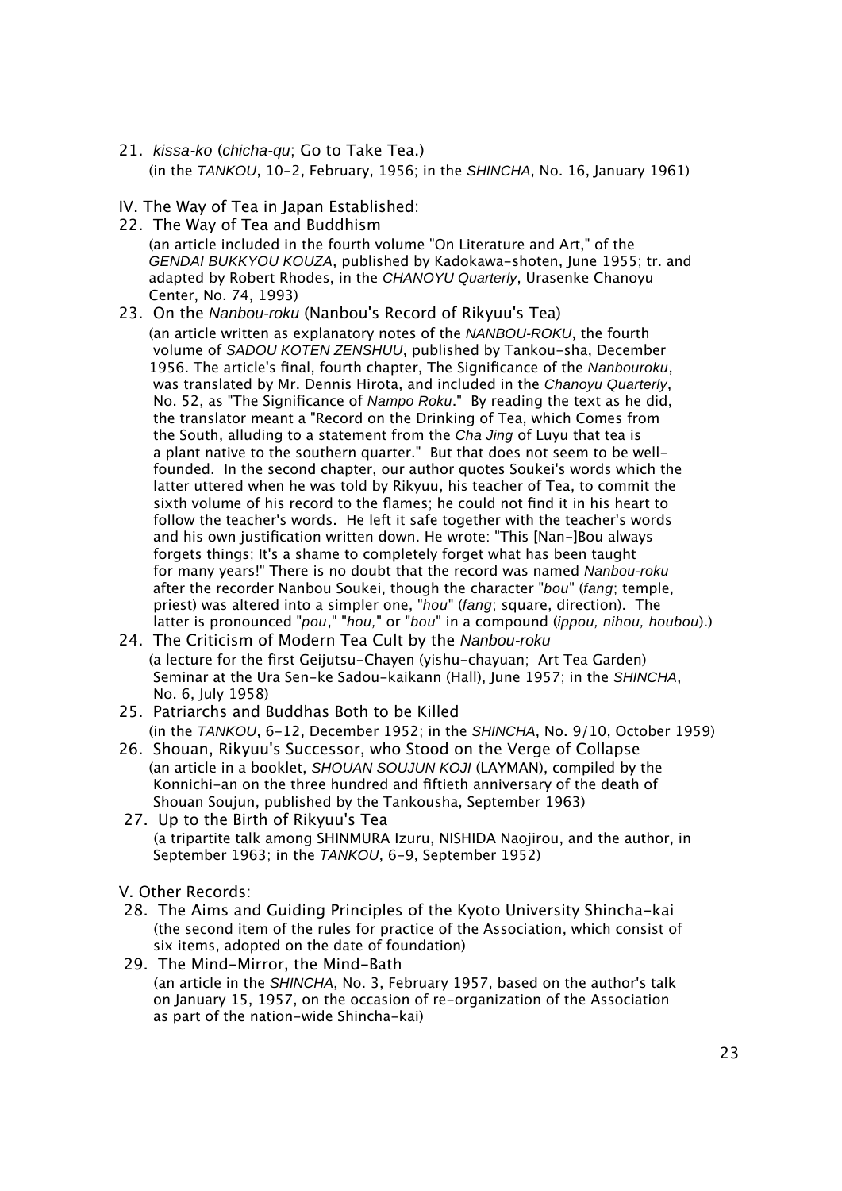21. *kissa-ko* (*chicha-qu*; Go to Take Tea.)
    (in the *TANKOU*, 10-2, February, 1956; in the *SHINCHA*, No. 16, January 1961)

IV. The Way of Tea in Japan Established:

22. The Way of Tea and Buddhism
    (an article included in the fourth volume "On Literature and Art," of the *GENDAI BUKKYOU KOUZA*, published by Kadokawa-shoten, June 1955; tr. and adapted by Robert Rhodes, in the *CHANOYU Quarterly*, Urasenke Chanoyu Center, No. 74, 1993)
23. On the *Nanbou-roku* (Nanbou's Record of Rikyuu's Tea)
    (an article written as explanatory notes of the *NANBOU-ROKU*, the fourth volume of *SADOU KOTEN ZENSHUU*, published by Tankou-sha, December 1956. The article's final, fourth chapter, The Significance of the *Nanbouroku*, was translated by Mr. Dennis Hirota, and included in the *Chanoyu Quarterly*, No. 52, as "The Significance of *Nampo Roku*." By reading the text as he did, the translator meant a "Record on the Drinking of Tea, which Comes from the South, alluding to a statement from the *Cha Jing* of Luyu that tea is a plant native to the southern quarter." But that does not seem to be well-founded. In the second chapter, our author quotes Soukei's words which the latter uttered when he was told by Rikyuu, his teacher of Tea, to commit the sixth volume of his record to the flames; he could not find it in his heart to follow the teacher's words. He left it safe together with the teacher's words and his own justification written down. He wrote: "This [Nan-]Bou always forgets things; It's a shame to completely forget what has been taught for many years!" There is no doubt that the record was named *Nanbou-roku* after the recorder Nanbou Soukei, though the character "*bou*" (*fang*; temple, priest) was altered into a simpler one, "*hou*" (*fang*; square, direction). The latter is pronounced "*pou*," "*hou,*" or "*bou*" in a compound (*ippou, nihou, houbou*).)
24. The Criticism of Modern Tea Cult by the *Nanbou-roku*
    (a lecture for the first Geijutsu-Chayen (yishu-chayuan; Art Tea Garden) Seminar at the Ura Sen-ke Sadou-kaikann (Hall), June 1957; in the *SHINCHA*, No. 6, July 1958)
25. Patriarchs and Buddhas Both to be Killed
    (in the *TANKOU*, 6-12, December 1952; in the *SHINCHA*, No. 9/10, October 1959)
26. Shouan, Rikyuu's Successor, who Stood on the Verge of Collapse
    (an article in a booklet, *SHOUAN SOUJUN KOJI* (LAYMAN), compiled by the Konnichi-an on the three hundred and fiftieth anniversary of the death of Shouan Soujun, published by the Tankousha, September 1963)
27. Up to the Birth of Rikyuu's Tea
    (a tripartite talk among SHINMURA Izuru, NISHIDA Naojirou, and the author, in September 1963; in the *TANKOU*, 6-9, September 1952)

V. Other Records:

28. The Aims and Guiding Principles of the Kyoto University Shincha-kai
    (the second item of the rules for practice of the Association, which consist of six items, adopted on the date of foundation)
29. The Mind-Mirror, the Mind-Bath
    (an article in the *SHINCHA*, No. 3, February 1957, based on the author's talk on January 15, 1957, on the occasion of re-organization of the Association as part of the nation-wide Shincha-kai)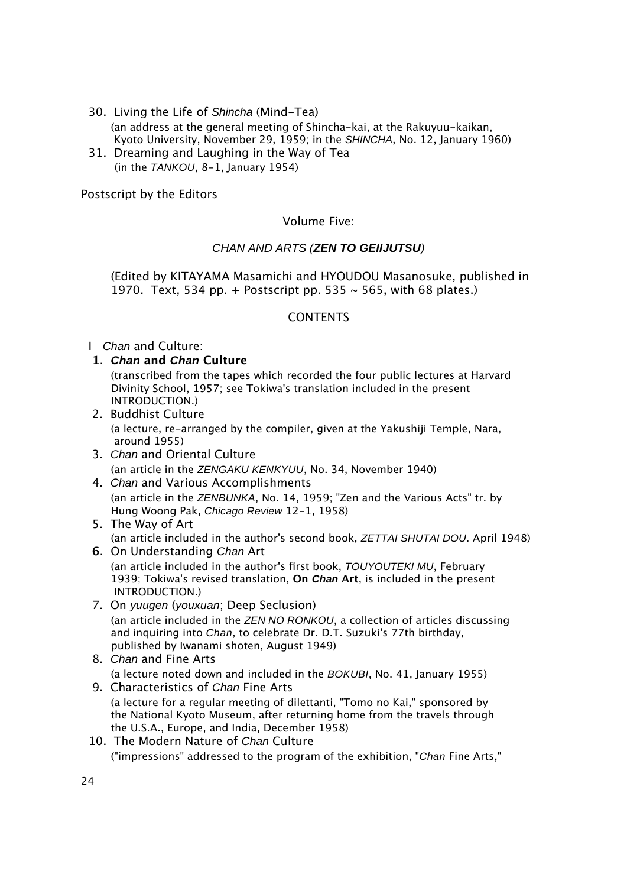30. Living the Life of *Shincha* (Mind-Tea)
    (an address at the general meeting of Shincha-kai, at the Rakuyuu-kaikan, Kyoto University, November 29, 1959; in the *SHINCHA*, No. 12, January 1960)
31. Dreaming and Laughing in the Way of Tea
    (in the *TANKOU*, 8-1, January 1954)

Postscript by the Editors

## Volume Five:

### *CHAN AND ARTS (**ZEN TO GEIIJUTSU**)*

(Edited by KITAYAMA Masamichi and HYOUDOU Masanosuke, published in 1970. Text, 534 pp. + Postscript pp. 535 ~ 565, with 68 plates.)

#### CONTENTS

I *Chan* and Culture:

1. ***Chan* and *Chan* Culture**
   (transcribed from the tapes which recorded the four public lectures at Harvard Divinity School, 1957; see Tokiwa's translation included in the present INTRODUCTION.)
2. Buddhist Culture
   (a lecture, re-arranged by the compiler, given at the Yakushiji Temple, Nara, around 1955)
3. *Chan* and Oriental Culture
   (an article in the *ZENGAKU KENKYUU*, No. 34, November 1940)
4. *Chan* and Various Accomplishments
   (an article in the *ZENBUNKA*, No. 14, 1959; "Zen and the Various Acts" tr. by Hung Woong Pak, *Chicago Review* 12-1, 1958)
5. The Way of Art
   (an article included in the author's second book, *ZETTAI SHUTAI DOU*. April 1948)
6. On Understanding *Chan* Art
   (an article included in the author's first book, *TOUYOUTEKI MU*, February 1939; Tokiwa's revised translation, **On *Chan* Art**, is included in the present INTRODUCTION.)
7. On *yuugen* (*youxuan*; Deep Seclusion)
   (an article included in the *ZEN NO RONKOU*, a collection of articles discussing and inquiring into *Chan*, to celebrate Dr. D.T. Suzuki's 77th birthday, published by Iwanami shoten, August 1949)
8. *Chan* and Fine Arts
   (a lecture noted down and included in the *BOKUBI*, No. 41, January 1955)
9. Characteristics of *Chan* Fine Arts
   (a lecture for a regular meeting of dilettanti, "Tomo no Kai," sponsored by the National Kyoto Museum, after returning home from the travels through the U.S.A., Europe, and India, December 1958)
10. The Modern Nature of *Chan* Culture
    ("impressions" addressed to the program of the exhibition, "*Chan* Fine Arts,"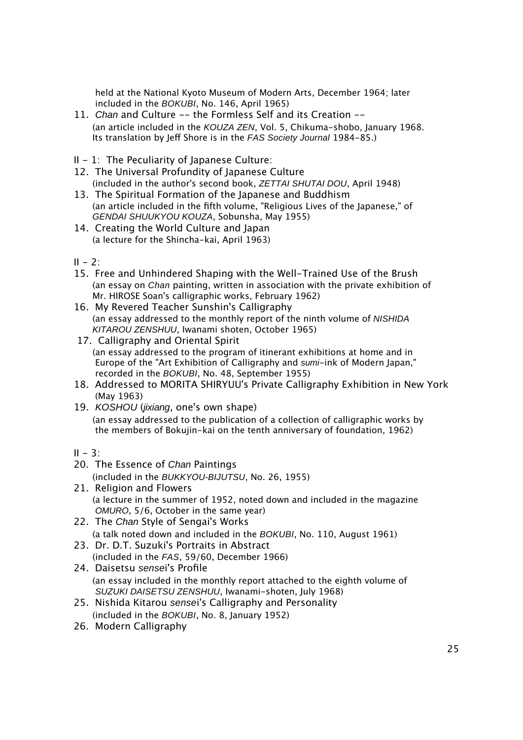held at the National Kyoto Museum of Modern Arts, December 1964; later included in the *BOKUBI*, No. 146, April 1965)

11. *Chan* and Culture -- the Formless Self and its Creation --
    (an article included in the *KOUZA ZEN*, Vol. 5, Chikuma-shobo, January 1968. Its translation by Jeff Shore is in the *FAS Society Journal* 1984-85.)

II - 1: The Peculiarity of Japanese Culture:

12. The Universal Profundity of Japanese Culture
    (included in the author's second book, *ZETTAI SHUTAI DOU*, April 1948)
13. The Spiritual Formation of the Japanese and Buddhism
    (an article included in the fifth volume, "Religious Lives of the Japanese," of *GENDAI SHUUKYOU KOUZA*, Sobunsha, May 1955)
14. Creating the World Culture and Japan
    (a lecture for the Shincha-kai, April 1963)

II - 2:

15. Free and Unhindered Shaping with the Well-Trained Use of the Brush
    (an essay on *Chan* painting, written in association with the private exhibition of Mr. HIROSE Soan's calligraphic works, February 1962)
16. My Revered Teacher Sunshin's Calligraphy
    (an essay addressed to the monthly report of the ninth volume of *NISHIDA KITAROU ZENSHUU*, Iwanami shoten, October 1965)
17. Calligraphy and Oriental Spirit
    (an essay addressed to the program of itinerant exhibitions at home and in Europe of the "Art Exhibition of Calligraphy and *sumi*-ink of Modern Japan," recorded in the *BOKUBI*, No. 48, September 1955)
18. Addressed to MORITA SHIRYUU's Private Calligraphy Exhibition in New York
    (May 1963)
19. *KOSHOU* (*jixiang*, one's own shape)
    (an essay addressed to the publication of a collection of calligraphic works by the members of Bokujin-kai on the tenth anniversary of foundation, 1962)

II - 3:

20. The Essence of *Chan* Paintings
    (included in the *BUKKYOU-BIJUTSU*, No. 26, 1955)
21. Religion and Flowers
    (a lecture in the summer of 1952, noted down and included in the magazine *OMURO*, 5/6, October in the same year)
22. The *Chan* Style of Sengai's Works
    (a talk noted down and included in the *BOKUBI*, No. 110, August 1961)
23. Dr. D.T. Suzuki's Portraits in Abstract
    (included in the *FAS*, 59/60, December 1966)
24. Daisetsu *sense*i's Profile
    (an essay included in the monthly report attached to the eighth volume of *SUZUKI DAISETSU ZENSHUU*, Iwanami-shoten, July 1968)
25. Nishida Kitarou *sense*i's Calligraphy and Personality
    (included in the *BOKUBI*, No. 8, January 1952)
26. Modern Calligraphy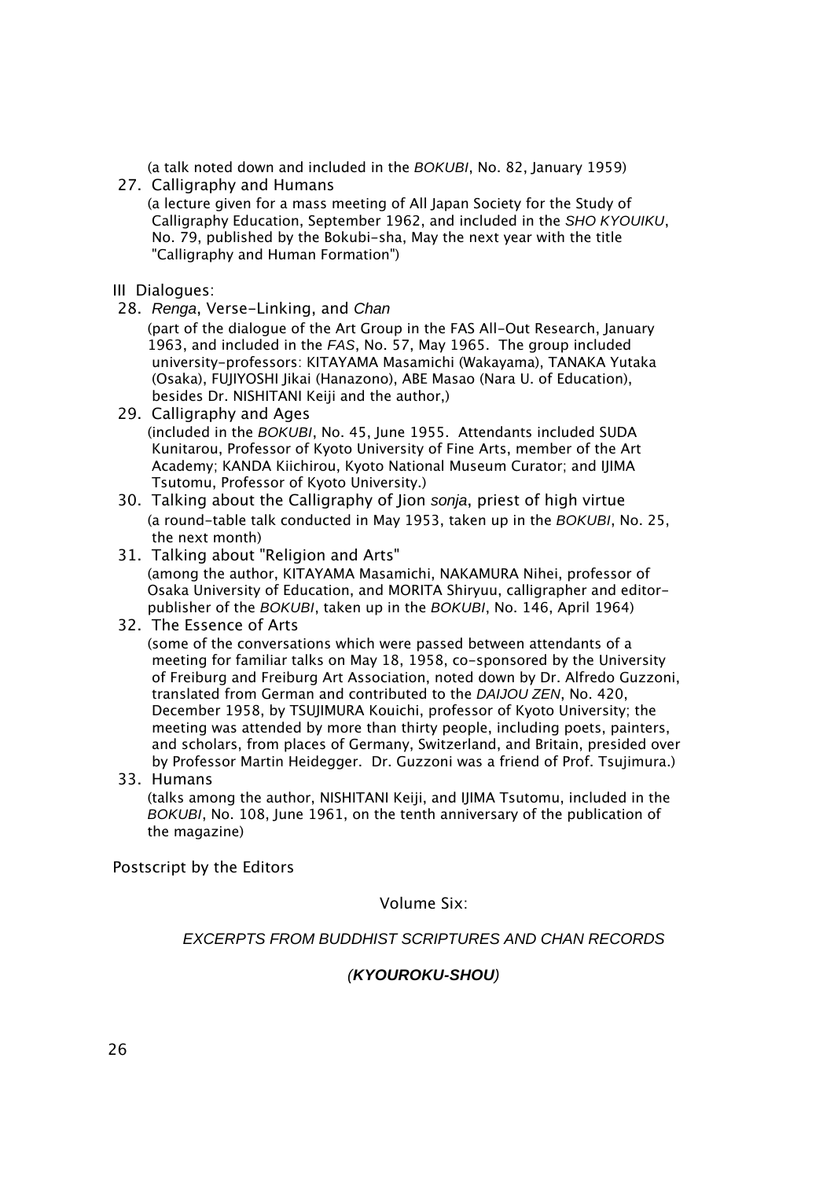(a talk noted down and included in the *BOKUBI*, No. 82, January 1959)

27. Calligraphy and Humans

    (a lecture given for a mass meeting of All Japan Society for the Study of Calligraphy Education, September 1962, and included in the *SHO KYOUIKU*, No. 79, published by the Bokubi-sha, May the next year with the title "Calligraphy and Human Formation")

III Dialogues:

28. *Renga*, Verse-Linking, and *Chan*

    (part of the dialogue of the Art Group in the FAS All-Out Research, January 1963, and included in the *FAS*, No. 57, May 1965. The group included university-professors: KITAYAMA Masamichi (Wakayama), TANAKA Yutaka (Osaka), FUJIYOSHI Jikai (Hanazono), ABE Masao (Nara U. of Education), besides Dr. NISHITANI Keiji and the author,)

29. Calligraphy and Ages

    (included in the *BOKUBI*, No. 45, June 1955. Attendants included SUDA Kunitarou, Professor of Kyoto University of Fine Arts, member of the Art Academy; KANDA Kiichirou, Kyoto National Museum Curator; and IJIMA Tsutomu, Professor of Kyoto University.)

30. Talking about the Calligraphy of Jion *sonja*, priest of high virtue

    (a round-table talk conducted in May 1953, taken up in the *BOKUBI*, No. 25, the next month)

31. Talking about "Religion and Arts"

    (among the author, KITAYAMA Masamichi, NAKAMURA Nihei, professor of Osaka University of Education, and MORITA Shiryuu, calligrapher and editor-publisher of the *BOKUBI*, taken up in the *BOKUBI*, No. 146, April 1964)

32. The Essence of Arts

    (some of the conversations which were passed between attendants of a meeting for familiar talks on May 18, 1958, co-sponsored by the University of Freiburg and Freiburg Art Association, noted down by Dr. Alfredo Guzzoni, translated from German and contributed to the *DAIJOU ZEN*, No. 420, December 1958, by TSUJIMURA Kouichi, professor of Kyoto University; the meeting was attended by more than thirty people, including poets, painters, and scholars, from places of Germany, Switzerland, and Britain, presided over by Professor Martin Heidegger. Dr. Guzzoni was a friend of Prof. Tsujimura.)

33. Humans

    (talks among the author, NISHITANI Keiji, and IJIMA Tsutomu, included in the *BOKUBI*, No. 108, June 1961, on the tenth anniversary of the publication of the magazine)

Postscript by the Editors

## Volume Six:

## *EXCERPTS FROM BUDDHIST SCRIPTURES AND CHAN RECORDS*

## *(**KYOUROKU-SHOU**)*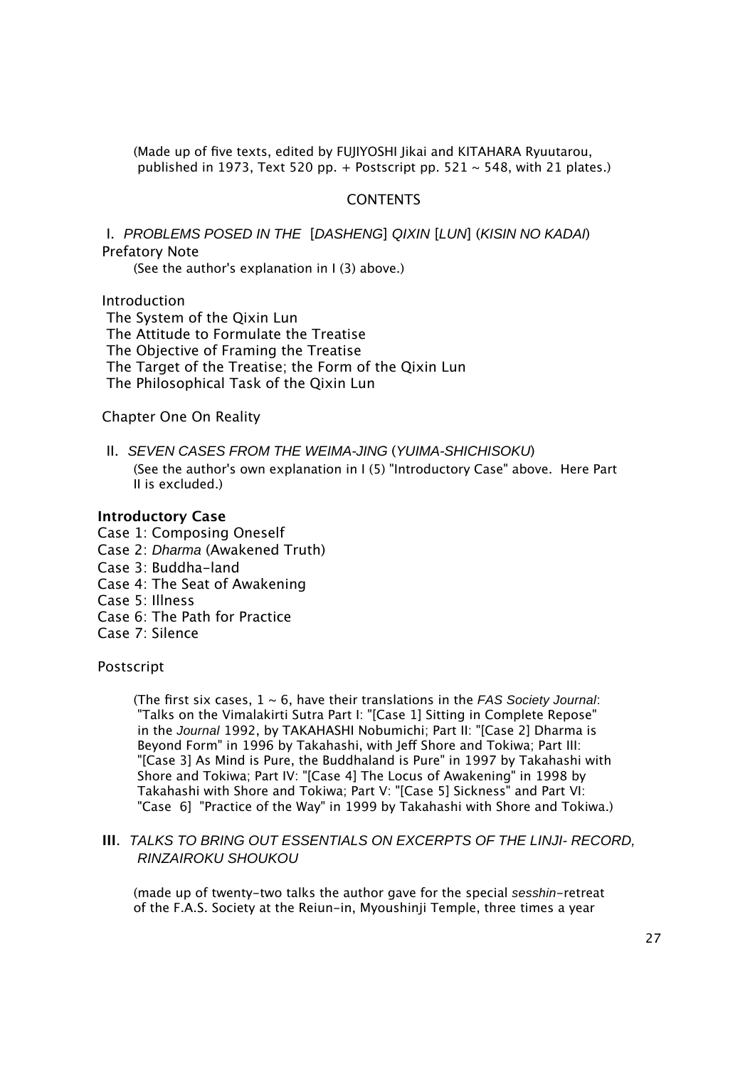(Made up of five texts, edited by FUJIYOSHI Jikai and KITAHARA Ryuutarou, published in 1973, Text 520 pp. + Postscript pp. 521 ~ 548, with 21 plates.)

## CONTENTS

### I. *PROBLEMS POSED IN THE* [*DASHENG*] *QIXIN* [*LUN*] (*KISIN NO KADAI*)

Prefatory Note

(See the author's explanation in I (3) above.)

Introduction

The System of the Qixin Lun

The Attitude to Formulate the Treatise

The Objective of Framing the Treatise

The Target of the Treatise; the Form of the Qixin Lun

The Philosophical Task of the Qixin Lun

Chapter One On Reality

### II. *SEVEN CASES FROM THE WEIMA-JING* (*YUIMA-SHICHISOKU*)

(See the author's own explanation in I (5) "Introductory Case" above. Here Part II is excluded.)

**Introductory Case**

Case 1: Composing Oneself

Case 2: *Dharma* (Awakened Truth)

Case 3: Buddha-land

Case 4: The Seat of Awakening

Case 5: Illness

Case 6: The Path for Practice

Case 7: Silence

Postscript

(The first six cases, 1 ~ 6, have their translations in the *FAS Society Journal*: "Talks on the Vimalakirti Sutra Part I: "[Case 1] Sitting in Complete Repose" in the *Journal* 1992, by TAKAHASHI Nobumichi; Part II: "[Case 2] Dharma is Beyond Form" in 1996 by Takahashi, with Jeff Shore and Tokiwa; Part III: "[Case 3] As Mind is Pure, the Buddhaland is Pure" in 1997 by Takahashi with Shore and Tokiwa; Part IV: "[Case 4] The Locus of Awakening" in 1998 by Takahashi with Shore and Tokiwa; Part V: "[Case 5] Sickness" and Part VI: "Case 6] "Practice of the Way" in 1999 by Takahashi with Shore and Tokiwa.)

### III. *TALKS TO BRING OUT ESSENTIALS ON EXCERPTS OF THE LINJI- RECORD, RINZAIROKU SHOUKOU*

(made up of twenty-two talks the author gave for the special *sesshin*-retreat of the F.A.S. Society at the Reiun-in, Myoushinji Temple, three times a year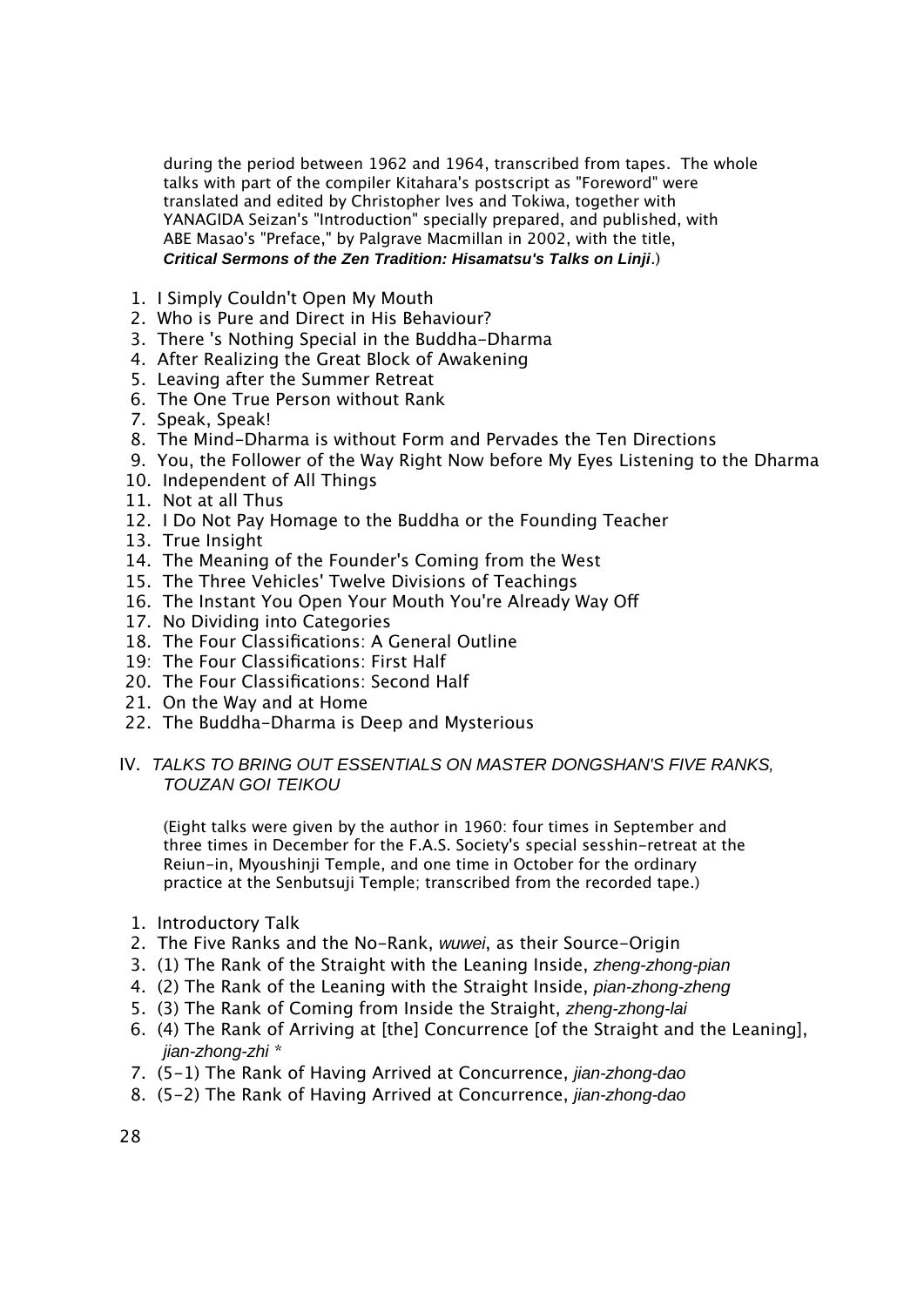during the period between 1962 and 1964, transcribed from tapes. The whole talks with part of the compiler Kitahara's postscript as "Foreword" were translated and edited by Christopher Ives and Tokiwa, together with YANAGIDA Seizan's "Introduction" specially prepared, and published, with ABE Masao's "Preface," by Palgrave Macmillan in 2002, with the title, ***Critical Sermons of the Zen Tradition: Hisamatsu's Talks on Linji***.)

1. I Simply Couldn't Open My Mouth
2. Who is Pure and Direct in His Behaviour?
3. There 's Nothing Special in the Buddha-Dharma
4. After Realizing the Great Block of Awakening
5. Leaving after the Summer Retreat
6. The One True Person without Rank
7. Speak, Speak!
8. The Mind-Dharma is without Form and Pervades the Ten Directions
9. You, the Follower of the Way Right Now before My Eyes Listening to the Dharma
10. Independent of All Things
11. Not at all Thus
12. I Do Not Pay Homage to the Buddha or the Founding Teacher
13. True Insight
14. The Meaning of the Founder's Coming from the West
15. The Three Vehicles' Twelve Divisions of Teachings
16. The Instant You Open Your Mouth You're Already Way Off
17. No Dividing into Categories
18. The Four Classifications: A General Outline
19. The Four Classifications: First Half
20. The Four Classifications: Second Half
21. On the Way and at Home
22. The Buddha-Dharma is Deep and Mysterious

## IV. *TALKS TO BRING OUT ESSENTIALS ON MASTER DONGSHAN'S FIVE RANKS, TOUZAN GOI TEIKOU*

(Eight talks were given by the author in 1960: four times in September and three times in December for the F.A.S. Society's special sesshin-retreat at the Reiun-in, Myoushinji Temple, and one time in October for the ordinary practice at the Senbutsuji Temple; transcribed from the recorded tape.)

1. Introductory Talk
2. The Five Ranks and the No-Rank, *wuwei*, as their Source-Origin
3. (1) The Rank of the Straight with the Leaning Inside, *zheng-zhong-pian*
4. (2) The Rank of the Leaning with the Straight Inside, *pian-zhong-zheng*
5. (3) The Rank of Coming from Inside the Straight, *zheng-zhong-lai*
6. (4) The Rank of Arriving at [the] Concurrence [of the Straight and the Leaning], *jian-zhong-zhi* *
7. (5-1) The Rank of Having Arrived at Concurrence, *jian-zhong-dao*
8. (5-2) The Rank of Having Arrived at Concurrence, *jian-zhong-dao*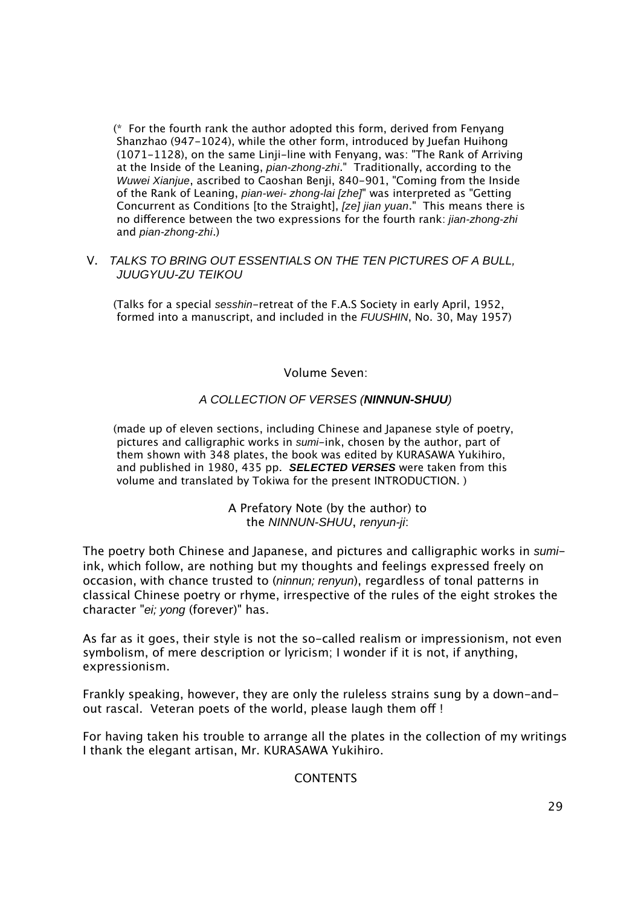(* For the fourth rank the author adopted this form, derived from Fenyang Shanzhao (947-1024), while the other form, introduced by Juefan Huihong (1071-1128), on the same Linji-line with Fenyang, was: "The Rank of Arriving at the Inside of the Leaning, *pian-zhong-zhi*." Traditionally, according to the *Wuwei Xianjue*, ascribed to Caoshan Benji, 840-901, "Coming from the Inside of the Rank of Leaning, *pian-wei- zhong-lai [zhe]*" was interpreted as "Getting Concurrent as Conditions [to the Straight], *[ze] jian yuan*." This means there is no difference between the two expressions for the fourth rank: *jian-zhong-zhi* and *pian-zhong-zhi*.)

V. *TALKS TO BRING OUT ESSENTIALS ON THE TEN PICTURES OF A BULL, JUUGYUU-ZU TEIKOU*

(Talks for a special *sesshin*-retreat of the F.A.S Society in early April, 1952, formed into a manuscript, and included in the *FUUSHIN*, No. 30, May 1957)

Volume Seven:

*A COLLECTION OF VERSES (**NINNUN-SHUU**)*

(made up of eleven sections, including Chinese and Japanese style of poetry, pictures and calligraphic works in *sumi*-ink, chosen by the author, part of them shown with 348 plates, the book was edited by KURASAWA Yukihiro, and published in 1980, 435 pp. ***SELECTED VERSES*** were taken from this volume and translated by Tokiwa for the present INTRODUCTION. )

A Prefatory Note (by the author) to the *NINNUN-SHUU*, *renyun-ji*:

The poetry both Chinese and Japanese, and pictures and calligraphic works in *sumi*-ink, which follow, are nothing but my thoughts and feelings expressed freely on occasion, with chance trusted to (*ninnun; renyun*), regardless of tonal patterns in classical Chinese poetry or rhyme, irrespective of the rules of the eight strokes the character "*ei; yong* (forever)" has.

As far as it goes, their style is not the so-called realism or impressionism, not even symbolism, of mere description or lyricism; I wonder if it is not, if anything, expressionism.

Frankly speaking, however, they are only the ruleless strains sung by a down-and-out rascal. Veteran poets of the world, please laugh them off !

For having taken his trouble to arrange all the plates in the collection of my writings I thank the elegant artisan, Mr. KURASAWA Yukihiro.

CONTENTS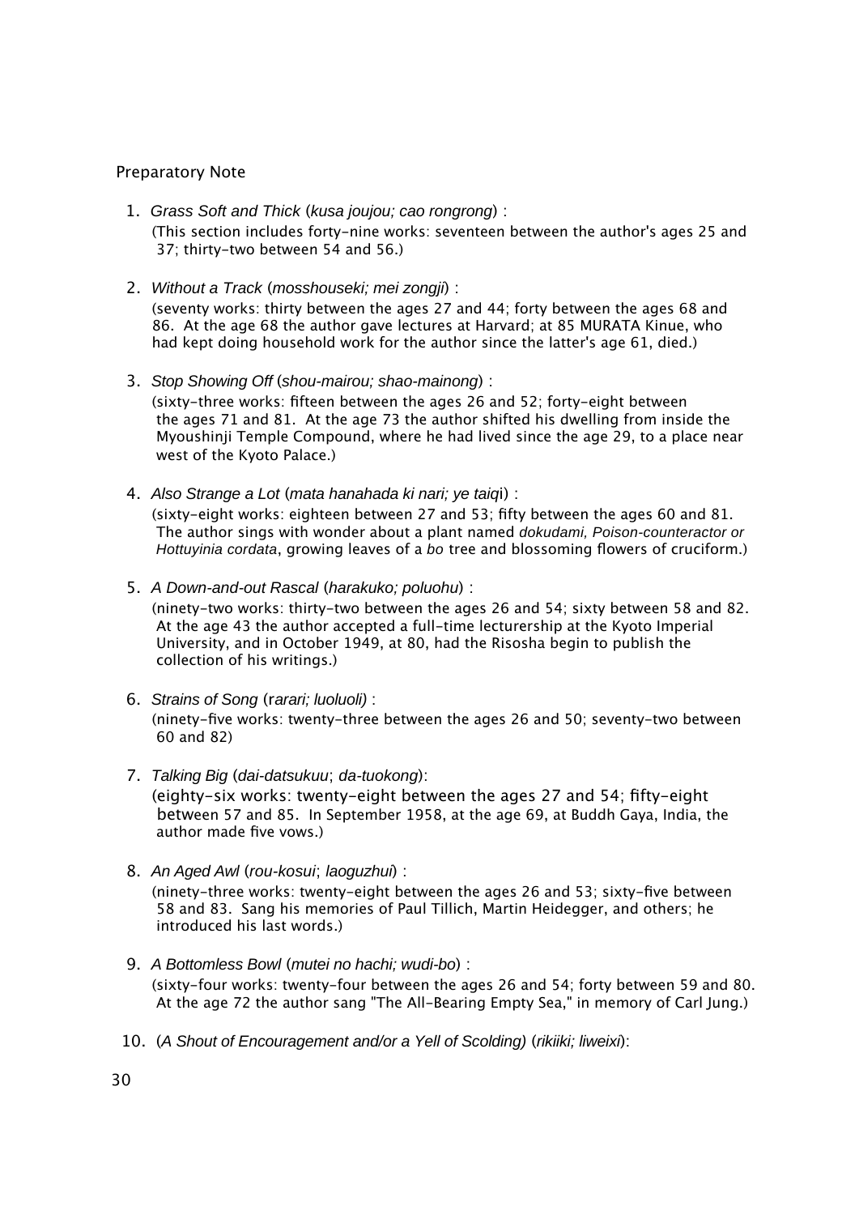Preparatory Note

1. *Grass Soft and Thick* (*kusa joujou; cao rongrong*) :
   (This section includes forty-nine works: seventeen between the author's ages 25 and 37; thirty-two between 54 and 56.)

2. *Without a Track* (*mosshouseki; mei zongji*) :
   (seventy works: thirty between the ages 27 and 44; forty between the ages 68 and 86. At the age 68 the author gave lectures at Harvard; at 85 MURATA Kinue, who had kept doing household work for the author since the latter's age 61, died.)

3. *Stop Showing Off* (*shou-mairou; shao-mainong*) :
   (sixty-three works: fifteen between the ages 26 and 52; forty-eight between the ages 71 and 81. At the age 73 the author shifted his dwelling from inside the Myoushinji Temple Compound, where he had lived since the age 29, to a place near west of the Kyoto Palace.)

4. *Also Strange a Lot* (*mata hanahada ki nari; ye taiqi*) :
   (sixty-eight works: eighteen between 27 and 53; fifty between the ages 60 and 81. The author sings with wonder about a plant named *dokudami, Poison-counteractor or Hottuyinia cordata*, growing leaves of a *bo* tree and blossoming flowers of cruciform.)

5. *A Down-and-out Rascal* (*harakuko; poluohu*) :
   (ninety-two works: thirty-two between the ages 26 and 54; sixty between 58 and 82. At the age 43 the author accepted a full-time lecturership at the Kyoto Imperial University, and in October 1949, at 80, had the Risosha begin to publish the collection of his writings.)

6. *Strains of Song* (*rarari; luoluoli)* :
   (ninety-five works: twenty-three between the ages 26 and 50; seventy-two between 60 and 82)

7. *Talking Big* (*dai-datsukuu*; *da-tuokong*):
   (eighty-six works: twenty-eight between the ages 27 and 54; fifty-eight between 57 and 85. In September 1958, at the age 69, at Buddh Gaya, India, the author made five vows.)

8. *An Aged Awl* (*rou-kosui*; *laoguzhui*) :
   (ninety-three works: twenty-eight between the ages 26 and 53; sixty-five between 58 and 83. Sang his memories of Paul Tillich, Martin Heidegger, and others; he introduced his last words.)

9. *A Bottomless Bowl* (*mutei no hachi; wudi-bo*) :
   (sixty-four works: twenty-four between the ages 26 and 54; forty between 59 and 80. At the age 72 the author sang "The All-Bearing Empty Sea," in memory of Carl Jung.)

10. (*A Shout of Encouragement and/or a Yell of Scolding)* (*rikiiki; liweixi*):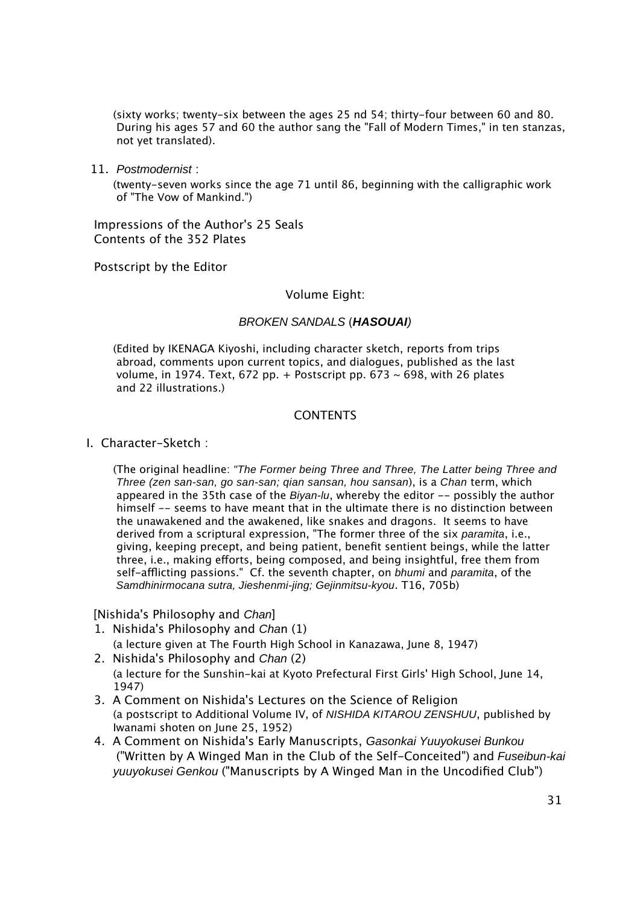(sixty works; twenty-six between the ages 25 nd 54; thirty-four between 60 and 80. During his ages 57 and 60 the author sang the "Fall of Modern Times," in ten stanzas, not yet translated).

11. *Postmodernist* :

 (twenty-seven works since the age 71 until 86, beginning with the calligraphic work of "The Vow of Mankind.")

Impressions of the Author's 25 Seals
Contents of the 352 Plates

Postscript by the Editor

## Volume Eight:

### *BROKEN SANDALS* (***HASOUAI***)

(Edited by IKENAGA Kiyoshi, including character sketch, reports from trips abroad, comments upon current topics, and dialogues, published as the last volume, in 1974. Text, 672 pp. + Postscript pp. 673 ~ 698, with 26 plates and 22 illustrations.)

### CONTENTS

I. Character-Sketch :

(The original headline: *"The Former being Three and Three, The Latter being Three and Three (zen san-san, go san-san; qian sansan, hou sansan*), is a *Chan* term, which appeared in the 35th case of the *Biyan-lu*, whereby the editor -- possibly the author himself -- seems to have meant that in the ultimate there is no distinction between the unawakened and the awakened, like snakes and dragons. It seems to have derived from a scriptural expression, "The former three of the six *paramita*, i.e., giving, keeping precept, and being patient, benefit sentient beings, while the latter three, i.e., making efforts, being composed, and being insightful, free them from self-afflicting passions." Cf. the seventh chapter, on *bhumi* and *paramita*, of the *Samdhinirmocana sutra, Jieshenmi-jing; Gejinmitsu-kyou*. T16, 705b)

[Nishida's Philosophy and *Chan*]

1. Nishida's Philosophy and *Cha*n (1)
   (a lecture given at The Fourth High School in Kanazawa, June 8, 1947)
2. Nishida's Philosophy and *Chan* (2)
   (a lecture for the Sunshin-kai at Kyoto Prefectural First Girls' High School, June 14, 1947)
3. A Comment on Nishida's Lectures on the Science of Religion
   (a postscript to Additional Volume IV, of *NISHIDA KITAROU ZENSHUU*, published by Iwanami shoten on June 25, 1952)
4. A Comment on Nishida's Early Manuscripts, *Gasonkai Yuuyokusei Bunkou* ("Written by A Winged Man in the Club of the Self-Conceited") and *Fuseibun-kai yuuyokusei Genkou* ("Manuscripts by A Winged Man in the Uncodified Club")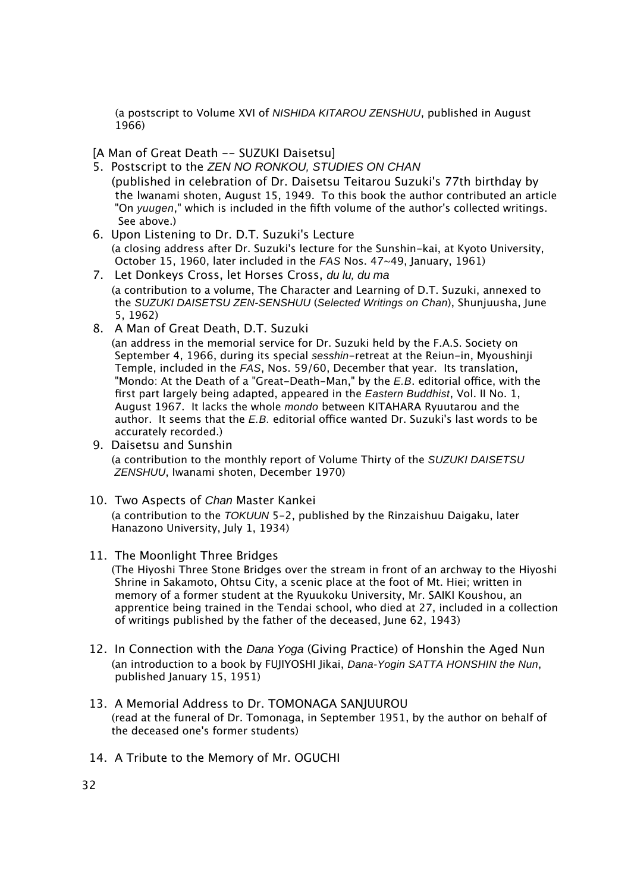(a postscript to Volume XVI of *NISHIDA KITAROU ZENSHUU*, published in August 1966)

[A Man of Great Death -- SUZUKI Daisetsu]

5. Postscript to the *ZEN NO RONKOU, STUDIES ON CHAN*
   (published in celebration of Dr. Daisetsu Teitarou Suzuki's 77th birthday by the Iwanami shoten, August 15, 1949. To this book the author contributed an article "On *yuugen*," which is included in the fifth volume of the author's collected writings. See above.)
6. Upon Listening to Dr. D.T. Suzuki's Lecture
   (a closing address after Dr. Suzuki's lecture for the Sunshin-kai, at Kyoto University, October 15, 1960, later included in the *FAS* Nos. 47~49, January, 1961)
7. Let Donkeys Cross, let Horses Cross, *du lu, du ma*
   (a contribution to a volume, The Character and Learning of D.T. Suzuki, annexed to the *SUZUKI DAISETSU ZEN-SENSHUU* (*Selected Writings on Chan*), Shunjuusha, June 5, 1962)
8. A Man of Great Death, D.T. Suzuki
   (an address in the memorial service for Dr. Suzuki held by the F.A.S. Society on September 4, 1966, during its special *sesshin*-retreat at the Reiun-in, Myoushinji Temple, included in the *FAS*, Nos. 59/60, December that year. Its translation, "Mondo: At the Death of a "Great-Death-Man," by the *E.B*. editorial office, with the first part largely being adapted, appeared in the *Eastern Buddhist*, Vol. II No. 1, August 1967. It lacks the whole *mondo* between KITAHARA Ryuutarou and the author. It seems that the *E.B.* editorial office wanted Dr. Suzuki's last words to be accurately recorded.)
9. Daisetsu and Sunshin
   (a contribution to the monthly report of Volume Thirty of the *SUZUKI DAISETSU ZENSHUU*, Iwanami shoten, December 1970)
10. Two Aspects of *Chan* Master Kankei
    (a contribution to the *TOKUUN* 5-2, published by the Rinzaishuu Daigaku, later Hanazono University, July 1, 1934)
11. The Moonlight Three Bridges
    (The Hiyoshi Three Stone Bridges over the stream in front of an archway to the Hiyoshi Shrine in Sakamoto, Ohtsu City, a scenic place at the foot of Mt. Hiei; written in memory of a former student at the Ryuukoku University, Mr. SAIKI Koushou, an apprentice being trained in the Tendai school, who died at 27, included in a collection of writings published by the father of the deceased, June 62, 1943)
12. In Connection with the *Dana Yoga* (Giving Practice) of Honshin the Aged Nun
    (an introduction to a book by FUJIYOSHI Jikai, *Dana-Yogin SATTA HONSHIN the Nun*, published January 15, 1951)
13. A Memorial Address to Dr. TOMONAGA SANJUUROU
    (read at the funeral of Dr. Tomonaga, in September 1951, by the author on behalf of the deceased one's former students)
14. A Tribute to the Memory of Mr. OGUCHI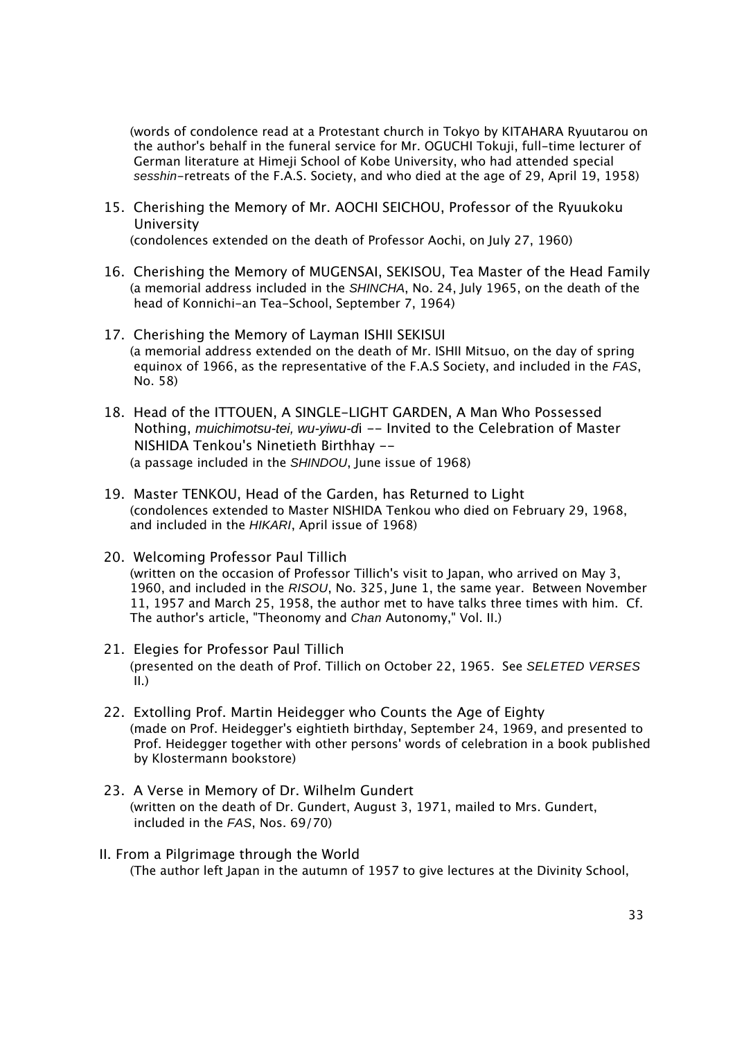(words of condolence read at a Protestant church in Tokyo by KITAHARA Ryuutarou on the author's behalf in the funeral service for Mr. OGUCHI Tokuji, full-time lecturer of German literature at Himeji School of Kobe University, who had attended special *sesshin*-retreats of the F.A.S. Society, and who died at the age of 29, April 19, 1958)

15. Cherishing the Memory of Mr. AOCHI SEICHOU, Professor of the Ryuukoku University
 (condolences extended on the death of Professor Aochi, on July 27, 1960)

16. Cherishing the Memory of MUGENSAI, SEKISOU, Tea Master of the Head Family
 (a memorial address included in the *SHINCHA*, No. 24, July 1965, on the death of the head of Konnichi-an Tea-School, September 7, 1964)

17. Cherishing the Memory of Layman ISHII SEKISUI
 (a memorial address extended on the death of Mr. ISHII Mitsuo, on the day of spring equinox of 1966, as the representative of the F.A.S Society, and included in the *FAS*, No. 58)

18. Head of the ITTOUEN, A SINGLE-LIGHT GARDEN, A Man Who Possessed Nothing, *muichimotsu-tei, wu-yiwu-di* -- Invited to the Celebration of Master NISHIDA Tenkou's Ninetieth Birthhay --
 (a passage included in the *SHINDOU*, June issue of 1968)

19. Master TENKOU, Head of the Garden, has Returned to Light
 (condolences extended to Master NISHIDA Tenkou who died on February 29, 1968, and included in the *HIKARI*, April issue of 1968)

20. Welcoming Professor Paul Tillich
 (written on the occasion of Professor Tillich's visit to Japan, who arrived on May 3, 1960, and included in the *RISOU*, No. 325, June 1, the same year. Between November 11, 1957 and March 25, 1958, the author met to have talks three times with him. Cf. The author's article, "Theonomy and *Chan* Autonomy," Vol. II.)

21. Elegies for Professor Paul Tillich
 (presented on the death of Prof. Tillich on October 22, 1965. See *SELETED VERSES* II.)

22. Extolling Prof. Martin Heidegger who Counts the Age of Eighty
 (made on Prof. Heidegger's eightieth birthday, September 24, 1969, and presented to Prof. Heidegger together with other persons' words of celebration in a book published by Klostermann bookstore)

23. A Verse in Memory of Dr. Wilhelm Gundert
 (written on the death of Dr. Gundert, August 3, 1971, mailed to Mrs. Gundert, included in the *FAS*, Nos. 69/70)

II. From a Pilgrimage through the World
 (The author left Japan in the autumn of 1957 to give lectures at the Divinity School,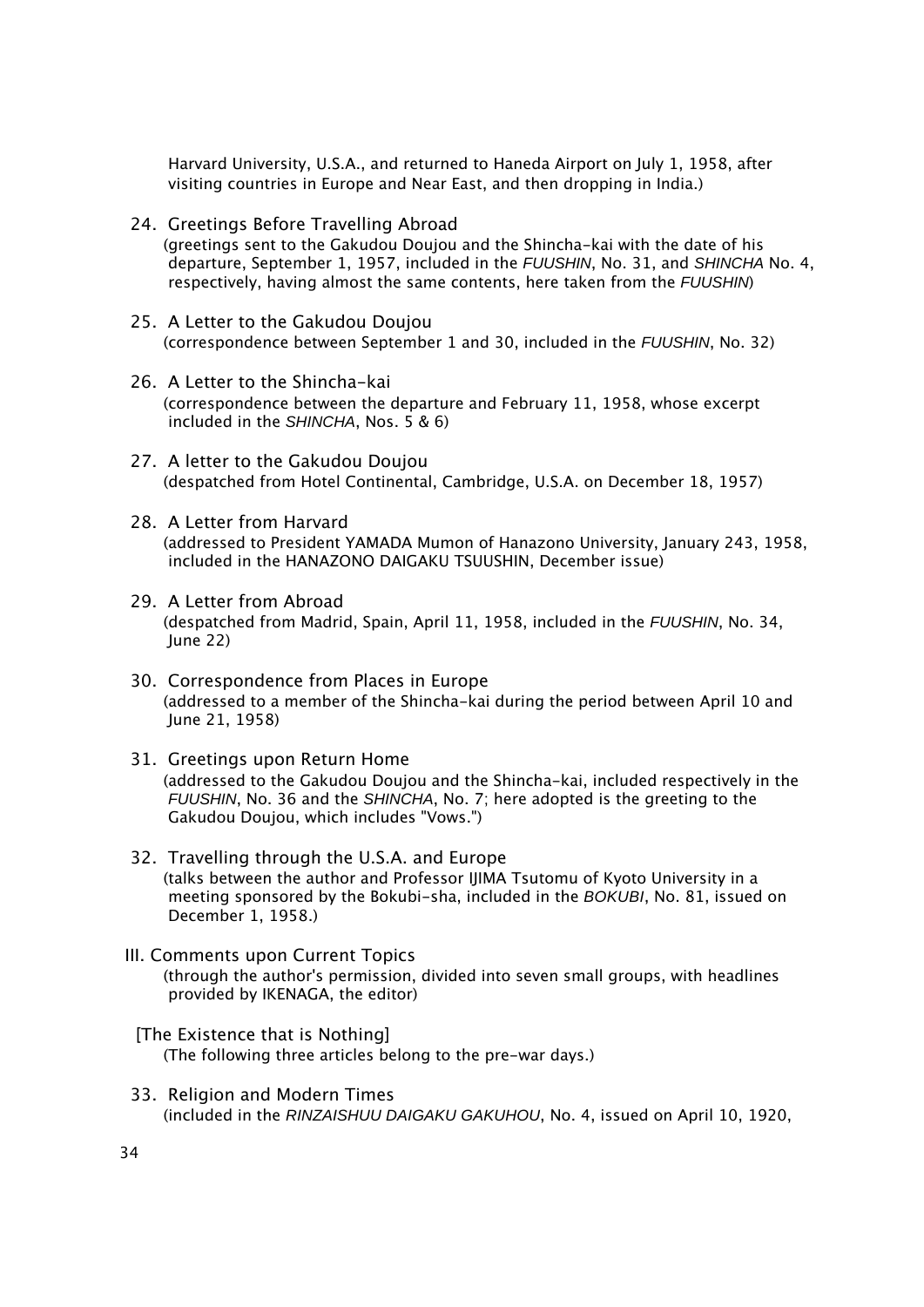Harvard University, U.S.A., and returned to Haneda Airport on July 1, 1958, after visiting countries in Europe and Near East, and then dropping in India.)

24. Greetings Before Travelling Abroad
    (greetings sent to the Gakudou Doujou and the Shincha-kai with the date of his departure, September 1, 1957, included in the *FUUSHIN*, No. 31, and *SHINCHA* No. 4, respectively, having almost the same contents, here taken from the *FUUSHIN*)

25. A Letter to the Gakudou Doujou
    (correspondence between September 1 and 30, included in the *FUUSHIN*, No. 32)

26. A Letter to the Shincha-kai
    (correspondence between the departure and February 11, 1958, whose excerpt included in the *SHINCHA*, Nos. 5 & 6)

27. A letter to the Gakudou Doujou
    (despatched from Hotel Continental, Cambridge, U.S.A. on December 18, 1957)

28. A Letter from Harvard
    (addressed to President YAMADA Mumon of Hanazono University, January 243, 1958, included in the HANAZONO DAIGAKU TSUUSHIN, December issue)

29. A Letter from Abroad
    (despatched from Madrid, Spain, April 11, 1958, included in the *FUUSHIN*, No. 34, June 22)

30. Correspondence from Places in Europe
    (addressed to a member of the Shincha-kai during the period between April 10 and June 21, 1958)

31. Greetings upon Return Home
    (addressed to the Gakudou Doujou and the Shincha-kai, included respectively in the *FUUSHIN*, No. 36 and the *SHINCHA*, No. 7; here adopted is the greeting to the Gakudou Doujou, which includes "Vows.")

32. Travelling through the U.S.A. and Europe
    (talks between the author and Professor IJIMA Tsutomu of Kyoto University in a meeting sponsored by the Bokubi-sha, included in the *BOKUBI*, No. 81, issued on December 1, 1958.)

III. Comments upon Current Topics
    (through the author's permission, divided into seven small groups, with headlines provided by IKENAGA, the editor)

[The Existence that is Nothing]
    (The following three articles belong to the pre-war days.)

33. Religion and Modern Times
    (included in the *RINZAISHUU DAIGAKU GAKUHOU*, No. 4, issued on April 10, 1920,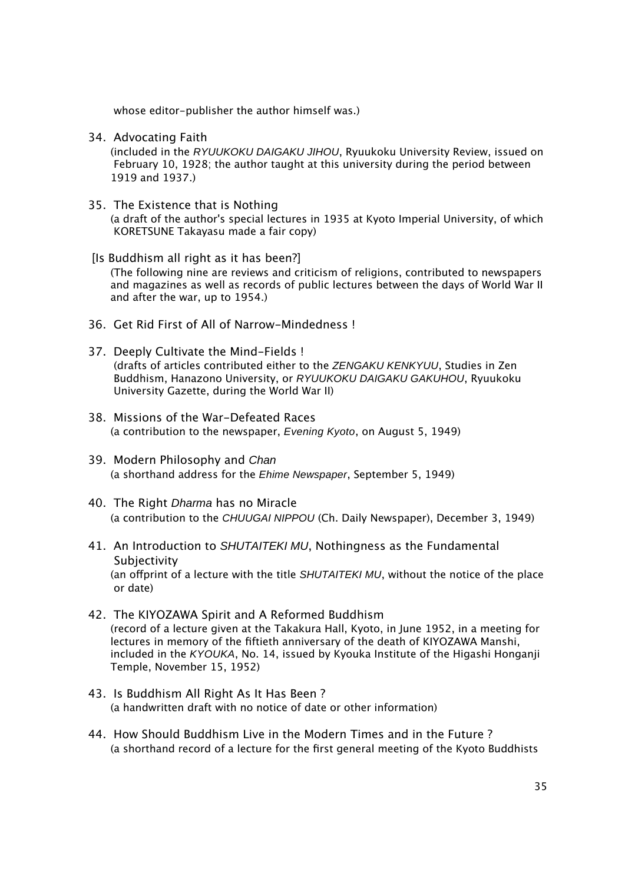whose editor-publisher the author himself was.)

34. Advocating Faith
 (included in the *RYUUKOKU DAIGAKU JIHOU*, Ryuukoku University Review, issued on February 10, 1928; the author taught at this university during the period between 1919 and 1937.)

35. The Existence that is Nothing
 (a draft of the author's special lectures in 1935 at Kyoto Imperial University, of which KORETSUNE Takayasu made a fair copy)

[Is Buddhism all right as it has been?]
 (The following nine are reviews and criticism of religions, contributed to newspapers and magazines as well as records of public lectures between the days of World War II and after the war, up to 1954.)

36. Get Rid First of All of Narrow-Mindedness !

37. Deeply Cultivate the Mind-Fields !
 (drafts of articles contributed either to the *ZENGAKU KENKYUU*, Studies in Zen Buddhism, Hanazono University, or *RYUUKOKU DAIGAKU GAKUHOU*, Ryuukoku University Gazette, during the World War II)

38. Missions of the War-Defeated Races
 (a contribution to the newspaper, *Evening Kyoto*, on August 5, 1949)

39. Modern Philosophy and *Chan*
 (a shorthand address for the *Ehime Newspaper*, September 5, 1949)

40. The Right *Dharma* has no Miracle
 (a contribution to the *CHUUGAI NIPPOU* (Ch. Daily Newspaper), December 3, 1949)

41. An Introduction to *SHUTAITEKI MU*, Nothingness as the Fundamental Subjectivity
 (an offprint of a lecture with the title *SHUTAITEKI MU*, without the notice of the place or date)

42. The KIYOZAWA Spirit and A Reformed Buddhism
 (record of a lecture given at the Takakura Hall, Kyoto, in June 1952, in a meeting for lectures in memory of the fiftieth anniversary of the death of KIYOZAWA Manshi, included in the *KYOUKA*, No. 14, issued by Kyouka Institute of the Higashi Honganji Temple, November 15, 1952)

43. Is Buddhism All Right As It Has Been ?
 (a handwritten draft with no notice of date or other information)

44. How Should Buddhism Live in the Modern Times and in the Future ?
 (a shorthand record of a lecture for the first general meeting of the Kyoto Buddhists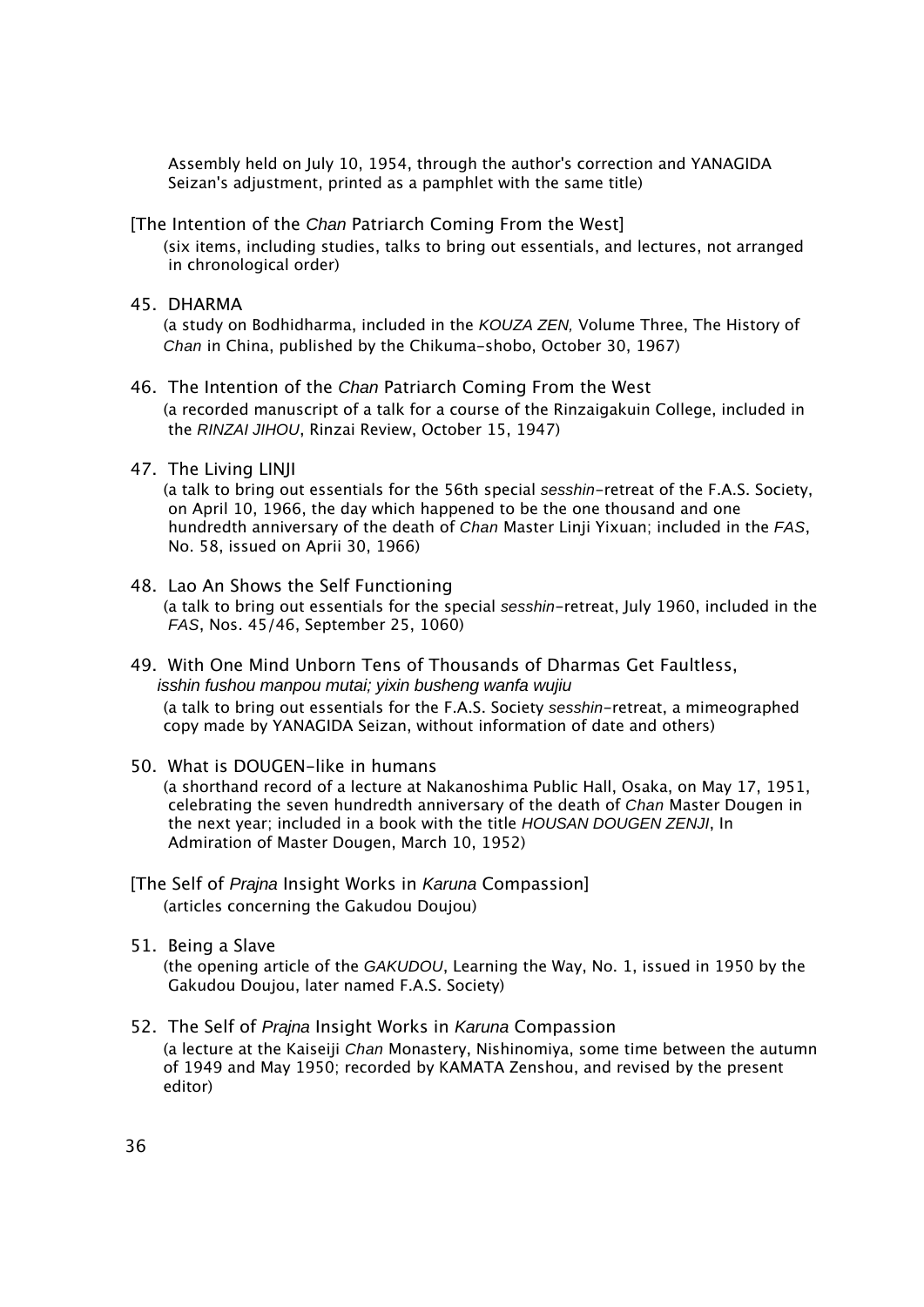Assembly held on July 10, 1954, through the author's correction and YANAGIDA Seizan's adjustment, printed as a pamphlet with the same title)

[The Intention of the *Chan* Patriarch Coming From the West]

(six items, including studies, talks to bring out essentials, and lectures, not arranged in chronological order)

45. DHARMA

(a study on Bodhidharma, included in the *KOUZA ZEN,* Volume Three, The History of *Chan* in China, published by the Chikuma-shobo, October 30, 1967)

46. The Intention of the *Chan* Patriarch Coming From the West

(a recorded manuscript of a talk for a course of the Rinzaigakuin College, included in the *RINZAI JIHOU*, Rinzai Review, October 15, 1947)

47. The Living LINJI

(a talk to bring out essentials for the 56th special *sesshin*-retreat of the F.A.S. Society, on April 10, 1966, the day which happened to be the one thousand and one hundredth anniversary of the death of *Chan* Master Linji Yixuan; included in the *FAS*, No. 58, issued on Aprii 30, 1966)

48. Lao An Shows the Self Functioning

(a talk to bring out essentials for the special *sesshin*-retreat, July 1960, included in the *FAS*, Nos. 45/46, September 25, 1060)

49. With One Mind Unborn Tens of Thousands of Dharmas Get Faultless, *isshin fushou manpou mutai; yixin busheng wanfa wujiu*

(a talk to bring out essentials for the F.A.S. Society *sesshin*-retreat, a mimeographed copy made by YANAGIDA Seizan, without information of date and others)

50. What is DOUGEN-like in humans

(a shorthand record of a lecture at Nakanoshima Public Hall, Osaka, on May 17, 1951, celebrating the seven hundredth anniversary of the death of *Chan* Master Dougen in the next year; included in a book with the title *HOUSAN DOUGEN ZENJI*, In Admiration of Master Dougen, March 10, 1952)

[The Self of *Prajna* Insight Works in *Karuna* Compassion]

(articles concerning the Gakudou Doujou)

51. Being a Slave

(the opening article of the *GAKUDOU*, Learning the Way, No. 1, issued in 1950 by the Gakudou Doujou, later named F.A.S. Society)

52. The Self of *Prajna* Insight Works in *Karuna* Compassion

(a lecture at the Kaiseiji *Chan* Monastery, Nishinomiya, some time between the autumn of 1949 and May 1950; recorded by KAMATA Zenshou, and revised by the present editor)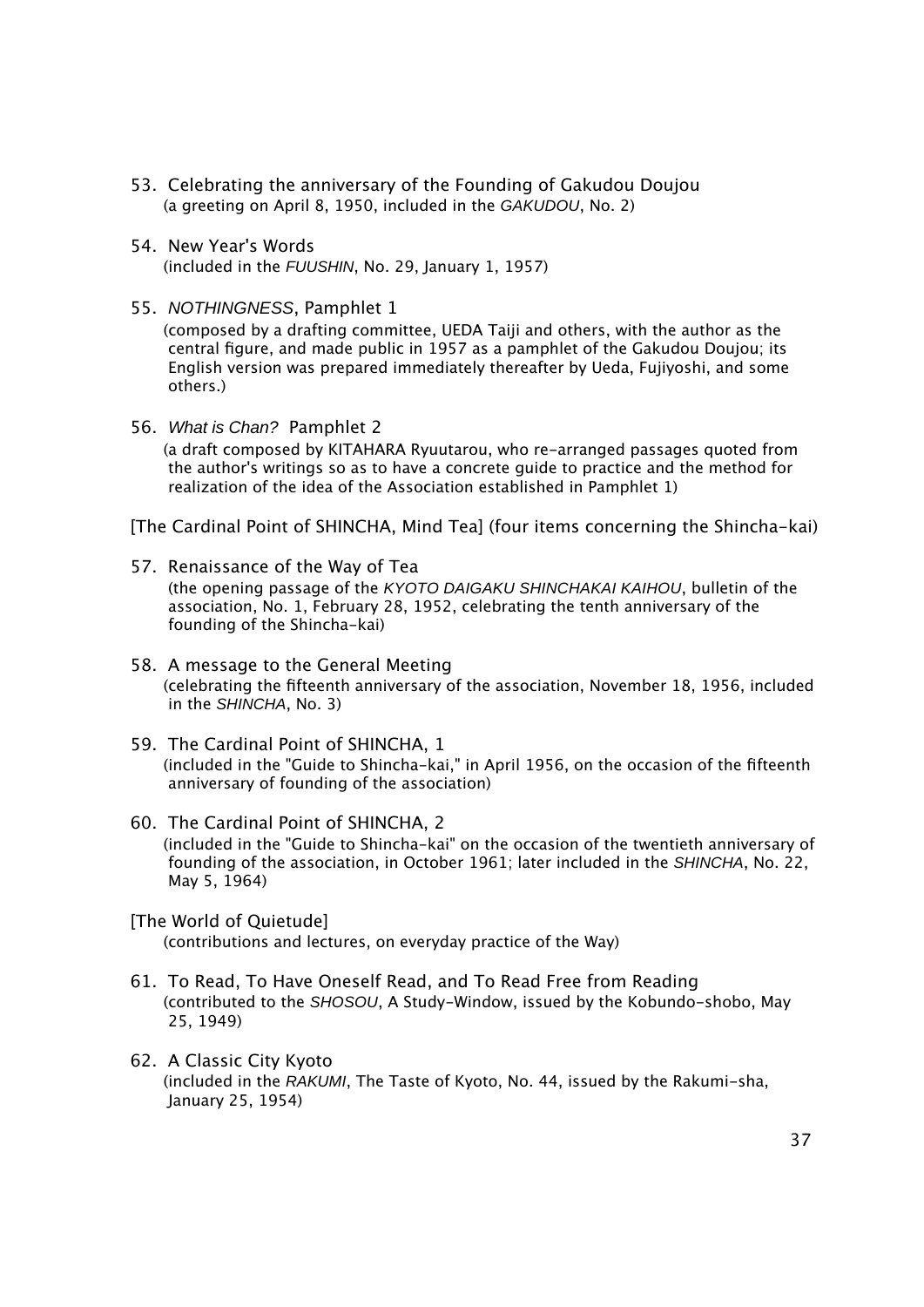53. Celebrating the anniversary of the Founding of Gakudou Doujou
    (a greeting on April 8, 1950, included in the *GAKUDOU*, No. 2)

54. New Year's Words
    (included in the *FUUSHIN*, No. 29, January 1, 1957)

55. *NOTHINGNESS*, Pamphlet 1
    (composed by a drafting committee, UEDA Taiji and others, with the author as the central figure, and made public in 1957 as a pamphlet of the Gakudou Doujou; its English version was prepared immediately thereafter by Ueda, Fujiyoshi, and some others.)

56. *What is Chan?* Pamphlet 2
    (a draft composed by KITAHARA Ryuutarou, who re-arranged passages quoted from the author's writings so as to have a concrete guide to practice and the method for realization of the idea of the Association established in Pamphlet 1)

[The Cardinal Point of SHINCHA, Mind Tea] (four items concerning the Shincha-kai)

57. Renaissance of the Way of Tea
    (the opening passage of the *KYOTO DAIGAKU SHINCHAKAI KAIHOU*, bulletin of the association, No. 1, February 28, 1952, celebrating the tenth anniversary of the founding of the Shincha-kai)

58. A message to the General Meeting
    (celebrating the fifteenth anniversary of the association, November 18, 1956, included in the *SHINCHA*, No. 3)

59. The Cardinal Point of SHINCHA, 1
    (included in the "Guide to Shincha-kai," in April 1956, on the occasion of the fifteenth anniversary of founding of the association)

60. The Cardinal Point of SHINCHA, 2
    (included in the "Guide to Shincha-kai" on the occasion of the twentieth anniversary of founding of the association, in October 1961; later included in the *SHINCHA*, No. 22, May 5, 1964)

[The World of Quietude]
    (contributions and lectures, on everyday practice of the Way)

61. To Read, To Have Oneself Read, and To Read Free from Reading
    (contributed to the *SHOSOU*, A Study-Window, issued by the Kobundo-shobo, May 25, 1949)

62. A Classic City Kyoto
    (included in the *RAKUMI*, The Taste of Kyoto, No. 44, issued by the Rakumi-sha, January 25, 1954)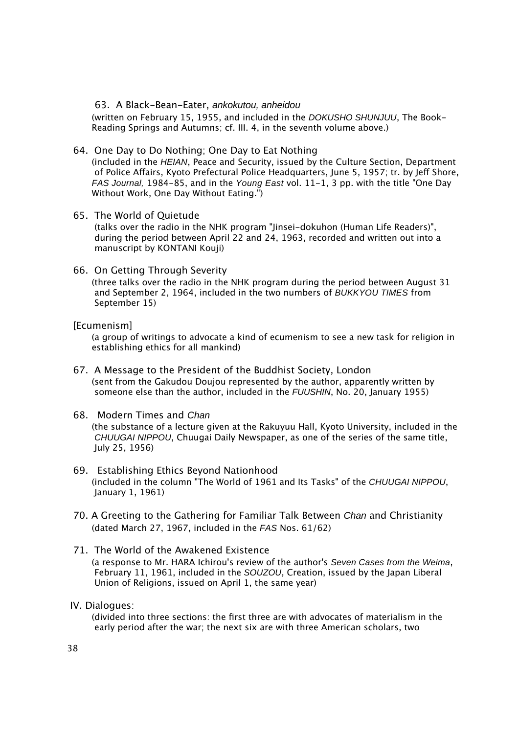63. A Black-Bean-Eater, *ankokutou, anheidou*

(written on February 15, 1955, and included in the *DOKUSHO SHUNJUU*, The Book-Reading Springs and Autumns; cf. III. 4, in the seventh volume above.)

64. One Day to Do Nothing; One Day to Eat Nothing

(included in the *HEIAN*, Peace and Security, issued by the Culture Section, Department of Police Affairs, Kyoto Prefectural Police Headquarters, June 5, 1957; tr. by Jeff Shore, *FAS Journal,* 1984-85, and in the *Young East* vol. 11-1, 3 pp. with the title "One Day Without Work, One Day Without Eating.")

65. The World of Quietude

(talks over the radio in the NHK program "Jinsei-dokuhon (Human Life Readers)", during the period between April 22 and 24, 1963, recorded and written out into a manuscript by KONTANI Kouji)

66. On Getting Through Severity

(three talks over the radio in the NHK program during the period between August 31 and September 2, 1964, included in the two numbers of *BUKKYOU TIMES* from September 15)

[Ecumenism]

(a group of writings to advocate a kind of ecumenism to see a new task for religion in establishing ethics for all mankind)

67. A Message to the President of the Buddhist Society, London

(sent from the Gakudou Doujou represented by the author, apparently written by someone else than the author, included in the *FUUSHIN*, No. 20, January 1955)

68. Modern Times and *Chan*

(the substance of a lecture given at the Rakuyuu Hall, Kyoto University, included in the *CHUUGAI NIPPOU*, Chuugai Daily Newspaper, as one of the series of the same title, July 25, 1956)

69. Establishing Ethics Beyond Nationhood

(included in the column "The World of 1961 and Its Tasks" of the *CHUUGAI NIPPOU*, January 1, 1961)

70. A Greeting to the Gathering for Familiar Talk Between *Chan* and Christianity

(dated March 27, 1967, included in the *FAS* Nos. 61/62)

71. The World of the Awakened Existence

(a response to Mr. HARA Ichirou's review of the author's *Seven Cases from the Weima*, February 11, 1961, included in the *SOUZOU*, Creation, issued by the Japan Liberal Union of Religions, issued on April 1, the same year)

IV. Dialogues:

(divided into three sections: the first three are with advocates of materialism in the early period after the war; the next six are with three American scholars, two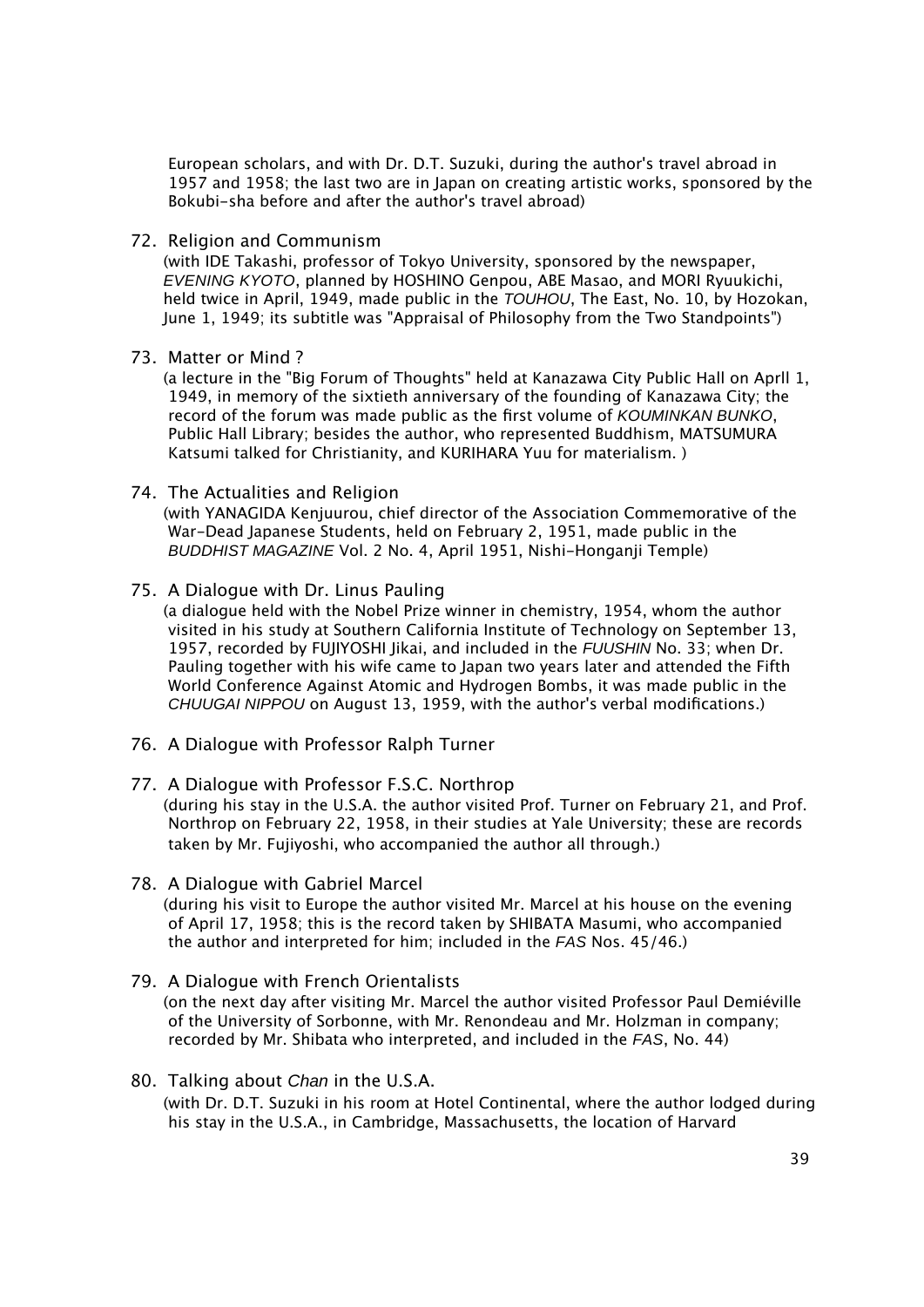European scholars, and with Dr. D.T. Suzuki, during the author's travel abroad in 1957 and 1958; the last two are in Japan on creating artistic works, sponsored by the Bokubi-sha before and after the author's travel abroad)

72. Religion and Communism
    (with IDE Takashi, professor of Tokyo University, sponsored by the newspaper, *EVENING KYOTO*, planned by HOSHINO Genpou, ABE Masao, and MORI Ryuukichi, held twice in April, 1949, made public in the *TOUHOU*, The East, No. 10, by Hozokan, June 1, 1949; its subtitle was "Appraisal of Philosophy from the Two Standpoints")

73. Matter or Mind ?
    (a lecture in the "Big Forum of Thoughts" held at Kanazawa City Public Hall on Aprll 1, 1949, in memory of the sixtieth anniversary of the founding of Kanazawa City; the record of the forum was made public as the first volume of *KOUMINKAN BUNKO*, Public Hall Library; besides the author, who represented Buddhism, MATSUMURA Katsumi talked for Christianity, and KURIHARA Yuu for materialism. )

74. The Actualities and Religion
    (with YANAGIDA Kenjuurou, chief director of the Association Commemorative of the War-Dead Japanese Students, held on February 2, 1951, made public in the *BUDDHIST MAGAZINE* Vol. 2 No. 4, April 1951, Nishi-Honganji Temple)

75. A Dialogue with Dr. Linus Pauling
    (a dialogue held with the Nobel Prize winner in chemistry, 1954, whom the author visited in his study at Southern California Institute of Technology on September 13, 1957, recorded by FUJIYOSHI Jikai, and included in the *FUUSHIN* No. 33; when Dr. Pauling together with his wife came to Japan two years later and attended the Fifth World Conference Against Atomic and Hydrogen Bombs, it was made public in the *CHUUGAI NIPPOU* on August 13, 1959, with the author's verbal modifications.)

76. A Dialogue with Professor Ralph Turner

77. A Dialogue with Professor F.S.C. Northrop
    (during his stay in the U.S.A. the author visited Prof. Turner on February 21, and Prof. Northrop on February 22, 1958, in their studies at Yale University; these are records taken by Mr. Fujiyoshi, who accompanied the author all through.)

78. A Dialogue with Gabriel Marcel
    (during his visit to Europe the author visited Mr. Marcel at his house on the evening of April 17, 1958; this is the record taken by SHIBATA Masumi, who accompanied the author and interpreted for him; included in the *FAS* Nos. 45/46.)

79. A Dialogue with French Orientalists
    (on the next day after visiting Mr. Marcel the author visited Professor Paul Demiéville of the University of Sorbonne, with Mr. Renondeau and Mr. Holzman in company; recorded by Mr. Shibata who interpreted, and included in the *FAS*, No. 44)

80. Talking about *Chan* in the U.S.A.
    (with Dr. D.T. Suzuki in his room at Hotel Continental, where the author lodged during his stay in the U.S.A., in Cambridge, Massachusetts, the location of Harvard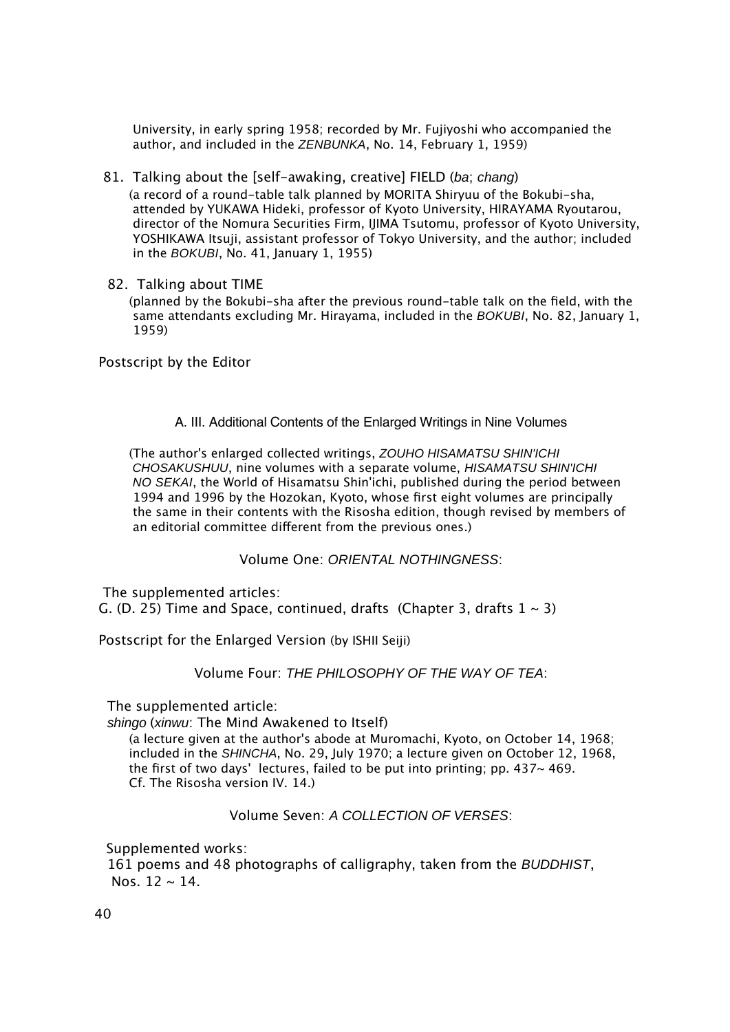University, in early spring 1958; recorded by Mr. Fujiyoshi who accompanied the author, and included in the *ZENBUNKA*, No. 14, February 1, 1959)

81. Talking about the [self-awaking, creative] FIELD (*ba*; *chang*)

(a record of a round-table talk planned by MORITA Shiryuu of the Bokubi-sha, attended by YUKAWA Hideki, professor of Kyoto University, HIRAYAMA Ryoutarou, director of the Nomura Securities Firm, IJIMA Tsutomu, professor of Kyoto University, YOSHIKAWA Itsuji, assistant professor of Tokyo University, and the author; included in the *BOKUBI*, No. 41, January 1, 1955)

82. Talking about TIME

(planned by the Bokubi-sha after the previous round-table talk on the field, with the same attendants excluding Mr. Hirayama, included in the *BOKUBI*, No. 82, January 1, 1959)

Postscript by the Editor

### A. III. Additional Contents of the Enlarged Writings in Nine Volumes

(The author's enlarged collected writings, *ZOUHO HISAMATSU SHIN'ICHI CHOSAKUSHUU*, nine volumes with a separate volume, *HISAMATSU SHIN'ICHI NO SEKAI*, the World of Hisamatsu Shin'ichi, published during the period between 1994 and 1996 by the Hozokan, Kyoto, whose first eight volumes are principally the same in their contents with the Risosha edition, though revised by members of an editorial committee different from the previous ones.)

#### Volume One: *ORIENTAL NOTHINGNESS*:

The supplemented articles:

G. (D. 25) Time and Space, continued, drafts (Chapter 3, drafts 1 ~ 3)

Postscript for the Enlarged Version (by ISHII Seiji)

#### Volume Four: *THE PHILOSOPHY OF THE WAY OF TEA*:

The supplemented article:

*shingo* (*xinwu*: The Mind Awakened to Itself)

(a lecture given at the author's abode at Muromachi, Kyoto, on October 14, 1968; included in the *SHINCHA*, No. 29, July 1970; a lecture given on October 12, 1968, the first of two days' lectures, failed to be put into printing; pp. 437~ 469. Cf. The Risosha version IV. 14.)

#### Volume Seven: *A COLLECTION OF VERSES*:

Supplemented works:

161 poems and 48 photographs of calligraphy, taken from the *BUDDHIST*, Nos. 12 ~ 14.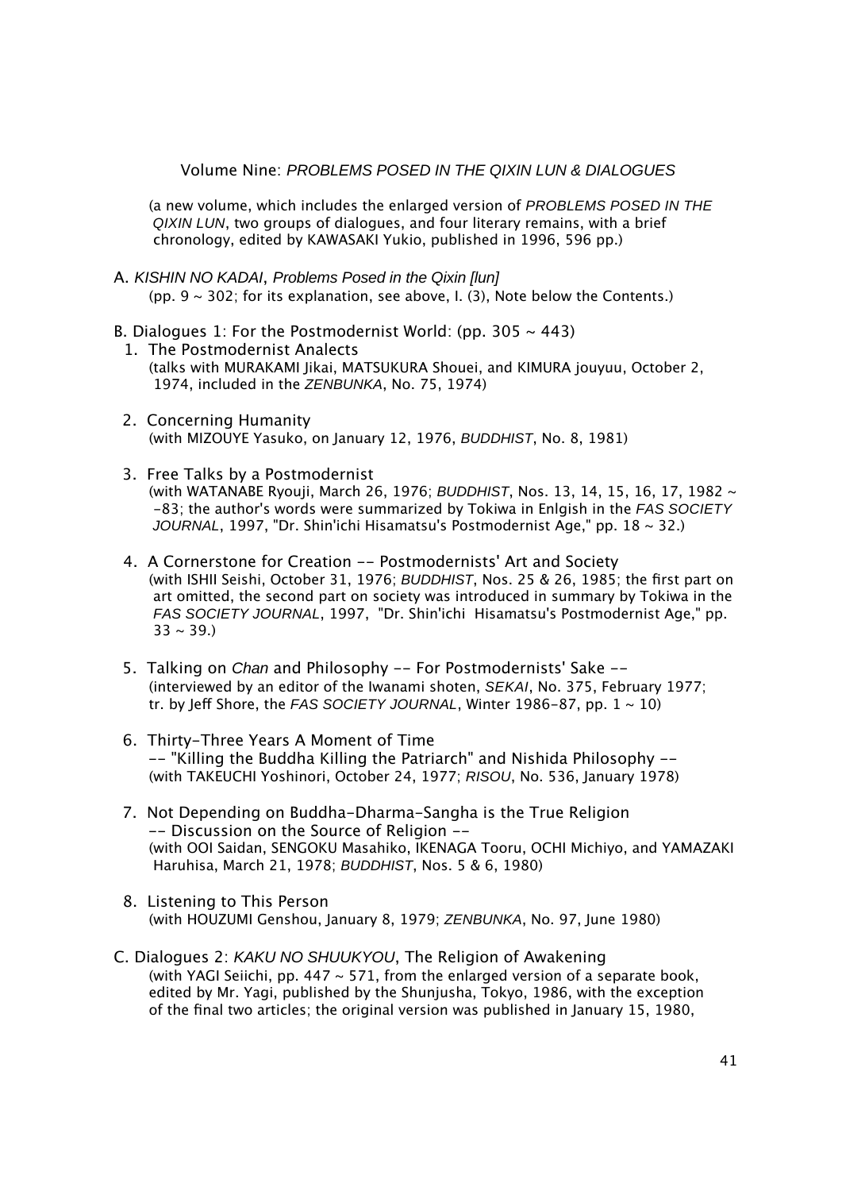Volume Nine: *PROBLEMS POSED IN THE QIXIN LUN & DIALOGUES*

(a new volume, which includes the enlarged version of *PROBLEMS POSED IN THE QIXIN LUN*, two groups of dialogues, and four literary remains, with a brief chronology, edited by KAWASAKI Yukio, published in 1996, 596 pp.)

A. *KISHIN NO KADAI*, *Problems Posed in the Qixin [lun]*
(pp. 9 ~ 302; for its explanation, see above, I. (3), Note below the Contents.)

B. Dialogues 1: For the Postmodernist World: (pp. 305 ~ 443)

1. The Postmodernist Analects
(talks with MURAKAMI Jikai, MATSUKURA Shouei, and KIMURA jouyuu, October 2, 1974, included in the *ZENBUNKA*, No. 75, 1974)

2. Concerning Humanity
(with MIZOUYE Yasuko, on January 12, 1976, *BUDDHIST*, No. 8, 1981)

3. Free Talks by a Postmodernist
(with WATANABE Ryouji, March 26, 1976; *BUDDHIST*, Nos. 13, 14, 15, 16, 17, 1982 ~ -83; the author's words were summarized by Tokiwa in Enlgish in the *FAS SOCIETY JOURNAL*, 1997, "Dr. Shin'ichi Hisamatsu's Postmodernist Age," pp. 18 ~ 32.)

4. A Cornerstone for Creation -- Postmodernists' Art and Society
(with ISHII Seishi, October 31, 1976; *BUDDHIST*, Nos. 25 & 26, 1985; the first part on art omitted, the second part on society was introduced in summary by Tokiwa in the *FAS SOCIETY JOURNAL*, 1997, "Dr. Shin'ichi Hisamatsu's Postmodernist Age," pp. 33 ~ 39.)

5. Talking on *Chan* and Philosophy -- For Postmodernists' Sake --
(interviewed by an editor of the Iwanami shoten, *SEKAI*, No. 375, February 1977; tr. by Jeff Shore, the *FAS SOCIETY JOURNAL*, Winter 1986-87, pp. 1 ~ 10)

6. Thirty-Three Years A Moment of Time
-- "Killing the Buddha Killing the Patriarch" and Nishida Philosophy --
(with TAKEUCHI Yoshinori, October 24, 1977; *RISOU*, No. 536, January 1978)

7. Not Depending on Buddha-Dharma-Sangha is the True Religion
-- Discussion on the Source of Religion --
(with OOI Saidan, SENGOKU Masahiko, IKENAGA Tooru, OCHI Michiyo, and YAMAZAKI Haruhisa, March 21, 1978; *BUDDHIST*, Nos. 5 & 6, 1980)

8. Listening to This Person
(with HOUZUMI Genshou, January 8, 1979; *ZENBUNKA*, No. 97, June 1980)

C. Dialogues 2: *KAKU NO SHUUKYOU*, The Religion of Awakening
(with YAGI Seiichi, pp. 447 ~ 571, from the enlarged version of a separate book, edited by Mr. Yagi, published by the Shunjusha, Tokyo, 1986, with the exception of the final two articles; the original version was published in January 15, 1980,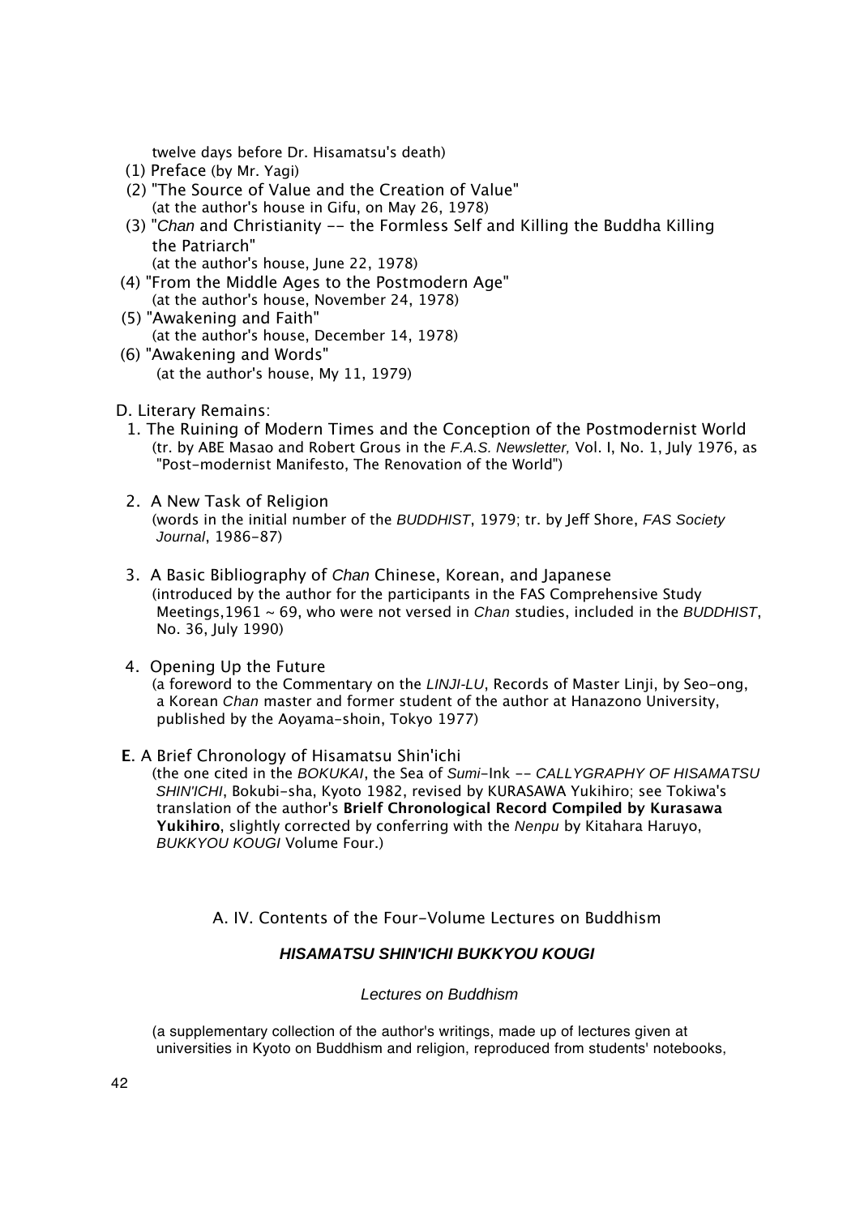twelve days before Dr. Hisamatsu's death)

(1) Preface (by Mr. Yagi)

(2) "The Source of Value and the Creation of Value"
(at the author's house in Gifu, on May 26, 1978)

(3) "*Chan* and Christianity -- the Formless Self and Killing the Buddha Killing the Patriarch"
(at the author's house, June 22, 1978)

(4) "From the Middle Ages to the Postmodern Age"
(at the author's house, November 24, 1978)

(5) "Awakening and Faith"
(at the author's house, December 14, 1978)

(6) "Awakening and Words"
(at the author's house, My 11, 1979)

D. Literary Remains:

1. The Ruining of Modern Times and the Conception of the Postmodernist World
(tr. by ABE Masao and Robert Grous in the *F.A.S. Newsletter,* Vol. I, No. 1, July 1976, as "Post-modernist Manifesto, The Renovation of the World")

2. A New Task of Religion
(words in the initial number of the *BUDDHIST*, 1979; tr. by Jeff Shore, *FAS Society Journal*, 1986-87)

3. A Basic Bibliography of *Chan* Chinese, Korean, and Japanese
(introduced by the author for the participants in the FAS Comprehensive Study Meetings,1961 ~ 69, who were not versed in *Chan* studies, included in the *BUDDHIST*, No. 36, July 1990)

4. Opening Up the Future
(a foreword to the Commentary on the *LINJI-LU*, Records of Master Linji, by Seo-ong, a Korean *Chan* master and former student of the author at Hanazono University, published by the Aoyama-shoin, Tokyo 1977)

**E**. A Brief Chronology of Hisamatsu Shin'ichi
(the one cited in the *BOKUKAI*, the Sea of *Sumi*-Ink -- *CALLYGRAPHY OF HISAMATSU SHIN'ICHI*, Bokubi-sha, Kyoto 1982, revised by KURASAWA Yukihiro; see Tokiwa's translation of the author's **Brielf Chronological Record Compiled by Kurasawa Yukihiro**, slightly corrected by conferring with the *Nenpu* by Kitahara Haruyo, *BUKKYOU KOUGI* Volume Four.)

## A. IV. Contents of the Four-Volume Lectures on Buddhism

### ***HISAMATSU SHIN'ICHI BUKKYOU KOUGI***

*Lectures on Buddhism*

(a supplementary collection of the author's writings, made up of lectures given at universities in Kyoto on Buddhism and religion, reproduced from students' notebooks,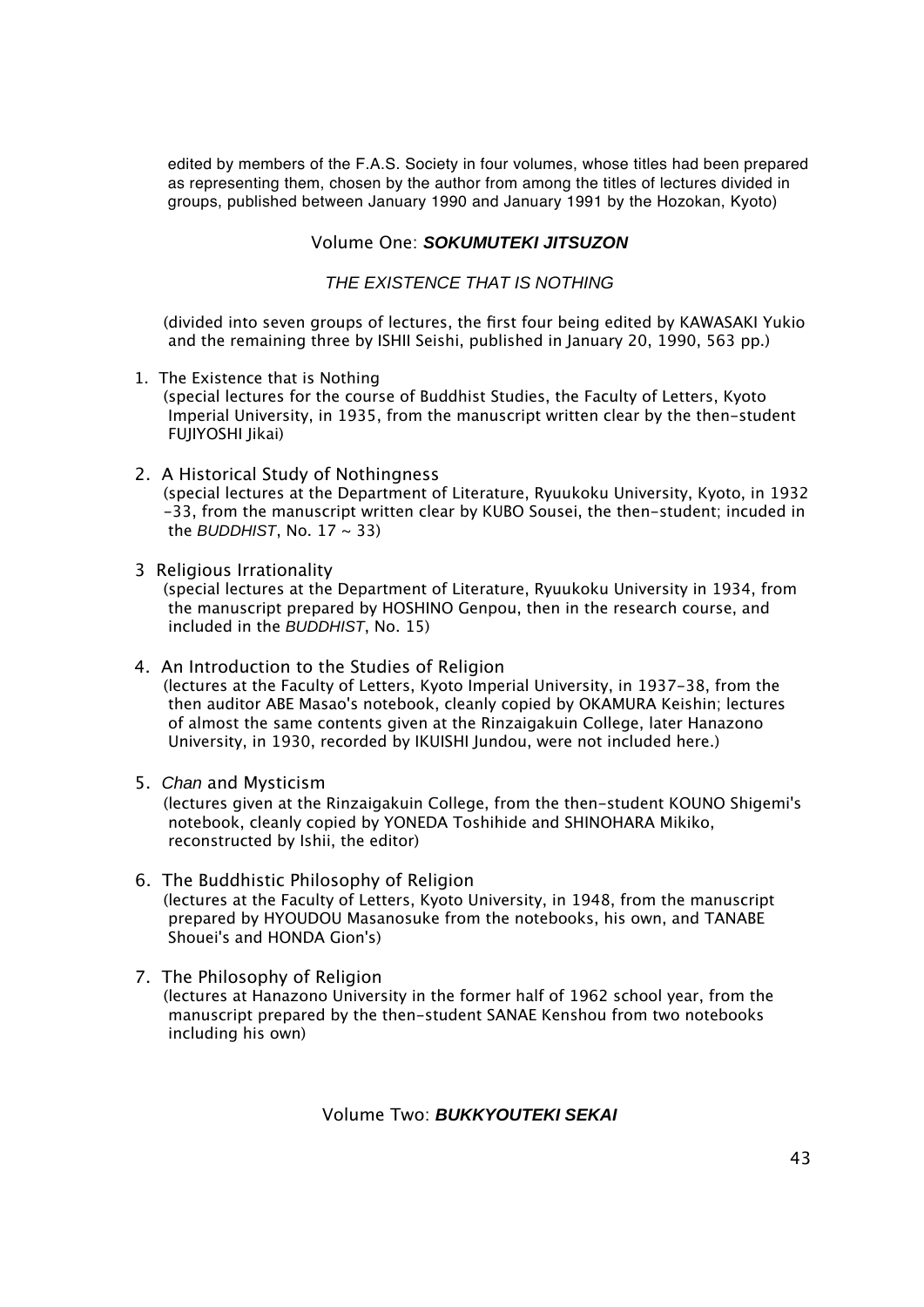edited by members of the F.A.S. Society in four volumes, whose titles had been prepared as representing them, chosen by the author from among the titles of lectures divided in groups, published between January 1990 and January 1991 by the Hozokan, Kyoto)

## Volume One: ***SOKUMUTEKI JITSUZON***

*THE EXISTENCE THAT IS NOTHING*

(divided into seven groups of lectures, the first four being edited by KAWASAKI Yukio and the remaining three by ISHII Seishi, published in January 20, 1990, 563 pp.)

1. The Existence that is Nothing
   (special lectures for the course of Buddhist Studies, the Faculty of Letters, Kyoto Imperial University, in 1935, from the manuscript written clear by the then-student FUJIYOSHI Jikai)

2. A Historical Study of Nothingness
   (special lectures at the Department of Literature, Ryuukoku University, Kyoto, in 1932-33, from the manuscript written clear by KUBO Sousei, the then-student; incuded in the *BUDDHIST*, No. 17 ~ 33)

3. Religious Irrationality
   (special lectures at the Department of Literature, Ryuukoku University in 1934, from the manuscript prepared by HOSHINO Genpou, then in the research course, and included in the *BUDDHIST*, No. 15)

4. An Introduction to the Studies of Religion
   (lectures at the Faculty of Letters, Kyoto Imperial University, in 1937-38, from the then auditor ABE Masao's notebook, cleanly copied by OKAMURA Keishin; lectures of almost the same contents given at the Rinzaigakuin College, later Hanazono University, in 1930, recorded by IKUISHI Jundou, were not included here.)

5. *Chan* and Mysticism
   (lectures given at the Rinzaigakuin College, from the then-student KOUNO Shigemi's notebook, cleanly copied by YONEDA Toshihide and SHINOHARA Mikiko, reconstructed by Ishii, the editor)

6. The Buddhistic Philosophy of Religion
   (lectures at the Faculty of Letters, Kyoto University, in 1948, from the manuscript prepared by HYOUDOU Masanosuke from the notebooks, his own, and TANABE Shouei's and HONDA Gion's)

7. The Philosophy of Religion
   (lectures at Hanazono University in the former half of 1962 school year, from the manuscript prepared by the then-student SANAE Kenshou from two notebooks including his own)

## Volume Two: ***BUKKYOUTEKI SEKAI***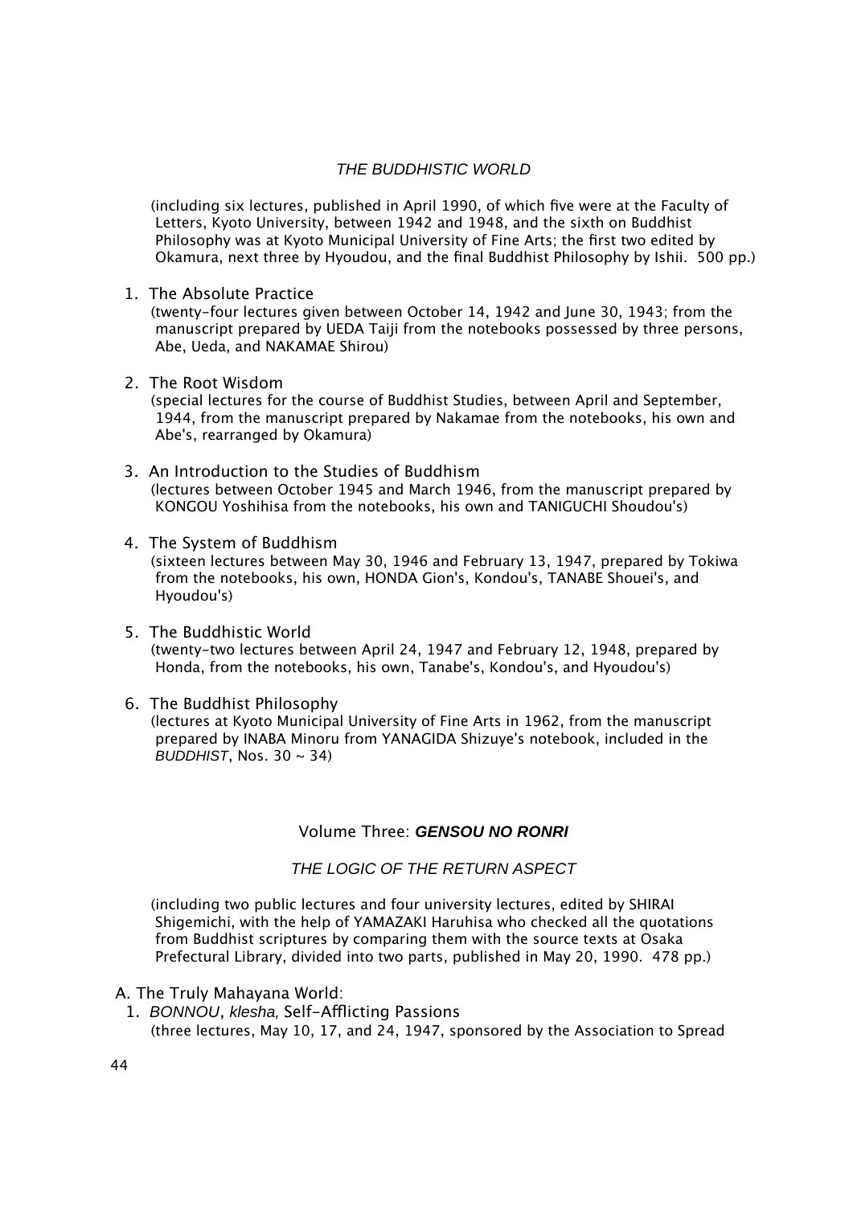*THE BUDDHISTIC WORLD*

(including six lectures, published in April 1990, of which five were at the Faculty of Letters, Kyoto University, between 1942 and 1948, and the sixth on Buddhist Philosophy was at Kyoto Municipal University of Fine Arts; the first two edited by Okamura, next three by Hyoudou, and the final Buddhist Philosophy by Ishii. 500 pp.)

1. The Absolute Practice
   (twenty-four lectures given between October 14, 1942 and June 30, 1943; from the manuscript prepared by UEDA Taiji from the notebooks possessed by three persons, Abe, Ueda, and NAKAMAE Shirou)

2. The Root Wisdom
   (special lectures for the course of Buddhist Studies, between April and September, 1944, from the manuscript prepared by Nakamae from the notebooks, his own and Abe's, rearranged by Okamura)

3. An Introduction to the Studies of Buddhism
   (lectures between October 1945 and March 1946, from the manuscript prepared by KONGOU Yoshihisa from the notebooks, his own and TANIGUCHI Shoudou's)

4. The System of Buddhism
   (sixteen lectures between May 30, 1946 and February 13, 1947, prepared by Tokiwa from the notebooks, his own, HONDA Gion's, Kondou's, TANABE Shouei's, and Hyoudou's)

5. The Buddhistic World
   (twenty-two lectures between April 24, 1947 and February 12, 1948, prepared by Honda, from the notebooks, his own, Tanabe's, Kondou's, and Hyoudou's)

6. The Buddhist Philosophy
   (lectures at Kyoto Municipal University of Fine Arts in 1962, from the manuscript prepared by INABA Minoru from YANAGIDA Shizuye's notebook, included in the *BUDDHIST*, Nos. 30 ~ 34)

## Volume Three: ***GENSOU NO RONRI***

*THE LOGIC OF THE RETURN ASPECT*

(including two public lectures and four university lectures, edited by SHIRAI Shigemichi, with the help of YAMAZAKI Haruhisa who checked all the quotations from Buddhist scriptures by comparing them with the source texts at Osaka Prefectural Library, divided into two parts, published in May 20, 1990. 478 pp.)

A. The Truly Mahayana World:

1. *BONNOU*, *klesha,* Self-Afflicting Passions
   (three lectures, May 10, 17, and 24, 1947, sponsored by the Association to Spread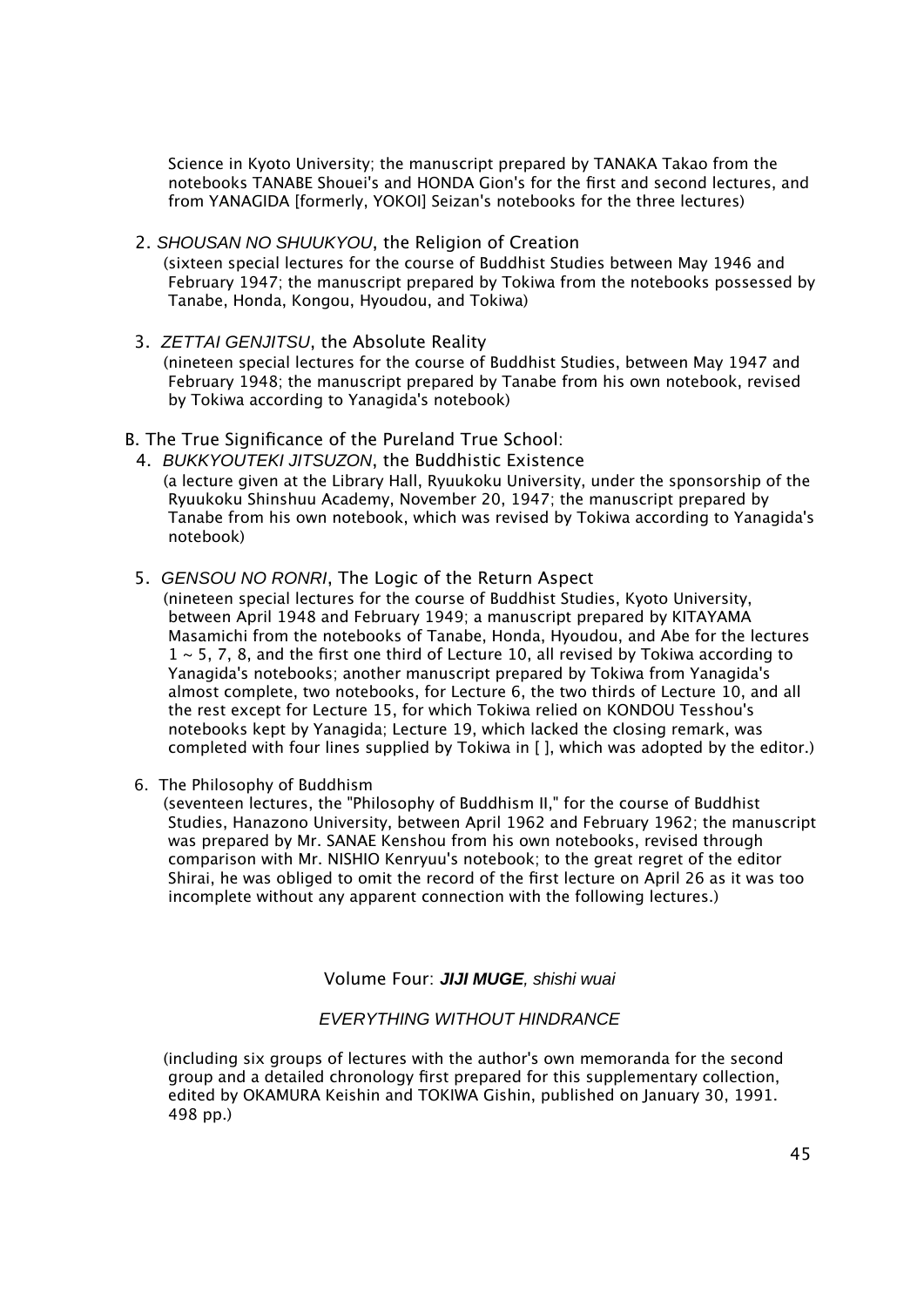Science in Kyoto University; the manuscript prepared by TANAKA Takao from the notebooks TANABE Shouei's and HONDA Gion's for the first and second lectures, and from YANAGIDA [formerly, YOKOI] Seizan's notebooks for the three lectures)

2. *SHOUSAN NO SHUUKYOU*, the Religion of Creation
   (sixteen special lectures for the course of Buddhist Studies between May 1946 and February 1947; the manuscript prepared by Tokiwa from the notebooks possessed by Tanabe, Honda, Kongou, Hyoudou, and Tokiwa)

3. *ZETTAI GENJITSU*, the Absolute Reality
   (nineteen special lectures for the course of Buddhist Studies, between May 1947 and February 1948; the manuscript prepared by Tanabe from his own notebook, revised by Tokiwa according to Yanagida's notebook)

B. The True Significance of the Pureland True School:

4. *BUKKYOUTEKI JITSUZON*, the Buddhistic Existence
   (a lecture given at the Library Hall, Ryuukoku University, under the sponsorship of the Ryuukoku Shinshuu Academy, November 20, 1947; the manuscript prepared by Tanabe from his own notebook, which was revised by Tokiwa according to Yanagida's notebook)

5. *GENSOU NO RONRI*, The Logic of the Return Aspect
   (nineteen special lectures for the course of Buddhist Studies, Kyoto University, between April 1948 and February 1949; a manuscript prepared by KITAYAMA Masamichi from the notebooks of Tanabe, Honda, Hyoudou, and Abe for the lectures 1 ~ 5, 7, 8, and the first one third of Lecture 10, all revised by Tokiwa according to Yanagida's notebooks; another manuscript prepared by Tokiwa from Yanagida's almost complete, two notebooks, for Lecture 6, the two thirds of Lecture 10, and all the rest except for Lecture 15, for which Tokiwa relied on KONDOU Tesshou's notebooks kept by Yanagida; Lecture 19, which lacked the closing remark, was completed with four lines supplied by Tokiwa in [ ], which was adopted by the editor.)

6. The Philosophy of Buddhism
   (seventeen lectures, the "Philosophy of Buddhism II," for the course of Buddhist Studies, Hanazono University, between April 1962 and February 1962; the manuscript was prepared by Mr. SANAE Kenshou from his own notebooks, revised through comparison with Mr. NISHIO Kenryuu's notebook; to the great regret of the editor Shirai, he was obliged to omit the record of the first lecture on April 26 as it was too incomplete without any apparent connection with the following lectures.)

## Volume Four: ***JIJI MUGE**, shishi wuai*

### *EVERYTHING WITHOUT HINDRANCE*

(including six groups of lectures with the author's own memoranda for the second group and a detailed chronology first prepared for this supplementary collection, edited by OKAMURA Keishin and TOKIWA Gishin, published on January 30, 1991. 498 pp.)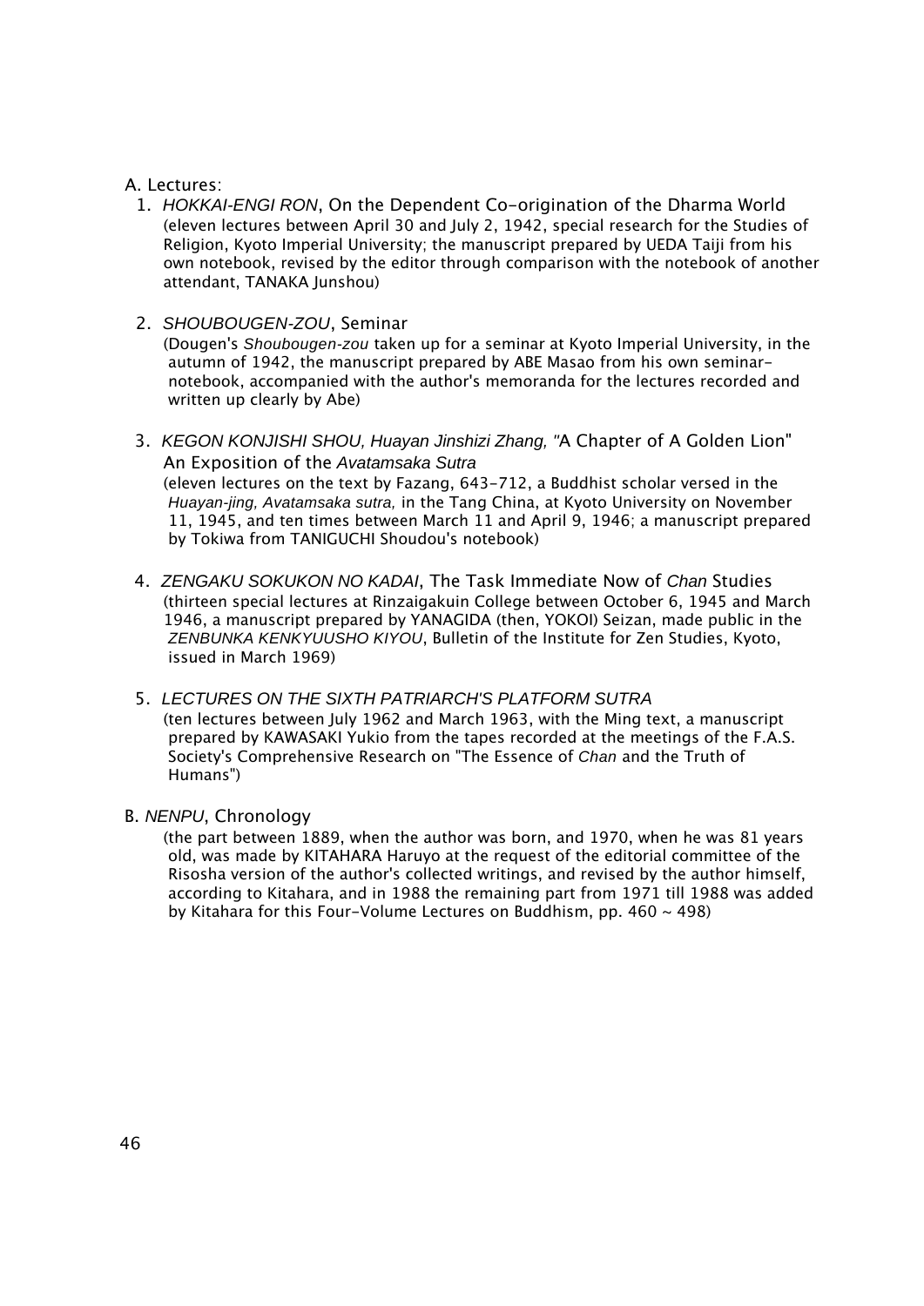A. Lectures:

1. *HOKKAI-ENGI RON*, On the Dependent Co-origination of the Dharma World
   (eleven lectures between April 30 and July 2, 1942, special research for the Studies of Religion, Kyoto Imperial University; the manuscript prepared by UEDA Taiji from his own notebook, revised by the editor through comparison with the notebook of another attendant, TANAKA Junshou)

2. *SHOUBOUGEN-ZOU*, Seminar
   (Dougen's *Shoubougen-zou* taken up for a seminar at Kyoto Imperial University, in the autumn of 1942, the manuscript prepared by ABE Masao from his own seminar-notebook, accompanied with the author's memoranda for the lectures recorded and written up clearly by Abe)

3. *KEGON KONJISHI SHOU, Huayan Jinshizi Zhang,* "A Chapter of A Golden Lion" An Exposition of the *Avatamsaka Sutra*
   (eleven lectures on the text by Fazang, 643-712, a Buddhist scholar versed in the *Huayan-jing, Avatamsaka sutra,* in the Tang China, at Kyoto University on November 11, 1945, and ten times between March 11 and April 9, 1946; a manuscript prepared by Tokiwa from TANIGUCHI Shoudou's notebook)

4. *ZENGAKU SOKUKON NO KADAI*, The Task Immediate Now of *Chan* Studies
   (thirteen special lectures at Rinzaigakuin College between October 6, 1945 and March 1946, a manuscript prepared by YANAGIDA (then, YOKOI) Seizan, made public in the *ZENBUNKA KENKYUUSHO KIYOU*, Bulletin of the Institute for Zen Studies, Kyoto, issued in March 1969)

5. *LECTURES ON THE SIXTH PATRIARCH'S PLATFORM SUTRA*
   (ten lectures between July 1962 and March 1963, with the Ming text, a manuscript prepared by KAWASAKI Yukio from the tapes recorded at the meetings of the F.A.S. Society's Comprehensive Research on "The Essence of *Chan* and the Truth of Humans")

B. *NENPU*, Chronology

(the part between 1889, when the author was born, and 1970, when he was 81 years old, was made by KITAHARA Haruyo at the request of the editorial committee of the Risosha version of the author's collected writings, and revised by the author himself, according to Kitahara, and in 1988 the remaining part from 1971 till 1988 was added by Kitahara for this Four-Volume Lectures on Buddhism, pp. 460 ~ 498)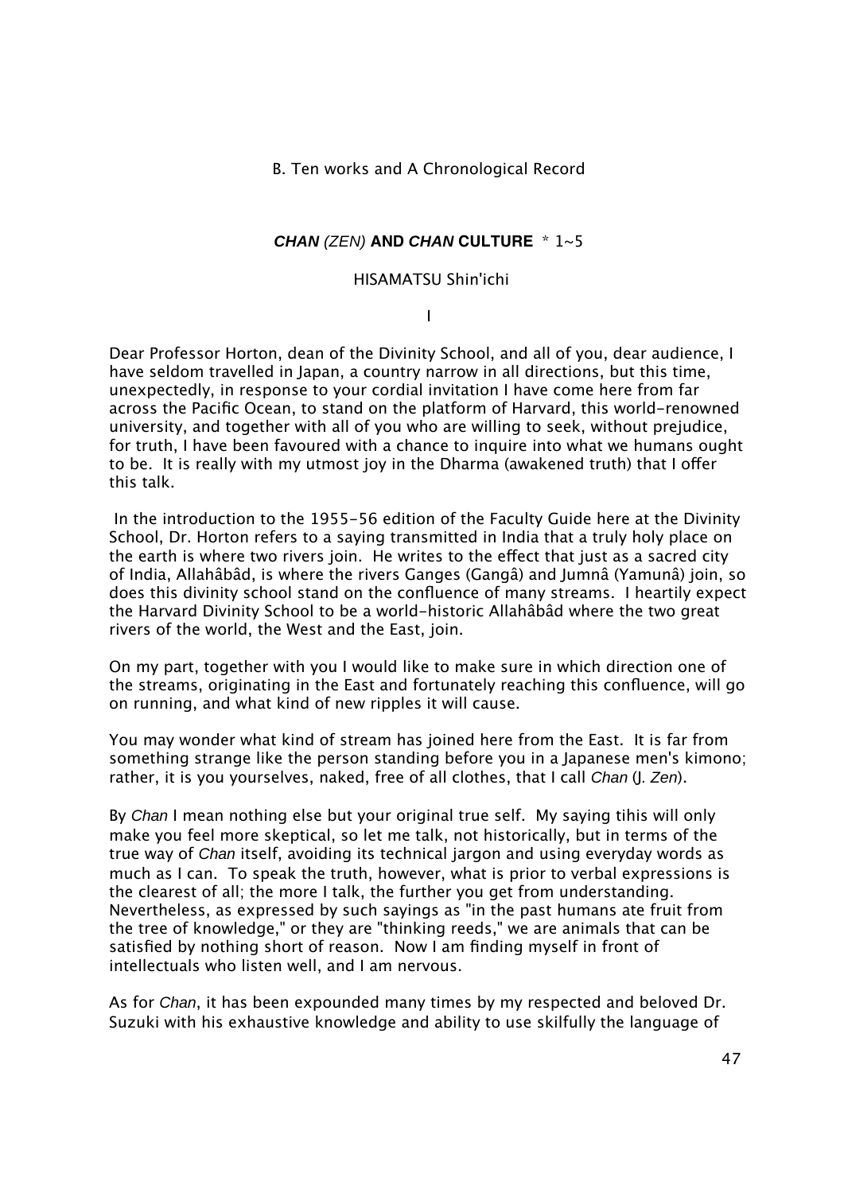B. Ten works and A Chronological Record

## *CHAN (ZEN)* AND *CHAN* CULTURE * 1~5

HISAMATSU Shin'ichi

I

Dear Professor Horton, dean of the Divinity School, and all of you, dear audience, I have seldom travelled in Japan, a country narrow in all directions, but this time, unexpectedly, in response to your cordial invitation I have come here from far across the Pacific Ocean, to stand on the platform of Harvard, this world-renowned university, and together with all of you who are willing to seek, without prejudice, for truth, I have been favoured with a chance to inquire into what we humans ought to be. It is really with my utmost joy in the Dharma (awakened truth) that I offer this talk.

In the introduction to the 1955-56 edition of the Faculty Guide here at the Divinity School, Dr. Horton refers to a saying transmitted in India that a truly holy place on the earth is where two rivers join. He writes to the effect that just as a sacred city of India, Allahâbâd, is where the rivers Ganges (Gangâ) and Jumnâ (Yamunâ) join, so does this divinity school stand on the confluence of many streams. I heartily expect the Harvard Divinity School to be a world-historic Allahâbâd where the two great rivers of the world, the West and the East, join.

On my part, together with you I would like to make sure in which direction one of the streams, originating in the East and fortunately reaching this confluence, will go on running, and what kind of new ripples it will cause.

You may wonder what kind of stream has joined here from the East. It is far from something strange like the person standing before you in a Japanese men's kimono; rather, it is you yourselves, naked, free of all clothes, that I call *Chan* (J. *Zen*).

By *Chan* I mean nothing else but your original true self. My saying tihis will only make you feel more skeptical, so let me talk, not historically, but in terms of the true way of *Chan* itself, avoiding its technical jargon and using everyday words as much as I can. To speak the truth, however, what is prior to verbal expressions is the clearest of all; the more I talk, the further you get from understanding. Nevertheless, as expressed by such sayings as "in the past humans ate fruit from the tree of knowledge," or they are "thinking reeds," we are animals that can be satisfied by nothing short of reason. Now I am finding myself in front of intellectuals who listen well, and I am nervous.

As for *Chan*, it has been expounded many times by my respected and beloved Dr. Suzuki with his exhaustive knowledge and ability to use skilfully the language of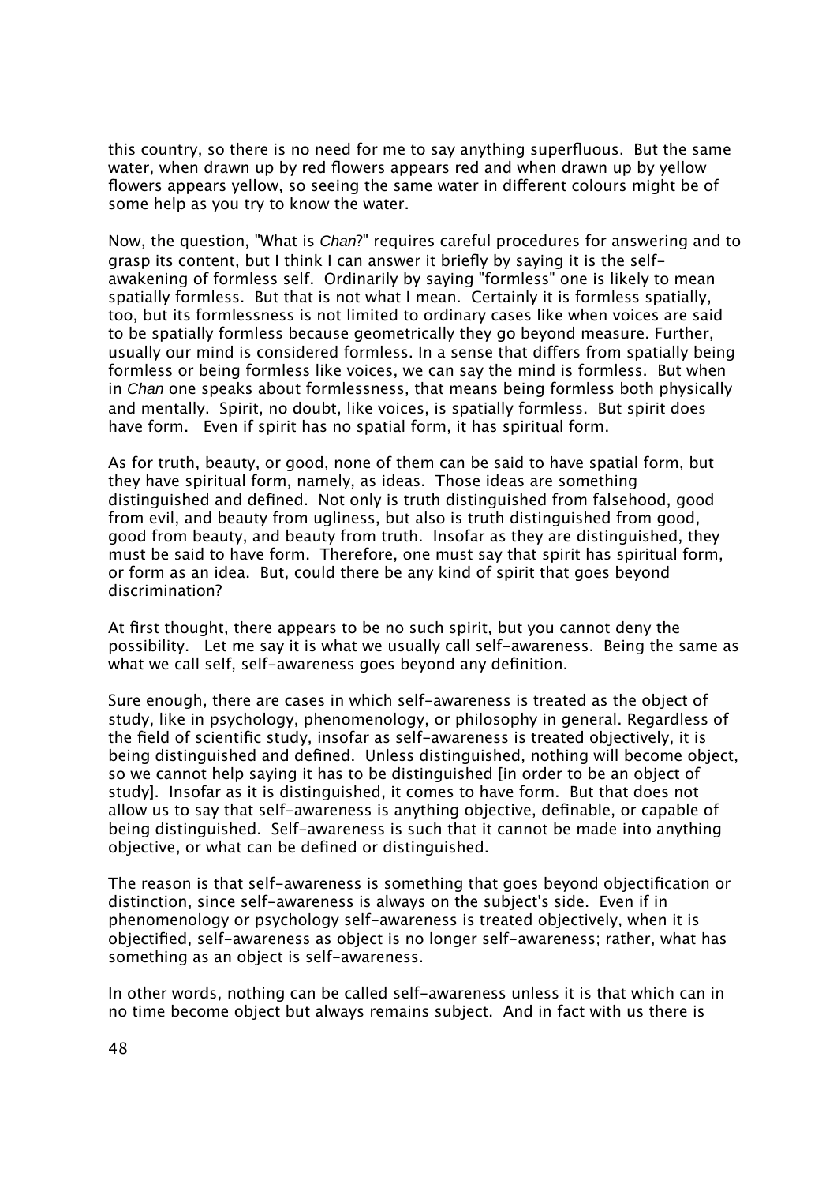this country, so there is no need for me to say anything superfluous. But the same water, when drawn up by red flowers appears red and when drawn up by yellow flowers appears yellow, so seeing the same water in different colours might be of some help as you try to know the water.

Now, the question, "What is *Chan*?" requires careful procedures for answering and to grasp its content, but I think I can answer it briefly by saying it is the self-awakening of formless self. Ordinarily by saying "formless" one is likely to mean spatially formless. But that is not what I mean. Certainly it is formless spatially, too, but its formlessness is not limited to ordinary cases like when voices are said to be spatially formless because geometrically they go beyond measure. Further, usually our mind is considered formless. In a sense that differs from spatially being formless or being formless like voices, we can say the mind is formless. But when in *Chan* one speaks about formlessness, that means being formless both physically and mentally. Spirit, no doubt, like voices, is spatially formless. But spirit does have form. Even if spirit has no spatial form, it has spiritual form.

As for truth, beauty, or good, none of them can be said to have spatial form, but they have spiritual form, namely, as ideas. Those ideas are something distinguished and defined. Not only is truth distinguished from falsehood, good from evil, and beauty from ugliness, but also is truth distinguished from good, good from beauty, and beauty from truth. Insofar as they are distinguished, they must be said to have form. Therefore, one must say that spirit has spiritual form, or form as an idea. But, could there be any kind of spirit that goes beyond discrimination?

At first thought, there appears to be no such spirit, but you cannot deny the possibility. Let me say it is what we usually call self-awareness. Being the same as what we call self, self-awareness goes beyond any definition.

Sure enough, there are cases in which self-awareness is treated as the object of study, like in psychology, phenomenology, or philosophy in general. Regardless of the field of scientific study, insofar as self-awareness is treated objectively, it is being distinguished and defined. Unless distinguished, nothing will become object, so we cannot help saying it has to be distinguished [in order to be an object of study]. Insofar as it is distinguished, it comes to have form. But that does not allow us to say that self-awareness is anything objective, definable, or capable of being distinguished. Self-awareness is such that it cannot be made into anything objective, or what can be defined or distinguished.

The reason is that self-awareness is something that goes beyond objectification or distinction, since self-awareness is always on the subject's side. Even if in phenomenology or psychology self-awareness is treated objectively, when it is objectified, self-awareness as object is no longer self-awareness; rather, what has something as an object is self-awareness.

In other words, nothing can be called self-awareness unless it is that which can in no time become object but always remains subject. And in fact with us there is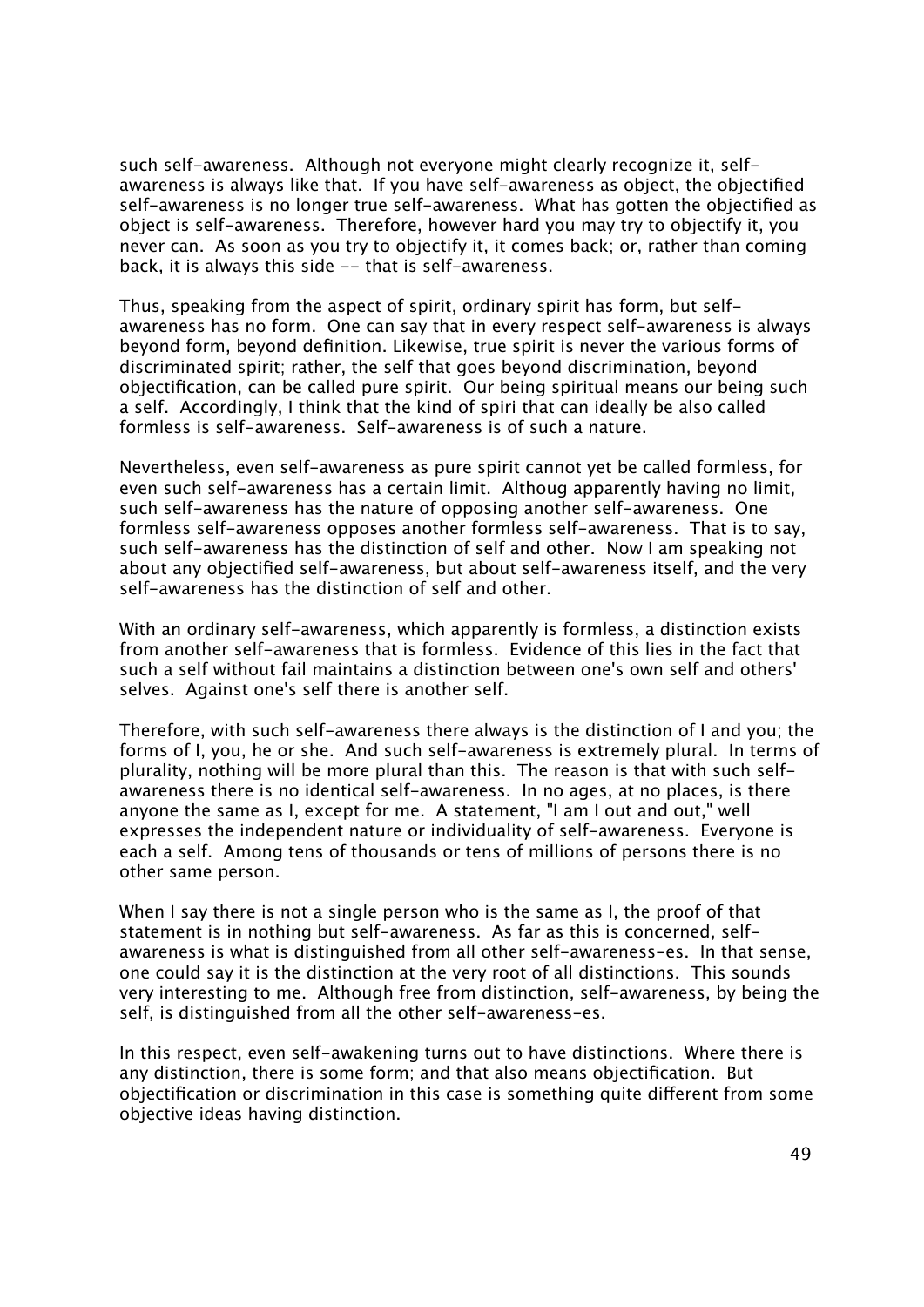such self-awareness. Although not everyone might clearly recognize it, self-awareness is always like that. If you have self-awareness as object, the objectified self-awareness is no longer true self-awareness. What has gotten the objectified as object is self-awareness. Therefore, however hard you may try to objectify it, you never can. As soon as you try to objectify it, it comes back; or, rather than coming back, it is always this side -- that is self-awareness.

Thus, speaking from the aspect of spirit, ordinary spirit has form, but self-awareness has no form. One can say that in every respect self-awareness is always beyond form, beyond definition. Likewise, true spirit is never the various forms of discriminated spirit; rather, the self that goes beyond discrimination, beyond objectification, can be called pure spirit. Our being spiritual means our being such a self. Accordingly, I think that the kind of spiri that can ideally be also called formless is self-awareness. Self-awareness is of such a nature.

Nevertheless, even self-awareness as pure spirit cannot yet be called formless, for even such self-awareness has a certain limit. Althoug apparently having no limit, such self-awareness has the nature of opposing another self-awareness. One formless self-awareness opposes another formless self-awareness. That is to say, such self-awareness has the distinction of self and other. Now I am speaking not about any objectified self-awareness, but about self-awareness itself, and the very self-awareness has the distinction of self and other.

With an ordinary self-awareness, which apparently is formless, a distinction exists from another self-awareness that is formless. Evidence of this lies in the fact that such a self without fail maintains a distinction between one's own self and others' selves. Against one's self there is another self.

Therefore, with such self-awareness there always is the distinction of I and you; the forms of I, you, he or she. And such self-awareness is extremely plural. In terms of plurality, nothing will be more plural than this. The reason is that with such self-awareness there is no identical self-awareness. In no ages, at no places, is there anyone the same as I, except for me. A statement, "I am I out and out," well expresses the independent nature or individuality of self-awareness. Everyone is each a self. Among tens of thousands or tens of millions of persons there is no other same person.

When I say there is not a single person who is the same as I, the proof of that statement is in nothing but self-awareness. As far as this is concerned, self-awareness is what is distinguished from all other self-awareness-es. In that sense, one could say it is the distinction at the very root of all distinctions. This sounds very interesting to me. Although free from distinction, self-awareness, by being the self, is distinguished from all the other self-awareness-es.

In this respect, even self-awakening turns out to have distinctions. Where there is any distinction, there is some form; and that also means objectification. But objectification or discrimination in this case is something quite different from some objective ideas having distinction.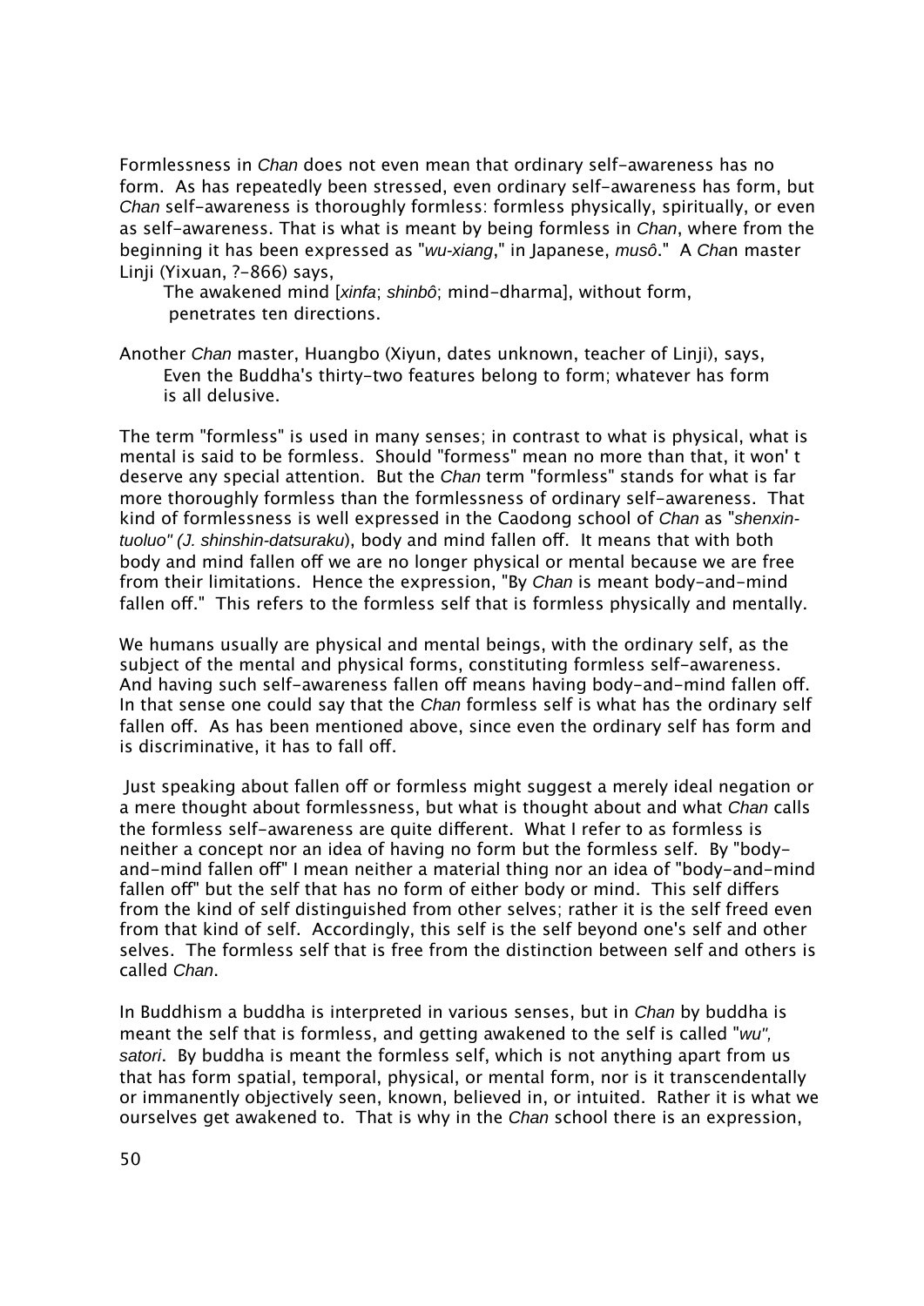Formlessness in *Chan* does not even mean that ordinary self-awareness has no form. As has repeatedly been stressed, even ordinary self-awareness has form, but *Chan* self-awareness is thoroughly formless: formless physically, spiritually, or even as self-awareness. That is what is meant by being formless in *Chan*, where from the beginning it has been expressed as "*wu-xiang*," in Japanese, *musô*." A *Cha*n master Linji (Yixuan, ?-866) says,

> The awakened mind [*xinfa*; *shinbô*; mind-dharma], without form, penetrates ten directions.

Another *Chan* master, Huangbo (Xiyun, dates unknown, teacher of Linji), says,

> Even the Buddha's thirty-two features belong to form; whatever has form is all delusive.

The term "formless" is used in many senses; in contrast to what is physical, what is mental is said to be formless. Should "formess" mean no more than that, it won' t deserve any special attention. But the *Chan* term "formless" stands for what is far more thoroughly formless than the formlessness of ordinary self-awareness. That kind of formlessness is well expressed in the Caodong school of *Chan* as "*shenxin-tuoluo" (J. shinshin-datsuraku*), body and mind fallen off. It means that with both body and mind fallen off we are no longer physical or mental because we are free from their limitations. Hence the expression, "By *Chan* is meant body-and-mind fallen off." This refers to the formless self that is formless physically and mentally.

We humans usually are physical and mental beings, with the ordinary self, as the subject of the mental and physical forms, constituting formless self-awareness. And having such self-awareness fallen off means having body-and-mind fallen off. In that sense one could say that the *Chan* formless self is what has the ordinary self fallen off. As has been mentioned above, since even the ordinary self has form and is discriminative, it has to fall off.

Just speaking about fallen off or formless might suggest a merely ideal negation or a mere thought about formlessness, but what is thought about and what *Chan* calls the formless self-awareness are quite different. What I refer to as formless is neither a concept nor an idea of having no form but the formless self. By "body-and-mind fallen off" I mean neither a material thing nor an idea of "body-and-mind fallen off" but the self that has no form of either body or mind. This self differs from the kind of self distinguished from other selves; rather it is the self freed even from that kind of self. Accordingly, this self is the self beyond one's self and other selves. The formless self that is free from the distinction between self and others is called *Chan*.

In Buddhism a buddha is interpreted in various senses, but in *Chan* by buddha is meant the self that is formless, and getting awakened to the self is called "*wu", satori*. By buddha is meant the formless self, which is not anything apart from us that has form spatial, temporal, physical, or mental form, nor is it transcendentally or immanently objectively seen, known, believed in, or intuited. Rather it is what we ourselves get awakened to. That is why in the *Chan* school there is an expression,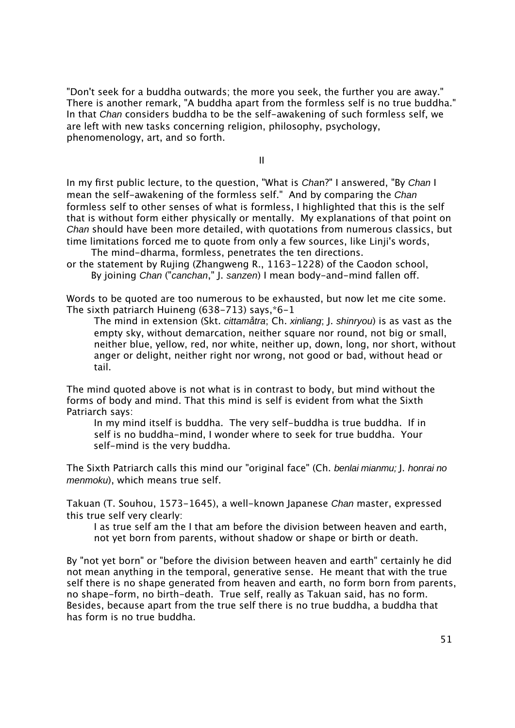"Don't seek for a buddha outwards; the more you seek, the further you are away." There is another remark, "A buddha apart from the formless self is no true buddha." In that *Chan* considers buddha to be the self-awakening of such formless self, we are left with new tasks concerning religion, philosophy, psychology, phenomenology, art, and so forth.

## II

In my first public lecture, to the question, "What is *Chan*?" I answered, "By *Chan* I mean the self-awakening of the formless self." And by comparing the *Chan* formless self to other senses of what is formless, I highlighted that this is the self that is without form either physically or mentally. My explanations of that point on *Chan* should have been more detailed, with quotations from numerous classics, but time limitations forced me to quote from only a few sources, like Linji's words,

> The mind-dharma, formless, penetrates the ten directions.

or the statement by Rujing (Zhangweng R., 1163-1228) of the Caodon school,

> By joining *Chan* ("*canchan*," J. *sanzen*) I mean body-and-mind fallen off.

Words to be quoted are too numerous to be exhausted, but now let me cite some. The sixth patriarch Huineng (638-713) says,*6-1

> The mind in extension (Skt. *cittamåtra*; Ch. *xinliang*; J. *shinryou*) is as vast as the empty sky, without demarcation, neither square nor round, not big or small, neither blue, yellow, red, nor white, neither up, down, long, nor short, without anger or delight, neither right nor wrong, not good or bad, without head or tail.

The mind quoted above is not what is in contrast to body, but mind without the forms of body and mind. That this mind is self is evident from what the Sixth Patriarch says:

> In my mind itself is buddha. The very self-buddha is true buddha. If in self is no buddha-mind, I wonder where to seek for true buddha. Your self-mind is the very buddha.

The Sixth Patriarch calls this mind our "original face" (Ch. *benlai mianmu;* J. *honrai no menmoku*), which means true self.

Takuan (T. Souhou, 1573-1645), a well-known Japanese *Chan* master, expressed this true self very clearly:

> I as true self am the I that am before the division between heaven and earth, not yet born from parents, without shadow or shape or birth or death.

By "not yet born" or "before the division between heaven and earth" certainly he did not mean anything in the temporal, generative sense. He meant that with the true self there is no shape generated from heaven and earth, no form born from parents, no shape-form, no birth-death. True self, really as Takuan said, has no form. Besides, because apart from the true self there is no true buddha, a buddha that has form is no true buddha.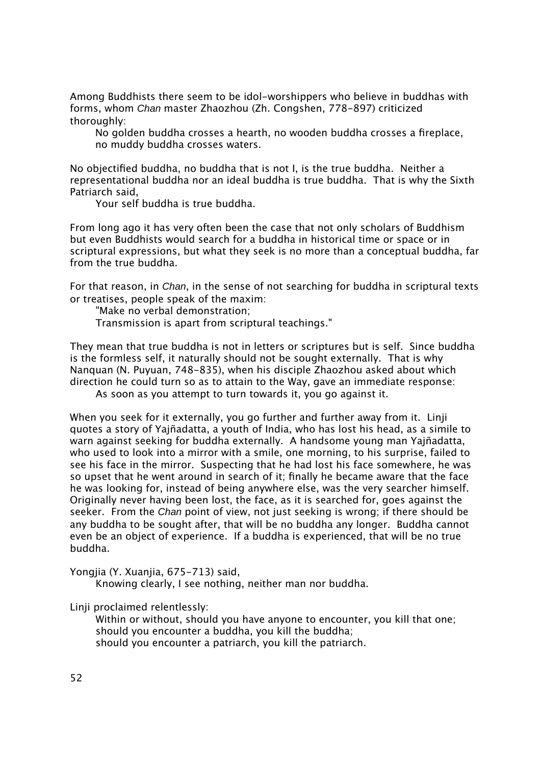Among Buddhists there seem to be idol-worshippers who believe in buddhas with forms, whom *Chan* master Zhaozhou (Zh. Congshen, 778-897) criticized thoroughly:

> No golden buddha crosses a hearth, no wooden buddha crosses a fireplace, no muddy buddha crosses waters.

No objectified buddha, no buddha that is not I, is the true buddha. Neither a representational buddha nor an ideal buddha is true buddha. That is why the Sixth Patriarch said,

> Your self buddha is true buddha.

From long ago it has very often been the case that not only scholars of Buddhism but even Buddhists would search for a buddha in historical time or space or in scriptural expressions, but what they seek is no more than a conceptual buddha, far from the true buddha.

For that reason, in *Chan*, in the sense of not searching for buddha in scriptural texts or treatises, people speak of the maxim:

> "Make no verbal demonstration;
> Transmission is apart from scriptural teachings."

They mean that true buddha is not in letters or scriptures but is self. Since buddha is the formless self, it naturally should not be sought externally. That is why Nanquan (N. Puyuan, 748-835), when his disciple Zhaozhou asked about which direction he could turn so as to attain to the Way, gave an immediate response:

> As soon as you attempt to turn towards it, you go against it.

When you seek for it externally, you go further and further away from it. Linji quotes a story of Yajñadatta, a youth of India, who has lost his head, as a simile to warn against seeking for buddha externally. A handsome young man Yajñadatta, who used to look into a mirror with a smile, one morning, to his surprise, failed to see his face in the mirror. Suspecting that he had lost his face somewhere, he was so upset that he went around in search of it; finally he became aware that the face he was looking for, instead of being anywhere else, was the very searcher himself. Originally never having been lost, the face, as it is searched for, goes against the seeker. From the *Chan* point of view, not just seeking is wrong; if there should be any buddha to be sought after, that will be no buddha any longer. Buddha cannot even be an object of experience. If a buddha is experienced, that will be no true buddha.

Yongjia (Y. Xuanjia, 675-713) said,

> Knowing clearly, I see nothing, neither man nor buddha.

Linji proclaimed relentlessly:

> Within or without, should you have anyone to encounter, you kill that one;
> should you encounter a buddha, you kill the buddha;
> should you encounter a patriarch, you kill the patriarch.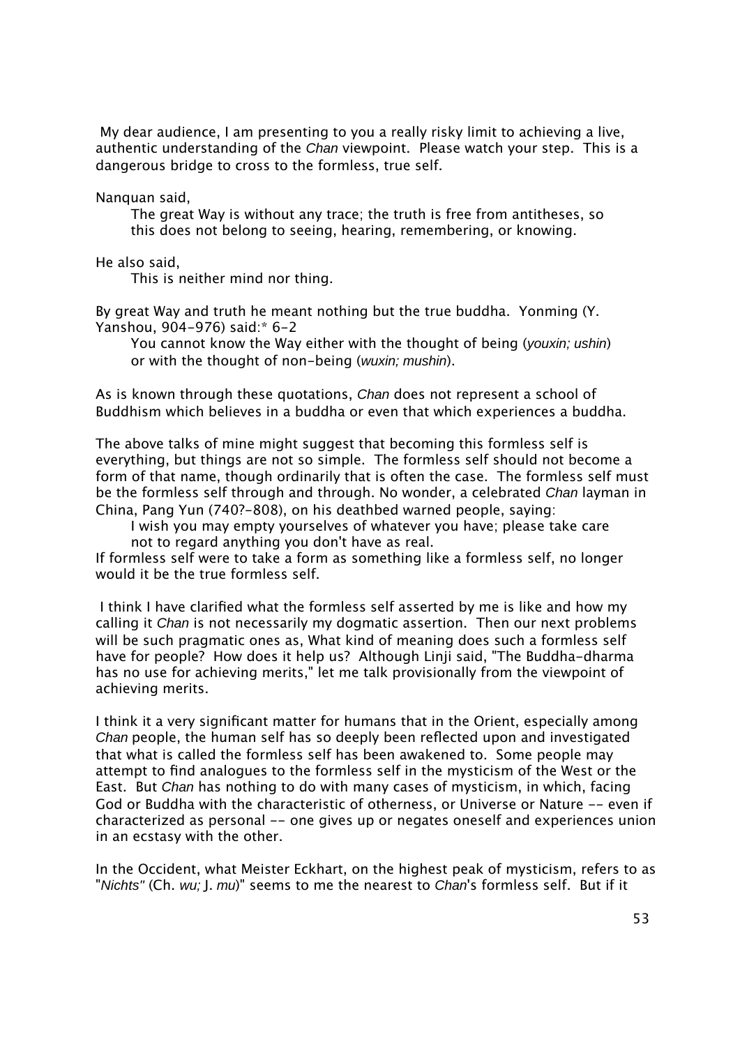My dear audience, I am presenting to you a really risky limit to achieving a live, authentic understanding of the *Chan* viewpoint. Please watch your step. This is a dangerous bridge to cross to the formless, true self.

Nanquan said,

> The great Way is without any trace; the truth is free from antitheses, so this does not belong to seeing, hearing, remembering, or knowing.

He also said,

> This is neither mind nor thing.

By great Way and truth he meant nothing but the true buddha. Yonming (Y. Yanshou, 904-976) said:* 6-2

> You cannot know the Way either with the thought of being (*youxin; ushin*) or with the thought of non-being (*wuxin; mushin*).

As is known through these quotations, *Chan* does not represent a school of Buddhism which believes in a buddha or even that which experiences a buddha.

The above talks of mine might suggest that becoming this formless self is everything, but things are not so simple. The formless self should not become a form of that name, though ordinarily that is often the case. The formless self must be the formless self through and through. No wonder, a celebrated *Chan* layman in China, Pang Yun (740?-808), on his deathbed warned people, saying:

> I wish you may empty yourselves of whatever you have; please take care not to regard anything you don't have as real.

If formless self were to take a form as something like a formless self, no longer would it be the true formless self.

I think I have clarified what the formless self asserted by me is like and how my calling it *Chan* is not necessarily my dogmatic assertion. Then our next problems will be such pragmatic ones as, What kind of meaning does such a formless self have for people? How does it help us? Although Linji said, "The Buddha-dharma has no use for achieving merits," let me talk provisionally from the viewpoint of achieving merits.

I think it a very significant matter for humans that in the Orient, especially among *Chan* people, the human self has so deeply been reflected upon and investigated that what is called the formless self has been awakened to. Some people may attempt to find analogues to the formless self in the mysticism of the West or the East. But *Chan* has nothing to do with many cases of mysticism, in which, facing God or Buddha with the characteristic of otherness, or Universe or Nature -- even if characterized as personal -- one gives up or negates oneself and experiences union in an ecstasy with the other.

In the Occident, what Meister Eckhart, on the highest peak of mysticism, refers to as "*Nichts*" (Ch. *wu;* J. *mu*)" seems to me the nearest to *Chan*'s formless self. But if it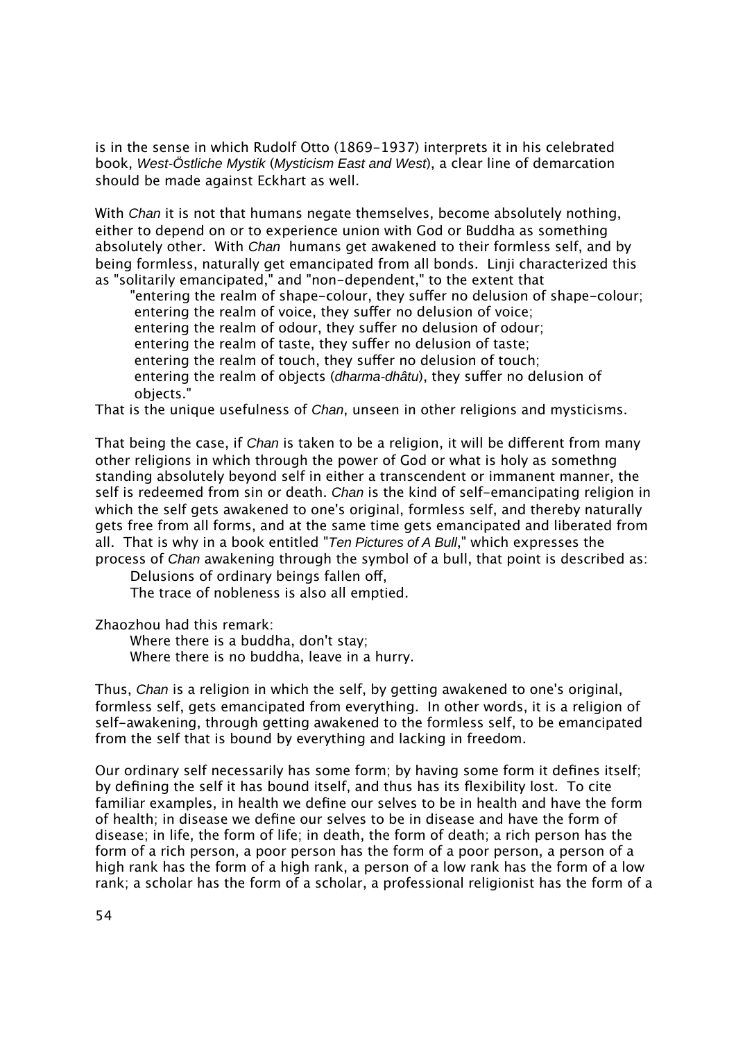is in the sense in which Rudolf Otto (1869-1937) interprets it in his celebrated book, *West-Östliche Mystik* (*Mysticism East and West*), a clear line of demarcation should be made against Eckhart as well.

With *Chan* it is not that humans negate themselves, become absolutely nothing, either to depend on or to experience union with God or Buddha as something absolutely other. With *Chan* humans get awakened to their formless self, and by being formless, naturally get emancipated from all bonds. Linji characterized this as "solitarily emancipated," and "non-dependent," to the extent that

> "entering the realm of shape-colour, they suffer no delusion of shape-colour;
> entering the realm of voice, they suffer no delusion of voice;
> entering the realm of odour, they suffer no delusion of odour;
> entering the realm of taste, they suffer no delusion of taste;
> entering the realm of touch, they suffer no delusion of touch;
> entering the realm of objects (*dharma-dhâtu*), they suffer no delusion of objects."

That is the unique usefulness of *Chan*, unseen in other religions and mysticisms.

That being the case, if *Chan* is taken to be a religion, it will be different from many other religions in which through the power of God or what is holy as somethng standing absolutely beyond self in either a transcendent or immanent manner, the self is redeemed from sin or death. *Chan* is the kind of self-emancipating religion in which the self gets awakened to one's original, formless self, and thereby naturally gets free from all forms, and at the same time gets emancipated and liberated from all. That is why in a book entitled "*Ten Pictures of A Bull*," which expresses the process of *Chan* awakening through the symbol of a bull, that point is described as:

> Delusions of ordinary beings fallen off,
> The trace of nobleness is also all emptied.

Zhaozhou had this remark:

> Where there is a buddha, don't stay;
> Where there is no buddha, leave in a hurry.

Thus, *Chan* is a religion in which the self, by getting awakened to one's original, formless self, gets emancipated from everything. In other words, it is a religion of self-awakening, through getting awakened to the formless self, to be emancipated from the self that is bound by everything and lacking in freedom.

Our ordinary self necessarily has some form; by having some form it defines itself; by defining the self it has bound itself, and thus has its flexibility lost. To cite familiar examples, in health we define our selves to be in health and have the form of health; in disease we define our selves to be in disease and have the form of disease; in life, the form of life; in death, the form of death; a rich person has the form of a rich person, a poor person has the form of a poor person, a person of a high rank has the form of a high rank, a person of a low rank has the form of a low rank; a scholar has the form of a scholar, a professional religionist has the form of a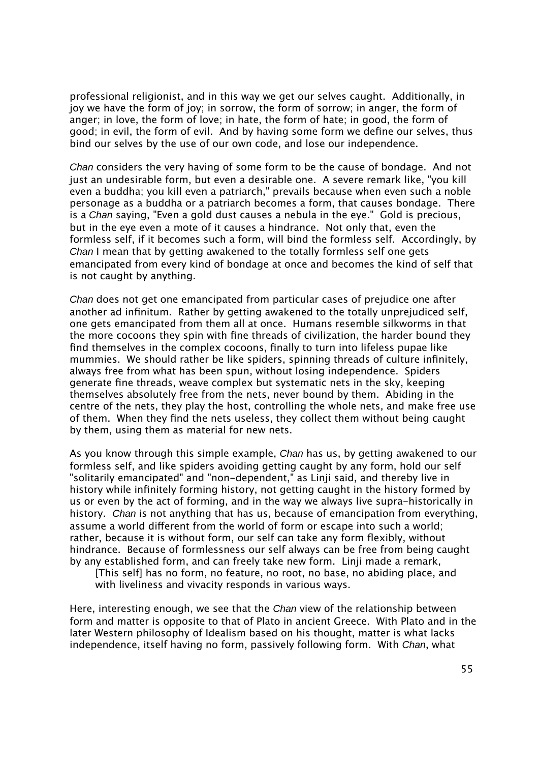professional religionist, and in this way we get our selves caught. Additionally, in joy we have the form of joy; in sorrow, the form of sorrow; in anger, the form of anger; in love, the form of love; in hate, the form of hate; in good, the form of good; in evil, the form of evil. And by having some form we define our selves, thus bind our selves by the use of our own code, and lose our independence.

*Chan* considers the very having of some form to be the cause of bondage. And not just an undesirable form, but even a desirable one. A severe remark like, "you kill even a buddha; you kill even a patriarch," prevails because when even such a noble personage as a buddha or a patriarch becomes a form, that causes bondage. There is a *Chan* saying, "Even a gold dust causes a nebula in the eye." Gold is precious, but in the eye even a mote of it causes a hindrance. Not only that, even the formless self, if it becomes such a form, will bind the formless self. Accordingly, by *Chan* I mean that by getting awakened to the totally formless self one gets emancipated from every kind of bondage at once and becomes the kind of self that is not caught by anything.

*Chan* does not get one emancipated from particular cases of prejudice one after another ad infinitum. Rather by getting awakened to the totally unprejudiced self, one gets emancipated from them all at once. Humans resemble silkworms in that the more cocoons they spin with fine threads of civilization, the harder bound they find themselves in the complex cocoons, finally to turn into lifeless pupae like mummies. We should rather be like spiders, spinning threads of culture infinitely, always free from what has been spun, without losing independence. Spiders generate fine threads, weave complex but systematic nets in the sky, keeping themselves absolutely free from the nets, never bound by them. Abiding in the centre of the nets, they play the host, controlling the whole nets, and make free use of them. When they find the nets useless, they collect them without being caught by them, using them as material for new nets.

As you know through this simple example, *Chan* has us, by getting awakened to our formless self, and like spiders avoiding getting caught by any form, hold our self "solitarily emancipated" and "non-dependent," as Linji said, and thereby live in history while infinitely forming history, not getting caught in the history formed by us or even by the act of forming, and in the way we always live supra-historically in history. *Chan* is not anything that has us, because of emancipation from everything, assume a world different from the world of form or escape into such a world; rather, because it is without form, our self can take any form flexibly, without hindrance. Because of formlessness our self always can be free from being caught by any established form, and can freely take new form. Linji made a remark,

> [This self] has no form, no feature, no root, no base, no abiding place, and with liveliness and vivacity responds in various ways.

Here, interesting enough, we see that the *Chan* view of the relationship between form and matter is opposite to that of Plato in ancient Greece. With Plato and in the later Western philosophy of Idealism based on his thought, matter is what lacks independence, itself having no form, passively following form. With *Chan*, what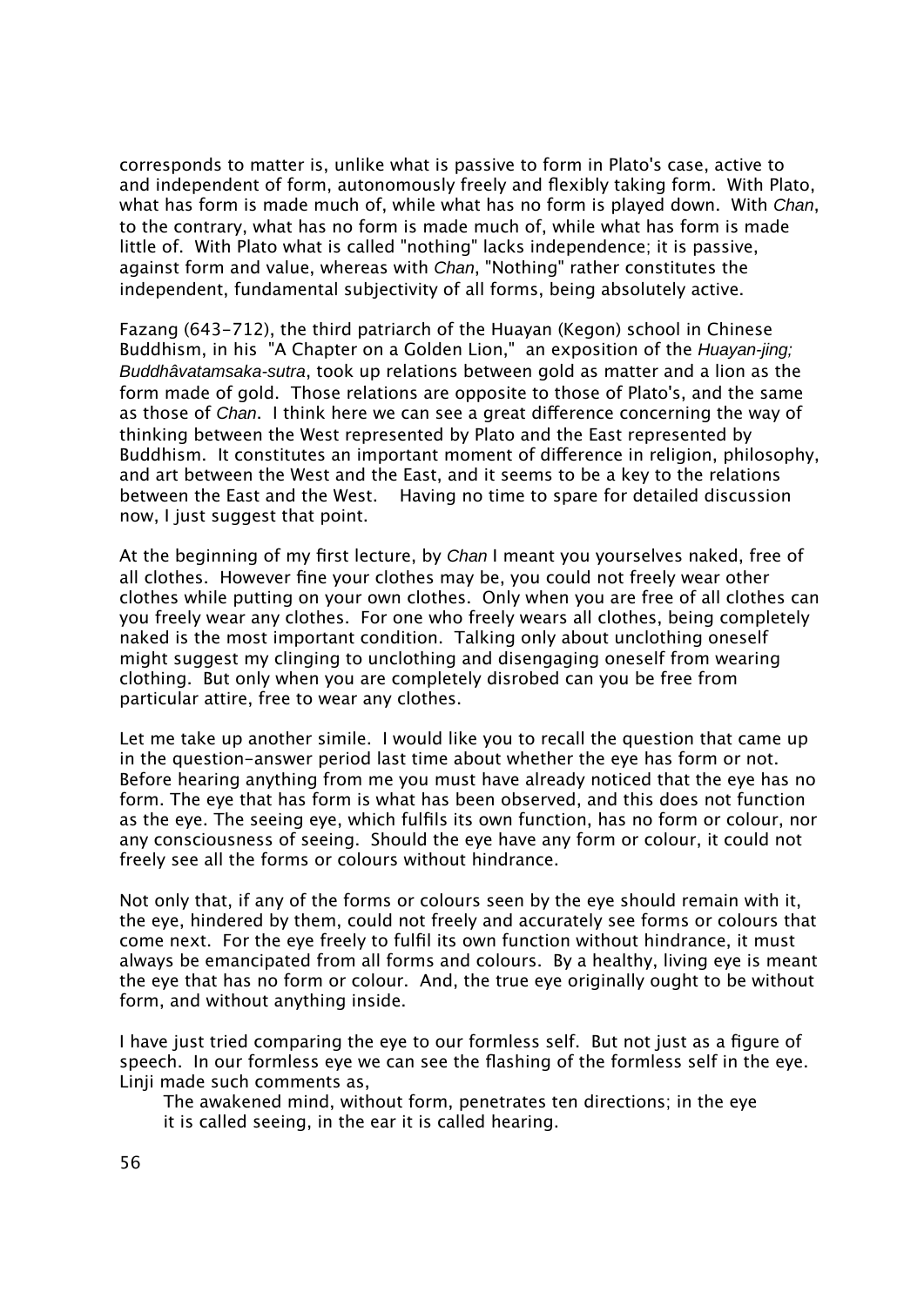corresponds to matter is, unlike what is passive to form in Plato's case, active to and independent of form, autonomously freely and flexibly taking form. With Plato, what has form is made much of, while what has no form is played down. With *Chan*, to the contrary, what has no form is made much of, while what has form is made little of. With Plato what is called "nothing" lacks independence; it is passive, against form and value, whereas with *Chan*, "Nothing" rather constitutes the independent, fundamental subjectivity of all forms, being absolutely active.

Fazang (643-712), the third patriarch of the Huayan (Kegon) school in Chinese Buddhism, in his "A Chapter on a Golden Lion," an exposition of the *Huayan-jing; Buddhâvatamsaka-sutra*, took up relations between gold as matter and a lion as the form made of gold. Those relations are opposite to those of Plato's, and the same as those of *Chan*. I think here we can see a great difference concerning the way of thinking between the West represented by Plato and the East represented by Buddhism. It constitutes an important moment of difference in religion, philosophy, and art between the West and the East, and it seems to be a key to the relations between the East and the West. Having no time to spare for detailed discussion now, I just suggest that point.

At the beginning of my first lecture, by *Chan* I meant you yourselves naked, free of all clothes. However fine your clothes may be, you could not freely wear other clothes while putting on your own clothes. Only when you are free of all clothes can you freely wear any clothes. For one who freely wears all clothes, being completely naked is the most important condition. Talking only about unclothing oneself might suggest my clinging to unclothing and disengaging oneself from wearing clothing. But only when you are completely disrobed can you be free from particular attire, free to wear any clothes.

Let me take up another simile. I would like you to recall the question that came up in the question-answer period last time about whether the eye has form or not. Before hearing anything from me you must have already noticed that the eye has no form. The eye that has form is what has been observed, and this does not function as the eye. The seeing eye, which fulfils its own function, has no form or colour, nor any consciousness of seeing. Should the eye have any form or colour, it could not freely see all the forms or colours without hindrance.

Not only that, if any of the forms or colours seen by the eye should remain with it, the eye, hindered by them, could not freely and accurately see forms or colours that come next. For the eye freely to fulfil its own function without hindrance, it must always be emancipated from all forms and colours. By a healthy, living eye is meant the eye that has no form or colour. And, the true eye originally ought to be without form, and without anything inside.

I have just tried comparing the eye to our formless self. But not just as a figure of speech. In our formless eye we can see the flashing of the formless self in the eye. Linji made such comments as,

> The awakened mind, without form, penetrates ten directions; in the eye it is called seeing, in the ear it is called hearing.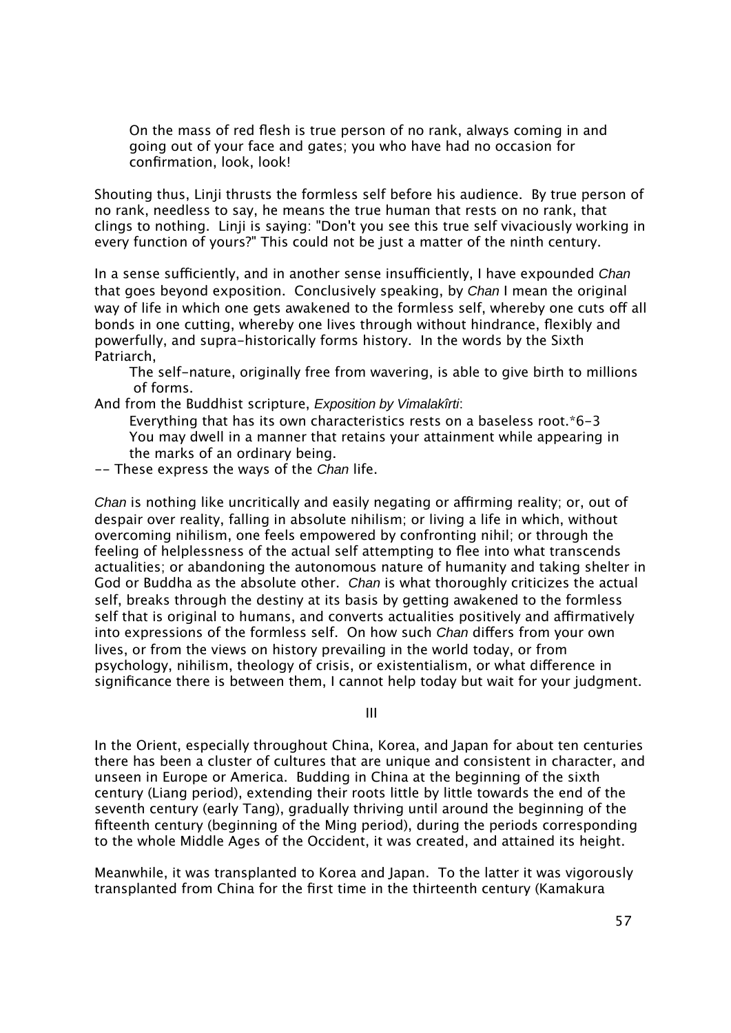On the mass of red flesh is true person of no rank, always coming in and going out of your face and gates; you who have had no occasion for confirmation, look, look!

Shouting thus, Linji thrusts the formless self before his audience. By true person of no rank, needless to say, he means the true human that rests on no rank, that clings to nothing. Linji is saying: "Don't you see this true self vivaciously working in every function of yours?" This could not be just a matter of the ninth century.

In a sense sufficiently, and in another sense insufficiently, I have expounded *Chan* that goes beyond exposition. Conclusively speaking, by *Chan* I mean the original way of life in which one gets awakened to the formless self, whereby one cuts off all bonds in one cutting, whereby one lives through without hindrance, flexibly and powerfully, and supra-historically forms history. In the words by the Sixth Patriarch,

> The self-nature, originally free from wavering, is able to give birth to millions of forms.

And from the Buddhist scripture, *Exposition by Vimalakîrti*:

> Everything that has its own characteristics rests on a baseless root.*6-3
> You may dwell in a manner that retains your attainment while appearing in the marks of an ordinary being.

-- These express the ways of the *Chan* life.

*Chan* is nothing like uncritically and easily negating or affirming reality; or, out of despair over reality, falling in absolute nihilism; or living a life in which, without overcoming nihilism, one feels empowered by confronting nihil; or through the feeling of helplessness of the actual self attempting to flee into what transcends actualities; or abandoning the autonomous nature of humanity and taking shelter in God or Buddha as the absolute other. *Chan* is what thoroughly criticizes the actual self, breaks through the destiny at its basis by getting awakened to the formless self that is original to humans, and converts actualities positively and affirmatively into expressions of the formless self. On how such *Chan* differs from your own lives, or from the views on history prevailing in the world today, or from psychology, nihilism, theology of crisis, or existentialism, or what difference in significance there is between them, I cannot help today but wait for your judgment.

## III

In the Orient, especially throughout China, Korea, and Japan for about ten centuries there has been a cluster of cultures that are unique and consistent in character, and unseen in Europe or America. Budding in China at the beginning of the sixth century (Liang period), extending their roots little by little towards the end of the seventh century (early Tang), gradually thriving until around the beginning of the fifteenth century (beginning of the Ming period), during the periods corresponding to the whole Middle Ages of the Occident, it was created, and attained its height.

Meanwhile, it was transplanted to Korea and Japan. To the latter it was vigorously transplanted from China for the first time in the thirteenth century (Kamakura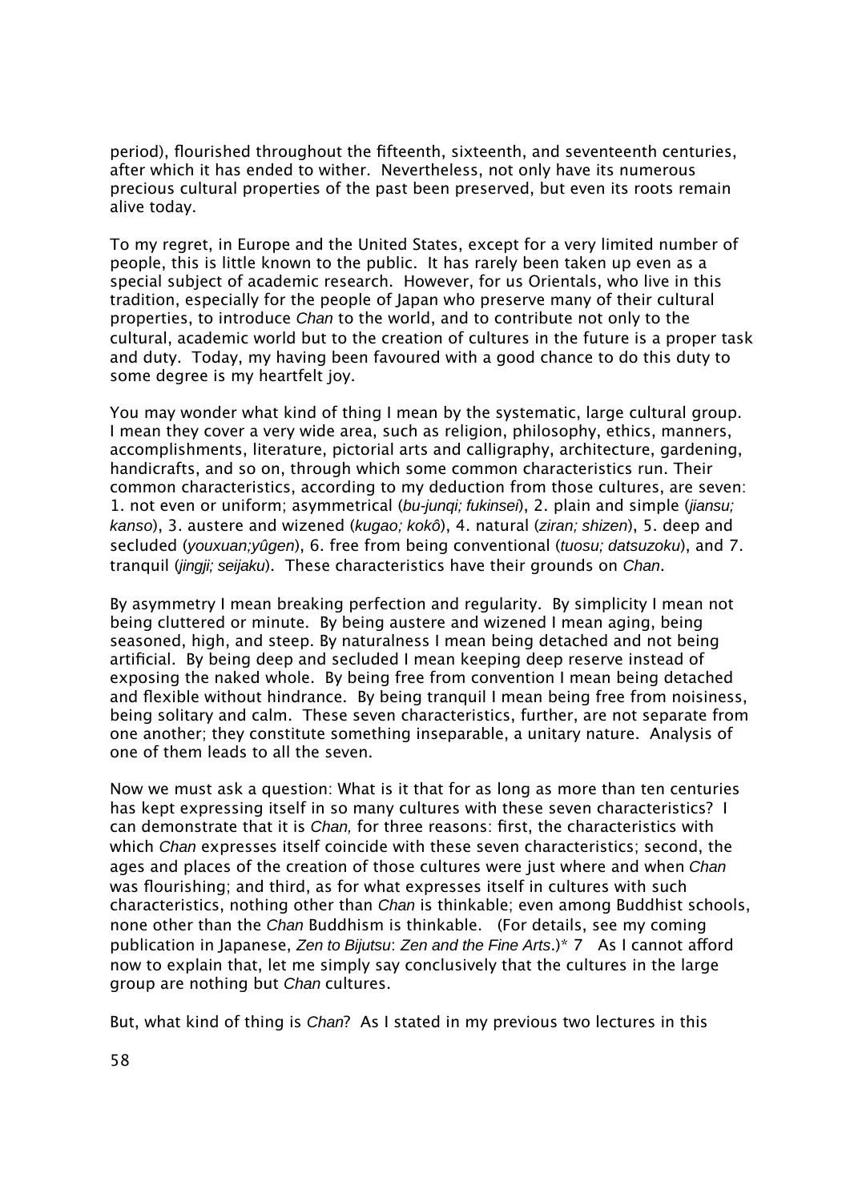period), flourished throughout the fifteenth, sixteenth, and seventeenth centuries, after which it has ended to wither. Nevertheless, not only have its numerous precious cultural properties of the past been preserved, but even its roots remain alive today.

To my regret, in Europe and the United States, except for a very limited number of people, this is little known to the public. It has rarely been taken up even as a special subject of academic research. However, for us Orientals, who live in this tradition, especially for the people of Japan who preserve many of their cultural properties, to introduce *Chan* to the world, and to contribute not only to the cultural, academic world but to the creation of cultures in the future is a proper task and duty. Today, my having been favoured with a good chance to do this duty to some degree is my heartfelt joy.

You may wonder what kind of thing I mean by the systematic, large cultural group. I mean they cover a very wide area, such as religion, philosophy, ethics, manners, accomplishments, literature, pictorial arts and calligraphy, architecture, gardening, handicrafts, and so on, through which some common characteristics run. Their common characteristics, according to my deduction from those cultures, are seven: 1. not even or uniform; asymmetrical (*bu-junqi; fukinsei*), 2. plain and simple (*jiansu; kanso*), 3. austere and wizened (*kugao; kokô*), 4. natural (*ziran; shizen*), 5. deep and secluded (*youxuan;yûgen*), 6. free from being conventional (*tuosu; datsuzoku*), and 7. tranquil (*jingji; seijaku*). These characteristics have their grounds on *Chan*.

By asymmetry I mean breaking perfection and regularity. By simplicity I mean not being cluttered or minute. By being austere and wizened I mean aging, being seasoned, high, and steep. By naturalness I mean being detached and not being artificial. By being deep and secluded I mean keeping deep reserve instead of exposing the naked whole. By being free from convention I mean being detached and flexible without hindrance. By being tranquil I mean being free from noisiness, being solitary and calm. These seven characteristics, further, are not separate from one another; they constitute something inseparable, a unitary nature. Analysis of one of them leads to all the seven.

Now we must ask a question: What is it that for as long as more than ten centuries has kept expressing itself in so many cultures with these seven characteristics? I can demonstrate that it is *Chan,* for three reasons: first, the characteristics with which *Chan* expresses itself coincide with these seven characteristics; second, the ages and places of the creation of those cultures were just where and when *Chan* was flourishing; and third, as for what expresses itself in cultures with such characteristics, nothing other than *Chan* is thinkable; even among Buddhist schools, none other than the *Chan* Buddhism is thinkable. (For details, see my coming publication in Japanese, *Zen to Bijutsu*: *Zen and the Fine Arts*.)* 7 As I cannot afford now to explain that, let me simply say conclusively that the cultures in the large group are nothing but *Chan* cultures.

But, what kind of thing is *Chan*? As I stated in my previous two lectures in this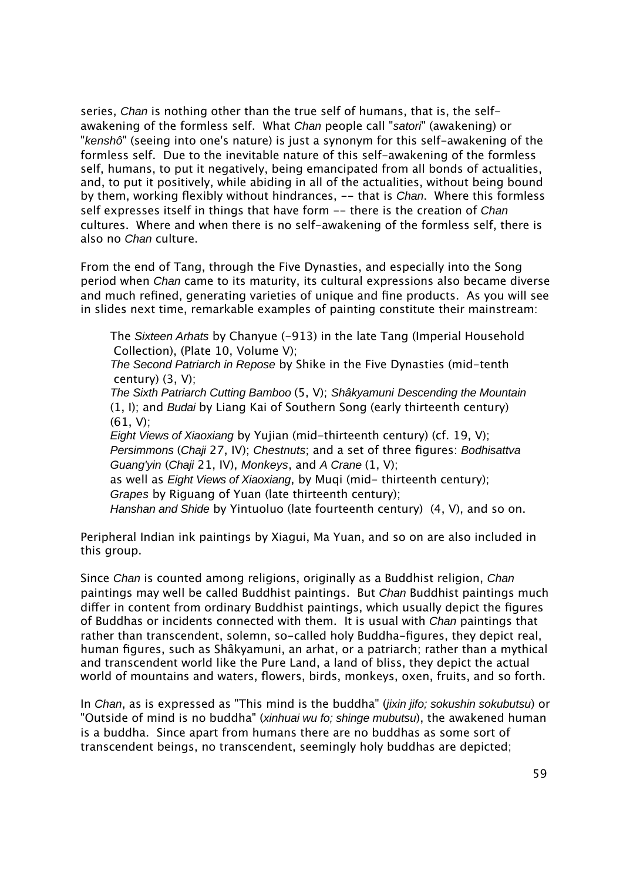series, *Chan* is nothing other than the true self of humans, that is, the self-awakening of the formless self. What *Chan* people call "*satori*" (awakening) or "*kenshô*" (seeing into one's nature) is just a synonym for this self-awakening of the formless self. Due to the inevitable nature of this self-awakening of the formless self, humans, to put it negatively, being emancipated from all bonds of actualities, and, to put it positively, while abiding in all of the actualities, without being bound by them, working flexibly without hindrances, -- that is *Chan*. Where this formless self expresses itself in things that have form -- there is the creation of *Chan* cultures. Where and when there is no self-awakening of the formless self, there is also no *Chan* culture.

From the end of Tang, through the Five Dynasties, and especially into the Song period when *Chan* came to its maturity, its cultural expressions also became diverse and much refined, generating varieties of unique and fine products. As you will see in slides next time, remarkable examples of painting constitute their mainstream:

> The *Sixteen Arhats* by Chanyue (-913) in the late Tang (Imperial Household Collection), (Plate 10, Volume V);
> *The Second Patriarch in Repose* by Shike in the Five Dynasties (mid-tenth century) (3, V);
> *The Sixth Patriarch Cutting Bamboo* (5, V); *Shâkyamuni Descending the Mountain* (1, I); and *Budai* by Liang Kai of Southern Song (early thirteenth century) (61, V);
> *Eight Views of Xiaoxiang* by Yujian (mid-thirteenth century) (cf. 19, V);
> *Persimmons* (*Chaji* 27, IV); *Chestnuts*; and a set of three figures: *Bodhisattva Guang'yin* (*Chaji* 21, IV), *Monkeys*, and *A Crane* (1, V);
> as well as *Eight Views of Xiaoxiang*, by Muqi (mid- thirteenth century);
> *Grapes* by Riguang of Yuan (late thirteenth century);
> *Hanshan and Shide* by Yintuoluo (late fourteenth century) (4, V), and so on.

Peripheral Indian ink paintings by Xiagui, Ma Yuan, and so on are also included in this group.

Since *Chan* is counted among religions, originally as a Buddhist religion, *Chan* paintings may well be called Buddhist paintings. But *Chan* Buddhist paintings much differ in content from ordinary Buddhist paintings, which usually depict the figures of Buddhas or incidents connected with them. It is usual with *Chan* paintings that rather than transcendent, solemn, so-called holy Buddha-figures, they depict real, human figures, such as Shâkyamuni, an arhat, or a patriarch; rather than a mythical and transcendent world like the Pure Land, a land of bliss, they depict the actual world of mountains and waters, flowers, birds, monkeys, oxen, fruits, and so forth.

In *Chan*, as is expressed as "This mind is the buddha" (*jixin jifo; sokushin sokubutsu*) or "Outside of mind is no buddha" (*xinhuai wu fo; shinge mubutsu*), the awakened human is a buddha. Since apart from humans there are no buddhas as some sort of transcendent beings, no transcendent, seemingly holy buddhas are depicted;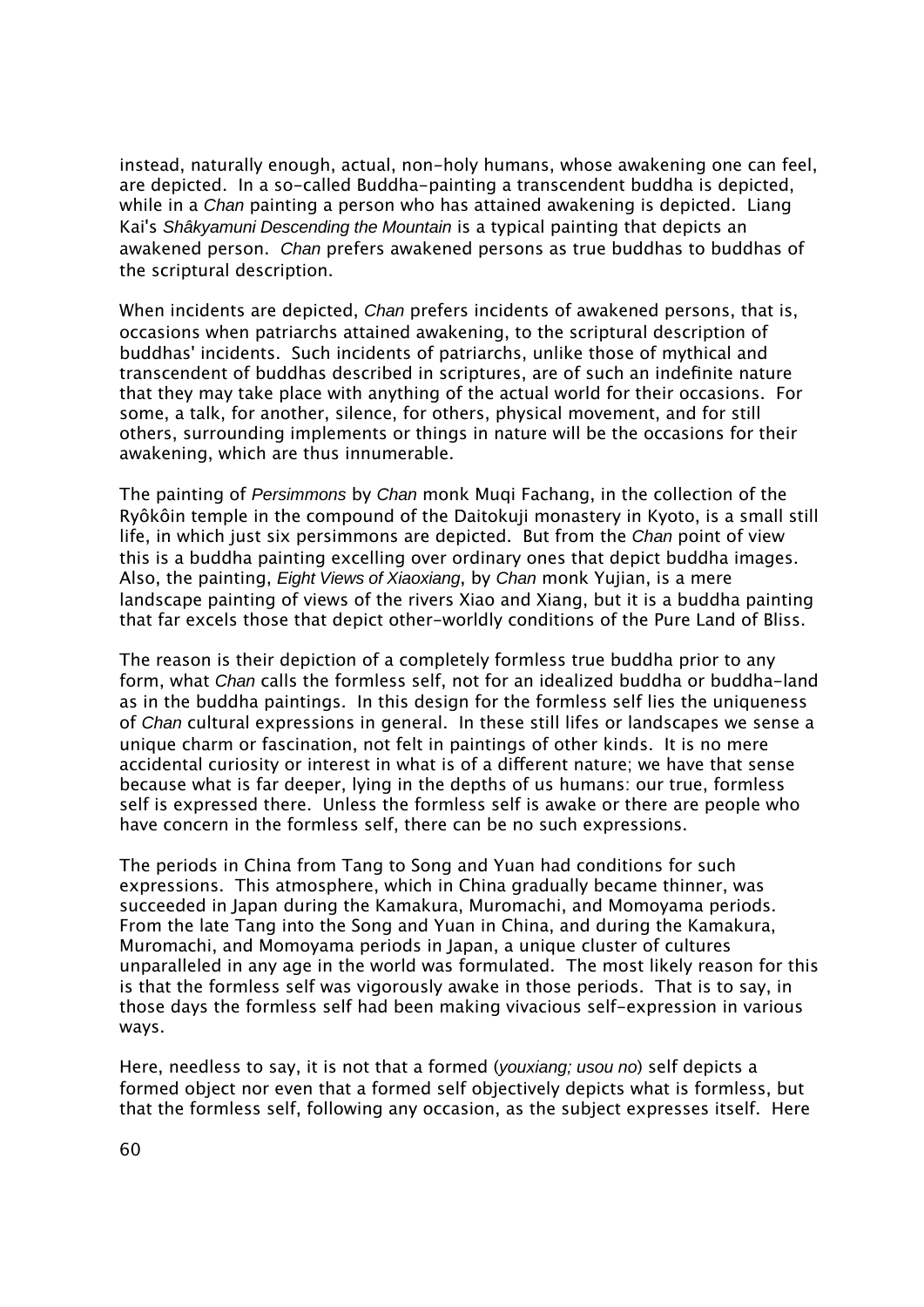instead, naturally enough, actual, non-holy humans, whose awakening one can feel, are depicted. In a so-called Buddha-painting a transcendent buddha is depicted, while in a *Chan* painting a person who has attained awakening is depicted. Liang Kai's *Shâkyamuni Descending the Mountain* is a typical painting that depicts an awakened person. *Chan* prefers awakened persons as true buddhas to buddhas of the scriptural description.

When incidents are depicted, *Chan* prefers incidents of awakened persons, that is, occasions when patriarchs attained awakening, to the scriptural description of buddhas' incidents. Such incidents of patriarchs, unlike those of mythical and transcendent of buddhas described in scriptures, are of such an indefinite nature that they may take place with anything of the actual world for their occasions. For some, a talk, for another, silence, for others, physical movement, and for still others, surrounding implements or things in nature will be the occasions for their awakening, which are thus innumerable.

The painting of *Persimmons* by *Chan* monk Muqi Fachang, in the collection of the Ryôkôin temple in the compound of the Daitokuji monastery in Kyoto, is a small still life, in which just six persimmons are depicted. But from the *Chan* point of view this is a buddha painting excelling over ordinary ones that depict buddha images. Also, the painting, *Eight Views of Xiaoxiang*, by *Chan* monk Yujian, is a mere landscape painting of views of the rivers Xiao and Xiang, but it is a buddha painting that far excels those that depict other-worldly conditions of the Pure Land of Bliss.

The reason is their depiction of a completely formless true buddha prior to any form, what *Chan* calls the formless self, not for an idealized buddha or buddha-land as in the buddha paintings. In this design for the formless self lies the uniqueness of *Chan* cultural expressions in general. In these still lifes or landscapes we sense a unique charm or fascination, not felt in paintings of other kinds. It is no mere accidental curiosity or interest in what is of a different nature; we have that sense because what is far deeper, lying in the depths of us humans: our true, formless self is expressed there. Unless the formless self is awake or there are people who have concern in the formless self, there can be no such expressions.

The periods in China from Tang to Song and Yuan had conditions for such expressions. This atmosphere, which in China gradually became thinner, was succeeded in Japan during the Kamakura, Muromachi, and Momoyama periods. From the late Tang into the Song and Yuan in China, and during the Kamakura, Muromachi, and Momoyama periods in Japan, a unique cluster of cultures unparalleled in any age in the world was formulated. The most likely reason for this is that the formless self was vigorously awake in those periods. That is to say, in those days the formless self had been making vivacious self-expression in various ways.

Here, needless to say, it is not that a formed (*youxiang; usou no*) self depicts a formed object nor even that a formed self objectively depicts what is formless, but that the formless self, following any occasion, as the subject expresses itself. Here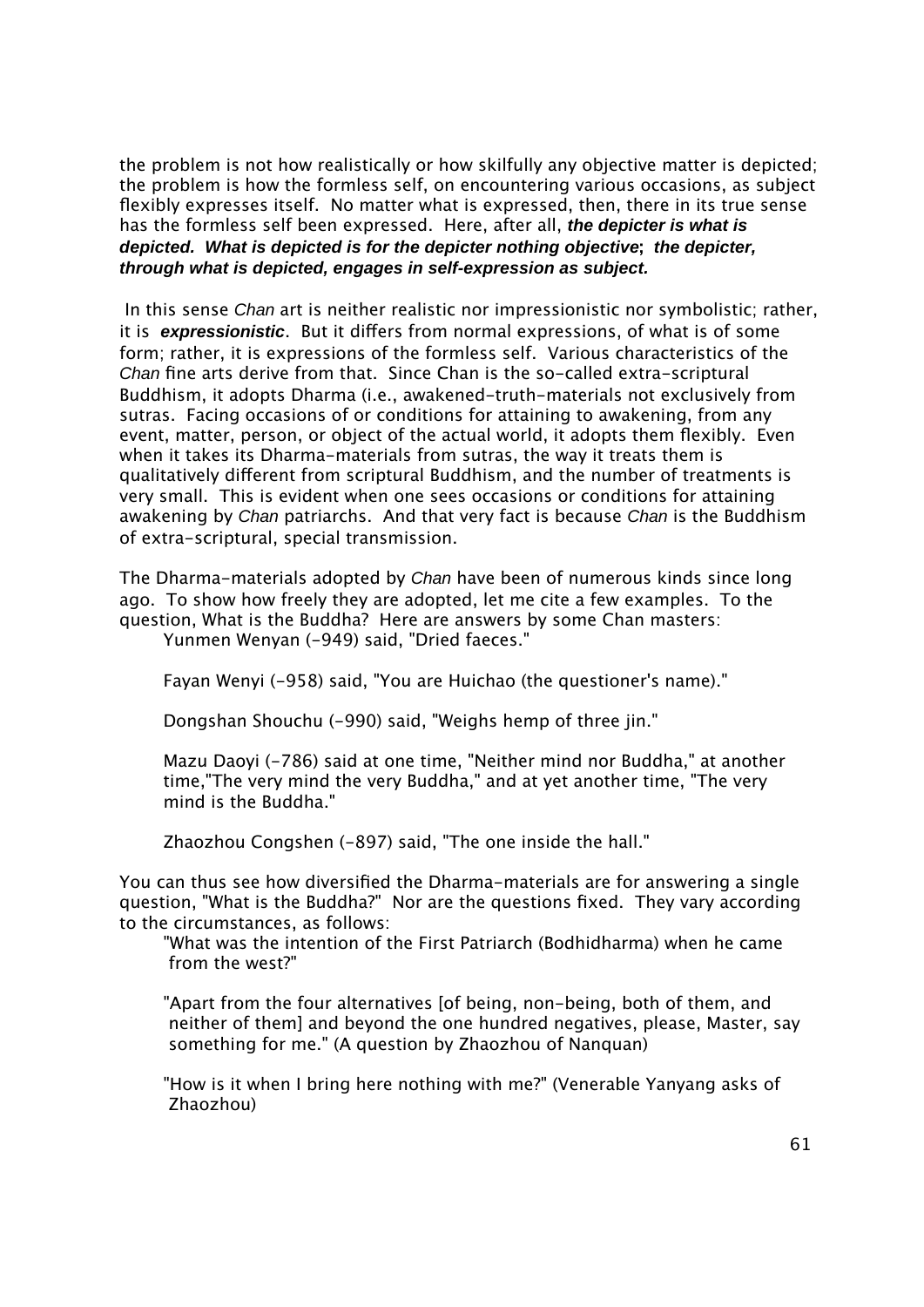the problem is not how realistically or how skilfully any objective matter is depicted; the problem is how the formless self, on encountering various occasions, as subject flexibly expresses itself. No matter what is expressed, then, there in its true sense has the formless self been expressed. Here, after all, ***the depicter is what is depicted. What is depicted is for the depicter nothing objective*; *the depicter, through what is depicted, engages in self-expression as subject.***

In this sense *Chan* art is neither realistic nor impressionistic nor symbolistic; rather, it is ***expressionistic***. But it differs from normal expressions, of what is of some form; rather, it is expressions of the formless self. Various characteristics of the *Chan* fine arts derive from that. Since Chan is the so-called extra-scriptural Buddhism, it adopts Dharma (i.e., awakened-truth-materials not exclusively from sutras. Facing occasions of or conditions for attaining to awakening, from any event, matter, person, or object of the actual world, it adopts them flexibly. Even when it takes its Dharma-materials from sutras, the way it treats them is qualitatively different from scriptural Buddhism, and the number of treatments is very small. This is evident when one sees occasions or conditions for attaining awakening by *Chan* patriarchs. And that very fact is because *Chan* is the Buddhism of extra-scriptural, special transmission.

The Dharma-materials adopted by *Chan* have been of numerous kinds since long ago. To show how freely they are adopted, let me cite a few examples. To the question, What is the Buddha? Here are answers by some Chan masters:

> Yunmen Wenyan (-949) said, "Dried faeces."
>
> Fayan Wenyi (-958) said, "You are Huichao (the questioner's name)."
>
> Dongshan Shouchu (-990) said, "Weighs hemp of three jin."
>
> Mazu Daoyi (-786) said at one time, "Neither mind nor Buddha," at another time,"The very mind the very Buddha," and at yet another time, "The very mind is the Buddha."
>
> Zhaozhou Congshen (-897) said, "The one inside the hall."

You can thus see how diversified the Dharma-materials are for answering a single question, "What is the Buddha?" Nor are the questions fixed. They vary according to the circumstances, as follows:

> "What was the intention of the First Patriarch (Bodhidharma) when he came from the west?"
>
> "Apart from the four alternatives [of being, non-being, both of them, and neither of them] and beyond the one hundred negatives, please, Master, say something for me." (A question by Zhaozhou of Nanquan)
>
> "How is it when I bring here nothing with me?" (Venerable Yanyang asks of Zhaozhou)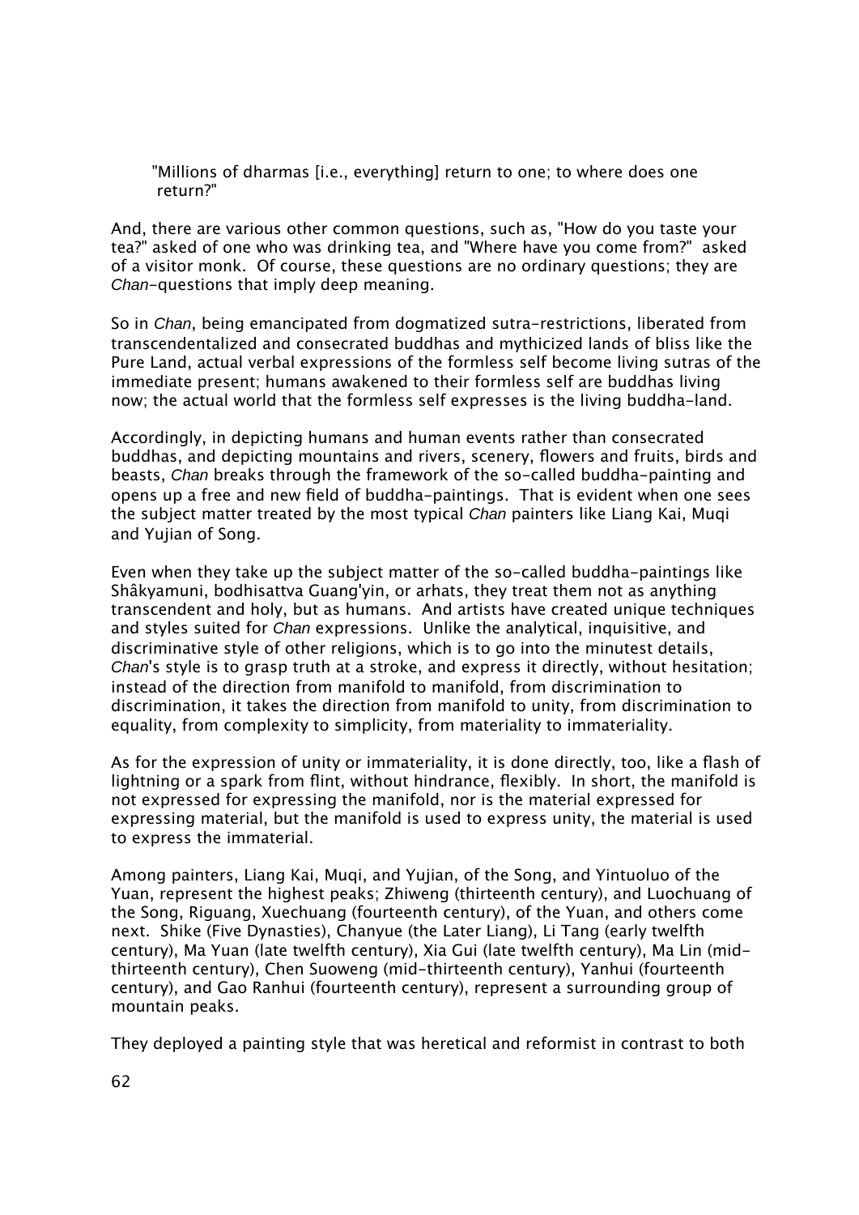"Millions of dharmas [i.e., everything] return to one; to where does one return?"

And, there are various other common questions, such as, "How do you taste your tea?" asked of one who was drinking tea, and "Where have you come from?" asked of a visitor monk. Of course, these questions are no ordinary questions; they are *Chan*-questions that imply deep meaning.

So in *Chan*, being emancipated from dogmatized sutra-restrictions, liberated from transcendentalized and consecrated buddhas and mythicized lands of bliss like the Pure Land, actual verbal expressions of the formless self become living sutras of the immediate present; humans awakened to their formless self are buddhas living now; the actual world that the formless self expresses is the living buddha-land.

Accordingly, in depicting humans and human events rather than consecrated buddhas, and depicting mountains and rivers, scenery, flowers and fruits, birds and beasts, *Chan* breaks through the framework of the so-called buddha-painting and opens up a free and new field of buddha-paintings. That is evident when one sees the subject matter treated by the most typical *Chan* painters like Liang Kai, Muqi and Yujian of Song.

Even when they take up the subject matter of the so-called buddha-paintings like Shâkyamuni, bodhisattva Guang'yin, or arhats, they treat them not as anything transcendent and holy, but as humans. And artists have created unique techniques and styles suited for *Chan* expressions. Unlike the analytical, inquisitive, and discriminative style of other religions, which is to go into the minutest details, *Chan*'s style is to grasp truth at a stroke, and express it directly, without hesitation; instead of the direction from manifold to manifold, from discrimination to discrimination, it takes the direction from manifold to unity, from discrimination to equality, from complexity to simplicity, from materiality to immateriality.

As for the expression of unity or immateriality, it is done directly, too, like a flash of lightning or a spark from flint, without hindrance, flexibly. In short, the manifold is not expressed for expressing the manifold, nor is the material expressed for expressing material, but the manifold is used to express unity, the material is used to express the immaterial.

Among painters, Liang Kai, Muqi, and Yujian, of the Song, and Yintuoluo of the Yuan, represent the highest peaks; Zhiweng (thirteenth century), and Luochuang of the Song, Riguang, Xuechuang (fourteenth century), of the Yuan, and others come next. Shike (Five Dynasties), Chanyue (the Later Liang), Li Tang (early twelfth century), Ma Yuan (late twelfth century), Xia Gui (late twelfth century), Ma Lin (mid-thirteenth century), Chen Suoweng (mid-thirteenth century), Yanhui (fourteenth century), and Gao Ranhui (fourteenth century), represent a surrounding group of mountain peaks.

They deployed a painting style that was heretical and reformist in contrast to both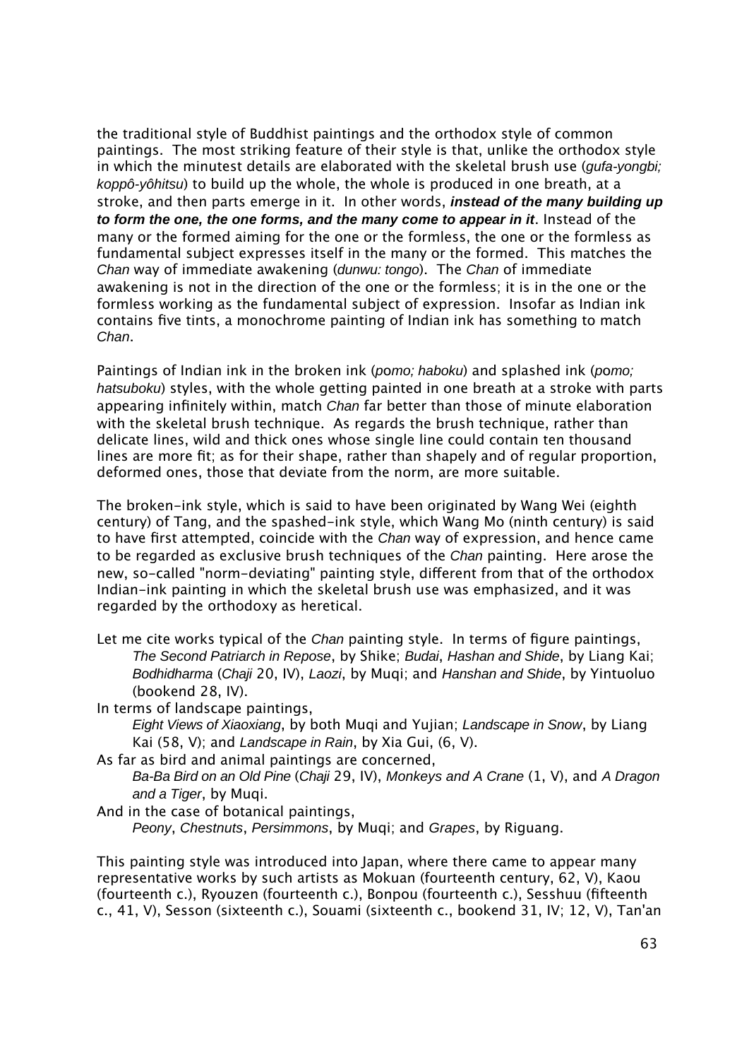the traditional style of Buddhist paintings and the orthodox style of common paintings. The most striking feature of their style is that, unlike the orthodox style in which the minutest details are elaborated with the skeletal brush use (*gufa-yongbi; koppô-yôhitsu*) to build up the whole, the whole is produced in one breath, at a stroke, and then parts emerge in it. In other words, ***instead of the many building up to form the one, the one forms, and the many come to appear in it***. Instead of the many or the formed aiming for the one or the formless, the one or the formless as fundamental subject expresses itself in the many or the formed. This matches the *Chan* way of immediate awakening (*dunwu: tongo*). The *Chan* of immediate awakening is not in the direction of the one or the formless; it is in the one or the formless working as the fundamental subject of expression. Insofar as Indian ink contains five tints, a monochrome painting of Indian ink has something to match *Chan*.

Paintings of Indian ink in the broken ink (*pomo; haboku*) and splashed ink (*pomo; hatsuboku*) styles, with the whole getting painted in one breath at a stroke with parts appearing infinitely within, match *Chan* far better than those of minute elaboration with the skeletal brush technique. As regards the brush technique, rather than delicate lines, wild and thick ones whose single line could contain ten thousand lines are more fit; as for their shape, rather than shapely and of regular proportion, deformed ones, those that deviate from the norm, are more suitable.

The broken-ink style, which is said to have been originated by Wang Wei (eighth century) of Tang, and the spashed-ink style, which Wang Mo (ninth century) is said to have first attempted, coincide with the *Chan* way of expression, and hence came to be regarded as exclusive brush techniques of the *Chan* painting. Here arose the new, so-called "norm-deviating" painting style, different from that of the orthodox Indian-ink painting in which the skeletal brush use was emphasized, and it was regarded by the orthodoxy as heretical.

Let me cite works typical of the *Chan* painting style. In terms of figure paintings,
*The Second Patriarch in Repose*, by Shike; *Budai*, *Hashan and Shide*, by Liang Kai; *Bodhidharma* (*Chaji* 20, IV), *Laozi*, by Muqi; and *Hanshan and Shide*, by Yintuoluo (bookend 28, IV).

In terms of landscape paintings,
*Eight Views of Xiaoxiang*, by both Muqi and Yujian; *Landscape in Snow*, by Liang Kai (58, V); and *Landscape in Rain*, by Xia Gui, (6, V).

As far as bird and animal paintings are concerned,
*Ba-Ba Bird on an Old Pine* (*Chaji* 29, IV), *Monkeys and A Crane* (1, V), and *A Dragon and a Tiger*, by Muqi.

And in the case of botanical paintings,
*Peony*, *Chestnuts*, *Persimmons*, by Muqi; and *Grapes*, by Riguang.

This painting style was introduced into Japan, where there came to appear many representative works by such artists as Mokuan (fourteenth century, 62, V), Kaou (fourteenth c.), Ryouzen (fourteenth c.), Bonpou (fourteenth c.), Sesshuu (fifteenth c., 41, V), Sesson (sixteenth c.), Souami (sixteenth c., bookend 31, IV; 12, V), Tan'an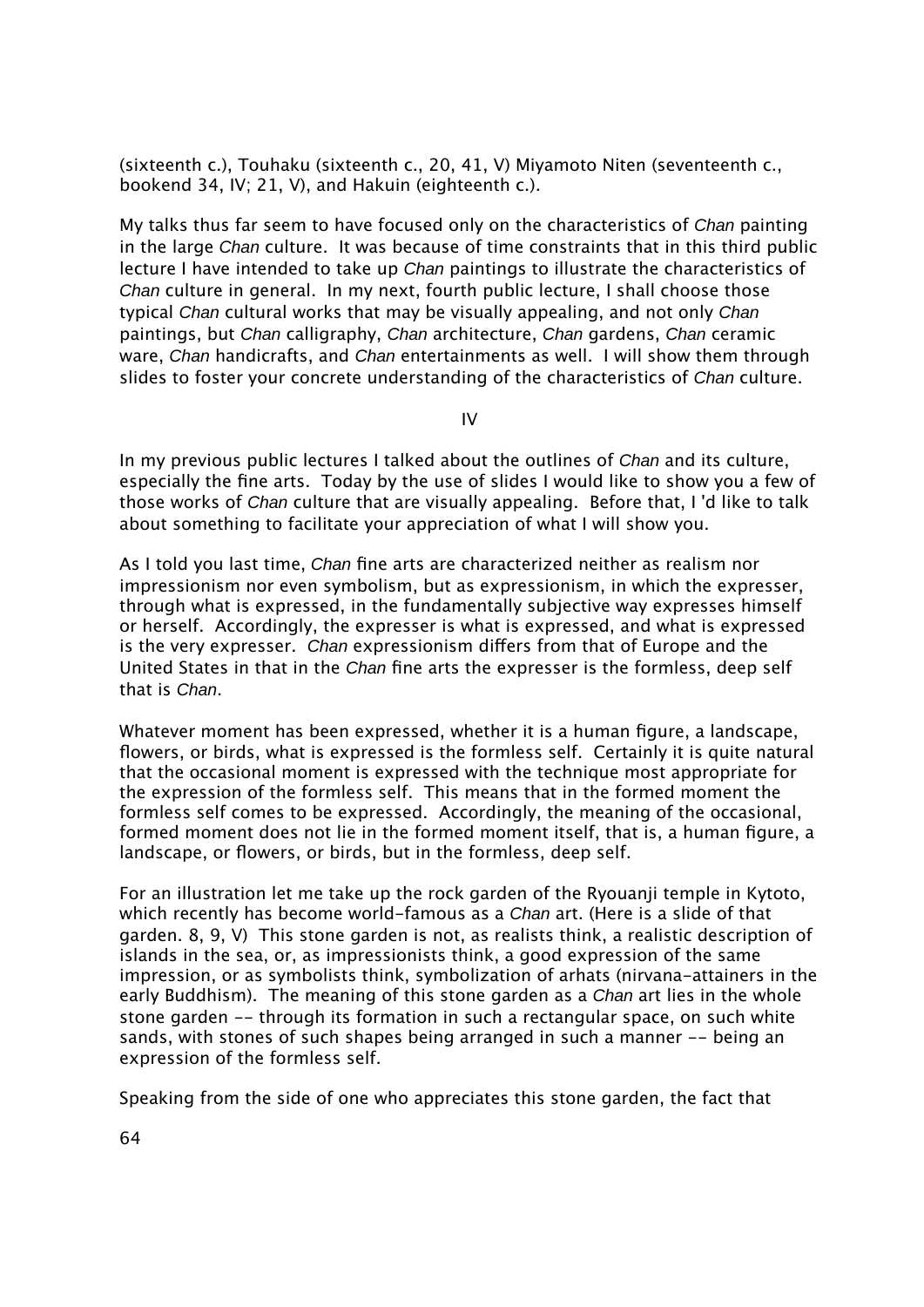(sixteenth c.), Touhaku (sixteenth c., 20, 41, V) Miyamoto Niten (seventeenth c., bookend 34, IV; 21, V), and Hakuin (eighteenth c.).

My talks thus far seem to have focused only on the characteristics of *Chan* painting in the large *Chan* culture. It was because of time constraints that in this third public lecture I have intended to take up *Chan* paintings to illustrate the characteristics of *Chan* culture in general. In my next, fourth public lecture, I shall choose those typical *Chan* cultural works that may be visually appealing, and not only *Chan* paintings, but *Chan* calligraphy, *Chan* architecture, *Chan* gardens, *Chan* ceramic ware, *Chan* handicrafts, and *Chan* entertainments as well. I will show them through slides to foster your concrete understanding of the characteristics of *Chan* culture.

## IV

In my previous public lectures I talked about the outlines of *Chan* and its culture, especially the fine arts. Today by the use of slides I would like to show you a few of those works of *Chan* culture that are visually appealing. Before that, I 'd like to talk about something to facilitate your appreciation of what I will show you.

As I told you last time, *Chan* fine arts are characterized neither as realism nor impressionism nor even symbolism, but as expressionism, in which the expresser, through what is expressed, in the fundamentally subjective way expresses himself or herself. Accordingly, the expresser is what is expressed, and what is expressed is the very expresser. *Chan* expressionism differs from that of Europe and the United States in that in the *Chan* fine arts the expresser is the formless, deep self that is *Chan*.

Whatever moment has been expressed, whether it is a human figure, a landscape, flowers, or birds, what is expressed is the formless self. Certainly it is quite natural that the occasional moment is expressed with the technique most appropriate for the expression of the formless self. This means that in the formed moment the formless self comes to be expressed. Accordingly, the meaning of the occasional, formed moment does not lie in the formed moment itself, that is, a human figure, a landscape, or flowers, or birds, but in the formless, deep self.

For an illustration let me take up the rock garden of the Ryouanji temple in Kytoto, which recently has become world-famous as a *Chan* art. (Here is a slide of that garden. 8, 9, V) This stone garden is not, as realists think, a realistic description of islands in the sea, or, as impressionists think, a good expression of the same impression, or as symbolists think, symbolization of arhats (nirvana-attainers in the early Buddhism). The meaning of this stone garden as a *Chan* art lies in the whole stone garden -- through its formation in such a rectangular space, on such white sands, with stones of such shapes being arranged in such a manner -- being an expression of the formless self.

Speaking from the side of one who appreciates this stone garden, the fact that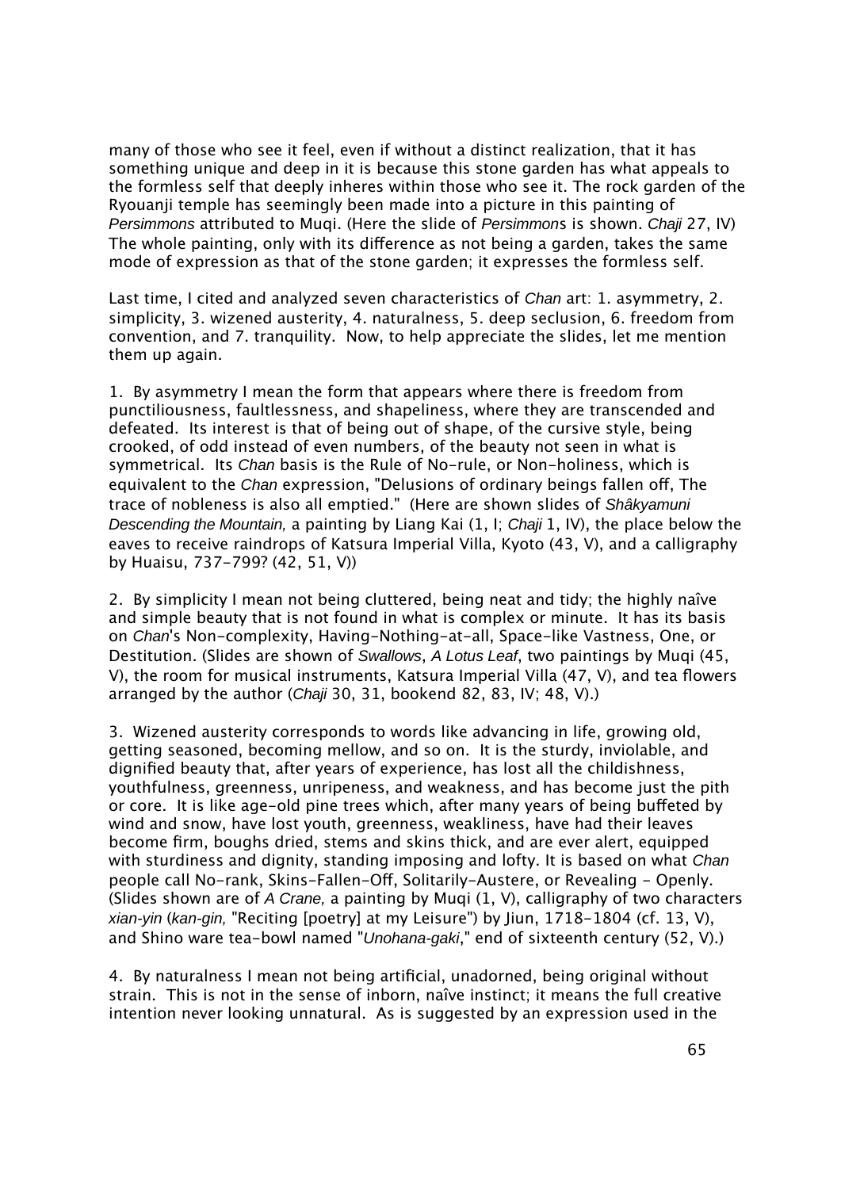many of those who see it feel, even if without a distinct realization, that it has something unique and deep in it is because this stone garden has what appeals to the formless self that deeply inheres within those who see it. The rock garden of the Ryouanji temple has seemingly been made into a picture in this painting of *Persimmons* attributed to Muqi. (Here the slide of *Persimmon*s is shown. *Chaji* 27, IV) The whole painting, only with its difference as not being a garden, takes the same mode of expression as that of the stone garden; it expresses the formless self.

Last time, I cited and analyzed seven characteristics of *Chan* art: 1. asymmetry, 2. simplicity, 3. wizened austerity, 4. naturalness, 5. deep seclusion, 6. freedom from convention, and 7. tranquility. Now, to help appreciate the slides, let me mention them up again.

1. By asymmetry I mean the form that appears where there is freedom from punctiliousness, faultlessness, and shapeliness, where they are transcended and defeated. Its interest is that of being out of shape, of the cursive style, being crooked, of odd instead of even numbers, of the beauty not seen in what is symmetrical. Its *Chan* basis is the Rule of No-rule, or Non-holiness, which is equivalent to the *Chan* expression, "Delusions of ordinary beings fallen off, The trace of nobleness is also all emptied." (Here are shown slides of *Shâkyamuni Descending the Mountain,* a painting by Liang Kai (1, I; *Chaji* 1, IV), the place below the eaves to receive raindrops of Katsura Imperial Villa, Kyoto (43, V), and a calligraphy by Huaisu, 737-799? (42, 51, V))

2. By simplicity I mean not being cluttered, being neat and tidy; the highly naîve and simple beauty that is not found in what is complex or minute. It has its basis on *Chan*'s Non-complexity, Having-Nothing-at-all, Space-like Vastness, One, or Destitution. (Slides are shown of *Swallows*, *A Lotus Leaf*, two paintings by Muqi (45, V), the room for musical instruments, Katsura Imperial Villa (47, V), and tea flowers arranged by the author (*Chaji* 30, 31, bookend 82, 83, IV; 48, V).)

3. Wizened austerity corresponds to words like advancing in life, growing old, getting seasoned, becoming mellow, and so on. It is the sturdy, inviolable, and dignified beauty that, after years of experience, has lost all the childishness, youthfulness, greenness, unripeness, and weakness, and has become just the pith or core. It is like age-old pine trees which, after many years of being buffeted by wind and snow, have lost youth, greenness, weakliness, have had their leaves become firm, boughs dried, stems and skins thick, and are ever alert, equipped with sturdiness and dignity, standing imposing and lofty. It is based on what *Chan* people call No-rank, Skins-Fallen-Off, Solitarily-Austere, or Revealing - Openly. (Slides shown are of *A Crane,* a painting by Muqi (1, V), calligraphy of two characters *xian-yin* (*kan-gin,* "Reciting [poetry] at my Leisure") by Jiun, 1718-1804 (cf. 13, V), and Shino ware tea-bowl named "*Unohana-gaki*," end of sixteenth century (52, V).)

4. By naturalness I mean not being artificial, unadorned, being original without strain. This is not in the sense of inborn, naîve instinct; it means the full creative intention never looking unnatural. As is suggested by an expression used in the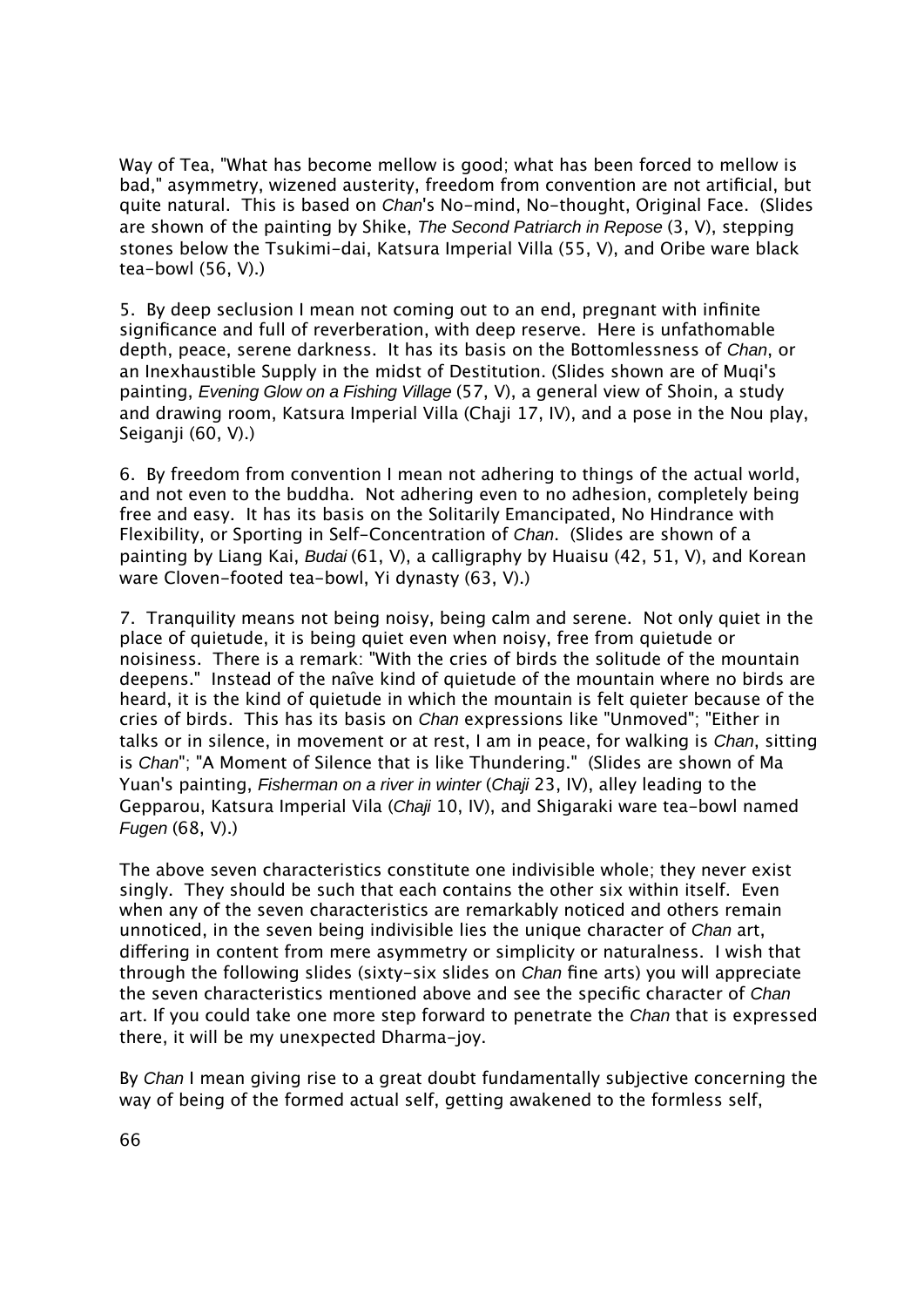Way of Tea, "What has become mellow is good; what has been forced to mellow is bad," asymmetry, wizened austerity, freedom from convention are not artificial, but quite natural. This is based on *Chan*'s No-mind, No-thought, Original Face. (Slides are shown of the painting by Shike, *The Second Patriarch in Repose* (3, V), stepping stones below the Tsukimi-dai, Katsura Imperial Villa (55, V), and Oribe ware black tea-bowl (56, V).)

5. By deep seclusion I mean not coming out to an end, pregnant with infinite significance and full of reverberation, with deep reserve. Here is unfathomable depth, peace, serene darkness. It has its basis on the Bottomlessness of *Chan*, or an Inexhaustible Supply in the midst of Destitution. (Slides shown are of Muqi's painting, *Evening Glow on a Fishing Village* (57, V), a general view of Shoin, a study and drawing room, Katsura Imperial Villa (Chaji 17, IV), and a pose in the Nou play, Seiganji (60, V).)

6. By freedom from convention I mean not adhering to things of the actual world, and not even to the buddha. Not adhering even to no adhesion, completely being free and easy. It has its basis on the Solitarily Emancipated, No Hindrance with Flexibility, or Sporting in Self-Concentration of *Chan*. (Slides are shown of a painting by Liang Kai, *Budai* (61, V), a calligraphy by Huaisu (42, 51, V), and Korean ware Cloven-footed tea-bowl, Yi dynasty (63, V).)

7. Tranquility means not being noisy, being calm and serene. Not only quiet in the place of quietude, it is being quiet even when noisy, free from quietude or noisiness. There is a remark: "With the cries of birds the solitude of the mountain deepens." Instead of the naîve kind of quietude of the mountain where no birds are heard, it is the kind of quietude in which the mountain is felt quieter because of the cries of birds. This has its basis on *Chan* expressions like "Unmoved"; "Either in talks or in silence, in movement or at rest, I am in peace, for walking is *Chan*, sitting is *Chan*"; "A Moment of Silence that is like Thundering." (Slides are shown of Ma Yuan's painting, *Fisherman on a river in winter* (*Chaji* 23, IV), alley leading to the Gepparou, Katsura Imperial Vila (*Chaji* 10, IV), and Shigaraki ware tea-bowl named *Fugen* (68, V).)

The above seven characteristics constitute one indivisible whole; they never exist singly. They should be such that each contains the other six within itself. Even when any of the seven characteristics are remarkably noticed and others remain unnoticed, in the seven being indivisible lies the unique character of *Chan* art, differing in content from mere asymmetry or simplicity or naturalness. I wish that through the following slides (sixty-six slides on *Chan* fine arts) you will appreciate the seven characteristics mentioned above and see the specific character of *Chan* art. If you could take one more step forward to penetrate the *Chan* that is expressed there, it will be my unexpected Dharma-joy.

By *Chan* I mean giving rise to a great doubt fundamentally subjective concerning the way of being of the formed actual self, getting awakened to the formless self,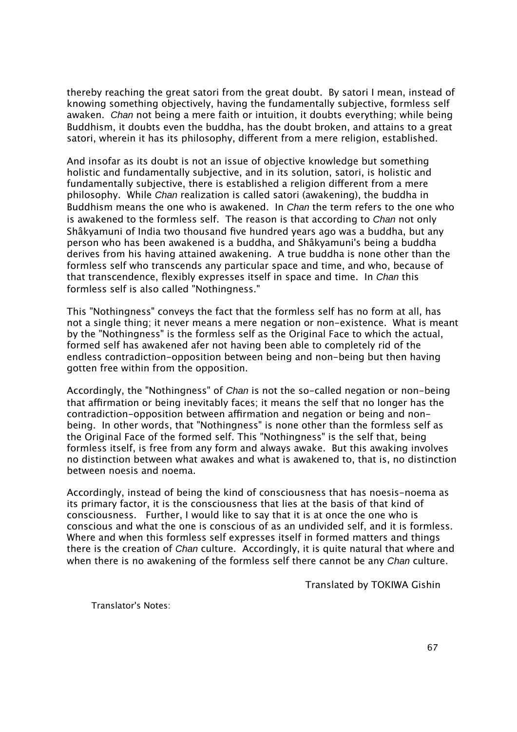thereby reaching the great satori from the great doubt. By satori I mean, instead of knowing something objectively, having the fundamentally subjective, formless self awaken. *Chan* not being a mere faith or intuition, it doubts everything; while being Buddhism, it doubts even the buddha, has the doubt broken, and attains to a great satori, wherein it has its philosophy, different from a mere religion, established.

And insofar as its doubt is not an issue of objective knowledge but something holistic and fundamentally subjective, and in its solution, satori, is holistic and fundamentally subjective, there is established a religion different from a mere philosophy. While *Chan* realization is called satori (awakening), the buddha in Buddhism means the one who is awakened. In *Chan* the term refers to the one who is awakened to the formless self. The reason is that according to *Chan* not only Shâkyamuni of India two thousand five hundred years ago was a buddha, but any person who has been awakened is a buddha, and Shâkyamuni's being a buddha derives from his having attained awakening. A true buddha is none other than the formless self who transcends any particular space and time, and who, because of that transcendence, flexibly expresses itself in space and time. In *Chan* this formless self is also called "Nothingness."

This "Nothingness" conveys the fact that the formless self has no form at all, has not a single thing; it never means a mere negation or non-existence. What is meant by the "Nothingness" is the formless self as the Original Face to which the actual, formed self has awakened afer not having been able to completely rid of the endless contradiction-opposition between being and non-being but then having gotten free within from the opposition.

Accordingly, the "Nothingness" of *Chan* is not the so-called negation or non-being that affirmation or being inevitably faces; it means the self that no longer has the contradiction-opposition between affirmation and negation or being and non-being. In other words, that "Nothingness" is none other than the formless self as the Original Face of the formed self. This "Nothingness" is the self that, being formless itself, is free from any form and always awake. But this awaking involves no distinction between what awakes and what is awakened to, that is, no distinction between noesis and noema.

Accordingly, instead of being the kind of consciousness that has noesis-noema as its primary factor, it is the consciousness that lies at the basis of that kind of consciousness. Further, I would like to say that it is at once the one who is conscious and what the one is conscious of as an undivided self, and it is formless. Where and when this formless self expresses itself in formed matters and things there is the creation of *Chan* culture. Accordingly, it is quite natural that where and when there is no awakening of the formless self there cannot be any *Chan* culture.

Translated by TOKIWA Gishin

Translator's Notes: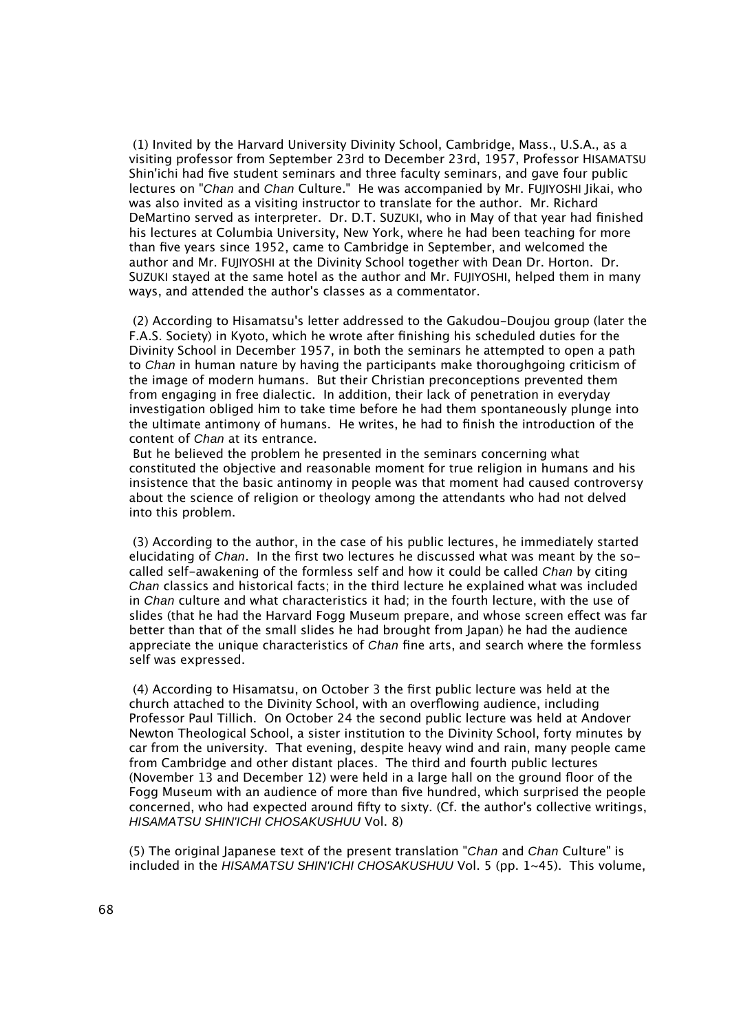(1) Invited by the Harvard University Divinity School, Cambridge, Mass., U.S.A., as a visiting professor from September 23rd to December 23rd, 1957, Professor HISAMATSU Shin'ichi had five student seminars and three faculty seminars, and gave four public lectures on "*Chan* and *Chan* Culture." He was accompanied by Mr. FUJIYOSHI Jikai, who was also invited as a visiting instructor to translate for the author. Mr. Richard DeMartino served as interpreter. Dr. D.T. SUZUKI, who in May of that year had finished his lectures at Columbia University, New York, where he had been teaching for more than five years since 1952, came to Cambridge in September, and welcomed the author and Mr. FUJIYOSHI at the Divinity School together with Dean Dr. Horton. Dr. SUZUKI stayed at the same hotel as the author and Mr. FUJIYOSHI, helped them in many ways, and attended the author's classes as a commentator.

(2) According to Hisamatsu's letter addressed to the Gakudou-Doujou group (later the F.A.S. Society) in Kyoto, which he wrote after finishing his scheduled duties for the Divinity School in December 1957, in both the seminars he attempted to open a path to *Chan* in human nature by having the participants make thoroughgoing criticism of the image of modern humans. But their Christian preconceptions prevented them from engaging in free dialectic. In addition, their lack of penetration in everyday investigation obliged him to take time before he had them spontaneously plunge into the ultimate antimony of humans. He writes, he had to finish the introduction of the content of *Chan* at its entrance.

But he believed the problem he presented in the seminars concerning what constituted the objective and reasonable moment for true religion in humans and his insistence that the basic antinomy in people was that moment had caused controversy about the science of religion or theology among the attendants who had not delved into this problem.

(3) According to the author, in the case of his public lectures, he immediately started elucidating of *Chan*. In the first two lectures he discussed what was meant by the so-called self-awakening of the formless self and how it could be called *Chan* by citing *Chan* classics and historical facts; in the third lecture he explained what was included in *Chan* culture and what characteristics it had; in the fourth lecture, with the use of slides (that he had the Harvard Fogg Museum prepare, and whose screen effect was far better than that of the small slides he had brought from Japan) he had the audience appreciate the unique characteristics of *Chan* fine arts, and search where the formless self was expressed.

(4) According to Hisamatsu, on October 3 the first public lecture was held at the church attached to the Divinity School, with an overflowing audience, including Professor Paul Tillich. On October 24 the second public lecture was held at Andover Newton Theological School, a sister institution to the Divinity School, forty minutes by car from the university. That evening, despite heavy wind and rain, many people came from Cambridge and other distant places. The third and fourth public lectures (November 13 and December 12) were held in a large hall on the ground floor of the Fogg Museum with an audience of more than five hundred, which surprised the people concerned, who had expected around fifty to sixty. (Cf. the author's collective writings, *HISAMATSU SHIN'ICHI CHOSAKUSHUU* Vol. 8)

(5) The original Japanese text of the present translation "*Chan* and *Chan* Culture" is included in the *HISAMATSU SHIN'ICHI CHOSAKUSHUU* Vol. 5 (pp. 1~45). This volume,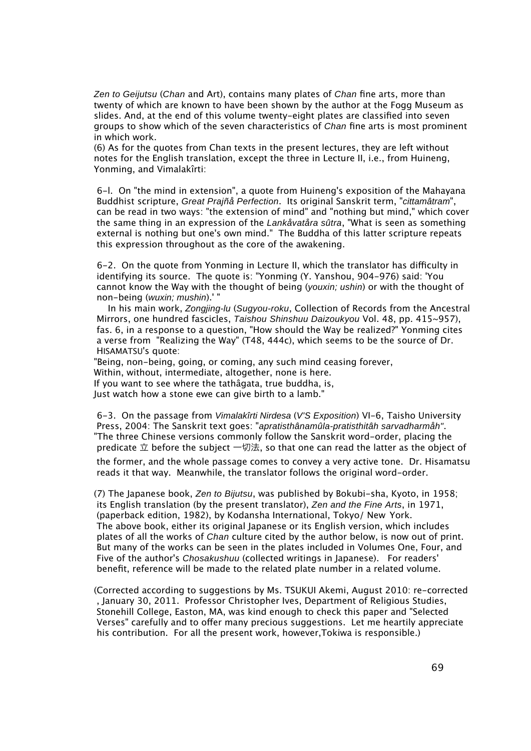*Zen to Geijutsu* (*Chan* and Art), contains many plates of *Chan* fine arts, more than twenty of which are known to have been shown by the author at the Fogg Museum as slides. And, at the end of this volume twenty-eight plates are classified into seven groups to show which of the seven characteristics of *Chan* fine arts is most prominent in which work.

(6) As for the quotes from Chan texts in the present lectures, they are left without notes for the English translation, except the three in Lecture II, i.e., from Huineng, Yonming, and Vimalakîrti:

6-l. On "the mind in extension", a quote from Huineng's exposition of the Mahayana Buddhist scripture, *Great Prajñå Perfection*. Its original Sanskrit term, "*cittamâtram*", can be read in two ways: "the extension of mind" and "nothing but mind," which cover the same thing in an expression of the *Lankåvatåra sûtra*, "What is seen as something external is nothing but one's own mind." The Buddha of this latter scripture repeats this expression throughout as the core of the awakening.

6-2. On the quote from Yonming in Lecture II, which the translator has difficulty in identifying its source. The quote is: "Yonming (Y. Yanshou, 904-976) said: 'You cannot know the Way with the thought of being (*youxin; ushin*) or with the thought of non-being (*wuxin; mushin*).' "

In his main work, *Zongjing-lu* (*Sugyou-roku*, Collection of Records from the Ancestral Mirrors, one hundred fascicles, *Taishou Shinshuu Daizoukyou* Vol. 48, pp. 415~957), fas. 6, in a response to a question, "How should the Way be realized?" Yonming cites a verse from "Realizing the Way" (T48, 444c), which seems to be the source of Dr. HISAMATSU's quote:

"Being, non-being, going, or coming, any such mind ceasing forever,
Within, without, intermediate, altogether, none is here.
If you want to see where the tathâgata, true buddha, is,
Just watch how a stone ewe can give birth to a lamb."

6-3. On the passage from *Vimalakîrti Nirdesa* (*V'S Exposition*) VI-6, Taisho University Press, 2004: The Sanskrit text goes: "*apratisthânamûla-pratisthitâh sarvadharmåh"*. "The three Chinese versions commonly follow the Sanskrit word-order, placing the predicate 立 before the subject 一切法, so that one can read the latter as the object of the former, and the whole passage comes to convey a very active tone. Dr. Hisamatsu reads it that way. Meanwhile, the translator follows the original word-order.

(7) The Japanese book, *Zen to Bijutsu*, was published by Bokubi-sha, Kyoto, in 1958; its English translation (by the present translator), *Zen and the Fine Arts*, in 1971, (paperback edition, 1982), by Kodansha International, Tokyo/ New York. The above book, either its original Japanese or its English version, which includes plates of all the works of *Chan* culture cited by the author below, is now out of print. But many of the works can be seen in the plates included in Volumes One, Four, and Five of the author's *Chosakushuu* (collected writings in Japanese). For readers' benefit, reference will be made to the related plate number in a related volume.

(Corrected according to suggestions by Ms. TSUKUI Akemi, August 2010: re-corrected , January 30, 2011. Professor Christopher Ives, Department of Religious Studies, Stonehill College, Easton, MA, was kind enough to check this paper and "Selected Verses" carefully and to offer many precious suggestions. Let me heartily appreciate his contribution. For all the present work, however,Tokiwa is responsible.)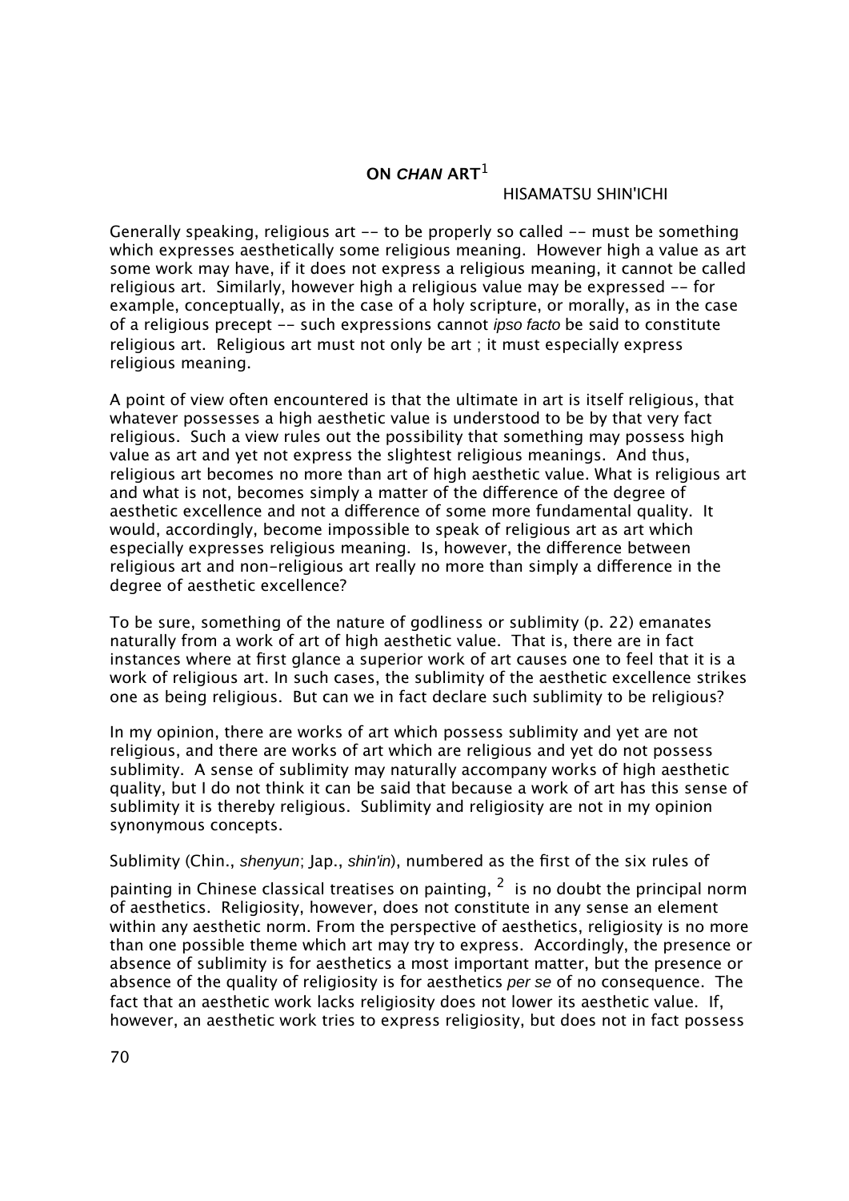# ON *CHAN* ART[1]

HISAMATSU SHIN'ICHI

Generally speaking, religious art -- to be properly so called -- must be something which expresses aesthetically some religious meaning. However high a value as art some work may have, if it does not express a religious meaning, it cannot be called religious art. Similarly, however high a religious value may be expressed -- for example, conceptually, as in the case of a holy scripture, or morally, as in the case of a religious precept -- such expressions cannot *ipso facto* be said to constitute religious art. Religious art must not only be art ; it must especially express religious meaning.

A point of view often encountered is that the ultimate in art is itself religious, that whatever possesses a high aesthetic value is understood to be by that very fact religious. Such a view rules out the possibility that something may possess high value as art and yet not express the slightest religious meanings. And thus, religious art becomes no more than art of high aesthetic value. What is religious art and what is not, becomes simply a matter of the difference of the degree of aesthetic excellence and not a difference of some more fundamental quality. It would, accordingly, become impossible to speak of religious art as art which especially expresses religious meaning. Is, however, the difference between religious art and non-religious art really no more than simply a difference in the degree of aesthetic excellence?

To be sure, something of the nature of godliness or sublimity (p. 22) emanates naturally from a work of art of high aesthetic value. That is, there are in fact instances where at first glance a superior work of art causes one to feel that it is a work of religious art. In such cases, the sublimity of the aesthetic excellence strikes one as being religious. But can we in fact declare such sublimity to be religious?

In my opinion, there are works of art which possess sublimity and yet are not religious, and there are works of art which are religious and yet do not possess sublimity. A sense of sublimity may naturally accompany works of high aesthetic quality, but I do not think it can be said that because a work of art has this sense of sublimity it is thereby religious. Sublimity and religiosity are not in my opinion synonymous concepts.

Sublimity (Chin., *shenyun*; Jap., *shin'in*), numbered as the first of the six rules of painting in Chinese classical treatises on painting, [2] is no doubt the principal norm of aesthetics. Religiosity, however, does not constitute in any sense an element within any aesthetic norm. From the perspective of aesthetics, religiosity is no more than one possible theme which art may try to express. Accordingly, the presence or absence of sublimity is for aesthetics a most important matter, but the presence or absence of the quality of religiosity is for aesthetics *per se* of no consequence. The fact that an aesthetic work lacks religiosity does not lower its aesthetic value. If, however, an aesthetic work tries to express religiosity, but does not in fact possess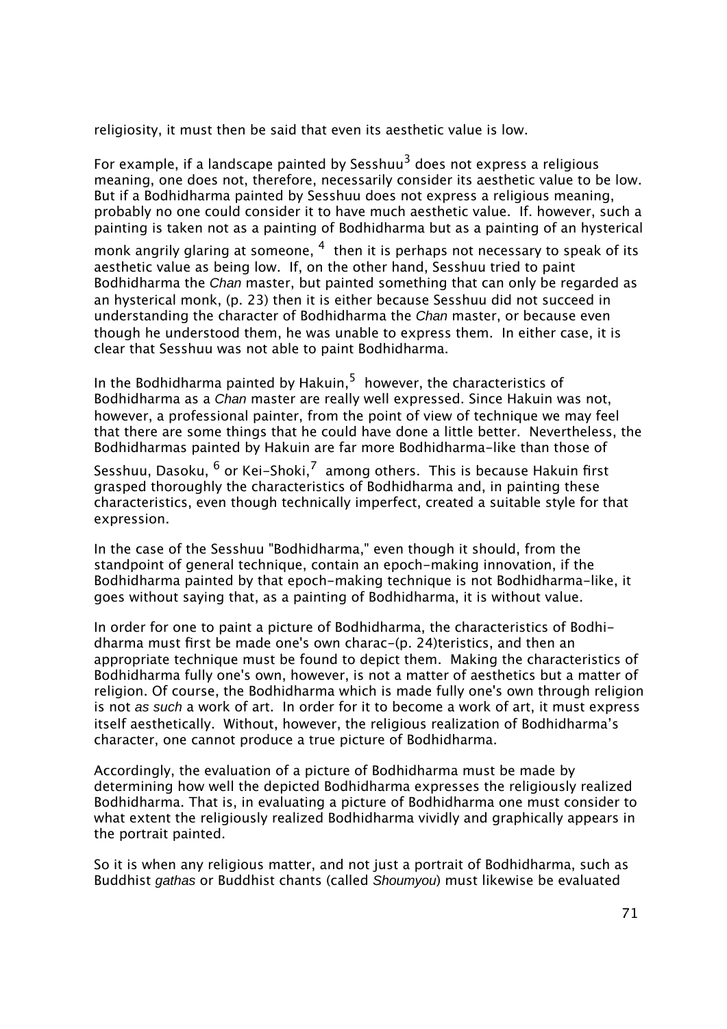religiosity, it must then be said that even its aesthetic value is low.

For example, if a landscape painted by Sesshuu[3] does not express a religious meaning, one does not, therefore, necessarily consider its aesthetic value to be low. But if a Bodhidharma painted by Sesshuu does not express a religious meaning, probably no one could consider it to have much aesthetic value. If. however, such a painting is taken not as a painting of Bodhidharma but as a painting of an hysterical monk angrily glaring at someone, [4] then it is perhaps not necessary to speak of its aesthetic value as being low. If, on the other hand, Sesshuu tried to paint Bodhidharma the *Chan* master, but painted something that can only be regarded as an hysterical monk, (p. 23) then it is either because Sesshuu did not succeed in understanding the character of Bodhidharma the *Chan* master, or because even though he understood them, he was unable to express them. In either case, it is clear that Sesshuu was not able to paint Bodhidharma.

In the Bodhidharma painted by Hakuin,[5] however, the characteristics of Bodhidharma as a *Chan* master are really well expressed. Since Hakuin was not, however, a professional painter, from the point of view of technique we may feel that there are some things that he could have done a little better. Nevertheless, the Bodhidharmas painted by Hakuin are far more Bodhidharma-like than those of Sesshuu, Dasoku, [6] or Kei-Shoki,[7] among others. This is because Hakuin first grasped thoroughly the characteristics of Bodhidharma and, in painting these characteristics, even though technically imperfect, created a suitable style for that expression.

In the case of the Sesshuu "Bodhidharma," even though it should, from the standpoint of general technique, contain an epoch-making innovation, if the Bodhidharma painted by that epoch-making technique is not Bodhidharma-like, it goes without saying that, as a painting of Bodhidharma, it is without value.

In order for one to paint a picture of Bodhidharma, the characteristics of Bodhi-dharma must first be made one's own charac-(p. 24)teristics, and then an appropriate technique must be found to depict them. Making the characteristics of Bodhidharma fully one's own, however, is not a matter of aesthetics but a matter of religion. Of course, the Bodhidharma which is made fully one's own through religion is not *as such* a work of art. In order for it to become a work of art, it must express itself aesthetically. Without, however, the religious realization of Bodhidharma's character, one cannot produce a true picture of Bodhidharma.

Accordingly, the evaluation of a picture of Bodhidharma must be made by determining how well the depicted Bodhidharma expresses the religiously realized Bodhidharma. That is, in evaluating a picture of Bodhidharma one must consider to what extent the religiously realized Bodhidharma vividly and graphically appears in the portrait painted.

So it is when any religious matter, and not just a portrait of Bodhidharma, such as Buddhist *gathas* or Buddhist chants (called *Shoumyou*) must likewise be evaluated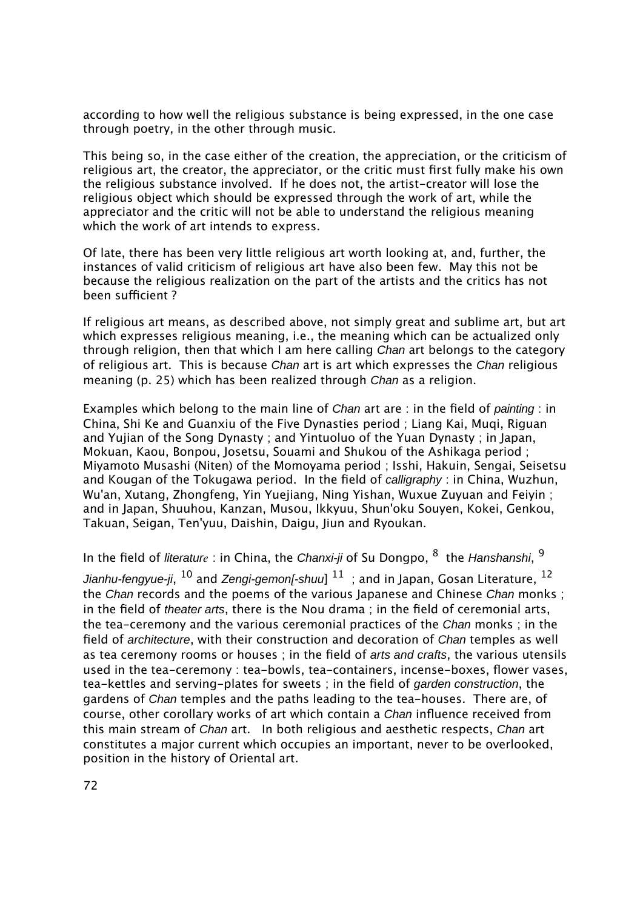according to how well the religious substance is being expressed, in the one case through poetry, in the other through music.

This being so, in the case either of the creation, the appreciation, or the criticism of religious art, the creator, the appreciator, or the critic must first fully make his own the religious substance involved. If he does not, the artist-creator will lose the religious object which should be expressed through the work of art, while the appreciator and the critic will not be able to understand the religious meaning which the work of art intends to express.

Of late, there has been very little religious art worth looking at, and, further, the instances of valid criticism of religious art have also been few. May this not be because the religious realization on the part of the artists and the critics has not been sufficient ?

If religious art means, as described above, not simply great and sublime art, but art which expresses religious meaning, i.e., the meaning which can be actualized only through religion, then that which I am here calling *Chan* art belongs to the category of religious art. This is because *Chan* art is art which expresses the *Chan* religious meaning (p. 25) which has been realized through *Chan* as a religion.

Examples which belong to the main line of *Chan* art are : in the field of *painting* : in China, Shi Ke and Guanxiu of the Five Dynasties period ; Liang Kai, Muqi, Riguan and Yujian of the Song Dynasty ; and Yintuoluo of the Yuan Dynasty ; in Japan, Mokuan, Kaou, Bonpou, Josetsu, Souami and Shukou of the Ashikaga period ; Miyamoto Musashi (Niten) of the Momoyama period ; Isshi, Hakuin, Sengai, Seisetsu and Kougan of the Tokugawa period. In the field of *calligraphy* : in China, Wuzhun, Wu'an, Xutang, Zhongfeng, Yin Yuejiang, Ning Yishan, Wuxue Zuyuan and Feiyin ; and in Japan, Shuuhou, Kanzan, Musou, Ikkyuu, Shun'oku Souyen, Kokei, Genkou, Takuan, Seigan, Ten'yuu, Daishin, Daigu, Jiun and Ryoukan.

In the field of *literature* : in China, the *Chanxi-ji* of Su Dongpo, [8] the *Hanshanshi*, [9] *Jianhu-fengyue-ji*, [10] and *Zengi-gemon[-shuu]* [11] ; and in Japan, Gosan Literature, [12] the *Chan* records and the poems of the various Japanese and Chinese *Chan* monks ; in the field of *theater arts*, there is the Nou drama ; in the field of ceremonial arts, the tea-ceremony and the various ceremonial practices of the *Chan* monks ; in the field of *architecture*, with their construction and decoration of *Chan* temples as well as tea ceremony rooms or houses ; in the field of *arts and crafts*, the various utensils used in the tea-ceremony : tea-bowls, tea-containers, incense-boxes, flower vases, tea-kettles and serving-plates for sweets ; in the field of *garden construction*, the gardens of *Chan* temples and the paths leading to the tea-houses. There are, of course, other corollary works of art which contain a *Chan* influence received from this main stream of *Chan* art. In both religious and aesthetic respects, *Chan* art constitutes a major current which occupies an important, never to be overlooked, position in the history of Oriental art.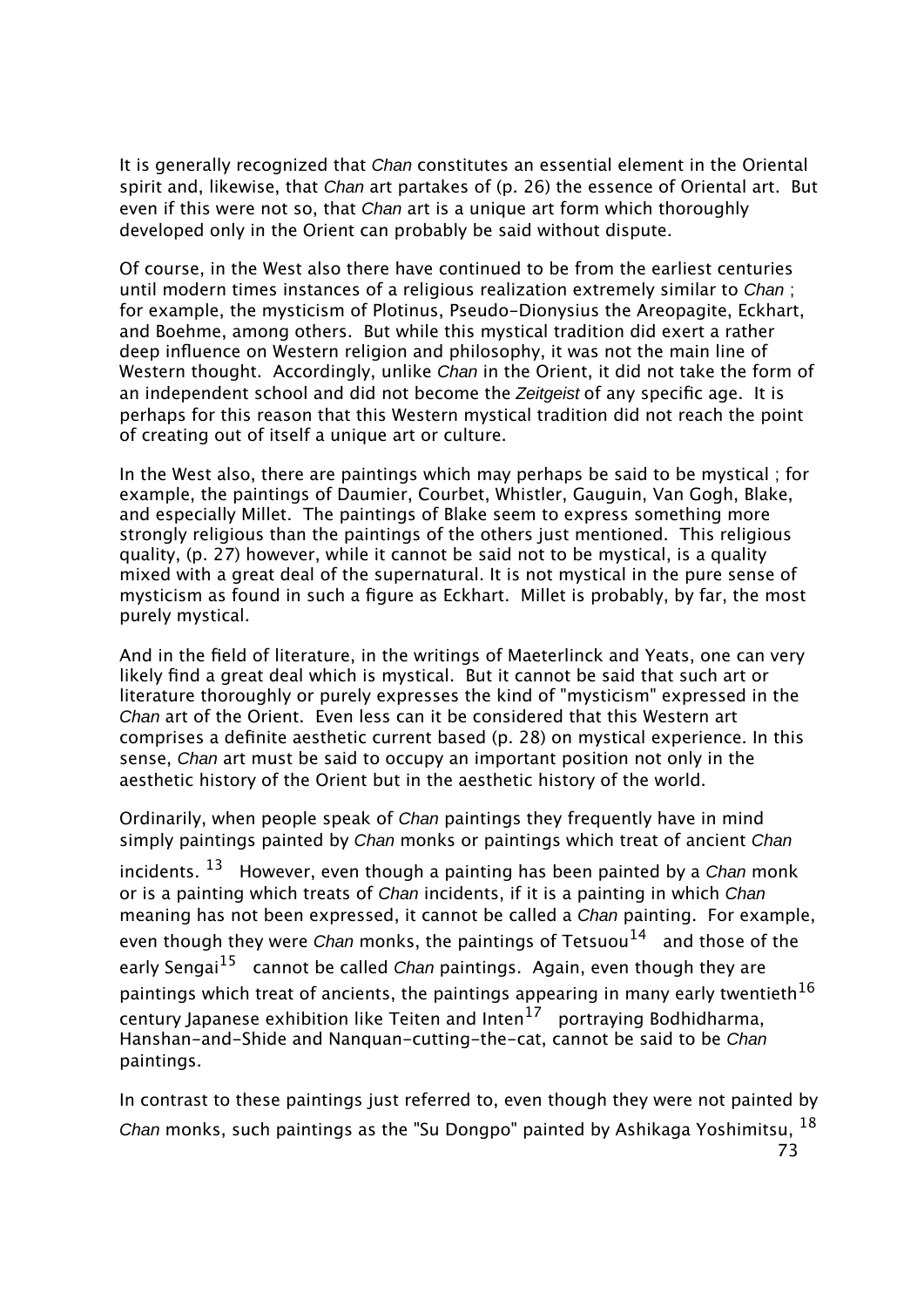It is generally recognized that *Chan* constitutes an essential element in the Oriental spirit and, likewise, that *Chan* art partakes of (p. 26) the essence of Oriental art. But even if this were not so, that *Chan* art is a unique art form which thoroughly developed only in the Orient can probably be said without dispute.

Of course, in the West also there have continued to be from the earliest centuries until modern times instances of a religious realization extremely similar to *Chan* ; for example, the mysticism of Plotinus, Pseudo-Dionysius the Areopagite, Eckhart, and Boehme, among others. But while this mystical tradition did exert a rather deep influence on Western religion and philosophy, it was not the main line of Western thought. Accordingly, unlike *Chan* in the Orient, it did not take the form of an independent school and did not become the *Zeitgeist* of any specific age. It is perhaps for this reason that this Western mystical tradition did not reach the point of creating out of itself a unique art or culture.

In the West also, there are paintings which may perhaps be said to be mystical ; for example, the paintings of Daumier, Courbet, Whistler, Gauguin, Van Gogh, Blake, and especially Millet. The paintings of Blake seem to express something more strongly religious than the paintings of the others just mentioned. This religious quality, (p. 27) however, while it cannot be said not to be mystical, is a quality mixed with a great deal of the supernatural. It is not mystical in the pure sense of mysticism as found in such a figure as Eckhart. Millet is probably, by far, the most purely mystical.

And in the field of literature, in the writings of Maeterlinck and Yeats, one can very likely find a great deal which is mystical. But it cannot be said that such art or literature thoroughly or purely expresses the kind of "mysticism" expressed in the *Chan* art of the Orient. Even less can it be considered that this Western art comprises a definite aesthetic current based (p. 28) on mystical experience. In this sense, *Chan* art must be said to occupy an important position not only in the aesthetic history of the Orient but in the aesthetic history of the world.

Ordinarily, when people speak of *Chan* paintings they frequently have in mind simply paintings painted by *Chan* monks or paintings which treat of ancient *Chan* incidents. [13] However, even though a painting has been painted by a *Chan* monk or is a painting which treats of *Chan* incidents, if it is a painting in which *Chan* meaning has not been expressed, it cannot be called a *Chan* painting. For example, even though they were *Chan* monks, the paintings of Tetsuou[14] and those of the early Sengai[15] cannot be called *Chan* paintings. Again, even though they are paintings which treat of ancients, the paintings appearing in many early twentieth[16] century Japanese exhibition like Teiten and Inten[17] portraying Bodhidharma, Hanshan-and-Shide and Nanquan-cutting-the-cat, cannot be said to be *Chan* paintings.

In contrast to these paintings just referred to, even though they were not painted by *Chan* monks, such paintings as the "Su Dongpo" painted by Ashikaga Yoshimitsu, [18]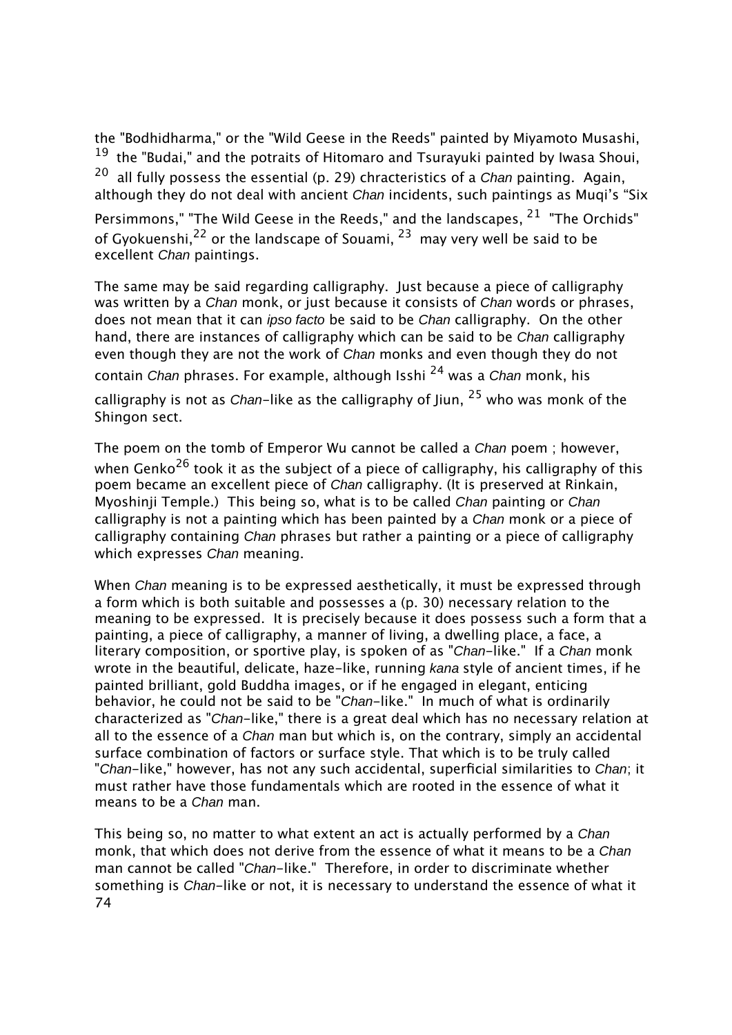the "Bodhidharma," or the "Wild Geese in the Reeds" painted by Miyamoto Musashi, [19] the "Budai," and the potraits of Hitomaro and Tsurayuki painted by Iwasa Shoui, [20] all fully possess the essential (p. 29) chracteristics of a *Chan* painting. Again, although they do not deal with ancient *Chan* incidents, such paintings as Muqi's "Six Persimmons," "The Wild Geese in the Reeds," and the landscapes, [21] "The Orchids" of Gyokuenshi,[22] or the landscape of Souami, [23] may very well be said to be excellent *Chan* paintings.

The same may be said regarding calligraphy. Just because a piece of calligraphy was written by a *Chan* monk, or just because it consists of *Chan* words or phrases, does not mean that it can *ipso facto* be said to be *Chan* calligraphy. On the other hand, there are instances of calligraphy which can be said to be *Chan* calligraphy even though they are not the work of *Chan* monks and even though they do not contain *Chan* phrases. For example, although Isshi [24] was a *Chan* monk, his calligraphy is not as *Chan*-like as the calligraphy of Jiun, [25] who was monk of the Shingon sect.

The poem on the tomb of Emperor Wu cannot be called a *Chan* poem ; however, when Genko[26] took it as the subject of a piece of calligraphy, his calligraphy of this poem became an excellent piece of *Chan* calligraphy. (It is preserved at Rinkain, Myoshinji Temple.) This being so, what is to be called *Chan* painting or *Chan* calligraphy is not a painting which has been painted by a *Chan* monk or a piece of calligraphy containing *Chan* phrases but rather a painting or a piece of calligraphy which expresses *Chan* meaning.

When *Chan* meaning is to be expressed aesthetically, it must be expressed through a form which is both suitable and possesses a (p. 30) necessary relation to the meaning to be expressed. It is precisely because it does possess such a form that a painting, a piece of calligraphy, a manner of living, a dwelling place, a face, a literary composition, or sportive play, is spoken of as "*Chan*-like." If a *Chan* monk wrote in the beautiful, delicate, haze-like, running *kana* style of ancient times, if he painted brilliant, gold Buddha images, or if he engaged in elegant, enticing behavior, he could not be said to be "*Chan*-like." In much of what is ordinarily characterized as "*Chan*-like," there is a great deal which has no necessary relation at all to the essence of a *Chan* man but which is, on the contrary, simply an accidental surface combination of factors or surface style. That which is to be truly called "*Chan*-like," however, has not any such accidental, superficial similarities to *Chan*; it must rather have those fundamentals which are rooted in the essence of what it means to be a *Chan* man.

This being so, no matter to what extent an act is actually performed by a *Chan* monk, that which does not derive from the essence of what it means to be a *Chan* man cannot be called "*Chan*-like." Therefore, in order to discriminate whether something is *Chan*-like or not, it is necessary to understand the essence of what it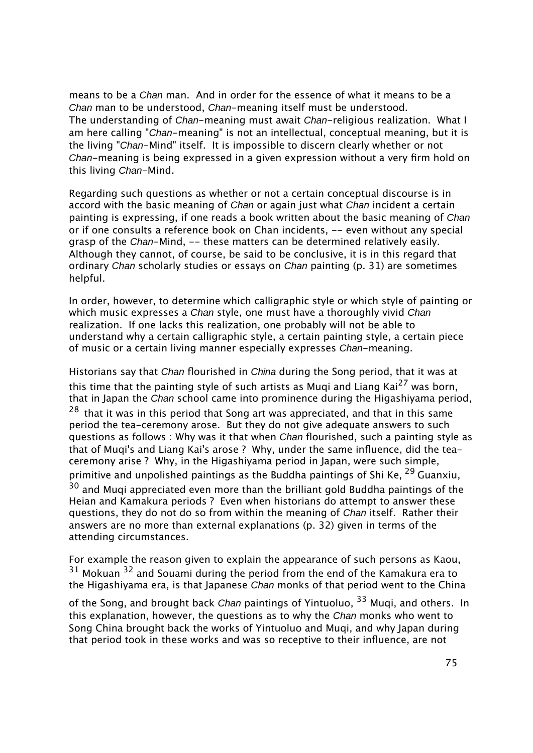means to be a *Chan* man. And in order for the essence of what it means to be a *Chan* man to be understood, *Chan*-meaning itself must be understood. The understanding of *Chan*-meaning must await *Chan*-religious realization. What I am here calling "*Chan*-meaning" is not an intellectual, conceptual meaning, but it is the living "*Chan*-Mind" itself. It is impossible to discern clearly whether or not *Chan*-meaning is being expressed in a given expression without a very firm hold on this living *Chan*-Mind.

Regarding such questions as whether or not a certain conceptual discourse is in accord with the basic meaning of *Chan* or again just what *Chan* incident a certain painting is expressing, if one reads a book written about the basic meaning of *Chan* or if one consults a reference book on Chan incidents, -- even without any special grasp of the *Chan*-Mind, -- these matters can be determined relatively easily. Although they cannot, of course, be said to be conclusive, it is in this regard that ordinary *Chan* scholarly studies or essays on *Chan* painting (p. 31) are sometimes helpful.

In order, however, to determine which calligraphic style or which style of painting or which music expresses a *Chan* style, one must have a thoroughly vivid *Chan* realization. If one lacks this realization, one probably will not be able to understand why a certain calligraphic style, a certain painting style, a certain piece of music or a certain living manner especially expresses *Chan*-meaning.

Historians say that *Chan* flourished in *China* during the Song period, that it was at this time that the painting style of such artists as Muqi and Liang Kai[27] was born, that in Japan the *Chan* school came into prominence during the Higashiyama period, [28] that it was in this period that Song art was appreciated, and that in this same period the tea-ceremony arose. But they do not give adequate answers to such questions as follows : Why was it that when *Chan* flourished, such a painting style as that of Muqi's and Liang Kai's arose ? Why, under the same influence, did the tea-ceremony arise ? Why, in the Higashiyama period in Japan, were such simple, primitive and unpolished paintings as the Buddha paintings of Shi Ke, [29] Guanxiu, [30] and Muqi appreciated even more than the brilliant gold Buddha paintings of the Heian and Kamakura periods ? Even when historians do attempt to answer these questions, they do not do so from within the meaning of *Chan* itself. Rather their answers are no more than external explanations (p. 32) given in terms of the attending circumstances.

For example the reason given to explain the appearance of such persons as Kaou, [31] Mokuan [32] and Souami during the period from the end of the Kamakura era to the Higashiyama era, is that Japanese *Chan* monks of that period went to the China of the Song, and brought back *Chan* paintings of Yintuoluo, [33] Muqi, and others. In this explanation, however, the questions as to why the *Chan* monks who went to Song China brought back the works of Yintuoluo and Muqi, and why Japan during that period took in these works and was so receptive to their influence, are not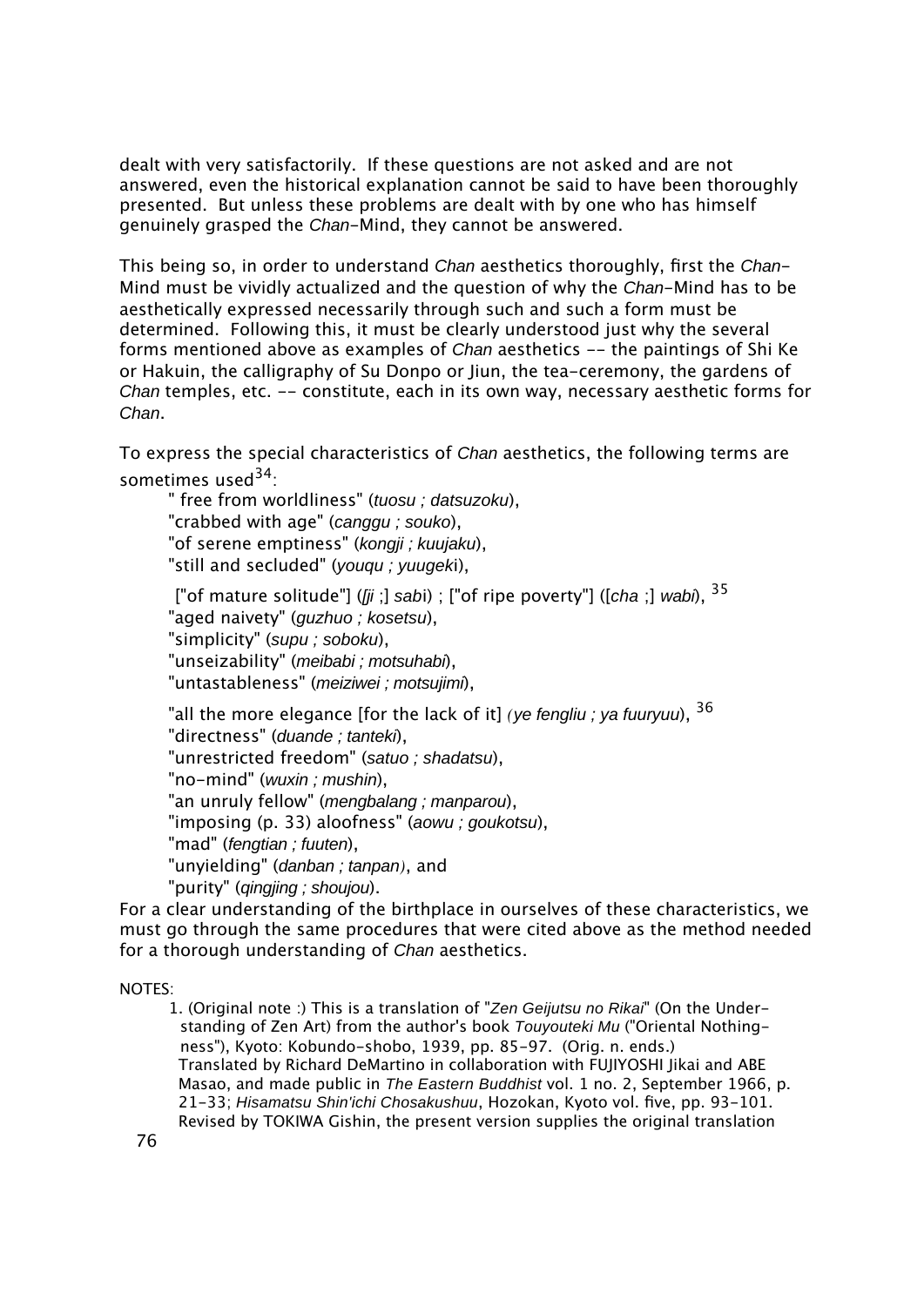dealt with very satisfactorily. If these questions are not asked and are not answered, even the historical explanation cannot be said to have been thoroughly presented. But unless these problems are dealt with by one who has himself genuinely grasped the *Chan*-Mind, they cannot be answered.

This being so, in order to understand *Chan* aesthetics thoroughly, first the *Chan*-Mind must be vividly actualized and the question of why the *Chan*-Mind has to be aesthetically expressed necessarily through such and such a form must be determined. Following this, it must be clearly understood just why the several forms mentioned above as examples of *Chan* aesthetics -- the paintings of Shi Ke or Hakuin, the calligraphy of Su Donpo or Jiun, the tea-ceremony, the gardens of *Chan* temples, etc. -- constitute, each in its own way, necessary aesthetic forms for *Chan*.

To express the special characteristics of *Chan* aesthetics, the following terms are sometimes used[34]:

" free from worldliness" (*tuosu ; datsuzoku*),
"crabbed with age" (*canggu ; souko*),
"of serene emptiness" (*kongji ; kuujaku*),
"still and secluded" (*youqu ; yuugeki*),
["of mature solitude"] ([*ji* ;] *sabi*) ; ["of ripe poverty"] ([*cha* ;] *wabi*), [35]
"aged naivety" (*guzhuo ; kosetsu*),
"simplicity" (*supu ; soboku*),
"unseizability" (*meibabi ; motsuhabi*),
"untastableness" (*meiziwei ; motsujimi*),
"all the more elegance [for the lack of it] (*ye fengliu ; ya fuuryuu*), [36]
"directness" (*duande ; tanteki*),
"unrestricted freedom" (*satuo ; shadatsu*),
"no-mind" (*wuxin ; mushin*),
"an unruly fellow" (*mengbalang ; manparou*),
"imposing (p. 33) aloofness" (*aowu ; goukotsu*),
"mad" (*fengtian ; fuuten*),
"unyielding" (*danban ; tanpan*), and
"purity" (*qingjing ; shoujou*).

For a clear understanding of the birthplace in ourselves of these characteristics, we must go through the same procedures that were cited above as the method needed for a thorough understanding of *Chan* aesthetics.

NOTES:

1. (Original note :) This is a translation of "*Zen Geijutsu no Rikai*" (On the Understanding of Zen Art) from the author's book *Touyouteki Mu* ("Oriental Nothingness"), Kyoto: Kobundo-shobo, 1939, pp. 85-97. (Orig. n. ends.)
Translated by Richard DeMartino in collaboration with FUJIYOSHI Jikai and ABE Masao, and made public in *The Eastern Buddhist* vol. 1 no. 2, September 1966, p. 21-33; *Hisamatsu Shin'ichi Chosakushuu*, Hozokan, Kyoto vol. five, pp. 93-101.
Revised by TOKIWA Gishin, the present version supplies the original translation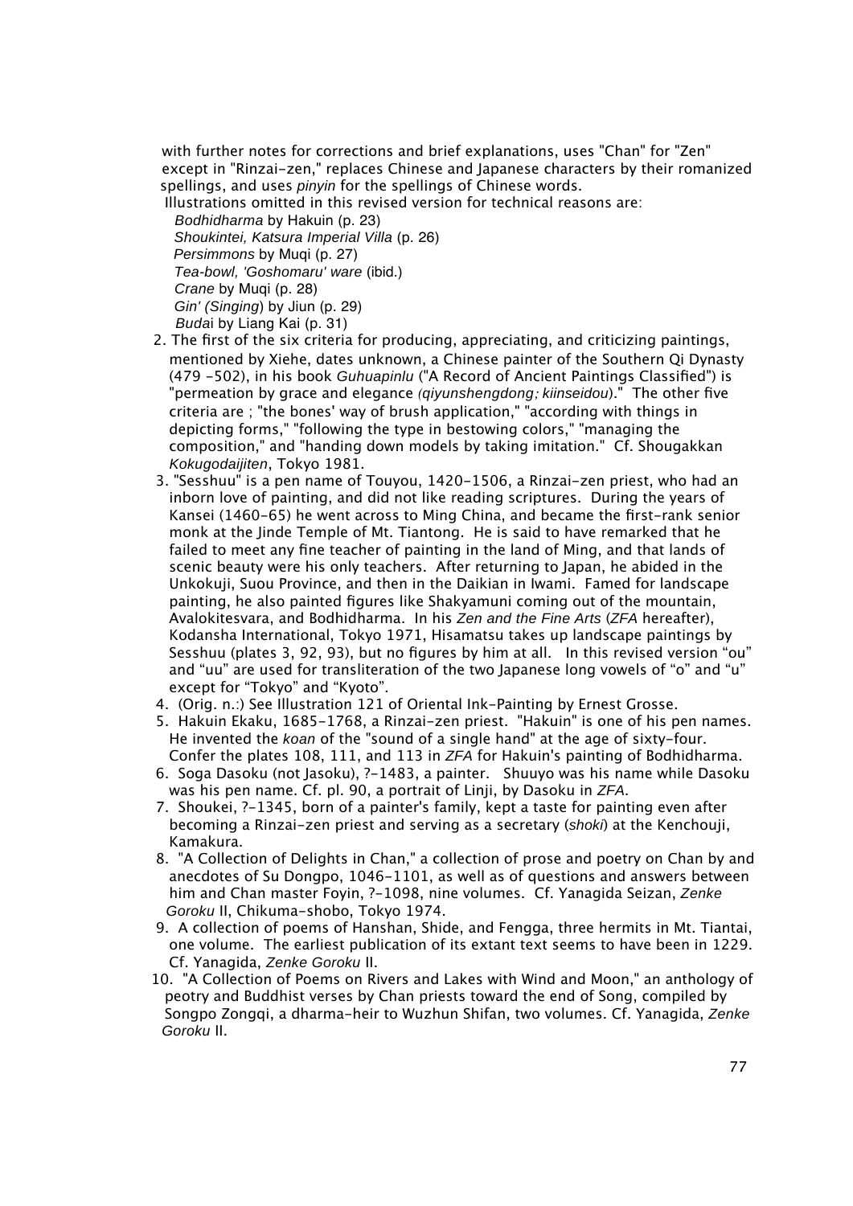with further notes for corrections and brief explanations, uses "Chan" for "Zen" except in "Rinzai-zen," replaces Chinese and Japanese characters by their romanized spellings, and uses *pinyin* for the spellings of Chinese words.

Illustrations omitted in this revised version for technical reasons are:

*Bodhidharma* by Hakuin (p. 23)
*Shoukintei, Katsura Imperial Villa* (p. 26)
*Persimmons* by Muqi (p. 27)
*Tea-bowl, 'Goshomaru' ware* (ibid.)
*Crane* by Muqi (p. 28)
*Gin' (Singing)* by Jiun (p. 29)
*Buda*i by Liang Kai (p. 31)

2. The first of the six criteria for producing, appreciating, and criticizing paintings, mentioned by Xiehe, dates unknown, a Chinese painter of the Southern Qi Dynasty (479 -502), in his book *Guhuapinlu* ("A Record of Ancient Paintings Classified") is "permeation by grace and elegance *(qiyunshengdong; kiinseidou)*." The other five criteria are ; "the bones' way of brush application," "according with things in depicting forms," "following the type in bestowing colors," "managing the composition," and "handing down models by taking imitation." Cf. Shougakkan *Kokugodaijiten*, Tokyo 1981.

3. "Sesshuu" is a pen name of Touyou, 1420-1506, a Rinzai-zen priest, who had an inborn love of painting, and did not like reading scriptures. During the years of Kansei (1460-65) he went across to Ming China, and became the first-rank senior monk at the Jinde Temple of Mt. Tiantong. He is said to have remarked that he failed to meet any fine teacher of painting in the land of Ming, and that lands of scenic beauty were his only teachers. After returning to Japan, he abided in the Unkokuji, Suou Province, and then in the Daikian in Iwami. Famed for landscape painting, he also painted figures like Shakyamuni coming out of the mountain, Avalokitesvara, and Bodhidharma. In his *Zen and the Fine Arts* (*ZFA* hereafter), Kodansha International, Tokyo 1971, Hisamatsu takes up landscape paintings by Sesshuu (plates 3, 92, 93), but no figures by him at all. In this revised version "ou" and "uu" are used for transliteration of the two Japanese long vowels of "o" and "u" except for "Tokyo" and "Kyoto".

4. (Orig. n.:) See Illustration 121 of Oriental Ink-Painting by Ernest Grosse.

5. Hakuin Ekaku, 1685-1768, a Rinzai-zen priest. "Hakuin" is one of his pen names. He invented the *koan* of the "sound of a single hand" at the age of sixty-four. Confer the plates 108, 111, and 113 in *ZFA* for Hakuin's painting of Bodhidharma.

6. Soga Dasoku (not Jasoku), ?-1483, a painter. Shuuyo was his name while Dasoku was his pen name. Cf. pl. 90, a portrait of Linji, by Dasoku in *ZFA*.

7. Shoukei, ?-1345, born of a painter's family, kept a taste for painting even after becoming a Rinzai-zen priest and serving as a secretary (*shoki*) at the Kenchouji, Kamakura.

8. "A Collection of Delights in Chan," a collection of prose and poetry on Chan by and anecdotes of Su Dongpo, 1046-1101, as well as of questions and answers between him and Chan master Foyin, ?-1098, nine volumes. Cf. Yanagida Seizan, *Zenke Goroku* II, Chikuma-shobo, Tokyo 1974.

9. A collection of poems of Hanshan, Shide, and Fengga, three hermits in Mt. Tiantai, one volume. The earliest publication of its extant text seems to have been in 1229. Cf. Yanagida, *Zenke Goroku* II.

10. "A Collection of Poems on Rivers and Lakes with Wind and Moon," an anthology of peotry and Buddhist verses by Chan priests toward the end of Song, compiled by Songpo Zongqi, a dharma-heir to Wuzhun Shifan, two volumes. Cf. Yanagida, *Zenke Goroku* II.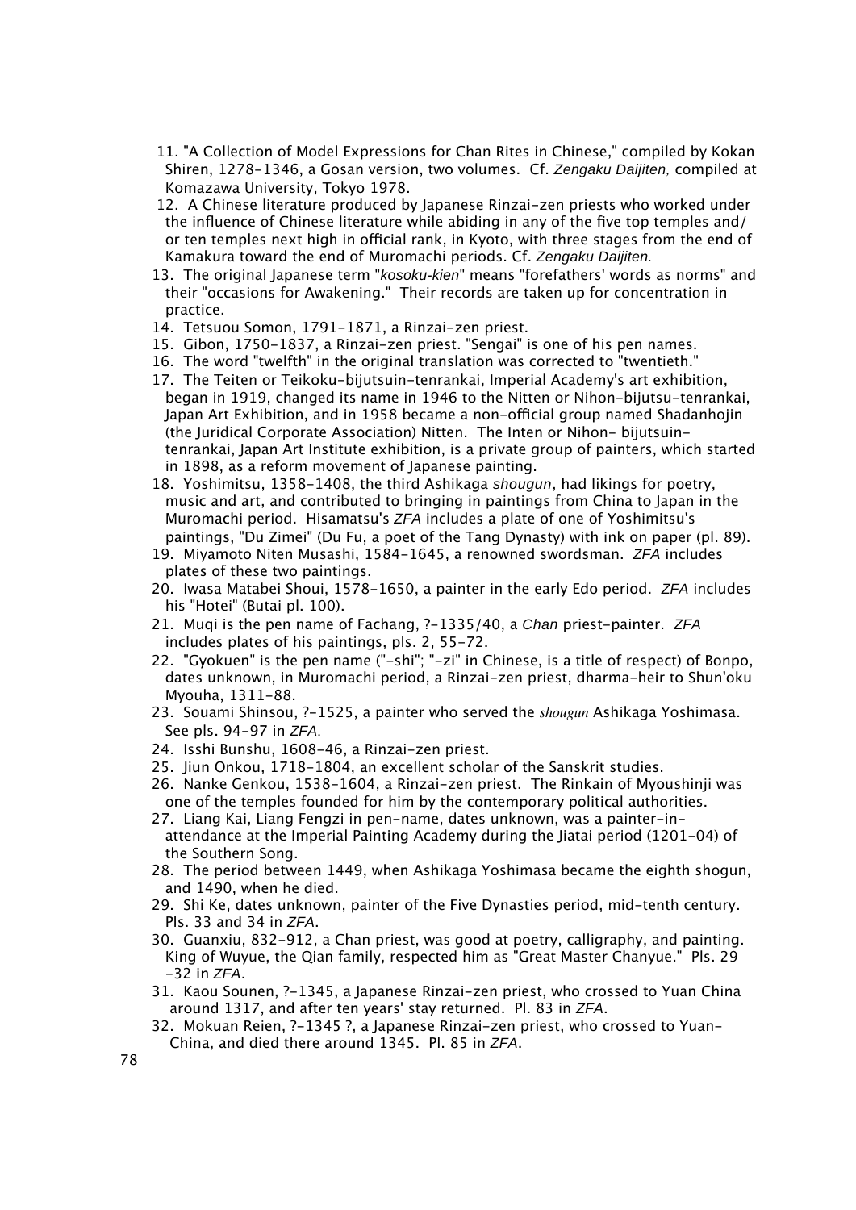11. "A Collection of Model Expressions for Chan Rites in Chinese," compiled by Kokan Shiren, 1278-1346, a Gosan version, two volumes. Cf. *Zengaku Daijiten,* compiled at Komazawa University, Tokyo 1978.
12. A Chinese literature produced by Japanese Rinzai-zen priests who worked under the influence of Chinese literature while abiding in any of the five top temples and/ or ten temples next high in official rank, in Kyoto, with three stages from the end of Kamakura toward the end of Muromachi periods. Cf. *Zengaku Daijiten.*
13. The original Japanese term "*kosoku-kien*" means "forefathers' words as norms" and their "occasions for Awakening." Their records are taken up for concentration in practice.
14. Tetsuou Somon, 1791-1871, a Rinzai-zen priest.
15. Gibon, 1750-1837, a Rinzai-zen priest. "Sengai" is one of his pen names.
16. The word "twelfth" in the original translation was corrected to "twentieth."
17. The Teiten or Teikoku-bijutsuin-tenrankai, Imperial Academy's art exhibition, began in 1919, changed its name in 1946 to the Nitten or Nihon-bijutsu-tenrankai, Japan Art Exhibition, and in 1958 became a non-official group named Shadanhojin (the Juridical Corporate Association) Nitten. The Inten or Nihon- bijutsuin-tenrankai, Japan Art Institute exhibition, is a private group of painters, which started in 1898, as a reform movement of Japanese painting.
18. Yoshimitsu, 1358-1408, the third Ashikaga *shougun*, had likings for poetry, music and art, and contributed to bringing in paintings from China to Japan in the Muromachi period. Hisamatsu's *ZFA* includes a plate of one of Yoshimitsu's paintings, "Du Zimei" (Du Fu, a poet of the Tang Dynasty) with ink on paper (pl. 89).
19. Miyamoto Niten Musashi, 1584-1645, a renowned swordsman. *ZFA* includes plates of these two paintings.
20. Iwasa Matabei Shoui, 1578-1650, a painter in the early Edo period. *ZFA* includes his "Hotei" (Butai pl. 100).
21. Muqi is the pen name of Fachang, ?-1335/40, a *Chan* priest-painter. *ZFA* includes plates of his paintings, pls. 2, 55-72.
22. "Gyokuen" is the pen name ("-shi"; "-zi" in Chinese, is a title of respect) of Bonpo, dates unknown, in Muromachi period, a Rinzai-zen priest, dharma-heir to Shun'oku Myouha, 1311-88.
23. Souami Shinsou, ?-1525, a painter who served the *shougun* Ashikaga Yoshimasa. See pls. 94-97 in *ZFA.*
24. Isshi Bunshu, 1608-46, a Rinzai-zen priest.
25. Jiun Onkou, 1718-1804, an excellent scholar of the Sanskrit studies.
26. Nanke Genkou, 1538-1604, a Rinzai-zen priest. The Rinkain of Myoushinji was one of the temples founded for him by the contemporary political authorities.
27. Liang Kai, Liang Fengzi in pen-name, dates unknown, was a painter-in-attendance at the Imperial Painting Academy during the Jiatai period (1201-04) of the Southern Song.
28. The period between 1449, when Ashikaga Yoshimasa became the eighth shogun, and 1490, when he died.
29. Shi Ke, dates unknown, painter of the Five Dynasties period, mid-tenth century. Pls. 33 and 34 in *ZFA*.
30. Guanxiu, 832-912, a Chan priest, was good at poetry, calligraphy, and painting. King of Wuyue, the Qian family, respected him as "Great Master Chanyue." Pls. 29 -32 in *ZFA*.
31. Kaou Sounen, ?-1345, a Japanese Rinzai-zen priest, who crossed to Yuan China around 1317, and after ten years' stay returned. Pl. 83 in *ZFA*.
32. Mokuan Reien, ?-1345 ?, a Japanese Rinzai-zen priest, who crossed to Yuan-China, and died there around 1345. Pl. 85 in *ZFA*.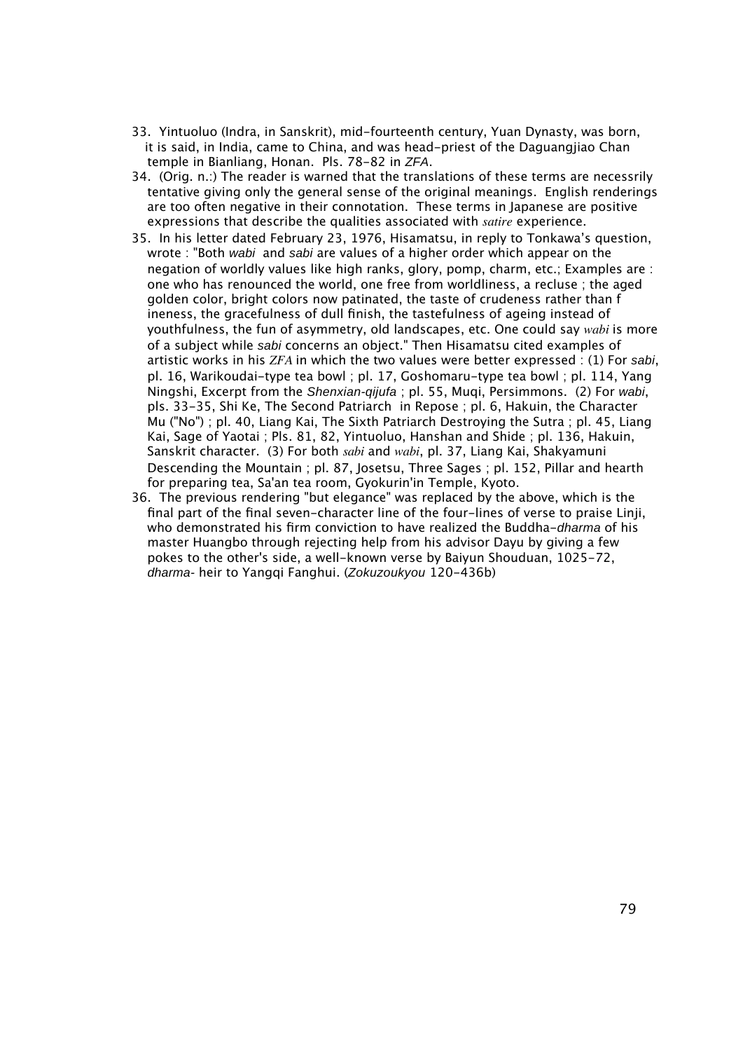33. Yintuoluo (Indra, in Sanskrit), mid-fourteenth century, Yuan Dynasty, was born, it is said, in India, came to China, and was head-priest of the Daguangjiao Chan temple in Bianliang, Honan. Pls. 78-82 in *ZFA*.

34. (Orig. n.:) The reader is warned that the translations of these terms are necessrily tentative giving only the general sense of the original meanings. English renderings are too often negative in their connotation. These terms in Japanese are positive expressions that describe the qualities associated with *satire* experience.

35. In his letter dated February 23, 1976, Hisamatsu, in reply to Tonkawa's question, wrote : "Both *wabi* and *sabi* are values of a higher order which appear on the negation of worldly values like high ranks, glory, pomp, charm, etc.; Examples are : one who has renounced the world, one free from worldliness, a recluse ; the aged golden color, bright colors now patinated, the taste of crudeness rather than f ineness, the gracefulness of dull finish, the tastefulness of ageing instead of youthfulness, the fun of asymmetry, old landscapes, etc. One could say *wabi* is more of a subject while *sabi* concerns an object." Then Hisamatsu cited examples of artistic works in his *ZFA* in which the two values were better expressed : (1) For *sabi*, pl. 16, Warikoudai-type tea bowl ; pl. 17, Goshomaru-type tea bowl ; pl. 114, Yang Ningshi, Excerpt from the *Shenxian-qijufa* ; pl. 55, Muqi, Persimmons. (2) For *wabi*, pls. 33-35, Shi Ke, The Second Patriarch in Repose ; pl. 6, Hakuin, the Character Mu ("No") ; pl. 40, Liang Kai, The Sixth Patriarch Destroying the Sutra ; pl. 45, Liang Kai, Sage of Yaotai ; Pls. 81, 82, Yintuoluo, Hanshan and Shide ; pl. 136, Hakuin, Sanskrit character. (3) For both *sabi* and *wabi*, pl. 37, Liang Kai, Shakyamuni Descending the Mountain ; pl. 87, Josetsu, Three Sages ; pl. 152, Pillar and hearth for preparing tea, Sa'an tea room, Gyokurin'in Temple, Kyoto.

36. The previous rendering "but elegance" was replaced by the above, which is the final part of the final seven-character line of the four-lines of verse to praise Linji, who demonstrated his firm conviction to have realized the Buddha-*dharma* of his master Huangbo through rejecting help from his advisor Dayu by giving a few pokes to the other's side, a well-known verse by Baiyun Shouduan, 1025-72, *dharma*- heir to Yangqi Fanghui. (*Zokuzoukyou* 120-436b)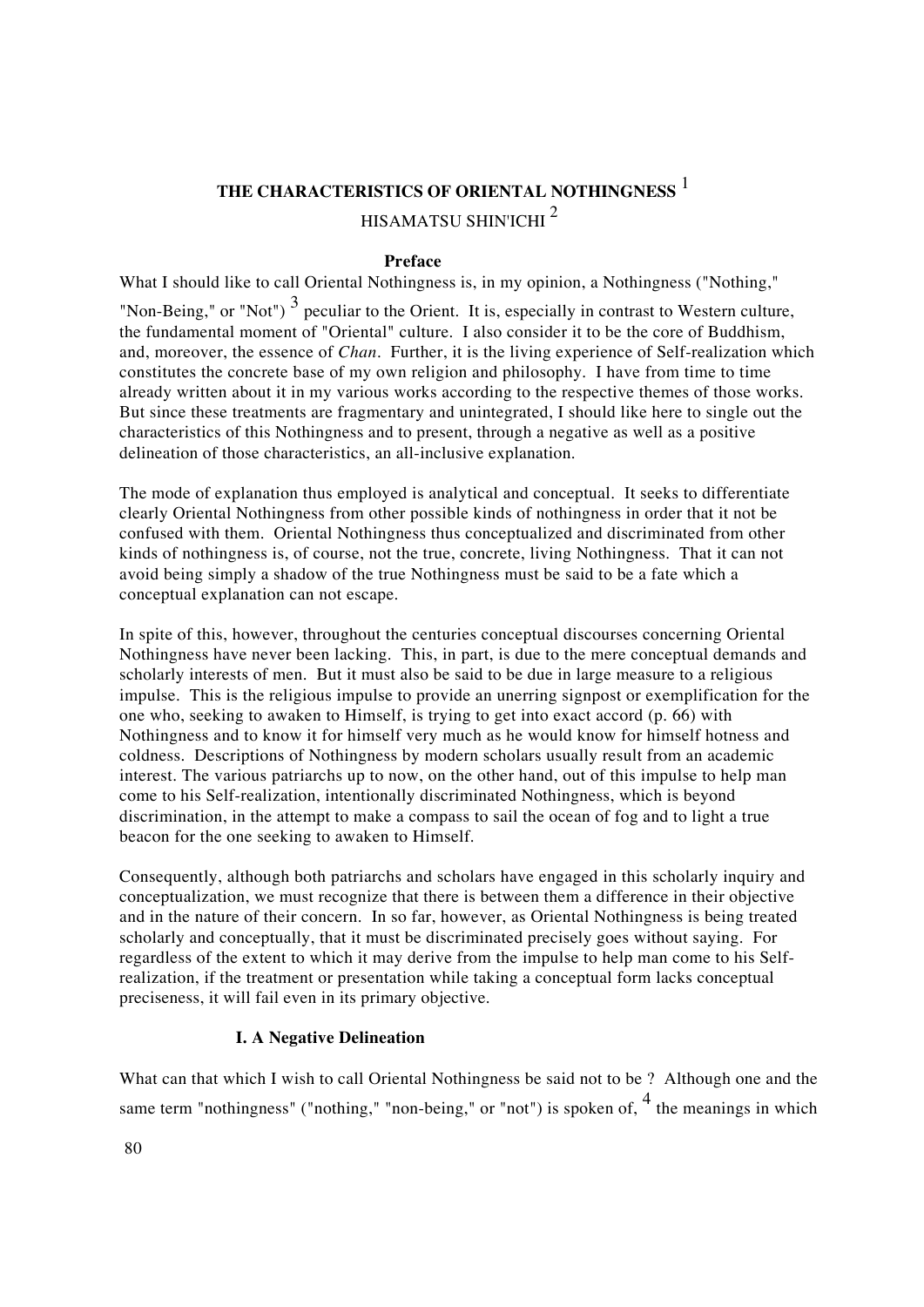# THE CHARACTERISTICS OF ORIENTAL NOTHINGNESS [1]

HISAMATSU SHIN'ICHI [2]

### Preface

What I should like to call Oriental Nothingness is, in my opinion, a Nothingness ("Nothing," "Non-Being," or "Not") [3] peculiar to the Orient. It is, especially in contrast to Western culture, the fundamental moment of "Oriental" culture. I also consider it to be the core of Buddhism, and, moreover, the essence of *Chan*. Further, it is the living experience of Self-realization which constitutes the concrete base of my own religion and philosophy. I have from time to time already written about it in my various works according to the respective themes of those works. But since these treatments are fragmentary and unintegrated, I should like here to single out the characteristics of this Nothingness and to present, through a negative as well as a positive delineation of those characteristics, an all-inclusive explanation.

The mode of explanation thus employed is analytical and conceptual. It seeks to differentiate clearly Oriental Nothingness from other possible kinds of nothingness in order that it not be confused with them. Oriental Nothingness thus conceptualized and discriminated from other kinds of nothingness is, of course, not the true, concrete, living Nothingness. That it can not avoid being simply a shadow of the true Nothingness must be said to be a fate which a conceptual explanation can not escape.

In spite of this, however, throughout the centuries conceptual discourses concerning Oriental Nothingness have never been lacking. This, in part, is due to the mere conceptual demands and scholarly interests of men. But it must also be said to be due in large measure to a religious impulse. This is the religious impulse to provide an unerring signpost or exemplification for the one who, seeking to awaken to Himself, is trying to get into exact accord (p. 66) with Nothingness and to know it for himself very much as he would know for himself hotness and coldness. Descriptions of Nothingness by modern scholars usually result from an academic interest. The various patriarchs up to now, on the other hand, out of this impulse to help man come to his Self-realization, intentionally discriminated Nothingness, which is beyond discrimination, in the attempt to make a compass to sail the ocean of fog and to light a true beacon for the one seeking to awaken to Himself.

Consequently, although both patriarchs and scholars have engaged in this scholarly inquiry and conceptualization, we must recognize that there is between them a difference in their objective and in the nature of their concern. In so far, however, as Oriental Nothingness is being treated scholarly and conceptually, that it must be discriminated precisely goes without saying. For regardless of the extent to which it may derive from the impulse to help man come to his Self-realization, if the treatment or presentation while taking a conceptual form lacks conceptual preciseness, it will fail even in its primary objective.

### I. A Negative Delineation

What can that which I wish to call Oriental Nothingness be said not to be ? Although one and the same term "nothingness" ("nothing," "non-being," or "not") is spoken of, [4] the meanings in which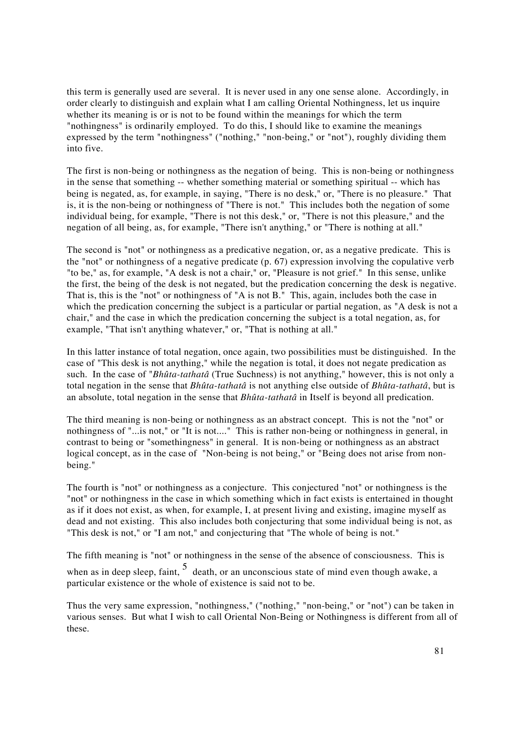this term is generally used are several. It is never used in any one sense alone. Accordingly, in order clearly to distinguish and explain what I am calling Oriental Nothingness, let us inquire whether its meaning is or is not to be found within the meanings for which the term "nothingness" is ordinarily employed. To do this, I should like to examine the meanings expressed by the term "nothingness" ("nothing," "non-being," or "not"), roughly dividing them into five.

The first is non-being or nothingness as the negation of being. This is non-being or nothingness in the sense that something -- whether something material or something spiritual -- which has being is negated, as, for example, in saying, "There is no desk," or, "There is no pleasure." That is, it is the non-being or nothingness of "There is not." This includes both the negation of some individual being, for example, "There is not this desk," or, "There is not this pleasure," and the negation of all being, as, for example, "There isn't anything," or "There is nothing at all."

The second is "not" or nothingness as a predicative negation, or, as a negative predicate. This is the "not" or nothingness of a negative predicate (p. 67) expression involving the copulative verb "to be," as, for example, "A desk is not a chair," or, "Pleasure is not grief." In this sense, unlike the first, the being of the desk is not negated, but the predication concerning the desk is negative. That is, this is the "not" or nothingness of "A is not B." This, again, includes both the case in which the predication concerning the subject is a particular or partial negation, as "A desk is not a chair," and the case in which the predication concerning the subject is a total negation, as, for example, "That isn't anything whatever," or, "That is nothing at all."

In this latter instance of total negation, once again, two possibilities must be distinguished. In the case of "This desk is not anything," while the negation is total, it does not negate predication as such. In the case of "*Bhûta-tathatâ* (True Suchness) is not anything," however, this is not only a total negation in the sense that *Bhûta-tathatâ* is not anything else outside of *Bhûta-tathatâ*, but is an absolute, total negation in the sense that *Bhûta-tathatâ* in Itself is beyond all predication.

The third meaning is non-being or nothingness as an abstract concept. This is not the "not" or nothingness of "...is not," or "It is not...." This is rather non-being or nothingness in general, in contrast to being or "somethingness" in general. It is non-being or nothingness as an abstract logical concept, as in the case of "Non-being is not being," or "Being does not arise from non-being."

The fourth is "not" or nothingness as a conjecture. This conjectured "not" or nothingness is the "not" or nothingness in the case in which something which in fact exists is entertained in thought as if it does not exist, as when, for example, I, at present living and existing, imagine myself as dead and not existing. This also includes both conjecturing that some individual being is not, as "This desk is not," or "I am not," and conjecturing that "The whole of being is not."

The fifth meaning is "not" or nothingness in the sense of the absence of consciousness. This is when as in deep sleep, faint, [5] death, or an unconscious state of mind even though awake, a particular existence or the whole of existence is said not to be.

Thus the very same expression, "nothingness," ("nothing," "non-being," or "not") can be taken in various senses. But what I wish to call Oriental Non-Being or Nothingness is different from all of these.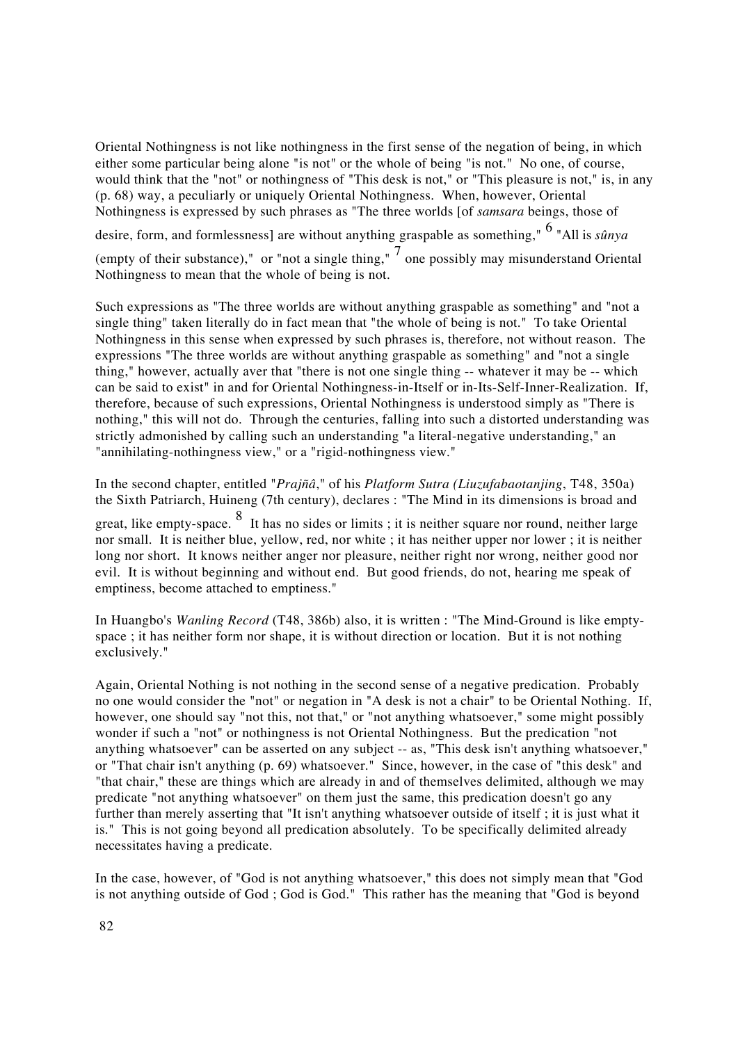Oriental Nothingness is not like nothingness in the first sense of the negation of being, in which either some particular being alone "is not" or the whole of being "is not." No one, of course, would think that the "not" or nothingness of "This desk is not," or "This pleasure is not," is, in any (p. 68) way, a peculiarly or uniquely Oriental Nothingness. When, however, Oriental Nothingness is expressed by such phrases as "The three worlds [of *samsara* beings, those of desire, form, and formlessness] are without anything graspable as something," [6] "All is *sûnya* (empty of their substance)," or "not a single thing," [7] one possibly may misunderstand Oriental Nothingness to mean that the whole of being is not.

Such expressions as "The three worlds are without anything graspable as something" and "not a single thing" taken literally do in fact mean that "the whole of being is not." To take Oriental Nothingness in this sense when expressed by such phrases is, therefore, not without reason. The expressions "The three worlds are without anything graspable as something" and "not a single thing," however, actually aver that "there is not one single thing -- whatever it may be -- which can be said to exist" in and for Oriental Nothingness-in-Itself or in-Its-Self-Inner-Realization. If, therefore, because of such expressions, Oriental Nothingness is understood simply as "There is nothing," this will not do. Through the centuries, falling into such a distorted understanding was strictly admonished by calling such an understanding "a literal-negative understanding," an "annihilating-nothingness view," or a "rigid-nothingness view."

In the second chapter, entitled "*Prajñâ*," of his *Platform Sutra (Liuzufabaotanjing*, T48, 350a) the Sixth Patriarch, Huineng (7th century), declares : "The Mind in its dimensions is broad and great, like empty-space. [8] It has no sides or limits ; it is neither square nor round, neither large nor small. It is neither blue, yellow, red, nor white ; it has neither upper nor lower ; it is neither long nor short. It knows neither anger nor pleasure, neither right nor wrong, neither good nor evil. It is without beginning and without end. But good friends, do not, hearing me speak of emptiness, become attached to emptiness."

In Huangbo's *Wanling Record* (T48, 386b) also, it is written : "The Mind-Ground is like empty-space ; it has neither form nor shape, it is without direction or location. But it is not nothing exclusively."

Again, Oriental Nothing is not nothing in the second sense of a negative predication. Probably no one would consider the "not" or negation in "A desk is not a chair" to be Oriental Nothing. If, however, one should say "not this, not that," or "not anything whatsoever," some might possibly wonder if such a "not" or nothingness is not Oriental Nothingness. But the predication "not anything whatsoever" can be asserted on any subject -- as, "This desk isn't anything whatsoever," or "That chair isn't anything (p. 69) whatsoever." Since, however, in the case of "this desk" and "that chair," these are things which are already in and of themselves delimited, although we may predicate "not anything whatsoever" on them just the same, this predication doesn't go any further than merely asserting that "It isn't anything whatsoever outside of itself ; it is just what it is." This is not going beyond all predication absolutely. To be specifically delimited already necessitates having a predicate.

In the case, however, of "God is not anything whatsoever," this does not simply mean that "God is not anything outside of God ; God is God." This rather has the meaning that "God is beyond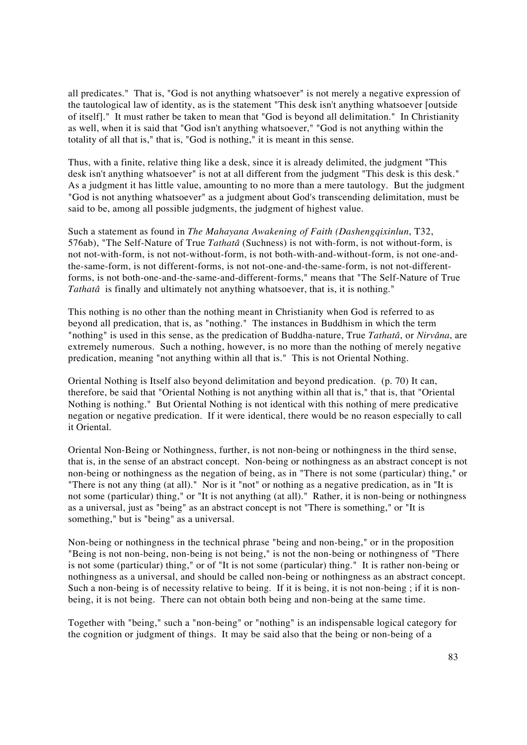all predicates." That is, "God is not anything whatsoever" is not merely a negative expression of the tautological law of identity, as is the statement "This desk isn't anything whatsoever [outside of itself]." It must rather be taken to mean that "God is beyond all delimitation." In Christianity as well, when it is said that "God isn't anything whatsoever," "God is not anything within the totality of all that is," that is, "God is nothing," it is meant in this sense.

Thus, with a finite, relative thing like a desk, since it is already delimited, the judgment "This desk isn't anything whatsoever" is not at all different from the judgment "This desk is this desk." As a judgment it has little value, amounting to no more than a mere tautology. But the judgment "God is not anything whatsoever" as a judgment about God's transcending delimitation, must be said to be, among all possible judgments, the judgment of highest value.

Such a statement as found in *The Mahayana Awakening of Faith (Dashengqixinlun*, T32, 576ab), "The Self-Nature of True *Tathatâ* (Suchness) is not with-form, is not without-form, is not not-with-form, is not not-without-form, is not both-with-and-without-form, is not one-and-the-same-form, is not different-forms, is not not-one-and-the-same-form, is not not-different-forms, is not both-one-and-the-same-and-different-forms," means that "The Self-Nature of True *Tathatâ* is finally and ultimately not anything whatsoever, that is, it is nothing."

This nothing is no other than the nothing meant in Christianity when God is referred to as beyond all predication, that is, as "nothing." The instances in Buddhism in which the term "nothing" is used in this sense, as the predication of Buddha-nature, True *Tathatâ*, or *Nirvâna*, are extremely numerous. Such a nothing, however, is no more than the nothing of merely negative predication, meaning "not anything within all that is." This is not Oriental Nothing.

Oriental Nothing is Itself also beyond delimitation and beyond predication. (p. 70) It can, therefore, be said that "Oriental Nothing is not anything within all that is," that is, that "Oriental Nothing is nothing." But Oriental Nothing is not identical with this nothing of mere predicative negation or negative predication. If it were identical, there would be no reason especially to call it Oriental.

Oriental Non-Being or Nothingness, further, is not non-being or nothingness in the third sense, that is, in the sense of an abstract concept. Non-being or nothingness as an abstract concept is not non-being or nothingness as the negation of being, as in "There is not some (particular) thing," or "There is not any thing (at all)." Nor is it "not" or nothing as a negative predication, as in "It is not some (particular) thing," or "It is not anything (at all)." Rather, it is non-being or nothingness as a universal, just as "being" as an abstract concept is not "There is something," or "It is something," but is "being" as a universal.

Non-being or nothingness in the technical phrase "being and non-being," or in the proposition "Being is not non-being, non-being is not being," is not the non-being or nothingness of "There is not some (particular) thing," or of "It is not some (particular) thing." It is rather non-being or nothingness as a universal, and should be called non-being or nothingness as an abstract concept. Such a non-being is of necessity relative to being. If it is being, it is not non-being ; if it is non-being, it is not being. There can not obtain both being and non-being at the same time.

Together with "being," such a "non-being" or "nothing" is an indispensable logical category for the cognition or judgment of things. It may be said also that the being or non-being of a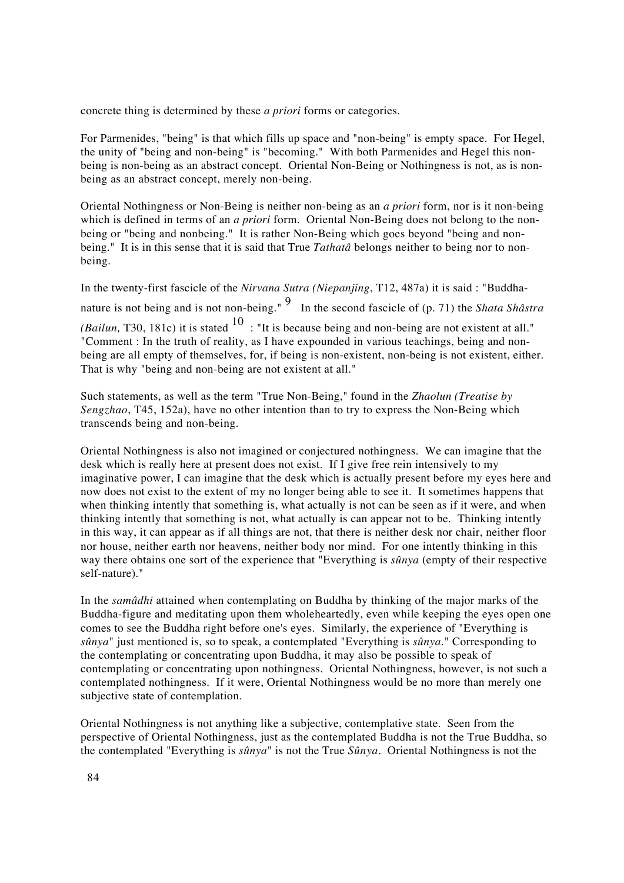concrete thing is determined by these *a priori* forms or categories.

For Parmenides, "being" is that which fills up space and "non-being" is empty space. For Hegel, the unity of "being and non-being" is "becoming." With both Parmenides and Hegel this non-being is non-being as an abstract concept. Oriental Non-Being or Nothingness is not, as is non-being as an abstract concept, merely non-being.

Oriental Nothingness or Non-Being is neither non-being as an *a priori* form, nor is it non-being which is defined in terms of an *a priori* form. Oriental Non-Being does not belong to the non-being or "being and nonbeing." It is rather Non-Being which goes beyond "being and non-being." It is in this sense that it is said that True *Tathatâ* belongs neither to being nor to non-being.

In the twenty-first fascicle of the *Nirvana Sutra (Niepanjing*, T12, 487a) it is said : "Buddha-nature is not being and is not non-being." [9] In the second fascicle of (p. 71) the *Shata Shâstra (Bailun,* T30, 181c) it is stated [10] : "It is because being and non-being are not existent at all." "Comment : In the truth of reality, as I have expounded in various teachings, being and non-being are all empty of themselves, for, if being is non-existent, non-being is not existent, either. That is why "being and non-being are not existent at all."

Such statements, as well as the term "True Non-Being," found in the *Zhaolun (Treatise by Sengzhao*, T45, 152a), have no other intention than to try to express the Non-Being which transcends being and non-being.

Oriental Nothingness is also not imagined or conjectured nothingness. We can imagine that the desk which is really here at present does not exist. If I give free rein intensively to my imaginative power, I can imagine that the desk which is actually present before my eyes here and now does not exist to the extent of my no longer being able to see it. It sometimes happens that when thinking intently that something is, what actually is not can be seen as if it were, and when thinking intently that something is not, what actually is can appear not to be. Thinking intently in this way, it can appear as if all things are not, that there is neither desk nor chair, neither floor nor house, neither earth nor heavens, neither body nor mind. For one intently thinking in this way there obtains one sort of the experience that "Everything is *sûnya* (empty of their respective self-nature)."

In the *samâdhi* attained when contemplating on Buddha by thinking of the major marks of the Buddha-figure and meditating upon them wholeheartedly, even while keeping the eyes open one comes to see the Buddha right before one's eyes. Similarly, the experience of "Everything is *sûnya*" just mentioned is, so to speak, a contemplated "Everything is *sûnya*." Corresponding to the contemplating or concentrating upon Buddha, it may also be possible to speak of contemplating or concentrating upon nothingness. Oriental Nothingness, however, is not such a contemplated nothingness. If it were, Oriental Nothingness would be no more than merely one subjective state of contemplation.

Oriental Nothingness is not anything like a subjective, contemplative state. Seen from the perspective of Oriental Nothingness, just as the contemplated Buddha is not the True Buddha, so the contemplated "Everything is *sûnya*" is not the True *Sûnya*. Oriental Nothingness is not the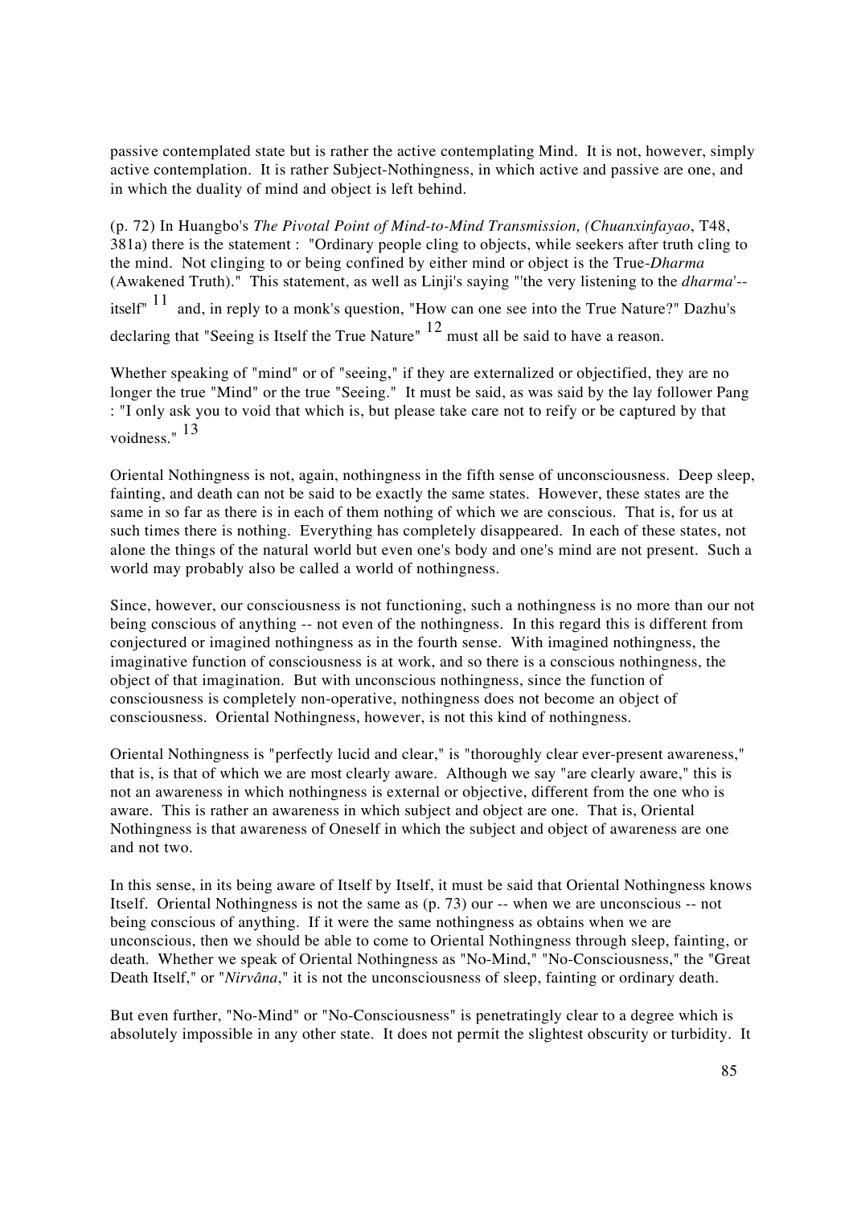passive contemplated state but is rather the active contemplating Mind. It is not, however, simply active contemplation. It is rather Subject-Nothingness, in which active and passive are one, and in which the duality of mind and object is left behind.

(p. 72) In Huangbo's *The Pivotal Point of Mind-to-Mind Transmission, (Chuanxinfayao*, T48, 381a) there is the statement : "Ordinary people cling to objects, while seekers after truth cling to the mind. Not clinging to or being confined by either mind or object is the True-*Dharma* (Awakened Truth)." This statement, as well as Linji's saying "'the very listening to the *dharma*'--itself" [11] and, in reply to a monk's question, "How can one see into the True Nature?" Dazhu's declaring that "Seeing is Itself the True Nature" [12] must all be said to have a reason.

Whether speaking of "mind" or of "seeing," if they are externalized or objectified, they are no longer the true "Mind" or the true "Seeing." It must be said, as was said by the lay follower Pang : "I only ask you to void that which is, but please take care not to reify or be captured by that voidness." [13]

Oriental Nothingness is not, again, nothingness in the fifth sense of unconsciousness. Deep sleep, fainting, and death can not be said to be exactly the same states. However, these states are the same in so far as there is in each of them nothing of which we are conscious. That is, for us at such times there is nothing. Everything has completely disappeared. In each of these states, not alone the things of the natural world but even one's body and one's mind are not present. Such a world may probably also be called a world of nothingness.

Since, however, our consciousness is not functioning, such a nothingness is no more than our not being conscious of anything -- not even of the nothingness. In this regard this is different from conjectured or imagined nothingness as in the fourth sense. With imagined nothingness, the imaginative function of consciousness is at work, and so there is a conscious nothingness, the object of that imagination. But with unconscious nothingness, since the function of consciousness is completely non-operative, nothingness does not become an object of consciousness. Oriental Nothingness, however, is not this kind of nothingness.

Oriental Nothingness is "perfectly lucid and clear," is "thoroughly clear ever-present awareness," that is, is that of which we are most clearly aware. Although we say "are clearly aware," this is not an awareness in which nothingness is external or objective, different from the one who is aware. This is rather an awareness in which subject and object are one. That is, Oriental Nothingness is that awareness of Oneself in which the subject and object of awareness are one and not two.

In this sense, in its being aware of Itself by Itself, it must be said that Oriental Nothingness knows Itself. Oriental Nothingness is not the same as (p. 73) our -- when we are unconscious -- not being conscious of anything. If it were the same nothingness as obtains when we are unconscious, then we should be able to come to Oriental Nothingness through sleep, fainting, or death. Whether we speak of Oriental Nothingness as "No-Mind," "No-Consciousness," the "Great Death Itself," or "*Nirvâna*," it is not the unconsciousness of sleep, fainting or ordinary death.

But even further, "No-Mind" or "No-Consciousness" is penetratingly clear to a degree which is absolutely impossible in any other state. It does not permit the slightest obscurity or turbidity. It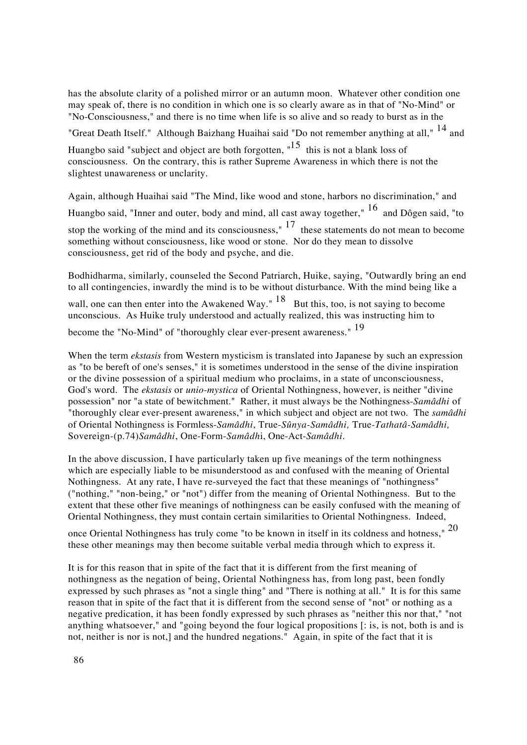has the absolute clarity of a polished mirror or an autumn moon. Whatever other condition one may speak of, there is no condition in which one is so clearly aware as in that of "No-Mind" or "No-Consciousness," and there is no time when life is so alive and so ready to burst as in the "Great Death Itself." Although Baizhang Huaihai said "Do not remember anything at all," [14] and Huangbo said "subject and object are both forgotten, "[15] this is not a blank loss of consciousness. On the contrary, this is rather Supreme Awareness in which there is not the slightest unawareness or unclarity.

Again, although Huaihai said "The Mind, like wood and stone, harbors no discrimination," and Huangbo said, "Inner and outer, body and mind, all cast away together," [16] and Dôgen said, "to stop the working of the mind and its consciousness," [17] these statements do not mean to become something without consciousness, like wood or stone. Nor do they mean to dissolve consciousness, get rid of the body and psyche, and die.

Bodhidharma, similarly, counseled the Second Patriarch, Huike, saying, "Outwardly bring an end to all contingencies, inwardly the mind is to be without disturbance. With the mind being like a wall, one can then enter into the Awakened Way." [18] But this, too, is not saying to become unconscious. As Huike truly understood and actually realized, this was instructing him to become the "No-Mind" of "thoroughly clear ever-present awareness." [19]

When the term *ekstasis* from Western mysticism is translated into Japanese by such an expression as "to be bereft of one's senses," it is sometimes understood in the sense of the divine inspiration or the divine possession of a spiritual medium who proclaims, in a state of unconsciousness, God's word. The *ekstasis* or *unio-mystica* of Oriental Nothingness, however, is neither "divine possession" nor "a state of bewitchment." Rather, it must always be the Nothingness-*Samâdhi* of "thoroughly clear ever-present awareness," in which subject and object are not two. The *samâdhi* of Oriental Nothingness is Formless-*Samâdhi*, True-*Sûnya-Samâdhi,* True-*Tathatâ-Samâdhi,* Sovereign-(p.74)*Samâdhi*, One-Form-*Samâdhi*, One-Act-*Samâdhi*.

In the above discussion, I have particularly taken up five meanings of the term nothingness which are especially liable to be misunderstood as and confused with the meaning of Oriental Nothingness. At any rate, I have re-surveyed the fact that these meanings of "nothingness" ("nothing," "non-being," or "not") differ from the meaning of Oriental Nothingness. But to the extent that these other five meanings of nothingness can be easily confused with the meaning of Oriental Nothingness, they must contain certain similarities to Oriental Nothingness. Indeed, once Oriental Nothingness has truly come "to be known in itself in its coldness and hotness," [20] these other meanings may then become suitable verbal media through which to express it.

It is for this reason that in spite of the fact that it is different from the first meaning of nothingness as the negation of being, Oriental Nothingness has, from long past, been fondly expressed by such phrases as "not a single thing" and "There is nothing at all." It is for this same reason that in spite of the fact that it is different from the second sense of "not" or nothing as a negative predication, it has been fondly expressed by such phrases as "neither this nor that," "not anything whatsoever," and "going beyond the four logical propositions [: is, is not, both is and is not, neither is nor is not,] and the hundred negations." Again, in spite of the fact that it is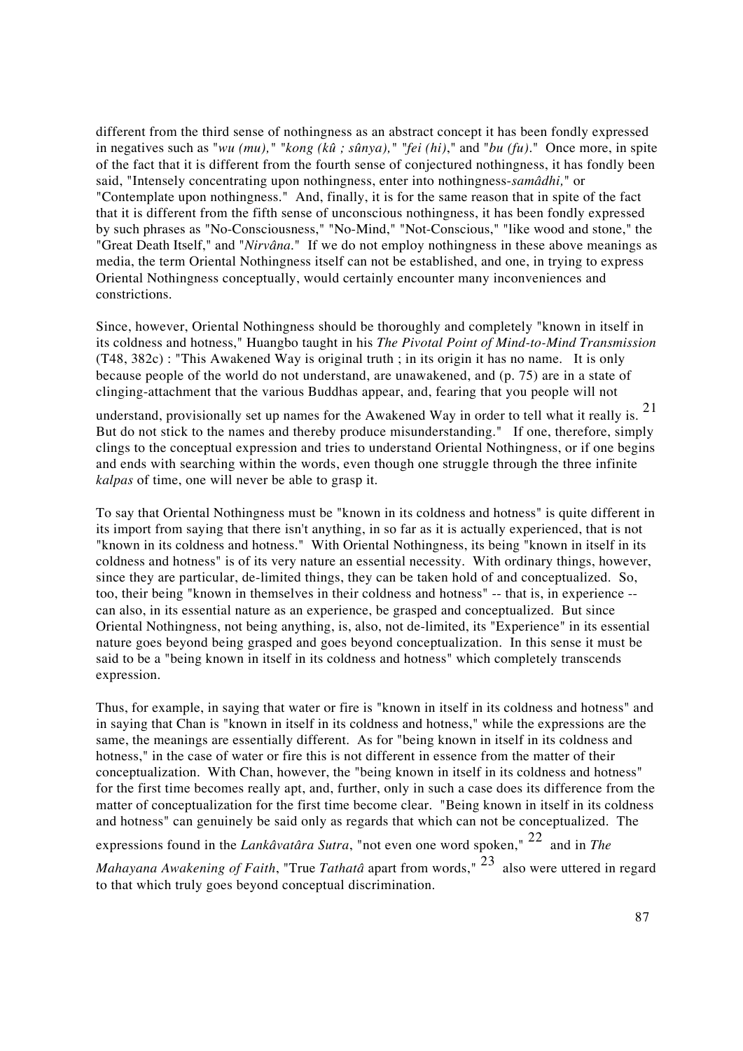different from the third sense of nothingness as an abstract concept it has been fondly expressed in negatives such as "*wu (mu),*" "*kong (kû ; sûnya),*" "*fei (hi)*," and "*bu (fu)*." Once more, in spite of the fact that it is different from the fourth sense of conjectured nothingness, it has fondly been said, "Intensely concentrating upon nothingness, enter into nothingness-*samâdhi,*" or "Contemplate upon nothingness." And, finally, it is for the same reason that in spite of the fact that it is different from the fifth sense of unconscious nothingness, it has been fondly expressed by such phrases as "No-Consciousness," "No-Mind," "Not-Conscious," "like wood and stone," the "Great Death Itself," and "*Nirvâna.*" If we do not employ nothingness in these above meanings as media, the term Oriental Nothingness itself can not be established, and one, in trying to express Oriental Nothingness conceptually, would certainly encounter many inconveniences and constrictions.

Since, however, Oriental Nothingness should be thoroughly and completely "known in itself in its coldness and hotness," Huangbo taught in his *The Pivotal Point of Mind-to-Mind Transmission* (T48, 382c) : "This Awakened Way is original truth ; in its origin it has no name. It is only because people of the world do not understand, are unawakened, and (p. 75) are in a state of clinging-attachment that the various Buddhas appear, and, fearing that you people will not understand, provisionally set up names for the Awakened Way in order to tell what it really is.[21] But do not stick to the names and thereby produce misunderstanding." If one, therefore, simply clings to the conceptual expression and tries to understand Oriental Nothingness, or if one begins and ends with searching within the words, even though one struggle through the three infinite *kalpas* of time, one will never be able to grasp it.

To say that Oriental Nothingness must be "known in its coldness and hotness" is quite different in its import from saying that there isn't anything, in so far as it is actually experienced, that is not "known in its coldness and hotness." With Oriental Nothingness, its being "known in itself in its coldness and hotness" is of its very nature an essential necessity. With ordinary things, however, since they are particular, de-limited things, they can be taken hold of and conceptualized. So, too, their being "known in themselves in their coldness and hotness" -- that is, in experience -- can also, in its essential nature as an experience, be grasped and conceptualized. But since Oriental Nothingness, not being anything, is, also, not de-limited, its "Experience" in its essential nature goes beyond being grasped and goes beyond conceptualization. In this sense it must be said to be a "being known in itself in its coldness and hotness" which completely transcends expression.

Thus, for example, in saying that water or fire is "known in itself in its coldness and hotness" and in saying that Chan is "known in itself in its coldness and hotness," while the expressions are the same, the meanings are essentially different. As for "being known in itself in its coldness and hotness," in the case of water or fire this is not different in essence from the matter of their conceptualization. With Chan, however, the "being known in itself in its coldness and hotness" for the first time becomes really apt, and, further, only in such a case does its difference from the matter of conceptualization for the first time become clear. "Being known in itself in its coldness and hotness" can genuinely be said only as regards that which can not be conceptualized. The expressions found in the *Lankâvatâra Sutra*, "not even one word spoken,"[22] and in *The Mahayana Awakening of Faith*, "True *Tathatâ* apart from words,"[23] also were uttered in regard to that which truly goes beyond conceptual discrimination.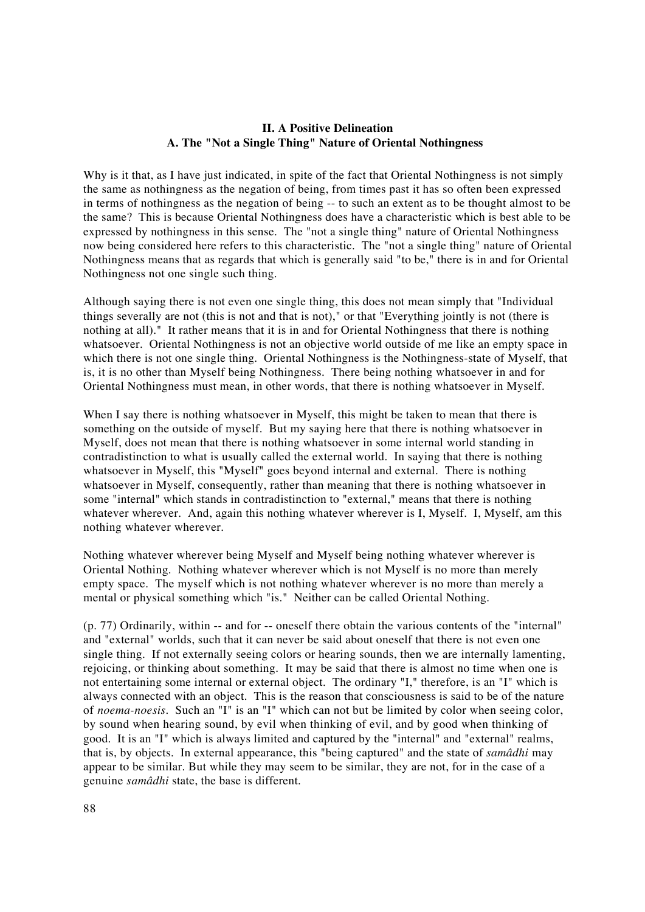## II. A Positive Delineation

### A. The "Not a Single Thing" Nature of Oriental Nothingness

Why is it that, as I have just indicated, in spite of the fact that Oriental Nothingness is not simply the same as nothingness as the negation of being, from times past it has so often been expressed in terms of nothingness as the negation of being -- to such an extent as to be thought almost to be the same? This is because Oriental Nothingness does have a characteristic which is best able to be expressed by nothingness in this sense. The "not a single thing" nature of Oriental Nothingness now being considered here refers to this characteristic. The "not a single thing" nature of Oriental Nothingness means that as regards that which is generally said "to be," there is in and for Oriental Nothingness not one single such thing.

Although saying there is not even one single thing, this does not mean simply that "Individual things severally are not (this is not and that is not)," or that "Everything jointly is not (there is nothing at all)." It rather means that it is in and for Oriental Nothingness that there is nothing whatsoever. Oriental Nothingness is not an objective world outside of me like an empty space in which there is not one single thing. Oriental Nothingness is the Nothingness-state of Myself, that is, it is no other than Myself being Nothingness. There being nothing whatsoever in and for Oriental Nothingness must mean, in other words, that there is nothing whatsoever in Myself.

When I say there is nothing whatsoever in Myself, this might be taken to mean that there is something on the outside of myself. But my saying here that there is nothing whatsoever in Myself, does not mean that there is nothing whatsoever in some internal world standing in contradistinction to what is usually called the external world. In saying that there is nothing whatsoever in Myself, this "Myself" goes beyond internal and external. There is nothing whatsoever in Myself, consequently, rather than meaning that there is nothing whatsoever in some "internal" which stands in contradistinction to "external," means that there is nothing whatever wherever. And, again this nothing whatever wherever is I, Myself. I, Myself, am this nothing whatever wherever.

Nothing whatever wherever being Myself and Myself being nothing whatever wherever is Oriental Nothing. Nothing whatever wherever which is not Myself is no more than merely empty space. The myself which is not nothing whatever wherever is no more than merely a mental or physical something which "is." Neither can be called Oriental Nothing.

(p. 77) Ordinarily, within -- and for -- oneself there obtain the various contents of the "internal" and "external" worlds, such that it can never be said about oneself that there is not even one single thing. If not externally seeing colors or hearing sounds, then we are internally lamenting, rejoicing, or thinking about something. It may be said that there is almost no time when one is not entertaining some internal or external object. The ordinary "I," therefore, is an "I" which is always connected with an object. This is the reason that consciousness is said to be of the nature of *noema-noesis*. Such an "I" is an "I" which can not but be limited by color when seeing color, by sound when hearing sound, by evil when thinking of evil, and by good when thinking of good. It is an "I" which is always limited and captured by the "internal" and "external" realms, that is, by objects. In external appearance, this "being captured" and the state of *samâdhi* may appear to be similar. But while they may seem to be similar, they are not, for in the case of a genuine *samâdhi* state, the base is different.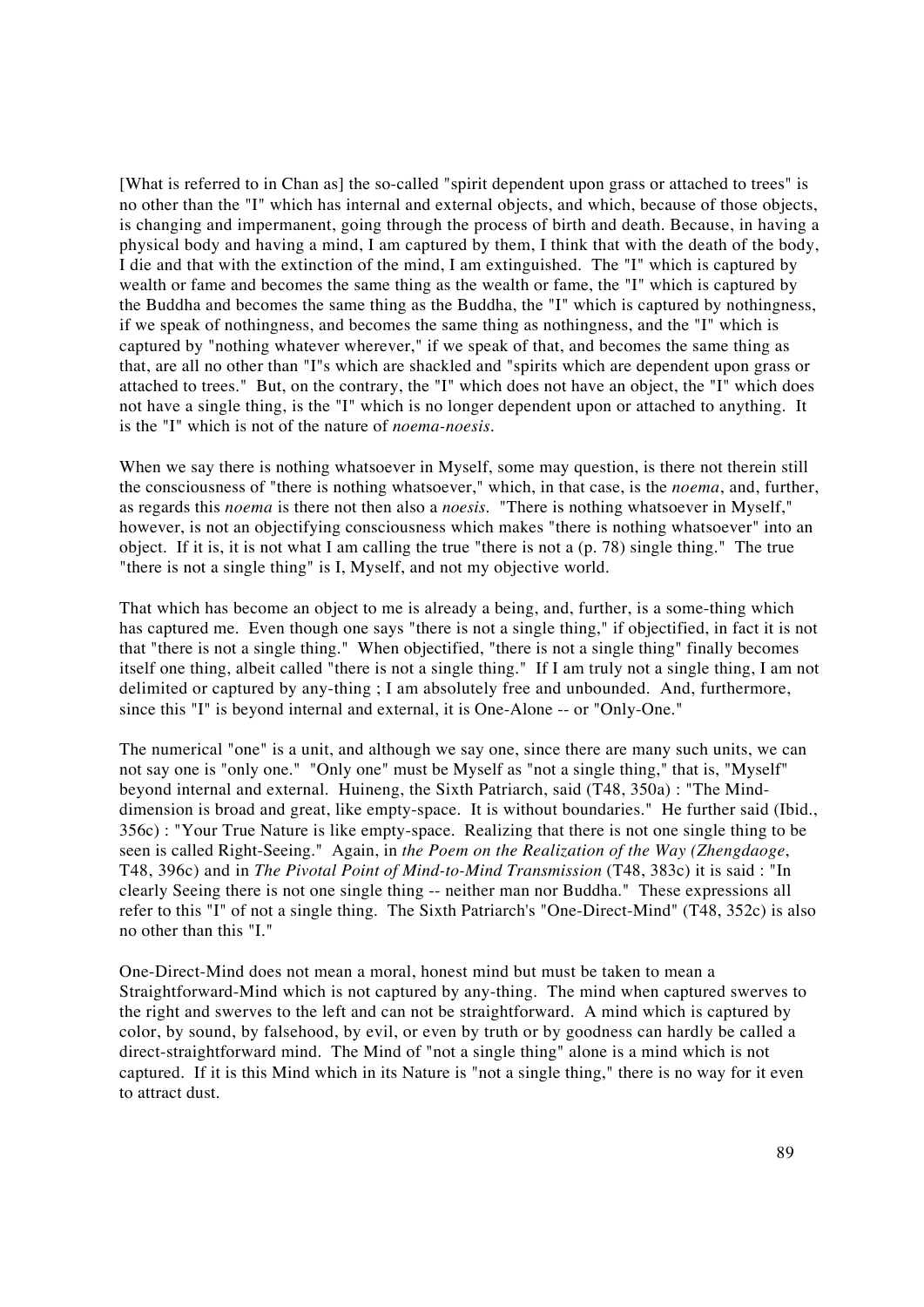[What is referred to in Chan as] the so-called "spirit dependent upon grass or attached to trees" is no other than the "I" which has internal and external objects, and which, because of those objects, is changing and impermanent, going through the process of birth and death. Because, in having a physical body and having a mind, I am captured by them, I think that with the death of the body, I die and that with the extinction of the mind, I am extinguished. The "I" which is captured by wealth or fame and becomes the same thing as the wealth or fame, the "I" which is captured by the Buddha and becomes the same thing as the Buddha, the "I" which is captured by nothingness, if we speak of nothingness, and becomes the same thing as nothingness, and the "I" which is captured by "nothing whatever wherever," if we speak of that, and becomes the same thing as that, are all no other than "I"s which are shackled and "spirits which are dependent upon grass or attached to trees." But, on the contrary, the "I" which does not have an object, the "I" which does not have a single thing, is the "I" which is no longer dependent upon or attached to anything. It is the "I" which is not of the nature of *noema-noesis*.

When we say there is nothing whatsoever in Myself, some may question, is there not therein still the consciousness of "there is nothing whatsoever," which, in that case, is the *noema*, and, further, as regards this *noema* is there not then also a *noesis*. "There is nothing whatsoever in Myself," however, is not an objectifying consciousness which makes "there is nothing whatsoever" into an object. If it is, it is not what I am calling the true "there is not a (p. 78) single thing." The true "there is not a single thing" is I, Myself, and not my objective world.

That which has become an object to me is already a being, and, further, is a some-thing which has captured me. Even though one says "there is not a single thing," if objectified, in fact it is not that "there is not a single thing." When objectified, "there is not a single thing" finally becomes itself one thing, albeit called "there is not a single thing." If I am truly not a single thing, I am not delimited or captured by any-thing ; I am absolutely free and unbounded. And, furthermore, since this "I" is beyond internal and external, it is One-Alone -- or "Only-One."

The numerical "one" is a unit, and although we say one, since there are many such units, we can not say one is "only one." "Only one" must be Myself as "not a single thing," that is, "Myself" beyond internal and external. Huineng, the Sixth Patriarch, said (T48, 350a) : "The Mind-dimension is broad and great, like empty-space. It is without boundaries." He further said (Ibid., 356c) : "Your True Nature is like empty-space. Realizing that there is not one single thing to be seen is called Right-Seeing." Again, in *the Poem on the Realization of the Way (Zhengdaoge*, T48, 396c) and in *The Pivotal Point of Mind-to-Mind Transmission* (T48, 383c) it is said : "In clearly Seeing there is not one single thing -- neither man nor Buddha." These expressions all refer to this "I" of not a single thing. The Sixth Patriarch's "One-Direct-Mind" (T48, 352c) is also no other than this "I."

One-Direct-Mind does not mean a moral, honest mind but must be taken to mean a Straightforward-Mind which is not captured by any-thing. The mind when captured swerves to the right and swerves to the left and can not be straightforward. A mind which is captured by color, by sound, by falsehood, by evil, or even by truth or by goodness can hardly be called a direct-straightforward mind. The Mind of "not a single thing" alone is a mind which is not captured. If it is this Mind which in its Nature is "not a single thing," there is no way for it even to attract dust.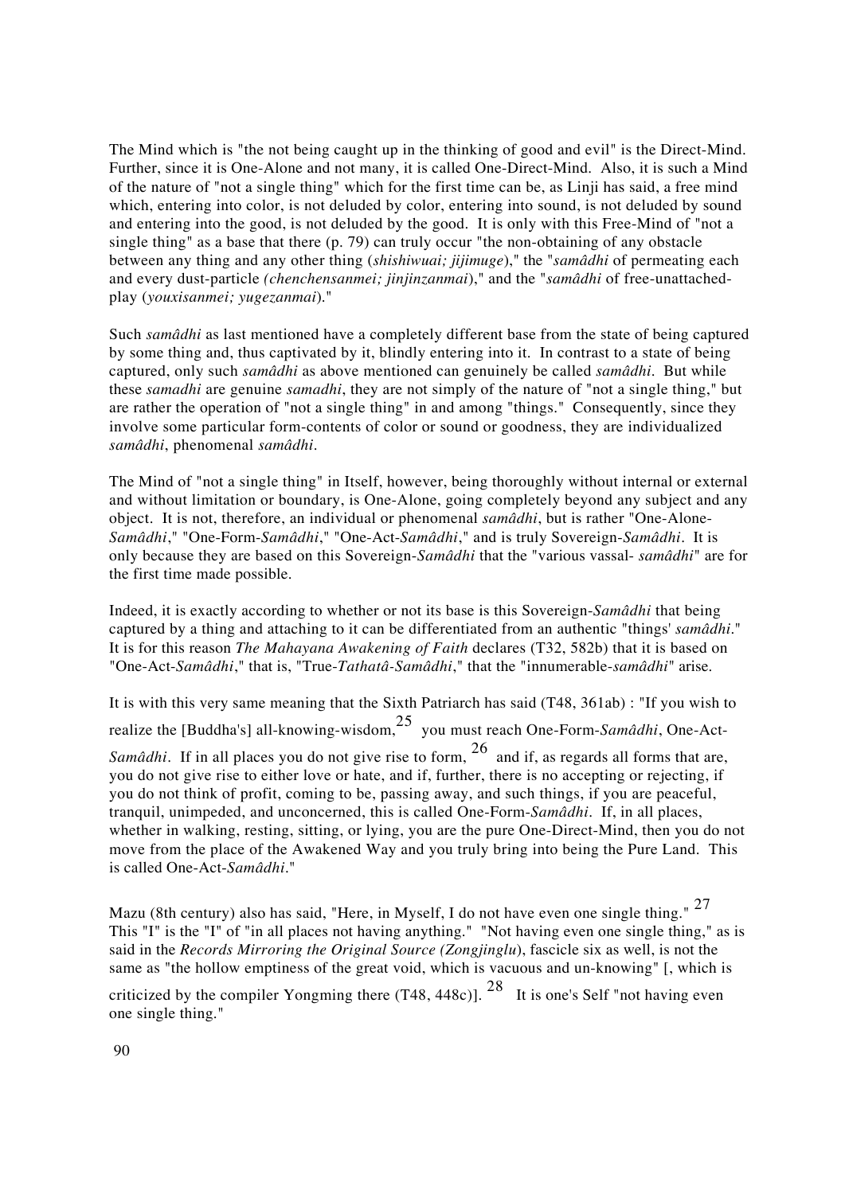The Mind which is "the not being caught up in the thinking of good and evil" is the Direct-Mind. Further, since it is One-Alone and not many, it is called One-Direct-Mind. Also, it is such a Mind of the nature of "not a single thing" which for the first time can be, as Linji has said, a free mind which, entering into color, is not deluded by color, entering into sound, is not deluded by sound and entering into the good, is not deluded by the good. It is only with this Free-Mind of "not a single thing" as a base that there (p. 79) can truly occur "the non-obtaining of any obstacle between any thing and any other thing (*shishiwuai; jijimuge*)," the "*samâdhi* of permeating each and every dust-particle *(chenchensanmei; jinjinzanmai*)," and the "*samâdhi* of free-unattached-play (*youxisanmei; yugezanmai*)."

Such *samâdhi* as last mentioned have a completely different base from the state of being captured by some thing and, thus captivated by it, blindly entering into it. In contrast to a state of being captured, only such *samâdhi* as above mentioned can genuinely be called *samâdhi*. But while these *samadhi* are genuine *samadhi*, they are not simply of the nature of "not a single thing," but are rather the operation of "not a single thing" in and among "things." Consequently, since they involve some particular form-contents of color or sound or goodness, they are individualized *samâdhi*, phenomenal *samâdhi*.

The Mind of "not a single thing" in Itself, however, being thoroughly without internal or external and without limitation or boundary, is One-Alone, going completely beyond any subject and any object. It is not, therefore, an individual or phenomenal *samâdhi*, but is rather "One-Alone-*Samâdhi*," "One-Form-*Samâdhi*," "One-Act-*Samâdhi*," and is truly Sovereign-*Samâdhi*. It is only because they are based on this Sovereign-*Samâdhi* that the "various vassal- *samâdhi*" are for the first time made possible.

Indeed, it is exactly according to whether or not its base is this Sovereign-*Samâdhi* that being captured by a thing and attaching to it can be differentiated from an authentic "things' *samâdhi*." It is for this reason *The Mahayana Awakening of Faith* declares (T32, 582b) that it is based on "One-Act-*Samâdhi*," that is, "True-*Tathatâ-Samâdhi*," that the "innumerable-*samâdhi*" arise.

It is with this very same meaning that the Sixth Patriarch has said (T48, 361ab) : "If you wish to realize the [Buddha's] all-knowing-wisdom,[25] you must reach One-Form-*Samâdhi*, One-Act-*Samâdhi*. If in all places you do not give rise to form, [26] and if, as regards all forms that are, you do not give rise to either love or hate, and if, further, there is no accepting or rejecting, if you do not think of profit, coming to be, passing away, and such things, if you are peaceful, tranquil, unimpeded, and unconcerned, this is called One-Form-*Samâdhi*. If, in all places, whether in walking, resting, sitting, or lying, you are the pure One-Direct-Mind, then you do not move from the place of the Awakened Way and you truly bring into being the Pure Land. This is called One-Act-*Samâdhi*."

Mazu (8th century) also has said, "Here, in Myself, I do not have even one single thing." [27] This "I" is the "I" of "in all places not having anything." "Not having even one single thing," as is said in the *Records Mirroring the Original Source (Zongjinglu)*, fascicle six as well, is not the same as "the hollow emptiness of the great void, which is vacuous and un-knowing" [, which is criticized by the compiler Yongming there (T48, 448c)]. [28] It is one's Self "not having even one single thing."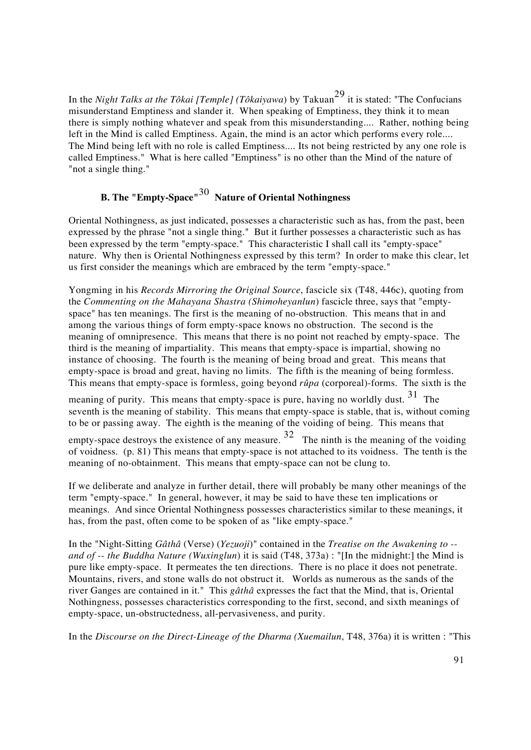In the *Night Talks at the Tôkai [Temple] (Tôkaiyawa*) by Takuan[29] it is stated: "The Confucians misunderstand Emptiness and slander it. When speaking of Emptiness, they think it to mean there is simply nothing whatever and speak from this misunderstanding.... Rather, nothing being left in the Mind is called Emptiness. Again, the mind is an actor which performs every role.... The Mind being left with no role is called Emptiness.... Its not being restricted by any one role is called Emptiness." What is here called "Emptiness" is no other than the Mind of the nature of "not a single thing."

### B. The "Empty-Space"[30] Nature of Oriental Nothingness

Oriental Nothingness, as just indicated, possesses a characteristic such as has, from the past, been expressed by the phrase "not a single thing." But it further possesses a characteristic such as has been expressed by the term "empty-space." This characteristic I shall call its "empty-space" nature. Why then is Oriental Nothingness expressed by this term? In order to make this clear, let us first consider the meanings which are embraced by the term "empty-space."

Yongming in his *Records Mirroring the Original Source*, fascicle six (T48, 446c), quoting from the *Commenting on the Mahayana Shastra (Shimoheyanlun)* fascicle three, says that "empty-space" has ten meanings. The first is the meaning of no-obstruction. This means that in and among the various things of form empty-space knows no obstruction. The second is the meaning of omnipresence. This means that there is no point not reached by empty-space. The third is the meaning of impartiality. This means that empty-space is impartial, showing no instance of choosing. The fourth is the meaning of being broad and great. This means that empty-space is broad and great, having no limits. The fifth is the meaning of being formless. This means that empty-space is formless, going beyond *rûpa* (corporeal)-forms. The sixth is the meaning of purity. This means that empty-space is pure, having no worldly dust. [31] The seventh is the meaning of stability. This means that empty-space is stable, that is, without coming to be or passing away. The eighth is the meaning of the voiding of being. This means that empty-space destroys the existence of any measure. [32] The ninth is the meaning of the voiding of voidness. (p. 81) This means that empty-space is not attached to its voidness. The tenth is the meaning of no-obtainment. This means that empty-space can not be clung to.

If we deliberate and analyze in further detail, there will probably be many other meanings of the term "empty-space." In general, however, it may be said to have these ten implications or meanings. And since Oriental Nothingness possesses characteristics similar to these meanings, it has, from the past, often come to be spoken of as "like empty-space."

In the "Night-Sitting *Gâthâ* (Verse) (*Yezuoji*)" contained in the *Treatise on the Awakening to -- and of -- the Buddha Nature (Wuxinglun*) it is said (T48, 373a) : "[In the midnight:] the Mind is pure like empty-space. It permeates the ten directions. There is no place it does not penetrate. Mountains, rivers, and stone walls do not obstruct it. Worlds as numerous as the sands of the river Ganges are contained in it." This *gâthâ* expresses the fact that the Mind, that is, Oriental Nothingness, possesses characteristics corresponding to the first, second, and sixth meanings of empty-space, un-obstructedness, all-pervasiveness, and purity.

In the *Discourse on the Direct-Lineage of the Dharma (Xuemailun*, T48, 376a) it is written : "This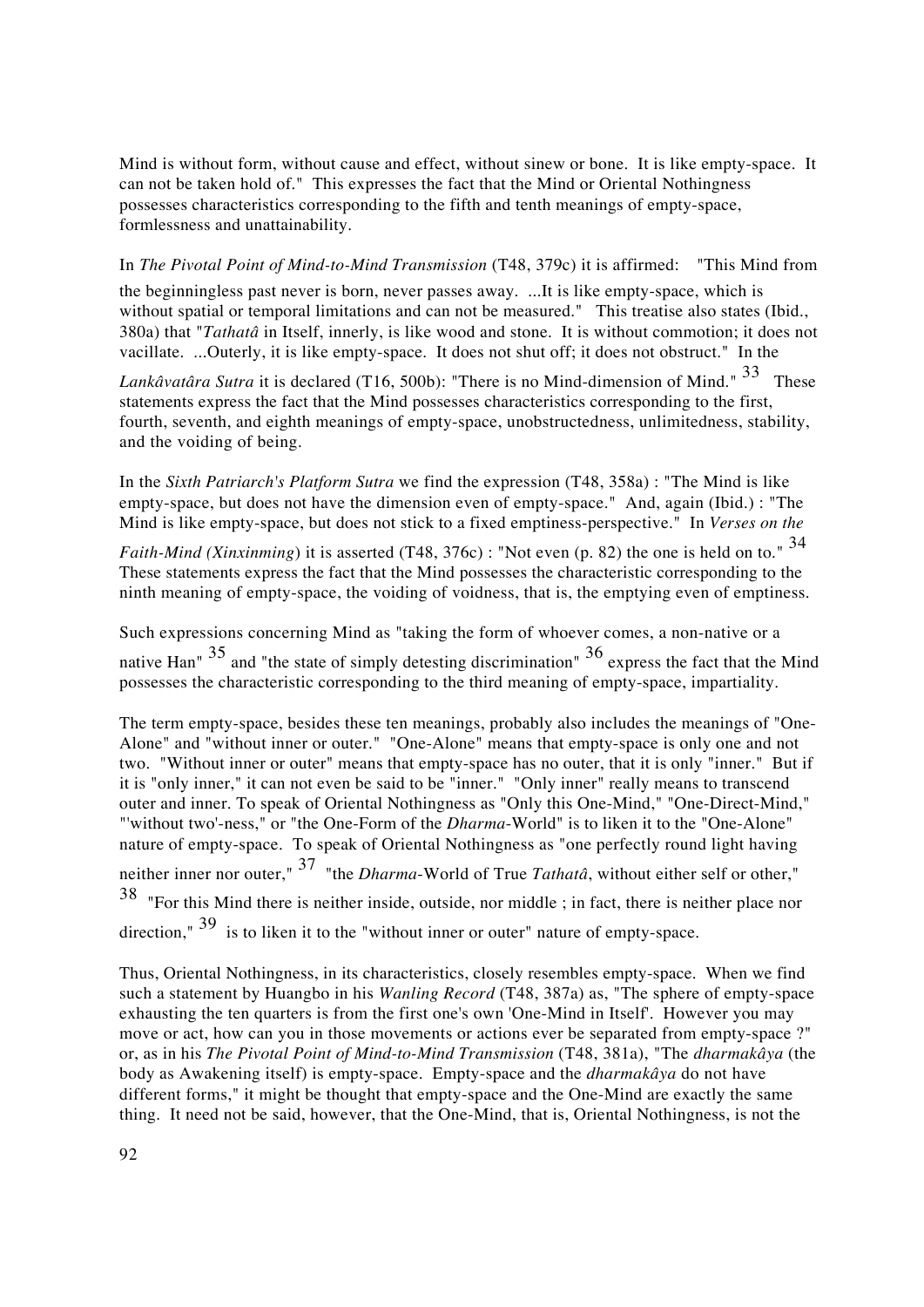Mind is without form, without cause and effect, without sinew or bone. It is like empty-space. It can not be taken hold of." This expresses the fact that the Mind or Oriental Nothingness possesses characteristics corresponding to the fifth and tenth meanings of empty-space, formlessness and unattainability.

In *The Pivotal Point of Mind-to-Mind Transmission* (T48, 379c) it is affirmed: "This Mind from the beginningless past never is born, never passes away. ...It is like empty-space, which is without spatial or temporal limitations and can not be measured." This treatise also states (Ibid., 380a) that "*Tathatâ* in Itself, innerly, is like wood and stone. It is without commotion; it does not vacillate. ...Outerly, it is like empty-space. It does not shut off; it does not obstruct." In the *Lankâvatâra Sutra* it is declared (T16, 500b): "There is no Mind-dimension of Mind." [33] These statements express the fact that the Mind possesses characteristics corresponding to the first, fourth, seventh, and eighth meanings of empty-space, unobstructedness, unlimitedness, stability, and the voiding of being.

In the *Sixth Patriarch's Platform Sutra* we find the expression (T48, 358a) : "The Mind is like empty-space, but does not have the dimension even of empty-space." And, again (Ibid.) : "The Mind is like empty-space, but does not stick to a fixed emptiness-perspective." In *Verses on the Faith-Mind (Xinxinming*) it is asserted (T48, 376c) : "Not even (p. 82) the one is held on to." [34] These statements express the fact that the Mind possesses the characteristic corresponding to the ninth meaning of empty-space, the voiding of voidness, that is, the emptying even of emptiness.

Such expressions concerning Mind as "taking the form of whoever comes, a non-native or a native Han" [35] and "the state of simply detesting discrimination" [36] express the fact that the Mind possesses the characteristic corresponding to the third meaning of empty-space, impartiality.

The term empty-space, besides these ten meanings, probably also includes the meanings of "One-Alone" and "without inner or outer." "One-Alone" means that empty-space is only one and not two. "Without inner or outer" means that empty-space has no outer, that it is only "inner." But if it is "only inner," it can not even be said to be "inner." "Only inner" really means to transcend outer and inner. To speak of Oriental Nothingness as "Only this One-Mind," "One-Direct-Mind," "'without two'-ness," or "the One-Form of the *Dharma*-World" is to liken it to the "One-Alone" nature of empty-space. To speak of Oriental Nothingness as "one perfectly round light having neither inner nor outer," [37] "the *Dharma*-World of True *Tathatâ*, without either self or other," [38] "For this Mind there is neither inside, outside, nor middle ; in fact, there is neither place nor direction," [39] is to liken it to the "without inner or outer" nature of empty-space.

Thus, Oriental Nothingness, in its characteristics, closely resembles empty-space. When we find such a statement by Huangbo in his *Wanling Record* (T48, 387a) as, "The sphere of empty-space exhausting the ten quarters is from the first one's own 'One-Mind in Itself'. However you may move or act, how can you in those movements or actions ever be separated from empty-space ?" or, as in his *The Pivotal Point of Mind-to-Mind Transmission* (T48, 381a), "The *dharmakâya* (the body as Awakening itself) is empty-space. Empty-space and the *dharmakâya* do not have different forms," it might be thought that empty-space and the One-Mind are exactly the same thing. It need not be said, however, that the One-Mind, that is, Oriental Nothingness, is not the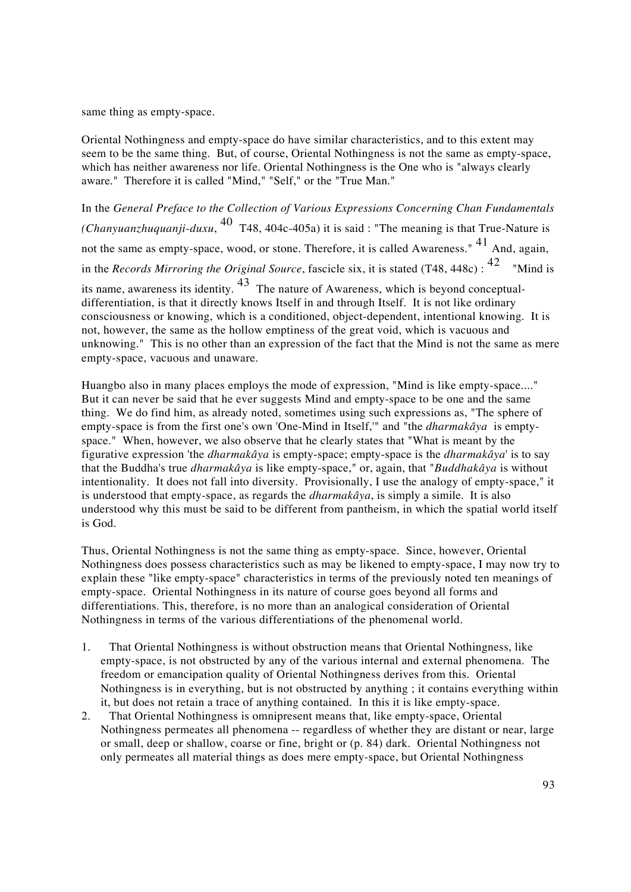same thing as empty-space.

Oriental Nothingness and empty-space do have similar characteristics, and to this extent may seem to be the same thing. But, of course, Oriental Nothingness is not the same as empty-space, which has neither awareness nor life. Oriental Nothingness is the One who is "always clearly aware." Therefore it is called "Mind," "Self," or the "True Man."

In the *General Preface to the Collection of Various Expressions Concerning Chan Fundamentals (Chanyuanzhuquanji-duxu*, [40] T48, 404c-405a) it is said : "The meaning is that True-Nature is not the same as empty-space, wood, or stone. Therefore, it is called Awareness." [41] And, again, in the *Records Mirroring the Original Source*, fascicle six, it is stated (T48, 448c) : [42] "Mind is its name, awareness its identity. [43] The nature of Awareness, which is beyond conceptual-differentiation, is that it directly knows Itself in and through Itself. It is not like ordinary consciousness or knowing, which is a conditioned, object-dependent, intentional knowing. It is not, however, the same as the hollow emptiness of the great void, which is vacuous and unknowing." This is no other than an expression of the fact that the Mind is not the same as mere empty-space, vacuous and unaware.

Huangbo also in many places employs the mode of expression, "Mind is like empty-space...." But it can never be said that he ever suggests Mind and empty-space to be one and the same thing. We do find him, as already noted, sometimes using such expressions as, "The sphere of empty-space is from the first one's own 'One-Mind in Itself,'" and "the *dharmakâya* is empty-space." When, however, we also observe that he clearly states that "What is meant by the figurative expression 'the *dharmakâya* is empty-space; empty-space is the *dharmakâya*' is to say that the Buddha's true *dharmakâya* is like empty-space," or, again, that "*Buddhakâya* is without intentionality. It does not fall into diversity. Provisionally, I use the analogy of empty-space," it is understood that empty-space, as regards the *dharmakâya*, is simply a simile. It is also understood why this must be said to be different from pantheism, in which the spatial world itself is God.

Thus, Oriental Nothingness is not the same thing as empty-space. Since, however, Oriental Nothingness does possess characteristics such as may be likened to empty-space, I may now try to explain these "like empty-space" characteristics in terms of the previously noted ten meanings of empty-space. Oriental Nothingness in its nature of course goes beyond all forms and differentiations. This, therefore, is no more than an analogical consideration of Oriental Nothingness in terms of the various differentiations of the phenomenal world.

1. That Oriental Nothingness is without obstruction means that Oriental Nothingness, like empty-space, is not obstructed by any of the various internal and external phenomena. The freedom or emancipation quality of Oriental Nothingness derives from this. Oriental Nothingness is in everything, but is not obstructed by anything ; it contains everything within it, but does not retain a trace of anything contained. In this it is like empty-space.
2. That Oriental Nothingness is omnipresent means that, like empty-space, Oriental Nothingness permeates all phenomena -- regardless of whether they are distant or near, large or small, deep or shallow, coarse or fine, bright or (p. 84) dark. Oriental Nothingness not only permeates all material things as does mere empty-space, but Oriental Nothingness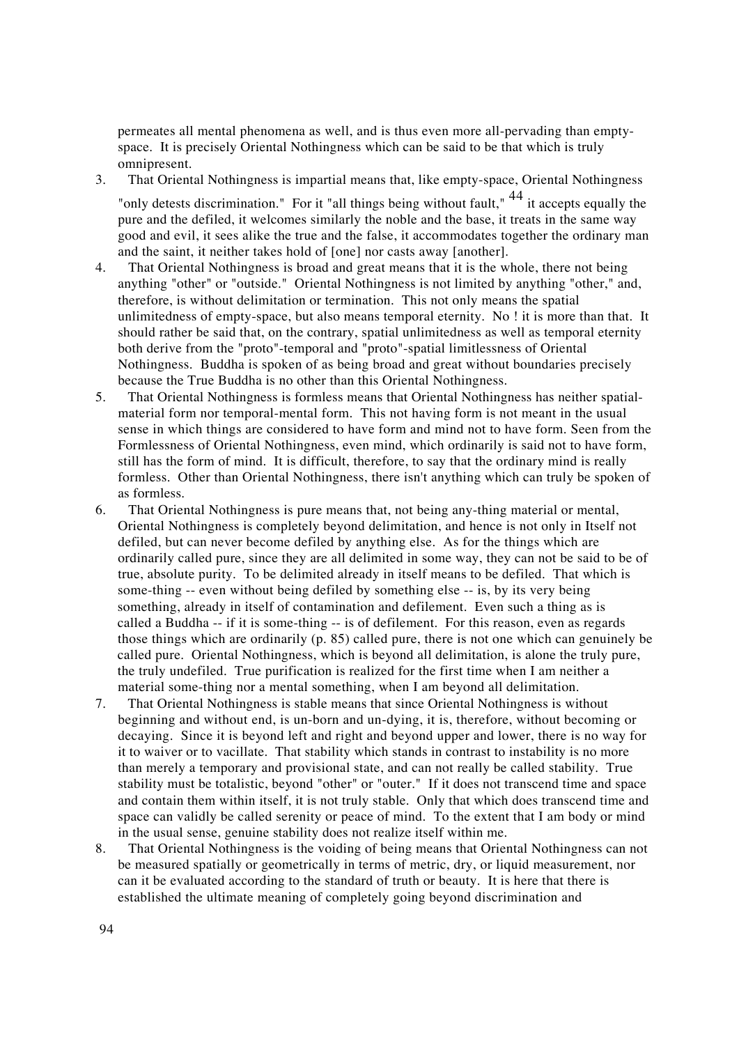permeates all mental phenomena as well, and is thus even more all-pervading than empty-space. It is precisely Oriental Nothingness which can be said to be that which is truly omnipresent.

3. That Oriental Nothingness is impartial means that, like empty-space, Oriental Nothingness "only detests discrimination." For it "all things being without fault," [44] it accepts equally the pure and the defiled, it welcomes similarly the noble and the base, it treats in the same way good and evil, it sees alike the true and the false, it accommodates together the ordinary man and the saint, it neither takes hold of [one] nor casts away [another].
4. That Oriental Nothingness is broad and great means that it is the whole, there not being anything "other" or "outside." Oriental Nothingness is not limited by anything "other," and, therefore, is without delimitation or termination. This not only means the spatial unlimitedness of empty-space, but also means temporal eternity. No ! it is more than that. It should rather be said that, on the contrary, spatial unlimitedness as well as temporal eternity both derive from the "proto"-temporal and "proto"-spatial limitlessness of Oriental Nothingness. Buddha is spoken of as being broad and great without boundaries precisely because the True Buddha is no other than this Oriental Nothingness.
5. That Oriental Nothingness is formless means that Oriental Nothingness has neither spatial-material form nor temporal-mental form. This not having form is not meant in the usual sense in which things are considered to have form and mind not to have form. Seen from the Formlessness of Oriental Nothingness, even mind, which ordinarily is said not to have form, still has the form of mind. It is difficult, therefore, to say that the ordinary mind is really formless. Other than Oriental Nothingness, there isn't anything which can truly be spoken of as formless.
6. That Oriental Nothingness is pure means that, not being any-thing material or mental, Oriental Nothingness is completely beyond delimitation, and hence is not only in Itself not defiled, but can never become defiled by anything else. As for the things which are ordinarily called pure, since they are all delimited in some way, they can not be said to be of true, absolute purity. To be delimited already in itself means to be defiled. That which is some-thing -- even without being defiled by something else -- is, by its very being something, already in itself of contamination and defilement. Even such a thing as is called a Buddha -- if it is some-thing -- is of defilement. For this reason, even as regards those things which are ordinarily (p. 85) called pure, there is not one which can genuinely be called pure. Oriental Nothingness, which is beyond all delimitation, is alone the truly pure, the truly undefiled. True purification is realized for the first time when I am neither a material some-thing nor a mental something, when I am beyond all delimitation.
7. That Oriental Nothingness is stable means that since Oriental Nothingness is without beginning and without end, is un-born and un-dying, it is, therefore, without becoming or decaying. Since it is beyond left and right and beyond upper and lower, there is no way for it to waiver or to vacillate. That stability which stands in contrast to instability is no more than merely a temporary and provisional state, and can not really be called stability. True stability must be totalistic, beyond "other" or "outer." If it does not transcend time and space and contain them within itself, it is not truly stable. Only that which does transcend time and space can validly be called serenity or peace of mind. To the extent that I am body or mind in the usual sense, genuine stability does not realize itself within me.
8. That Oriental Nothingness is the voiding of being means that Oriental Nothingness can not be measured spatially or geometrically in terms of metric, dry, or liquid measurement, nor can it be evaluated according to the standard of truth or beauty. It is here that there is established the ultimate meaning of completely going beyond discrimination and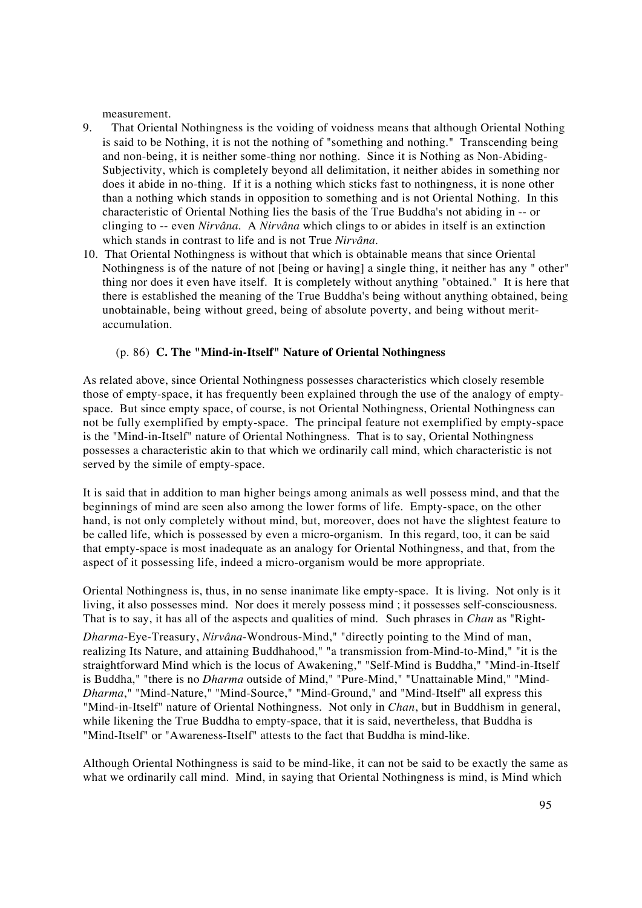measurement.

9. That Oriental Nothingness is the voiding of voidness means that although Oriental Nothing is said to be Nothing, it is not the nothing of "something and nothing." Transcending being and non-being, it is neither some-thing nor nothing. Since it is Nothing as Non-Abiding-Subjectivity, which is completely beyond all delimitation, it neither abides in something nor does it abide in no-thing. If it is a nothing which sticks fast to nothingness, it is none other than a nothing which stands in opposition to something and is not Oriental Nothing. In this characteristic of Oriental Nothing lies the basis of the True Buddha's not abiding in -- or clinging to -- even *Nirvâna*. A *Nirvâna* which clings to or abides in itself is an extinction which stands in contrast to life and is not True *Nirvâna*.
10. That Oriental Nothingness is without that which is obtainable means that since Oriental Nothingness is of the nature of not [being or having] a single thing, it neither has any " other" thing nor does it even have itself. It is completely without anything "obtained." It is here that there is established the meaning of the True Buddha's being without anything obtained, being unobtainable, being without greed, being of absolute poverty, and being without merit-accumulation.

### (p. 86) **C. The "Mind-in-Itself" Nature of Oriental Nothingness**

As related above, since Oriental Nothingness possesses characteristics which closely resemble those of empty-space, it has frequently been explained through the use of the analogy of empty-space. But since empty space, of course, is not Oriental Nothingness, Oriental Nothingness can not be fully exemplified by empty-space. The principal feature not exemplified by empty-space is the "Mind-in-Itself" nature of Oriental Nothingness. That is to say, Oriental Nothingness possesses a characteristic akin to that which we ordinarily call mind, which characteristic is not served by the simile of empty-space.

It is said that in addition to man higher beings among animals as well possess mind, and that the beginnings of mind are seen also among the lower forms of life. Empty-space, on the other hand, is not only completely without mind, but, moreover, does not have the slightest feature to be called life, which is possessed by even a micro-organism. In this regard, too, it can be said that empty-space is most inadequate as an analogy for Oriental Nothingness, and that, from the aspect of it possessing life, indeed a micro-organism would be more appropriate.

Oriental Nothingness is, thus, in no sense inanimate like empty-space. It is living. Not only is it living, it also possesses mind. Nor does it merely possess mind ; it possesses self-consciousness. That is to say, it has all of the aspects and qualities of mind. Such phrases in *Chan* as "Right-*Dharma*-Eye-Treasury, *Nirvâna*-Wondrous-Mind," "directly pointing to the Mind of man, realizing Its Nature, and attaining Buddhahood," "a transmission from-Mind-to-Mind," "it is the straightforward Mind which is the locus of Awakening," "Self-Mind is Buddha," "Mind-in-Itself is Buddha," "there is no *Dharma* outside of Mind," "Pure-Mind," "Unattainable Mind," "Mind-*Dharma*," "Mind-Nature," "Mind-Source," "Mind-Ground," and "Mind-Itself" all express this "Mind-in-Itself" nature of Oriental Nothingness. Not only in *Chan*, but in Buddhism in general, while likening the True Buddha to empty-space, that it is said, nevertheless, that Buddha is "Mind-Itself" or "Awareness-Itself" attests to the fact that Buddha is mind-like.

Although Oriental Nothingness is said to be mind-like, it can not be said to be exactly the same as what we ordinarily call mind. Mind, in saying that Oriental Nothingness is mind, is Mind which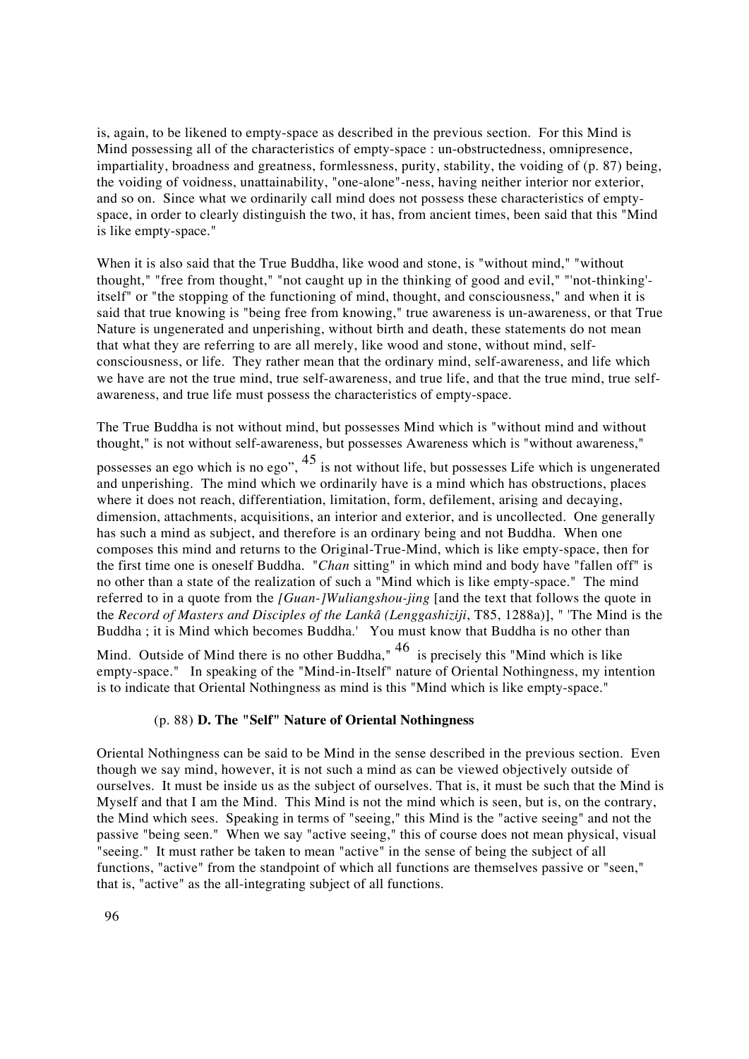is, again, to be likened to empty-space as described in the previous section. For this Mind is Mind possessing all of the characteristics of empty-space : un-obstructedness, omnipresence, impartiality, broadness and greatness, formlessness, purity, stability, the voiding of (p. 87) being, the voiding of voidness, unattainability, "one-alone"-ness, having neither interior nor exterior, and so on. Since what we ordinarily call mind does not possess these characteristics of empty-space, in order to clearly distinguish the two, it has, from ancient times, been said that this "Mind is like empty-space."

When it is also said that the True Buddha, like wood and stone, is "without mind," "without thought," "free from thought," "not caught up in the thinking of good and evil," "'not-thinking'-itself" or "the stopping of the functioning of mind, thought, and consciousness," and when it is said that true knowing is "being free from knowing," true awareness is un-awareness, or that True Nature is ungenerated and unperishing, without birth and death, these statements do not mean that what they are referring to are all merely, like wood and stone, without mind, self-consciousness, or life. They rather mean that the ordinary mind, self-awareness, and life which we have are not the true mind, true self-awareness, and true life, and that the true mind, true self-awareness, and true life must possess the characteristics of empty-space.

The True Buddha is not without mind, but possesses Mind which is "without mind and without thought," is not without self-awareness, but possesses Awareness which is "without awareness," possesses an ego which is no ego", [45] is not without life, but possesses Life which is ungenerated and unperishing. The mind which we ordinarily have is a mind which has obstructions, places where it does not reach, differentiation, limitation, form, defilement, arising and decaying, dimension, attachments, acquisitions, an interior and exterior, and is uncollected. One generally has such a mind as subject, and therefore is an ordinary being and not Buddha. When one composes this mind and returns to the Original-True-Mind, which is like empty-space, then for the first time one is oneself Buddha. "*Chan* sitting" in which mind and body have "fallen off" is no other than a state of the realization of such a "Mind which is like empty-space." The mind referred to in a quote from the *[Guan-]Wuliangshou-jing* [and the text that follows the quote in the *Record of Masters and Disciples of the Lankâ (Lenggashiziji*, T85, 1288a)], " 'The Mind is the Buddha ; it is Mind which becomes Buddha.' You must know that Buddha is no other than Mind. Outside of Mind there is no other Buddha," [46] is precisely this "Mind which is like empty-space." In speaking of the "Mind-in-Itself" nature of Oriental Nothingness, my intention is to indicate that Oriental Nothingness as mind is this "Mind which is like empty-space."

### (p. 88) **D. The "Self" Nature of Oriental Nothingness**

Oriental Nothingness can be said to be Mind in the sense described in the previous section. Even though we say mind, however, it is not such a mind as can be viewed objectively outside of ourselves. It must be inside us as the subject of ourselves. That is, it must be such that the Mind is Myself and that I am the Mind. This Mind is not the mind which is seen, but is, on the contrary, the Mind which sees. Speaking in terms of "seeing," this Mind is the "active seeing" and not the passive "being seen." When we say "active seeing," this of course does not mean physical, visual "seeing." It must rather be taken to mean "active" in the sense of being the subject of all functions, "active" from the standpoint of which all functions are themselves passive or "seen," that is, "active" as the all-integrating subject of all functions.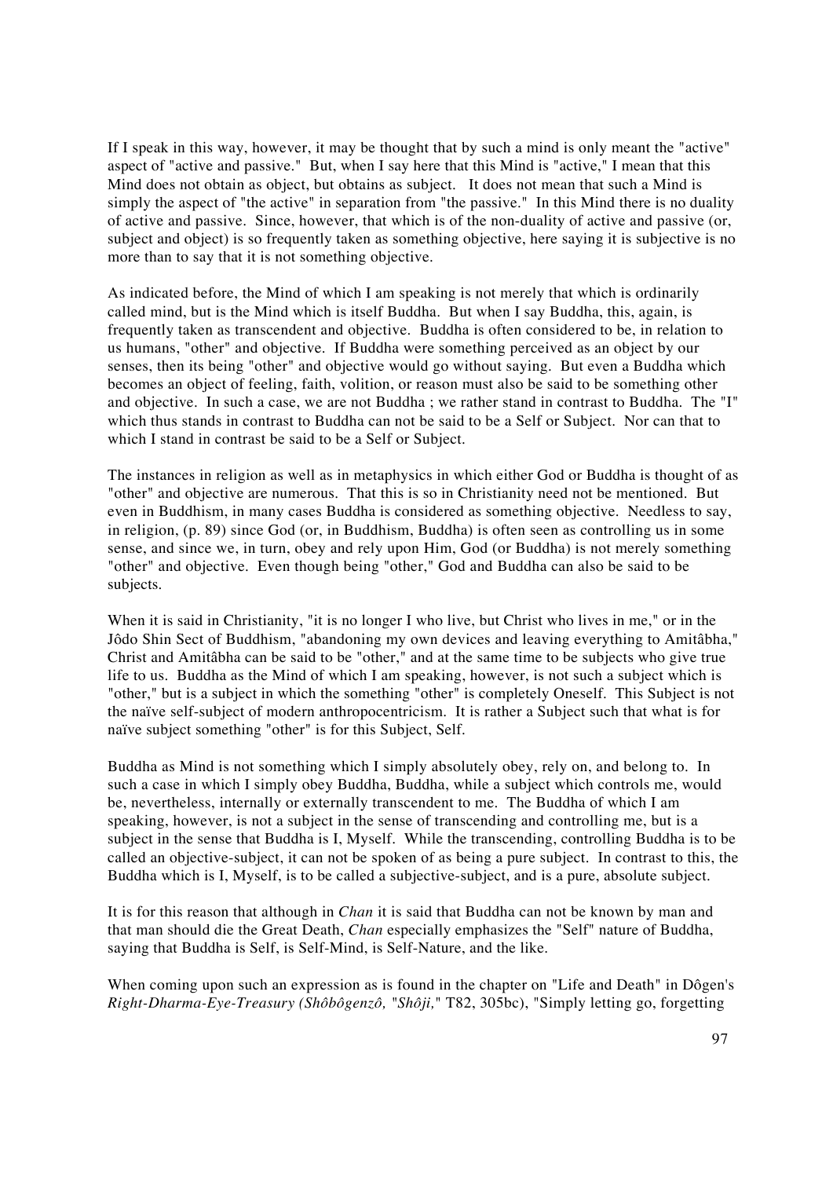If I speak in this way, however, it may be thought that by such a mind is only meant the "active" aspect of "active and passive." But, when I say here that this Mind is "active," I mean that this Mind does not obtain as object, but obtains as subject. It does not mean that such a Mind is simply the aspect of "the active" in separation from "the passive." In this Mind there is no duality of active and passive. Since, however, that which is of the non-duality of active and passive (or, subject and object) is so frequently taken as something objective, here saying it is subjective is no more than to say that it is not something objective.

As indicated before, the Mind of which I am speaking is not merely that which is ordinarily called mind, but is the Mind which is itself Buddha. But when I say Buddha, this, again, is frequently taken as transcendent and objective. Buddha is often considered to be, in relation to us humans, "other" and objective. If Buddha were something perceived as an object by our senses, then its being "other" and objective would go without saying. But even a Buddha which becomes an object of feeling, faith, volition, or reason must also be said to be something other and objective. In such a case, we are not Buddha ; we rather stand in contrast to Buddha. The "I" which thus stands in contrast to Buddha can not be said to be a Self or Subject. Nor can that to which I stand in contrast be said to be a Self or Subject.

The instances in religion as well as in metaphysics in which either God or Buddha is thought of as "other" and objective are numerous. That this is so in Christianity need not be mentioned. But even in Buddhism, in many cases Buddha is considered as something objective. Needless to say, in religion, (p. 89) since God (or, in Buddhism, Buddha) is often seen as controlling us in some sense, and since we, in turn, obey and rely upon Him, God (or Buddha) is not merely something "other" and objective. Even though being "other," God and Buddha can also be said to be subjects.

When it is said in Christianity, "it is no longer I who live, but Christ who lives in me," or in the Jôdo Shin Sect of Buddhism, "abandoning my own devices and leaving everything to Amitâbha," Christ and Amitâbha can be said to be "other," and at the same time to be subjects who give true life to us. Buddha as the Mind of which I am speaking, however, is not such a subject which is "other," but is a subject in which the something "other" is completely Oneself. This Subject is not the naïve self-subject of modern anthropocentricism. It is rather a Subject such that what is for naïve subject something "other" is for this Subject, Self.

Buddha as Mind is not something which I simply absolutely obey, rely on, and belong to. In such a case in which I simply obey Buddha, Buddha, while a subject which controls me, would be, nevertheless, internally or externally transcendent to me. The Buddha of which I am speaking, however, is not a subject in the sense of transcending and controlling me, but is a subject in the sense that Buddha is I, Myself. While the transcending, controlling Buddha is to be called an objective-subject, it can not be spoken of as being a pure subject. In contrast to this, the Buddha which is I, Myself, is to be called a subjective-subject, and is a pure, absolute subject.

It is for this reason that although in *Chan* it is said that Buddha can not be known by man and that man should die the Great Death, *Chan* especially emphasizes the "Self" nature of Buddha, saying that Buddha is Self, is Self-Mind, is Self-Nature, and the like.

When coming upon such an expression as is found in the chapter on "Life and Death" in Dôgen's *Right-Dharma-Eye-Treasury (Shôbôgenzô, "Shôji,"* T82, 305bc), "Simply letting go, forgetting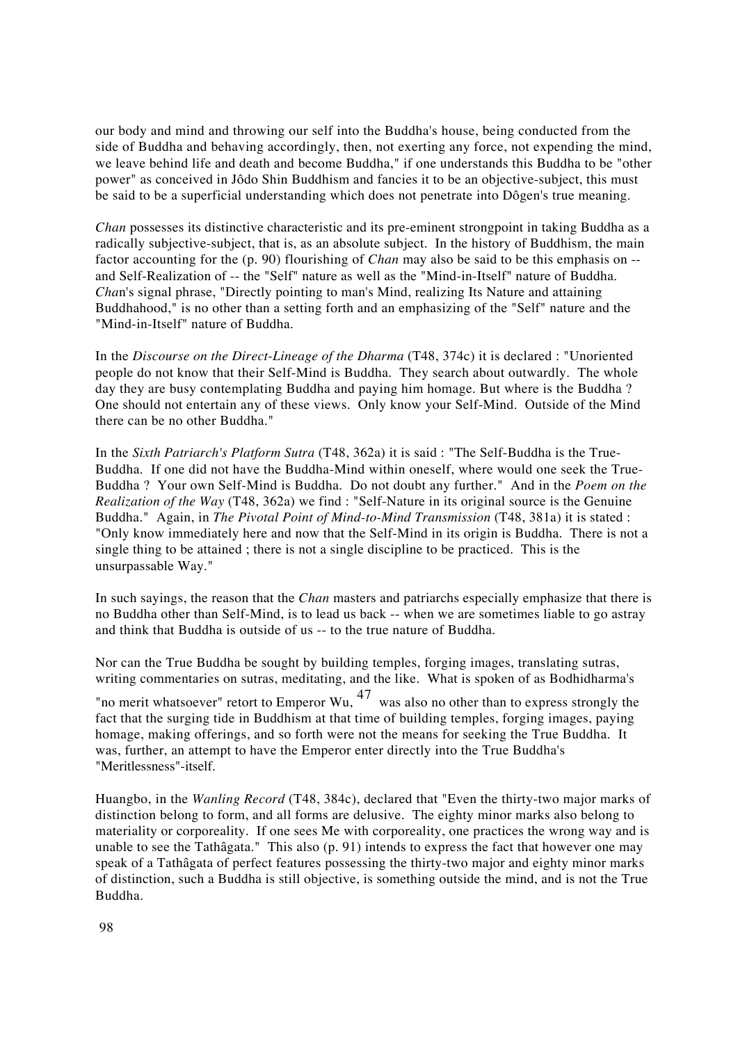our body and mind and throwing our self into the Buddha's house, being conducted from the side of Buddha and behaving accordingly, then, not exerting any force, not expending the mind, we leave behind life and death and become Buddha," if one understands this Buddha to be "other power" as conceived in Jôdo Shin Buddhism and fancies it to be an objective-subject, this must be said to be a superficial understanding which does not penetrate into Dôgen's true meaning.

*Chan* possesses its distinctive characteristic and its pre-eminent strongpoint in taking Buddha as a radically subjective-subject, that is, as an absolute subject. In the history of Buddhism, the main factor accounting for the (p. 90) flourishing of *Chan* may also be said to be this emphasis on -- and Self-Realization of -- the "Self" nature as well as the "Mind-in-Itself" nature of Buddha. *Chan*'s signal phrase, "Directly pointing to man's Mind, realizing Its Nature and attaining Buddhahood," is no other than a setting forth and an emphasizing of the "Self" nature and the "Mind-in-Itself" nature of Buddha.

In the *Discourse on the Direct-Lineage of the Dharma* (T48, 374c) it is declared : "Unoriented people do not know that their Self-Mind is Buddha. They search about outwardly. The whole day they are busy contemplating Buddha and paying him homage. But where is the Buddha ? One should not entertain any of these views. Only know your Self-Mind. Outside of the Mind there can be no other Buddha."

In the *Sixth Patriarch's Platform Sutra* (T48, 362a) it is said : "The Self-Buddha is the True-Buddha. If one did not have the Buddha-Mind within oneself, where would one seek the True-Buddha ? Your own Self-Mind is Buddha. Do not doubt any further." And in the *Poem on the Realization of the Way* (T48, 362a) we find : "Self-Nature in its original source is the Genuine Buddha." Again, in *The Pivotal Point of Mind-to-Mind Transmission* (T48, 381a) it is stated : "Only know immediately here and now that the Self-Mind in its origin is Buddha. There is not a single thing to be attained ; there is not a single discipline to be practiced. This is the unsurpassable Way."

In such sayings, the reason that the *Chan* masters and patriarchs especially emphasize that there is no Buddha other than Self-Mind, is to lead us back -- when we are sometimes liable to go astray and think that Buddha is outside of us -- to the true nature of Buddha.

Nor can the True Buddha be sought by building temples, forging images, translating sutras, writing commentaries on sutras, meditating, and the like. What is spoken of as Bodhidharma's "no merit whatsoever" retort to Emperor Wu, [47] was also no other than to express strongly the fact that the surging tide in Buddhism at that time of building temples, forging images, paying homage, making offerings, and so forth were not the means for seeking the True Buddha. It was, further, an attempt to have the Emperor enter directly into the True Buddha's "Meritlessness"-itself.

Huangbo, in the *Wanling Record* (T48, 384c), declared that "Even the thirty-two major marks of distinction belong to form, and all forms are delusive. The eighty minor marks also belong to materiality or corporeality. If one sees Me with corporeality, one practices the wrong way and is unable to see the Tathâgata." This also (p. 91) intends to express the fact that however one may speak of a Tathâgata of perfect features possessing the thirty-two major and eighty minor marks of distinction, such a Buddha is still objective, is something outside the mind, and is not the True Buddha.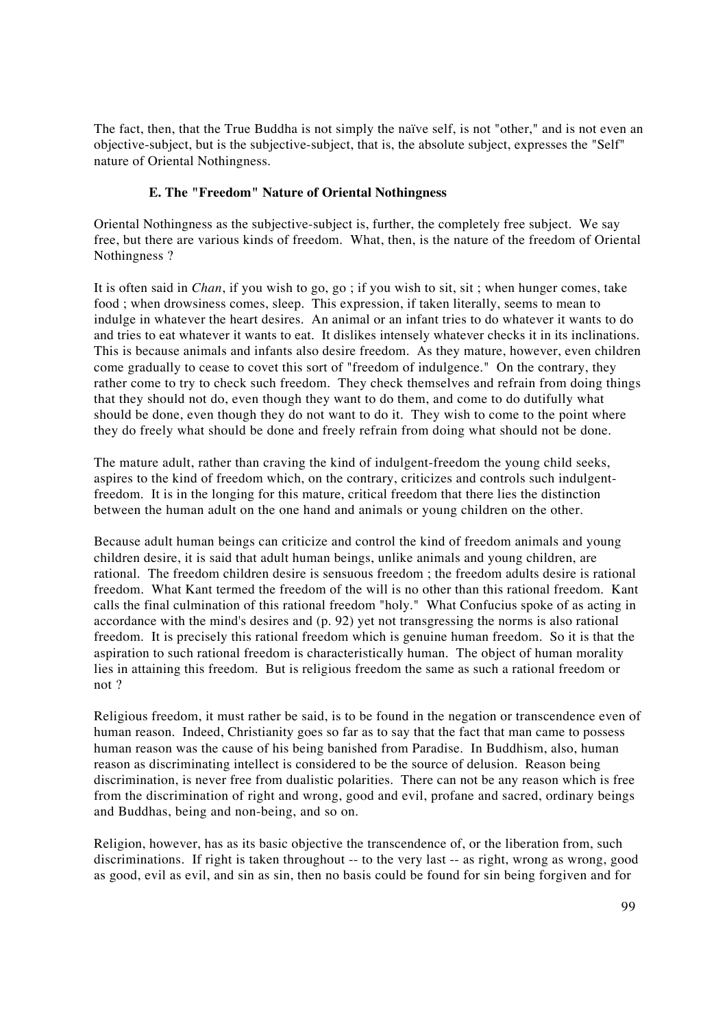The fact, then, that the True Buddha is not simply the naïve self, is not "other," and is not even an objective-subject, but is the subjective-subject, that is, the absolute subject, expresses the "Self" nature of Oriental Nothingness.

### E. The "Freedom" Nature of Oriental Nothingness

Oriental Nothingness as the subjective-subject is, further, the completely free subject. We say free, but there are various kinds of freedom. What, then, is the nature of the freedom of Oriental Nothingness ?

It is often said in *Chan*, if you wish to go, go ; if you wish to sit, sit ; when hunger comes, take food ; when drowsiness comes, sleep. This expression, if taken literally, seems to mean to indulge in whatever the heart desires. An animal or an infant tries to do whatever it wants to do and tries to eat whatever it wants to eat. It dislikes intensely whatever checks it in its inclinations. This is because animals and infants also desire freedom. As they mature, however, even children come gradually to cease to covet this sort of "freedom of indulgence." On the contrary, they rather come to try to check such freedom. They check themselves and refrain from doing things that they should not do, even though they want to do them, and come to do dutifully what should be done, even though they do not want to do it. They wish to come to the point where they do freely what should be done and freely refrain from doing what should not be done.

The mature adult, rather than craving the kind of indulgent-freedom the young child seeks, aspires to the kind of freedom which, on the contrary, criticizes and controls such indulgent-freedom. It is in the longing for this mature, critical freedom that there lies the distinction between the human adult on the one hand and animals or young children on the other.

Because adult human beings can criticize and control the kind of freedom animals and young children desire, it is said that adult human beings, unlike animals and young children, are rational. The freedom children desire is sensuous freedom ; the freedom adults desire is rational freedom. What Kant termed the freedom of the will is no other than this rational freedom. Kant calls the final culmination of this rational freedom "holy." What Confucius spoke of as acting in accordance with the mind's desires and (p. 92) yet not transgressing the norms is also rational freedom. It is precisely this rational freedom which is genuine human freedom. So it is that the aspiration to such rational freedom is characteristically human. The object of human morality lies in attaining this freedom. But is religious freedom the same as such a rational freedom or not ?

Religious freedom, it must rather be said, is to be found in the negation or transcendence even of human reason. Indeed, Christianity goes so far as to say that the fact that man came to possess human reason was the cause of his being banished from Paradise. In Buddhism, also, human reason as discriminating intellect is considered to be the source of delusion. Reason being discrimination, is never free from dualistic polarities. There can not be any reason which is free from the discrimination of right and wrong, good and evil, profane and sacred, ordinary beings and Buddhas, being and non-being, and so on.

Religion, however, has as its basic objective the transcendence of, or the liberation from, such discriminations. If right is taken throughout -- to the very last -- as right, wrong as wrong, good as good, evil as evil, and sin as sin, then no basis could be found for sin being forgiven and for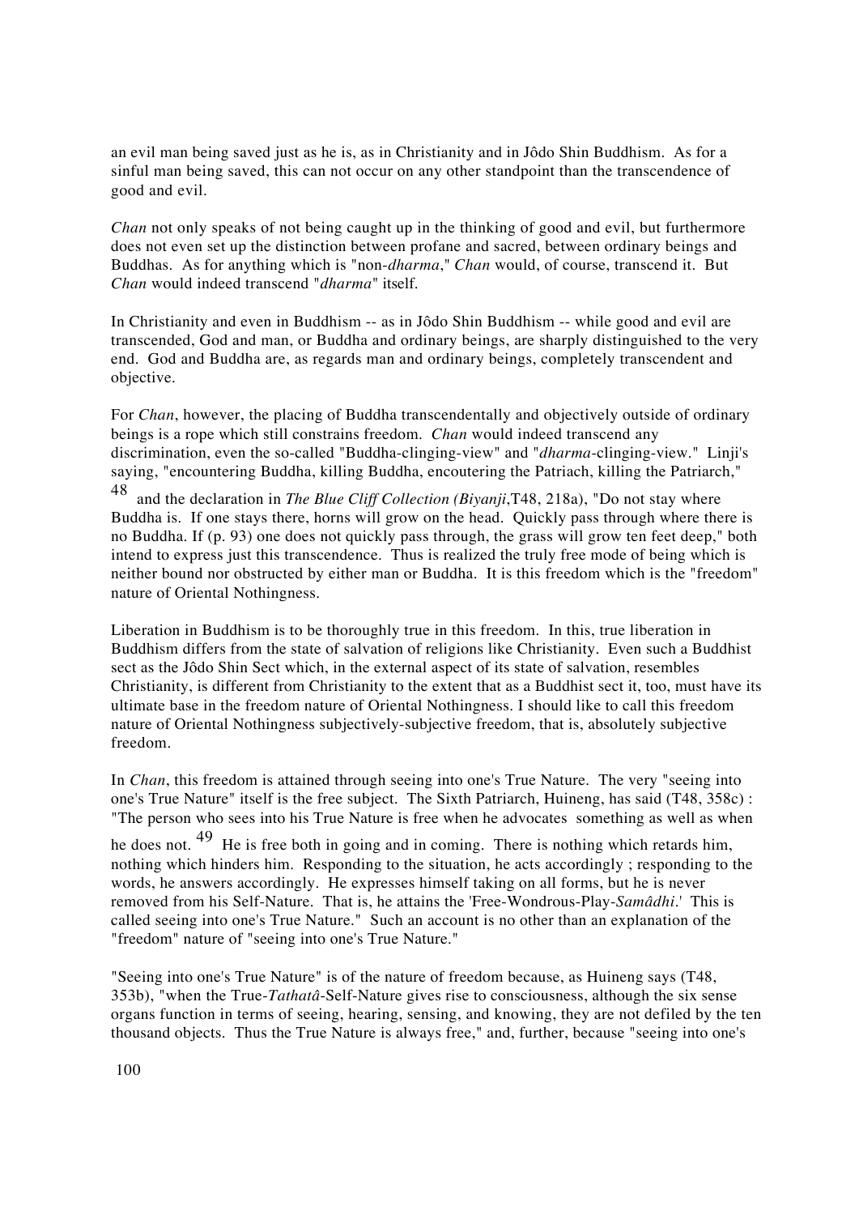an evil man being saved just as he is, as in Christianity and in Jôdo Shin Buddhism. As for a sinful man being saved, this can not occur on any other standpoint than the transcendence of good and evil.

*Chan* not only speaks of not being caught up in the thinking of good and evil, but furthermore does not even set up the distinction between profane and sacred, between ordinary beings and Buddhas. As for anything which is "non-*dharma*," *Chan* would, of course, transcend it. But *Chan* would indeed transcend "*dharma*" itself.

In Christianity and even in Buddhism -- as in Jôdo Shin Buddhism -- while good and evil are transcended, God and man, or Buddha and ordinary beings, are sharply distinguished to the very end. God and Buddha are, as regards man and ordinary beings, completely transcendent and objective.

For *Chan*, however, the placing of Buddha transcendentally and objectively outside of ordinary beings is a rope which still constrains freedom. *Chan* would indeed transcend any discrimination, even the so-called "Buddha-clinging-view" and "*dharma*-clinging-view." Linji's saying, "encountering Buddha, killing Buddha, encoutering the Patriach, killing the Patriarch," [48] and the declaration in *The Blue Cliff Collection (Biyanji*,T48, 218a), "Do not stay where Buddha is. If one stays there, horns will grow on the head. Quickly pass through where there is no Buddha. If (p. 93) one does not quickly pass through, the grass will grow ten feet deep," both intend to express just this transcendence. Thus is realized the truly free mode of being which is neither bound nor obstructed by either man or Buddha. It is this freedom which is the "freedom" nature of Oriental Nothingness.

Liberation in Buddhism is to be thoroughly true in this freedom. In this, true liberation in Buddhism differs from the state of salvation of religions like Christianity. Even such a Buddhist sect as the Jôdo Shin Sect which, in the external aspect of its state of salvation, resembles Christianity, is different from Christianity to the extent that as a Buddhist sect it, too, must have its ultimate base in the freedom nature of Oriental Nothingness. I should like to call this freedom nature of Oriental Nothingness subjectively-subjective freedom, that is, absolutely subjective freedom.

In *Chan*, this freedom is attained through seeing into one's True Nature. The very "seeing into one's True Nature" itself is the free subject. The Sixth Patriarch, Huineng, has said (T48, 358c) : "The person who sees into his True Nature is free when he advocates something as well as when he does not. [49] He is free both in going and in coming. There is nothing which retards him, nothing which hinders him. Responding to the situation, he acts accordingly ; responding to the words, he answers accordingly. He expresses himself taking on all forms, but he is never removed from his Self-Nature. That is, he attains the 'Free-Wondrous-Play-*Samâdhi*.' This is called seeing into one's True Nature." Such an account is no other than an explanation of the "freedom" nature of "seeing into one's True Nature."

"Seeing into one's True Nature" is of the nature of freedom because, as Huineng says (T48, 353b), "when the True-*Tathatâ*-Self-Nature gives rise to consciousness, although the six sense organs function in terms of seeing, hearing, sensing, and knowing, they are not defiled by the ten thousand objects. Thus the True Nature is always free," and, further, because "seeing into one's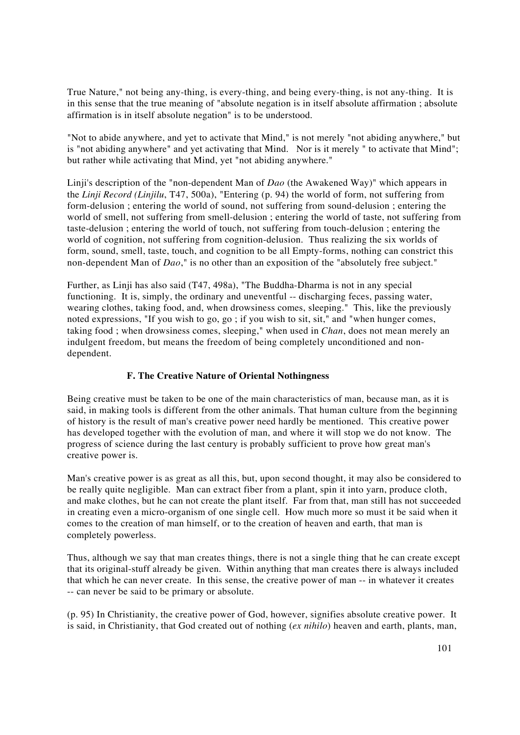True Nature," not being any-thing, is every-thing, and being every-thing, is not any-thing. It is in this sense that the true meaning of "absolute negation is in itself absolute affirmation ; absolute affirmation is in itself absolute negation" is to be understood.

"Not to abide anywhere, and yet to activate that Mind," is not merely "not abiding anywhere," but is "not abiding anywhere" and yet activating that Mind. Nor is it merely " to activate that Mind"; but rather while activating that Mind, yet "not abiding anywhere."

Linji's description of the "non-dependent Man of *Dao* (the Awakened Way)" which appears in the *Linji Record (Linjilu*, T47, 500a), "Entering (p. 94) the world of form, not suffering from form-delusion ; entering the world of sound, not suffering from sound-delusion ; entering the world of smell, not suffering from smell-delusion ; entering the world of taste, not suffering from taste-delusion ; entering the world of touch, not suffering from touch-delusion ; entering the world of cognition, not suffering from cognition-delusion. Thus realizing the six worlds of form, sound, smell, taste, touch, and cognition to be all Empty-forms, nothing can constrict this non-dependent Man of *Dao*," is no other than an exposition of the "absolutely free subject."

Further, as Linji has also said (T47, 498a), "The Buddha-Dharma is not in any special functioning. It is, simply, the ordinary and uneventful -- discharging feces, passing water, wearing clothes, taking food, and, when drowsiness comes, sleeping." This, like the previously noted expressions, "If you wish to go, go ; if you wish to sit, sit," and "when hunger comes, taking food ; when drowsiness comes, sleeping," when used in *Chan*, does not mean merely an indulgent freedom, but means the freedom of being completely unconditioned and non-dependent.

### F. The Creative Nature of Oriental Nothingness

Being creative must be taken to be one of the main characteristics of man, because man, as it is said, in making tools is different from the other animals. That human culture from the beginning of history is the result of man's creative power need hardly be mentioned. This creative power has developed together with the evolution of man, and where it will stop we do not know. The progress of science during the last century is probably sufficient to prove how great man's creative power is.

Man's creative power is as great as all this, but, upon second thought, it may also be considered to be really quite negligible. Man can extract fiber from a plant, spin it into yarn, produce cloth, and make clothes, but he can not create the plant itself. Far from that, man still has not succeeded in creating even a micro-organism of one single cell. How much more so must it be said when it comes to the creation of man himself, or to the creation of heaven and earth, that man is completely powerless.

Thus, although we say that man creates things, there is not a single thing that he can create except that its original-stuff already be given. Within anything that man creates there is always included that which he can never create. In this sense, the creative power of man -- in whatever it creates -- can never be said to be primary or absolute.

(p. 95) In Christianity, the creative power of God, however, signifies absolute creative power. It is said, in Christianity, that God created out of nothing (*ex nihilo*) heaven and earth, plants, man,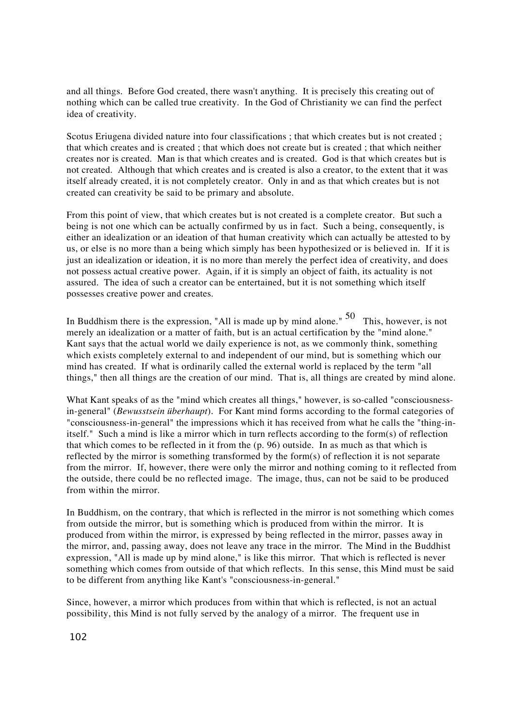and all things. Before God created, there wasn't anything. It is precisely this creating out of nothing which can be called true creativity. In the God of Christianity we can find the perfect idea of creativity.

Scotus Eriugena divided nature into four classifications ; that which creates but is not created ; that which creates and is created ; that which does not create but is created ; that which neither creates nor is created. Man is that which creates and is created. God is that which creates but is not created. Although that which creates and is created is also a creator, to the extent that it was itself already created, it is not completely creator. Only in and as that which creates but is not created can creativity be said to be primary and absolute.

From this point of view, that which creates but is not created is a complete creator. But such a being is not one which can be actually confirmed by us in fact. Such a being, consequently, is either an idealization or an ideation of that human creativity which can actually be attested to by us, or else is no more than a being which simply has been hypothesized or is believed in. If it is just an idealization or ideation, it is no more than merely the perfect idea of creativity, and does not possess actual creative power. Again, if it is simply an object of faith, its actuality is not assured. The idea of such a creator can be entertained, but it is not something which itself possesses creative power and creates.

In Buddhism there is the expression, "All is made up by mind alone." [50] This, however, is not merely an idealization or a matter of faith, but is an actual certification by the "mind alone." Kant says that the actual world we daily experience is not, as we commonly think, something which exists completely external to and independent of our mind, but is something which our mind has created. If what is ordinarily called the external world is replaced by the term "all things," then all things are the creation of our mind. That is, all things are created by mind alone.

What Kant speaks of as the "mind which creates all things," however, is so-called "consciousness-in-general" (*Bewusstsein überhaupt*). For Kant mind forms according to the formal categories of "consciousness-in-general" the impressions which it has received from what he calls the "thing-in-itself." Such a mind is like a mirror which in turn reflects according to the form(s) of reflection that which comes to be reflected in it from the (p. 96) outside. In as much as that which is reflected by the mirror is something transformed by the form(s) of reflection it is not separate from the mirror. If, however, there were only the mirror and nothing coming to it reflected from the outside, there could be no reflected image. The image, thus, can not be said to be produced from within the mirror.

In Buddhism, on the contrary, that which is reflected in the mirror is not something which comes from outside the mirror, but is something which is produced from within the mirror. It is produced from within the mirror, is expressed by being reflected in the mirror, passes away in the mirror, and, passing away, does not leave any trace in the mirror. The Mind in the Buddhist expression, "All is made up by mind alone," is like this mirror. That which is reflected is never something which comes from outside of that which reflects. In this sense, this Mind must be said to be different from anything like Kant's "consciousness-in-general."

Since, however, a mirror which produces from within that which is reflected, is not an actual possibility, this Mind is not fully served by the analogy of a mirror. The frequent use in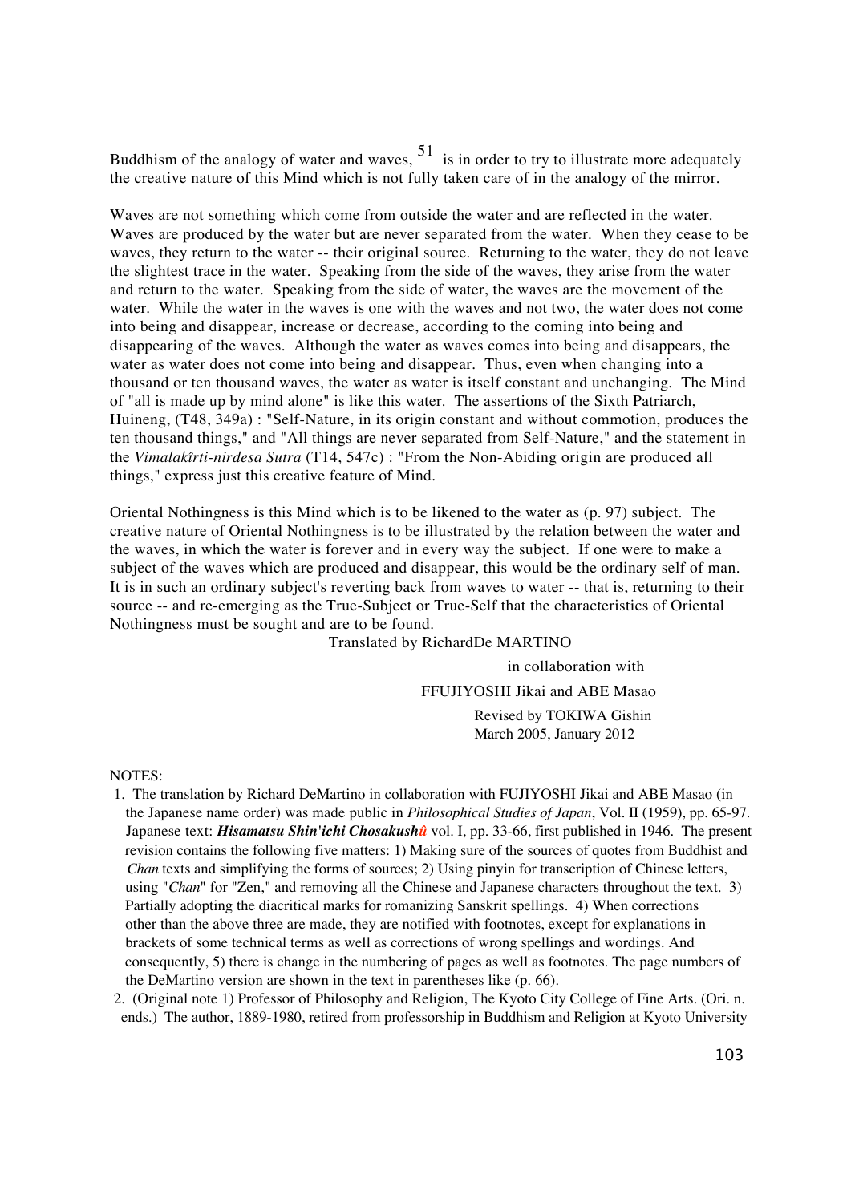Buddhism of the analogy of water and waves, [51] is in order to try to illustrate more adequately the creative nature of this Mind which is not fully taken care of in the analogy of the mirror.

Waves are not something which come from outside the water and are reflected in the water. Waves are produced by the water but are never separated from the water. When they cease to be waves, they return to the water -- their original source. Returning to the water, they do not leave the slightest trace in the water. Speaking from the side of the waves, they arise from the water and return to the water. Speaking from the side of water, the waves are the movement of the water. While the water in the waves is one with the waves and not two, the water does not come into being and disappear, increase or decrease, according to the coming into being and disappearing of the waves. Although the water as waves comes into being and disappears, the water as water does not come into being and disappear. Thus, even when changing into a thousand or ten thousand waves, the water as water is itself constant and unchanging. The Mind of "all is made up by mind alone" is like this water. The assertions of the Sixth Patriarch, Huineng, (T48, 349a) : "Self-Nature, in its origin constant and without commotion, produces the ten thousand things," and "All things are never separated from Self-Nature," and the statement in the *Vimalakîrti-nirdesa Sutra* (T14, 547c) : "From the Non-Abiding origin are produced all things," express just this creative feature of Mind.

Oriental Nothingness is this Mind which is to be likened to the water as (p. 97) subject. The creative nature of Oriental Nothingness is to be illustrated by the relation between the water and the waves, in which the water is forever and in every way the subject. If one were to make a subject of the waves which are produced and disappear, this would be the ordinary self of man. It is in such an ordinary subject's reverting back from waves to water -- that is, returning to their source -- and re-emerging as the True-Subject or True-Self that the characteristics of Oriental Nothingness must be sought and are to be found.

Translated by RichardDe MARTINO

in collaboration with

FFUJIYOSHI Jikai and ABE Masao

Revised by TOKIWA Gishin
March 2005, January 2012

NOTES:

1. The translation by Richard DeMartino in collaboration with FUJIYOSHI Jikai and ABE Masao (in the Japanese name order) was made public in *Philosophical Studies of Japan*, Vol. II (1959), pp. 65-97. Japanese text: ***Hisamatsu Shin'ichi Chosakushû*** vol. I, pp. 33-66, first published in 1946. The present revision contains the following five matters: 1) Making sure of the sources of quotes from Buddhist and *Chan* texts and simplifying the forms of sources; 2) Using pinyin for transcription of Chinese letters, using "*Chan*" for "Zen," and removing all the Chinese and Japanese characters throughout the text. 3) Partially adopting the diacritical marks for romanizing Sanskrit spellings. 4) When corrections other than the above three are made, they are notified with footnotes, except for explanations in brackets of some technical terms as well as corrections of wrong spellings and wordings. And consequently, 5) there is change in the numbering of pages as well as footnotes. The page numbers of the DeMartino version are shown in the text in parentheses like (p. 66).
2. (Original note 1) Professor of Philosophy and Religion, The Kyoto City College of Fine Arts. (Ori. n. ends.) The author, 1889-1980, retired from professorship in Buddhism and Religion at Kyoto University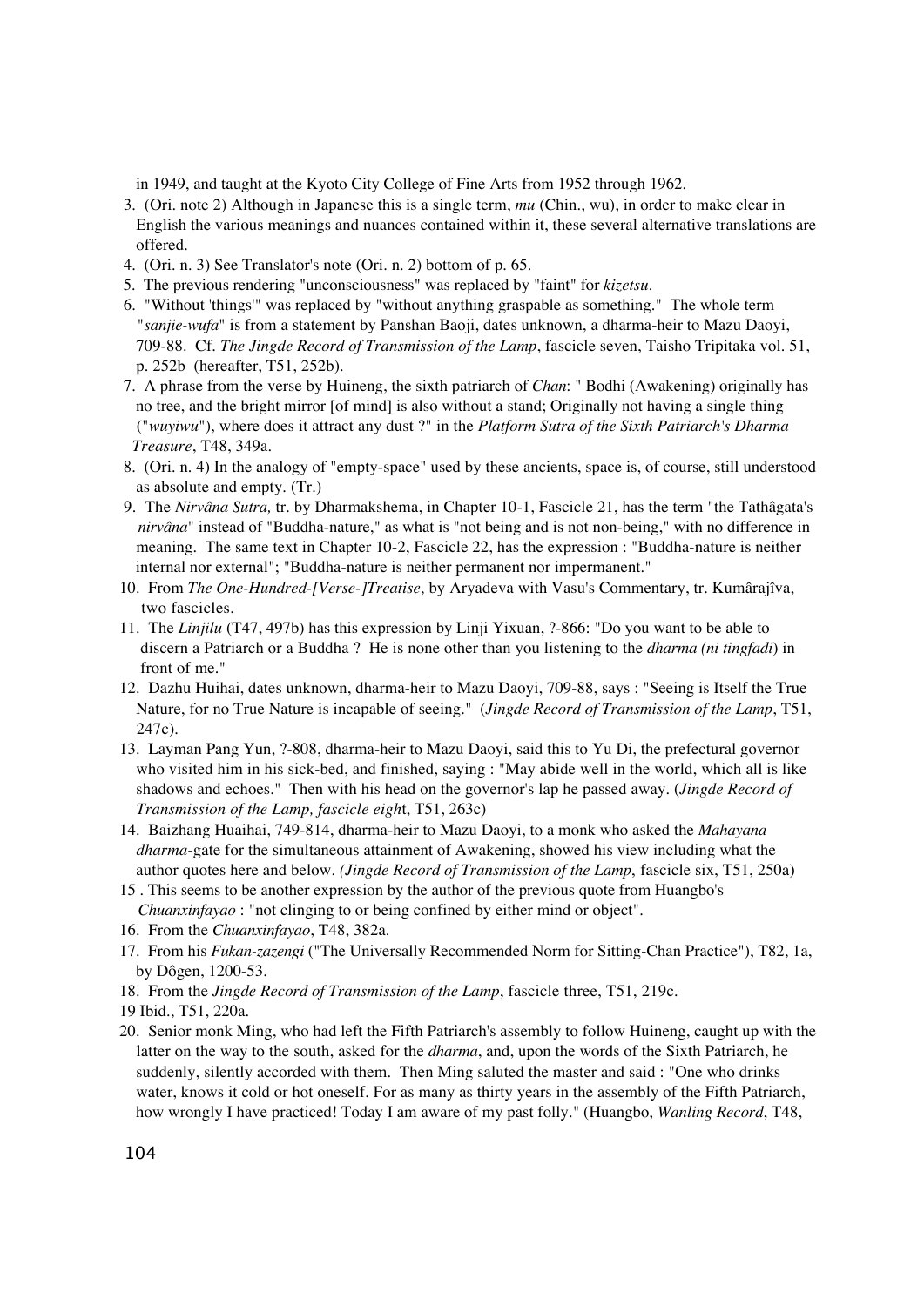in 1949, and taught at the Kyoto City College of Fine Arts from 1952 through 1962.

3. (Ori. note 2) Although in Japanese this is a single term, *mu* (Chin., wu), in order to make clear in English the various meanings and nuances contained within it, these several alternative translations are offered.
4. (Ori. n. 3) See Translator's note (Ori. n. 2) bottom of p. 65.
5. The previous rendering "unconsciousness" was replaced by "faint" for *kizetsu*.
6. "Without 'things'" was replaced by "without anything graspable as something." The whole term "*sanjie-wufa*" is from a statement by Panshan Baoji, dates unknown, a dharma-heir to Mazu Daoyi, 709-88. Cf. *The Jingde Record of Transmission of the Lamp*, fascicle seven, Taisho Tripitaka vol. 51, p. 252b (hereafter, T51, 252b).
7. A phrase from the verse by Huineng, the sixth patriarch of *Chan*: " Bodhi (Awakening) originally has no tree, and the bright mirror [of mind] is also without a stand; Originally not having a single thing ("*wuyiwu*"), where does it attract any dust ?" in the *Platform Sutra of the Sixth Patriarch's Dharma Treasure*, T48, 349a.
8. (Ori. n. 4) In the analogy of "empty-space" used by these ancients, space is, of course, still understood as absolute and empty. (Tr.)
9. The *Nirvâna Sutra,* tr. by Dharmakshema, in Chapter 10-1, Fascicle 21, has the term "the Tathâgata's *nirvâna*" instead of "Buddha-nature," as what is "not being and is not non-being," with no difference in meaning. The same text in Chapter 10-2, Fascicle 22, has the expression : "Buddha-nature is neither internal nor external"; "Buddha-nature is neither permanent nor impermanent."
10. From *The One-Hundred-[Verse-]Treatise*, by Aryadeva with Vasu's Commentary, tr. Kumârajîva, two fascicles.
11. The *Linjilu* (T47, 497b) has this expression by Linji Yixuan, ?-866: "Do you want to be able to discern a Patriarch or a Buddha ? He is none other than you listening to the *dharma (ni tingfadi*) in front of me."
12. Dazhu Huihai, dates unknown, dharma-heir to Mazu Daoyi, 709-88, says : "Seeing is Itself the True Nature, for no True Nature is incapable of seeing." (*Jingde Record of Transmission of the Lamp*, T51, 247c).
13. Layman Pang Yun, ?-808, dharma-heir to Mazu Daoyi, said this to Yu Di, the prefectural governor who visited him in his sick-bed, and finished, saying : "May abide well in the world, which all is like shadows and echoes." Then with his head on the governor's lap he passed away. (*Jingde Record of Transmission of the Lamp, fascicle eight*, T51, 263c)
14. Baizhang Huaihai, 749-814, dharma-heir to Mazu Daoyi, to a monk who asked the *Mahayana dharma*-gate for the simultaneous attainment of Awakening, showed his view including what the author quotes here and below. *(Jingde Record of Transmission of the Lamp*, fascicle six, T51, 250a)
15. This seems to be another expression by the author of the previous quote from Huangbo's *Chuanxinfayao* : "not clinging to or being confined by either mind or object".
16. From the *Chuanxinfayao*, T48, 382a.
17. From his *Fukan-zazengi* ("The Universally Recommended Norm for Sitting-Chan Practice"), T82, 1a, by Dôgen, 1200-53.
18. From the *Jingde Record of Transmission of the Lamp*, fascicle three, T51, 219c.
19. Ibid., T51, 220a.
20. Senior monk Ming, who had left the Fifth Patriarch's assembly to follow Huineng, caught up with the latter on the way to the south, asked for the *dharma*, and, upon the words of the Sixth Patriarch, he suddenly, silently accorded with them. Then Ming saluted the master and said : "One who drinks water, knows it cold or hot oneself. For as many as thirty years in the assembly of the Fifth Patriarch, how wrongly I have practiced! Today I am aware of my past folly." (Huangbo, *Wanling Record*, T48,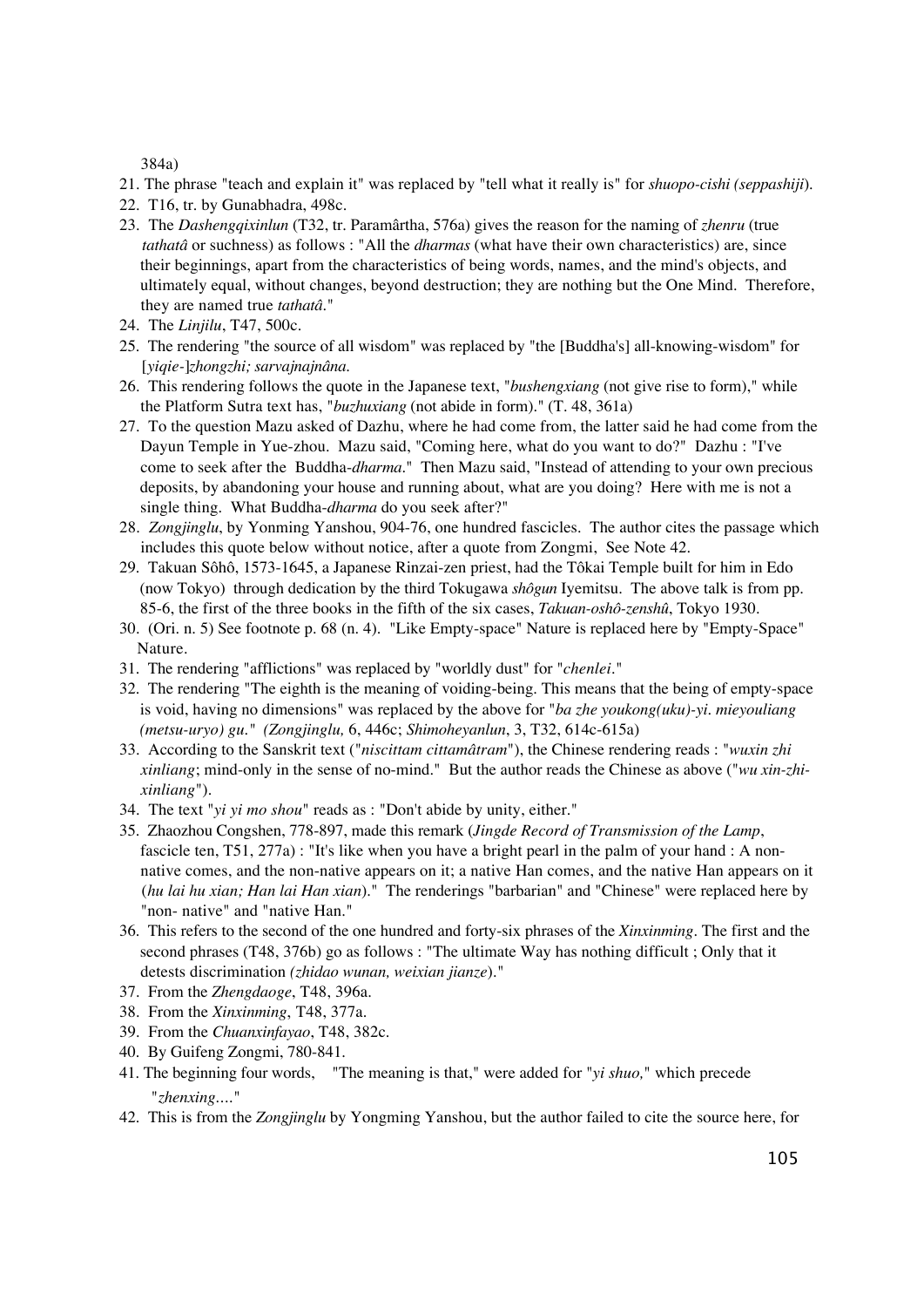384a)

21. The phrase "teach and explain it" was replaced by "tell what it really is" for *shuopo-cishi (seppashiji*).
22. T16, tr. by Gunabhadra, 498c.
23. The *Dashengqixinlun* (T32, tr. Paramârtha, 576a) gives the reason for the naming of *zhenru* (true *tathatâ* or suchness) as follows : "All the *dharmas* (what have their own characteristics) are, since their beginnings, apart from the characteristics of being words, names, and the mind's objects, and ultimately equal, without changes, beyond destruction; they are nothing but the One Mind. Therefore, they are named true *tathatâ*."
24. The *Linjilu*, T47, 500c.
25. The rendering "the source of all wisdom" was replaced by "the [Buddha's] all-knowing-wisdom" for [*yiqie-*]*zhongzhi; sarvajnajnâna.*
26. This rendering follows the quote in the Japanese text, "*bushengxiang* (not give rise to form)," while the Platform Sutra text has, "*buzhuxiang* (not abide in form)." (T. 48, 361a)
27. To the question Mazu asked of Dazhu, where he had come from, the latter said he had come from the Dayun Temple in Yue-zhou. Mazu said, "Coming here, what do you want to do?" Dazhu : "I've come to seek after the Buddha-*dharma*." Then Mazu said, "Instead of attending to your own precious deposits, by abandoning your house and running about, what are you doing? Here with me is not a single thing. What Buddha-*dharma* do you seek after?"
28. *Zongjinglu*, by Yonming Yanshou, 904-76, one hundred fascicles. The author cites the passage which includes this quote below without notice, after a quote from Zongmi, See Note 42.
29. Takuan Sôhô, 1573-1645, a Japanese Rinzai-zen priest, had the Tôkai Temple built for him in Edo (now Tokyo) through dedication by the third Tokugawa *shôgun* Iyemitsu. The above talk is from pp. 85-6, the first of the three books in the fifth of the six cases, *Takuan-oshô-zenshû*, Tokyo 1930.
30. (Ori. n. 5) See footnote p. 68 (n. 4). "Like Empty-space" Nature is replaced here by "Empty-Space" Nature.
31. The rendering "afflictions" was replaced by "worldly dust" for "*chenlei*."
32. The rendering "The eighth is the meaning of voiding-being. This means that the being of empty-space is void, having no dimensions" was replaced by the above for "*ba zhe youkong(uku)-yi. mieyouliang (metsu-uryo) gu." (Zongjinglu,* 6, 446c; *Shimoheyanlun*, 3, T32, 614c-615a)
33. According to the Sanskrit text ("*niscittam cittamâtram*"), the Chinese rendering reads : "*wuxin zhi xinliang*; mind-only in the sense of no-mind." But the author reads the Chinese as above ("*wu xin-zhi-xinliang*").
34. The text "*yi yi mo shou*" reads as : "Don't abide by unity, either."
35. Zhaozhou Congshen, 778-897, made this remark (*Jingde Record of Transmission of the Lamp*, fascicle ten, T51, 277a) : "It's like when you have a bright pearl in the palm of your hand : A non-native comes, and the non-native appears on it; a native Han comes, and the native Han appears on it (*hu lai hu xian; Han lai Han xian*)." The renderings "barbarian" and "Chinese" were replaced here by "non- native" and "native Han."
36. This refers to the second of the one hundred and forty-six phrases of the *Xinxinming*. The first and the second phrases (T48, 376b) go as follows : "The ultimate Way has nothing difficult ; Only that it detests discrimination *(zhidao wunan, weixian jianze*)."
37. From the *Zhengdaoge*, T48, 396a.
38. From the *Xinxinming*, T48, 377a.
39. From the *Chuanxinfayao*, T48, 382c.
40. By Guifeng Zongmi, 780-841.
41. The beginning four words, "The meaning is that," were added for "*yi shuo,*" which precede "*zhenxing….*"
42. This is from the *Zongjinglu* by Yongming Yanshou, but the author failed to cite the source here, for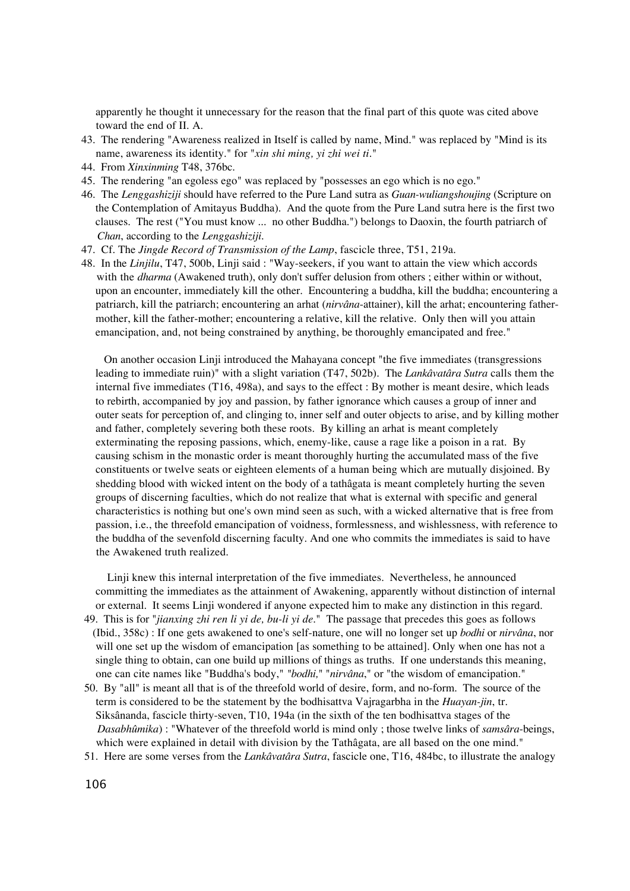apparently he thought it unnecessary for the reason that the final part of this quote was cited above toward the end of II. A.

43. The rendering "Awareness realized in Itself is called by name, Mind." was replaced by "Mind is its name, awareness its identity." for "*xin shi ming, yi zhi wei ti*."
44. From *Xinxinming* T48, 376bc.
45. The rendering "an egoless ego" was replaced by "possesses an ego which is no ego."
46. The *Lenggashiziji* should have referred to the Pure Land sutra as *Guan-wuliangshoujing* (Scripture on the Contemplation of Amitayus Buddha). And the quote from the Pure Land sutra here is the first two clauses. The rest ("You must know ... no other Buddha.") belongs to Daoxin, the fourth patriarch of *Chan*, according to the *Lenggashiziji*.
47. Cf. The *Jingde Record of Transmission of the Lamp*, fascicle three, T51, 219a.
48. In the *Linjilu*, T47, 500b, Linji said : "Way-seekers, if you want to attain the view which accords with the *dharma* (Awakened truth), only don't suffer delusion from others ; either within or without, upon an encounter, immediately kill the other. Encountering a buddha, kill the buddha; encountering a patriarch, kill the patriarch; encountering an arhat (*nirvâna*-attainer), kill the arhat; encountering father-mother, kill the father-mother; encountering a relative, kill the relative. Only then will you attain emancipation, and, not being constrained by anything, be thoroughly emancipated and free."

   On another occasion Linji introduced the Mahayana concept "the five immediates (transgressions leading to immediate ruin)" with a slight variation (T47, 502b). The *Lankâvatâra Sutra* calls them the internal five immediates (T16, 498a), and says to the effect : By mother is meant desire, which leads to rebirth, accompanied by joy and passion, by father ignorance which causes a group of inner and outer seats for perception of, and clinging to, inner self and outer objects to arise, and by killing mother and father, completely severing both these roots. By killing an arhat is meant completely exterminating the reposing passions, which, enemy-like, cause a rage like a poison in a rat. By causing schism in the monastic order is meant thoroughly hurting the accumulated mass of the five constituents or twelve seats or eighteen elements of a human being which are mutually disjoined. By shedding blood with wicked intent on the body of a tathâgata is meant completely hurting the seven groups of discerning faculties, which do not realize that what is external with specific and general characteristics is nothing but one's own mind seen as such, with a wicked alternative that is free from passion, i.e., the threefold emancipation of voidness, formlessness, and wishlessness, with reference to the buddha of the sevenfold discerning faculty. And one who commits the immediates is said to have the Awakened truth realized.

   Linji knew this internal interpretation of the five immediates. Nevertheless, he announced committing the immediates as the attainment of Awakening, apparently without distinction of internal or external. It seems Linji wondered if anyone expected him to make any distinction in this regard.
49. This is for "*jianxing zhi ren li yi de, bu-li yi de*." The passage that precedes this goes as follows (Ibid., 358c) : If one gets awakened to one's self-nature, one will no longer set up *bodhi* or *nirvâna*, nor will one set up the wisdom of emancipation [as something to be attained]. Only when one has not a single thing to obtain, can one build up millions of things as truths. If one understands this meaning, one can cite names like "Buddha's body," "*bodhi,*" "*nirvâna*," or "the wisdom of emancipation."
50. By "all" is meant all that is of the threefold world of desire, form, and no-form. The source of the term is considered to be the statement by the bodhisattva Vajragarbha in the *Huayan-jin*, tr. Siksânanda, fascicle thirty-seven, T10, 194a (in the sixth of the ten bodhisattva stages of the *Dasabhûmika*) : "Whatever of the threefold world is mind only ; those twelve links of *samsâra*-beings, which were explained in detail with division by the Tathâgata, are all based on the one mind."
51. Here are some verses from the *Lankâvatâra Sutra*, fascicle one, T16, 484bc, to illustrate the analogy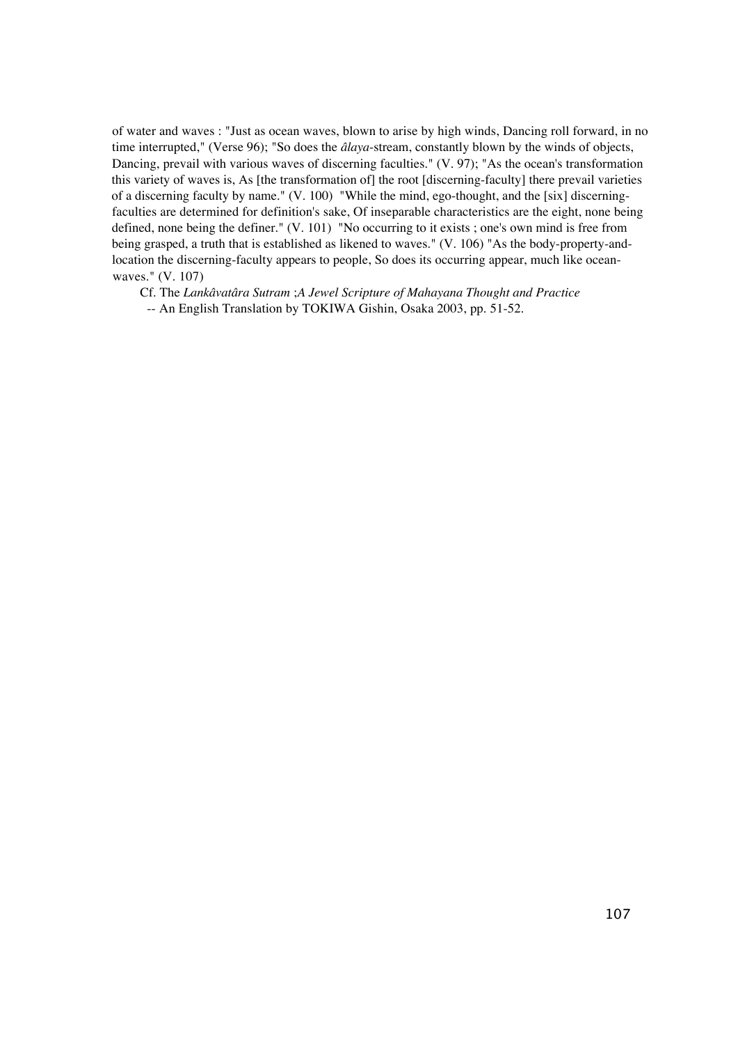of water and waves : "Just as ocean waves, blown to arise by high winds, Dancing roll forward, in no time interrupted," (Verse 96); "So does the *âlaya*-stream, constantly blown by the winds of objects, Dancing, prevail with various waves of discerning faculties." (V. 97); "As the ocean's transformation this variety of waves is, As [the transformation of] the root [discerning-faculty] there prevail varieties of a discerning faculty by name." (V. 100) "While the mind, ego-thought, and the [six] discerning-faculties are determined for definition's sake, Of inseparable characteristics are the eight, none being defined, none being the definer." (V. 101) "No occurring to it exists ; one's own mind is free from being grasped, a truth that is established as likened to waves." (V. 106) "As the body-property-and-location the discerning-faculty appears to people, So does its occurring appear, much like ocean-waves." (V. 107)

Cf. The *Lankâvatâra Sutram* ;*A Jewel Scripture of Mahayana Thought and Practice*
-- An English Translation by TOKIWA Gishin, Osaka 2003, pp. 51-52.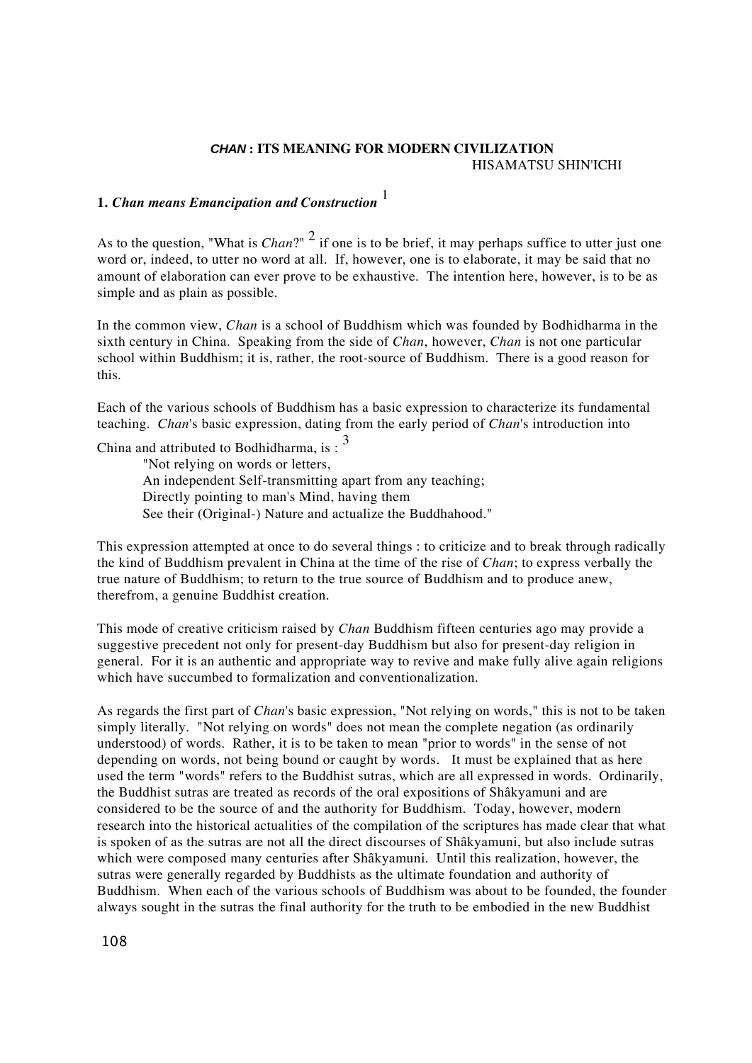# *CHAN* : ITS MEANING FOR MODERN CIVILIZATION

HISAMATSU SHIN'ICHI

## 1. *Chan means Emancipation and Construction* [1]

As to the question, "What is *Chan*?" [2] if one is to be brief, it may perhaps suffice to utter just one word or, indeed, to utter no word at all. If, however, one is to elaborate, it may be said that no amount of elaboration can ever prove to be exhaustive. The intention here, however, is to be as simple and as plain as possible.

In the common view, *Chan* is a school of Buddhism which was founded by Bodhidharma in the sixth century in China. Speaking from the side of *Chan*, however, *Chan* is not one particular school within Buddhism; it is, rather, the root-source of Buddhism. There is a good reason for this.

Each of the various schools of Buddhism has a basic expression to characterize its fundamental teaching. *Chan*'s basic expression, dating from the early period of *Chan*'s introduction into China and attributed to Bodhidharma, is : [3]

> "Not relying on words or letters,
> An independent Self-transmitting apart from any teaching;
> Directly pointing to man's Mind, having them
> See their (Original-) Nature and actualize the Buddhahood."

This expression attempted at once to do several things : to criticize and to break through radically the kind of Buddhism prevalent in China at the time of the rise of *Chan*; to express verbally the true nature of Buddhism; to return to the true source of Buddhism and to produce anew, therefrom, a genuine Buddhist creation.

This mode of creative criticism raised by *Chan* Buddhism fifteen centuries ago may provide a suggestive precedent not only for present-day Buddhism but also for present-day religion in general. For it is an authentic and appropriate way to revive and make fully alive again religions which have succumbed to formalization and conventionalization.

As regards the first part of *Chan*'s basic expression, "Not relying on words," this is not to be taken simply literally. "Not relying on words" does not mean the complete negation (as ordinarily understood) of words. Rather, it is to be taken to mean "prior to words" in the sense of not depending on words, not being bound or caught by words. It must be explained that as here used the term "words" refers to the Buddhist sutras, which are all expressed in words. Ordinarily, the Buddhist sutras are treated as records of the oral expositions of Shâkyamuni and are considered to be the source of and the authority for Buddhism. Today, however, modern research into the historical actualities of the compilation of the scriptures has made clear that what is spoken of as the sutras are not all the direct discourses of Shâkyamuni, but also include sutras which were composed many centuries after Shâkyamuni. Until this realization, however, the sutras were generally regarded by Buddhists as the ultimate foundation and authority of Buddhism. When each of the various schools of Buddhism was about to be founded, the founder always sought in the sutras the final authority for the truth to be embodied in the new Buddhist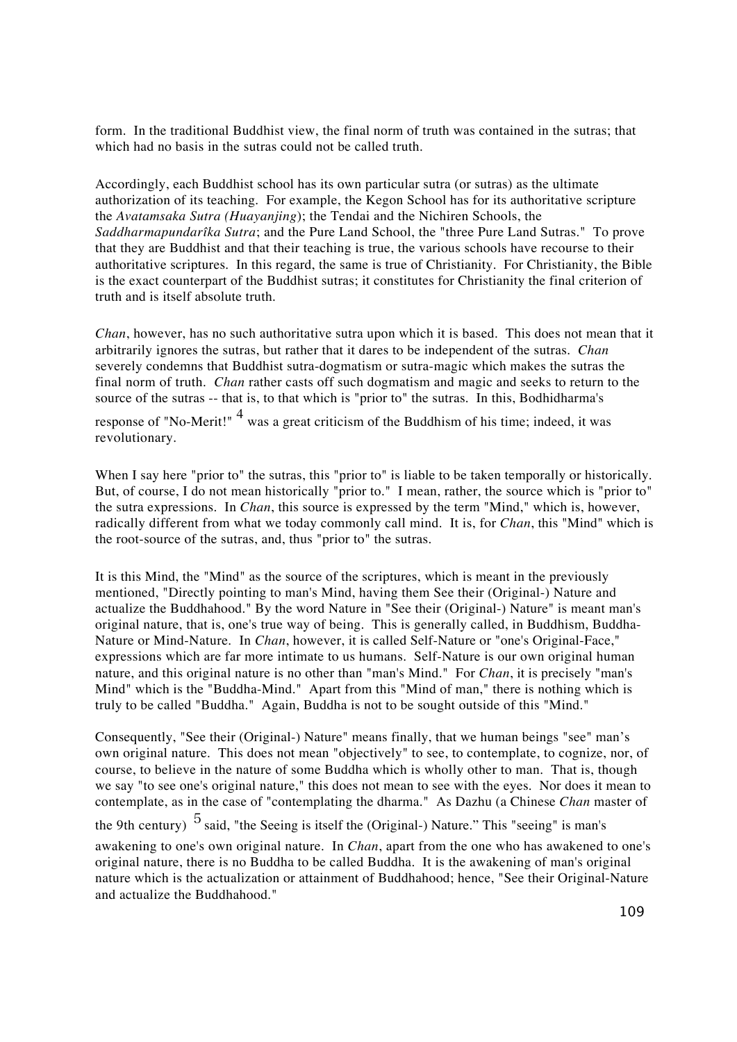form. In the traditional Buddhist view, the final norm of truth was contained in the sutras; that which had no basis in the sutras could not be called truth.

Accordingly, each Buddhist school has its own particular sutra (or sutras) as the ultimate authorization of its teaching. For example, the Kegon School has for its authoritative scripture the *Avatamsaka Sutra (Huayanjing)*; the Tendai and the Nichiren Schools, the *Saddharmapundarîka Sutra*; and the Pure Land School, the "three Pure Land Sutras." To prove that they are Buddhist and that their teaching is true, the various schools have recourse to their authoritative scriptures. In this regard, the same is true of Christianity. For Christianity, the Bible is the exact counterpart of the Buddhist sutras; it constitutes for Christianity the final criterion of truth and is itself absolute truth.

*Chan*, however, has no such authoritative sutra upon which it is based. This does not mean that it arbitrarily ignores the sutras, but rather that it dares to be independent of the sutras. *Chan* severely condemns that Buddhist sutra-dogmatism or sutra-magic which makes the sutras the final norm of truth. *Chan* rather casts off such dogmatism and magic and seeks to return to the source of the sutras -- that is, to that which is "prior to" the sutras. In this, Bodhidharma's response of "No-Merit!" [4] was a great criticism of the Buddhism of his time; indeed, it was revolutionary.

When I say here "prior to" the sutras, this "prior to" is liable to be taken temporally or historically. But, of course, I do not mean historically "prior to." I mean, rather, the source which is "prior to" the sutra expressions. In *Chan*, this source is expressed by the term "Mind," which is, however, radically different from what we today commonly call mind. It is, for *Chan*, this "Mind" which is the root-source of the sutras, and, thus "prior to" the sutras.

It is this Mind, the "Mind" as the source of the scriptures, which is meant in the previously mentioned, "Directly pointing to man's Mind, having them See their (Original-) Nature and actualize the Buddhahood." By the word Nature in "See their (Original-) Nature" is meant man's original nature, that is, one's true way of being. This is generally called, in Buddhism, Buddha-Nature or Mind-Nature. In *Chan*, however, it is called Self-Nature or "one's Original-Face," expressions which are far more intimate to us humans. Self-Nature is our own original human nature, and this original nature is no other than "man's Mind." For *Chan*, it is precisely "man's Mind" which is the "Buddha-Mind." Apart from this "Mind of man," there is nothing which is truly to be called "Buddha." Again, Buddha is not to be sought outside of this "Mind."

Consequently, "See their (Original-) Nature" means finally, that we human beings "see" man's own original nature. This does not mean "objectively" to see, to contemplate, to cognize, nor, of course, to believe in the nature of some Buddha which is wholly other to man. That is, though we say "to see one's original nature," this does not mean to see with the eyes. Nor does it mean to contemplate, as in the case of "contemplating the dharma." As Dazhu (a Chinese *Chan* master of the 9th century) [5] said, "the Seeing is itself the (Original-) Nature." This "seeing" is man's awakening to one's own original nature. In *Chan*, apart from the one who has awakened to one's original nature, there is no Buddha to be called Buddha. It is the awakening of man's original nature which is the actualization or attainment of Buddhahood; hence, "See their Original-Nature and actualize the Buddhahood."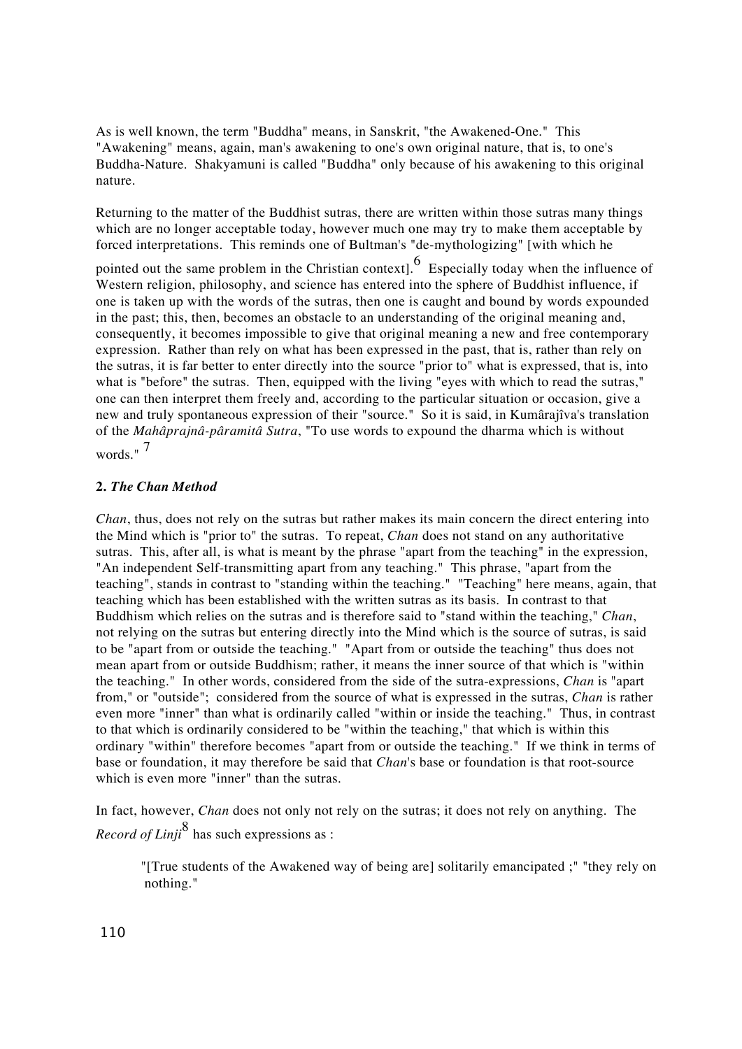As is well known, the term "Buddha" means, in Sanskrit, "the Awakened-One." This "Awakening" means, again, man's awakening to one's own original nature, that is, to one's Buddha-Nature. Shakyamuni is called "Buddha" only because of his awakening to this original nature.

Returning to the matter of the Buddhist sutras, there are written within those sutras many things which are no longer acceptable today, however much one may try to make them acceptable by forced interpretations. This reminds one of Bultman's "de-mythologizing" [with which he pointed out the same problem in the Christian context].[6] Especially today when the influence of Western religion, philosophy, and science has entered into the sphere of Buddhist influence, if one is taken up with the words of the sutras, then one is caught and bound by words expounded in the past; this, then, becomes an obstacle to an understanding of the original meaning and, consequently, it becomes impossible to give that original meaning a new and free contemporary expression. Rather than rely on what has been expressed in the past, that is, rather than rely on the sutras, it is far better to enter directly into the source "prior to" what is expressed, that is, into what is "before" the sutras. Then, equipped with the living "eyes with which to read the sutras," one can then interpret them freely and, according to the particular situation or occasion, give a new and truly spontaneous expression of their "source." So it is said, in Kumârajîva's translation of the *Mahâprajnâ-pâramitâ Sutra*, "To use words to expound the dharma which is without words." [7]

**2. *The Chan Method***

*Chan*, thus, does not rely on the sutras but rather makes its main concern the direct entering into the Mind which is "prior to" the sutras. To repeat, *Chan* does not stand on any authoritative sutras. This, after all, is what is meant by the phrase "apart from the teaching" in the expression, "An independent Self-transmitting apart from any teaching." This phrase, "apart from the teaching", stands in contrast to "standing within the teaching." "Teaching" here means, again, that teaching which has been established with the written sutras as its basis. In contrast to that Buddhism which relies on the sutras and is therefore said to "stand within the teaching," *Chan*, not relying on the sutras but entering directly into the Mind which is the source of sutras, is said to be "apart from or outside the teaching." "Apart from or outside the teaching" thus does not mean apart from or outside Buddhism; rather, it means the inner source of that which is "within the teaching." In other words, considered from the side of the sutra-expressions, *Chan* is "apart from," or "outside"; considered from the source of what is expressed in the sutras, *Chan* is rather even more "inner" than what is ordinarily called "within or inside the teaching." Thus, in contrast to that which is ordinarily considered to be "within the teaching," that which is within this ordinary "within" therefore becomes "apart from or outside the teaching." If we think in terms of base or foundation, it may therefore be said that *Chan*'s base or foundation is that root-source which is even more "inner" than the sutras.

In fact, however, *Chan* does not only not rely on the sutras; it does not rely on anything. The *Record of Linji*[8] has such expressions as :

> "[True students of the Awakened way of being are] solitarily emancipated ;" "they rely on nothing."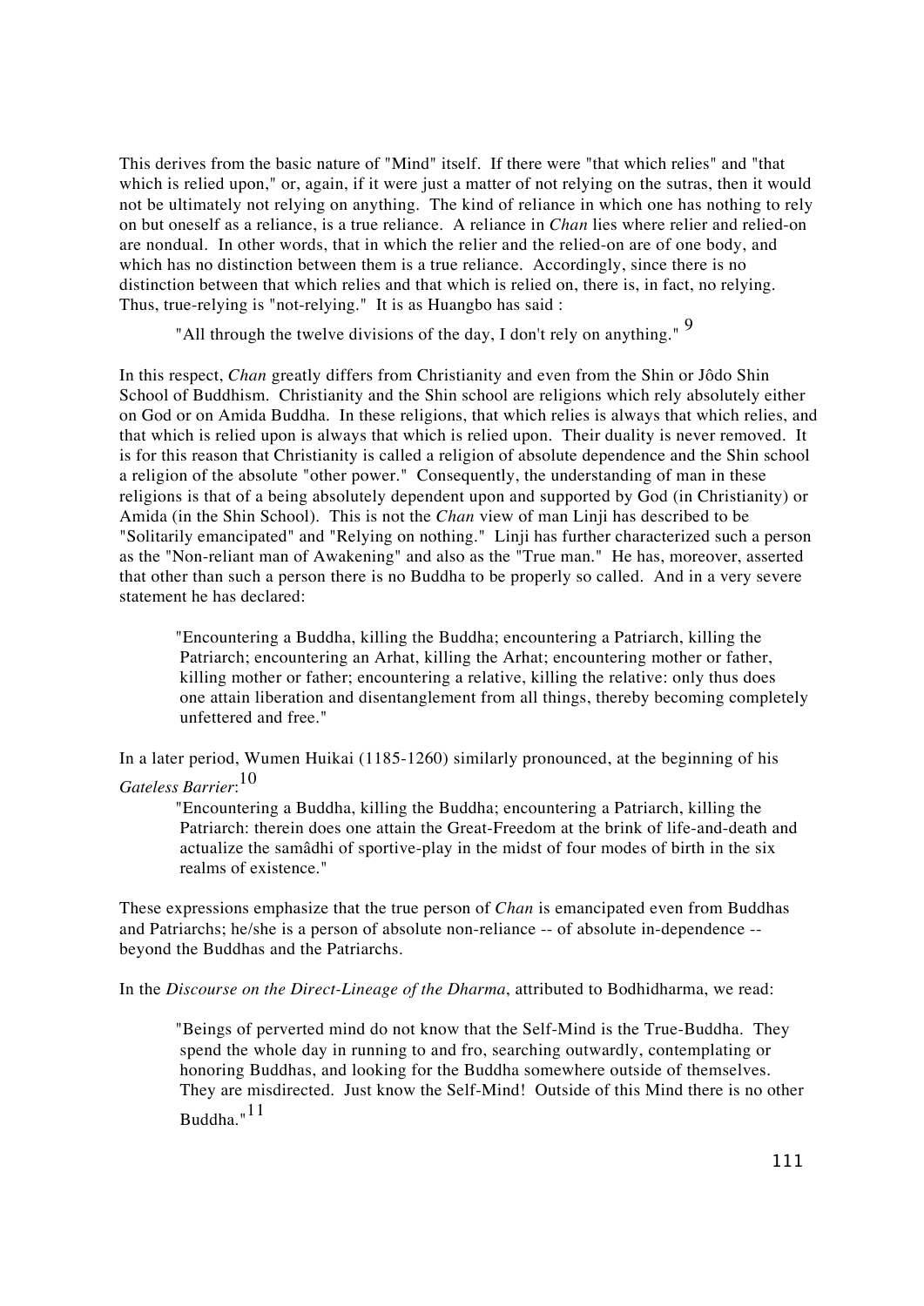This derives from the basic nature of "Mind" itself. If there were "that which relies" and "that which is relied upon," or, again, if it were just a matter of not relying on the sutras, then it would not be ultimately not relying on anything. The kind of reliance in which one has nothing to rely on but oneself as a reliance, is a true reliance. A reliance in *Chan* lies where relier and relied-on are nondual. In other words, that in which the relier and the relied-on are of one body, and which has no distinction between them is a true reliance. Accordingly, since there is no distinction between that which relies and that which is relied on, there is, in fact, no relying. Thus, true-relying is "not-relying." It is as Huangbo has said :

> "All through the twelve divisions of the day, I don't rely on anything." [9]

In this respect, *Chan* greatly differs from Christianity and even from the Shin or Jôdo Shin School of Buddhism. Christianity and the Shin school are religions which rely absolutely either on God or on Amida Buddha. In these religions, that which relies is always that which relies, and that which is relied upon is always that which is relied upon. Their duality is never removed. It is for this reason that Christianity is called a religion of absolute dependence and the Shin school a religion of the absolute "other power." Consequently, the understanding of man in these religions is that of a being absolutely dependent upon and supported by God (in Christianity) or Amida (in the Shin School). This is not the *Chan* view of man Linji has described to be "Solitarily emancipated" and "Relying on nothing." Linji has further characterized such a person as the "Non-reliant man of Awakening" and also as the "True man." He has, moreover, asserted that other than such a person there is no Buddha to be properly so called. And in a very severe statement he has declared:

> "Encountering a Buddha, killing the Buddha; encountering a Patriarch, killing the Patriarch; encountering an Arhat, killing the Arhat; encountering mother or father, killing mother or father; encountering a relative, killing the relative: only thus does one attain liberation and disentanglement from all things, thereby becoming completely unfettered and free."

In a later period, Wumen Huikai (1185-1260) similarly pronounced, at the beginning of his *Gateless Barrier*:[10]

> "Encountering a Buddha, killing the Buddha; encountering a Patriarch, killing the Patriarch: therein does one attain the Great-Freedom at the brink of life-and-death and actualize the samâdhi of sportive-play in the midst of four modes of birth in the six realms of existence."

These expressions emphasize that the true person of *Chan* is emancipated even from Buddhas and Patriarchs; he/she is a person of absolute non-reliance -- of absolute in-dependence -- beyond the Buddhas and the Patriarchs.

In the *Discourse on the Direct-Lineage of the Dharma*, attributed to Bodhidharma, we read:

> "Beings of perverted mind do not know that the Self-Mind is the True-Buddha. They spend the whole day in running to and fro, searching outwardly, contemplating or honoring Buddhas, and looking for the Buddha somewhere outside of themselves. They are misdirected. Just know the Self-Mind! Outside of this Mind there is no other Buddha."[11]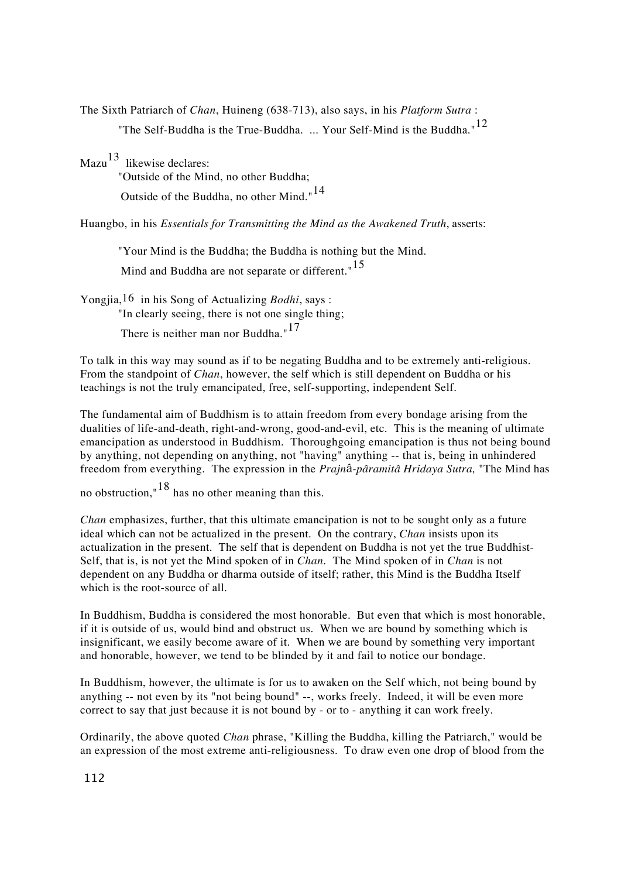The Sixth Patriarch of *Chan*, Huineng (638-713), also says, in his *Platform Sutra* :

> "The Self-Buddha is the True-Buddha. ... Your Self-Mind is the Buddha."[12]

Mazu[13] likewise declares:

> "Outside of the Mind, no other Buddha;
> Outside of the Buddha, no other Mind."[14]

Huangbo, in his *Essentials for Transmitting the Mind as the Awakened Truth*, asserts:

> "Your Mind is the Buddha; the Buddha is nothing but the Mind.
> Mind and Buddha are not separate or different."[15]

Yongjia,[16] in his Song of Actualizing *Bodhi*, says :

> "In clearly seeing, there is not one single thing;
> There is neither man nor Buddha."[17]

To talk in this way may sound as if to be negating Buddha and to be extremely anti-religious. From the standpoint of *Chan*, however, the self which is still dependent on Buddha or his teachings is not the truly emancipated, free, self-supporting, independent Self.

The fundamental aim of Buddhism is to attain freedom from every bondage arising from the dualities of life-and-death, right-and-wrong, good-and-evil, etc. This is the meaning of ultimate emancipation as understood in Buddhism. Thoroughgoing emancipation is thus not being bound by anything, not depending on anything, not "having" anything -- that is, being in unhindered freedom from everything. The expression in the *Prajnâ-pâramitâ Hridaya Sutra,* "The Mind has no obstruction,"[18] has no other meaning than this.

*Chan* emphasizes, further, that this ultimate emancipation is not to be sought only as a future ideal which can not be actualized in the present. On the contrary, *Chan* insists upon its actualization in the present. The self that is dependent on Buddha is not yet the true Buddhist-Self, that is, is not yet the Mind spoken of in *Chan*. The Mind spoken of in *Chan* is not dependent on any Buddha or dharma outside of itself; rather, this Mind is the Buddha Itself which is the root-source of all.

In Buddhism, Buddha is considered the most honorable. But even that which is most honorable, if it is outside of us, would bind and obstruct us. When we are bound by something which is insignificant, we easily become aware of it. When we are bound by something very important and honorable, however, we tend to be blinded by it and fail to notice our bondage.

In Buddhism, however, the ultimate is for us to awaken on the Self which, not being bound by anything -- not even by its "not being bound" --, works freely. Indeed, it will be even more correct to say that just because it is not bound by - or to - anything it can work freely.

Ordinarily, the above quoted *Chan* phrase, "Killing the Buddha, killing the Patriarch," would be an expression of the most extreme anti-religiousness. To draw even one drop of blood from the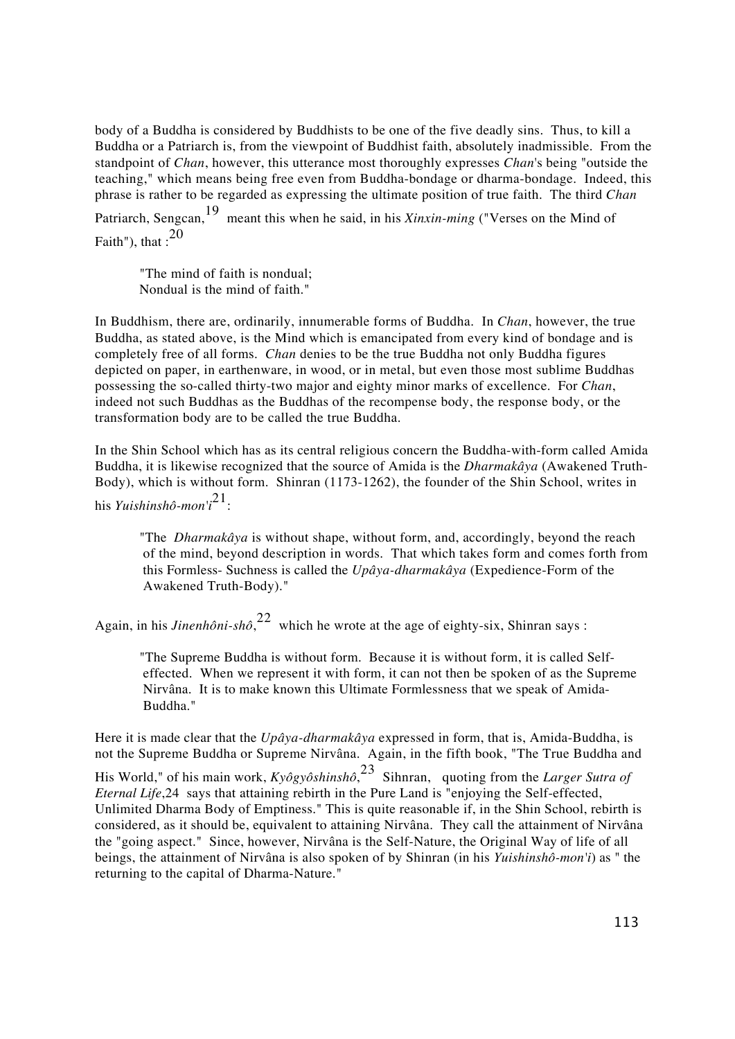body of a Buddha is considered by Buddhists to be one of the five deadly sins. Thus, to kill a Buddha or a Patriarch is, from the viewpoint of Buddhist faith, absolutely inadmissible. From the standpoint of *Chan*, however, this utterance most thoroughly expresses *Chan*'s being "outside the teaching," which means being free even from Buddha-bondage or dharma-bondage. Indeed, this phrase is rather to be regarded as expressing the ultimate position of true faith. The third *Chan* Patriarch, Sengcan,[19] meant this when he said, in his *Xinxin-ming* ("Verses on the Mind of Faith"), that :[20]

> "The mind of faith is nondual;
> Nondual is the mind of faith."

In Buddhism, there are, ordinarily, innumerable forms of Buddha. In *Chan*, however, the true Buddha, as stated above, is the Mind which is emancipated from every kind of bondage and is completely free of all forms. *Chan* denies to be the true Buddha not only Buddha figures depicted on paper, in earthenware, in wood, or in metal, but even those most sublime Buddhas possessing the so-called thirty-two major and eighty minor marks of excellence. For *Chan*, indeed not such Buddhas as the Buddhas of the recompense body, the response body, or the transformation body are to be called the true Buddha.

In the Shin School which has as its central religious concern the Buddha-with-form called Amida Buddha, it is likewise recognized that the source of Amida is the *Dharmakâya* (Awakened Truth-Body), which is without form. Shinran (1173-1262), the founder of the Shin School, writes in his *Yuishinshô-mon'i*[21]:

> "The *Dharmakâya* is without shape, without form, and, accordingly, beyond the reach of the mind, beyond description in words. That which takes form and comes forth from this Formless- Suchness is called the *Upâya-dharmakâya* (Expedience-Form of the Awakened Truth-Body)."

Again, in his *Jinenhôni-shô*,[22] which he wrote at the age of eighty-six, Shinran says :

> "The Supreme Buddha is without form. Because it is without form, it is called Self-effected. When we represent it with form, it can not then be spoken of as the Supreme Nirvâna. It is to make known this Ultimate Formlessness that we speak of Amida-Buddha."

Here it is made clear that the *Upâya-dharmakâya* expressed in form, that is, Amida-Buddha, is not the Supreme Buddha or Supreme Nirvâna. Again, in the fifth book, "The True Buddha and His World," of his main work, *Kyôgyôshinshô*,[23] Sihnran, quoting from the *Larger Sutra of Eternal Life*,[24] says that attaining rebirth in the Pure Land is "enjoying the Self-effected, Unlimited Dharma Body of Emptiness." This is quite reasonable if, in the Shin School, rebirth is considered, as it should be, equivalent to attaining Nirvâna. They call the attainment of Nirvâna the "going aspect." Since, however, Nirvâna is the Self-Nature, the Original Way of life of all beings, the attainment of Nirvâna is also spoken of by Shinran (in his *Yuishinshô-mon'i*) as " the returning to the capital of Dharma-Nature."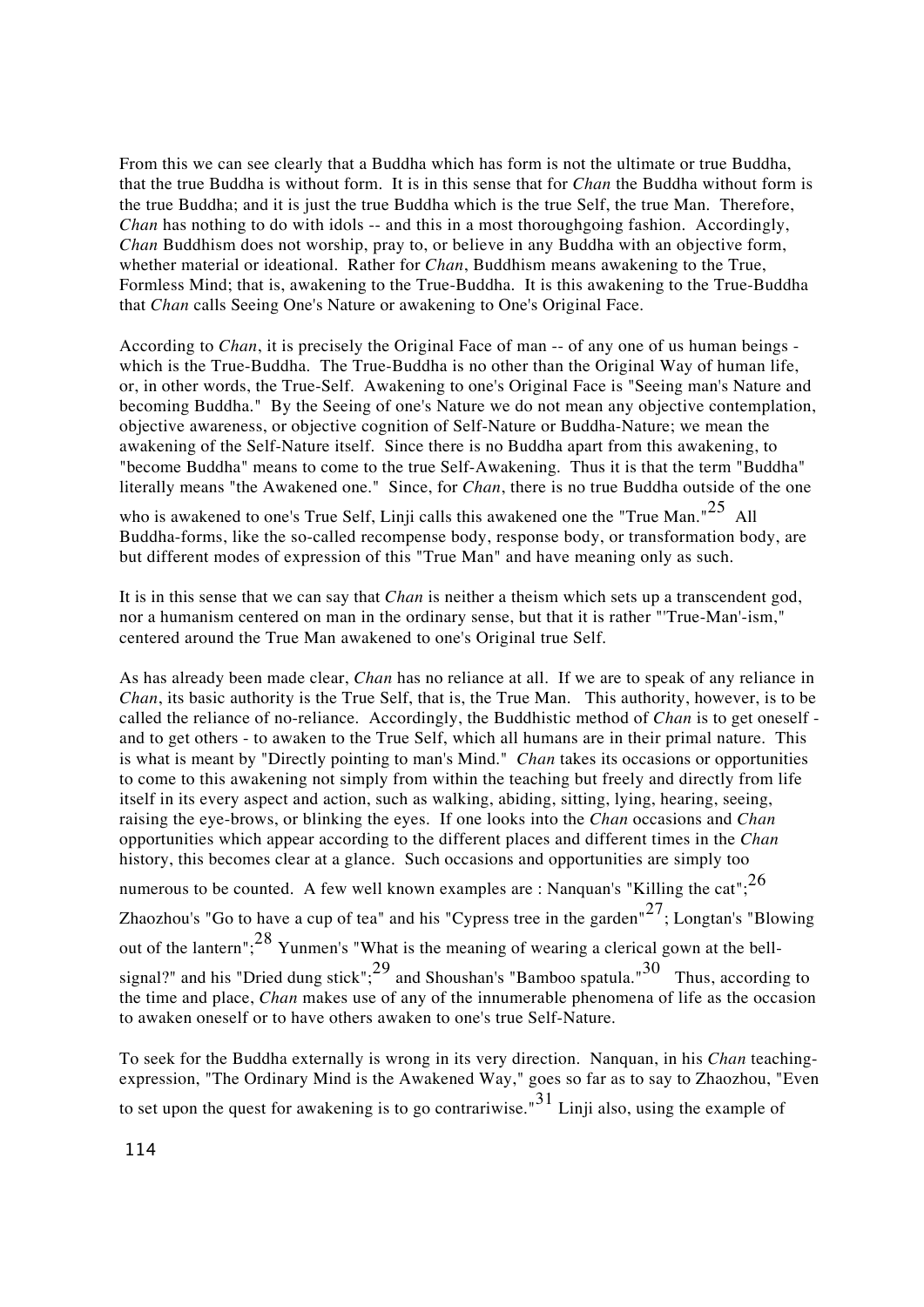From this we can see clearly that a Buddha which has form is not the ultimate or true Buddha, that the true Buddha is without form. It is in this sense that for *Chan* the Buddha without form is the true Buddha; and it is just the true Buddha which is the true Self, the true Man. Therefore, *Chan* has nothing to do with idols -- and this in a most thoroughgoing fashion. Accordingly, *Chan* Buddhism does not worship, pray to, or believe in any Buddha with an objective form, whether material or ideational. Rather for *Chan*, Buddhism means awakening to the True, Formless Mind; that is, awakening to the True-Buddha. It is this awakening to the True-Buddha that *Chan* calls Seeing One's Nature or awakening to One's Original Face.

According to *Chan*, it is precisely the Original Face of man -- of any one of us human beings - which is the True-Buddha. The True-Buddha is no other than the Original Way of human life, or, in other words, the True-Self. Awakening to one's Original Face is "Seeing man's Nature and becoming Buddha." By the Seeing of one's Nature we do not mean any objective contemplation, objective awareness, or objective cognition of Self-Nature or Buddha-Nature; we mean the awakening of the Self-Nature itself. Since there is no Buddha apart from this awakening, to "become Buddha" means to come to the true Self-Awakening. Thus it is that the term "Buddha" literally means "the Awakened one." Since, for *Chan*, there is no true Buddha outside of the one who is awakened to one's True Self, Linji calls this awakened one the "True Man."[25] All Buddha-forms, like the so-called recompense body, response body, or transformation body, are but different modes of expression of this "True Man" and have meaning only as such.

It is in this sense that we can say that *Chan* is neither a theism which sets up a transcendent god, nor a humanism centered on man in the ordinary sense, but that it is rather "'True-Man'-ism," centered around the True Man awakened to one's Original true Self.

As has already been made clear, *Chan* has no reliance at all. If we are to speak of any reliance in *Chan*, its basic authority is the True Self, that is, the True Man. This authority, however, is to be called the reliance of no-reliance. Accordingly, the Buddhistic method of *Chan* is to get oneself - and to get others - to awaken to the True Self, which all humans are in their primal nature. This is what is meant by "Directly pointing to man's Mind." *Chan* takes its occasions or opportunities to come to this awakening not simply from within the teaching but freely and directly from life itself in its every aspect and action, such as walking, abiding, sitting, lying, hearing, seeing, raising the eye-brows, or blinking the eyes. If one looks into the *Chan* occasions and *Chan* opportunities which appear according to the different places and different times in the *Chan* history, this becomes clear at a glance. Such occasions and opportunities are simply too numerous to be counted. A few well known examples are : Nanquan's "Killing the cat";[26] Zhaozhou's "Go to have a cup of tea" and his "Cypress tree in the garden"[27]; Longtan's "Blowing out of the lantern";[28] Yunmen's "What is the meaning of wearing a clerical gown at the bell-signal?" and his "Dried dung stick";[29] and Shoushan's "Bamboo spatula."[30] Thus, according to the time and place, *Chan* makes use of any of the innumerable phenomena of life as the occasion to awaken oneself or to have others awaken to one's true Self-Nature.

To seek for the Buddha externally is wrong in its very direction. Nanquan, in his *Chan* teaching-expression, "The Ordinary Mind is the Awakened Way," goes so far as to say to Zhaozhou, "Even to set upon the quest for awakening is to go contrariwise."[31] Linji also, using the example of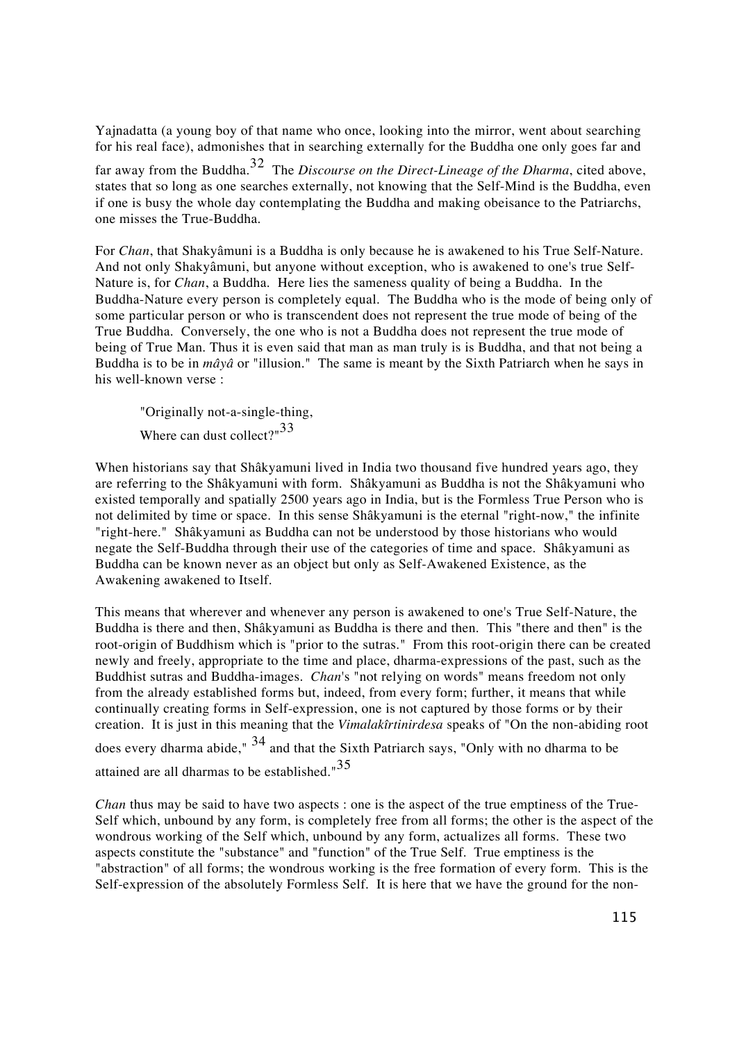Yajnadatta (a young boy of that name who once, looking into the mirror, went about searching for his real face), admonishes that in searching externally for the Buddha one only goes far and far away from the Buddha.[32] The *Discourse on the Direct-Lineage of the Dharma*, cited above, states that so long as one searches externally, not knowing that the Self-Mind is the Buddha, even if one is busy the whole day contemplating the Buddha and making obeisance to the Patriarchs, one misses the True-Buddha.

For *Chan*, that Shakyâmuni is a Buddha is only because he is awakened to his True Self-Nature. And not only Shakyâmuni, but anyone without exception, who is awakened to one's true Self-Nature is, for *Chan*, a Buddha. Here lies the sameness quality of being a Buddha. In the Buddha-Nature every person is completely equal. The Buddha who is the mode of being only of some particular person or who is transcendent does not represent the true mode of being of the True Buddha. Conversely, the one who is not a Buddha does not represent the true mode of being of True Man. Thus it is even said that man as man truly is is Buddha, and that not being a Buddha is to be in *mâyâ* or "illusion." The same is meant by the Sixth Patriarch when he says in his well-known verse :

> "Originally not-a-single-thing,
> Where can dust collect?"[33]

When historians say that Shâkyamuni lived in India two thousand five hundred years ago, they are referring to the Shâkyamuni with form. Shâkyamuni as Buddha is not the Shâkyamuni who existed temporally and spatially 2500 years ago in India, but is the Formless True Person who is not delimited by time or space. In this sense Shâkyamuni is the eternal "right-now," the infinite "right-here." Shâkyamuni as Buddha can not be understood by those historians who would negate the Self-Buddha through their use of the categories of time and space. Shâkyamuni as Buddha can be known never as an object but only as Self-Awakened Existence, as the Awakening awakened to Itself.

This means that wherever and whenever any person is awakened to one's True Self-Nature, the Buddha is there and then, Shâkyamuni as Buddha is there and then. This "there and then" is the root-origin of Buddhism which is "prior to the sutras." From this root-origin there can be created newly and freely, appropriate to the time and place, dharma-expressions of the past, such as the Buddhist sutras and Buddha-images. *Chan*'s "not relying on words" means freedom not only from the already established forms but, indeed, from every form; further, it means that while continually creating forms in Self-expression, one is not captured by those forms or by their creation. It is just in this meaning that the *Vimalakîrtinirdesa* speaks of "On the non-abiding root does every dharma abide,"[34] and that the Sixth Patriarch says, "Only with no dharma to be attained are all dharmas to be established."[35]

*Chan* thus may be said to have two aspects : one is the aspect of the true emptiness of the True-Self which, unbound by any form, is completely free from all forms; the other is the aspect of the wondrous working of the Self which, unbound by any form, actualizes all forms. These two aspects constitute the "substance" and "function" of the True Self. True emptiness is the "abstraction" of all forms; the wondrous working is the free formation of every form. This is the Self-expression of the absolutely Formless Self. It is here that we have the ground for the non-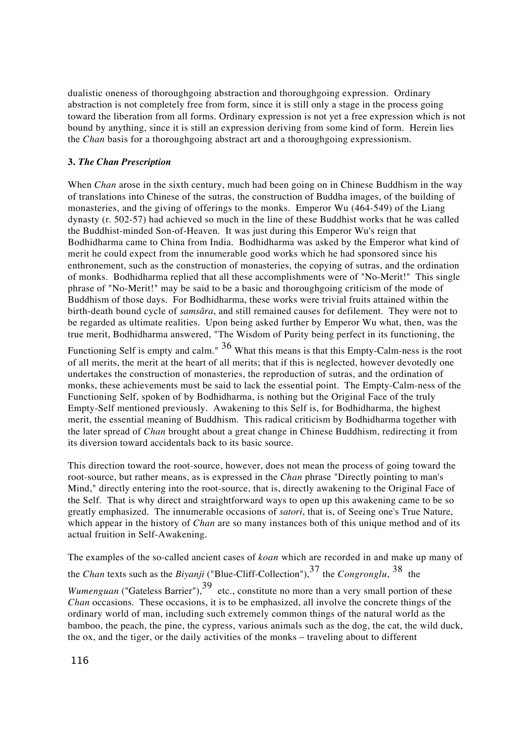dualistic oneness of thoroughgoing abstraction and thoroughgoing expression. Ordinary abstraction is not completely free from form, since it is still only a stage in the process going toward the liberation from all forms. Ordinary expression is not yet a free expression which is not bound by anything, since it is still an expression deriving from some kind of form. Herein lies the *Chan* basis for a thoroughgoing abstract art and a thoroughgoing expressionism.

### 3. *The Chan Prescription*

When *Chan* arose in the sixth century, much had been going on in Chinese Buddhism in the way of translations into Chinese of the sutras, the construction of Buddha images, of the building of monasteries, and the giving of offerings to the monks. Emperor Wu (464-549) of the Liang dynasty (r. 502-57) had achieved so much in the line of these Buddhist works that he was called the Buddhist-minded Son-of-Heaven. It was just during this Emperor Wu's reign that Bodhidharma came to China from India. Bodhidharma was asked by the Emperor what kind of merit he could expect from the innumerable good works which he had sponsored since his enthronement, such as the construction of monasteries, the copying of sutras, and the ordination of monks. Bodhidharma replied that all these accomplishments were of "No-Merit!" This single phrase of "No-Merit!" may be said to be a basic and thoroughgoing criticism of the mode of Buddhism of those days. For Bodhidharma, these works were trivial fruits attained within the birth-death bound cycle of *samsâra*, and still remained causes for defilement. They were not to be regarded as ultimate realities. Upon being asked further by Emperor Wu what, then, was the true merit, Bodhidharma answered, "The Wisdom of Purity being perfect in its functioning, the Functioning Self is empty and calm." [36] What this means is that this Empty-Calm-ness is the root of all merits, the merit at the heart of all merits; that if this is neglected, however devotedly one undertakes the construction of monasteries, the reproduction of sutras, and the ordination of monks, these achievements must be said to lack the essential point. The Empty-Calm-ness of the Functioning Self, spoken of by Bodhidharma, is nothing but the Original Face of the truly Empty-Self mentioned previously. Awakening to this Self is, for Bodhidharma, the highest merit, the essential meaning of Buddhism. This radical criticism by Bodhidharma together with the later spread of *Chan* brought about a great change in Chinese Buddhism, redirecting it from its diversion toward accidentals back to its basic source.

This direction toward the root-source, however, does not mean the process of going toward the root-source, but rather means, as is expressed in the *Chan* phrase "Directly pointing to man's Mind," directly entering into the root-source, that is, directly awakening to the Original Face of the Self. That is why direct and straightforward ways to open up this awakening came to be so greatly emphasized. The innumerable occasions of *satori*, that is, of Seeing one's True Nature, which appear in the history of *Chan* are so many instances both of this unique method and of its actual fruition in Self-Awakening.

The examples of the so-called ancient cases of *koan* which are recorded in and make up many of the *Chan* texts such as the *Biyanji* ("Blue-Cliff-Collection"),[37] the *Congronglu*, [38] the *Wumenguan* ("Gateless Barrier"),[39] etc., constitute no more than a very small portion of these *Chan* occasions. These occasions, it is to be emphasized, all involve the concrete things of the ordinary world of man, including such extremely common things of the natural world as the bamboo, the peach, the pine, the cypress, various animals such as the dog, the cat, the wild duck, the ox, and the tiger, or the daily activities of the monks – traveling about to different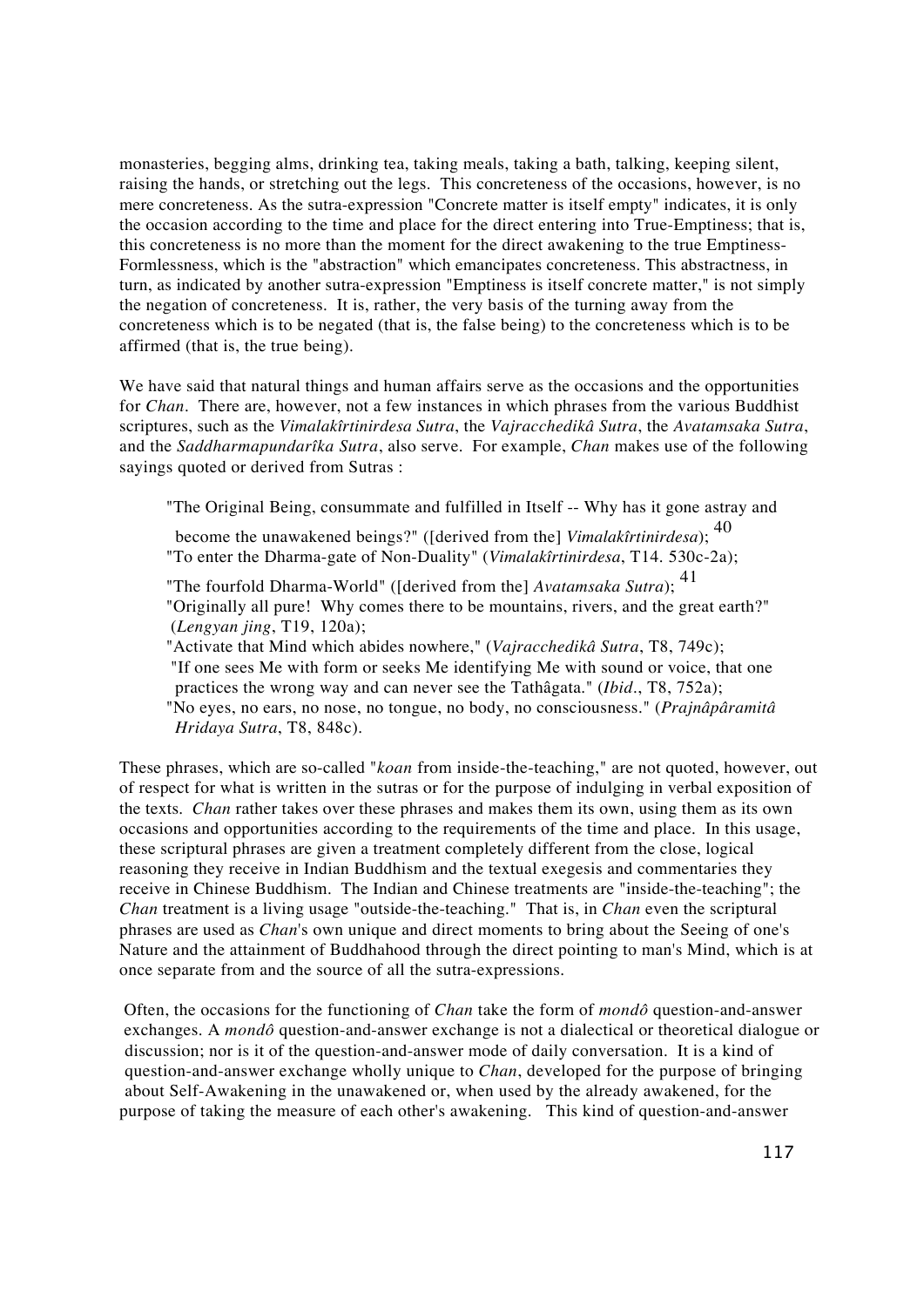monasteries, begging alms, drinking tea, taking meals, taking a bath, talking, keeping silent, raising the hands, or stretching out the legs. This concreteness of the occasions, however, is no mere concreteness. As the sutra-expression "Concrete matter is itself empty" indicates, it is only the occasion according to the time and place for the direct entering into True-Emptiness; that is, this concreteness is no more than the moment for the direct awakening to the true Emptiness-Formlessness, which is the "abstraction" which emancipates concreteness. This abstractness, in turn, as indicated by another sutra-expression "Emptiness is itself concrete matter," is not simply the negation of concreteness. It is, rather, the very basis of the turning away from the concreteness which is to be negated (that is, the false being) to the concreteness which is to be affirmed (that is, the true being).

We have said that natural things and human affairs serve as the occasions and the opportunities for *Chan*. There are, however, not a few instances in which phrases from the various Buddhist scriptures, such as the *Vimalakîrtinirdesa Sutra*, the *Vajracchedikâ Sutra*, the *Avatamsaka Sutra*, and the *Saddharmapundarîka Sutra*, also serve. For example, *Chan* makes use of the following sayings quoted or derived from Sutras :

> "The Original Being, consummate and fulfilled in Itself -- Why has it gone astray and become the unawakened beings?" ([derived from the] *Vimalakîrtinirdesa*); [40]
> "To enter the Dharma-gate of Non-Duality" (*Vimalakîrtinirdesa*, T14. 530c-2a);
> "The fourfold Dharma-World" ([derived from the] *Avatamsaka Sutra*); [41]
> "Originally all pure! Why comes there to be mountains, rivers, and the great earth?" (*Lengyan jing*, T19, 120a);
> "Activate that Mind which abides nowhere," (*Vajracchedikâ Sutra*, T8, 749c);
> "If one sees Me with form or seeks Me identifying Me with sound or voice, that one practices the wrong way and can never see the Tathâgata." (*Ibid*., T8, 752a);
> "No eyes, no ears, no nose, no tongue, no body, no consciousness." (*Prajnâpâramitâ Hridaya Sutra*, T8, 848c).

These phrases, which are so-called "*koan* from inside-the-teaching," are not quoted, however, out of respect for what is written in the sutras or for the purpose of indulging in verbal exposition of the texts. *Chan* rather takes over these phrases and makes them its own, using them as its own occasions and opportunities according to the requirements of the time and place. In this usage, these scriptural phrases are given a treatment completely different from the close, logical reasoning they receive in Indian Buddhism and the textual exegesis and commentaries they receive in Chinese Buddhism. The Indian and Chinese treatments are "inside-the-teaching"; the *Chan* treatment is a living usage "outside-the-teaching." That is, in *Chan* even the scriptural phrases are used as *Chan*'s own unique and direct moments to bring about the Seeing of one's Nature and the attainment of Buddhahood through the direct pointing to man's Mind, which is at once separate from and the source of all the sutra-expressions.

Often, the occasions for the functioning of *Chan* take the form of *mondô* question-and-answer exchanges. A *mondô* question-and-answer exchange is not a dialectical or theoretical dialogue or discussion; nor is it of the question-and-answer mode of daily conversation. It is a kind of question-and-answer exchange wholly unique to *Chan*, developed for the purpose of bringing about Self-Awakening in the unawakened or, when used by the already awakened, for the purpose of taking the measure of each other's awakening. This kind of question-and-answer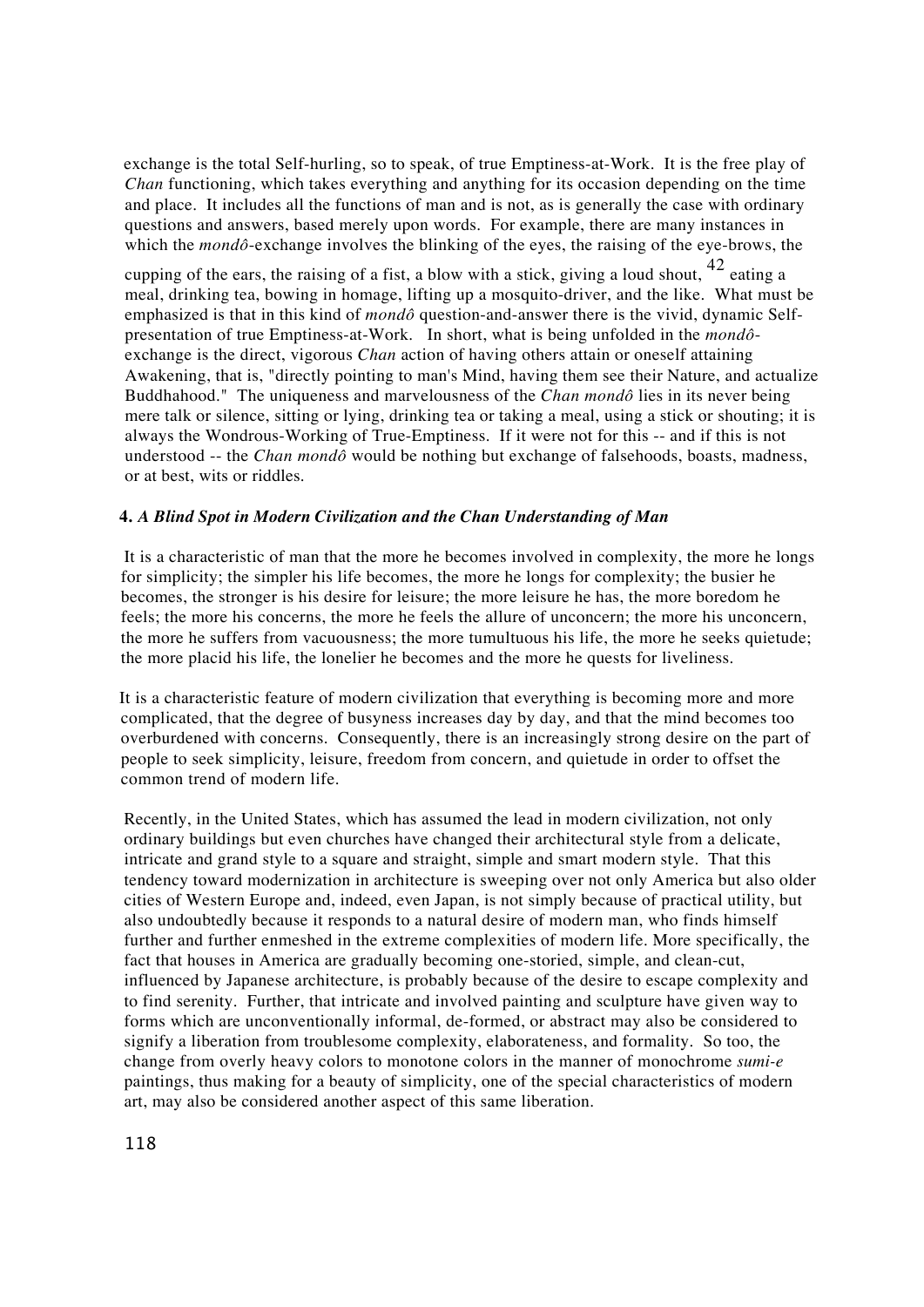exchange is the total Self-hurling, so to speak, of true Emptiness-at-Work. It is the free play of *Chan* functioning, which takes everything and anything for its occasion depending on the time and place. It includes all the functions of man and is not, as is generally the case with ordinary questions and answers, based merely upon words. For example, there are many instances in which the *mondô*-exchange involves the blinking of the eyes, the raising of the eye-brows, the cupping of the ears, the raising of a fist, a blow with a stick, giving a loud shout, [42] eating a meal, drinking tea, bowing in homage, lifting up a mosquito-driver, and the like. What must be emphasized is that in this kind of *mondô* question-and-answer there is the vivid, dynamic Self-presentation of true Emptiness-at-Work. In short, what is being unfolded in the *mondô*-exchange is the direct, vigorous *Chan* action of having others attain or oneself attaining Awakening, that is, "directly pointing to man's Mind, having them see their Nature, and actualize Buddhahood." The uniqueness and marvelousness of the *Chan mondô* lies in its never being mere talk or silence, sitting or lying, drinking tea or taking a meal, using a stick or shouting; it is always the Wondrous-Working of True-Emptiness. If it were not for this -- and if this is not understood -- the *Chan mondô* would be nothing but exchange of falsehoods, boasts, madness, or at best, wits or riddles.

### 4. *A Blind Spot in Modern Civilization and the Chan Understanding of Man*

It is a characteristic of man that the more he becomes involved in complexity, the more he longs for simplicity; the simpler his life becomes, the more he longs for complexity; the busier he becomes, the stronger is his desire for leisure; the more leisure he has, the more boredom he feels; the more his concerns, the more he feels the allure of unconcern; the more his unconcern, the more he suffers from vacuousness; the more tumultuous his life, the more he seeks quietude; the more placid his life, the lonelier he becomes and the more he quests for liveliness.

It is a characteristic feature of modern civilization that everything is becoming more and more complicated, that the degree of busyness increases day by day, and that the mind becomes too overburdened with concerns. Consequently, there is an increasingly strong desire on the part of people to seek simplicity, leisure, freedom from concern, and quietude in order to offset the common trend of modern life.

Recently, in the United States, which has assumed the lead in modern civilization, not only ordinary buildings but even churches have changed their architectural style from a delicate, intricate and grand style to a square and straight, simple and smart modern style. That this tendency toward modernization in architecture is sweeping over not only America but also older cities of Western Europe and, indeed, even Japan, is not simply because of practical utility, but also undoubtedly because it responds to a natural desire of modern man, who finds himself further and further enmeshed in the extreme complexities of modern life. More specifically, the fact that houses in America are gradually becoming one-storied, simple, and clean-cut, influenced by Japanese architecture, is probably because of the desire to escape complexity and to find serenity. Further, that intricate and involved painting and sculpture have given way to forms which are unconventionally informal, de-formed, or abstract may also be considered to signify a liberation from troublesome complexity, elaborateness, and formality. So too, the change from overly heavy colors to monotone colors in the manner of monochrome *sumi-e* paintings, thus making for a beauty of simplicity, one of the special characteristics of modern art, may also be considered another aspect of this same liberation.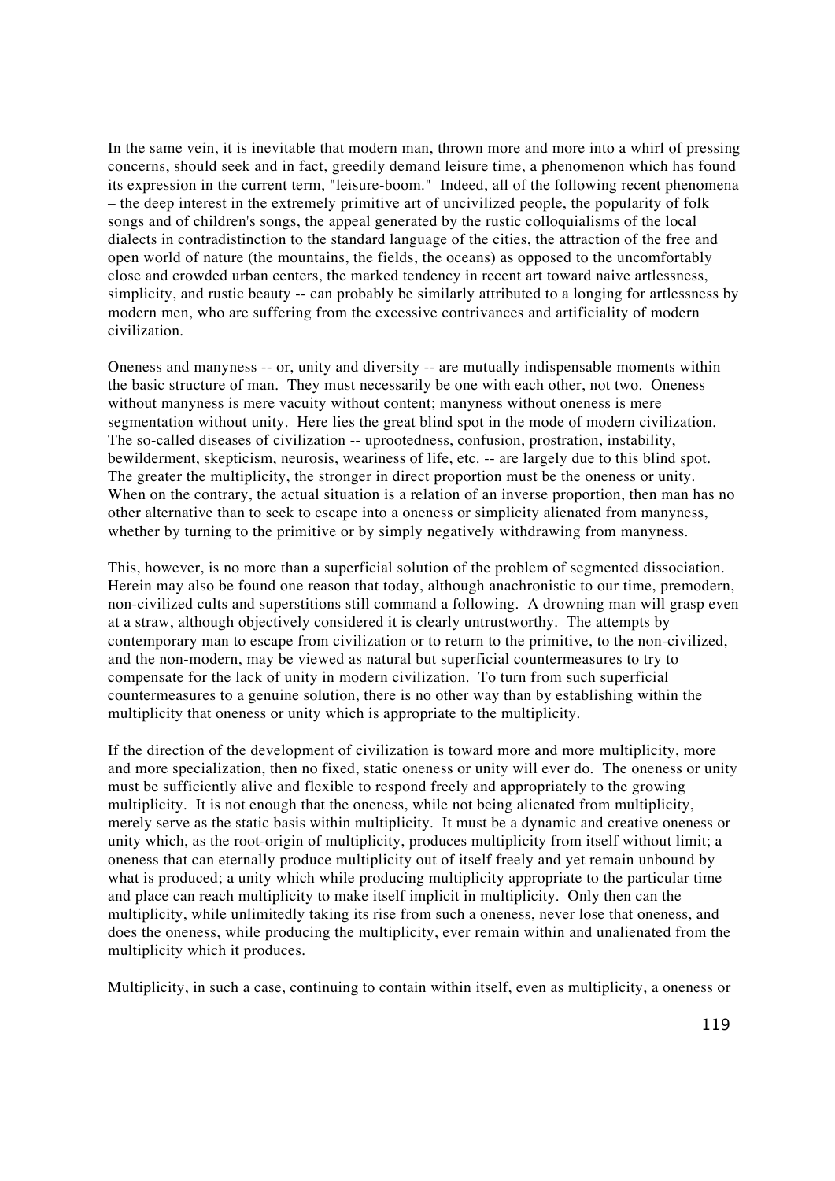In the same vein, it is inevitable that modern man, thrown more and more into a whirl of pressing concerns, should seek and in fact, greedily demand leisure time, a phenomenon which has found its expression in the current term, "leisure-boom." Indeed, all of the following recent phenomena – the deep interest in the extremely primitive art of uncivilized people, the popularity of folk songs and of children's songs, the appeal generated by the rustic colloquialisms of the local dialects in contradistinction to the standard language of the cities, the attraction of the free and open world of nature (the mountains, the fields, the oceans) as opposed to the uncomfortably close and crowded urban centers, the marked tendency in recent art toward naive artlessness, simplicity, and rustic beauty -- can probably be similarly attributed to a longing for artlessness by modern men, who are suffering from the excessive contrivances and artificiality of modern civilization.

Oneness and manyness -- or, unity and diversity -- are mutually indispensable moments within the basic structure of man. They must necessarily be one with each other, not two. Oneness without manyness is mere vacuity without content; manyness without oneness is mere segmentation without unity. Here lies the great blind spot in the mode of modern civilization. The so-called diseases of civilization -- uprootedness, confusion, prostration, instability, bewilderment, skepticism, neurosis, weariness of life, etc. -- are largely due to this blind spot. The greater the multiplicity, the stronger in direct proportion must be the oneness or unity. When on the contrary, the actual situation is a relation of an inverse proportion, then man has no other alternative than to seek to escape into a oneness or simplicity alienated from manyness, whether by turning to the primitive or by simply negatively withdrawing from manyness.

This, however, is no more than a superficial solution of the problem of segmented dissociation. Herein may also be found one reason that today, although anachronistic to our time, premodern, non-civilized cults and superstitions still command a following. A drowning man will grasp even at a straw, although objectively considered it is clearly untrustworthy. The attempts by contemporary man to escape from civilization or to return to the primitive, to the non-civilized, and the non-modern, may be viewed as natural but superficial countermeasures to try to compensate for the lack of unity in modern civilization. To turn from such superficial countermeasures to a genuine solution, there is no other way than by establishing within the multiplicity that oneness or unity which is appropriate to the multiplicity.

If the direction of the development of civilization is toward more and more multiplicity, more and more specialization, then no fixed, static oneness or unity will ever do. The oneness or unity must be sufficiently alive and flexible to respond freely and appropriately to the growing multiplicity. It is not enough that the oneness, while not being alienated from multiplicity, merely serve as the static basis within multiplicity. It must be a dynamic and creative oneness or unity which, as the root-origin of multiplicity, produces multiplicity from itself without limit; a oneness that can eternally produce multiplicity out of itself freely and yet remain unbound by what is produced; a unity which while producing multiplicity appropriate to the particular time and place can reach multiplicity to make itself implicit in multiplicity. Only then can the multiplicity, while unlimitedly taking its rise from such a oneness, never lose that oneness, and does the oneness, while producing the multiplicity, ever remain within and unalienated from the multiplicity which it produces.

Multiplicity, in such a case, continuing to contain within itself, even as multiplicity, a oneness or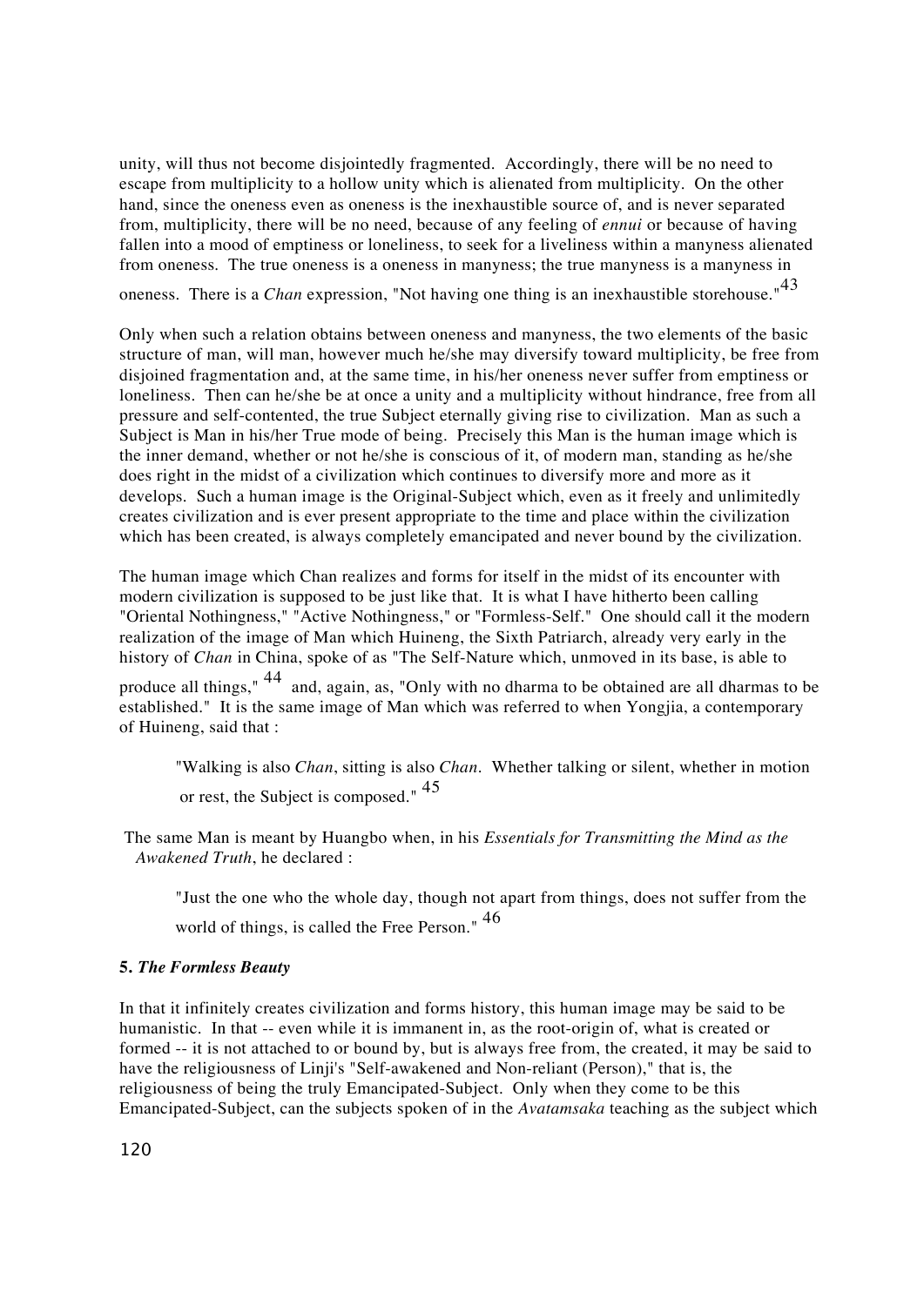unity, will thus not become disjointedly fragmented. Accordingly, there will be no need to escape from multiplicity to a hollow unity which is alienated from multiplicity. On the other hand, since the oneness even as oneness is the inexhaustible source of, and is never separated from, multiplicity, there will be no need, because of any feeling of *ennui* or because of having fallen into a mood of emptiness or loneliness, to seek for a liveliness within a manyness alienated from oneness. The true oneness is a oneness in manyness; the true manyness is a manyness in oneness. There is a *Chan* expression, "Not having one thing is an inexhaustible storehouse."[43]

Only when such a relation obtains between oneness and manyness, the two elements of the basic structure of man, will man, however much he/she may diversify toward multiplicity, be free from disjoined fragmentation and, at the same time, in his/her oneness never suffer from emptiness or loneliness. Then can he/she be at once a unity and a multiplicity without hindrance, free from all pressure and self-contented, the true Subject eternally giving rise to civilization. Man as such a Subject is Man in his/her True mode of being. Precisely this Man is the human image which is the inner demand, whether or not he/she is conscious of it, of modern man, standing as he/she does right in the midst of a civilization which continues to diversify more and more as it develops. Such a human image is the Original-Subject which, even as it freely and unlimitedly creates civilization and is ever present appropriate to the time and place within the civilization which has been created, is always completely emancipated and never bound by the civilization.

The human image which Chan realizes and forms for itself in the midst of its encounter with modern civilization is supposed to be just like that. It is what I have hitherto been calling "Oriental Nothingness," "Active Nothingness," or "Formless-Self." One should call it the modern realization of the image of Man which Huineng, the Sixth Patriarch, already very early in the history of *Chan* in China, spoke of as "The Self-Nature which, unmoved in its base, is able to produce all things," [44] and, again, as, "Only with no dharma to be obtained are all dharmas to be established." It is the same image of Man which was referred to when Yongjia, a contemporary of Huineng, said that :

> "Walking is also *Chan*, sitting is also *Chan*. Whether talking or silent, whether in motion or rest, the Subject is composed." [45]

The same Man is meant by Huangbo when, in his *Essentials for Transmitting the Mind as the Awakened Truth*, he declared :

> "Just the one who the whole day, though not apart from things, does not suffer from the world of things, is called the Free Person." [46]

### 5. *The Formless Beauty*

In that it infinitely creates civilization and forms history, this human image may be said to be humanistic. In that -- even while it is immanent in, as the root-origin of, what is created or formed -- it is not attached to or bound by, but is always free from, the created, it may be said to have the religiousness of Linji's "Self-awakened and Non-reliant (Person)," that is, the religiousness of being the truly Emancipated-Subject. Only when they come to be this Emancipated-Subject, can the subjects spoken of in the *Avatamsaka* teaching as the subject which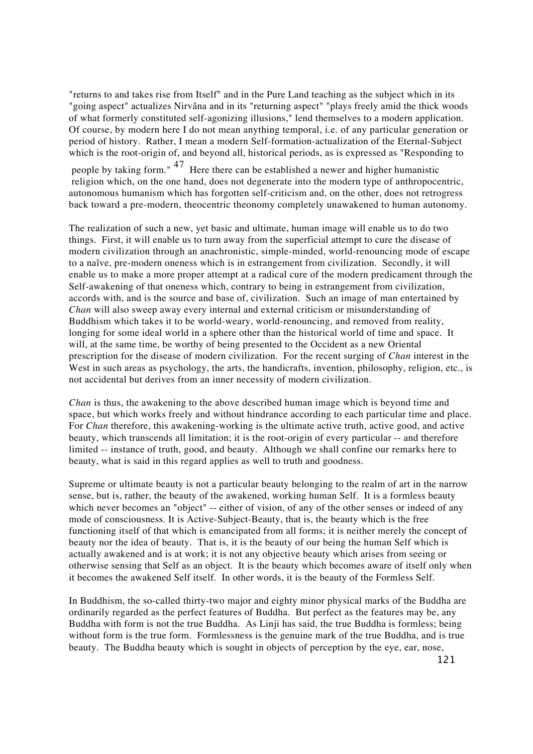"returns to and takes rise from Itself" and in the Pure Land teaching as the subject which in its "going aspect" actualizes Nirvâna and in its "returning aspect" "plays freely amid the thick woods of what formerly constituted self-agonizing illusions," lend themselves to a modern application. Of course, by modern here I do not mean anything temporal, i.e. of any particular generation or period of history. Rather, I mean a modern Self-formation-actualization of the Eternal-Subject which is the root-origin of, and beyond all, historical periods, as is expressed as "Responding to people by taking form."[47] Here there can be established a newer and higher humanistic religion which, on the one hand, does not degenerate into the modern type of anthropocentric, autonomous humanism which has forgotten self-criticism and, on the other, does not retrogress back toward a pre-modern, theocentric theonomy completely unawakened to human autonomy.

The realization of such a new, yet basic and ultimate, human image will enable us to do two things. First, it will enable us to turn away from the superficial attempt to cure the disease of modern civilization through an anachronistic, simple-minded, world-renouncing mode of escape to a naîve, pre-modern oneness which is in estrangement from civilization. Secondly, it will enable us to make a more proper attempt at a radical cure of the modern predicament through the Self-awakening of that oneness which, contrary to being in estrangement from civilization, accords with, and is the source and base of, civilization. Such an image of man entertained by *Chan* will also sweep away every internal and external criticism or misunderstanding of Buddhism which takes it to be world-weary, world-renouncing, and removed from reality, longing for some ideal world in a sphere other than the historical world of time and space. It will, at the same time, be worthy of being presented to the Occident as a new Oriental prescription for the disease of modern civilization. For the recent surging of *Chan* interest in the West in such areas as psychology, the arts, the handicrafts, invention, philosophy, religion, etc., is not accidental but derives from an inner necessity of modern civilization.

*Chan* is thus, the awakening to the above described human image which is beyond time and space, but which works freely and without hindrance according to each particular time and place. For *Chan* therefore, this awakening-working is the ultimate active truth, active good, and active beauty, which transcends all limitation; it is the root-origin of every particular -- and therefore limited -- instance of truth, good, and beauty. Although we shall confine our remarks here to beauty, what is said in this regard applies as well to truth and goodness.

Supreme or ultimate beauty is not a particular beauty belonging to the realm of art in the narrow sense, but is, rather, the beauty of the awakened, working human Self. It is a formless beauty which never becomes an "object" -- either of vision, of any of the other senses or indeed of any mode of consciousness. It is Active-Subject-Beauty, that is, the beauty which is the free functioning itself of that which is emancipated from all forms; it is neither merely the concept of beauty nor the idea of beauty. That is, it is the beauty of our being the human Self which is actually awakened and is at work; it is not any objective beauty which arises from seeing or otherwise sensing that Self as an object. It is the beauty which becomes aware of itself only when it becomes the awakened Self itself. In other words, it is the beauty of the Formless Self.

In Buddhism, the so-called thirty-two major and eighty minor physical marks of the Buddha are ordinarily regarded as the perfect features of Buddha. But perfect as the features may be, any Buddha with form is not the true Buddha. As Linji has said, the true Buddha is formless; being without form is the true form. Formlessness is the genuine mark of the true Buddha, and is true beauty. The Buddha beauty which is sought in objects of perception by the eye, ear, nose,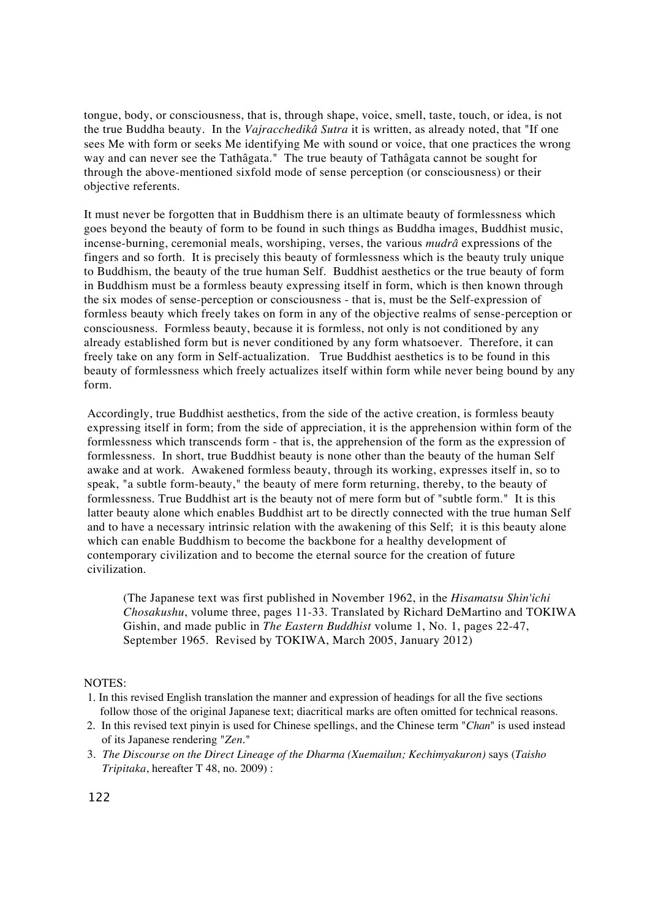tongue, body, or consciousness, that is, through shape, voice, smell, taste, touch, or idea, is not the true Buddha beauty. In the *Vajracchedikâ Sutra* it is written, as already noted, that "If one sees Me with form or seeks Me identifying Me with sound or voice, that one practices the wrong way and can never see the Tathâgata." The true beauty of Tathâgata cannot be sought for through the above-mentioned sixfold mode of sense perception (or consciousness) or their objective referents.

It must never be forgotten that in Buddhism there is an ultimate beauty of formlessness which goes beyond the beauty of form to be found in such things as Buddha images, Buddhist music, incense-burning, ceremonial meals, worshiping, verses, the various *mudrâ* expressions of the fingers and so forth. It is precisely this beauty of formlessness which is the beauty truly unique to Buddhism, the beauty of the true human Self. Buddhist aesthetics or the true beauty of form in Buddhism must be a formless beauty expressing itself in form, which is then known through the six modes of sense-perception or consciousness - that is, must be the Self-expression of formless beauty which freely takes on form in any of the objective realms of sense-perception or consciousness. Formless beauty, because it is formless, not only is not conditioned by any already established form but is never conditioned by any form whatsoever. Therefore, it can freely take on any form in Self-actualization. True Buddhist aesthetics is to be found in this beauty of formlessness which freely actualizes itself within form while never being bound by any form.

Accordingly, true Buddhist aesthetics, from the side of the active creation, is formless beauty expressing itself in form; from the side of appreciation, it is the apprehension within form of the formlessness which transcends form - that is, the apprehension of the form as the expression of formlessness. In short, true Buddhist beauty is none other than the beauty of the human Self awake and at work. Awakened formless beauty, through its working, expresses itself in, so to speak, "a subtle form-beauty," the beauty of mere form returning, thereby, to the beauty of formlessness. True Buddhist art is the beauty not of mere form but of "subtle form." It is this latter beauty alone which enables Buddhist art to be directly connected with the true human Self and to have a necessary intrinsic relation with the awakening of this Self; it is this beauty alone which can enable Buddhism to become the backbone for a healthy development of contemporary civilization and to become the eternal source for the creation of future civilization.

> (The Japanese text was first published in November 1962, in the *Hisamatsu Shin'ichi Chosakushu*, volume three, pages 11-33. Translated by Richard DeMartino and TOKIWA Gishin, and made public in *The Eastern Buddhist* volume 1, No. 1, pages 22-47, September 1965. Revised by TOKIWA, March 2005, January 2012)

NOTES:

1. In this revised English translation the manner and expression of headings for all the five sections follow those of the original Japanese text; diacritical marks are often omitted for technical reasons.
2. In this revised text pinyin is used for Chinese spellings, and the Chinese term "*Chan*" is used instead of its Japanese rendering "*Zen*."
3. *The Discourse on the Direct Lineage of the Dharma (Xuemailun; Kechimyakuron)* says (*Taisho Tripitaka*, hereafter T 48, no. 2009) :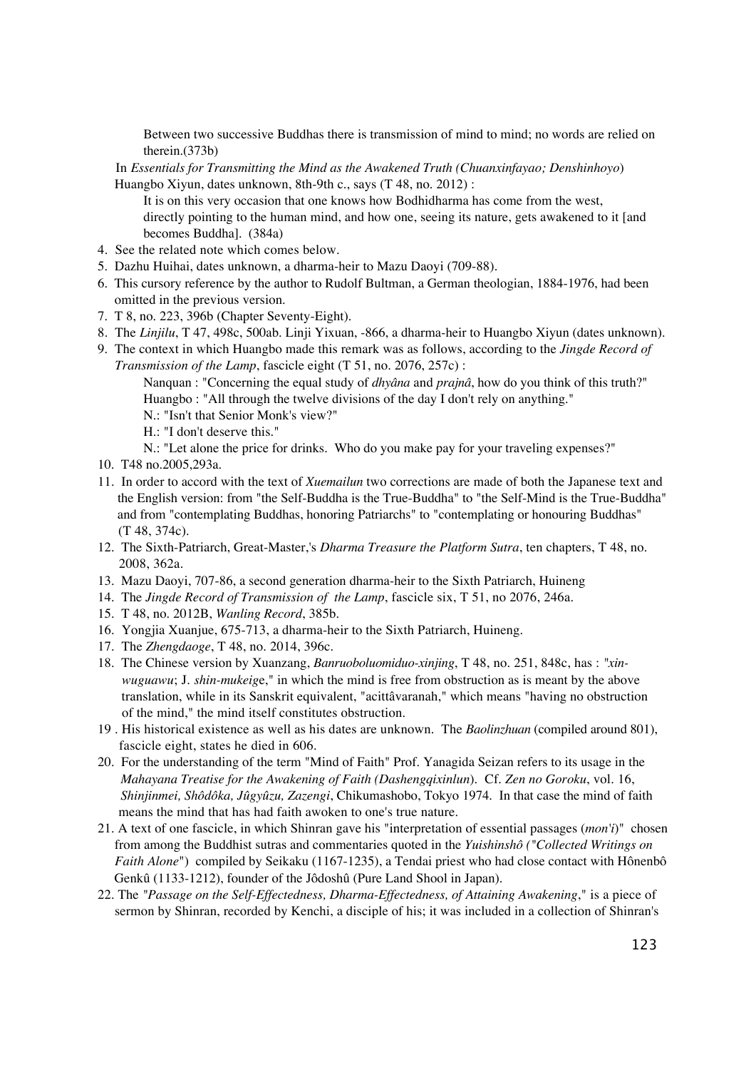> Between two successive Buddhas there is transmission of mind to mind; no words are relied on therein.(373b)

In *Essentials for Transmitting the Mind as the Awakened Truth (Chuanxinfayao; Denshinhoyo)* Huangbo Xiyun, dates unknown, 8th-9th c., says (T 48, no. 2012) :

> It is on this very occasion that one knows how Bodhidharma has come from the west, directly pointing to the human mind, and how one, seeing its nature, gets awakened to it [and becomes Buddha]. (384a)

4. See the related note which comes below.
5. Dazhu Huihai, dates unknown, a dharma-heir to Mazu Daoyi (709-88).
6. This cursory reference by the author to Rudolf Bultman, a German theologian, 1884-1976, had been omitted in the previous version.
7. T 8, no. 223, 396b (Chapter Seventy-Eight).
8. The *Linjilu*, T 47, 498c, 500ab. Linji Yixuan, -866, a dharma-heir to Huangbo Xiyun (dates unknown).
9. The context in which Huangbo made this remark was as follows, according to the *Jingde Record of Transmission of the Lamp*, fascicle eight (T 51, no. 2076, 257c) :

   > Nanquan : "Concerning the equal study of *dhyâna* and *prajnâ*, how do you think of this truth?"
   > Huangbo : "All through the twelve divisions of the day I don't rely on anything."
   > N.: "Isn't that Senior Monk's view?"
   > H.: "I don't deserve this."
   > N.: "Let alone the price for drinks. Who do you make pay for your traveling expenses?"

10. T48 no.2005,293a.
11. In order to accord with the text of *Xuemailun* two corrections are made of both the Japanese text and the English version: from "the Self-Buddha is the True-Buddha" to "the Self-Mind is the True-Buddha" and from "contemplating Buddhas, honoring Patriarchs" to "contemplating or honouring Buddhas" (T 48, 374c).
12. The Sixth-Patriarch, Great-Master,'s *Dharma Treasure the Platform Sutra*, ten chapters, T 48, no. 2008, 362a.
13. Mazu Daoyi, 707-86, a second generation dharma-heir to the Sixth Patriarch, Huineng
14. The *Jingde Record of Transmission of the Lamp*, fascicle six, T 51, no 2076, 246a.
15. T 48, no. 2012B, *Wanling Record*, 385b.
16. Yongjia Xuanjue, 675-713, a dharma-heir to the Sixth Patriarch, Huineng.
17. The *Zhengdaoge*, T 48, no. 2014, 396c.
18. The Chinese version by Xuanzang, *Banruoboluomiduo-xinjing*, T 48, no. 251, 848c, has : *"xin-wuguawu*; J. *shin-mukeige*," in which the mind is free from obstruction as is meant by the above translation, while in its Sanskrit equivalent, "acittâvaranah," which means "having no obstruction of the mind," the mind itself constitutes obstruction.
19. His historical existence as well as his dates are unknown. The *Baolinzhuan* (compiled around 801), fascicle eight, states he died in 606.
20. For the understanding of the term "Mind of Faith" Prof. Yanagida Seizan refers to its usage in the *Mahayana Treatise for the Awakening of Faith (Dashengqixinlun*). Cf. *Zen no Goroku*, vol. 16, *Shinjinmei, Shôdôka, Jûgyûzu, Zazengi*, Chikumashobo, Tokyo 1974. In that case the mind of faith means the mind that has had faith awoken to one's true nature.
21. A text of one fascicle, in which Shinran gave his "interpretation of essential passages (*mon'i*)" chosen from among the Buddhist sutras and commentaries quoted in the *Yuishinshô ("Collected Writings on Faith Alone*") compiled by Seikaku (1167-1235), a Tendai priest who had close contact with Hônenbô Genkû (1133-1212), founder of the Jôdoshû (Pure Land Shool in Japan).
22. The *"Passage on the Self-Effectedness, Dharma-Effectedness, of Attaining Awakening*," is a piece of sermon by Shinran, recorded by Kenchi, a disciple of his; it was included in a collection of Shinran's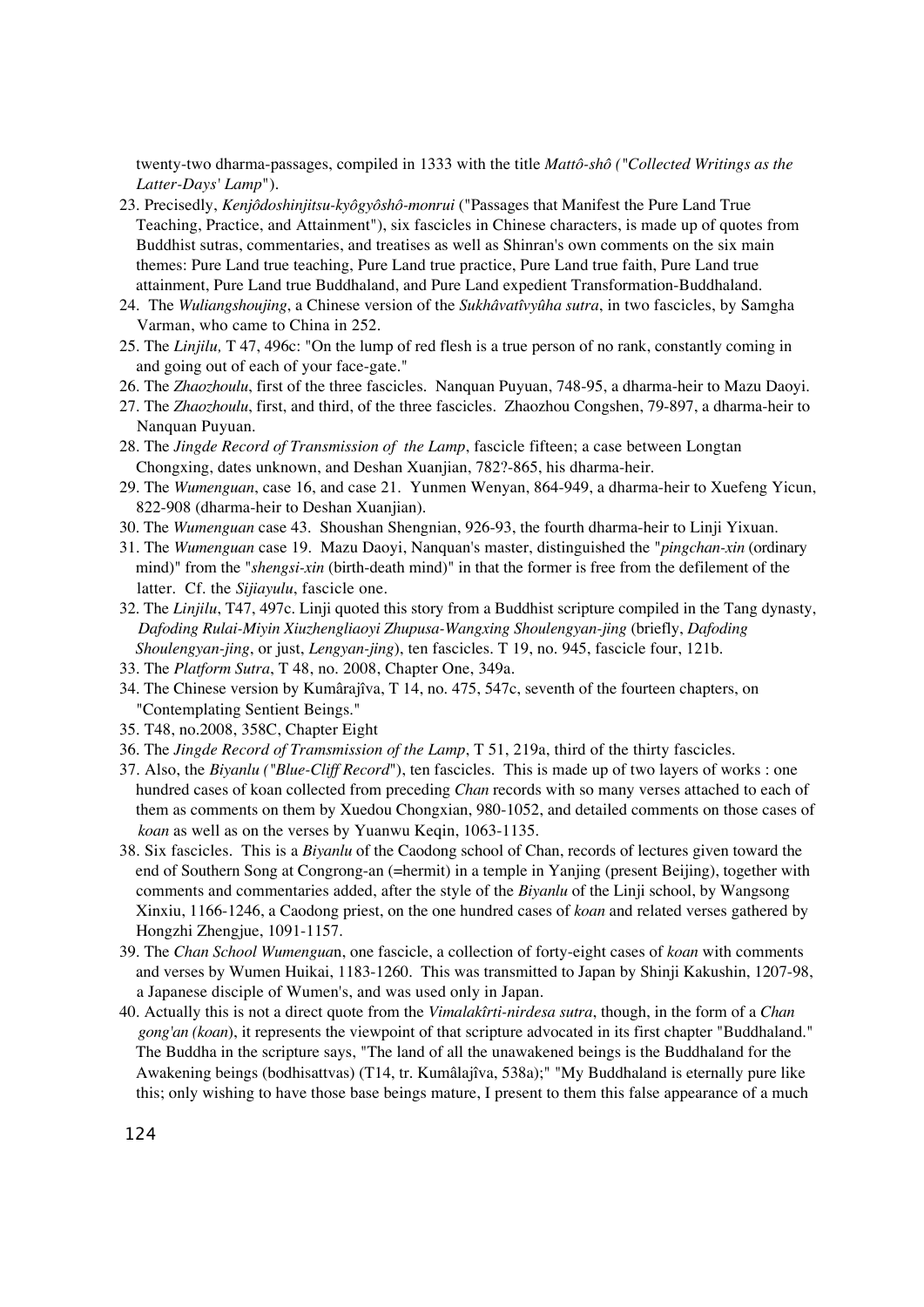twenty-two dharma-passages, compiled in 1333 with the title *Mattô-shô ("Collected Writings as the Latter-Days' Lamp"*).

23. Precisely, *Kenjôdoshinjitsu-kyôgyôshô-monrui* ("Passages that Manifest the Pure Land True Teaching, Practice, and Attainment"), six fascicles in Chinese characters, is made up of quotes from Buddhist sutras, commentaries, and treatises as well as Shinran's own comments on the six main themes: Pure Land true teaching, Pure Land true practice, Pure Land true faith, Pure Land true attainment, Pure Land true Buddhaland, and Pure Land expedient Transformation-Buddhaland.
24. The *Wuliangshoujing*, a Chinese version of the *Sukhâvatîvyûha sutra*, in two fascicles, by Samgha Varman, who came to China in 252.
25. The *Linjilu,* T 47, 496c: "On the lump of red flesh is a true person of no rank, constantly coming in and going out of each of your face-gate."
26. The *Zhaozhoulu*, first of the three fascicles. Nanquan Puyuan, 748-95, a dharma-heir to Mazu Daoyi.
27. The *Zhaozhoulu*, first, and third, of the three fascicles. Zhaozhou Congshen, 79-897, a dharma-heir to Nanquan Puyuan.
28. The *Jingde Record of Transmission of the Lamp*, fascicle fifteen; a case between Longtan Chongxing, dates unknown, and Deshan Xuanjian, 782?-865, his dharma-heir.
29. The *Wumenguan*, case 16, and case 21. Yunmen Wenyan, 864-949, a dharma-heir to Xuefeng Yicun, 822-908 (dharma-heir to Deshan Xuanjian).
30. The *Wumenguan* case 43. Shoushan Shengnian, 926-93, the fourth dharma-heir to Linji Yixuan.
31. The *Wumenguan* case 19. Mazu Daoyi, Nanquan's master, distinguished the "*pingchan-xin* (ordinary mind)" from the "*shengsi-xin* (birth-death mind)" in that the former is free from the defilement of the latter. Cf. the *Sijiayulu*, fascicle one.
32. The *Linjilu*, T47, 497c. Linji quoted this story from a Buddhist scripture compiled in the Tang dynasty, *Dafoding Rulai-Miyin Xiuzhengliaoyi Zhupusa-Wangxing Shoulengyan-jing* (briefly, *Dafoding Shoulengyan-jing*, or just, *Lengyan-jing*), ten fascicles. T 19, no. 945, fascicle four, 121b.
33. The *Platform Sutra*, T 48, no. 2008, Chapter One, 349a.
34. The Chinese version by Kumârajîva, T 14, no. 475, 547c, seventh of the fourteen chapters, on "Contemplating Sentient Beings."
35. T48, no.2008, 358C, Chapter Eight
36. The *Jingde Record of Tramsmission of the Lamp*, T 51, 219a, third of the thirty fascicles.
37. Also, the *Biyanlu ("Blue-Cliff Record*"), ten fascicles. This is made up of two layers of works : one hundred cases of koan collected from preceding *Chan* records with so many verses attached to each of them as comments on them by Xuedou Chongxian, 980-1052, and detailed comments on those cases of *koan* as well as on the verses by Yuanwu Keqin, 1063-1135.
38. Six fascicles. This is a *Biyanlu* of the Caodong school of Chan, records of lectures given toward the end of Southern Song at Congrong-an (=hermit) in a temple in Yanjing (present Beijing), together with comments and commentaries added, after the style of the *Biyanlu* of the Linji school, by Wangsong Xinxiu, 1166-1246, a Caodong priest, on the one hundred cases of *koan* and related verses gathered by Hongzhi Zhengjue, 1091-1157.
39. The *Chan School Wumenguan*, one fascicle, a collection of forty-eight cases of *koan* with comments and verses by Wumen Huikai, 1183-1260. This was transmitted to Japan by Shinji Kakushin, 1207-98, a Japanese disciple of Wumen's, and was used only in Japan.
40. Actually this is not a direct quote from the *Vimalakîrti-nirdesa sutra*, though, in the form of a *Chan gong'an (koan*), it represents the viewpoint of that scripture advocated in its first chapter "Buddhaland." The Buddha in the scripture says, "The land of all the unawakened beings is the Buddhaland for the Awakening beings (bodhisattvas) (T14, tr. Kumâlajîva, 538a);" "My Buddhaland is eternally pure like this; only wishing to have those base beings mature, I present to them this false appearance of a much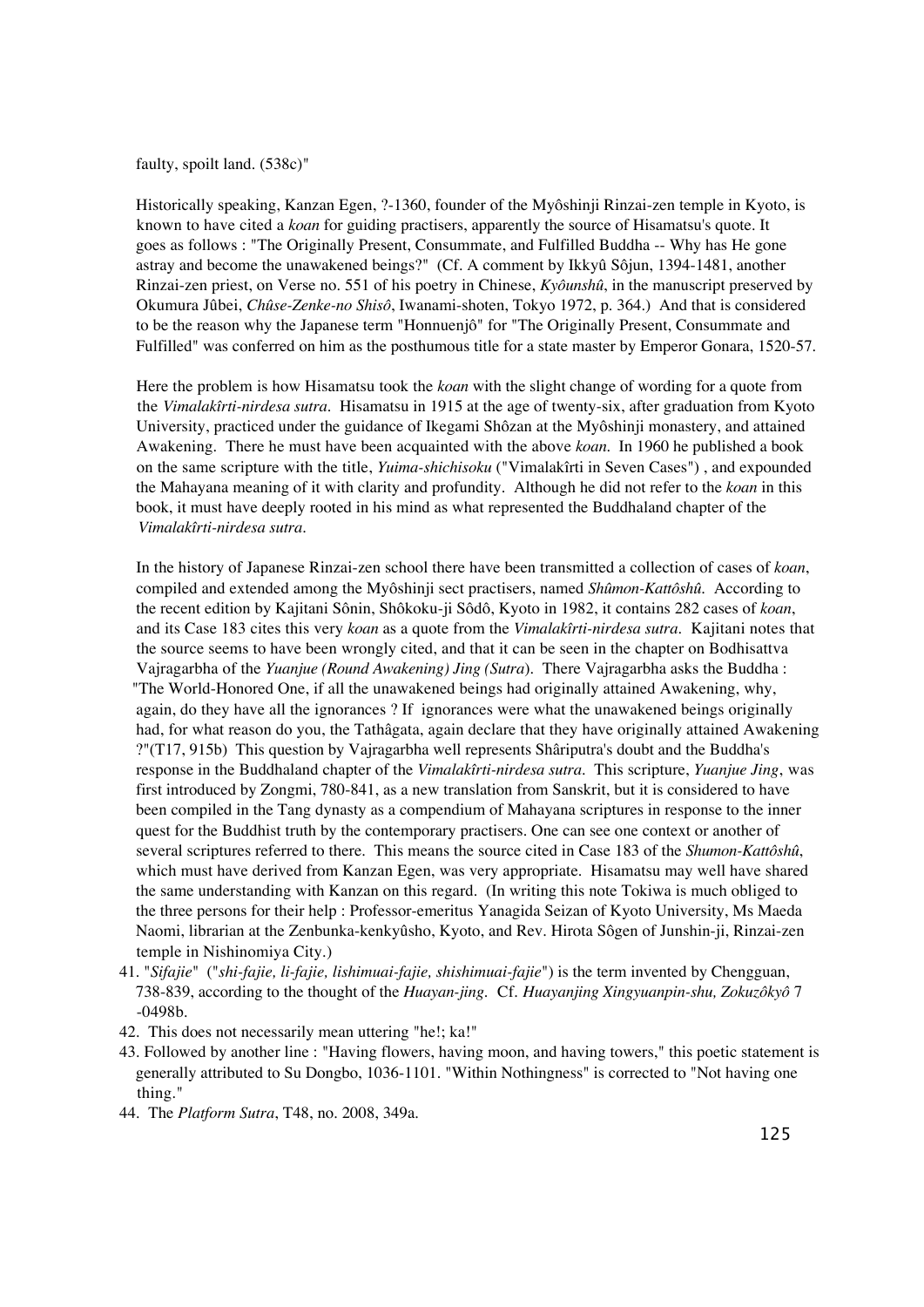faulty, spoilt land. (538c)"

Historically speaking, Kanzan Egen, ?-1360, founder of the Myôshinji Rinzai-zen temple in Kyoto, is known to have cited a *koan* for guiding practisers, apparently the source of Hisamatsu's quote. It goes as follows : "The Originally Present, Consummate, and Fulfilled Buddha -- Why has He gone astray and become the unawakened beings?" (Cf. A comment by Ikkyû Sôjun, 1394-1481, another Rinzai-zen priest, on Verse no. 551 of his poetry in Chinese, *Kyôunshû*, in the manuscript preserved by Okumura Jûbei, *Chûse-Zenke-no Shisô*, Iwanami-shoten, Tokyo 1972, p. 364.) And that is considered to be the reason why the Japanese term "Honnuenjô" for "The Originally Present, Consummate and Fulfilled" was conferred on him as the posthumous title for a state master by Emperor Gonara, 1520-57.

Here the problem is how Hisamatsu took the *koan* with the slight change of wording for a quote from the *Vimalakîrti-nirdesa sutra*. Hisamatsu in 1915 at the age of twenty-six, after graduation from Kyoto University, practiced under the guidance of Ikegami Shôzan at the Myôshinji monastery, and attained Awakening. There he must have been acquainted with the above *koan*. In 1960 he published a book on the same scripture with the title, *Yuima-shichisoku* ("Vimalakîrti in Seven Cases") , and expounded the Mahayana meaning of it with clarity and profundity. Although he did not refer to the *koan* in this book, it must have deeply rooted in his mind as what represented the Buddhaland chapter of the *Vimalakîrti-nirdesa sutra*.

In the history of Japanese Rinzai-zen school there have been transmitted a collection of cases of *koan*, compiled and extended among the Myôshinji sect practisers, named *Shûmon-Kattôshû*. According to the recent edition by Kajitani Sônin, Shôkoku-ji Sôdô, Kyoto in 1982, it contains 282 cases of *koan*, and its Case 183 cites this very *koan* as a quote from the *Vimalakîrti-nirdesa sutra*. Kajitani notes that the source seems to have been wrongly cited, and that it can be seen in the chapter on Bodhisattva Vajragarbha of the *Yuanjue (Round Awakening) Jing (Sutra*). There Vajragarbha asks the Buddha : "The World-Honored One, if all the unawakened beings had originally attained Awakening, why, again, do they have all the ignorances ? If ignorances were what the unawakened beings originally had, for what reason do you, the Tathâgata, again declare that they have originally attained Awakening ?"(T17, 915b) This question by Vajragarbha well represents Shâriputra's doubt and the Buddha's response in the Buddhaland chapter of the *Vimalakîrti-nirdesa sutra*. This scripture, *Yuanjue Jing*, was first introduced by Zongmi, 780-841, as a new translation from Sanskrit, but it is considered to have been compiled in the Tang dynasty as a compendium of Mahayana scriptures in response to the inner quest for the Buddhist truth by the contemporary practisers. One can see one context or another of several scriptures referred to there. This means the source cited in Case 183 of the *Shumon-Kattôshû*, which must have derived from Kanzan Egen, was very appropriate. Hisamatsu may well have shared the same understanding with Kanzan on this regard. (In writing this note Tokiwa is much obliged to the three persons for their help : Professor-emeritus Yanagida Seizan of Kyoto University, Ms Maeda Naomi, librarian at the Zenbunka-kenkyûsho, Kyoto, and Rev. Hirota Sôgen of Junshin-ji, Rinzai-zen temple in Nishinomiya City.)

41. "*Sifajie*" ("*shi-fajie, li-fajie, lishimuai-fajie, shishimuai-fajie*") is the term invented by Chengguan, 738-839, according to the thought of the *Huayan-jing*. Cf. *Huayanjing Xingyuanpin-shu, Zokuzôkyô* 7 -0498b.
42. This does not necessarily mean uttering "he!; ka!"
43. Followed by another line : "Having flowers, having moon, and having towers," this poetic statement is generally attributed to Su Dongbo, 1036-1101. "Within Nothingness" is corrected to "Not having one thing."
44. The *Platform Sutra*, T48, no. 2008, 349a.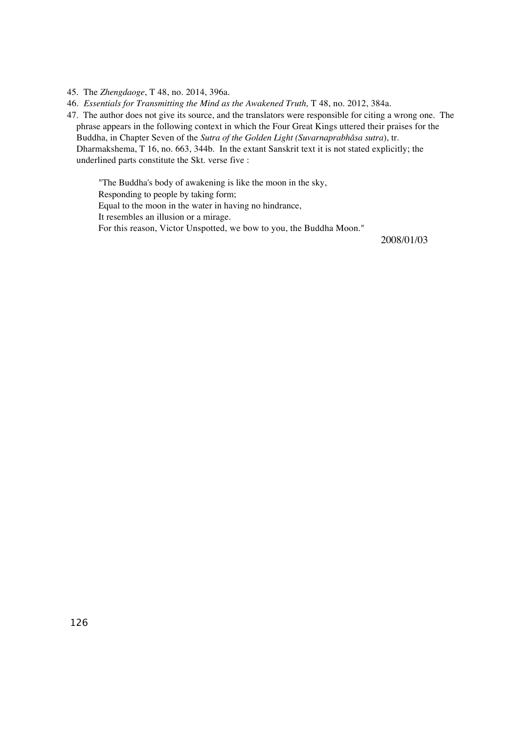45. The *Zhengdaoge*, T 48, no. 2014, 396a.

46. *Essentials for Transmitting the Mind as the Awakened Truth,* T 48, no. 2012, 384a.

47. The author does not give its source, and the translators were responsible for citing a wrong one. The phrase appears in the following context in which the Four Great Kings uttered their praises for the Buddha, in Chapter Seven of the *Sutra of the Golden Light (Suvarnaprabhâsa sutra*), tr. Dharmakshema, T 16, no. 663, 344b. In the extant Sanskrit text it is not stated explicitly; the underlined parts constitute the Skt. verse five :

> "The Buddha's body of awakening is like the moon in the sky,
> Responding to people by taking form;
> Equal to the moon in the water in having no hindrance,
> It resembles an illusion or a mirage.
> For this reason, Victor Unspotted, we bow to you, the Buddha Moon."

2008/01/03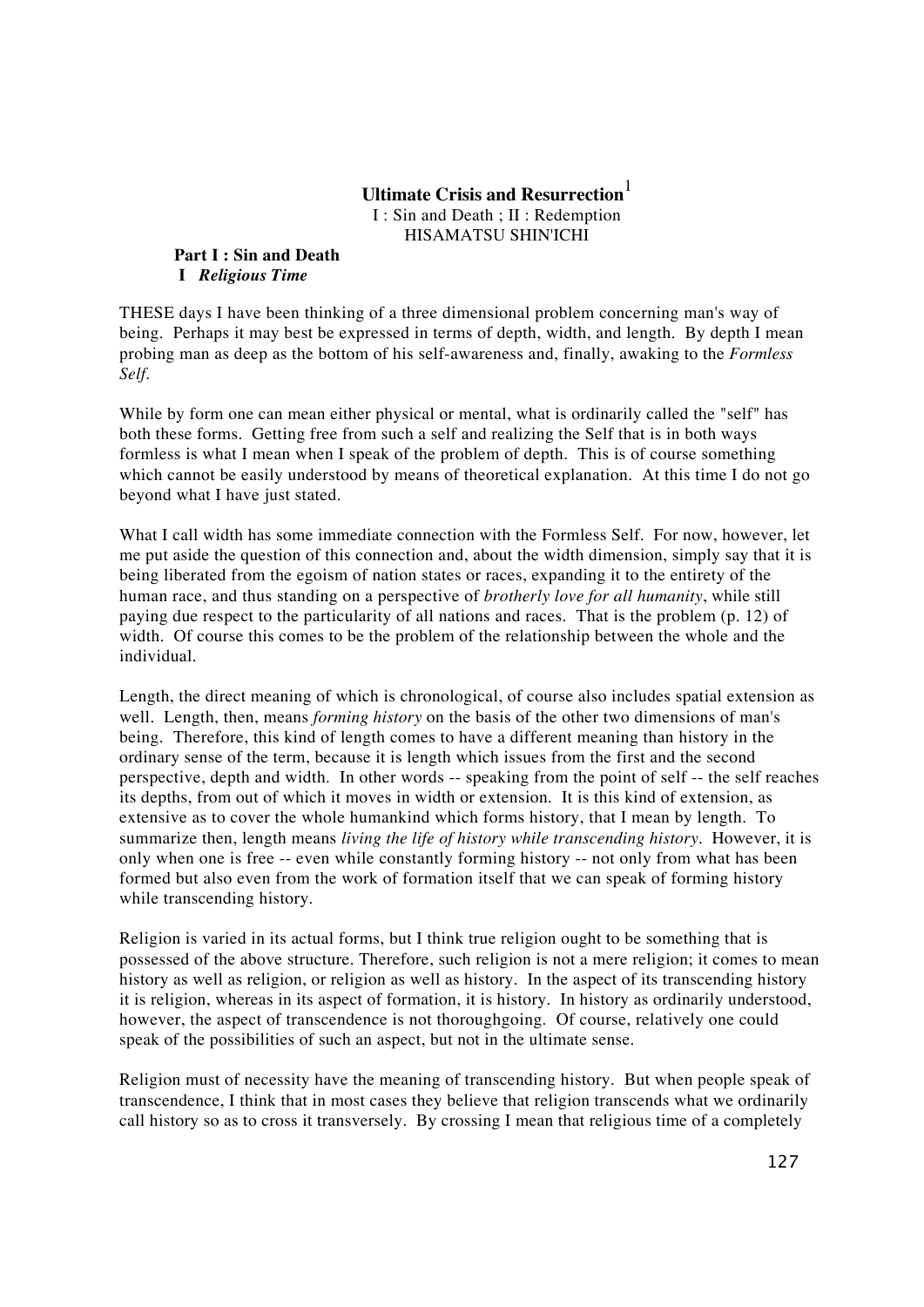# Ultimate Crisis and Resurrection[1]

I : Sin and Death ; II : Redemption

HISAMATSU SHIN'ICHI

## Part I : Sin and Death

### I *Religious Time*

THESE days I have been thinking of a three dimensional problem concerning man's way of being. Perhaps it may best be expressed in terms of depth, width, and length. By depth I mean probing man as deep as the bottom of his self-awareness and, finally, awaking to the *Formless Self*.

While by form one can mean either physical or mental, what is ordinarily called the "self" has both these forms. Getting free from such a self and realizing the Self that is in both ways formless is what I mean when I speak of the problem of depth. This is of course something which cannot be easily understood by means of theoretical explanation. At this time I do not go beyond what I have just stated.

What I call width has some immediate connection with the Formless Self. For now, however, let me put aside the question of this connection and, about the width dimension, simply say that it is being liberated from the egoism of nation states or races, expanding it to the entirety of the human race, and thus standing on a perspective of *brotherly love for all humanity*, while still paying due respect to the particularity of all nations and races. That is the problem (p. 12) of width. Of course this comes to be the problem of the relationship between the whole and the individual.

Length, the direct meaning of which is chronological, of course also includes spatial extension as well. Length, then, means *forming history* on the basis of the other two dimensions of man's being. Therefore, this kind of length comes to have a different meaning than history in the ordinary sense of the term, because it is length which issues from the first and the second perspective, depth and width. In other words -- speaking from the point of self -- the self reaches its depths, from out of which it moves in width or extension. It is this kind of extension, as extensive as to cover the whole humankind which forms history, that I mean by length. To summarize then, length means *living the life of history while transcending history*. However, it is only when one is free -- even while constantly forming history -- not only from what has been formed but also even from the work of formation itself that we can speak of forming history while transcending history.

Religion is varied in its actual forms, but I think true religion ought to be something that is possessed of the above structure. Therefore, such religion is not a mere religion; it comes to mean history as well as religion, or religion as well as history. In the aspect of its transcending history it is religion, whereas in its aspect of formation, it is history. In history as ordinarily understood, however, the aspect of transcendence is not thoroughgoing. Of course, relatively one could speak of the possibilities of such an aspect, but not in the ultimate sense.

Religion must of necessity have the meaning of transcending history. But when people speak of transcendence, I think that in most cases they believe that religion transcends what we ordinarily call history so as to cross it transversely. By crossing I mean that religious time of a completely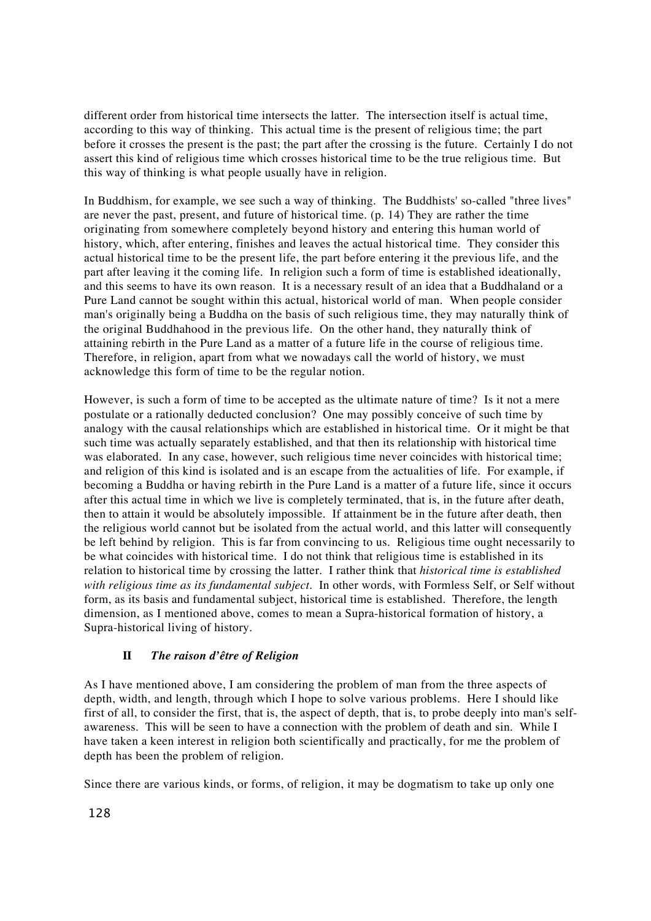different order from historical time intersects the latter. The intersection itself is actual time, according to this way of thinking. This actual time is the present of religious time; the part before it crosses the present is the past; the part after the crossing is the future. Certainly I do not assert this kind of religious time which crosses historical time to be the true religious time. But this way of thinking is what people usually have in religion.

In Buddhism, for example, we see such a way of thinking. The Buddhists' so-called "three lives" are never the past, present, and future of historical time. (p. 14) They are rather the time originating from somewhere completely beyond history and entering this human world of history, which, after entering, finishes and leaves the actual historical time. They consider this actual historical time to be the present life, the part before entering it the previous life, and the part after leaving it the coming life. In religion such a form of time is established ideationally, and this seems to have its own reason. It is a necessary result of an idea that a Buddhaland or a Pure Land cannot be sought within this actual, historical world of man. When people consider man's originally being a Buddha on the basis of such religious time, they may naturally think of the original Buddhahood in the previous life. On the other hand, they naturally think of attaining rebirth in the Pure Land as a matter of a future life in the course of religious time. Therefore, in religion, apart from what we nowadays call the world of history, we must acknowledge this form of time to be the regular notion.

However, is such a form of time to be accepted as the ultimate nature of time? Is it not a mere postulate or a rationally deducted conclusion? One may possibly conceive of such time by analogy with the causal relationships which are established in historical time. Or it might be that such time was actually separately established, and that then its relationship with historical time was elaborated. In any case, however, such religious time never coincides with historical time; and religion of this kind is isolated and is an escape from the actualities of life. For example, if becoming a Buddha or having rebirth in the Pure Land is a matter of a future life, since it occurs after this actual time in which we live is completely terminated, that is, in the future after death, then to attain it would be absolutely impossible. If attainment be in the future after death, then the religious world cannot but be isolated from the actual world, and this latter will consequently be left behind by religion. This is far from convincing to us. Religious time ought necessarily to be what coincides with historical time. I do not think that religious time is established in its relation to historical time by crossing the latter. I rather think that *historical time is established with religious time as its fundamental subject*. In other words, with Formless Self, or Self without form, as its basis and fundamental subject, historical time is established. Therefore, the length dimension, as I mentioned above, comes to mean a Supra-historical formation of history, a Supra-historical living of history.

## II *The raison d'être of Religion*

As I have mentioned above, I am considering the problem of man from the three aspects of depth, width, and length, through which I hope to solve various problems. Here I should like first of all, to consider the first, that is, the aspect of depth, that is, to probe deeply into man's self-awareness. This will be seen to have a connection with the problem of death and sin. While I have taken a keen interest in religion both scientifically and practically, for me the problem of depth has been the problem of religion.

Since there are various kinds, or forms, of religion, it may be dogmatism to take up only one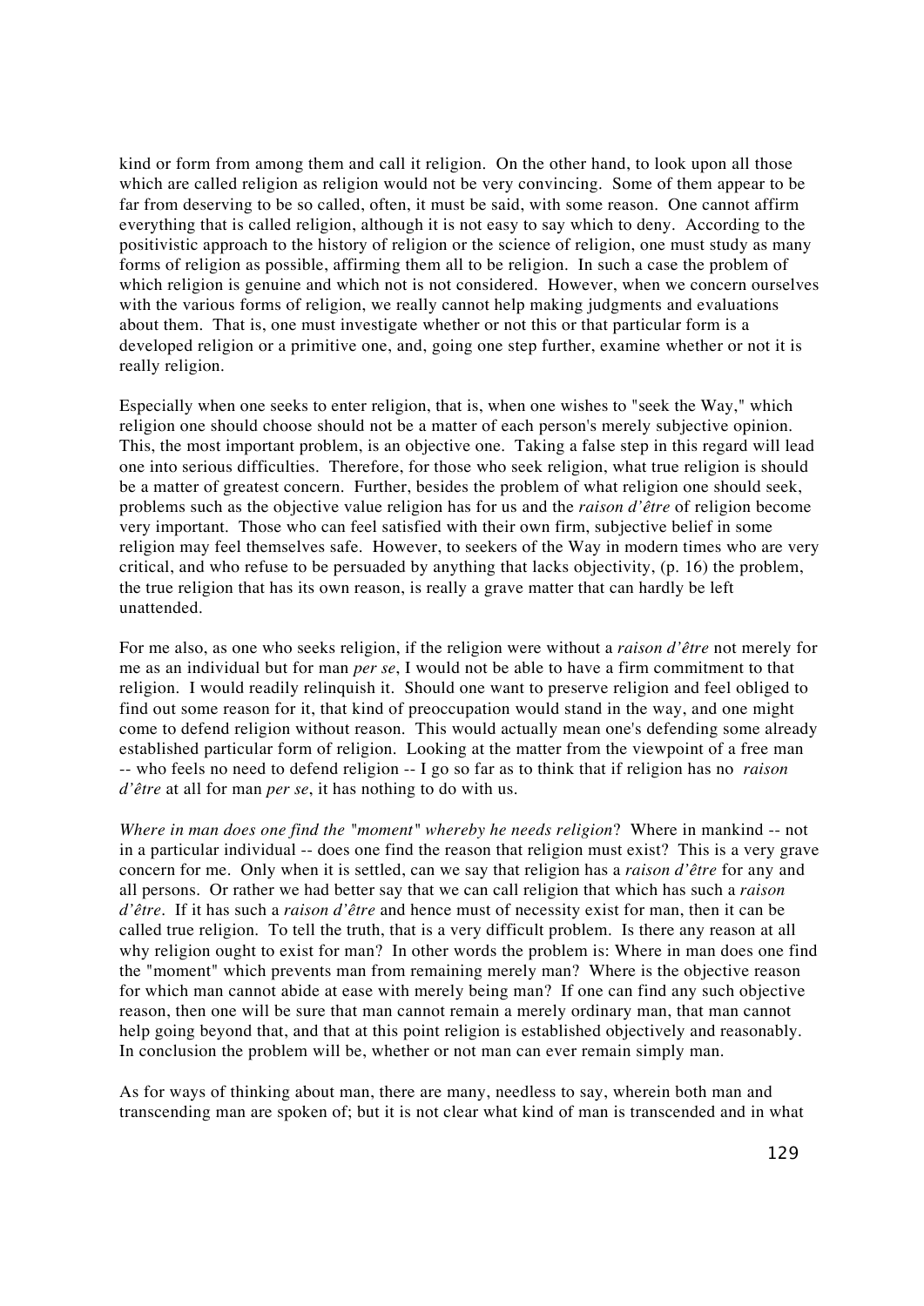kind or form from among them and call it religion. On the other hand, to look upon all those which are called religion as religion would not be very convincing. Some of them appear to be far from deserving to be so called, often, it must be said, with some reason. One cannot affirm everything that is called religion, although it is not easy to say which to deny. According to the positivistic approach to the history of religion or the science of religion, one must study as many forms of religion as possible, affirming them all to be religion. In such a case the problem of which religion is genuine and which not is not considered. However, when we concern ourselves with the various forms of religion, we really cannot help making judgments and evaluations about them. That is, one must investigate whether or not this or that particular form is a developed religion or a primitive one, and, going one step further, examine whether or not it is really religion.

Especially when one seeks to enter religion, that is, when one wishes to "seek the Way," which religion one should choose should not be a matter of each person's merely subjective opinion. This, the most important problem, is an objective one. Taking a false step in this regard will lead one into serious difficulties. Therefore, for those who seek religion, what true religion is should be a matter of greatest concern. Further, besides the problem of what religion one should seek, problems such as the objective value religion has for us and the *raison d'être* of religion become very important. Those who can feel satisfied with their own firm, subjective belief in some religion may feel themselves safe. However, to seekers of the Way in modern times who are very critical, and who refuse to be persuaded by anything that lacks objectivity, (p. 16) the problem, the true religion that has its own reason, is really a grave matter that can hardly be left unattended.

For me also, as one who seeks religion, if the religion were without a *raison d'être* not merely for me as an individual but for man *per se*, I would not be able to have a firm commitment to that religion. I would readily relinquish it. Should one want to preserve religion and feel obliged to find out some reason for it, that kind of preoccupation would stand in the way, and one might come to defend religion without reason. This would actually mean one's defending some already established particular form of religion. Looking at the matter from the viewpoint of a free man -- who feels no need to defend religion -- I go so far as to think that if religion has no *raison d'être* at all for man *per se*, it has nothing to do with us.

*Where in man does one find the "moment" whereby he needs religion*? Where in mankind -- not in a particular individual -- does one find the reason that religion must exist? This is a very grave concern for me. Only when it is settled, can we say that religion has a *raison d'être* for any and all persons. Or rather we had better say that we can call religion that which has such a *raison d'être*. If it has such a *raison d'être* and hence must of necessity exist for man, then it can be called true religion. To tell the truth, that is a very difficult problem. Is there any reason at all why religion ought to exist for man? In other words the problem is: Where in man does one find the "moment" which prevents man from remaining merely man? Where is the objective reason for which man cannot abide at ease with merely being man? If one can find any such objective reason, then one will be sure that man cannot remain a merely ordinary man, that man cannot help going beyond that, and that at this point religion is established objectively and reasonably. In conclusion the problem will be, whether or not man can ever remain simply man.

As for ways of thinking about man, there are many, needless to say, wherein both man and transcending man are spoken of; but it is not clear what kind of man is transcended and in what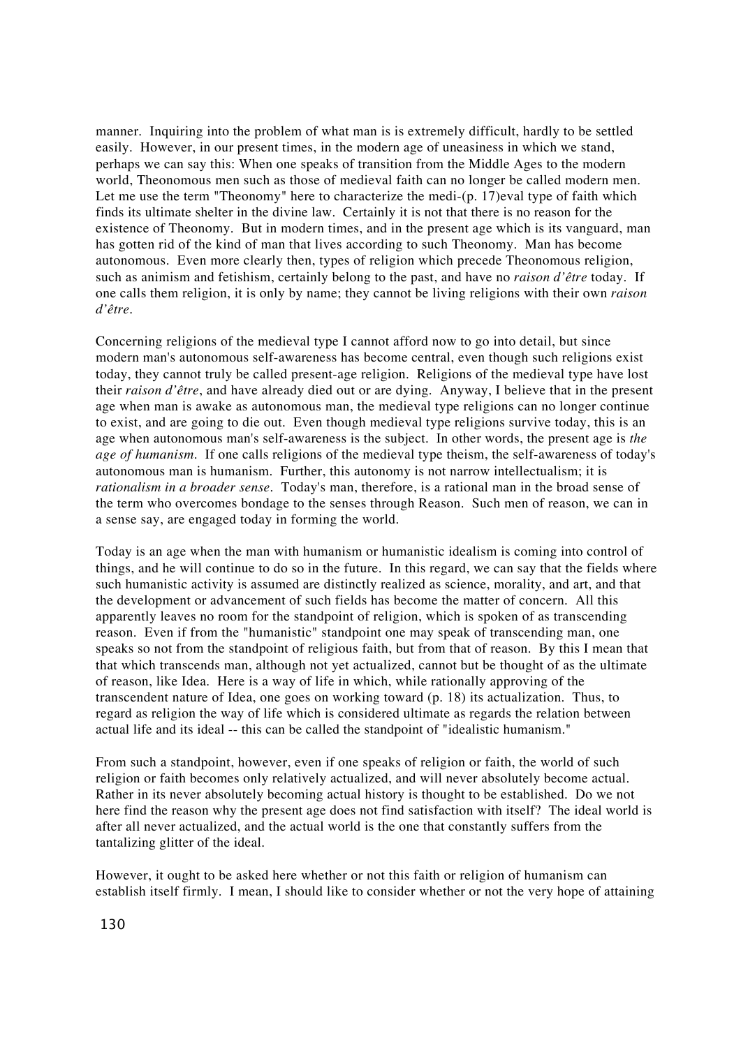manner. Inquiring into the problem of what man is is extremely difficult, hardly to be settled easily. However, in our present times, in the modern age of uneasiness in which we stand, perhaps we can say this: When one speaks of transition from the Middle Ages to the modern world, Theonomous men such as those of medieval faith can no longer be called modern men. Let me use the term "Theonomy" here to characterize the medi-(p. 17)eval type of faith which finds its ultimate shelter in the divine law. Certainly it is not that there is no reason for the existence of Theonomy. But in modern times, and in the present age which is its vanguard, man has gotten rid of the kind of man that lives according to such Theonomy. Man has become autonomous. Even more clearly then, types of religion which precede Theonomous religion, such as animism and fetishism, certainly belong to the past, and have no *raison d'être* today. If one calls them religion, it is only by name; they cannot be living religions with their own *raison d'être*.

Concerning religions of the medieval type I cannot afford now to go into detail, but since modern man's autonomous self-awareness has become central, even though such religions exist today, they cannot truly be called present-age religion. Religions of the medieval type have lost their *raison d'être*, and have already died out or are dying. Anyway, I believe that in the present age when man is awake as autonomous man, the medieval type religions can no longer continue to exist, and are going to die out. Even though medieval type religions survive today, this is an age when autonomous man's self-awareness is the subject. In other words, the present age is *the age of humanism*. If one calls religions of the medieval type theism, the self-awareness of today's autonomous man is humanism. Further, this autonomy is not narrow intellectualism; it is *rationalism in a broader sense*. Today's man, therefore, is a rational man in the broad sense of the term who overcomes bondage to the senses through Reason. Such men of reason, we can in a sense say, are engaged today in forming the world.

Today is an age when the man with humanism or humanistic idealism is coming into control of things, and he will continue to do so in the future. In this regard, we can say that the fields where such humanistic activity is assumed are distinctly realized as science, morality, and art, and that the development or advancement of such fields has become the matter of concern. All this apparently leaves no room for the standpoint of religion, which is spoken of as transcending reason. Even if from the "humanistic" standpoint one may speak of transcending man, one speaks so not from the standpoint of religious faith, but from that of reason. By this I mean that that which transcends man, although not yet actualized, cannot but be thought of as the ultimate of reason, like Idea. Here is a way of life in which, while rationally approving of the transcendent nature of Idea, one goes on working toward (p. 18) its actualization. Thus, to regard as religion the way of life which is considered ultimate as regards the relation between actual life and its ideal -- this can be called the standpoint of "idealistic humanism."

From such a standpoint, however, even if one speaks of religion or faith, the world of such religion or faith becomes only relatively actualized, and will never absolutely become actual. Rather in its never absolutely becoming actual history is thought to be established. Do we not here find the reason why the present age does not find satisfaction with itself? The ideal world is after all never actualized, and the actual world is the one that constantly suffers from the tantalizing glitter of the ideal.

However, it ought to be asked here whether or not this faith or religion of humanism can establish itself firmly. I mean, I should like to consider whether or not the very hope of attaining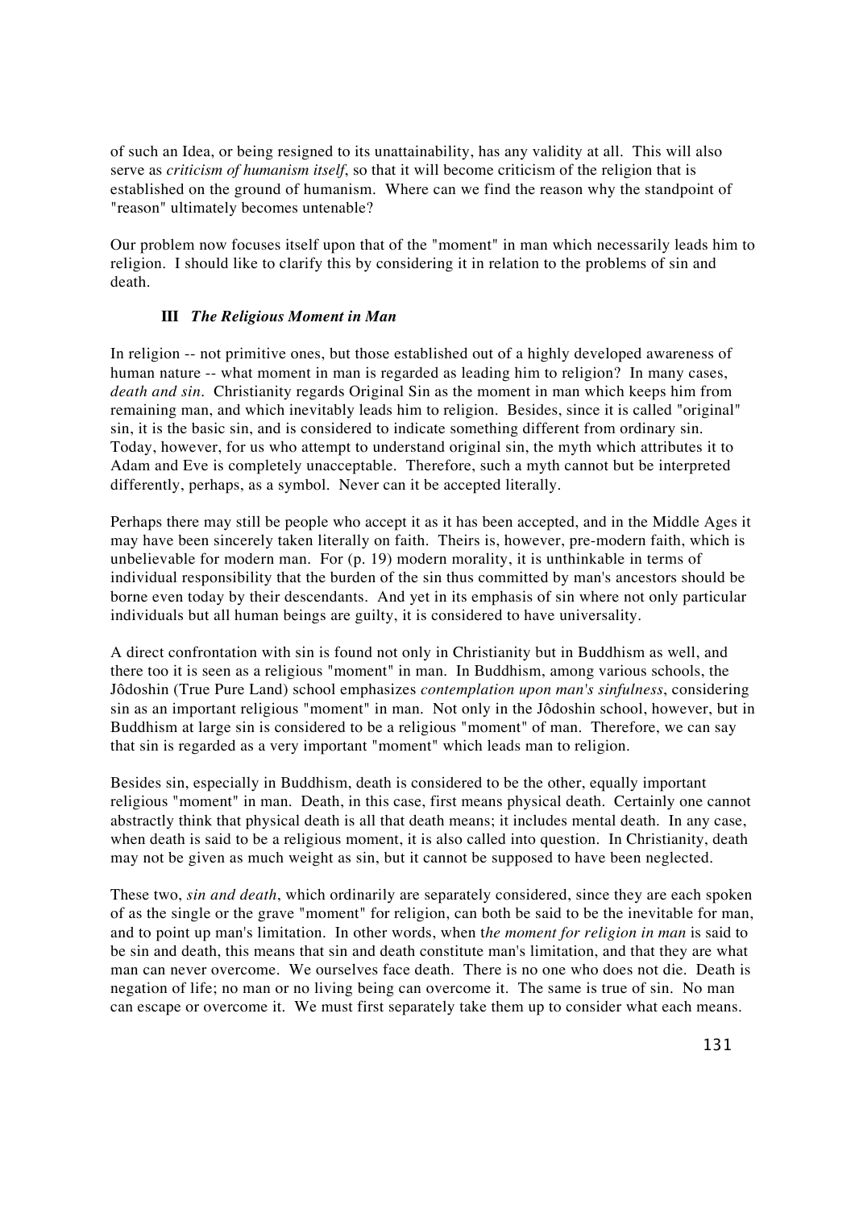of such an Idea, or being resigned to its unattainability, has any validity at all. This will also serve as *criticism of humanism itself*, so that it will become criticism of the religion that is established on the ground of humanism. Where can we find the reason why the standpoint of "reason" ultimately becomes untenable?

Our problem now focuses itself upon that of the "moment" in man which necessarily leads him to religion. I should like to clarify this by considering it in relation to the problems of sin and death.

### III *The Religious Moment in Man*

In religion -- not primitive ones, but those established out of a highly developed awareness of human nature -- what moment in man is regarded as leading him to religion? In many cases, *death and sin*. Christianity regards Original Sin as the moment in man which keeps him from remaining man, and which inevitably leads him to religion. Besides, since it is called "original" sin, it is the basic sin, and is considered to indicate something different from ordinary sin. Today, however, for us who attempt to understand original sin, the myth which attributes it to Adam and Eve is completely unacceptable. Therefore, such a myth cannot but be interpreted differently, perhaps, as a symbol. Never can it be accepted literally.

Perhaps there may still be people who accept it as it has been accepted, and in the Middle Ages it may have been sincerely taken literally on faith. Theirs is, however, pre-modern faith, which is unbelievable for modern man. For (p. 19) modern morality, it is unthinkable in terms of individual responsibility that the burden of the sin thus committed by man's ancestors should be borne even today by their descendants. And yet in its emphasis of sin where not only particular individuals but all human beings are guilty, it is considered to have universality.

A direct confrontation with sin is found not only in Christianity but in Buddhism as well, and there too it is seen as a religious "moment" in man. In Buddhism, among various schools, the Jôdoshin (True Pure Land) school emphasizes *contemplation upon man's sinfulness*, considering sin as an important religious "moment" in man. Not only in the Jôdoshin school, however, but in Buddhism at large sin is considered to be a religious "moment" of man. Therefore, we can say that sin is regarded as a very important "moment" which leads man to religion.

Besides sin, especially in Buddhism, death is considered to be the other, equally important religious "moment" in man. Death, in this case, first means physical death. Certainly one cannot abstractly think that physical death is all that death means; it includes mental death. In any case, when death is said to be a religious moment, it is also called into question. In Christianity, death may not be given as much weight as sin, but it cannot be supposed to have been neglected.

These two, *sin and death*, which ordinarily are separately considered, since they are each spoken of as the single or the grave "moment" for religion, can both be said to be the inevitable for man, and to point up man's limitation. In other words, when t*he moment for religion in man* is said to be sin and death, this means that sin and death constitute man's limitation, and that they are what man can never overcome. We ourselves face death. There is no one who does not die. Death is negation of life; no man or no living being can overcome it. The same is true of sin. No man can escape or overcome it. We must first separately take them up to consider what each means.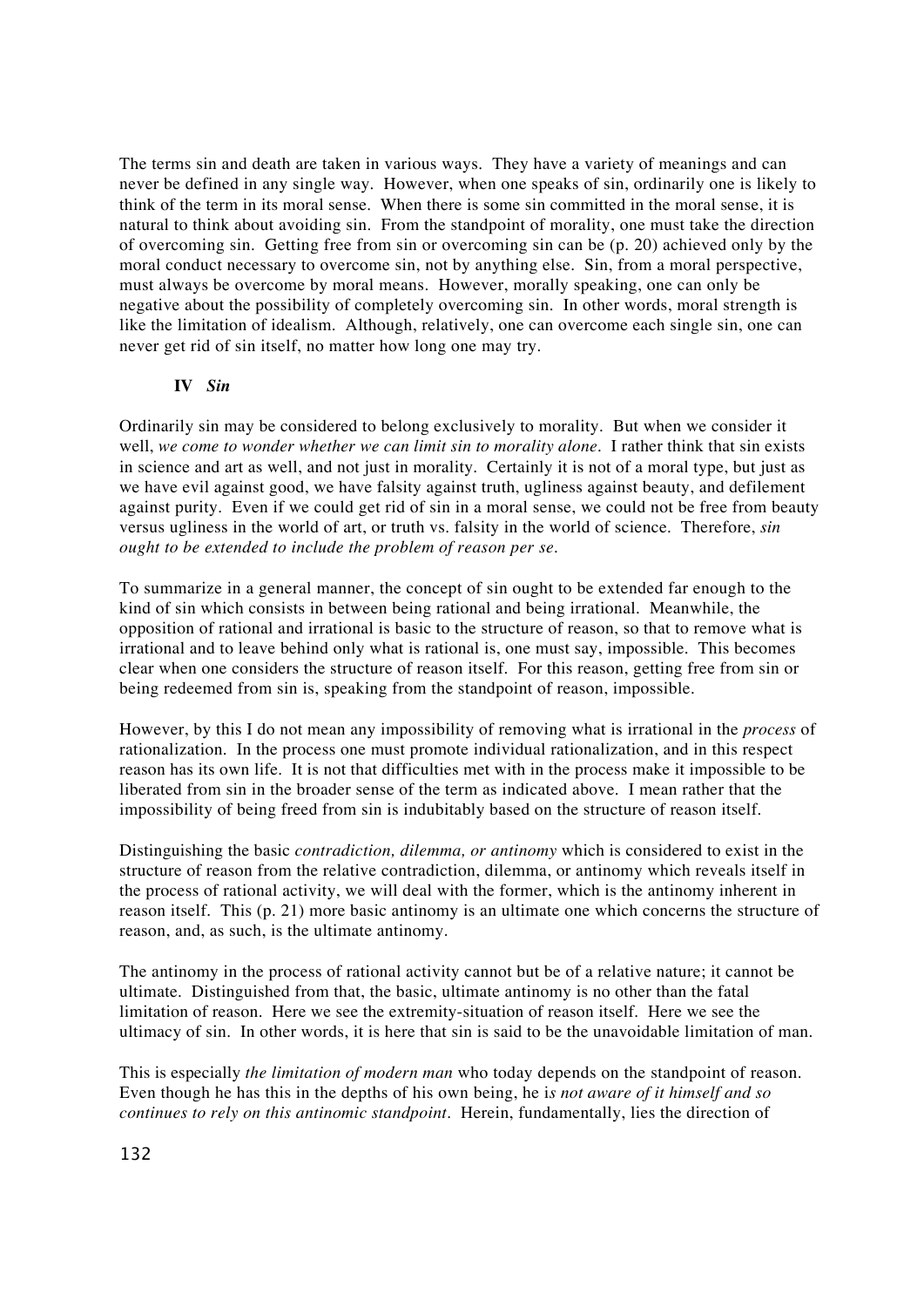The terms sin and death are taken in various ways. They have a variety of meanings and can never be defined in any single way. However, when one speaks of sin, ordinarily one is likely to think of the term in its moral sense. When there is some sin committed in the moral sense, it is natural to think about avoiding sin. From the standpoint of morality, one must take the direction of overcoming sin. Getting free from sin or overcoming sin can be (p. 20) achieved only by the moral conduct necessary to overcome sin, not by anything else. Sin, from a moral perspective, must always be overcome by moral means. However, morally speaking, one can only be negative about the possibility of completely overcoming sin. In other words, moral strength is like the limitation of idealism. Although, relatively, one can overcome each single sin, one can never get rid of sin itself, no matter how long one may try.

### IV *Sin*

Ordinarily sin may be considered to belong exclusively to morality. But when we consider it well, *we come to wonder whether we can limit sin to morality alone*. I rather think that sin exists in science and art as well, and not just in morality. Certainly it is not of a moral type, but just as we have evil against good, we have falsity against truth, ugliness against beauty, and defilement against purity. Even if we could get rid of sin in a moral sense, we could not be free from beauty versus ugliness in the world of art, or truth vs. falsity in the world of science. Therefore, *sin ought to be extended to include the problem of reason per se*.

To summarize in a general manner, the concept of sin ought to be extended far enough to the kind of sin which consists in between being rational and being irrational. Meanwhile, the opposition of rational and irrational is basic to the structure of reason, so that to remove what is irrational and to leave behind only what is rational is, one must say, impossible. This becomes clear when one considers the structure of reason itself. For this reason, getting free from sin or being redeemed from sin is, speaking from the standpoint of reason, impossible.

However, by this I do not mean any impossibility of removing what is irrational in the *process* of rationalization. In the process one must promote individual rationalization, and in this respect reason has its own life. It is not that difficulties met with in the process make it impossible to be liberated from sin in the broader sense of the term as indicated above. I mean rather that the impossibility of being freed from sin is indubitably based on the structure of reason itself.

Distinguishing the basic *contradiction, dilemma, or antinomy* which is considered to exist in the structure of reason from the relative contradiction, dilemma, or antinomy which reveals itself in the process of rational activity, we will deal with the former, which is the antinomy inherent in reason itself. This (p. 21) more basic antinomy is an ultimate one which concerns the structure of reason, and, as such, is the ultimate antinomy.

The antinomy in the process of rational activity cannot but be of a relative nature; it cannot be ultimate. Distinguished from that, the basic, ultimate antinomy is no other than the fatal limitation of reason. Here we see the extremity-situation of reason itself. Here we see the ultimacy of sin. In other words, it is here that sin is said to be the unavoidable limitation of man.

This is especially *the limitation of modern man* who today depends on the standpoint of reason. Even though he has this in the depths of his own being, he i*s not aware of it himself and so continues to rely on this antinomic standpoint*. Herein, fundamentally, lies the direction of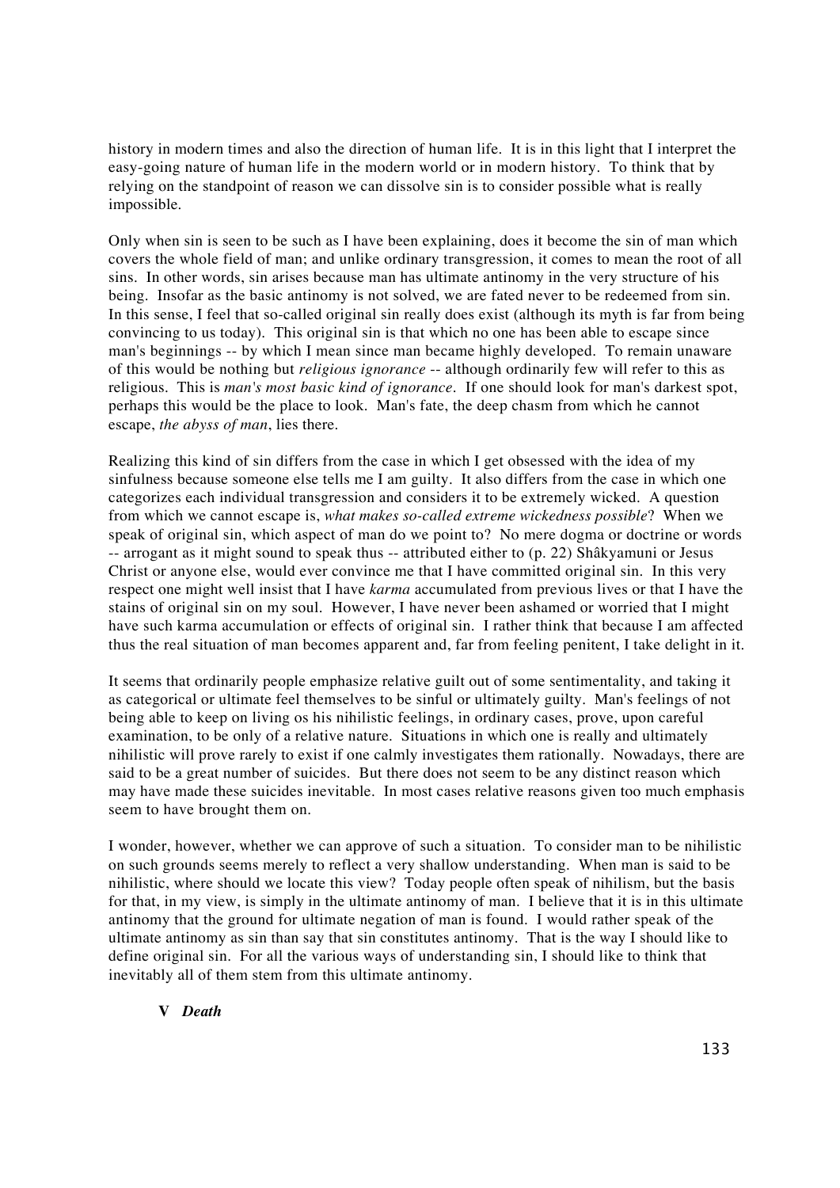history in modern times and also the direction of human life. It is in this light that I interpret the easy-going nature of human life in the modern world or in modern history. To think that by relying on the standpoint of reason we can dissolve sin is to consider possible what is really impossible.

Only when sin is seen to be such as I have been explaining, does it become the sin of man which covers the whole field of man; and unlike ordinary transgression, it comes to mean the root of all sins. In other words, sin arises because man has ultimate antinomy in the very structure of his being. Insofar as the basic antinomy is not solved, we are fated never to be redeemed from sin. In this sense, I feel that so-called original sin really does exist (although its myth is far from being convincing to us today). This original sin is that which no one has been able to escape since man's beginnings -- by which I mean since man became highly developed. To remain unaware of this would be nothing but *religious ignorance* -- although ordinarily few will refer to this as religious. This is *man's most basic kind of ignorance*. If one should look for man's darkest spot, perhaps this would be the place to look. Man's fate, the deep chasm from which he cannot escape, *the abyss of man*, lies there.

Realizing this kind of sin differs from the case in which I get obsessed with the idea of my sinfulness because someone else tells me I am guilty. It also differs from the case in which one categorizes each individual transgression and considers it to be extremely wicked. A question from which we cannot escape is, *what makes so-called extreme wickedness possible*? When we speak of original sin, which aspect of man do we point to? No mere dogma or doctrine or words -- arrogant as it might sound to speak thus -- attributed either to (p. 22) Shâkyamuni or Jesus Christ or anyone else, would ever convince me that I have committed original sin. In this very respect one might well insist that I have *karma* accumulated from previous lives or that I have the stains of original sin on my soul. However, I have never been ashamed or worried that I might have such karma accumulation or effects of original sin. I rather think that because I am affected thus the real situation of man becomes apparent and, far from feeling penitent, I take delight in it.

It seems that ordinarily people emphasize relative guilt out of some sentimentality, and taking it as categorical or ultimate feel themselves to be sinful or ultimately guilty. Man's feelings of not being able to keep on living os his nihilistic feelings, in ordinary cases, prove, upon careful examination, to be only of a relative nature. Situations in which one is really and ultimately nihilistic will prove rarely to exist if one calmly investigates them rationally. Nowadays, there are said to be a great number of suicides. But there does not seem to be any distinct reason which may have made these suicides inevitable. In most cases relative reasons given too much emphasis seem to have brought them on.

I wonder, however, whether we can approve of such a situation. To consider man to be nihilistic on such grounds seems merely to reflect a very shallow understanding. When man is said to be nihilistic, where should we locate this view? Today people often speak of nihilism, but the basis for that, in my view, is simply in the ultimate antinomy of man. I believe that it is in this ultimate antinomy that the ground for ultimate negation of man is found. I would rather speak of the ultimate antinomy as sin than say that sin constitutes antinomy. That is the way I should like to define original sin. For all the various ways of understanding sin, I should like to think that inevitably all of them stem from this ultimate antinomy.

## V *Death*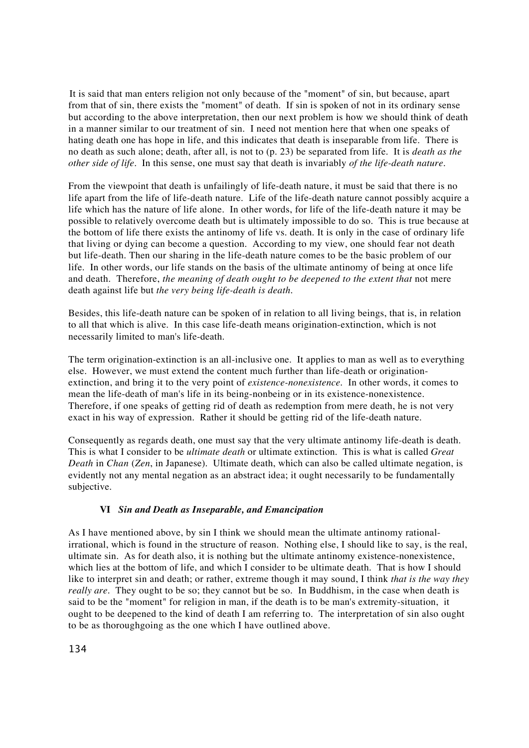It is said that man enters religion not only because of the "moment" of sin, but because, apart from that of sin, there exists the "moment" of death. If sin is spoken of not in its ordinary sense but according to the above interpretation, then our next problem is how we should think of death in a manner similar to our treatment of sin. I need not mention here that when one speaks of hating death one has hope in life, and this indicates that death is inseparable from life. There is no death as such alone; death, after all, is not to (p. 23) be separated from life. It is *death as the other side of life*. In this sense, one must say that death is invariably *of the life-death nature*.

From the viewpoint that death is unfailingly of life-death nature, it must be said that there is no life apart from the life of life-death nature. Life of the life-death nature cannot possibly acquire a life which has the nature of life alone. In other words, for life of the life-death nature it may be possible to relatively overcome death but is ultimately impossible to do so. This is true because at the bottom of life there exists the antinomy of life vs. death. It is only in the case of ordinary life that living or dying can become a question. According to my view, one should fear not death but life-death. Then our sharing in the life-death nature comes to be the basic problem of our life. In other words, our life stands on the basis of the ultimate antinomy of being at once life and death. Therefore, *the meaning of death ought to be deepened to the extent that* not mere death against life but *the very being life-death is death.*

Besides, this life-death nature can be spoken of in relation to all living beings, that is, in relation to all that which is alive. In this case life-death means origination-extinction, which is not necessarily limited to man's life-death.

The term origination-extinction is an all-inclusive one. It applies to man as well as to everything else. However, we must extend the content much further than life-death or origination-extinction, and bring it to the very point of *existence-nonexistence*. In other words, it comes to mean the life-death of man's life in its being-nonbeing or in its existence-nonexistence. Therefore, if one speaks of getting rid of death as redemption from mere death, he is not very exact in his way of expression. Rather it should be getting rid of the life-death nature.

Consequently as regards death, one must say that the very ultimate antinomy life-death is death. This is what I consider to be *ultimate death* or ultimate extinction. This is what is called *Great Death* in *Chan* (*Zen*, in Japanese). Ultimate death, which can also be called ultimate negation, is evidently not any mental negation as an abstract idea; it ought necessarily to be fundamentally subjective.

### VI *Sin and Death as Inseparable, and Emancipation*

As I have mentioned above, by sin I think we should mean the ultimate antinomy rational-irrational, which is found in the structure of reason. Nothing else, I should like to say, is the real, ultimate sin. As for death also, it is nothing but the ultimate antinomy existence-nonexistence, which lies at the bottom of life, and which I consider to be ultimate death. That is how I should like to interpret sin and death; or rather, extreme though it may sound, I think *that is the way they really are*. They ought to be so; they cannot but be so. In Buddhism, in the case when death is said to be the "moment" for religion in man, if the death is to be man's extremity-situation, it ought to be deepened to the kind of death I am referring to. The interpretation of sin also ought to be as thoroughgoing as the one which I have outlined above.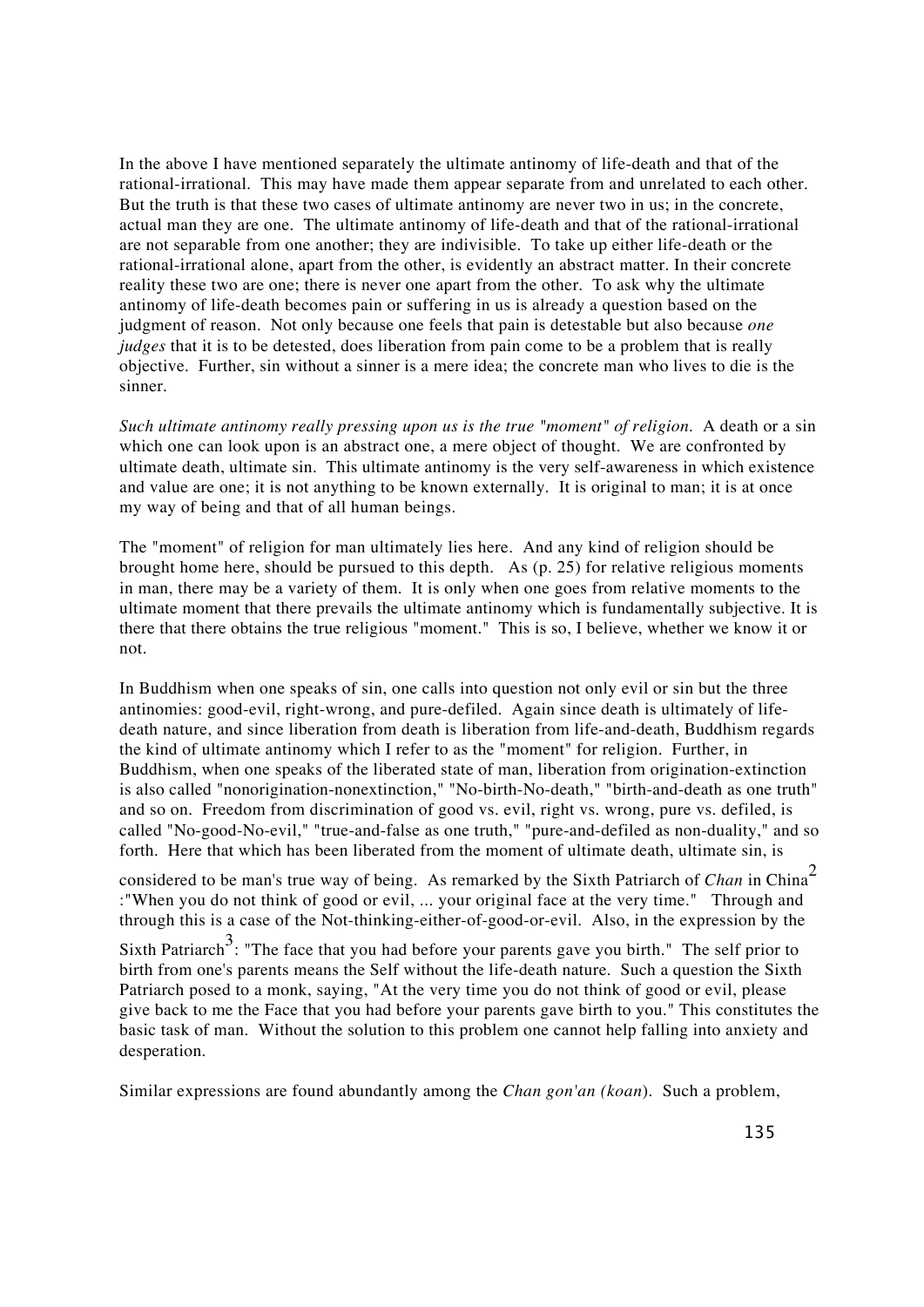In the above I have mentioned separately the ultimate antinomy of life-death and that of the rational-irrational. This may have made them appear separate from and unrelated to each other. But the truth is that these two cases of ultimate antinomy are never two in us; in the concrete, actual man they are one. The ultimate antinomy of life-death and that of the rational-irrational are not separable from one another; they are indivisible. To take up either life-death or the rational-irrational alone, apart from the other, is evidently an abstract matter. In their concrete reality these two are one; there is never one apart from the other. To ask why the ultimate antinomy of life-death becomes pain or suffering in us is already a question based on the judgment of reason. Not only because one feels that pain is detestable but also because *one judges* that it is to be detested, does liberation from pain come to be a problem that is really objective. Further, sin without a sinner is a mere idea; the concrete man who lives to die is the sinner.

*Such ultimate antinomy really pressing upon us is the true "moment" of religion.* A death or a sin which one can look upon is an abstract one, a mere object of thought. We are confronted by ultimate death, ultimate sin. This ultimate antinomy is the very self-awareness in which existence and value are one; it is not anything to be known externally. It is original to man; it is at once my way of being and that of all human beings.

The "moment" of religion for man ultimately lies here. And any kind of religion should be brought home here, should be pursued to this depth. As (p. 25) for relative religious moments in man, there may be a variety of them. It is only when one goes from relative moments to the ultimate moment that there prevails the ultimate antinomy which is fundamentally subjective. It is there that there obtains the true religious "moment." This is so, I believe, whether we know it or not.

In Buddhism when one speaks of sin, one calls into question not only evil or sin but the three antinomies: good-evil, right-wrong, and pure-defiled. Again since death is ultimately of life-death nature, and since liberation from death is liberation from life-and-death, Buddhism regards the kind of ultimate antinomy which I refer to as the "moment" for religion. Further, in Buddhism, when one speaks of the liberated state of man, liberation from origination-extinction is also called "nonorigination-nonextinction," "No-birth-No-death," "birth-and-death as one truth" and so on. Freedom from discrimination of good vs. evil, right vs. wrong, pure vs. defiled, is called "No-good-No-evil," "true-and-false as one truth," "pure-and-defiled as non-duality," and so forth. Here that which has been liberated from the moment of ultimate death, ultimate sin, is considered to be man's true way of being. As remarked by the Sixth Patriarch of *Chan* in China[2] :"When you do not think of good or evil, ... your original face at the very time." Through and through this is a case of the Not-thinking-either-of-good-or-evil. Also, in the expression by the Sixth Patriarch[3]: "The face that you had before your parents gave you birth." The self prior to birth from one's parents means the Self without the life-death nature. Such a question the Sixth Patriarch posed to a monk, saying, "At the very time you do not think of good or evil, please give back to me the Face that you had before your parents gave birth to you." This constitutes the basic task of man. Without the solution to this problem one cannot help falling into anxiety and desperation.

Similar expressions are found abundantly among the *Chan gon'an (koan*). Such a problem,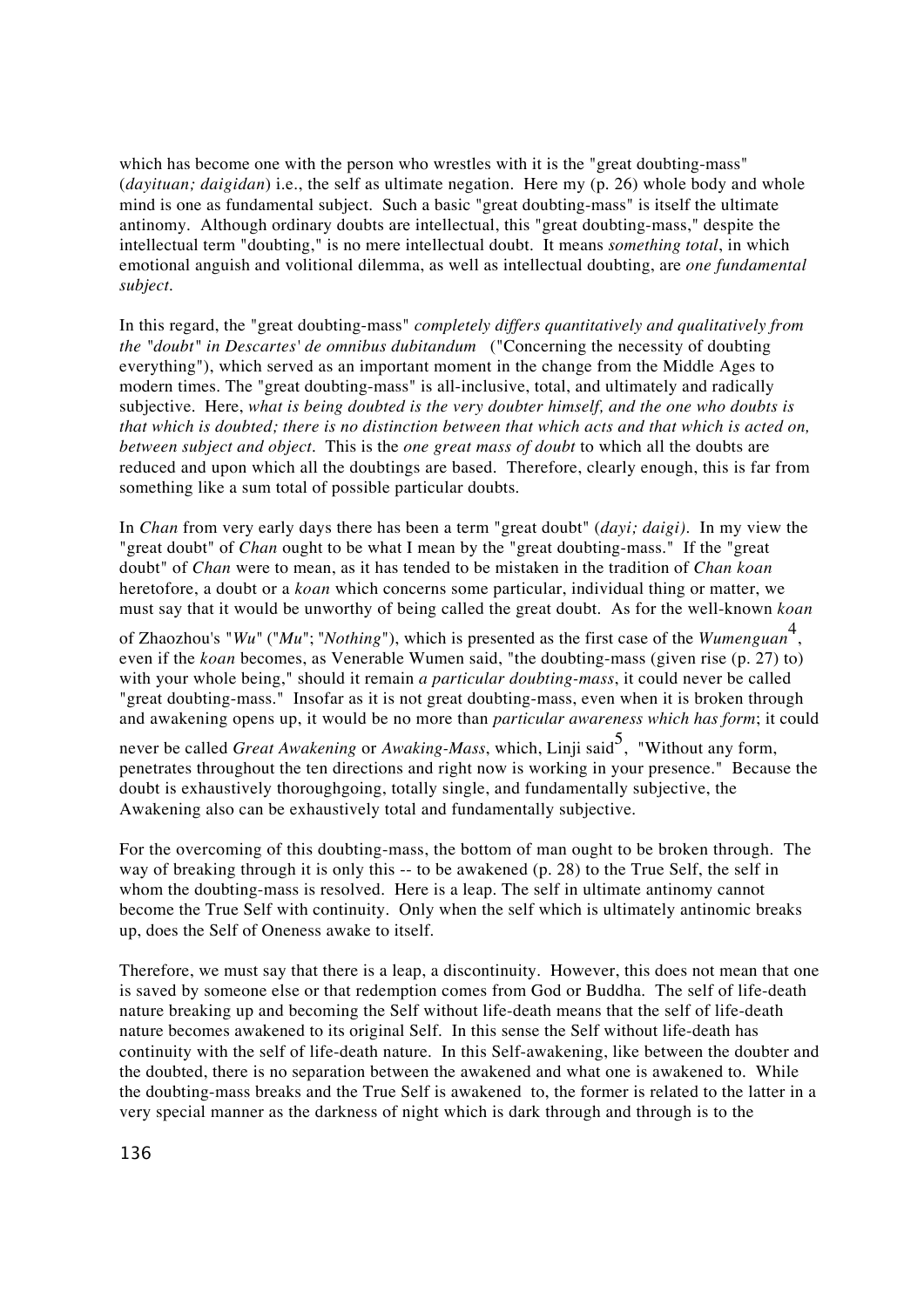which has become one with the person who wrestles with it is the "great doubting-mass" (*dayituan; daigidan*) i.e., the self as ultimate negation. Here my (p. 26) whole body and whole mind is one as fundamental subject. Such a basic "great doubting-mass" is itself the ultimate antinomy. Although ordinary doubts are intellectual, this "great doubting-mass," despite the intellectual term "doubting," is no mere intellectual doubt. It means *something total*, in which emotional anguish and volitional dilemma, as well as intellectual doubting, are *one fundamental subject*.

In this regard, the "great doubting-mass" *completely differs quantitatively and qualitatively from the "doubt" in Descartes' de omnibus dubitandum* ("Concerning the necessity of doubting everything"), which served as an important moment in the change from the Middle Ages to modern times. The "great doubting-mass" is all-inclusive, total, and ultimately and radically subjective. Here, *what is being doubted is the very doubter himself, and the one who doubts is that which is doubted; there is no distinction between that which acts and that which is acted on, between subject and object*. This is the *one great mass of doubt* to which all the doubts are reduced and upon which all the doubtings are based. Therefore, clearly enough, this is far from something like a sum total of possible particular doubts.

In *Chan* from very early days there has been a term "great doubt" (*dayi; daigi)*. In my view the "great doubt" of *Chan* ought to be what I mean by the "great doubting-mass." If the "great doubt" of *Chan* were to mean, as it has tended to be mistaken in the tradition of *Chan koan* heretofore, a doubt or a *koan* which concerns some particular, individual thing or matter, we must say that it would be unworthy of being called the great doubt. As for the well-known *koan* of Zhaozhou's "*Wu*" ("*Mu*"; "*Nothing*"), which is presented as the first case of the *Wumenguan*[4], even if the *koan* becomes, as Venerable Wumen said, "the doubting-mass (given rise (p. 27) to) with your whole being," should it remain *a particular doubting-mass*, it could never be called "great doubting-mass." Insofar as it is not great doubting-mass, even when it is broken through and awakening opens up, it would be no more than *particular awareness which has form*; it could never be called *Great Awakening* or *Awaking-Mass*, which, Linji said[5], "Without any form, penetrates throughout the ten directions and right now is working in your presence." Because the doubt is exhaustively thoroughgoing, totally single, and fundamentally subjective, the Awakening also can be exhaustively total and fundamentally subjective.

For the overcoming of this doubting-mass, the bottom of man ought to be broken through. The way of breaking through it is only this -- to be awakened (p. 28) to the True Self, the self in whom the doubting-mass is resolved. Here is a leap. The self in ultimate antinomy cannot become the True Self with continuity. Only when the self which is ultimately antinomic breaks up, does the Self of Oneness awake to itself.

Therefore, we must say that there is a leap, a discontinuity. However, this does not mean that one is saved by someone else or that redemption comes from God or Buddha. The self of life-death nature breaking up and becoming the Self without life-death means that the self of life-death nature becomes awakened to its original Self. In this sense the Self without life-death has continuity with the self of life-death nature. In this Self-awakening, like between the doubter and the doubted, there is no separation between the awakened and what one is awakened to. While the doubting-mass breaks and the True Self is awakened to, the former is related to the latter in a very special manner as the darkness of night which is dark through and through is to the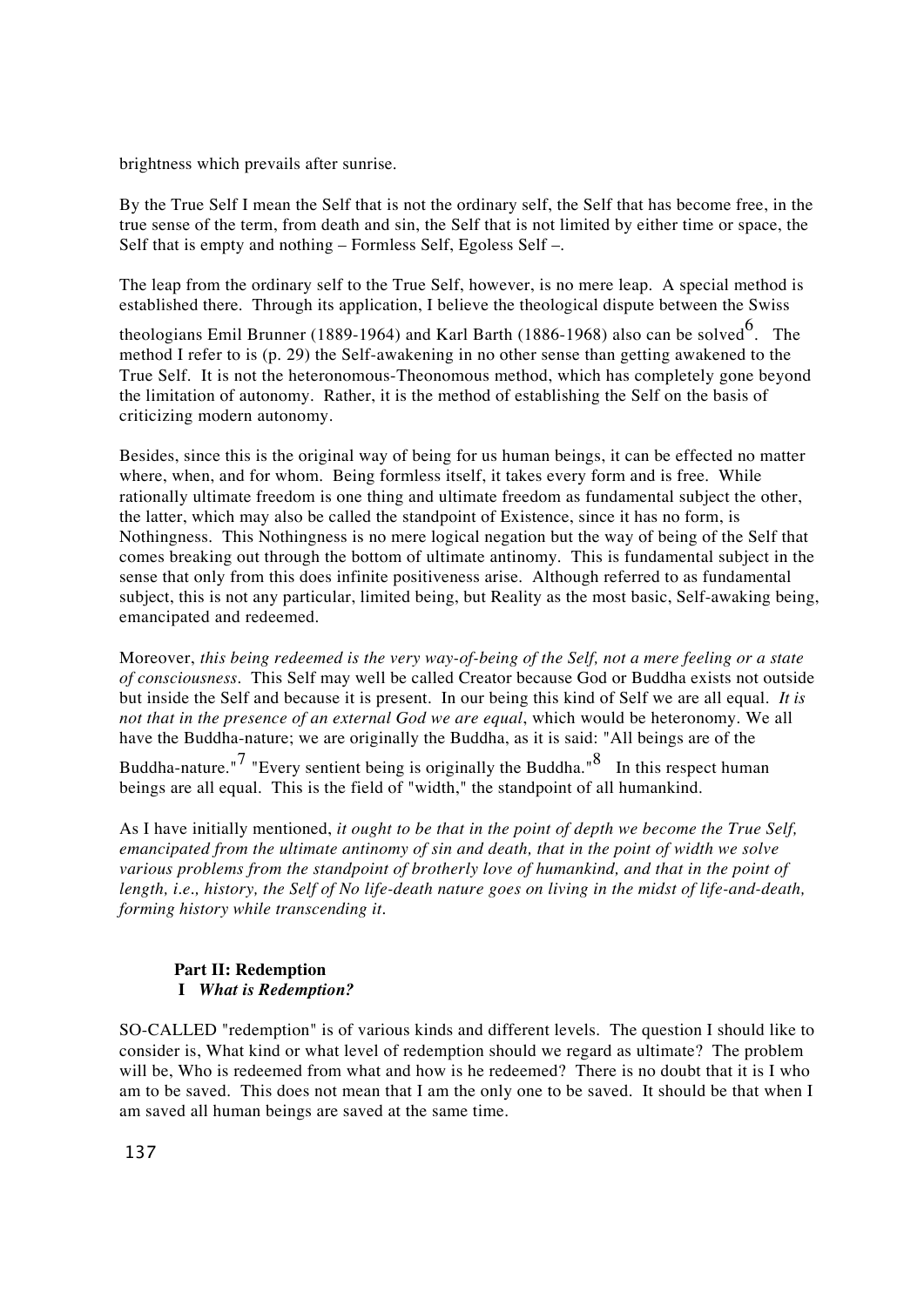brightness which prevails after sunrise.

By the True Self I mean the Self that is not the ordinary self, the Self that has become free, in the true sense of the term, from death and sin, the Self that is not limited by either time or space, the Self that is empty and nothing – Formless Self, Egoless Self –.

The leap from the ordinary self to the True Self, however, is no mere leap. A special method is established there. Through its application, I believe the theological dispute between the Swiss theologians Emil Brunner (1889-1964) and Karl Barth (1886-1968) also can be solved[6]. The method I refer to is (p. 29) the Self-awakening in no other sense than getting awakened to the True Self. It is not the heteronomous-Theonomous method, which has completely gone beyond the limitation of autonomy. Rather, it is the method of establishing the Self on the basis of criticizing modern autonomy.

Besides, since this is the original way of being for us human beings, it can be effected no matter where, when, and for whom. Being formless itself, it takes every form and is free. While rationally ultimate freedom is one thing and ultimate freedom as fundamental subject the other, the latter, which may also be called the standpoint of Existence, since it has no form, is Nothingness. This Nothingness is no mere logical negation but the way of being of the Self that comes breaking out through the bottom of ultimate antinomy. This is fundamental subject in the sense that only from this does infinite positiveness arise. Although referred to as fundamental subject, this is not any particular, limited being, but Reality as the most basic, Self-awaking being, emancipated and redeemed.

Moreover, *this being redeemed is the very way-of-being of the Self, not a mere feeling or a state of consciousness*. This Self may well be called Creator because God or Buddha exists not outside but inside the Self and because it is present. In our being this kind of Self we are all equal. *It is not that in the presence of an external God we are equal*, which would be heteronomy. We all have the Buddha-nature; we are originally the Buddha, as it is said: "All beings are of the Buddha-nature."[7] "Every sentient being is originally the Buddha."[8] In this respect human beings are all equal. This is the field of "width," the standpoint of all humankind.

As I have initially mentioned, *it ought to be that in the point of depth we become the True Self, emancipated from the ultimate antinomy of sin and death, that in the point of width we solve various problems from the standpoint of brotherly love of humankind, and that in the point of length, i.e., history, the Self of No life-death nature goes on living in the midst of life-and-death, forming history while transcending it*.

## Part II: Redemption

### I *What is Redemption?*

SO-CALLED "redemption" is of various kinds and different levels. The question I should like to consider is, What kind or what level of redemption should we regard as ultimate? The problem will be, Who is redeemed from what and how is he redeemed? There is no doubt that it is I who am to be saved. This does not mean that I am the only one to be saved. It should be that when I am saved all human beings are saved at the same time.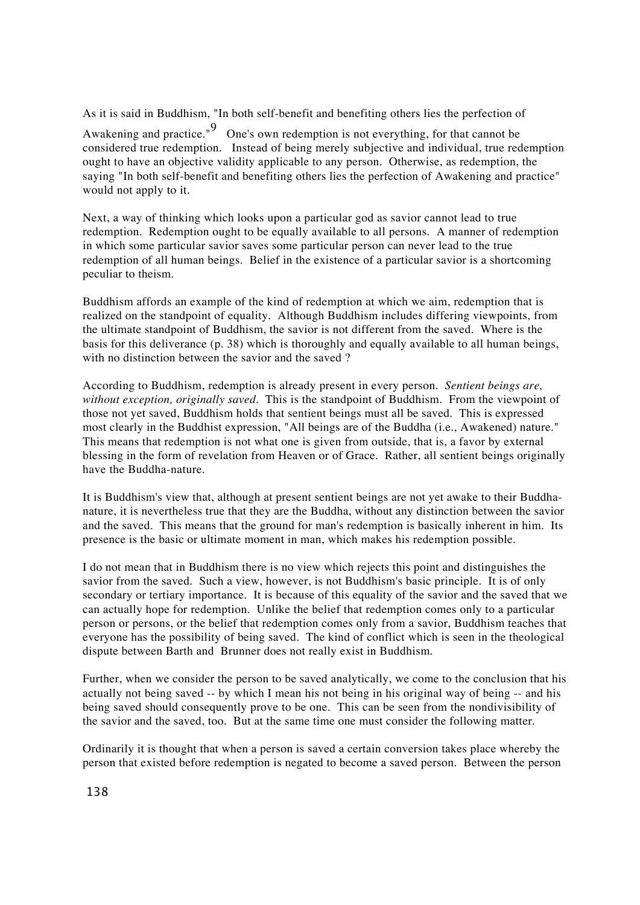As it is said in Buddhism, "In both self-benefit and benefiting others lies the perfection of Awakening and practice."[9] One's own redemption is not everything, for that cannot be considered true redemption. Instead of being merely subjective and individual, true redemption ought to have an objective validity applicable to any person. Otherwise, as redemption, the saying "In both self-benefit and benefiting others lies the perfection of Awakening and practice" would not apply to it.

Next, a way of thinking which looks upon a particular god as savior cannot lead to true redemption. Redemption ought to be equally available to all persons. A manner of redemption in which some particular savior saves some particular person can never lead to the true redemption of all human beings. Belief in the existence of a particular savior is a shortcoming peculiar to theism.

Buddhism affords an example of the kind of redemption at which we aim, redemption that is realized on the standpoint of equality. Although Buddhism includes differing viewpoints, from the ultimate standpoint of Buddhism, the savior is not different from the saved. Where is the basis for this deliverance (p. 38) which is thoroughly and equally available to all human beings, with no distinction between the savior and the saved ?

According to Buddhism, redemption is already present in every person. *Sentient beings are, without exception, originally saved.* This is the standpoint of Buddhism. From the viewpoint of those not yet saved, Buddhism holds that sentient beings must all be saved. This is expressed most clearly in the Buddhist expression, "All beings are of the Buddha (i.e., Awakened) nature." This means that redemption is not what one is given from outside, that is, a favor by external blessing in the form of revelation from Heaven or of Grace. Rather, all sentient beings originally have the Buddha-nature.

It is Buddhism's view that, although at present sentient beings are not yet awake to their Buddha-nature, it is nevertheless true that they are the Buddha, without any distinction between the savior and the saved. This means that the ground for man's redemption is basically inherent in him. Its presence is the basic or ultimate moment in man, which makes his redemption possible.

I do not mean that in Buddhism there is no view which rejects this point and distinguishes the savior from the saved. Such a view, however, is not Buddhism's basic principle. It is of only secondary or tertiary importance. It is because of this equality of the savior and the saved that we can actually hope for redemption. Unlike the belief that redemption comes only to a particular person or persons, or the belief that redemption comes only from a savior, Buddhism teaches that everyone has the possibility of being saved. The kind of conflict which is seen in the theological dispute between Barth and Brunner does not really exist in Buddhism.

Further, when we consider the person to be saved analytically, we come to the conclusion that his actually not being saved -- by which I mean his not being in his original way of being -- and his being saved should consequently prove to be one. This can be seen from the nondivisibility of the savior and the saved, too. But at the same time one must consider the following matter.

Ordinarily it is thought that when a person is saved a certain conversion takes place whereby the person that existed before redemption is negated to become a saved person. Between the person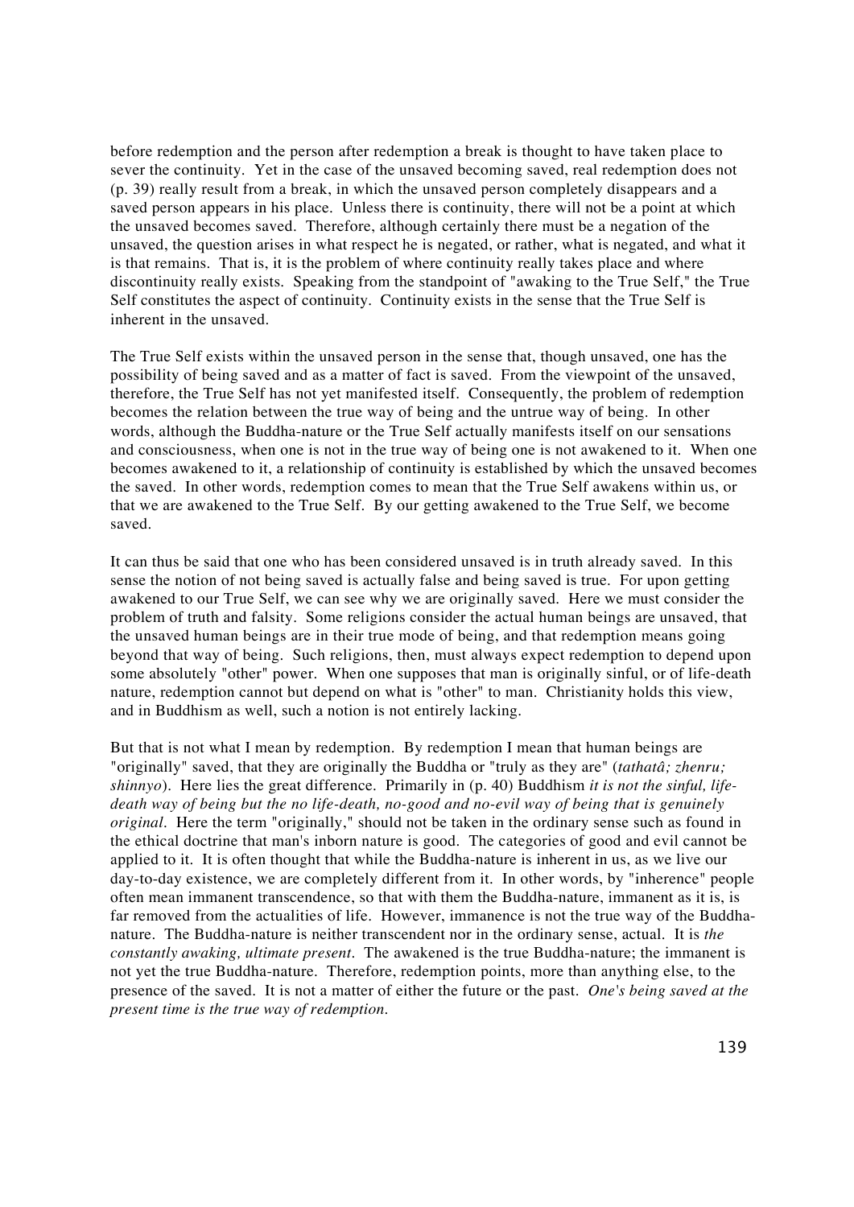before redemption and the person after redemption a break is thought to have taken place to sever the continuity. Yet in the case of the unsaved becoming saved, real redemption does not (p. 39) really result from a break, in which the unsaved person completely disappears and a saved person appears in his place. Unless there is continuity, there will not be a point at which the unsaved becomes saved. Therefore, although certainly there must be a negation of the unsaved, the question arises in what respect he is negated, or rather, what is negated, and what it is that remains. That is, it is the problem of where continuity really takes place and where discontinuity really exists. Speaking from the standpoint of "awaking to the True Self," the True Self constitutes the aspect of continuity. Continuity exists in the sense that the True Self is inherent in the unsaved.

The True Self exists within the unsaved person in the sense that, though unsaved, one has the possibility of being saved and as a matter of fact is saved. From the viewpoint of the unsaved, therefore, the True Self has not yet manifested itself. Consequently, the problem of redemption becomes the relation between the true way of being and the untrue way of being. In other words, although the Buddha-nature or the True Self actually manifests itself on our sensations and consciousness, when one is not in the true way of being one is not awakened to it. When one becomes awakened to it, a relationship of continuity is established by which the unsaved becomes the saved. In other words, redemption comes to mean that the True Self awakens within us, or that we are awakened to the True Self. By our getting awakened to the True Self, we become saved.

It can thus be said that one who has been considered unsaved is in truth already saved. In this sense the notion of not being saved is actually false and being saved is true. For upon getting awakened to our True Self, we can see why we are originally saved. Here we must consider the problem of truth and falsity. Some religions consider the actual human beings are unsaved, that the unsaved human beings are in their true mode of being, and that redemption means going beyond that way of being. Such religions, then, must always expect redemption to depend upon some absolutely "other" power. When one supposes that man is originally sinful, or of life-death nature, redemption cannot but depend on what is "other" to man. Christianity holds this view, and in Buddhism as well, such a notion is not entirely lacking.

But that is not what I mean by redemption. By redemption I mean that human beings are "originally" saved, that they are originally the Buddha or "truly as they are" (*tathatâ; zhenru; shinnyo*). Here lies the great difference. Primarily in (p. 40) Buddhism *it is not the sinful, life-death way of being but the no life-death, no-good and no-evil way of being that is genuinely original*. Here the term "originally," should not be taken in the ordinary sense such as found in the ethical doctrine that man's inborn nature is good. The categories of good and evil cannot be applied to it. It is often thought that while the Buddha-nature is inherent in us, as we live our day-to-day existence, we are completely different from it. In other words, by "inherence" people often mean immanent transcendence, so that with them the Buddha-nature, immanent as it is, is far removed from the actualities of life. However, immanence is not the true way of the Buddha-nature. The Buddha-nature is neither transcendent nor in the ordinary sense, actual. It is *the constantly awaking, ultimate present*. The awakened is the true Buddha-nature; the immanent is not yet the true Buddha-nature. Therefore, redemption points, more than anything else, to the presence of the saved. It is not a matter of either the future or the past. *One's being saved at the present time is the true way of redemption.*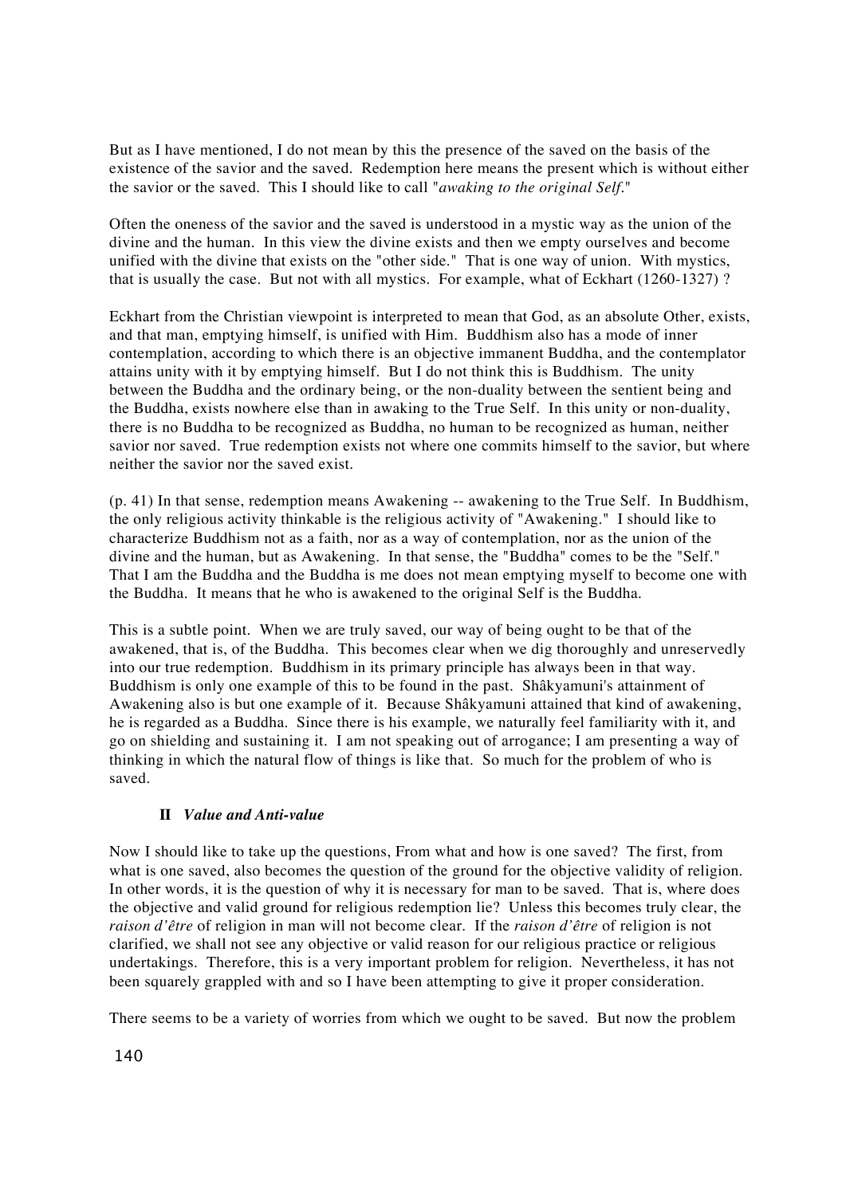But as I have mentioned, I do not mean by this the presence of the saved on the basis of the existence of the savior and the saved. Redemption here means the present which is without either the savior or the saved. This I should like to call "*awaking to the original Self*."

Often the oneness of the savior and the saved is understood in a mystic way as the union of the divine and the human. In this view the divine exists and then we empty ourselves and become unified with the divine that exists on the "other side." That is one way of union. With mystics, that is usually the case. But not with all mystics. For example, what of Eckhart (1260-1327) ?

Eckhart from the Christian viewpoint is interpreted to mean that God, as an absolute Other, exists, and that man, emptying himself, is unified with Him. Buddhism also has a mode of inner contemplation, according to which there is an objective immanent Buddha, and the contemplator attains unity with it by emptying himself. But I do not think this is Buddhism. The unity between the Buddha and the ordinary being, or the non-duality between the sentient being and the Buddha, exists nowhere else than in awaking to the True Self. In this unity or non-duality, there is no Buddha to be recognized as Buddha, no human to be recognized as human, neither savior nor saved. True redemption exists not where one commits himself to the savior, but where neither the savior nor the saved exist.

(p. 41) In that sense, redemption means Awakening -- awakening to the True Self. In Buddhism, the only religious activity thinkable is the religious activity of "Awakening." I should like to characterize Buddhism not as a faith, nor as a way of contemplation, nor as the union of the divine and the human, but as Awakening. In that sense, the "Buddha" comes to be the "Self." That I am the Buddha and the Buddha is me does not mean emptying myself to become one with the Buddha. It means that he who is awakened to the original Self is the Buddha.

This is a subtle point. When we are truly saved, our way of being ought to be that of the awakened, that is, of the Buddha. This becomes clear when we dig thoroughly and unreservedly into our true redemption. Buddhism in its primary principle has always been in that way. Buddhism is only one example of this to be found in the past. Shâkyamuni's attainment of Awakening also is but one example of it. Because Shâkyamuni attained that kind of awakening, he is regarded as a Buddha. Since there is his example, we naturally feel familiarity with it, and go on shielding and sustaining it. I am not speaking out of arrogance; I am presenting a way of thinking in which the natural flow of things is like that. So much for the problem of who is saved.

## II *Value and Anti-value*

Now I should like to take up the questions, From what and how is one saved? The first, from what is one saved, also becomes the question of the ground for the objective validity of religion. In other words, it is the question of why it is necessary for man to be saved. That is, where does the objective and valid ground for religious redemption lie? Unless this becomes truly clear, the *raison d'être* of religion in man will not become clear. If the *raison d'être* of religion is not clarified, we shall not see any objective or valid reason for our religious practice or religious undertakings. Therefore, this is a very important problem for religion. Nevertheless, it has not been squarely grappled with and so I have been attempting to give it proper consideration.

There seems to be a variety of worries from which we ought to be saved. But now the problem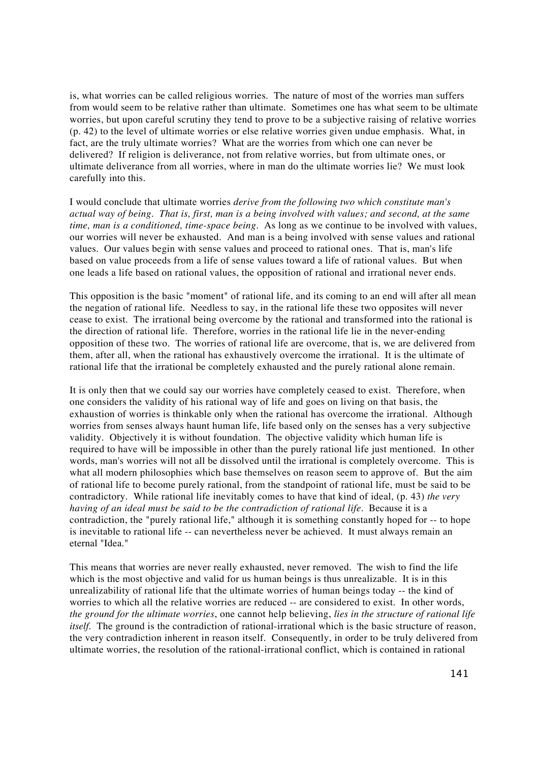is, what worries can be called religious worries. The nature of most of the worries man suffers from would seem to be relative rather than ultimate. Sometimes one has what seem to be ultimate worries, but upon careful scrutiny they tend to prove to be a subjective raising of relative worries (p. 42) to the level of ultimate worries or else relative worries given undue emphasis. What, in fact, are the truly ultimate worries? What are the worries from which one can never be delivered? If religion is deliverance, not from relative worries, but from ultimate ones, or ultimate deliverance from all worries, where in man do the ultimate worries lie? We must look carefully into this.

I would conclude that ultimate worries *derive from the following two which constitute man's actual way of being. That is, first, man is a being involved with values; and second, at the same time, man is a conditioned, time-space being.* As long as we continue to be involved with values, our worries will never be exhausted. And man is a being involved with sense values and rational values. Our values begin with sense values and proceed to rational ones. That is, man's life based on value proceeds from a life of sense values toward a life of rational values. But when one leads a life based on rational values, the opposition of rational and irrational never ends.

This opposition is the basic "moment" of rational life, and its coming to an end will after all mean the negation of rational life. Needless to say, in the rational life these two opposites will never cease to exist. The irrational being overcome by the rational and transformed into the rational is the direction of rational life. Therefore, worries in the rational life lie in the never-ending opposition of these two. The worries of rational life are overcome, that is, we are delivered from them, after all, when the rational has exhaustively overcome the irrational. It is the ultimate of rational life that the irrational be completely exhausted and the purely rational alone remain.

It is only then that we could say our worries have completely ceased to exist. Therefore, when one considers the validity of his rational way of life and goes on living on that basis, the exhaustion of worries is thinkable only when the rational has overcome the irrational. Although worries from senses always haunt human life, life based only on the senses has a very subjective validity. Objectively it is without foundation. The objective validity which human life is required to have will be impossible in other than the purely rational life just mentioned. In other words, man's worries will not all be dissolved until the irrational is completely overcome. This is what all modern philosophies which base themselves on reason seem to approve of. But the aim of rational life to become purely rational, from the standpoint of rational life, must be said to be contradictory. While rational life inevitably comes to have that kind of ideal, (p. 43) *the very having of an ideal must be said to be the contradiction of rational life*. Because it is a contradiction, the "purely rational life," although it is something constantly hoped for -- to hope is inevitable to rational life -- can nevertheless never be achieved. It must always remain an eternal "Idea."

This means that worries are never really exhausted, never removed. The wish to find the life which is the most objective and valid for us human beings is thus unrealizable. It is in this unrealizability of rational life that the ultimate worries of human beings today -- the kind of worries to which all the relative worries are reduced -- are considered to exist. In other words, *the ground for the ultimate worries*, one cannot help believing, *lies in the structure of rational life itself.* The ground is the contradiction of rational-irrational which is the basic structure of reason, the very contradiction inherent in reason itself. Consequently, in order to be truly delivered from ultimate worries, the resolution of the rational-irrational conflict, which is contained in rational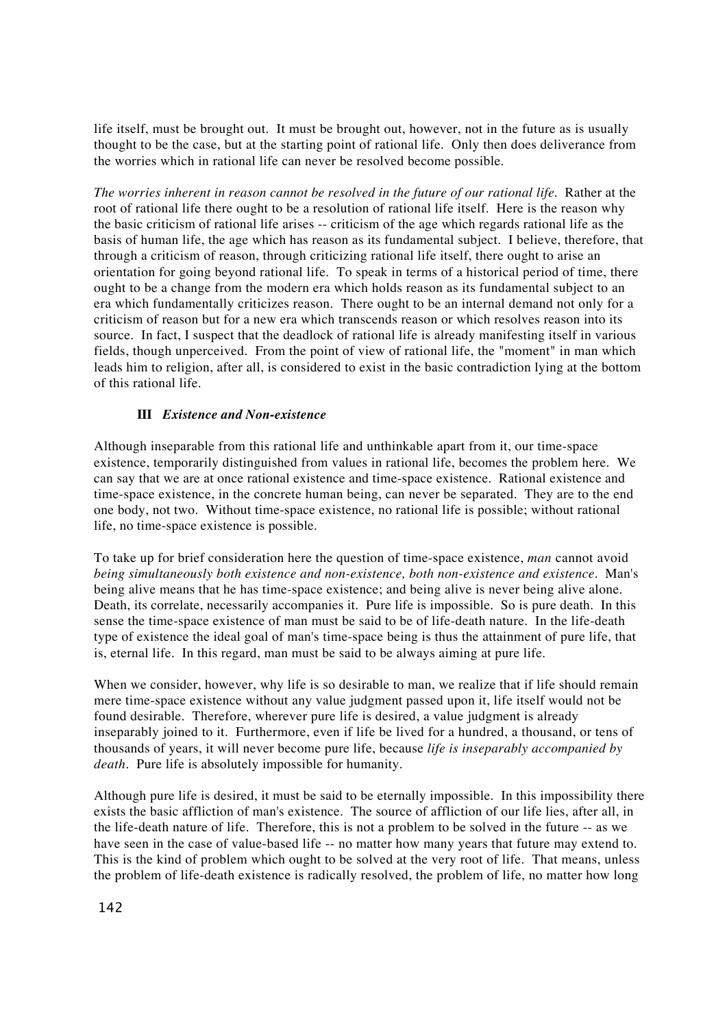life itself, must be brought out. It must be brought out, however, not in the future as is usually thought to be the case, but at the starting point of rational life. Only then does deliverance from the worries which in rational life can never be resolved become possible.

*The worries inherent in reason cannot be resolved in the future of our rational life.* Rather at the root of rational life there ought to be a resolution of rational life itself. Here is the reason why the basic criticism of rational life arises -- criticism of the age which regards rational life as the basis of human life, the age which has reason as its fundamental subject. I believe, therefore, that through a criticism of reason, through criticizing rational life itself, there ought to arise an orientation for going beyond rational life. To speak in terms of a historical period of time, there ought to be a change from the modern era which holds reason as its fundamental subject to an era which fundamentally criticizes reason. There ought to be an internal demand not only for a criticism of reason but for a new era which transcends reason or which resolves reason into its source. In fact, I suspect that the deadlock of rational life is already manifesting itself in various fields, though unperceived. From the point of view of rational life, the "moment" in man which leads him to religion, after all, is considered to exist in the basic contradiction lying at the bottom of this rational life.

### III *Existence and Non-existence*

Although inseparable from this rational life and unthinkable apart from it, our time-space existence, temporarily distinguished from values in rational life, becomes the problem here. We can say that we are at once rational existence and time-space existence. Rational existence and time-space existence, in the concrete human being, can never be separated. They are to the end one body, not two. Without time-space existence, no rational life is possible; without rational life, no time-space existence is possible.

To take up for brief consideration here the question of time-space existence, *man* cannot avoid *being simultaneously both existence and non-existence, both non-existence and existence*. Man's being alive means that he has time-space existence; and being alive is never being alive alone. Death, its correlate, necessarily accompanies it. Pure life is impossible. So is pure death. In this sense the time-space existence of man must be said to be of life-death nature. In the life-death type of existence the ideal goal of man's time-space being is thus the attainment of pure life, that is, eternal life. In this regard, man must be said to be always aiming at pure life.

When we consider, however, why life is so desirable to man, we realize that if life should remain mere time-space existence without any value judgment passed upon it, life itself would not be found desirable. Therefore, wherever pure life is desired, a value judgment is already inseparably joined to it. Furthermore, even if life be lived for a hundred, a thousand, or tens of thousands of years, it will never become pure life, because *life is inseparably accompanied by death*. Pure life is absolutely impossible for humanity.

Although pure life is desired, it must be said to be eternally impossible. In this impossibility there exists the basic affliction of man's existence. The source of affliction of our life lies, after all, in the life-death nature of life. Therefore, this is not a problem to be solved in the future -- as we have seen in the case of value-based life -- no matter how many years that future may extend to. This is the kind of problem which ought to be solved at the very root of life. That means, unless the problem of life-death existence is radically resolved, the problem of life, no matter how long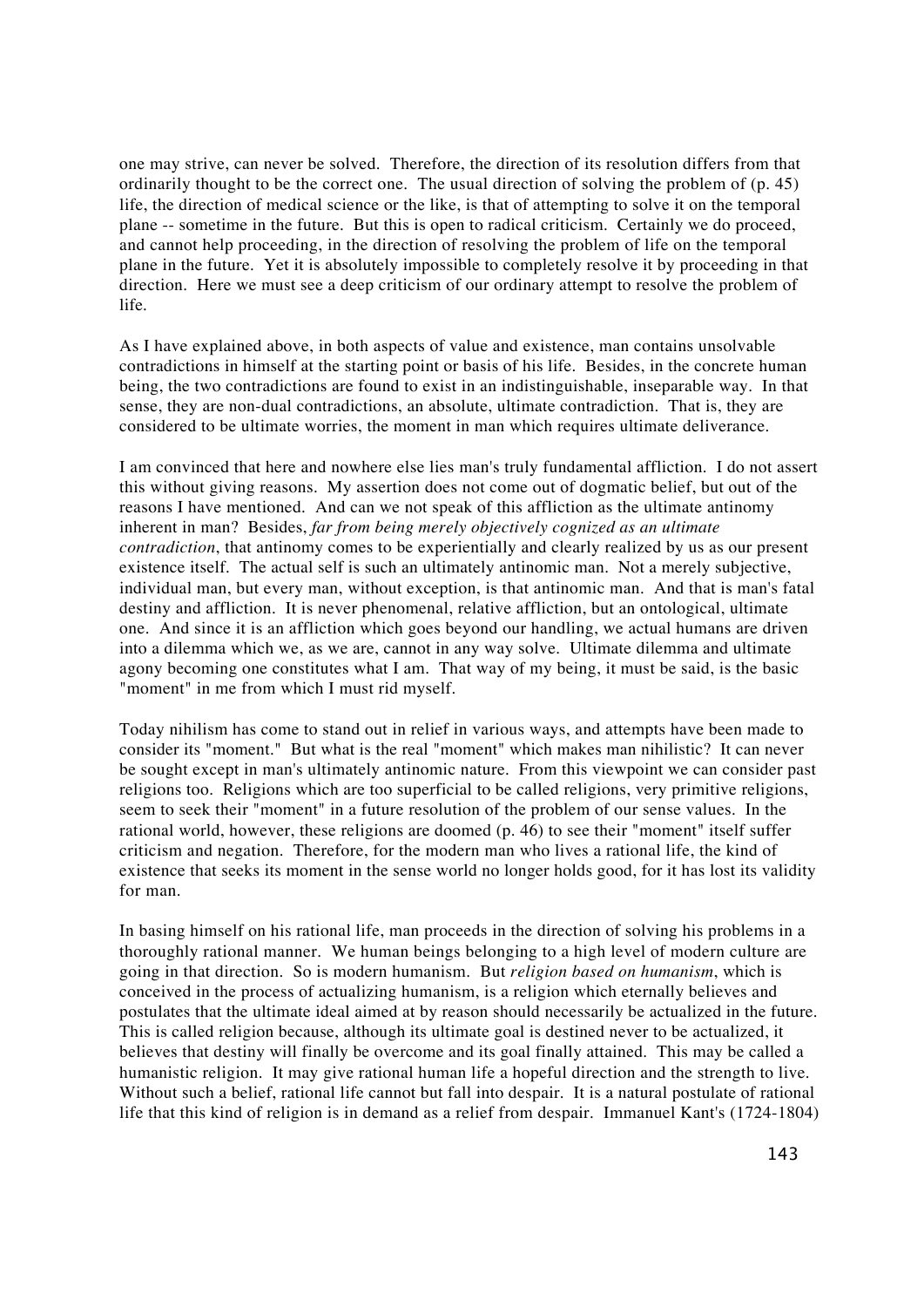one may strive, can never be solved. Therefore, the direction of its resolution differs from that ordinarily thought to be the correct one. The usual direction of solving the problem of (p. 45) life, the direction of medical science or the like, is that of attempting to solve it on the temporal plane -- sometime in the future. But this is open to radical criticism. Certainly we do proceed, and cannot help proceeding, in the direction of resolving the problem of life on the temporal plane in the future. Yet it is absolutely impossible to completely resolve it by proceeding in that direction. Here we must see a deep criticism of our ordinary attempt to resolve the problem of life.

As I have explained above, in both aspects of value and existence, man contains unsolvable contradictions in himself at the starting point or basis of his life. Besides, in the concrete human being, the two contradictions are found to exist in an indistinguishable, inseparable way. In that sense, they are non-dual contradictions, an absolute, ultimate contradiction. That is, they are considered to be ultimate worries, the moment in man which requires ultimate deliverance.

I am convinced that here and nowhere else lies man's truly fundamental affliction. I do not assert this without giving reasons. My assertion does not come out of dogmatic belief, but out of the reasons I have mentioned. And can we not speak of this affliction as the ultimate antinomy inherent in man? Besides, *far from being merely objectively cognized as an ultimate contradiction*, that antinomy comes to be experientially and clearly realized by us as our present existence itself. The actual self is such an ultimately antinomic man. Not a merely subjective, individual man, but every man, without exception, is that antinomic man. And that is man's fatal destiny and affliction. It is never phenomenal, relative affliction, but an ontological, ultimate one. And since it is an affliction which goes beyond our handling, we actual humans are driven into a dilemma which we, as we are, cannot in any way solve. Ultimate dilemma and ultimate agony becoming one constitutes what I am. That way of my being, it must be said, is the basic "moment" in me from which I must rid myself.

Today nihilism has come to stand out in relief in various ways, and attempts have been made to consider its "moment." But what is the real "moment" which makes man nihilistic? It can never be sought except in man's ultimately antinomic nature. From this viewpoint we can consider past religions too. Religions which are too superficial to be called religions, very primitive religions, seem to seek their "moment" in a future resolution of the problem of our sense values. In the rational world, however, these religions are doomed (p. 46) to see their "moment" itself suffer criticism and negation. Therefore, for the modern man who lives a rational life, the kind of existence that seeks its moment in the sense world no longer holds good, for it has lost its validity for man.

In basing himself on his rational life, man proceeds in the direction of solving his problems in a thoroughly rational manner. We human beings belonging to a high level of modern culture are going in that direction. So is modern humanism. But *religion based on humanism*, which is conceived in the process of actualizing humanism, is a religion which eternally believes and postulates that the ultimate ideal aimed at by reason should necessarily be actualized in the future. This is called religion because, although its ultimate goal is destined never to be actualized, it believes that destiny will finally be overcome and its goal finally attained. This may be called a humanistic religion. It may give rational human life a hopeful direction and the strength to live. Without such a belief, rational life cannot but fall into despair. It is a natural postulate of rational life that this kind of religion is in demand as a relief from despair. Immanuel Kant's (1724-1804)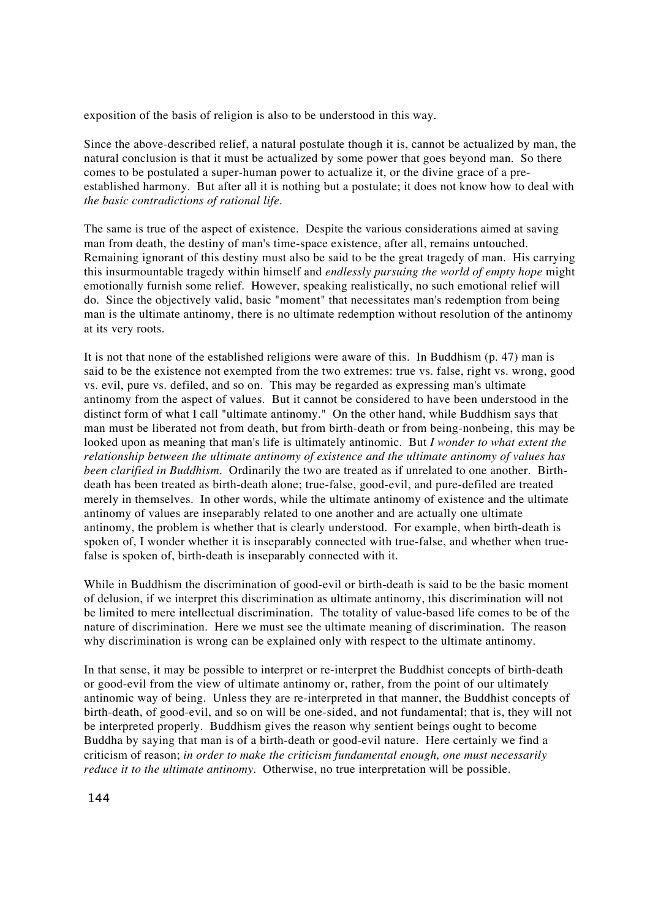exposition of the basis of religion is also to be understood in this way.

Since the above-described relief, a natural postulate though it is, cannot be actualized by man, the natural conclusion is that it must be actualized by some power that goes beyond man. So there comes to be postulated a super-human power to actualize it, or the divine grace of a pre-established harmony. But after all it is nothing but a postulate; it does not know how to deal with *the basic contradictions of rational life*.

The same is true of the aspect of existence. Despite the various considerations aimed at saving man from death, the destiny of man's time-space existence, after all, remains untouched. Remaining ignorant of this destiny must also be said to be the great tragedy of man. His carrying this insurmountable tragedy within himself and *endlessly pursuing the world of empty hope* might emotionally furnish some relief. However, speaking realistically, no such emotional relief will do. Since the objectively valid, basic "moment" that necessitates man's redemption from being man is the ultimate antinomy, there is no ultimate redemption without resolution of the antinomy at its very roots.

It is not that none of the established religions were aware of this. In Buddhism (p. 47) man is said to be the existence not exempted from the two extremes: true vs. false, right vs. wrong, good vs. evil, pure vs. defiled, and so on. This may be regarded as expressing man's ultimate antinomy from the aspect of values. But it cannot be considered to have been understood in the distinct form of what I call "ultimate antinomy." On the other hand, while Buddhism says that man must be liberated not from death, but from birth-death or from being-nonbeing, this may be looked upon as meaning that man's life is ultimately antinomic. But *I wonder to what extent the relationship between the ultimate antinomy of existence and the ultimate antinomy of values has been clarified in Buddhism*. Ordinarily the two are treated as if unrelated to one another. Birth-death has been treated as birth-death alone; true-false, good-evil, and pure-defiled are treated merely in themselves. In other words, while the ultimate antinomy of existence and the ultimate antinomy of values are inseparably related to one another and are actually one ultimate antinomy, the problem is whether that is clearly understood. For example, when birth-death is spoken of, I wonder whether it is inseparably connected with true-false, and whether when true-false is spoken of, birth-death is inseparably connected with it.

While in Buddhism the discrimination of good-evil or birth-death is said to be the basic moment of delusion, if we interpret this discrimination as ultimate antinomy, this discrimination will not be limited to mere intellectual discrimination. The totality of value-based life comes to be of the nature of discrimination. Here we must see the ultimate meaning of discrimination. The reason why discrimination is wrong can be explained only with respect to the ultimate antinomy.

In that sense, it may be possible to interpret or re-interpret the Buddhist concepts of birth-death or good-evil from the view of ultimate antinomy or, rather, from the point of our ultimately antinomic way of being. Unless they are re-interpreted in that manner, the Buddhist concepts of birth-death, of good-evil, and so on will be one-sided, and not fundamental; that is, they will not be interpreted properly. Buddhism gives the reason why sentient beings ought to become Buddha by saying that man is of a birth-death or good-evil nature. Here certainly we find a criticism of reason; *in order to make the criticism fundamental enough, one must necessarily reduce it to the ultimate antinomy*. Otherwise, no true interpretation will be possible.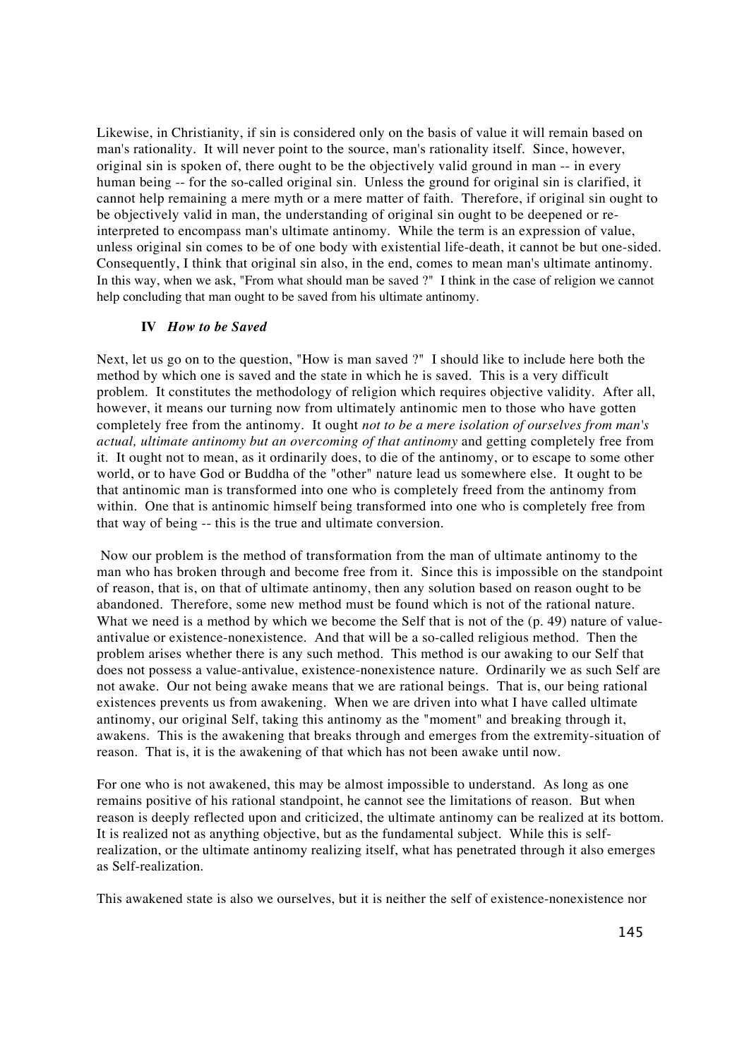Likewise, in Christianity, if sin is considered only on the basis of value it will remain based on man's rationality. It will never point to the source, man's rationality itself. Since, however, original sin is spoken of, there ought to be the objectively valid ground in man -- in every human being -- for the so-called original sin. Unless the ground for original sin is clarified, it cannot help remaining a mere myth or a mere matter of faith. Therefore, if original sin ought to be objectively valid in man, the understanding of original sin ought to be deepened or re-interpreted to encompass man's ultimate antinomy. While the term is an expression of value, unless original sin comes to be of one body with existential life-death, it cannot be but one-sided. Consequently, I think that original sin also, in the end, comes to mean man's ultimate antinomy. In this way, when we ask, "From what should man be saved ?" I think in the case of religion we cannot help concluding that man ought to be saved from his ultimate antinomy.

### IV *How to be Saved*

Next, let us go on to the question, "How is man saved ?" I should like to include here both the method by which one is saved and the state in which he is saved. This is a very difficult problem. It constitutes the methodology of religion which requires objective validity. After all, however, it means our turning now from ultimately antinomic men to those who have gotten completely free from the antinomy. It ought *not to be a mere isolation of ourselves from man's actual, ultimate antinomy but an overcoming of that antinomy* and getting completely free from it. It ought not to mean, as it ordinarily does, to die of the antinomy, or to escape to some other world, or to have God or Buddha of the "other" nature lead us somewhere else. It ought to be that antinomic man is transformed into one who is completely freed from the antinomy from within. One that is antinomic himself being transformed into one who is completely free from that way of being -- this is the true and ultimate conversion.

Now our problem is the method of transformation from the man of ultimate antinomy to the man who has broken through and become free from it. Since this is impossible on the standpoint of reason, that is, on that of ultimate antinomy, then any solution based on reason ought to be abandoned. Therefore, some new method must be found which is not of the rational nature. What we need is a method by which we become the Self that is not of the (p. 49) nature of value-antivalue or existence-nonexistence. And that will be a so-called religious method. Then the problem arises whether there is any such method. This method is our awaking to our Self that does not possess a value-antivalue, existence-nonexistence nature. Ordinarily we as such Self are not awake. Our not being awake means that we are rational beings. That is, our being rational existences prevents us from awakening. When we are driven into what I have called ultimate antinomy, our original Self, taking this antinomy as the "moment" and breaking through it, awakens. This is the awakening that breaks through and emerges from the extremity-situation of reason. That is, it is the awakening of that which has not been awake until now.

For one who is not awakened, this may be almost impossible to understand. As long as one remains positive of his rational standpoint, he cannot see the limitations of reason. But when reason is deeply reflected upon and criticized, the ultimate antinomy can be realized at its bottom. It is realized not as anything objective, but as the fundamental subject. While this is self-realization, or the ultimate antinomy realizing itself, what has penetrated through it also emerges as Self-realization.

This awakened state is also we ourselves, but it is neither the self of existence-nonexistence nor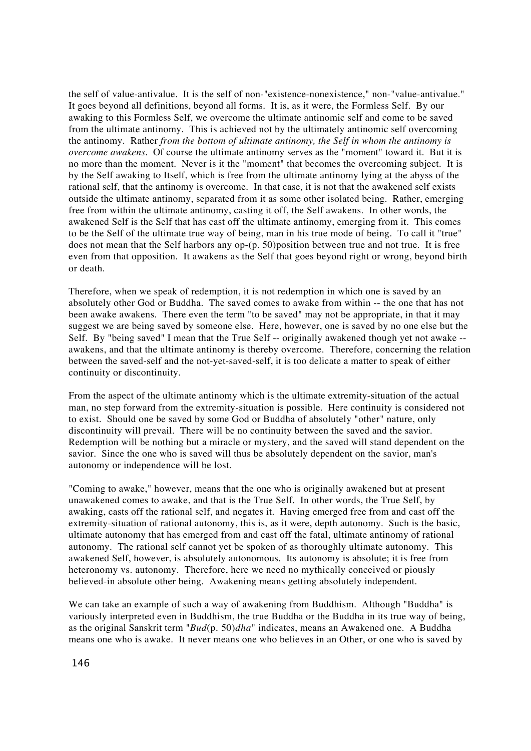the self of value-antivalue. It is the self of non-"existence-nonexistence," non-"value-antivalue." It goes beyond all definitions, beyond all forms. It is, as it were, the Formless Self. By our awaking to this Formless Self, we overcome the ultimate antinomic self and come to be saved from the ultimate antinomy. This is achieved not by the ultimately antinomic self overcoming the antinomy. Rather *from the bottom of ultimate antinomy, the Self in whom the antinomy is overcome awakens*. Of course the ultimate antinomy serves as the "moment" toward it. But it is no more than the moment. Never is it the "moment" that becomes the overcoming subject. It is by the Self awaking to Itself, which is free from the ultimate antinomy lying at the abyss of the rational self, that the antinomy is overcome. In that case, it is not that the awakened self exists outside the ultimate antinomy, separated from it as some other isolated being. Rather, emerging free from within the ultimate antinomy, casting it off, the Self awakens. In other words, the awakened Self is the Self that has cast off the ultimate antinomy, emerging from it. This comes to be the Self of the ultimate true way of being, man in his true mode of being. To call it "true" does not mean that the Self harbors any op-(p. 50)position between true and not true. It is free even from that opposition. It awakens as the Self that goes beyond right or wrong, beyond birth or death.

Therefore, when we speak of redemption, it is not redemption in which one is saved by an absolutely other God or Buddha. The saved comes to awake from within -- the one that has not been awake awakens. There even the term "to be saved" may not be appropriate, in that it may suggest we are being saved by someone else. Here, however, one is saved by no one else but the Self. By "being saved" I mean that the True Self -- originally awakened though yet not awake -- awakens, and that the ultimate antinomy is thereby overcome. Therefore, concerning the relation between the saved-self and the not-yet-saved-self, it is too delicate a matter to speak of either continuity or discontinuity.

From the aspect of the ultimate antinomy which is the ultimate extremity-situation of the actual man, no step forward from the extremity-situation is possible. Here continuity is considered not to exist. Should one be saved by some God or Buddha of absolutely "other" nature, only discontinuity will prevail. There will be no continuity between the saved and the savior. Redemption will be nothing but a miracle or mystery, and the saved will stand dependent on the savior. Since the one who is saved will thus be absolutely dependent on the savior, man's autonomy or independence will be lost.

"Coming to awake," however, means that the one who is originally awakened but at present unawakened comes to awake, and that is the True Self. In other words, the True Self, by awaking, casts off the rational self, and negates it. Having emerged free from and cast off the extremity-situation of rational autonomy, this is, as it were, depth autonomy. Such is the basic, ultimate autonomy that has emerged from and cast off the fatal, ultimate antinomy of rational autonomy. The rational self cannot yet be spoken of as thoroughly ultimate autonomy. This awakened Self, however, is absolutely autonomous. Its autonomy is absolute; it is free from heteronomy vs. autonomy. Therefore, here we need no mythically conceived or piously believed-in absolute other being. Awakening means getting absolutely independent.

We can take an example of such a way of awakening from Buddhism. Although "Buddha" is variously interpreted even in Buddhism, the true Buddha or the Buddha in its true way of being, as the original Sanskrit term "*Bud*(p. 50)*dha*" indicates, means an Awakened one. A Buddha means one who is awake. It never means one who believes in an Other, or one who is saved by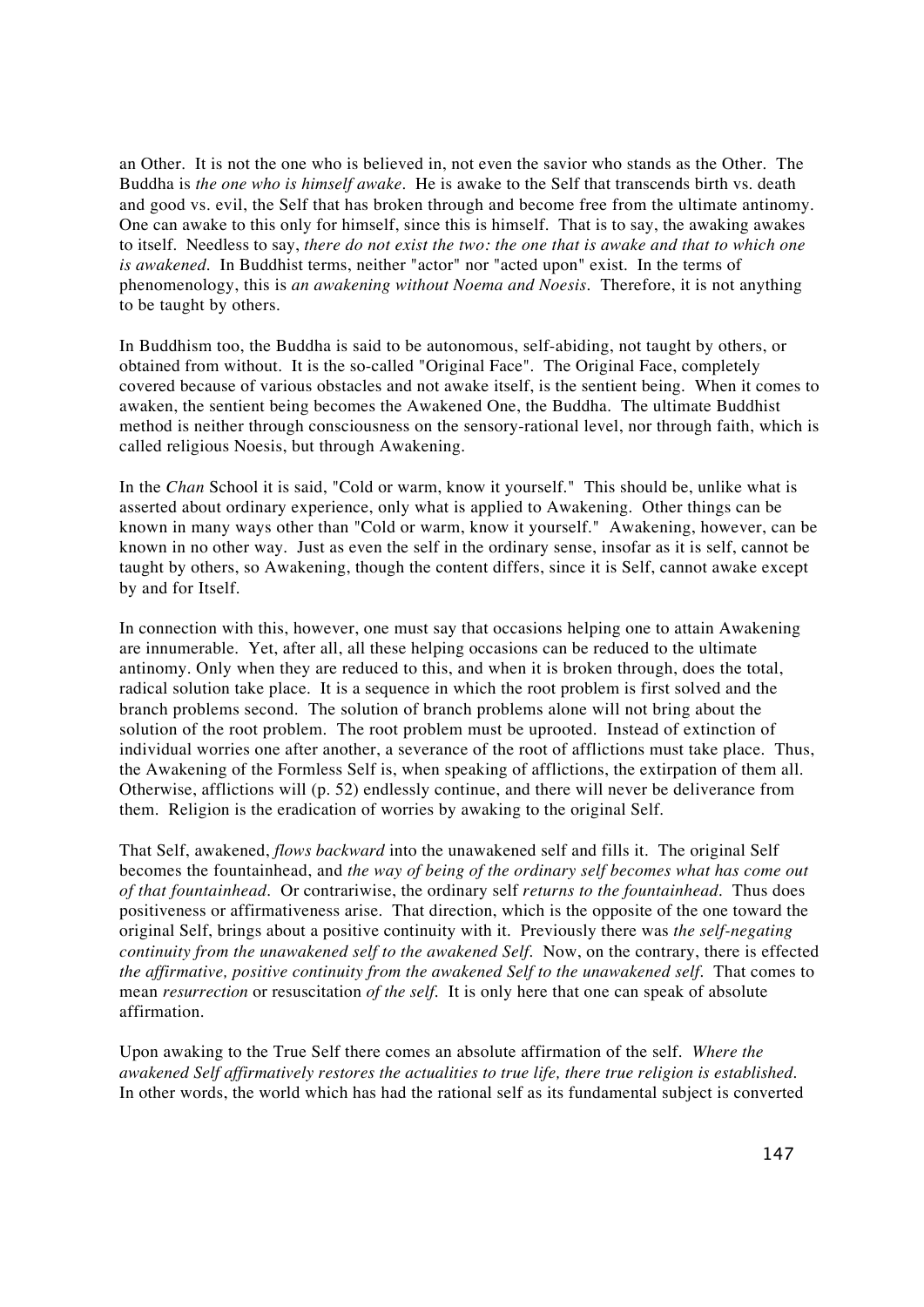an Other. It is not the one who is believed in, not even the savior who stands as the Other. The Buddha is *the one who is himself awake*. He is awake to the Self that transcends birth vs. death and good vs. evil, the Self that has broken through and become free from the ultimate antinomy. One can awake to this only for himself, since this is himself. That is to say, the awaking awakes to itself. Needless to say, *there do not exist the two: the one that is awake and that to which one is awakened*. In Buddhist terms, neither "actor" nor "acted upon" exist. In the terms of phenomenology, this is *an awakening without Noema and Noesis*. Therefore, it is not anything to be taught by others.

In Buddhism too, the Buddha is said to be autonomous, self-abiding, not taught by others, or obtained from without. It is the so-called "Original Face". The Original Face, completely covered because of various obstacles and not awake itself, is the sentient being. When it comes to awaken, the sentient being becomes the Awakened One, the Buddha. The ultimate Buddhist method is neither through consciousness on the sensory-rational level, nor through faith, which is called religious Noesis, but through Awakening.

In the *Chan* School it is said, "Cold or warm, know it yourself." This should be, unlike what is asserted about ordinary experience, only what is applied to Awakening. Other things can be known in many ways other than "Cold or warm, know it yourself." Awakening, however, can be known in no other way. Just as even the self in the ordinary sense, insofar as it is self, cannot be taught by others, so Awakening, though the content differs, since it is Self, cannot awake except by and for Itself.

In connection with this, however, one must say that occasions helping one to attain Awakening are innumerable. Yet, after all, all these helping occasions can be reduced to the ultimate antinomy. Only when they are reduced to this, and when it is broken through, does the total, radical solution take place. It is a sequence in which the root problem is first solved and the branch problems second. The solution of branch problems alone will not bring about the solution of the root problem. The root problem must be uprooted. Instead of extinction of individual worries one after another, a severance of the root of afflictions must take place. Thus, the Awakening of the Formless Self is, when speaking of afflictions, the extirpation of them all. Otherwise, afflictions will (p. 52) endlessly continue, and there will never be deliverance from them. Religion is the eradication of worries by awaking to the original Self.

That Self, awakened, *flows backward* into the unawakened self and fills it. The original Self becomes the fountainhead, and *the way of being of the ordinary self becomes what has come out of that fountainhead*. Or contrariwise, the ordinary self *returns to the fountainhead*. Thus does positiveness or affirmativeness arise. That direction, which is the opposite of the one toward the original Self, brings about a positive continuity with it. Previously there was *the self-negating continuity from the unawakened self to the awakened Self*. Now, on the contrary, there is effected *the affirmative, positive continuity from the awakened Self to the unawakened self*. That comes to mean *resurrection* or resuscitation *of the self*. It is only here that one can speak of absolute affirmation.

Upon awaking to the True Self there comes an absolute affirmation of the self. *Where the awakened Self affirmatively restores the actualities to true life, there true religion is established.* In other words, the world which has had the rational self as its fundamental subject is converted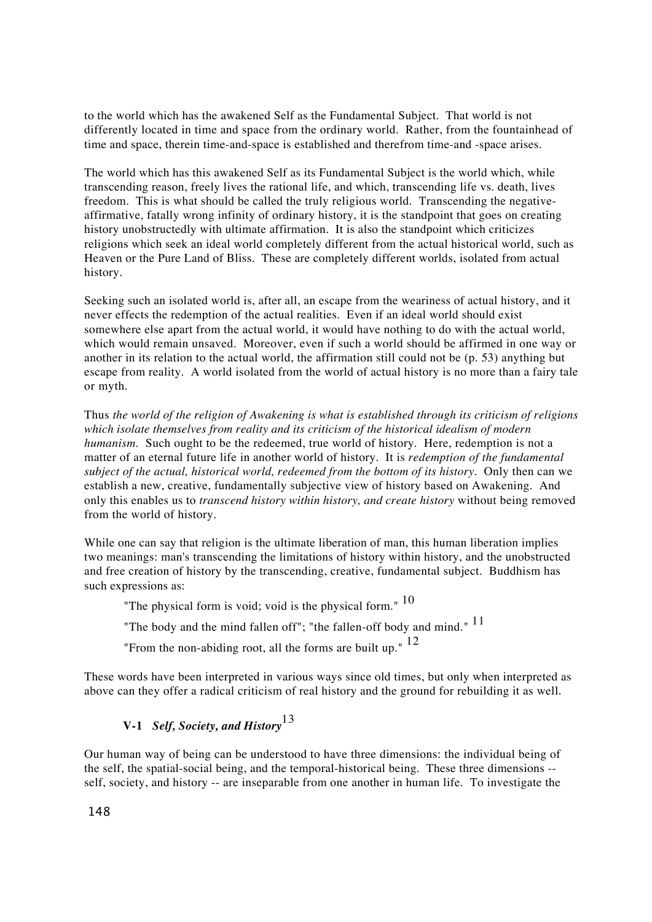to the world which has the awakened Self as the Fundamental Subject. That world is not differently located in time and space from the ordinary world. Rather, from the fountainhead of time and space, therein time-and-space is established and therefrom time-and -space arises.

The world which has this awakened Self as its Fundamental Subject is the world which, while transcending reason, freely lives the rational life, and which, transcending life vs. death, lives freedom. This is what should be called the truly religious world. Transcending the negative-affirmative, fatally wrong infinity of ordinary history, it is the standpoint that goes on creating history unobstructedly with ultimate affirmation. It is also the standpoint which criticizes religions which seek an ideal world completely different from the actual historical world, such as Heaven or the Pure Land of Bliss. These are completely different worlds, isolated from actual history.

Seeking such an isolated world is, after all, an escape from the weariness of actual history, and it never effects the redemption of the actual realities. Even if an ideal world should exist somewhere else apart from the actual world, it would have nothing to do with the actual world, which would remain unsaved. Moreover, even if such a world should be affirmed in one way or another in its relation to the actual world, the affirmation still could not be (p. 53) anything but escape from reality. A world isolated from the world of actual history is no more than a fairy tale or myth.

Thus *the world of the religion of Awakening is what is established through its criticism of religions which isolate themselves from reality and its criticism of the historical idealism of modern humanism*. Such ought to be the redeemed, true world of history. Here, redemption is not a matter of an eternal future life in another world of history. It is *redemption of the fundamental subject of the actual, historical world, redeemed from the bottom of its history*. Only then can we establish a new, creative, fundamentally subjective view of history based on Awakening. And only this enables us to *transcend history within history, and create history* without being removed from the world of history.

While one can say that religion is the ultimate liberation of man, this human liberation implies two meanings: man's transcending the limitations of history within history, and the unobstructed and free creation of history by the transcending, creative, fundamental subject. Buddhism has such expressions as:

> "The physical form is void; void is the physical form." [10]
>
> "The body and the mind fallen off"; "the fallen-off body and mind." [11]
>
> "From the non-abiding root, all the forms are built up." [12]

These words have been interpreted in various ways since old times, but only when interpreted as above can they offer a radical criticism of real history and the ground for rebuilding it as well.

## V-1 *Self, Society, and History*[13]

Our human way of being can be understood to have three dimensions: the individual being of the self, the spatial-social being, and the temporal-historical being. These three dimensions -- self, society, and history -- are inseparable from one another in human life. To investigate the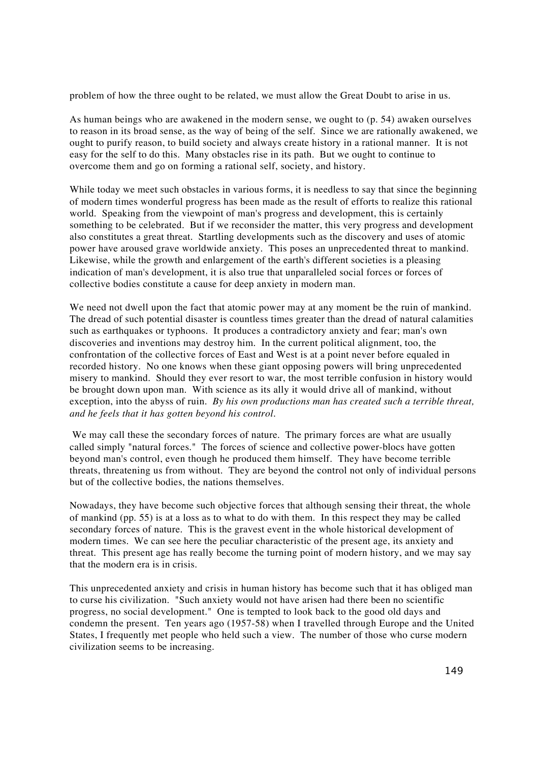problem of how the three ought to be related, we must allow the Great Doubt to arise in us.

As human beings who are awakened in the modern sense, we ought to (p. 54) awaken ourselves to reason in its broad sense, as the way of being of the self. Since we are rationally awakened, we ought to purify reason, to build society and always create history in a rational manner. It is not easy for the self to do this. Many obstacles rise in its path. But we ought to continue to overcome them and go on forming a rational self, society, and history.

While today we meet such obstacles in various forms, it is needless to say that since the beginning of modern times wonderful progress has been made as the result of efforts to realize this rational world. Speaking from the viewpoint of man's progress and development, this is certainly something to be celebrated. But if we reconsider the matter, this very progress and development also constitutes a great threat. Startling developments such as the discovery and uses of atomic power have aroused grave worldwide anxiety. This poses an unprecedented threat to mankind. Likewise, while the growth and enlargement of the earth's different societies is a pleasing indication of man's development, it is also true that unparalleled social forces or forces of collective bodies constitute a cause for deep anxiety in modern man.

We need not dwell upon the fact that atomic power may at any moment be the ruin of mankind. The dread of such potential disaster is countless times greater than the dread of natural calamities such as earthquakes or typhoons. It produces a contradictory anxiety and fear; man's own discoveries and inventions may destroy him. In the current political alignment, too, the confrontation of the collective forces of East and West is at a point never before equaled in recorded history. No one knows when these giant opposing powers will bring unprecedented misery to mankind. Should they ever resort to war, the most terrible confusion in history would be brought down upon man. With science as its ally it would drive all of mankind, without exception, into the abyss of ruin. *By his own productions man has created such a terrible threat, and he feels that it has gotten beyond his control.*

We may call these the secondary forces of nature. The primary forces are what are usually called simply "natural forces." The forces of science and collective power-blocs have gotten beyond man's control, even though he produced them himself. They have become terrible threats, threatening us from without. They are beyond the control not only of individual persons but of the collective bodies, the nations themselves.

Nowadays, they have become such objective forces that although sensing their threat, the whole of mankind (pp. 55) is at a loss as to what to do with them. In this respect they may be called secondary forces of nature. This is the gravest event in the whole historical development of modern times. We can see here the peculiar characteristic of the present age, its anxiety and threat. This present age has really become the turning point of modern history, and we may say that the modern era is in crisis.

This unprecedented anxiety and crisis in human history has become such that it has obliged man to curse his civilization. "Such anxiety would not have arisen had there been no scientific progress, no social development." One is tempted to look back to the good old days and condemn the present. Ten years ago (1957-58) when I travelled through Europe and the United States, I frequently met people who held such a view. The number of those who curse modern civilization seems to be increasing.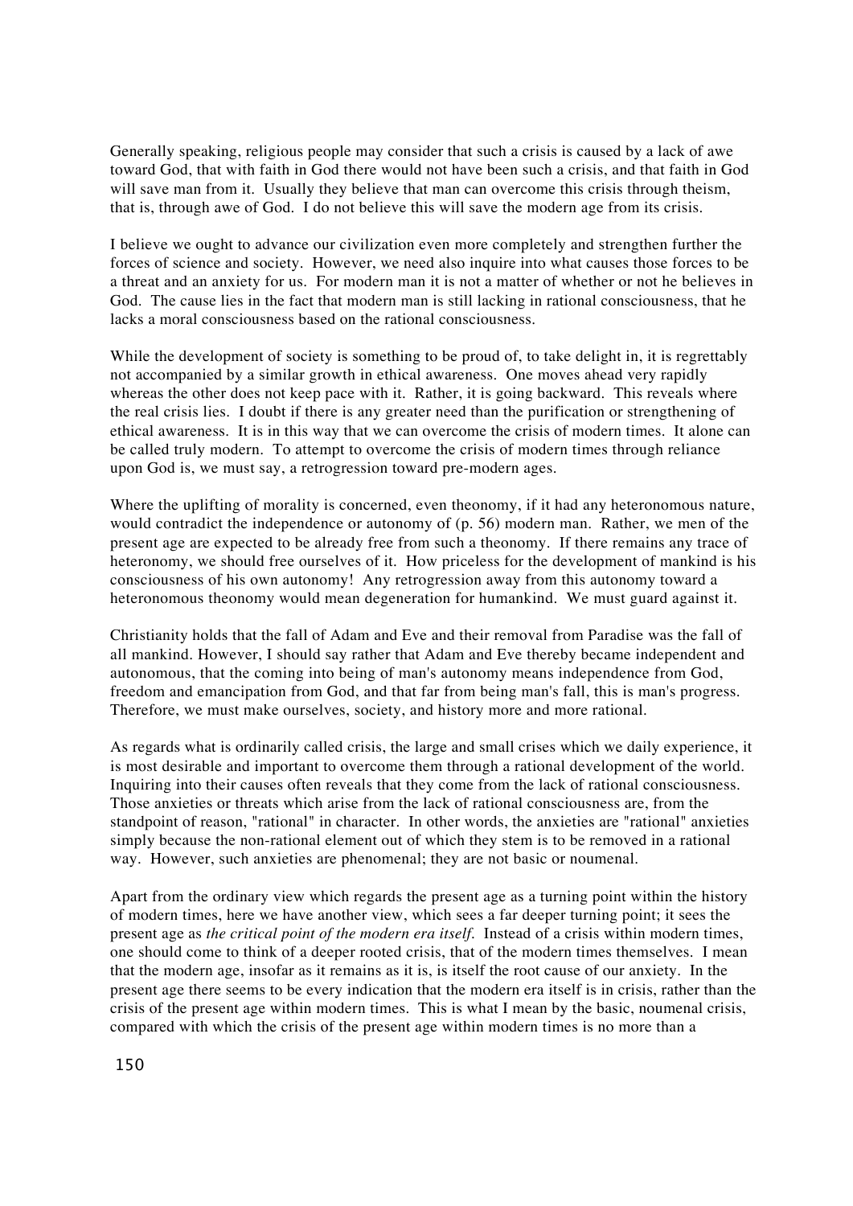Generally speaking, religious people may consider that such a crisis is caused by a lack of awe toward God, that with faith in God there would not have been such a crisis, and that faith in God will save man from it. Usually they believe that man can overcome this crisis through theism, that is, through awe of God. I do not believe this will save the modern age from its crisis.

I believe we ought to advance our civilization even more completely and strengthen further the forces of science and society. However, we need also inquire into what causes those forces to be a threat and an anxiety for us. For modern man it is not a matter of whether or not he believes in God. The cause lies in the fact that modern man is still lacking in rational consciousness, that he lacks a moral consciousness based on the rational consciousness.

While the development of society is something to be proud of, to take delight in, it is regrettably not accompanied by a similar growth in ethical awareness. One moves ahead very rapidly whereas the other does not keep pace with it. Rather, it is going backward. This reveals where the real crisis lies. I doubt if there is any greater need than the purification or strengthening of ethical awareness. It is in this way that we can overcome the crisis of modern times. It alone can be called truly modern. To attempt to overcome the crisis of modern times through reliance upon God is, we must say, a retrogression toward pre-modern ages.

Where the uplifting of morality is concerned, even theonomy, if it had any heteronomous nature, would contradict the independence or autonomy of (p. 56) modern man. Rather, we men of the present age are expected to be already free from such a theonomy. If there remains any trace of heteronomy, we should free ourselves of it. How priceless for the development of mankind is his consciousness of his own autonomy! Any retrogression away from this autonomy toward a heteronomous theonomy would mean degeneration for humankind. We must guard against it.

Christianity holds that the fall of Adam and Eve and their removal from Paradise was the fall of all mankind. However, I should say rather that Adam and Eve thereby became independent and autonomous, that the coming into being of man's autonomy means independence from God, freedom and emancipation from God, and that far from being man's fall, this is man's progress. Therefore, we must make ourselves, society, and history more and more rational.

As regards what is ordinarily called crisis, the large and small crises which we daily experience, it is most desirable and important to overcome them through a rational development of the world. Inquiring into their causes often reveals that they come from the lack of rational consciousness. Those anxieties or threats which arise from the lack of rational consciousness are, from the standpoint of reason, "rational" in character. In other words, the anxieties are "rational" anxieties simply because the non-rational element out of which they stem is to be removed in a rational way. However, such anxieties are phenomenal; they are not basic or noumenal.

Apart from the ordinary view which regards the present age as a turning point within the history of modern times, here we have another view, which sees a far deeper turning point; it sees the present age as *the critical point of the modern era itself*. Instead of a crisis within modern times, one should come to think of a deeper rooted crisis, that of the modern times themselves. I mean that the modern age, insofar as it remains as it is, is itself the root cause of our anxiety. In the present age there seems to be every indication that the modern era itself is in crisis, rather than the crisis of the present age within modern times. This is what I mean by the basic, noumenal crisis, compared with which the crisis of the present age within modern times is no more than a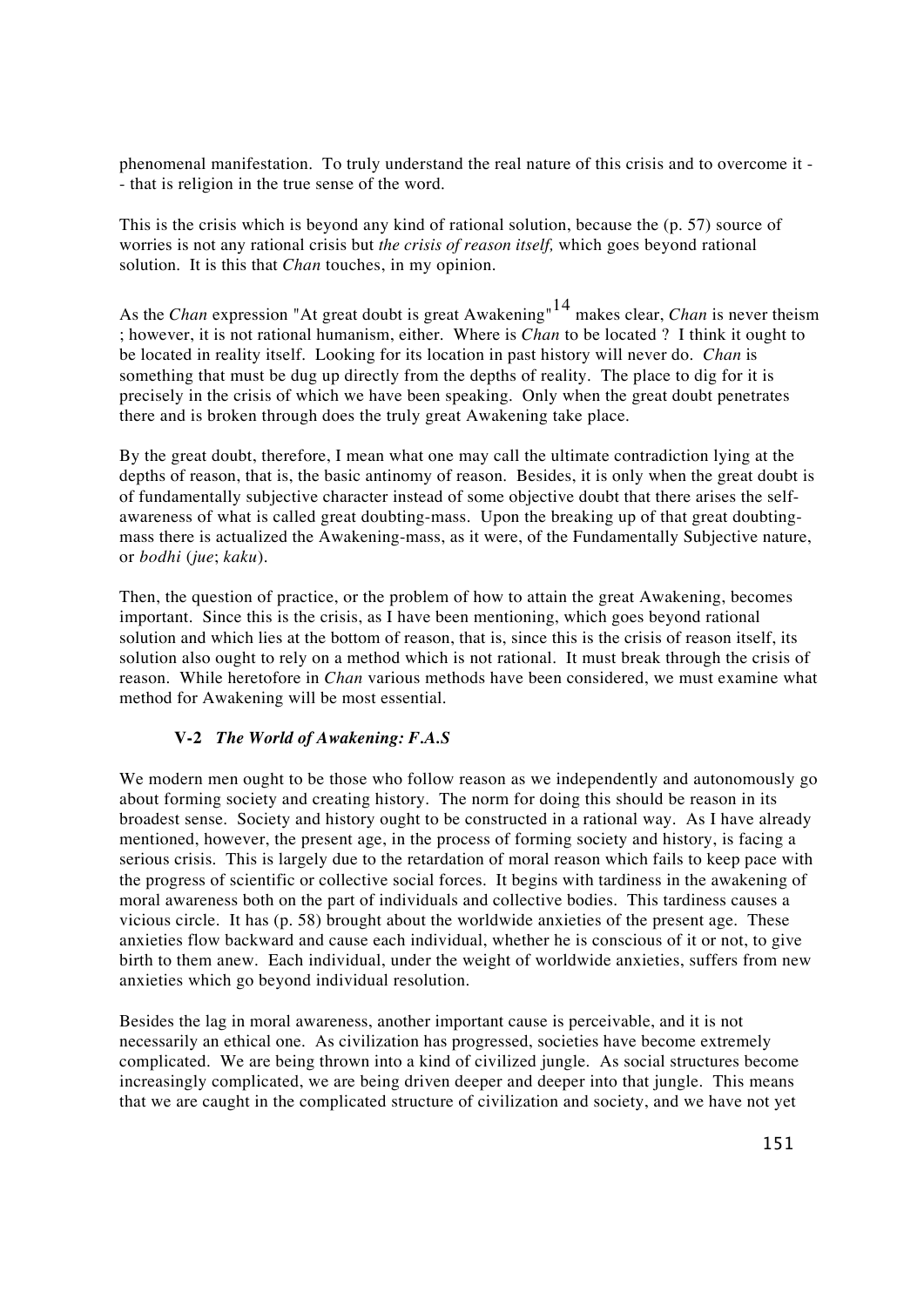phenomenal manifestation. To truly understand the real nature of this crisis and to overcome it -- that is religion in the true sense of the word.

This is the crisis which is beyond any kind of rational solution, because the (p. 57) source of worries is not any rational crisis but *the crisis of reason itself,* which goes beyond rational solution. It is this that *Chan* touches, in my opinion.

As the *Chan* expression "At great doubt is great Awakening"[14] makes clear, *Chan* is never theism ; however, it is not rational humanism, either. Where is *Chan* to be located ? I think it ought to be located in reality itself. Looking for its location in past history will never do. *Chan* is something that must be dug up directly from the depths of reality. The place to dig for it is precisely in the crisis of which we have been speaking. Only when the great doubt penetrates there and is broken through does the truly great Awakening take place.

By the great doubt, therefore, I mean what one may call the ultimate contradiction lying at the depths of reason, that is, the basic antinomy of reason. Besides, it is only when the great doubt is of fundamentally subjective character instead of some objective doubt that there arises the self-awareness of what is called great doubting-mass. Upon the breaking up of that great doubting-mass there is actualized the Awakening-mass, as it were, of the Fundamentally Subjective nature, or *bodhi* (*jue*; *kaku*).

Then, the question of practice, or the problem of how to attain the great Awakening, becomes important. Since this is the crisis, as I have been mentioning, which goes beyond rational solution and which lies at the bottom of reason, that is, since this is the crisis of reason itself, its solution also ought to rely on a method which is not rational. It must break through the crisis of reason. While heretofore in *Chan* various methods have been considered, we must examine what method for Awakening will be most essential.

### V-2 *The World of Awakening: F.A.S*

We modern men ought to be those who follow reason as we independently and autonomously go about forming society and creating history. The norm for doing this should be reason in its broadest sense. Society and history ought to be constructed in a rational way. As I have already mentioned, however, the present age, in the process of forming society and history, is facing a serious crisis. This is largely due to the retardation of moral reason which fails to keep pace with the progress of scientific or collective social forces. It begins with tardiness in the awakening of moral awareness both on the part of individuals and collective bodies. This tardiness causes a vicious circle. It has (p. 58) brought about the worldwide anxieties of the present age. These anxieties flow backward and cause each individual, whether he is conscious of it or not, to give birth to them anew. Each individual, under the weight of worldwide anxieties, suffers from new anxieties which go beyond individual resolution.

Besides the lag in moral awareness, another important cause is perceivable, and it is not necessarily an ethical one. As civilization has progressed, societies have become extremely complicated. We are being thrown into a kind of civilized jungle. As social structures become increasingly complicated, we are being driven deeper and deeper into that jungle. This means that we are caught in the complicated structure of civilization and society, and we have not yet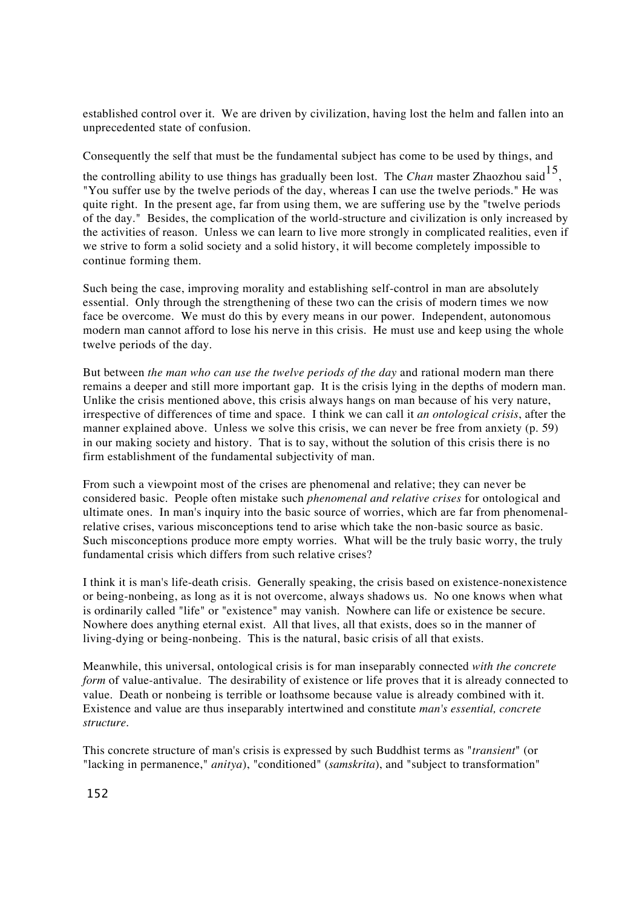established control over it. We are driven by civilization, having lost the helm and fallen into an unprecedented state of confusion.

Consequently the self that must be the fundamental subject has come to be used by things, and the controlling ability to use things has gradually been lost. The *Chan* master Zhaozhou said[15], "You suffer use by the twelve periods of the day, whereas I can use the twelve periods." He was quite right. In the present age, far from using them, we are suffering use by the "twelve periods of the day." Besides, the complication of the world-structure and civilization is only increased by the activities of reason. Unless we can learn to live more strongly in complicated realities, even if we strive to form a solid society and a solid history, it will become completely impossible to continue forming them.

Such being the case, improving morality and establishing self-control in man are absolutely essential. Only through the strengthening of these two can the crisis of modern times we now face be overcome. We must do this by every means in our power. Independent, autonomous modern man cannot afford to lose his nerve in this crisis. He must use and keep using the whole twelve periods of the day.

But between *the man who can use the twelve periods of the day* and rational modern man there remains a deeper and still more important gap. It is the crisis lying in the depths of modern man. Unlike the crisis mentioned above, this crisis always hangs on man because of his very nature, irrespective of differences of time and space. I think we can call it *an ontological crisis*, after the manner explained above. Unless we solve this crisis, we can never be free from anxiety (p. 59) in our making society and history. That is to say, without the solution of this crisis there is no firm establishment of the fundamental subjectivity of man.

From such a viewpoint most of the crises are phenomenal and relative; they can never be considered basic. People often mistake such *phenomenal and relative crises* for ontological and ultimate ones. In man's inquiry into the basic source of worries, which are far from phenomenal-relative crises, various misconceptions tend to arise which take the non-basic source as basic. Such misconceptions produce more empty worries. What will be the truly basic worry, the truly fundamental crisis which differs from such relative crises?

I think it is man's life-death crisis. Generally speaking, the crisis based on existence-nonexistence or being-nonbeing, as long as it is not overcome, always shadows us. No one knows when what is ordinarily called "life" or "existence" may vanish. Nowhere can life or existence be secure. Nowhere does anything eternal exist. All that lives, all that exists, does so in the manner of living-dying or being-nonbeing. This is the natural, basic crisis of all that exists.

Meanwhile, this universal, ontological crisis is for man inseparably connected *with the concrete form* of value-antivalue. The desirability of existence or life proves that it is already connected to value. Death or nonbeing is terrible or loathsome because value is already combined with it. Existence and value are thus inseparably intertwined and constitute *man's essential, concrete structure*.

This concrete structure of man's crisis is expressed by such Buddhist terms as "*transient*" (or "lacking in permanence," *anitya*), "conditioned" (*samskrita*), and "subject to transformation"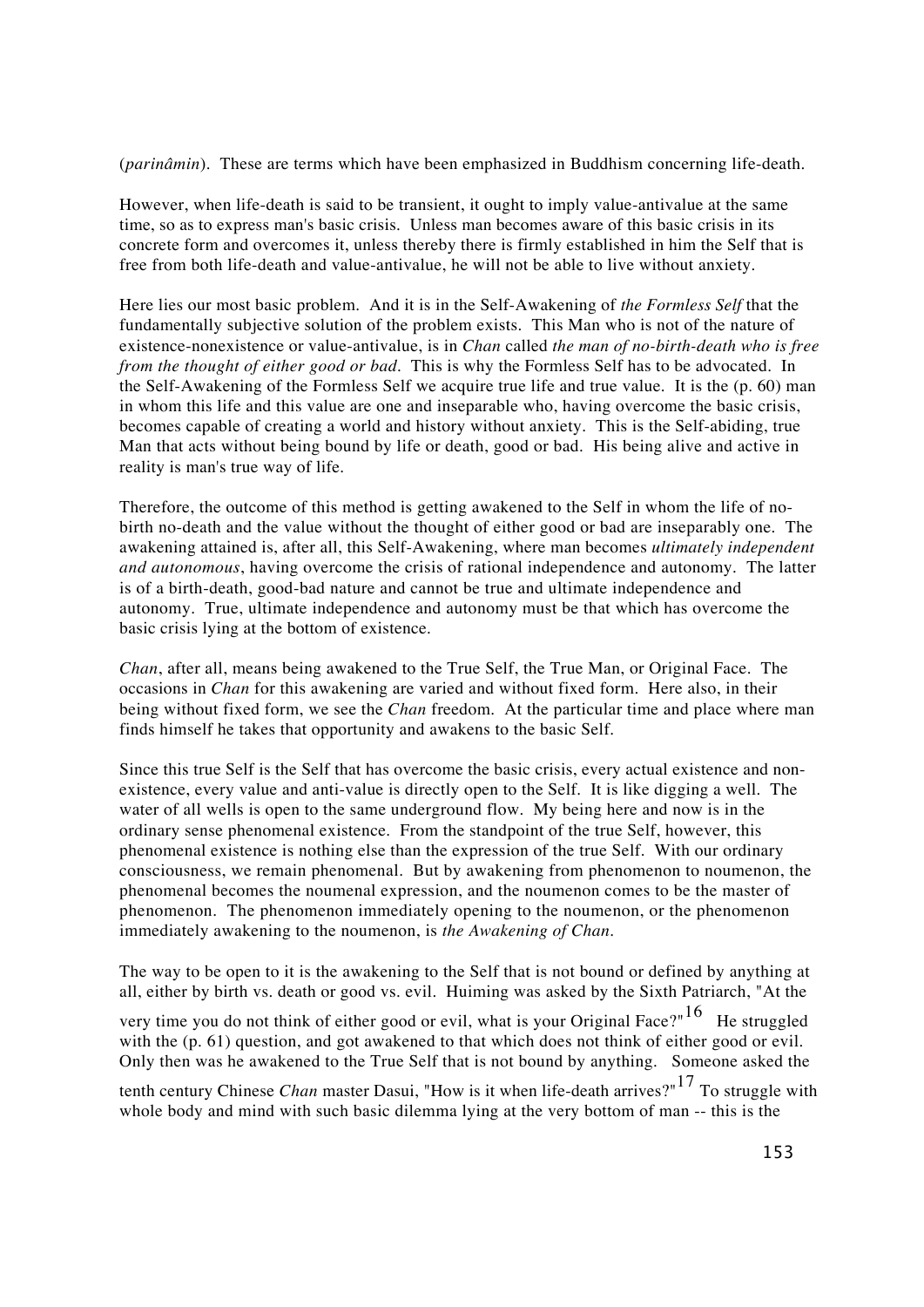(*parinâmin*). These are terms which have been emphasized in Buddhism concerning life-death.

However, when life-death is said to be transient, it ought to imply value-antivalue at the same time, so as to express man's basic crisis. Unless man becomes aware of this basic crisis in its concrete form and overcomes it, unless thereby there is firmly established in him the Self that is free from both life-death and value-antivalue, he will not be able to live without anxiety.

Here lies our most basic problem. And it is in the Self-Awakening of *the Formless Self* that the fundamentally subjective solution of the problem exists. This Man who is not of the nature of existence-nonexistence or value-antivalue, is in *Chan* called *the man of no-birth-death who is free from the thought of either good or bad*. This is why the Formless Self has to be advocated. In the Self-Awakening of the Formless Self we acquire true life and true value. It is the (p. 60) man in whom this life and this value are one and inseparable who, having overcome the basic crisis, becomes capable of creating a world and history without anxiety. This is the Self-abiding, true Man that acts without being bound by life or death, good or bad. His being alive and active in reality is man's true way of life.

Therefore, the outcome of this method is getting awakened to the Self in whom the life of no-birth no-death and the value without the thought of either good or bad are inseparably one. The awakening attained is, after all, this Self-Awakening, where man becomes *ultimately independent and autonomous*, having overcome the crisis of rational independence and autonomy. The latter is of a birth-death, good-bad nature and cannot be true and ultimate independence and autonomy. True, ultimate independence and autonomy must be that which has overcome the basic crisis lying at the bottom of existence.

*Chan*, after all, means being awakened to the True Self, the True Man, or Original Face. The occasions in *Chan* for this awakening are varied and without fixed form. Here also, in their being without fixed form, we see the *Chan* freedom. At the particular time and place where man finds himself he takes that opportunity and awakens to the basic Self.

Since this true Self is the Self that has overcome the basic crisis, every actual existence and non-existence, every value and anti-value is directly open to the Self. It is like digging a well. The water of all wells is open to the same underground flow. My being here and now is in the ordinary sense phenomenal existence. From the standpoint of the true Self, however, this phenomenal existence is nothing else than the expression of the true Self. With our ordinary consciousness, we remain phenomenal. But by awakening from phenomenon to noumenon, the phenomenal becomes the noumenal expression, and the noumenon comes to be the master of phenomenon. The phenomenon immediately opening to the noumenon, or the phenomenon immediately awakening to the noumenon, is *the Awakening of Chan*.

The way to be open to it is the awakening to the Self that is not bound or defined by anything at all, either by birth vs. death or good vs. evil. Huiming was asked by the Sixth Patriarch, "At the very time you do not think of either good or evil, what is your Original Face?"[16] He struggled with the (p. 61) question, and got awakened to that which does not think of either good or evil. Only then was he awakened to the True Self that is not bound by anything. Someone asked the tenth century Chinese *Chan* master Dasui, "How is it when life-death arrives?"[17] To struggle with whole body and mind with such basic dilemma lying at the very bottom of man -- this is the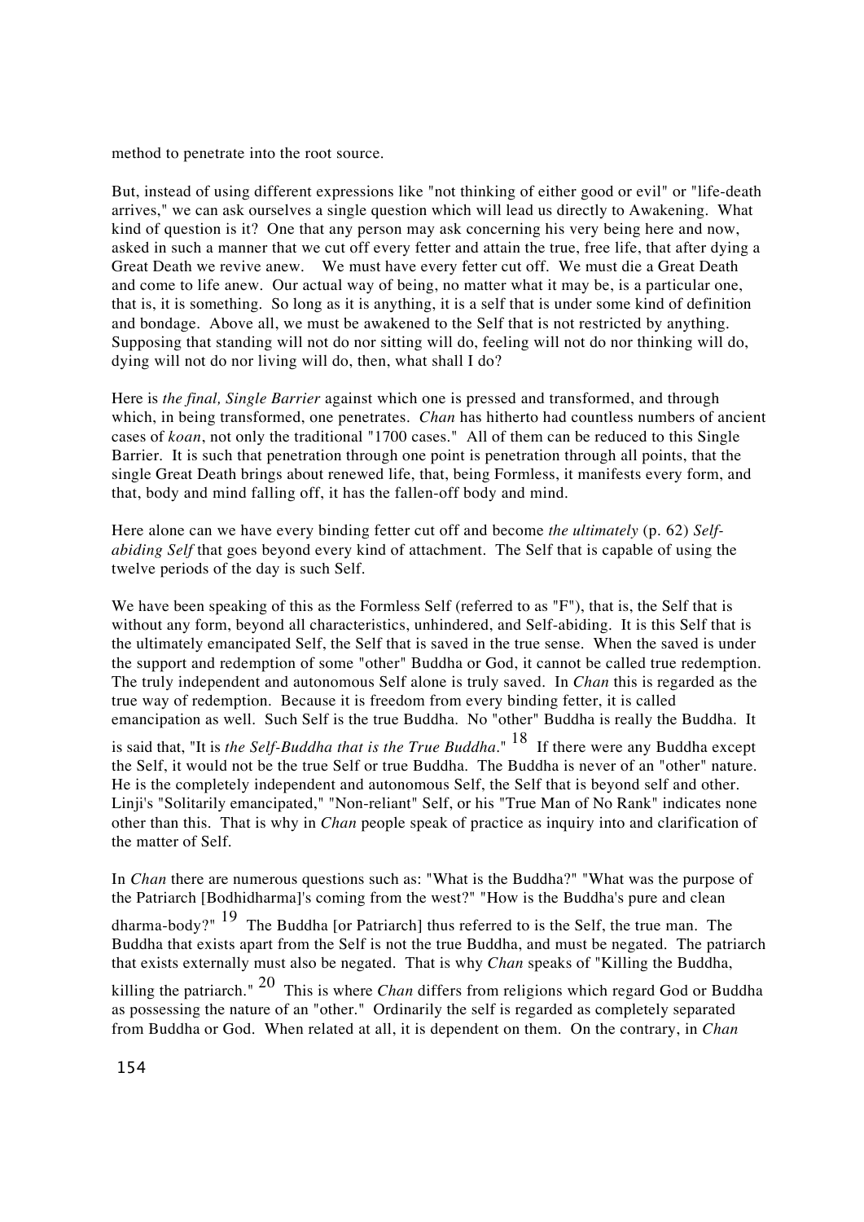method to penetrate into the root source.

But, instead of using different expressions like "not thinking of either good or evil" or "life-death arrives," we can ask ourselves a single question which will lead us directly to Awakening. What kind of question is it? One that any person may ask concerning his very being here and now, asked in such a manner that we cut off every fetter and attain the true, free life, that after dying a Great Death we revive anew. We must have every fetter cut off. We must die a Great Death and come to life anew. Our actual way of being, no matter what it may be, is a particular one, that is, it is something. So long as it is anything, it is a self that is under some kind of definition and bondage. Above all, we must be awakened to the Self that is not restricted by anything. Supposing that standing will not do nor sitting will do, feeling will not do nor thinking will do, dying will not do nor living will do, then, what shall I do?

Here is *the final, Single Barrier* against which one is pressed and transformed, and through which, in being transformed, one penetrates. *Chan* has hitherto had countless numbers of ancient cases of *koan*, not only the traditional "1700 cases." All of them can be reduced to this Single Barrier. It is such that penetration through one point is penetration through all points, that the single Great Death brings about renewed life, that, being Formless, it manifests every form, and that, body and mind falling off, it has the fallen-off body and mind.

Here alone can we have every binding fetter cut off and become *the ultimately* (p. 62) *Self-abiding Self* that goes beyond every kind of attachment. The Self that is capable of using the twelve periods of the day is such Self.

We have been speaking of this as the Formless Self (referred to as "F"), that is, the Self that is without any form, beyond all characteristics, unhindered, and Self-abiding. It is this Self that is the ultimately emancipated Self, the Self that is saved in the true sense. When the saved is under the support and redemption of some "other" Buddha or God, it cannot be called true redemption. The truly independent and autonomous Self alone is truly saved. In *Chan* this is regarded as the true way of redemption. Because it is freedom from every binding fetter, it is called emancipation as well. Such Self is the true Buddha. No "other" Buddha is really the Buddha. It is said that, "It is *the Self-Buddha that is the True Buddha*." [18] If there were any Buddha except the Self, it would not be the true Self or true Buddha. The Buddha is never of an "other" nature. He is the completely independent and autonomous Self, the Self that is beyond self and other. Linji's "Solitarily emancipated," "Non-reliant" Self, or his "True Man of No Rank" indicates none other than this. That is why in *Chan* people speak of practice as inquiry into and clarification of the matter of Self.

In *Chan* there are numerous questions such as: "What is the Buddha?" "What was the purpose of the Patriarch [Bodhidharma]'s coming from the west?" "How is the Buddha's pure and clean dharma-body?" [19] The Buddha [or Patriarch] thus referred to is the Self, the true man. The Buddha that exists apart from the Self is not the true Buddha, and must be negated. The patriarch that exists externally must also be negated. That is why *Chan* speaks of "Killing the Buddha, killing the patriarch." [20] This is where *Chan* differs from religions which regard God or Buddha as possessing the nature of an "other." Ordinarily the self is regarded as completely separated from Buddha or God. When related at all, it is dependent on them. On the contrary, in *Chan*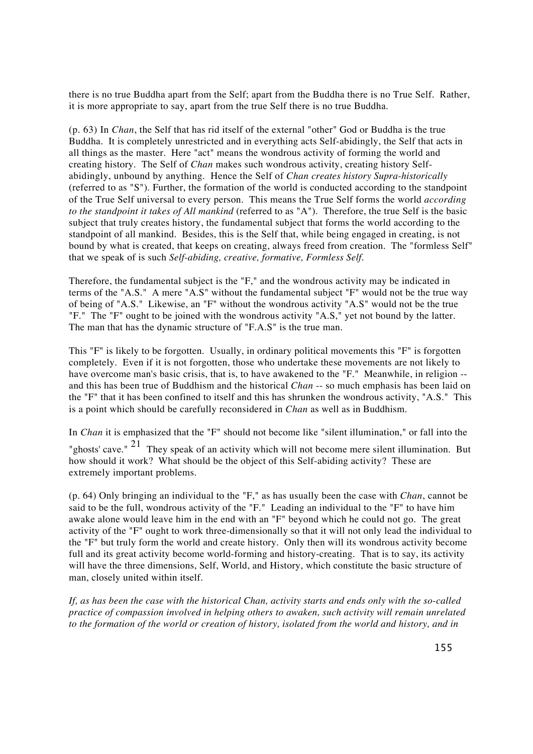there is no true Buddha apart from the Self; apart from the Buddha there is no True Self. Rather, it is more appropriate to say, apart from the true Self there is no true Buddha.

(p. 63) In *Chan*, the Self that has rid itself of the external "other" God or Buddha is the true Buddha. It is completely unrestricted and in everything acts Self-abidingly, the Self that acts in all things as the master. Here "act" means the wondrous activity of forming the world and creating history. The Self of *Chan* makes such wondrous activity, creating history Self-abidingly, unbound by anything. Hence the Self of *Chan creates history Supra-historically* (referred to as "S"). Further, the formation of the world is conducted according to the standpoint of the True Self universal to every person. This means the True Self forms the world *according to the standpoint it takes of All mankind* (referred to as "A"). Therefore, the true Self is the basic subject that truly creates history, the fundamental subject that forms the world according to the standpoint of all mankind. Besides, this is the Self that, while being engaged in creating, is not bound by what is created, that keeps on creating, always freed from creation. The "formless Self" that we speak of is such *Self-abiding, creative, formative, Formless Self*.

Therefore, the fundamental subject is the "F," and the wondrous activity may be indicated in terms of the "A.S." A mere "A.S" without the fundamental subject "F" would not be the true way of being of "A.S." Likewise, an "F" without the wondrous activity "A.S" would not be the true "F." The "F" ought to be joined with the wondrous activity "A.S," yet not bound by the latter. The man that has the dynamic structure of "F.A.S" is the true man.

This "F" is likely to be forgotten. Usually, in ordinary political movements this "F" is forgotten completely. Even if it is not forgotten, those who undertake these movements are not likely to have overcome man's basic crisis, that is, to have awakened to the "F." Meanwhile, in religion -- and this has been true of Buddhism and the historical *Chan* -- so much emphasis has been laid on the "F" that it has been confined to itself and this has shrunken the wondrous activity, "A.S." This is a point which should be carefully reconsidered in *Chan* as well as in Buddhism.

In *Chan* it is emphasized that the "F" should not become like "silent illumination," or fall into the "ghosts' cave."[21] They speak of an activity which will not become mere silent illumination. But how should it work? What should be the object of this Self-abiding activity? These are extremely important problems.

(p. 64) Only bringing an individual to the "F," as has usually been the case with *Chan*, cannot be said to be the full, wondrous activity of the "F." Leading an individual to the "F" to have him awake alone would leave him in the end with an "F" beyond which he could not go. The great activity of the "F" ought to work three-dimensionally so that it will not only lead the individual to the "F" but truly form the world and create history. Only then will its wondrous activity become full and its great activity become world-forming and history-creating. That is to say, its activity will have the three dimensions, Self, World, and History, which constitute the basic structure of man, closely united within itself.

*If, as has been the case with the historical Chan, activity starts and ends only with the so-called practice of compassion involved in helping others to awaken, such activity will remain unrelated to the formation of the world or creation of history, isolated from the world and history, and in*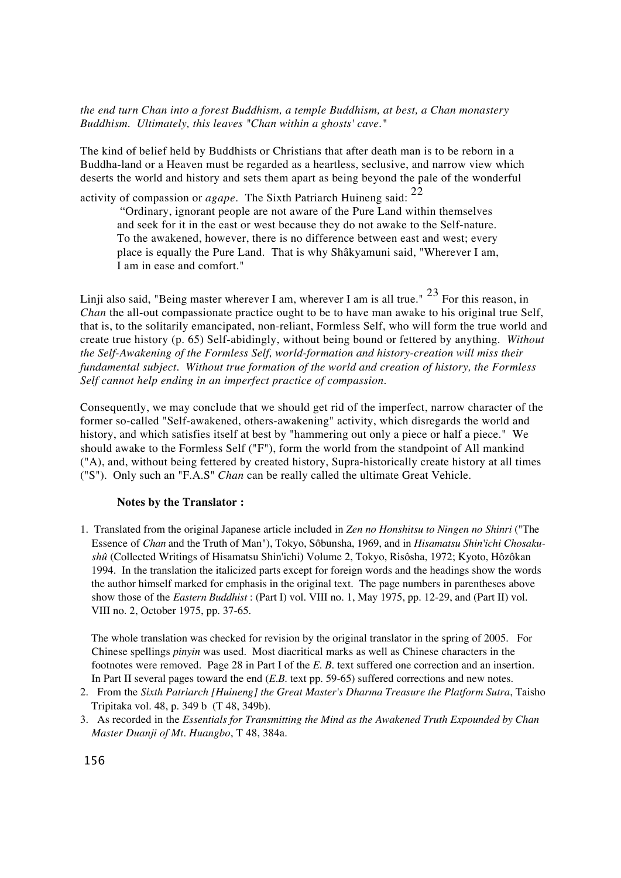*the end turn Chan into a forest Buddhism, a temple Buddhism, at best, a Chan monastery Buddhism. Ultimately, this leaves "Chan within a ghosts' cave."*

The kind of belief held by Buddhists or Christians that after death man is to be reborn in a Buddha-land or a Heaven must be regarded as a heartless, seclusive, and narrow view which deserts the world and history and sets them apart as being beyond the pale of the wonderful activity of compassion or *agape*. The Sixth Patriarch Huineng said: [22]

> "Ordinary, ignorant people are not aware of the Pure Land within themselves and seek for it in the east or west because they do not awake to the Self-nature. To the awakened, however, there is no difference between east and west; every place is equally the Pure Land. That is why Shâkyamuni said, "Wherever I am, I am in ease and comfort."

Linji also said, "Being master wherever I am, wherever I am is all true." [23] For this reason, in *Chan* the all-out compassionate practice ought to be to have man awake to his original true Self, that is, to the solitarily emancipated, non-reliant, Formless Self, who will form the true world and create true history (p. 65) Self-abidingly, without being bound or fettered by anything. *Without the Self-Awakening of the Formless Self, world-formation and history-creation will miss their fundamental subject. Without true formation of the world and creation of history, the Formless Self cannot help ending in an imperfect practice of compassion.*

Consequently, we may conclude that we should get rid of the imperfect, narrow character of the former so-called "Self-awakened, others-awakening" activity, which disregards the world and history, and which satisfies itself at best by "hammering out only a piece or half a piece." We should awake to the Formless Self ("F"), form the world from the standpoint of All mankind ("A), and, without being fettered by created history, Supra-historically create history at all times ("S"). Only such an "F.A.S" *Chan* can be really called the ultimate Great Vehicle.

**Notes by the Translator :**

1. Translated from the original Japanese article included in *Zen no Honshitsu to Ningen no Shinri* ("The Essence of *Chan* and the Truth of Man"), Tokyo, Sôbunsha, 1969, and in *Hisamatsu Shin'ichi Chosaku-shû* (Collected Writings of Hisamatsu Shin'ichi) Volume 2, Tokyo, Risôsha, 1972; Kyoto, Hôzôkan 1994. In the translation the italicized parts except for foreign words and the headings show the words the author himself marked for emphasis in the original text. The page numbers in parentheses above show those of the *Eastern Buddhist* : (Part I) vol. VIII no. 1, May 1975, pp. 12-29, and (Part II) vol. VIII no. 2, October 1975, pp. 37-65.

   The whole translation was checked for revision by the original translator in the spring of 2005. For Chinese spellings *pinyin* was used. Most diacritical marks as well as Chinese characters in the footnotes were removed. Page 28 in Part I of the *E. B.* text suffered one correction and an insertion. In Part II several pages toward the end (*E.B.* text pp. 59-65) suffered corrections and new notes.
2. From the *Sixth Patriarch [Huineng] the Great Master's Dharma Treasure the Platform Sutra*, Taisho Tripitaka vol. 48, p. 349 b (T 48, 349b).
3. As recorded in the *Essentials for Transmitting the Mind as the Awakened Truth Expounded by Chan Master Duanji of Mt. Huangbo*, T 48, 384a.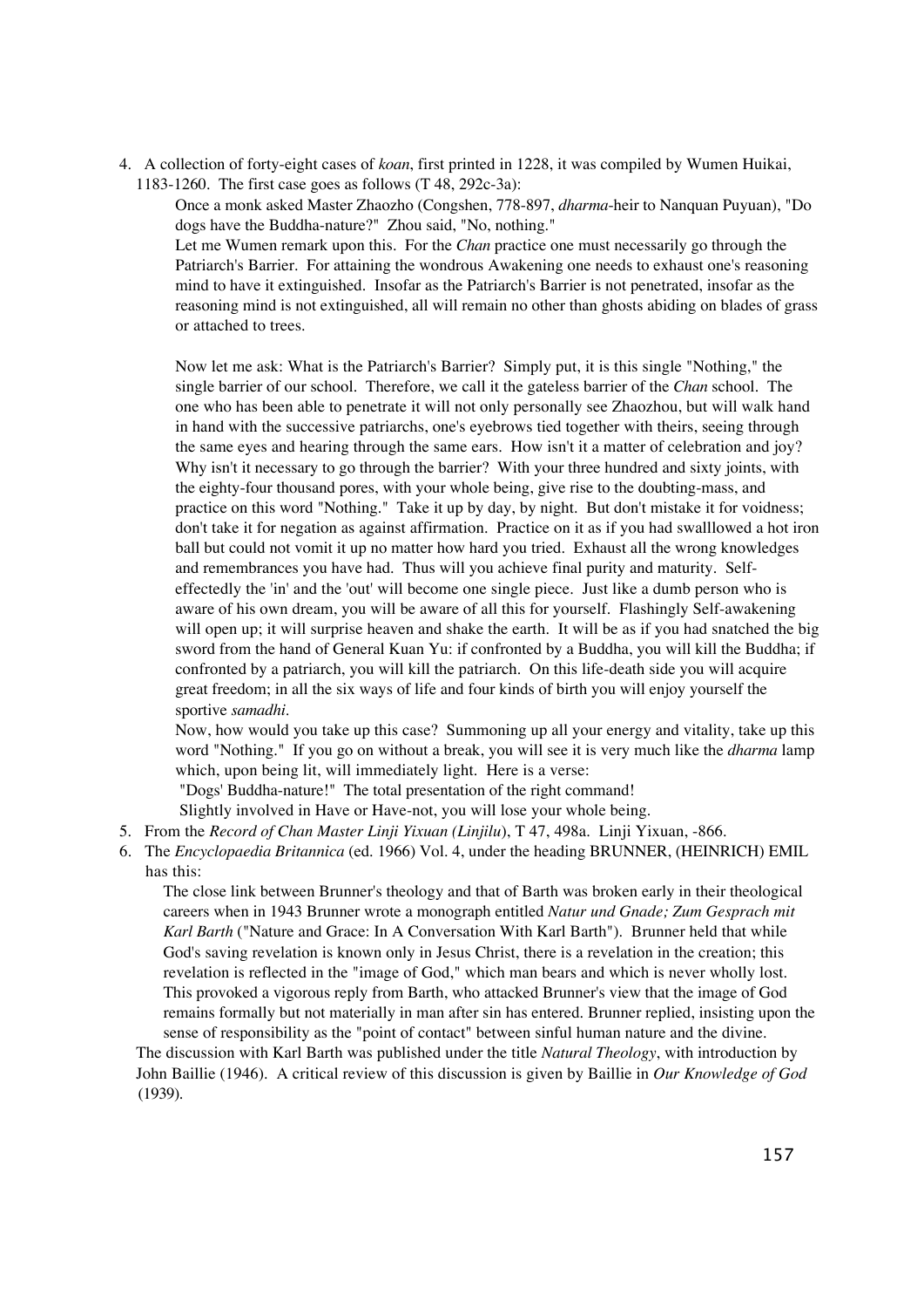4. A collection of forty-eight cases of *koan*, first printed in 1228, it was compiled by Wumen Huikai, 1183-1260. The first case goes as follows (T 48, 292c-3a):

    Once a monk asked Master Zhaozho (Congshen, 778-897, *dharma*-heir to Nanquan Puyuan), "Do dogs have the Buddha-nature?" Zhou said, "No, nothing."

    Let me Wumen remark upon this. For the *Chan* practice one must necessarily go through the Patriarch's Barrier. For attaining the wondrous Awakening one needs to exhaust one's reasoning mind to have it extinguished. Insofar as the Patriarch's Barrier is not penetrated, insofar as the reasoning mind is not extinguished, all will remain no other than ghosts abiding on blades of grass or attached to trees.

    Now let me ask: What is the Patriarch's Barrier? Simply put, it is this single "Nothing," the single barrier of our school. Therefore, we call it the gateless barrier of the *Chan* school. The one who has been able to penetrate it will not only personally see Zhaozhou, but will walk hand in hand with the successive patriarchs, one's eyebrows tied together with theirs, seeing through the same eyes and hearing through the same ears. How isn't it a matter of celebration and joy? Why isn't it necessary to go through the barrier? With your three hundred and sixty joints, with the eighty-four thousand pores, with your whole being, give rise to the doubting-mass, and practice on this word "Nothing." Take it up by day, by night. But don't mistake it for voidness; don't take it for negation as against affirmation. Practice on it as if you had swalllowed a hot iron ball but could not vomit it up no matter how hard you tried. Exhaust all the wrong knowledges and remembrances you have had. Thus will you achieve final purity and maturity. Self-effectedly the 'in' and the 'out' will become one single piece. Just like a dumb person who is aware of his own dream, you will be aware of all this for yourself. Flashingly Self-awakening will open up; it will surprise heaven and shake the earth. It will be as if you had snatched the big sword from the hand of General Kuan Yu: if confronted by a Buddha, you will kill the Buddha; if confronted by a patriarch, you will kill the patriarch. On this life-death side you will acquire great freedom; in all the six ways of life and four kinds of birth you will enjoy yourself the sportive *samadhi*.

    Now, how would you take up this case? Summoning up all your energy and vitality, take up this word "Nothing." If you go on without a break, you will see it is very much like the *dharma* lamp which, upon being lit, will immediately light. Here is a verse:

    "Dogs' Buddha-nature!" The total presentation of the right command!
    Slightly involved in Have or Have-not, you will lose your whole being.

5. From the *Record of Chan Master Linji Yixuan (Linjilu)*, T 47, 498a. Linji Yixuan, -866.

6. The *Encyclopaedia Britannica* (ed. 1966) Vol. 4, under the heading BRUNNER, (HEINRICH) EMIL has this:

    The close link between Brunner's theology and that of Barth was broken early in their theological careers when in 1943 Brunner wrote a monograph entitled *Natur und Gnade; Zum Gesprach mit Karl Barth* ("Nature and Grace: In A Conversation With Karl Barth"). Brunner held that while God's saving revelation is known only in Jesus Christ, there is a revelation in the creation; this revelation is reflected in the "image of God," which man bears and which is never wholly lost. This provoked a vigorous reply from Barth, who attacked Brunner's view that the image of God remains formally but not materially in man after sin has entered. Brunner replied, insisting upon the sense of responsibility as the "point of contact" between sinful human nature and the divine.

    The discussion with Karl Barth was published under the title *Natural Theology*, with introduction by John Baillie (1946). A critical review of this discussion is given by Baillie in *Our Knowledge of God* (1939).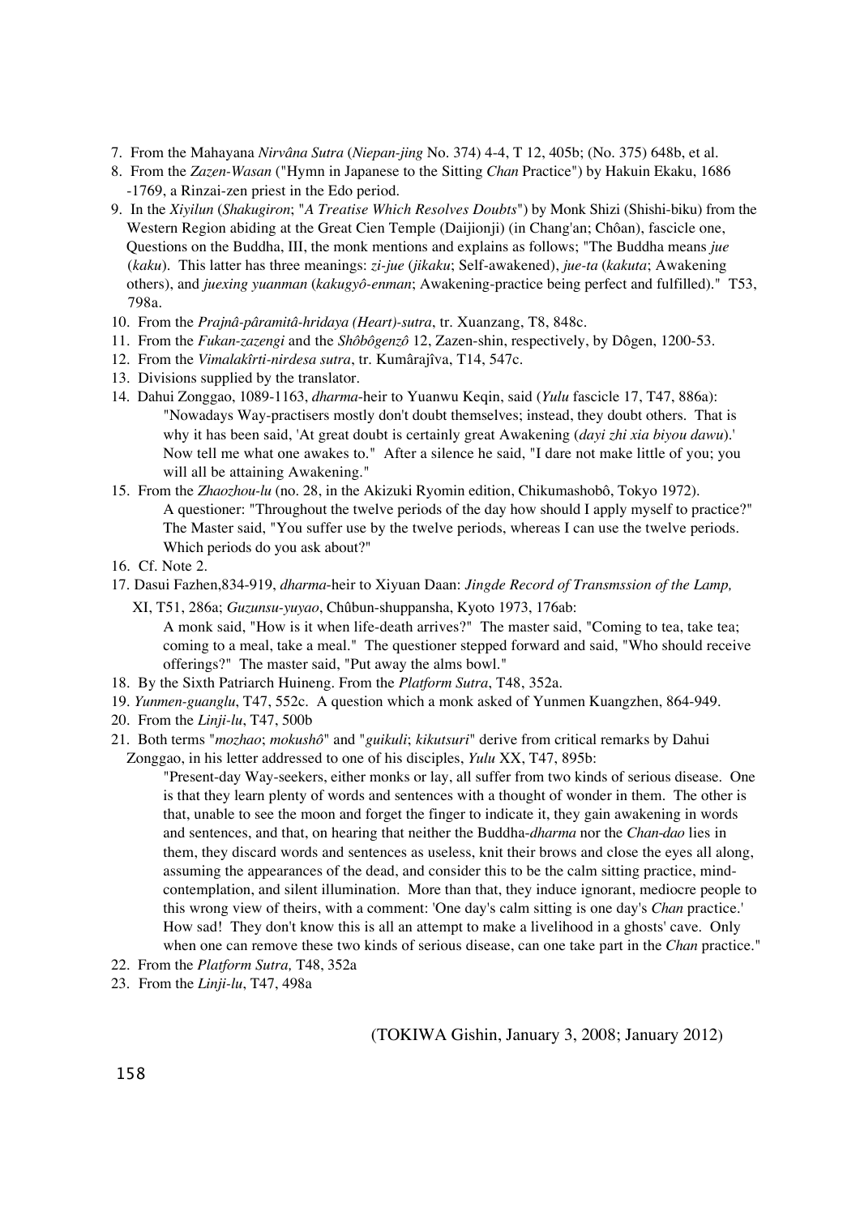7. From the Mahayana *Nirvâna Sutra* (*Niepan-jing* No. 374) 4-4, T 12, 405b; (No. 375) 648b, et al.
8. From the *Zazen-Wasan* ("Hymn in Japanese to the Sitting *Chan* Practice") by Hakuin Ekaku, 1686 -1769, a Rinzai-zen priest in the Edo period.
9. In the *Xiyilun* (*Shakugiron*; "*A Treatise Which Resolves Doubts*") by Monk Shizi (Shishi-biku) from the Western Region abiding at the Great Cien Temple (Daijionji) (in Chang'an; Chôan), fascicle one, Questions on the Buddha, III, the monk mentions and explains as follows; "The Buddha means *jue* (*kaku*). This latter has three meanings: *zi-jue* (*jikaku*; Self-awakened), *jue-ta* (*kakuta*; Awakening others), and *juexing yuanman* (*kakugyô-enman*; Awakening-practice being perfect and fulfilled)." T53, 798a.
10. From the *Prajnâ-pâramitâ-hridaya (Heart)-sutra*, tr. Xuanzang, T8, 848c.
11. From the *Fukan-zazengi* and the *Shôbôgenzô* 12, Zazen-shin, respectively, by Dôgen, 1200-53.
12. From the *Vimalakîrti-nirdesa sutra*, tr. Kumârajîva, T14, 547c.
13. Divisions supplied by the translator.
14. Dahui Zonggao, 1089-1163, *dharma*-heir to Yuanwu Keqin, said (*Yulu* fascicle 17, T47, 886a):
    "Nowadays Way-practisers mostly don't doubt themselves; instead, they doubt others. That is why it has been said, 'At great doubt is certainly great Awakening (*dayi zhi xia biyou dawu*).' Now tell me what one awakes to." After a silence he said, "I dare not make little of you; you will all be attaining Awakening."
15. From the *Zhaozhou-lu* (no. 28, in the Akizuki Ryomin edition, Chikumashobô, Tokyo 1972).
    A questioner: "Throughout the twelve periods of the day how should I apply myself to practice?" The Master said, "You suffer use by the twelve periods, whereas I can use the twelve periods. Which periods do you ask about?"
16. Cf. Note 2.
17. Dasui Fazhen,834-919, *dharma*-heir to Xiyuan Daan: *Jingde Record of Transmssion of the Lamp,* XI, T51, 286a; *Guzunsu-yuyao*, Chûbun-shuppansha, Kyoto 1973, 176ab:
    A monk said, "How is it when life-death arrives?" The master said, "Coming to tea, take tea; coming to a meal, take a meal." The questioner stepped forward and said, "Who should receive offerings?" The master said, "Put away the alms bowl."
18. By the Sixth Patriarch Huineng. From the *Platform Sutra*, T48, 352a.
19. *Yunmen-guanglu*, T47, 552c. A question which a monk asked of Yunmen Kuangzhen, 864-949.
20. From the *Linji-lu*, T47, 500b
21. Both terms "*mozhao*; *mokushô*" and "*guikuli*; *kikutsuri*" derive from critical remarks by Dahui Zonggao, in his letter addressed to one of his disciples, *Yulu* XX, T47, 895b:
    "Present-day Way-seekers, either monks or lay, all suffer from two kinds of serious disease. One is that they learn plenty of words and sentences with a thought of wonder in them. The other is that, unable to see the moon and forget the finger to indicate it, they gain awakening in words and sentences, and that, on hearing that neither the Buddha-*dharma* nor the *Chan-dao* lies in them, they discard words and sentences as useless, knit their brows and close the eyes all along, assuming the appearances of the dead, and consider this to be the calm sitting practice, mind-contemplation, and silent illumination. More than that, they induce ignorant, mediocre people to this wrong view of theirs, with a comment: 'One day's calm sitting is one day's *Chan* practice.' How sad! They don't know this is all an attempt to make a livelihood in a ghosts' cave. Only when one can remove these two kinds of serious disease, can one take part in the *Chan* practice."
22. From the *Platform Sutra,* T48, 352a
23. From the *Linji-lu*, T47, 498a

(TOKIWA Gishin, January 3, 2008; January 2012)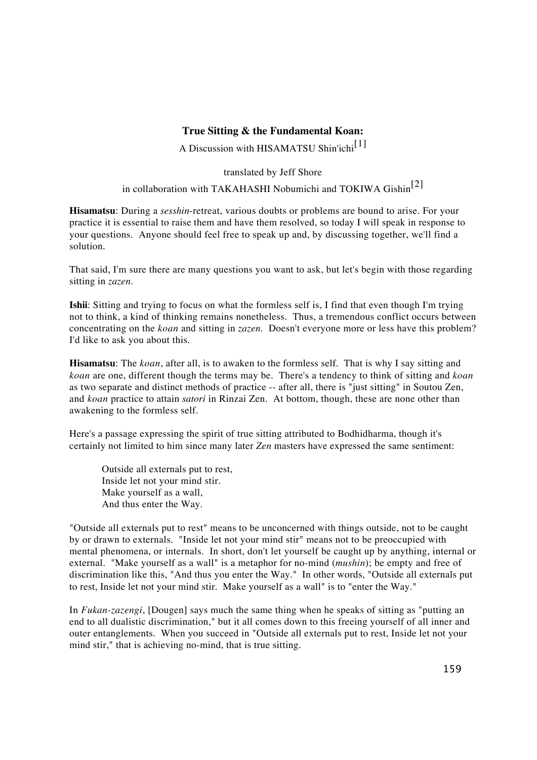**True Sitting & the Fundamental Koan:**

A Discussion with HISAMATSU Shin'ichi[1]

translated by Jeff Shore

in collaboration with TAKAHASHI Nobumichi and TOKIWA Gishin[2]

**Hisamatsu**: During a *sesshin*-retreat, various doubts or problems are bound to arise. For your practice it is essential to raise them and have them resolved, so today I will speak in response to your questions. Anyone should feel free to speak up and, by discussing together, we'll find a solution.

That said, I'm sure there are many questions you want to ask, but let's begin with those regarding sitting in *zazen*.

**Ishii**: Sitting and trying to focus on what the formless self is, I find that even though I'm trying not to think, a kind of thinking remains nonetheless. Thus, a tremendous conflict occurs between concentrating on the *koan* and sitting in *zazen*. Doesn't everyone more or less have this problem? I'd like to ask you about this.

**Hisamatsu**: The *koan*, after all, is to awaken to the formless self. That is why I say sitting and *koan* are one, different though the terms may be. There's a tendency to think of sitting and *koan* as two separate and distinct methods of practice -- after all, there is "just sitting" in Soutou Zen, and *koan* practice to attain *satori* in Rinzai Zen. At bottom, though, these are none other than awakening to the formless self.

Here's a passage expressing the spirit of true sitting attributed to Bodhidharma, though it's certainly not limited to him since many later *Zen* masters have expressed the same sentiment:

> Outside all externals put to rest,
> Inside let not your mind stir.
> Make yourself as a wall,
> And thus enter the Way.

"Outside all externals put to rest" means to be unconcerned with things outside, not to be caught by or drawn to externals. "Inside let not your mind stir" means not to be preoccupied with mental phenomena, or internals. In short, don't let yourself be caught up by anything, internal or external. "Make yourself as a wall" is a metaphor for no-mind (*mushin*); be empty and free of discrimination like this, "And thus you enter the Way." In other words, "Outside all externals put to rest, Inside let not your mind stir. Make yourself as a wall" is to "enter the Way."

In *Fukan-zazengi*, [Dougen] says much the same thing when he speaks of sitting as "putting an end to all dualistic discrimination," but it all comes down to this freeing yourself of all inner and outer entanglements. When you succeed in "Outside all externals put to rest, Inside let not your mind stir," that is achieving no-mind, that is true sitting.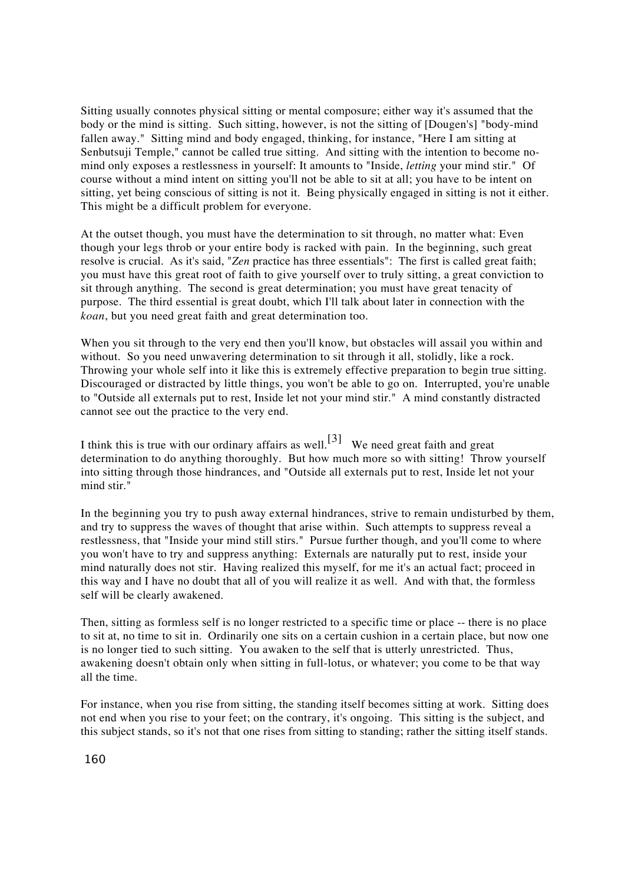Sitting usually connotes physical sitting or mental composure; either way it's assumed that the body or the mind is sitting. Such sitting, however, is not the sitting of [Dougen's] "body-mind fallen away." Sitting mind and body engaged, thinking, for instance, "Here I am sitting at Senbutsuji Temple," cannot be called true sitting. And sitting with the intention to become no-mind only exposes a restlessness in yourself: It amounts to "Inside, *letting* your mind stir." Of course without a mind intent on sitting you'll not be able to sit at all; you have to be intent on sitting, yet being conscious of sitting is not it. Being physically engaged in sitting is not it either. This might be a difficult problem for everyone.

At the outset though, you must have the determination to sit through, no matter what: Even though your legs throb or your entire body is racked with pain. In the beginning, such great resolve is crucial. As it's said, "*Zen* practice has three essentials": The first is called great faith; you must have this great root of faith to give yourself over to truly sitting, a great conviction to sit through anything. The second is great determination; you must have great tenacity of purpose. The third essential is great doubt, which I'll talk about later in connection with the *koan*, but you need great faith and great determination too.

When you sit through to the very end then you'll know, but obstacles will assail you within and without. So you need unwavering determination to sit through it all, stolidly, like a rock. Throwing your whole self into it like this is extremely effective preparation to begin true sitting. Discouraged or distracted by little things, you won't be able to go on. Interrupted, you're unable to "Outside all externals put to rest, Inside let not your mind stir." A mind constantly distracted cannot see out the practice to the very end.

I think this is true with our ordinary affairs as well.[3] We need great faith and great determination to do anything thoroughly. But how much more so with sitting! Throw yourself into sitting through those hindrances, and "Outside all externals put to rest, Inside let not your mind stir."

In the beginning you try to push away external hindrances, strive to remain undisturbed by them, and try to suppress the waves of thought that arise within. Such attempts to suppress reveal a restlessness, that "Inside your mind still stirs." Pursue further though, and you'll come to where you won't have to try and suppress anything: Externals are naturally put to rest, inside your mind naturally does not stir. Having realized this myself, for me it's an actual fact; proceed in this way and I have no doubt that all of you will realize it as well. And with that, the formless self will be clearly awakened.

Then, sitting as formless self is no longer restricted to a specific time or place -- there is no place to sit at, no time to sit in. Ordinarily one sits on a certain cushion in a certain place, but now one is no longer tied to such sitting. You awaken to the self that is utterly unrestricted. Thus, awakening doesn't obtain only when sitting in full-lotus, or whatever; you come to be that way all the time.

For instance, when you rise from sitting, the standing itself becomes sitting at work. Sitting does not end when you rise to your feet; on the contrary, it's ongoing. This sitting is the subject, and this subject stands, so it's not that one rises from sitting to standing; rather the sitting itself stands.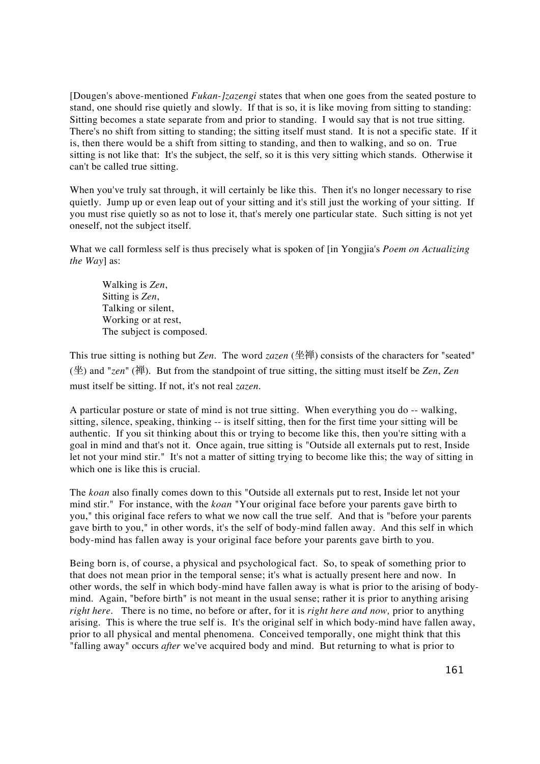[Dougen's above-mentioned *Fukan-]zazengi* states that when one goes from the seated posture to stand, one should rise quietly and slowly. If that is so, it is like moving from sitting to standing: Sitting becomes a state separate from and prior to standing. I would say that is not true sitting. There's no shift from sitting to standing; the sitting itself must stand. It is not a specific state. If it is, then there would be a shift from sitting to standing, and then to walking, and so on. True sitting is not like that: It's the subject, the self, so it is this very sitting which stands. Otherwise it can't be called true sitting.

When you've truly sat through, it will certainly be like this. Then it's no longer necessary to rise quietly. Jump up or even leap out of your sitting and it's still just the working of your sitting. If you must rise quietly so as not to lose it, that's merely one particular state. Such sitting is not yet oneself, not the subject itself.

What we call formless self is thus precisely what is spoken of [in Yongjia's *Poem on Actualizing the Way*] as:

> Walking is *Zen*,
> Sitting is *Zen*,
> Talking or silent,
> Working or at rest,
> The subject is composed.

This true sitting is nothing but *Zen*. The word *zazen* (坐禅) consists of the characters for "seated" (坐) and "*zen*" (禅). But from the standpoint of true sitting, the sitting must itself be *Zen*, *Zen* must itself be sitting. If not, it's not real *zazen*.

A particular posture or state of mind is not true sitting. When everything you do -- walking, sitting, silence, speaking, thinking -- is itself sitting, then for the first time your sitting will be authentic. If you sit thinking about this or trying to become like this, then you're sitting with a goal in mind and that's not it. Once again, true sitting is "Outside all externals put to rest, Inside let not your mind stir." It's not a matter of sitting trying to become like this; the way of sitting in which one is like this is crucial.

The *koan* also finally comes down to this "Outside all externals put to rest, Inside let not your mind stir." For instance, with the *koan* "Your original face before your parents gave birth to you," this original face refers to what we now call the true self. And that is "before your parents gave birth to you," in other words, it's the self of body-mind fallen away. And this self in which body-mind has fallen away is your original face before your parents gave birth to you.

Being born is, of course, a physical and psychological fact. So, to speak of something prior to that does not mean prior in the temporal sense; it's what is actually present here and now. In other words, the self in which body-mind have fallen away is what is prior to the arising of body-mind. Again, "before birth" is not meant in the usual sense; rather it is prior to anything arising *right here*. There is no time, no before or after, for it is *right here and now,* prior to anything arising. This is where the true self is. It's the original self in which body-mind have fallen away, prior to all physical and mental phenomena. Conceived temporally, one might think that this "falling away" occurs *after* we've acquired body and mind. But returning to what is prior to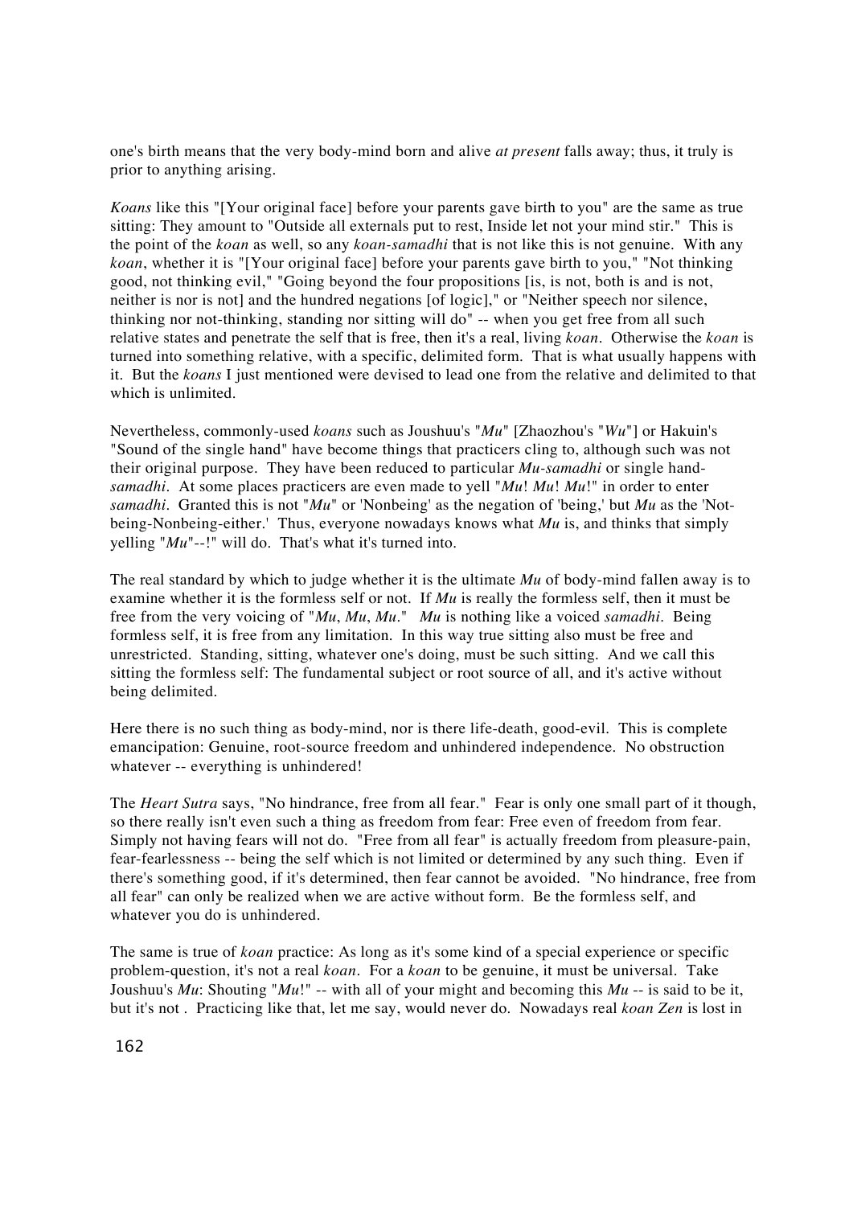one's birth means that the very body-mind born and alive *at present* falls away; thus, it truly is prior to anything arising.

*Koans* like this "[Your original face] before your parents gave birth to you" are the same as true sitting: They amount to "Outside all externals put to rest, Inside let not your mind stir." This is the point of the *koan* as well, so any *koan-samadhi* that is not like this is not genuine. With any *koan*, whether it is "[Your original face] before your parents gave birth to you," "Not thinking good, not thinking evil," "Going beyond the four propositions [is, is not, both is and is not, neither is nor is not] and the hundred negations [of logic]," or "Neither speech nor silence, thinking nor not-thinking, standing nor sitting will do" -- when you get free from all such relative states and penetrate the self that is free, then it's a real, living *koan*. Otherwise the *koan* is turned into something relative, with a specific, delimited form. That is what usually happens with it. But the *koans* I just mentioned were devised to lead one from the relative and delimited to that which is unlimited.

Nevertheless, commonly-used *koans* such as Joushuu's "*Mu*" [Zhaozhou's "*Wu*"] or Hakuin's "Sound of the single hand" have become things that practicers cling to, although such was not their original purpose. They have been reduced to particular *Mu-samadhi* or single hand-*samadhi*. At some places practicers are even made to yell "*Mu*! *Mu*! *Mu*!" in order to enter *samadhi*. Granted this is not "*Mu*" or 'Nonbeing' as the negation of 'being,' but *Mu* as the 'Not-being-Nonbeing-either.' Thus, everyone nowadays knows what *Mu* is, and thinks that simply yelling "*Mu*"--!" will do. That's what it's turned into.

The real standard by which to judge whether it is the ultimate *Mu* of body-mind fallen away is to examine whether it is the formless self or not. If *Mu* is really the formless self, then it must be free from the very voicing of "*Mu*, *Mu*, *Mu*." *Mu* is nothing like a voiced *samadhi*. Being formless self, it is free from any limitation. In this way true sitting also must be free and unrestricted. Standing, sitting, whatever one's doing, must be such sitting. And we call this sitting the formless self: The fundamental subject or root source of all, and it's active without being delimited.

Here there is no such thing as body-mind, nor is there life-death, good-evil. This is complete emancipation: Genuine, root-source freedom and unhindered independence. No obstruction whatever -- everything is unhindered!

The *Heart Sutra* says, "No hindrance, free from all fear." Fear is only one small part of it though, so there really isn't even such a thing as freedom from fear: Free even of freedom from fear. Simply not having fears will not do. "Free from all fear" is actually freedom from pleasure-pain, fear-fearlessness -- being the self which is not limited or determined by any such thing. Even if there's something good, if it's determined, then fear cannot be avoided. "No hindrance, free from all fear" can only be realized when we are active without form. Be the formless self, and whatever you do is unhindered.

The same is true of *koan* practice: As long as it's some kind of a special experience or specific problem-question, it's not a real *koan*. For a *koan* to be genuine, it must be universal. Take Joushuu's *Mu*: Shouting "*Mu*!" -- with all of your might and becoming this *Mu* -- is said to be it, but it's not . Practicing like that, let me say, would never do. Nowadays real *koan Zen* is lost in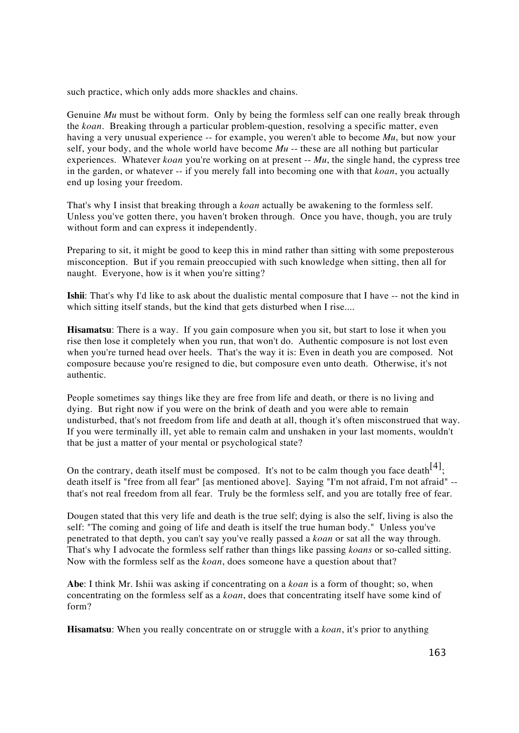such practice, which only adds more shackles and chains.

Genuine *Mu* must be without form. Only by being the formless self can one really break through the *koan*. Breaking through a particular problem-question, resolving a specific matter, even having a very unusual experience -- for example, you weren't able to become *Mu*, but now your self, your body, and the whole world have become *Mu* -- these are all nothing but particular experiences. Whatever *koan* you're working on at present -- *Mu*, the single hand, the cypress tree in the garden, or whatever -- if you merely fall into becoming one with that *koan*, you actually end up losing your freedom.

That's why I insist that breaking through a *koan* actually be awakening to the formless self. Unless you've gotten there, you haven't broken through. Once you have, though, you are truly without form and can express it independently.

Preparing to sit, it might be good to keep this in mind rather than sitting with some preposterous misconception. But if you remain preoccupied with such knowledge when sitting, then all for naught. Everyone, how is it when you're sitting?

**Ishii**: That's why I'd like to ask about the dualistic mental composure that I have -- not the kind in which sitting itself stands, but the kind that gets disturbed when I rise....

**Hisamatsu**: There is a way. If you gain composure when you sit, but start to lose it when you rise then lose it completely when you run, that won't do. Authentic composure is not lost even when you're turned head over heels. That's the way it is: Even in death you are composed. Not composure because you're resigned to die, but composure even unto death. Otherwise, it's not authentic.

People sometimes say things like they are free from life and death, or there is no living and dying. But right now if you were on the brink of death and you were able to remain undisturbed, that's not freedom from life and death at all, though it's often misconstrued that way. If you were terminally ill, yet able to remain calm and unshaken in your last moments, wouldn't that be just a matter of your mental or psychological state?

On the contrary, death itself must be composed. It's not to be calm though you face death[4]; death itself is "free from all fear" [as mentioned above]. Saying "I'm not afraid, I'm not afraid" -- that's not real freedom from all fear. Truly be the formless self, and you are totally free of fear.

Dougen stated that this very life and death is the true self; dying is also the self, living is also the self: "The coming and going of life and death is itself the true human body." Unless you've penetrated to that depth, you can't say you've really passed a *koan* or sat all the way through. That's why I advocate the formless self rather than things like passing *koans* or so-called sitting. Now with the formless self as the *koan*, does someone have a question about that?

**Abe**: I think Mr. Ishii was asking if concentrating on a *koan* is a form of thought; so, when concentrating on the formless self as a *koan*, does that concentrating itself have some kind of form?

**Hisamatsu**: When you really concentrate on or struggle with a *koan*, it's prior to anything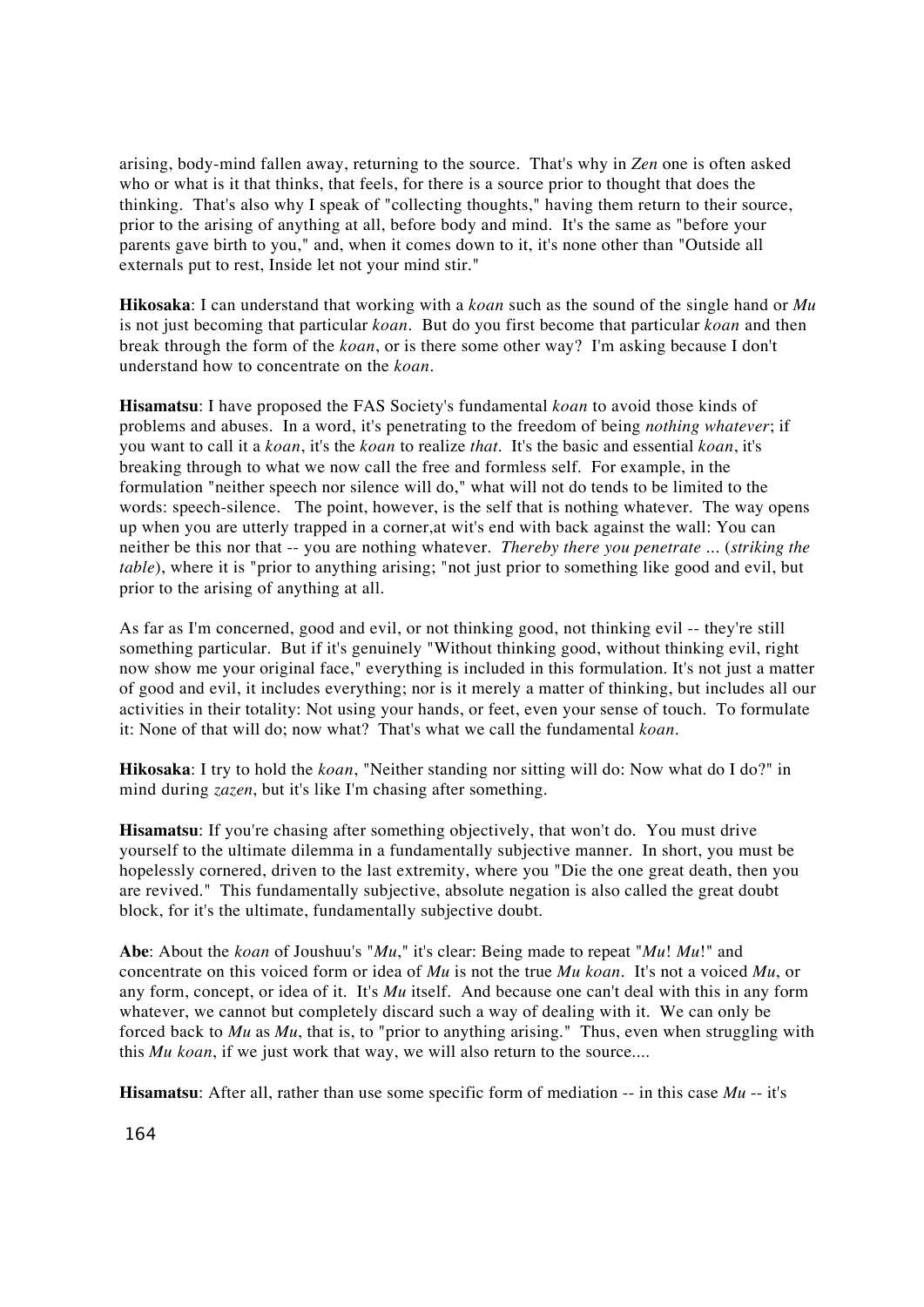arising, body-mind fallen away, returning to the source. That's why in *Zen* one is often asked who or what is it that thinks, that feels, for there is a source prior to thought that does the thinking. That's also why I speak of "collecting thoughts," having them return to their source, prior to the arising of anything at all, before body and mind. It's the same as "before your parents gave birth to you," and, when it comes down to it, it's none other than "Outside all externals put to rest, Inside let not your mind stir."

**Hikosaka**: I can understand that working with a *koan* such as the sound of the single hand or *Mu* is not just becoming that particular *koan*. But do you first become that particular *koan* and then break through the form of the *koan*, or is there some other way? I'm asking because I don't understand how to concentrate on the *koan*.

**Hisamatsu**: I have proposed the FAS Society's fundamental *koan* to avoid those kinds of problems and abuses. In a word, it's penetrating to the freedom of being *nothing whatever*; if you want to call it a *koan*, it's the *koan* to realize *that*. It's the basic and essential *koan*, it's breaking through to what we now call the free and formless self. For example, in the formulation "neither speech nor silence will do," what will not do tends to be limited to the words: speech-silence. The point, however, is the self that is nothing whatever. The way opens up when you are utterly trapped in a corner,at wit's end with back against the wall: You can neither be this nor that -- you are nothing whatever. *Thereby there you penetrate …* (*striking the table*), where it is "prior to anything arising; "not just prior to something like good and evil, but prior to the arising of anything at all.

As far as I'm concerned, good and evil, or not thinking good, not thinking evil -- they're still something particular. But if it's genuinely "Without thinking good, without thinking evil, right now show me your original face," everything is included in this formulation. It's not just a matter of good and evil, it includes everything; nor is it merely a matter of thinking, but includes all our activities in their totality: Not using your hands, or feet, even your sense of touch. To formulate it: None of that will do; now what? That's what we call the fundamental *koan*.

**Hikosaka**: I try to hold the *koan*, "Neither standing nor sitting will do: Now what do I do?" in mind during *zazen*, but it's like I'm chasing after something.

**Hisamatsu**: If you're chasing after something objectively, that won't do. You must drive yourself to the ultimate dilemma in a fundamentally subjective manner. In short, you must be hopelessly cornered, driven to the last extremity, where you "Die the one great death, then you are revived." This fundamentally subjective, absolute negation is also called the great doubt block, for it's the ultimate, fundamentally subjective doubt.

**Abe**: About the *koan* of Joushuu's "*Mu*," it's clear: Being made to repeat "*Mu*! *Mu*!" and concentrate on this voiced form or idea of *Mu* is not the true *Mu koan*. It's not a voiced *Mu*, or any form, concept, or idea of it. It's *Mu* itself. And because one can't deal with this in any form whatever, we cannot but completely discard such a way of dealing with it. We can only be forced back to *Mu* as *Mu*, that is, to "prior to anything arising." Thus, even when struggling with this *Mu koan*, if we just work that way, we will also return to the source....

**Hisamatsu**: After all, rather than use some specific form of mediation -- in this case *Mu* -- it's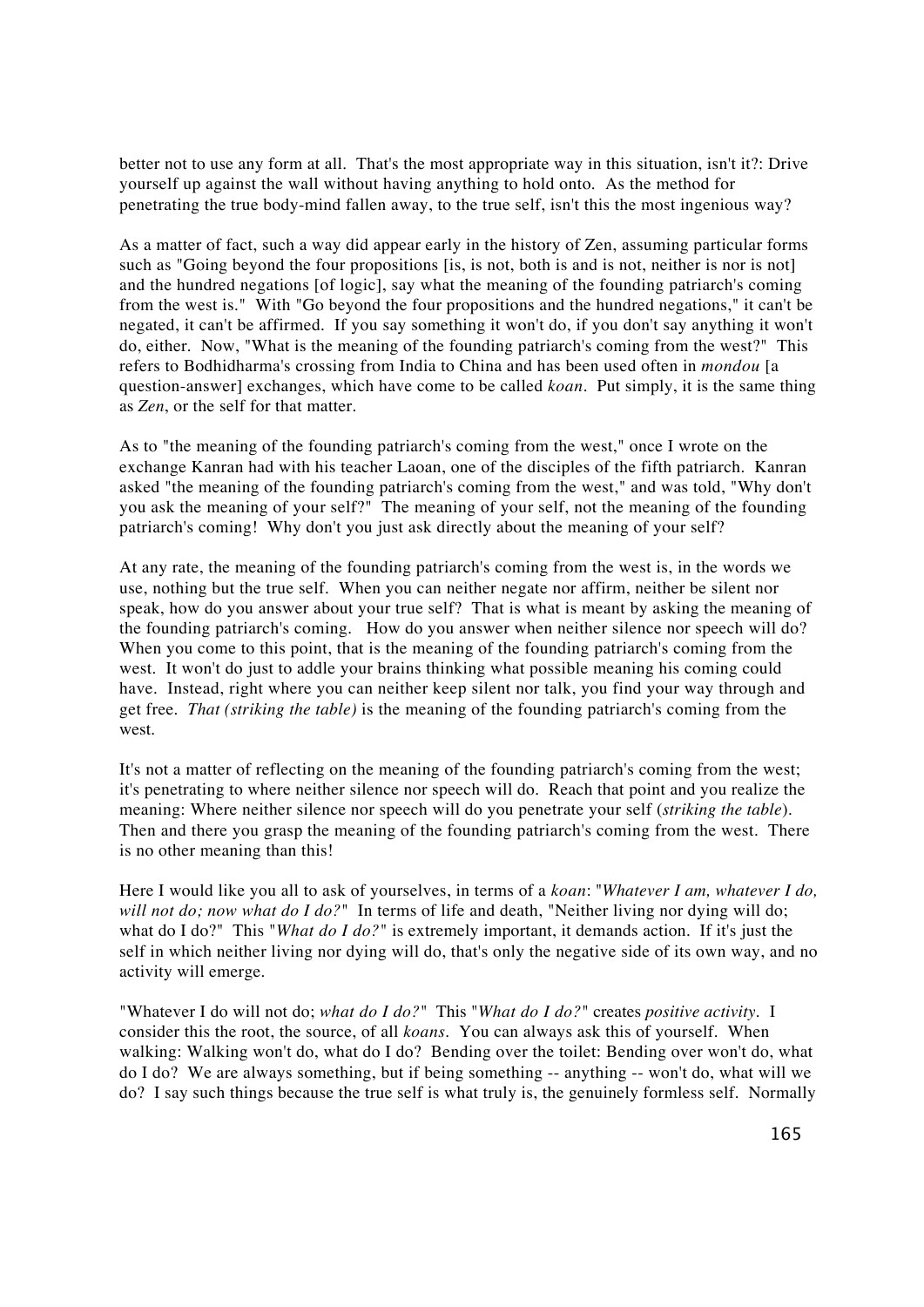better not to use any form at all. That's the most appropriate way in this situation, isn't it?: Drive yourself up against the wall without having anything to hold onto. As the method for penetrating the true body-mind fallen away, to the true self, isn't this the most ingenious way?

As a matter of fact, such a way did appear early in the history of Zen, assuming particular forms such as "Going beyond the four propositions [is, is not, both is and is not, neither is nor is not] and the hundred negations [of logic], say what the meaning of the founding patriarch's coming from the west is." With "Go beyond the four propositions and the hundred negations," it can't be negated, it can't be affirmed. If you say something it won't do, if you don't say anything it won't do, either. Now, "What is the meaning of the founding patriarch's coming from the west?" This refers to Bodhidharma's crossing from India to China and has been used often in *mondou* [a question-answer] exchanges, which have come to be called *koan*. Put simply, it is the same thing as *Zen*, or the self for that matter.

As to "the meaning of the founding patriarch's coming from the west," once I wrote on the exchange Kanran had with his teacher Laoan, one of the disciples of the fifth patriarch. Kanran asked "the meaning of the founding patriarch's coming from the west," and was told, "Why don't you ask the meaning of your self?" The meaning of your self, not the meaning of the founding patriarch's coming! Why don't you just ask directly about the meaning of your self?

At any rate, the meaning of the founding patriarch's coming from the west is, in the words we use, nothing but the true self. When you can neither negate nor affirm, neither be silent nor speak, how do you answer about your true self? That is what is meant by asking the meaning of the founding patriarch's coming. How do you answer when neither silence nor speech will do? When you come to this point, that is the meaning of the founding patriarch's coming from the west. It won't do just to addle your brains thinking what possible meaning his coming could have. Instead, right where you can neither keep silent nor talk, you find your way through and get free. *That (striking the table)* is the meaning of the founding patriarch's coming from the west.

It's not a matter of reflecting on the meaning of the founding patriarch's coming from the west; it's penetrating to where neither silence nor speech will do. Reach that point and you realize the meaning: Where neither silence nor speech will do you penetrate your self (*striking the table*). Then and there you grasp the meaning of the founding patriarch's coming from the west. There is no other meaning than this!

Here I would like you all to ask of yourselves, in terms of a *koan*: "*Whatever I am, whatever I do, will not do; now what do I do?*" In terms of life and death, "Neither living nor dying will do; what do I do?" This "*What do I do?*" is extremely important, it demands action. If it's just the self in which neither living nor dying will do, that's only the negative side of its own way, and no activity will emerge.

"Whatever I do will not do; *what do I do?*" This "*What do I do?*" creates *positive activity*. I consider this the root, the source, of all *koans*. You can always ask this of yourself. When walking: Walking won't do, what do I do? Bending over the toilet: Bending over won't do, what do I do? We are always something, but if being something -- anything -- won't do, what will we do? I say such things because the true self is what truly is, the genuinely formless self. Normally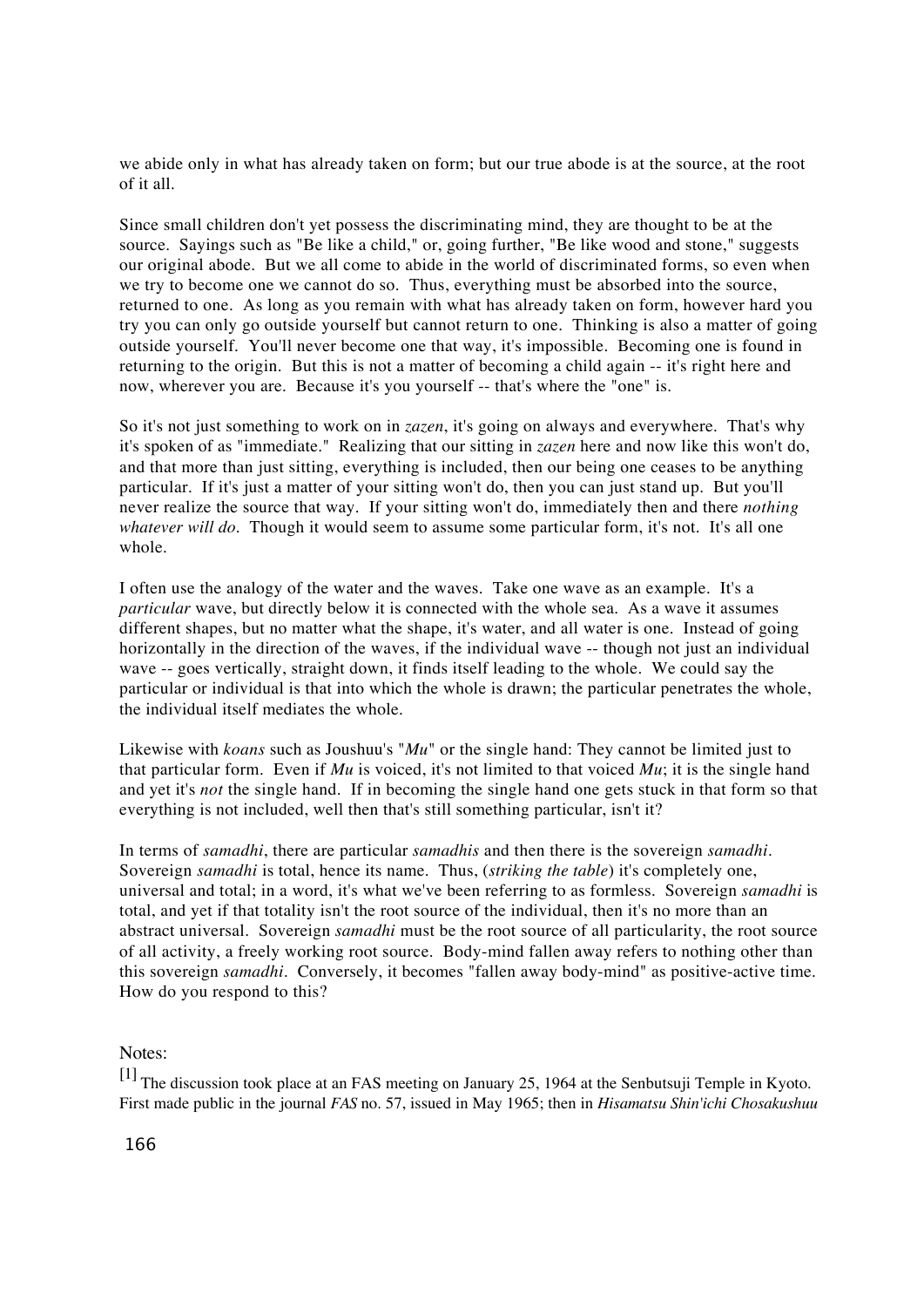we abide only in what has already taken on form; but our true abode is at the source, at the root of it all.

Since small children don't yet possess the discriminating mind, they are thought to be at the source. Sayings such as "Be like a child," or, going further, "Be like wood and stone," suggests our original abode. But we all come to abide in the world of discriminated forms, so even when we try to become one we cannot do so. Thus, everything must be absorbed into the source, returned to one. As long as you remain with what has already taken on form, however hard you try you can only go outside yourself but cannot return to one. Thinking is also a matter of going outside yourself. You'll never become one that way, it's impossible. Becoming one is found in returning to the origin. But this is not a matter of becoming a child again -- it's right here and now, wherever you are. Because it's you yourself -- that's where the "one" is.

So it's not just something to work on in *zazen*, it's going on always and everywhere. That's why it's spoken of as "immediate." Realizing that our sitting in *zazen* here and now like this won't do, and that more than just sitting, everything is included, then our being one ceases to be anything particular. If it's just a matter of your sitting won't do, then you can just stand up. But you'll never realize the source that way. If your sitting won't do, immediately then and there *nothing whatever will do*. Though it would seem to assume some particular form, it's not. It's all one whole.

I often use the analogy of the water and the waves. Take one wave as an example. It's a *particular* wave, but directly below it is connected with the whole sea. As a wave it assumes different shapes, but no matter what the shape, it's water, and all water is one. Instead of going horizontally in the direction of the waves, if the individual wave -- though not just an individual wave -- goes vertically, straight down, it finds itself leading to the whole. We could say the particular or individual is that into which the whole is drawn; the particular penetrates the whole, the individual itself mediates the whole.

Likewise with *koans* such as Joushuu's "*Mu*" or the single hand: They cannot be limited just to that particular form. Even if *Mu* is voiced, it's not limited to that voiced *Mu*; it is the single hand and yet it's *not* the single hand. If in becoming the single hand one gets stuck in that form so that everything is not included, well then that's still something particular, isn't it?

In terms of *samadhi*, there are particular *samadhis* and then there is the sovereign *samadhi*. Sovereign *samadhi* is total, hence its name. Thus, (*striking the table*) it's completely one, universal and total; in a word, it's what we've been referring to as formless. Sovereign *samadhi* is total, and yet if that totality isn't the root source of the individual, then it's no more than an abstract universal. Sovereign *samadhi* must be the root source of all particularity, the root source of all activity, a freely working root source. Body-mind fallen away refers to nothing other than this sovereign *samadhi*. Conversely, it becomes "fallen away body-mind" as positive-active time. How do you respond to this?

Notes:

[1] The discussion took place at an FAS meeting on January 25, 1964 at the Senbutsuji Temple in Kyoto. First made public in the journal *FAS* no. 57, issued in May 1965; then in *Hisamatsu Shin'ichi Chosakushuu*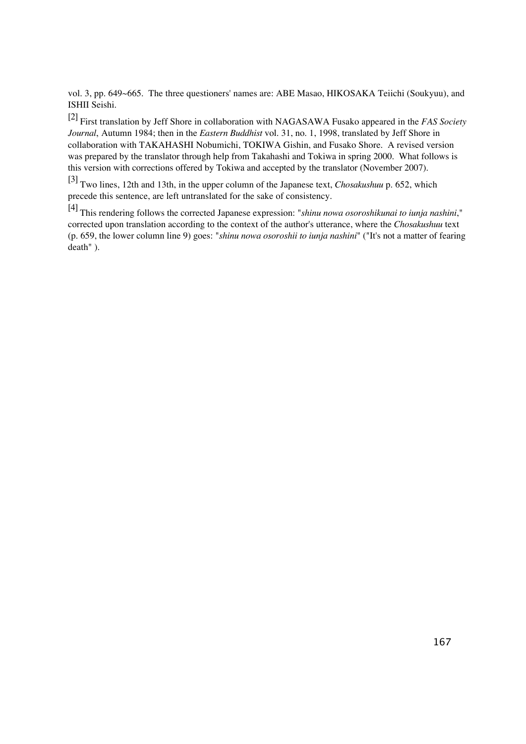vol. 3, pp. 649~665. The three questioners' names are: ABE Masao, HIKOSAKA Teiichi (Soukyuu), and ISHII Seishi.

[2] First translation by Jeff Shore in collaboration with NAGASAWA Fusako appeared in the *FAS Society Journal*, Autumn 1984; then in the *Eastern Buddhist* vol. 31, no. 1, 1998, translated by Jeff Shore in collaboration with TAKAHASHI Nobumichi, TOKIWA Gishin, and Fusako Shore. A revised version was prepared by the translator through help from Takahashi and Tokiwa in spring 2000. What follows is this version with corrections offered by Tokiwa and accepted by the translator (November 2007).

[3] Two lines, 12th and 13th, in the upper column of the Japanese text, *Chosakushuu* p. 652, which precede this sentence, are left untranslated for the sake of consistency.

[4] This rendering follows the corrected Japanese expression: "*shinu nowa osoroshikunai to iunja nashini*," corrected upon translation according to the context of the author's utterance, where the *Chosakushuu* text (p. 659, the lower column line 9) goes: "*shinu nowa osoroshii to iunja nashini*" ("It's not a matter of fearing death" ).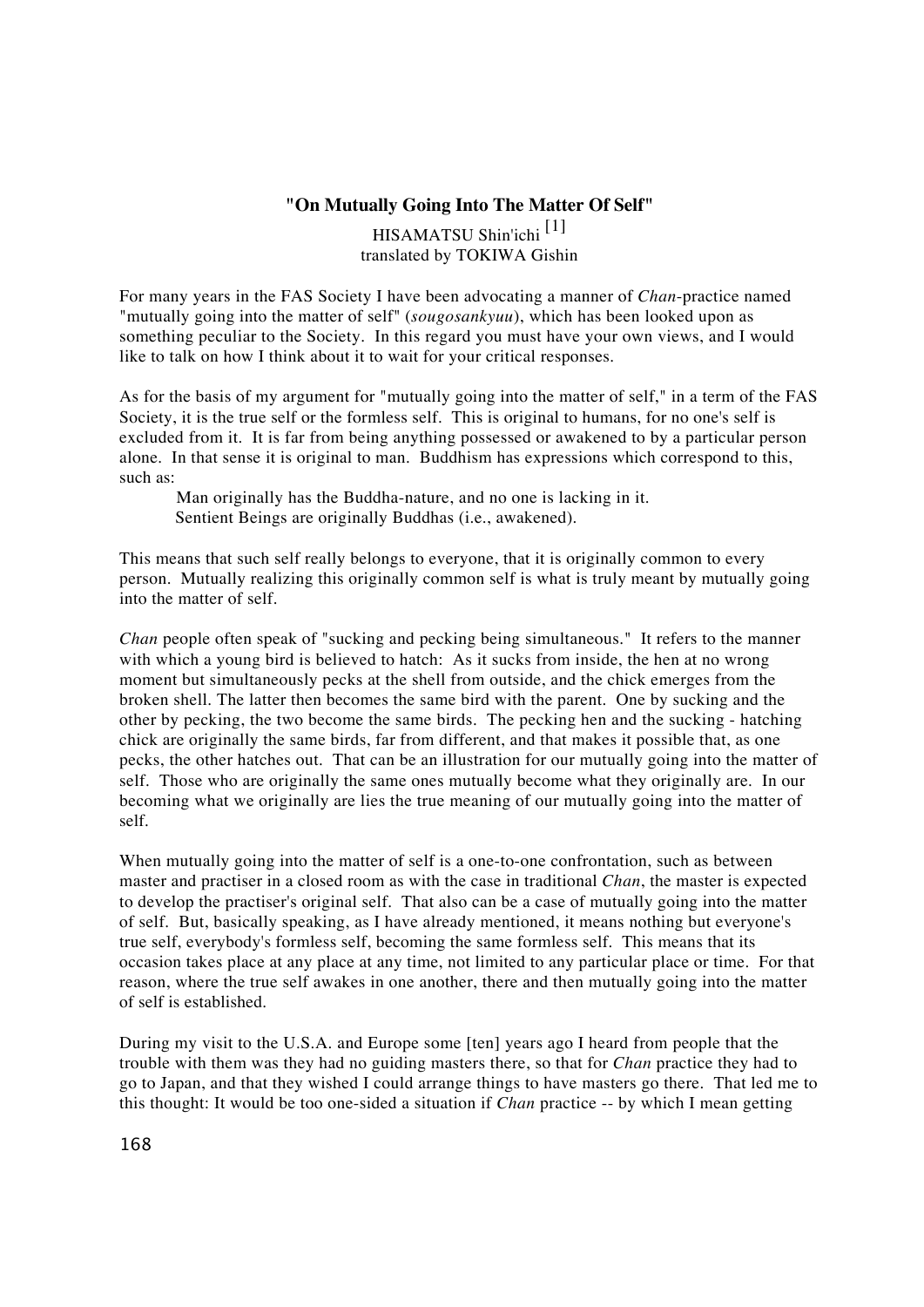## **"On Mutually Going Into The Matter Of Self"**

HISAMATSU Shin'ichi [1]
translated by TOKIWA Gishin

For many years in the FAS Society I have been advocating a manner of *Chan*-practice named "mutually going into the matter of self" (*sougosankyuu*), which has been looked upon as something peculiar to the Society. In this regard you must have your own views, and I would like to talk on how I think about it to wait for your critical responses.

As for the basis of my argument for "mutually going into the matter of self," in a term of the FAS Society, it is the true self or the formless self. This is original to humans, for no one's self is excluded from it. It is far from being anything possessed or awakened to by a particular person alone. In that sense it is original to man. Buddhism has expressions which correspond to this, such as:

> Man originally has the Buddha-nature, and no one is lacking in it.
> Sentient Beings are originally Buddhas (i.e., awakened).

This means that such self really belongs to everyone, that it is originally common to every person. Mutually realizing this originally common self is what is truly meant by mutually going into the matter of self.

*Chan* people often speak of "sucking and pecking being simultaneous." It refers to the manner with which a young bird is believed to hatch: As it sucks from inside, the hen at no wrong moment but simultaneously pecks at the shell from outside, and the chick emerges from the broken shell. The latter then becomes the same bird with the parent. One by sucking and the other by pecking, the two become the same birds. The pecking hen and the sucking - hatching chick are originally the same birds, far from different, and that makes it possible that, as one pecks, the other hatches out. That can be an illustration for our mutually going into the matter of self. Those who are originally the same ones mutually become what they originally are. In our becoming what we originally are lies the true meaning of our mutually going into the matter of self.

When mutually going into the matter of self is a one-to-one confrontation, such as between master and practiser in a closed room as with the case in traditional *Chan*, the master is expected to develop the practiser's original self. That also can be a case of mutually going into the matter of self. But, basically speaking, as I have already mentioned, it means nothing but everyone's true self, everybody's formless self, becoming the same formless self. This means that its occasion takes place at any place at any time, not limited to any particular place or time. For that reason, where the true self awakes in one another, there and then mutually going into the matter of self is established.

During my visit to the U.S.A. and Europe some [ten] years ago I heard from people that the trouble with them was they had no guiding masters there, so that for *Chan* practice they had to go to Japan, and that they wished I could arrange things to have masters go there. That led me to this thought: It would be too one-sided a situation if *Chan* practice -- by which I mean getting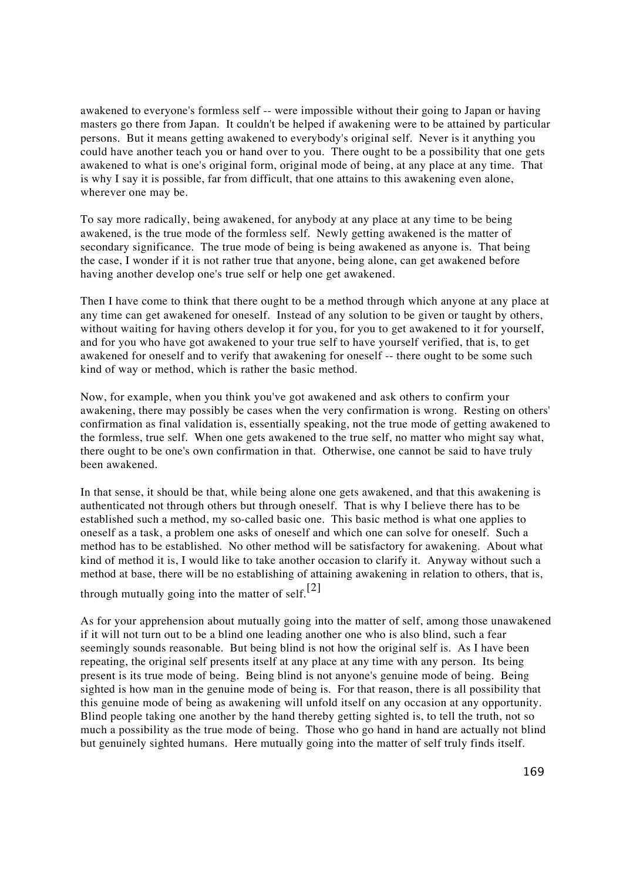awakened to everyone's formless self -- were impossible without their going to Japan or having masters go there from Japan. It couldn't be helped if awakening were to be attained by particular persons. But it means getting awakened to everybody's original self. Never is it anything you could have another teach you or hand over to you. There ought to be a possibility that one gets awakened to what is one's original form, original mode of being, at any place at any time. That is why I say it is possible, far from difficult, that one attains to this awakening even alone, wherever one may be.

To say more radically, being awakened, for anybody at any place at any time to be being awakened, is the true mode of the formless self. Newly getting awakened is the matter of secondary significance. The true mode of being is being awakened as anyone is. That being the case, I wonder if it is not rather true that anyone, being alone, can get awakened before having another develop one's true self or help one get awakened.

Then I have come to think that there ought to be a method through which anyone at any place at any time can get awakened for oneself. Instead of any solution to be given or taught by others, without waiting for having others develop it for you, for you to get awakened to it for yourself, and for you who have got awakened to your true self to have yourself verified, that is, to get awakened for oneself and to verify that awakening for oneself -- there ought to be some such kind of way or method, which is rather the basic method.

Now, for example, when you think you've got awakened and ask others to confirm your awakening, there may possibly be cases when the very confirmation is wrong. Resting on others' confirmation as final validation is, essentially speaking, not the true mode of getting awakened to the formless, true self. When one gets awakened to the true self, no matter who might say what, there ought to be one's own confirmation in that. Otherwise, one cannot be said to have truly been awakened.

In that sense, it should be that, while being alone one gets awakened, and that this awakening is authenticated not through others but through oneself. That is why I believe there has to be established such a method, my so-called basic one. This basic method is what one applies to oneself as a task, a problem one asks of oneself and which one can solve for oneself. Such a method has to be established. No other method will be satisfactory for awakening. About what kind of method it is, I would like to take another occasion to clarify it. Anyway without such a method at base, there will be no establishing of attaining awakening in relation to others, that is, through mutually going into the matter of self.[2]

As for your apprehension about mutually going into the matter of self, among those unawakened if it will not turn out to be a blind one leading another one who is also blind, such a fear seemingly sounds reasonable. But being blind is not how the original self is. As I have been repeating, the original self presents itself at any place at any time with any person. Its being present is its true mode of being. Being blind is not anyone's genuine mode of being. Being sighted is how man in the genuine mode of being is. For that reason, there is all possibility that this genuine mode of being as awakening will unfold itself on any occasion at any opportunity. Blind people taking one another by the hand thereby getting sighted is, to tell the truth, not so much a possibility as the true mode of being. Those who go hand in hand are actually not blind but genuinely sighted humans. Here mutually going into the matter of self truly finds itself.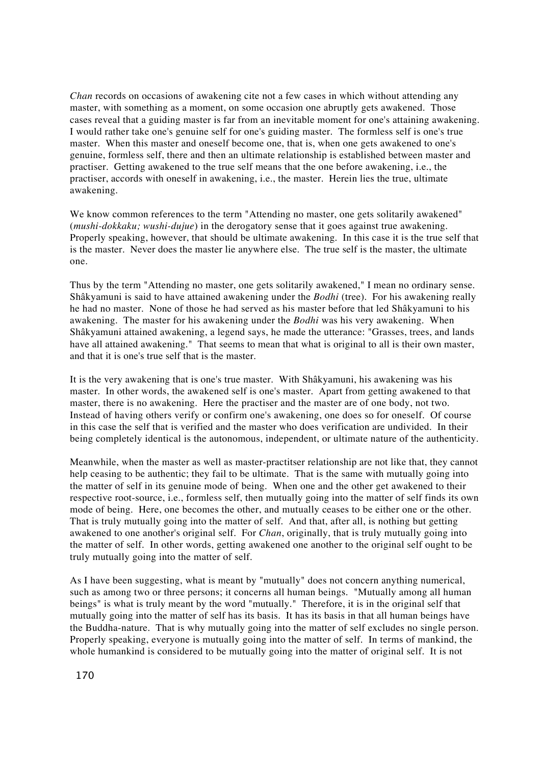*Chan* records on occasions of awakening cite not a few cases in which without attending any master, with something as a moment, on some occasion one abruptly gets awakened. Those cases reveal that a guiding master is far from an inevitable moment for one's attaining awakening. I would rather take one's genuine self for one's guiding master. The formless self is one's true master. When this master and oneself become one, that is, when one gets awakened to one's genuine, formless self, there and then an ultimate relationship is established between master and practiser. Getting awakened to the true self means that the one before awakening, i.e., the practiser, accords with oneself in awakening, i.e., the master. Herein lies the true, ultimate awakening.

We know common references to the term "Attending no master, one gets solitarily awakened" (*mushi-dokkaku; wushi-dujue*) in the derogatory sense that it goes against true awakening. Properly speaking, however, that should be ultimate awakening. In this case it is the true self that is the master. Never does the master lie anywhere else. The true self is the master, the ultimate one.

Thus by the term "Attending no master, one gets solitarily awakened," I mean no ordinary sense. Shâkyamuni is said to have attained awakening under the *Bodhi* (tree). For his awakening really he had no master. None of those he had served as his master before that led Shâkyamuni to his awakening. The master for his awakening under the *Bodhi* was his very awakening. When Shâkyamuni attained awakening, a legend says, he made the utterance: "Grasses, trees, and lands have all attained awakening." That seems to mean that what is original to all is their own master, and that it is one's true self that is the master.

It is the very awakening that is one's true master. With Shâkyamuni, his awakening was his master. In other words, the awakened self is one's master. Apart from getting awakened to that master, there is no awakening. Here the practiser and the master are of one body, not two. Instead of having others verify or confirm one's awakening, one does so for oneself. Of course in this case the self that is verified and the master who does verification are undivided. In their being completely identical is the autonomous, independent, or ultimate nature of the authenticity.

Meanwhile, when the master as well as master-practitser relationship are not like that, they cannot help ceasing to be authentic; they fail to be ultimate. That is the same with mutually going into the matter of self in its genuine mode of being. When one and the other get awakened to their respective root-source, i.e., formless self, then mutually going into the matter of self finds its own mode of being. Here, one becomes the other, and mutually ceases to be either one or the other. That is truly mutually going into the matter of self. And that, after all, is nothing but getting awakened to one another's original self. For *Chan*, originally, that is truly mutually going into the matter of self. In other words, getting awakened one another to the original self ought to be truly mutually going into the matter of self.

As I have been suggesting, what is meant by "mutually" does not concern anything numerical, such as among two or three persons; it concerns all human beings. "Mutually among all human beings" is what is truly meant by the word "mutually." Therefore, it is in the original self that mutually going into the matter of self has its basis. It has its basis in that all human beings have the Buddha-nature. That is why mutually going into the matter of self excludes no single person. Properly speaking, everyone is mutually going into the matter of self. In terms of mankind, the whole humankind is considered to be mutually going into the matter of original self. It is not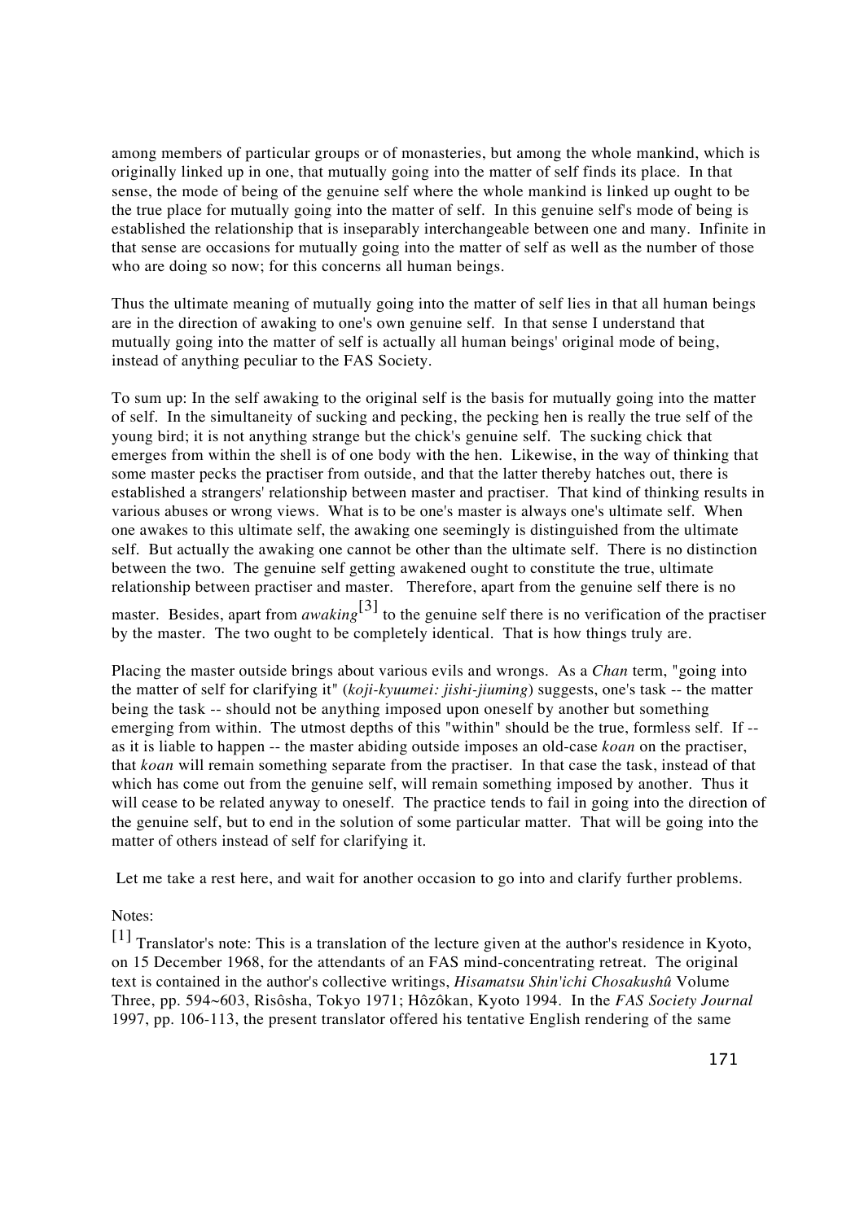among members of particular groups or of monasteries, but among the whole mankind, which is originally linked up in one, that mutually going into the matter of self finds its place. In that sense, the mode of being of the genuine self where the whole mankind is linked up ought to be the true place for mutually going into the matter of self. In this genuine self's mode of being is established the relationship that is inseparably interchangeable between one and many. Infinite in that sense are occasions for mutually going into the matter of self as well as the number of those who are doing so now; for this concerns all human beings.

Thus the ultimate meaning of mutually going into the matter of self lies in that all human beings are in the direction of awaking to one's own genuine self. In that sense I understand that mutually going into the matter of self is actually all human beings' original mode of being, instead of anything peculiar to the FAS Society.

To sum up: In the self awaking to the original self is the basis for mutually going into the matter of self. In the simultaneity of sucking and pecking, the pecking hen is really the true self of the young bird; it is not anything strange but the chick's genuine self. The sucking chick that emerges from within the shell is of one body with the hen. Likewise, in the way of thinking that some master pecks the practiser from outside, and that the latter thereby hatches out, there is established a strangers' relationship between master and practiser. That kind of thinking results in various abuses or wrong views. What is to be one's master is always one's ultimate self. When one awakes to this ultimate self, the awaking one seemingly is distinguished from the ultimate self. But actually the awaking one cannot be other than the ultimate self. There is no distinction between the two. The genuine self getting awakened ought to constitute the true, ultimate relationship between practiser and master. Therefore, apart from the genuine self there is no master. Besides, apart from *awaking*[3] to the genuine self there is no verification of the practiser by the master. The two ought to be completely identical. That is how things truly are.

Placing the master outside brings about various evils and wrongs. As a *Chan* term, "going into the matter of self for clarifying it" (*koji-kyuumei: jishi-jiuming*) suggests, one's task -- the matter being the task -- should not be anything imposed upon oneself by another but something emerging from within. The utmost depths of this "within" should be the true, formless self. If -- as it is liable to happen -- the master abiding outside imposes an old-case *koan* on the practiser, that *koan* will remain something separate from the practiser. In that case the task, instead of that which has come out from the genuine self, will remain something imposed by another. Thus it will cease to be related anyway to oneself. The practice tends to fail in going into the direction of the genuine self, but to end in the solution of some particular matter. That will be going into the matter of others instead of self for clarifying it.

Let me take a rest here, and wait for another occasion to go into and clarify further problems.

Notes:

[1] Translator's note: This is a translation of the lecture given at the author's residence in Kyoto, on 15 December 1968, for the attendants of an FAS mind-concentrating retreat. The original text is contained in the author's collective writings, *Hisamatsu Shin'ichi Chosakushû* Volume Three, pp. 594~603, Risôsha, Tokyo 1971; Hôzôkan, Kyoto 1994. In the *FAS Society Journal* 1997, pp. 106-113, the present translator offered his tentative English rendering of the same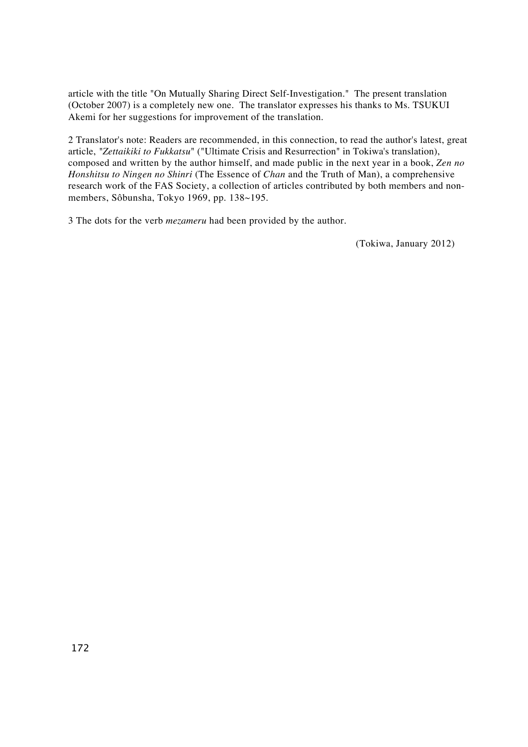article with the title "On Mutually Sharing Direct Self-Investigation." The present translation (October 2007) is a completely new one. The translator expresses his thanks to Ms. TSUKUI Akemi for her suggestions for improvement of the translation.

2 Translator's note: Readers are recommended, in this connection, to read the author's latest, great article, "*Zettaikiki to Fukkatsu*" ("Ultimate Crisis and Resurrection" in Tokiwa's translation), composed and written by the author himself, and made public in the next year in a book, *Zen no Honshitsu to Ningen no Shinri* (The Essence of *Chan* and the Truth of Man), a comprehensive research work of the FAS Society, a collection of articles contributed by both members and non-members, Sôbunsha, Tokyo 1969, pp. 138~195.

3 The dots for the verb *mezameru* had been provided by the author.

(Tokiwa, January 2012)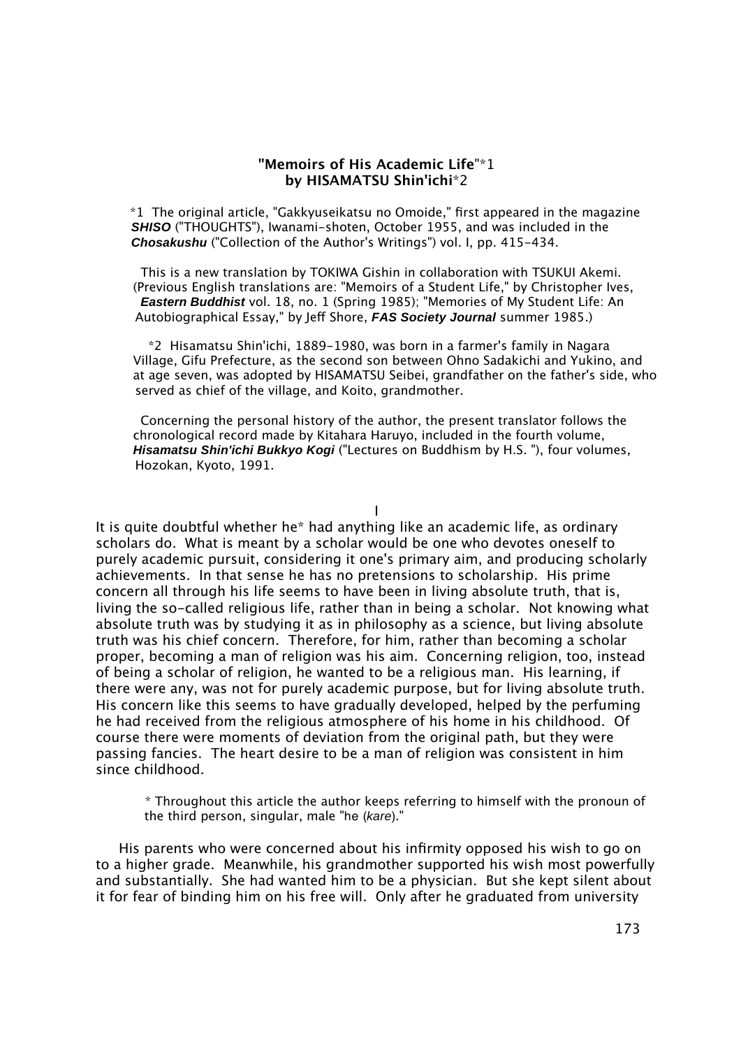## "Memoirs of His Academic Life"*1
## by HISAMATSU Shin'ichi*2

*1 The original article, "Gakkyuseikatsu no Omoide," first appeared in the magazine ***SHISO*** ("THOUGHTS"), Iwanami-shoten, October 1955, and was included in the ***Chosakushu*** ("Collection of the Author's Writings") vol. I, pp. 415-434.

This is a new translation by TOKIWA Gishin in collaboration with TSUKUI Akemi. (Previous English translations are: "Memoirs of a Student Life," by Christopher Ives, ***Eastern Buddhist*** vol. 18, no. 1 (Spring 1985); "Memories of My Student Life: An Autobiographical Essay," by Jeff Shore, ***FAS Society Journal*** summer 1985.)

*2 Hisamatsu Shin'ichi, 1889-1980, was born in a farmer's family in Nagara Village, Gifu Prefecture, as the second son between Ohno Sadakichi and Yukino, and at age seven, was adopted by HISAMATSU Seibei, grandfather on the father's side, who served as chief of the village, and Koito, grandmother.

Concerning the personal history of the author, the present translator follows the chronological record made by Kitahara Haruyo, included in the fourth volume, ***Hisamatsu Shin'ichi Bukkyo Kogi*** ("Lectures on Buddhism by H.S. "), four volumes, Hozokan, Kyoto, 1991.

### I

It is quite doubtful whether he* had anything like an academic life, as ordinary scholars do. What is meant by a scholar would be one who devotes oneself to purely academic pursuit, considering it one's primary aim, and producing scholarly achievements. In that sense he has no pretensions to scholarship. His prime concern all through his life seems to have been in living absolute truth, that is, living the so-called religious life, rather than in being a scholar. Not knowing what absolute truth was by studying it as in philosophy as a science, but living absolute truth was his chief concern. Therefore, for him, rather than becoming a scholar proper, becoming a man of religion was his aim. Concerning religion, too, instead of being a scholar of religion, he wanted to be a religious man. His learning, if there were any, was not for purely academic purpose, but for living absolute truth. His concern like this seems to have gradually developed, helped by the perfuming he had received from the religious atmosphere of his home in his childhood. Of course there were moments of deviation from the original path, but they were passing fancies. The heart desire to be a man of religion was consistent in him since childhood.

\* Throughout this article the author keeps referring to himself with the pronoun of the third person, singular, male "he (*kare*)."

His parents who were concerned about his infirmity opposed his wish to go on to a higher grade. Meanwhile, his grandmother supported his wish most powerfully and substantially. She had wanted him to be a physician. But she kept silent about it for fear of binding him on his free will. Only after he graduated from university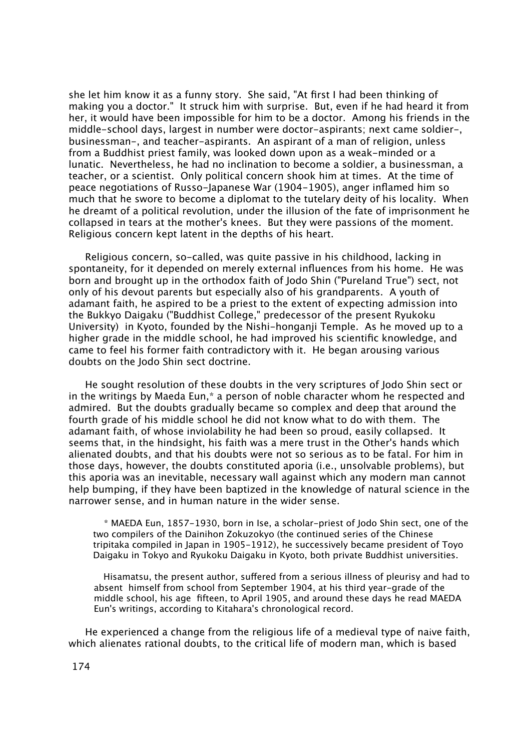she let him know it as a funny story. She said, "At first I had been thinking of making you a doctor." It struck him with surprise. But, even if he had heard it from her, it would have been impossible for him to be a doctor. Among his friends in the middle-school days, largest in number were doctor-aspirants; next came soldier-, businessman-, and teacher-aspirants. An aspirant of a man of religion, unless from a Buddhist priest family, was looked down upon as a weak-minded or a lunatic. Nevertheless, he had no inclination to become a soldier, a businessman, a teacher, or a scientist. Only political concern shook him at times. At the time of peace negotiations of Russo-Japanese War (1904-1905), anger inflamed him so much that he swore to become a diplomat to the tutelary deity of his locality. When he dreamt of a political revolution, under the illusion of the fate of imprisonment he collapsed in tears at the mother's knees. But they were passions of the moment. Religious concern kept latent in the depths of his heart.

Religious concern, so-called, was quite passive in his childhood, lacking in spontaneity, for it depended on merely external influences from his home. He was born and brought up in the orthodox faith of Jodo Shin ("Pureland True") sect, not only of his devout parents but especially also of his grandparents. A youth of adamant faith, he aspired to be a priest to the extent of expecting admission into the Bukkyo Daigaku ("Buddhist College," predecessor of the present Ryukoku University) in Kyoto, founded by the Nishi-honganji Temple. As he moved up to a higher grade in the middle school, he had improved his scientific knowledge, and came to feel his former faith contradictory with it. He began arousing various doubts on the Jodo Shin sect doctrine.

He sought resolution of these doubts in the very scriptures of Jodo Shin sect or in the writings by Maeda Eun,* a person of noble character whom he respected and admired. But the doubts gradually became so complex and deep that around the fourth grade of his middle school he did not know what to do with them. The adamant faith, of whose inviolability he had been so proud, easily collapsed. It seems that, in the hindsight, his faith was a mere trust in the Other's hands which alienated doubts, and that his doubts were not so serious as to be fatal. For him in those days, however, the doubts constituted aporia (i.e., unsolvable problems), but this aporia was an inevitable, necessary wall against which any modern man cannot help bumping, if they have been baptized in the knowledge of natural science in the narrower sense, and in human nature in the wider sense.

> * MAEDA Eun, 1857-1930, born in Ise, a scholar-priest of Jodo Shin sect, one of the two compilers of the Dainihon Zokuzokyo (the continued series of the Chinese tripitaka compiled in Japan in 1905-1912), he successively became president of Toyo Daigaku in Tokyo and Ryukoku Daigaku in Kyoto, both private Buddhist universities.
>
> Hisamatsu, the present author, suffered from a serious illness of pleurisy and had to absent himself from school from September 1904, at his third year-grade of the middle school, his age fifteen, to April 1905, and around these days he read MAEDA Eun's writings, according to Kitahara's chronological record.

He experienced a change from the religious life of a medieval type of naive faith, which alienates rational doubts, to the critical life of modern man, which is based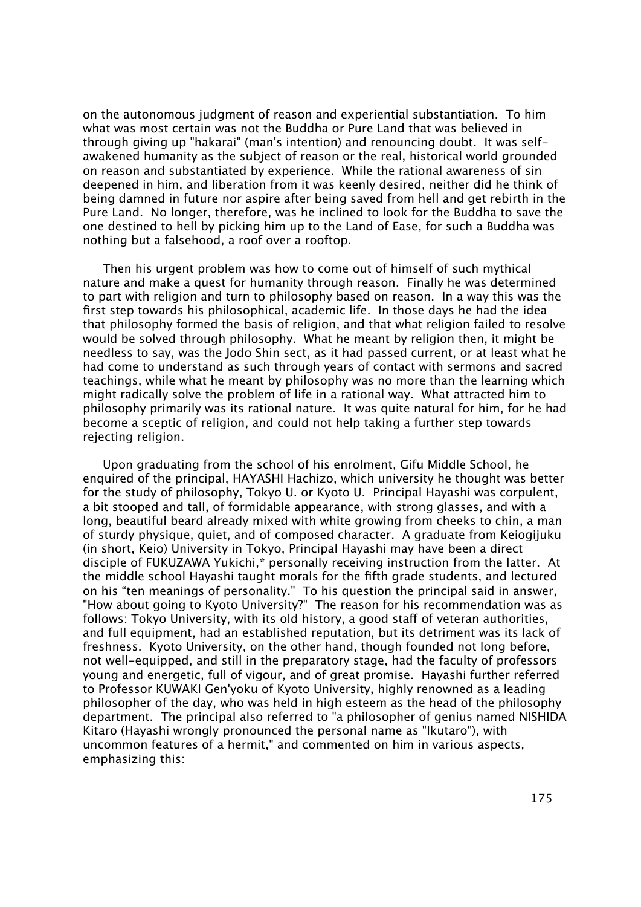on the autonomous judgment of reason and experiential substantiation. To him what was most certain was not the Buddha or Pure Land that was believed in through giving up "hakarai" (man's intention) and renouncing doubt. It was self-awakened humanity as the subject of reason or the real, historical world grounded on reason and substantiated by experience. While the rational awareness of sin deepened in him, and liberation from it was keenly desired, neither did he think of being damned in future nor aspire after being saved from hell and get rebirth in the Pure Land. No longer, therefore, was he inclined to look for the Buddha to save the one destined to hell by picking him up to the Land of Ease, for such a Buddha was nothing but a falsehood, a roof over a rooftop.

Then his urgent problem was how to come out of himself of such mythical nature and make a quest for humanity through reason. Finally he was determined to part with religion and turn to philosophy based on reason. In a way this was the first step towards his philosophical, academic life. In those days he had the idea that philosophy formed the basis of religion, and that what religion failed to resolve would be solved through philosophy. What he meant by religion then, it might be needless to say, was the Jodo Shin sect, as it had passed current, or at least what he had come to understand as such through years of contact with sermons and sacred teachings, while what he meant by philosophy was no more than the learning which might radically solve the problem of life in a rational way. What attracted him to philosophy primarily was its rational nature. It was quite natural for him, for he had become a sceptic of religion, and could not help taking a further step towards rejecting religion.

Upon graduating from the school of his enrolment, Gifu Middle School, he enquired of the principal, HAYASHI Hachizo, which university he thought was better for the study of philosophy, Tokyo U. or Kyoto U. Principal Hayashi was corpulent, a bit stooped and tall, of formidable appearance, with strong glasses, and with a long, beautiful beard already mixed with white growing from cheeks to chin, a man of sturdy physique, quiet, and of composed character. A graduate from Keiogijuku (in short, Keio) University in Tokyo, Principal Hayashi may have been a direct disciple of FUKUZAWA Yukichi,* personally receiving instruction from the latter. At the middle school Hayashi taught morals for the fifth grade students, and lectured on his "ten meanings of personality." To his question the principal said in answer, "How about going to Kyoto University?" The reason for his recommendation was as follows: Tokyo University, with its old history, a good staff of veteran authorities, and full equipment, had an established reputation, but its detriment was its lack of freshness. Kyoto University, on the other hand, though founded not long before, not well-equipped, and still in the preparatory stage, had the faculty of professors young and energetic, full of vigour, and of great promise. Hayashi further referred to Professor KUWAKI Gen'yoku of Kyoto University, highly renowned as a leading philosopher of the day, who was held in high esteem as the head of the philosophy department. The principal also referred to "a philosopher of genius named NISHIDA Kitaro (Hayashi wrongly pronounced the personal name as "Ikutaro"), with uncommon features of a hermit," and commented on him in various aspects, emphasizing this: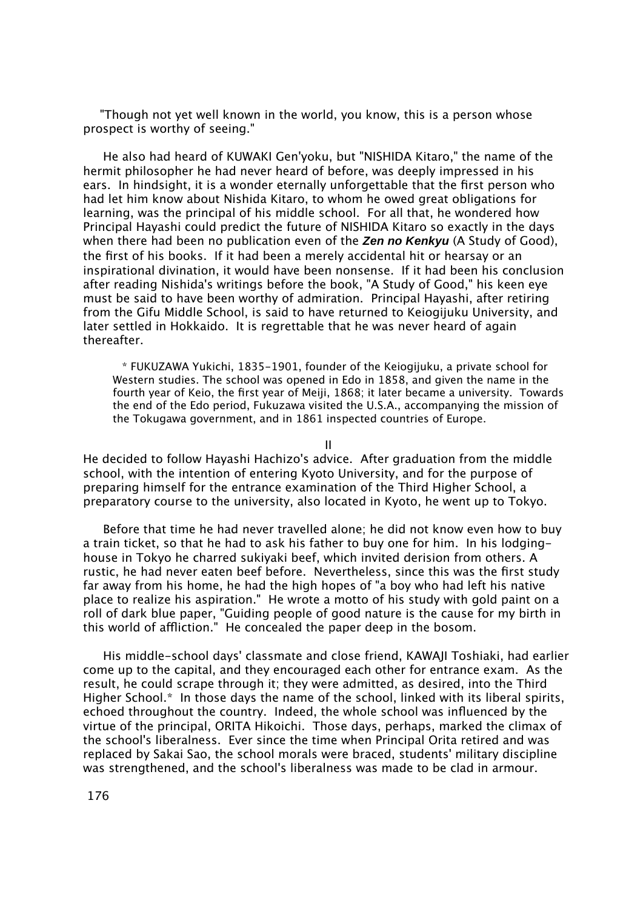"Though not yet well known in the world, you know, this is a person whose prospect is worthy of seeing."

He also had heard of KUWAKI Gen'yoku, but "NISHIDA Kitaro," the name of the hermit philosopher he had never heard of before, was deeply impressed in his ears. In hindsight, it is a wonder eternally unforgettable that the first person who had let him know about Nishida Kitaro, to whom he owed great obligations for learning, was the principal of his middle school. For all that, he wondered how Principal Hayashi could predict the future of NISHIDA Kitaro so exactly in the days when there had been no publication even of the ***Zen no Kenkyu*** (A Study of Good), the first of his books. If it had been a merely accidental hit or hearsay or an inspirational divination, it would have been nonsense. If it had been his conclusion after reading Nishida's writings before the book, "A Study of Good," his keen eye must be said to have been worthy of admiration. Principal Hayashi, after retiring from the Gifu Middle School, is said to have returned to Keiogijuku University, and later settled in Hokkaido. It is regrettable that he was never heard of again thereafter.

* FUKUZAWA Yukichi, 1835-1901, founder of the Keiogijuku, a private school for Western studies. The school was opened in Edo in 1858, and given the name in the fourth year of Keio, the first year of Meiji, 1868; it later became a university. Towards the end of the Edo period, Fukuzawa visited the U.S.A., accompanying the mission of the Tokugawa government, and in 1861 inspected countries of Europe.

## II

He decided to follow Hayashi Hachizo's advice. After graduation from the middle school, with the intention of entering Kyoto University, and for the purpose of preparing himself for the entrance examination of the Third Higher School, a preparatory course to the university, also located in Kyoto, he went up to Tokyo.

Before that time he had never travelled alone; he did not know even how to buy a train ticket, so that he had to ask his father to buy one for him. In his lodging-house in Tokyo he charred sukiyaki beef, which invited derision from others. A rustic, he had never eaten beef before. Nevertheless, since this was the first study far away from his home, he had the high hopes of "a boy who had left his native place to realize his aspiration." He wrote a motto of his study with gold paint on a roll of dark blue paper, "Guiding people of good nature is the cause for my birth in this world of affliction." He concealed the paper deep in the bosom.

His middle-school days' classmate and close friend, KAWAJI Toshiaki, had earlier come up to the capital, and they encouraged each other for entrance exam. As the result, he could scrape through it; they were admitted, as desired, into the Third Higher School.* In those days the name of the school, linked with its liberal spirits, echoed throughout the country. Indeed, the whole school was influenced by the virtue of the principal, ORITA Hikoichi. Those days, perhaps, marked the climax of the school's liberalness. Ever since the time when Principal Orita retired and was replaced by Sakai Sao, the school morals were braced, students' military discipline was strengthened, and the school's liberalness was made to be clad in armour.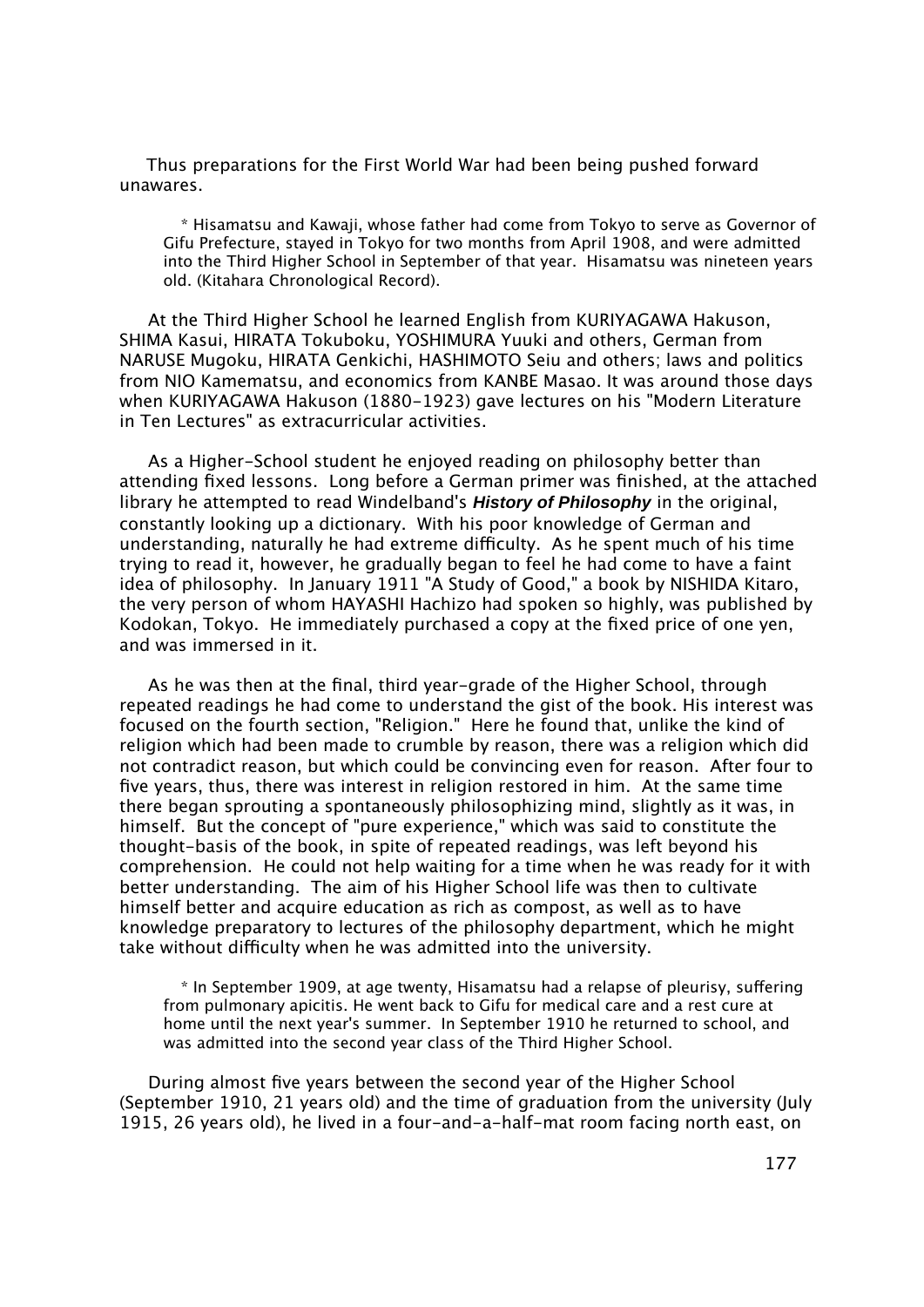Thus preparations for the First World War had been being pushed forward unawares.

> * Hisamatsu and Kawaji, whose father had come from Tokyo to serve as Governor of Gifu Prefecture, stayed in Tokyo for two months from April 1908, and were admitted into the Third Higher School in September of that year. Hisamatsu was nineteen years old. (Kitahara Chronological Record).

At the Third Higher School he learned English from KURIYAGAWA Hakuson, SHIMA Kasui, HIRATA Tokuboku, YOSHIMURA Yuuki and others, German from NARUSE Mugoku, HIRATA Genkichi, HASHIMOTO Seiu and others; laws and politics from NIO Kamematsu, and economics from KANBE Masao. It was around those days when KURIYAGAWA Hakuson (1880-1923) gave lectures on his "Modern Literature in Ten Lectures" as extracurricular activities.

As a Higher-School student he enjoyed reading on philosophy better than attending fixed lessons. Long before a German primer was finished, at the attached library he attempted to read Windelband's ***History of Philosophy*** in the original, constantly looking up a dictionary. With his poor knowledge of German and understanding, naturally he had extreme difficulty. As he spent much of his time trying to read it, however, he gradually began to feel he had come to have a faint idea of philosophy. In January 1911 "A Study of Good," a book by NISHIDA Kitaro, the very person of whom HAYASHI Hachizo had spoken so highly, was published by Kodokan, Tokyo. He immediately purchased a copy at the fixed price of one yen, and was immersed in it.

As he was then at the final, third year-grade of the Higher School, through repeated readings he had come to understand the gist of the book. His interest was focused on the fourth section, "Religion." Here he found that, unlike the kind of religion which had been made to crumble by reason, there was a religion which did not contradict reason, but which could be convincing even for reason. After four to five years, thus, there was interest in religion restored in him. At the same time there began sprouting a spontaneously philosophizing mind, slightly as it was, in himself. But the concept of "pure experience," which was said to constitute the thought-basis of the book, in spite of repeated readings, was left beyond his comprehension. He could not help waiting for a time when he was ready for it with better understanding. The aim of his Higher School life was then to cultivate himself better and acquire education as rich as compost, as well as to have knowledge preparatory to lectures of the philosophy department, which he might take without difficulty when he was admitted into the university.

> * In September 1909, at age twenty, Hisamatsu had a relapse of pleurisy, suffering from pulmonary apicitis. He went back to Gifu for medical care and a rest cure at home until the next year's summer. In September 1910 he returned to school, and was admitted into the second year class of the Third Higher School.

During almost five years between the second year of the Higher School (September 1910, 21 years old) and the time of graduation from the university (July 1915, 26 years old), he lived in a four-and-a-half-mat room facing north east, on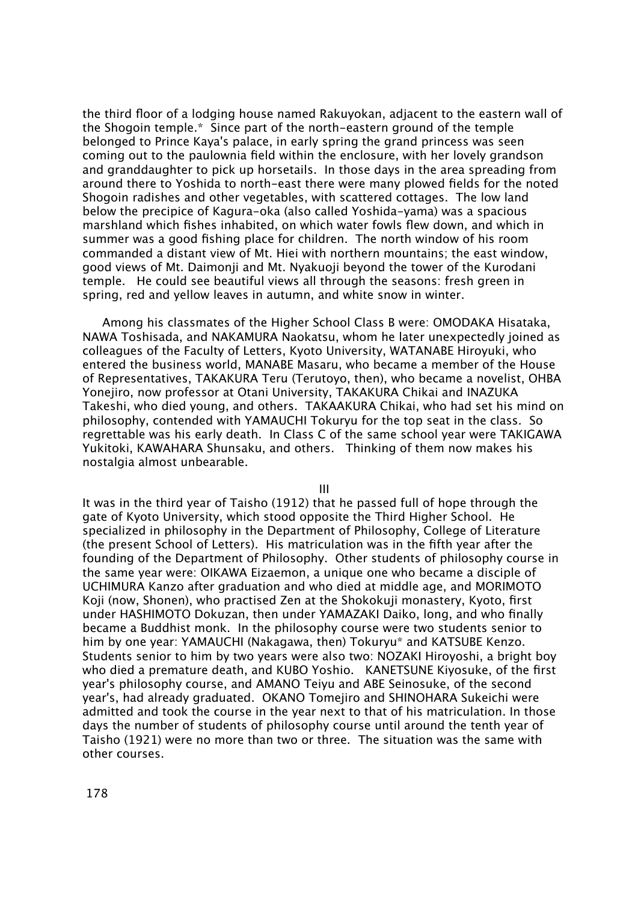the third floor of a lodging house named Rakuyokan, adjacent to the eastern wall of the Shogoin temple.* Since part of the north-eastern ground of the temple belonged to Prince Kaya's palace, in early spring the grand princess was seen coming out to the paulownia field within the enclosure, with her lovely grandson and granddaughter to pick up horsetails. In those days in the area spreading from around there to Yoshida to north-east there were many plowed fields for the noted Shogoin radishes and other vegetables, with scattered cottages. The low land below the precipice of Kagura-oka (also called Yoshida-yama) was a spacious marshland which fishes inhabited, on which water fowls flew down, and which in summer was a good fishing place for children. The north window of his room commanded a distant view of Mt. Hiei with northern mountains; the east window, good views of Mt. Daimonji and Mt. Nyakuoji beyond the tower of the Kurodani temple. He could see beautiful views all through the seasons: fresh green in spring, red and yellow leaves in autumn, and white snow in winter.

Among his classmates of the Higher School Class B were: OMODAKA Hisataka, NAWA Toshisada, and NAKAMURA Naokatsu, whom he later unexpectedly joined as colleagues of the Faculty of Letters, Kyoto University, WATANABE Hiroyuki, who entered the business world, MANABE Masaru, who became a member of the House of Representatives, TAKAKURA Teru (Terutoyo, then), who became a novelist, OHBA Yonejiro, now professor at Otani University, TAKAKURA Chikai and INAZUKA Takeshi, who died young, and others. TAKAAKURA Chikai, who had set his mind on philosophy, contended with YAMAUCHI Tokuryu for the top seat in the class. So regrettable was his early death. In Class C of the same school year were TAKIGAWA Yukitoki, KAWAHARA Shunsaku, and others. Thinking of them now makes his nostalgia almost unbearable.

## III

It was in the third year of Taisho (1912) that he passed full of hope through the gate of Kyoto University, which stood opposite the Third Higher School. He specialized in philosophy in the Department of Philosophy, College of Literature (the present School of Letters). His matriculation was in the fifth year after the founding of the Department of Philosophy. Other students of philosophy course in the same year were: OIKAWA Eizaemon, a unique one who became a disciple of UCHIMURA Kanzo after graduation and who died at middle age, and MORIMOTO Koji (now, Shonen), who practised Zen at the Shokokuji monastery, Kyoto, first under HASHIMOTO Dokuzan, then under YAMAZAKI Daiko, long, and who finally became a Buddhist monk. In the philosophy course were two students senior to him by one year: YAMAUCHI (Nakagawa, then) Tokuryu* and KATSUBE Kenzo. Students senior to him by two years were also two: NOZAKI Hiroyoshi, a bright boy who died a premature death, and KUBO Yoshio. KANETSUNE Kiyosuke, of the first year's philosophy course, and AMANO Teiyu and ABE Seinosuke, of the second year's, had already graduated. OKANO Tomejiro and SHINOHARA Sukeichi were admitted and took the course in the year next to that of his matriculation. In those days the number of students of philosophy course until around the tenth year of Taisho (1921) were no more than two or three. The situation was the same with other courses.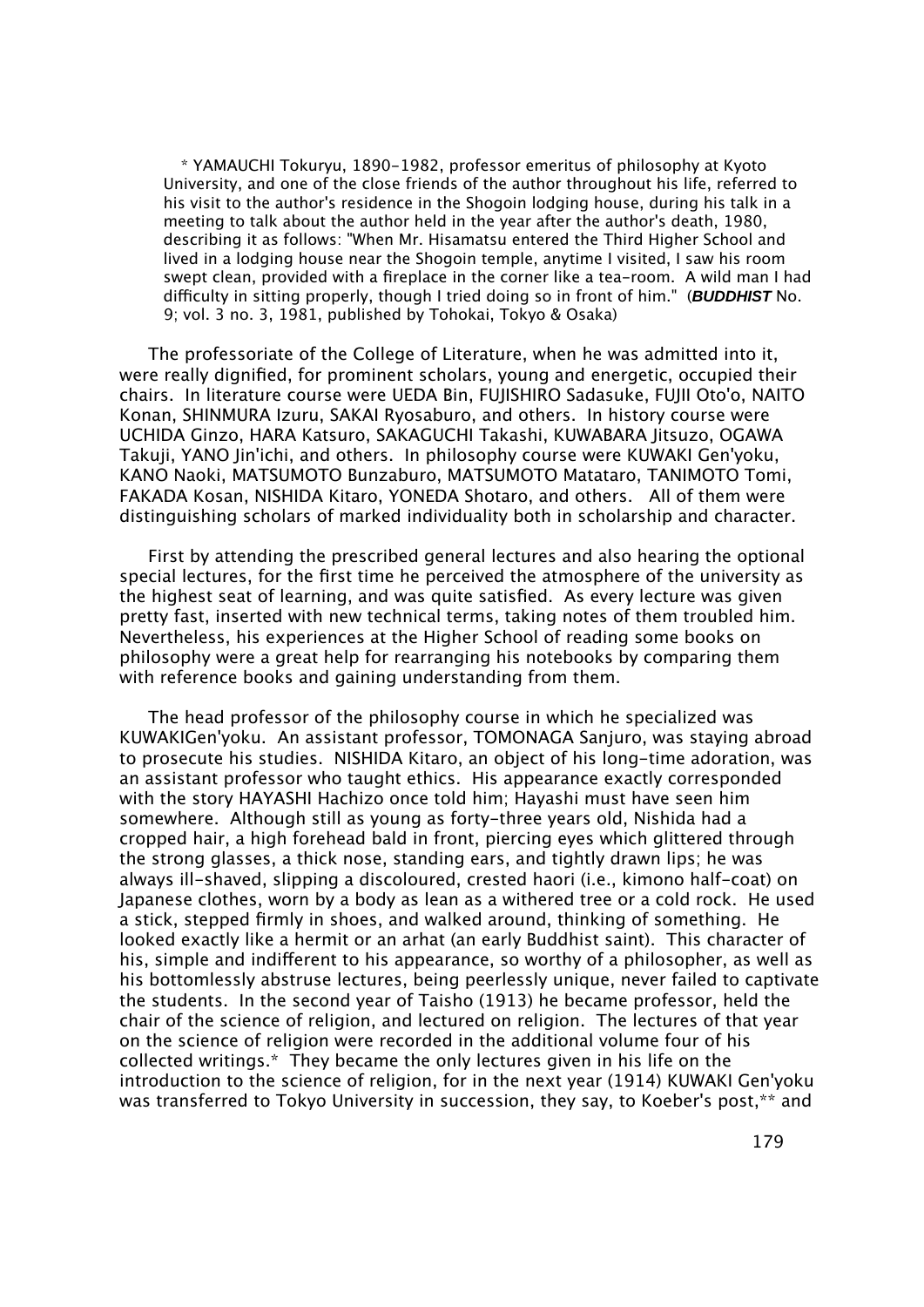\* YAMAUCHI Tokuryu, 1890-1982, professor emeritus of philosophy at Kyoto University, and one of the close friends of the author throughout his life, referred to his visit to the author's residence in the Shogoin lodging house, during his talk in a meeting to talk about the author held in the year after the author's death, 1980, describing it as follows: "When Mr. Hisamatsu entered the Third Higher School and lived in a lodging house near the Shogoin temple, anytime I visited, I saw his room swept clean, provided with a fireplace in the corner like a tea-room. A wild man I had difficulty in sitting properly, though I tried doing so in front of him." (***BUDDHIST*** No. 9; vol. 3 no. 3, 1981, published by Tohokai, Tokyo & Osaka)

The professoriate of the College of Literature, when he was admitted into it, were really dignified, for prominent scholars, young and energetic, occupied their chairs. In literature course were UEDA Bin, FUJISHIRO Sadasuke, FUJII Oto'o, NAITO Konan, SHINMURA Izuru, SAKAI Ryosaburo, and others. In history course were UCHIDA Ginzo, HARA Katsuro, SAKAGUCHI Takashi, KUWABARA Jitsuzo, OGAWA Takuji, YANO Jin'ichi, and others. In philosophy course were KUWAKI Gen'yoku, KANO Naoki, MATSUMOTO Bunzaburo, MATSUMOTO Matataro, TANIMOTO Tomi, FAKADA Kosan, NISHIDA Kitaro, YONEDA Shotaro, and others. All of them were distinguishing scholars of marked individuality both in scholarship and character.

First by attending the prescribed general lectures and also hearing the optional special lectures, for the first time he perceived the atmosphere of the university as the highest seat of learning, and was quite satisfied. As every lecture was given pretty fast, inserted with new technical terms, taking notes of them troubled him. Nevertheless, his experiences at the Higher School of reading some books on philosophy were a great help for rearranging his notebooks by comparing them with reference books and gaining understanding from them.

The head professor of the philosophy course in which he specialized was KUWAKIGen'yoku. An assistant professor, TOMONAGA Sanjuro, was staying abroad to prosecute his studies. NISHIDA Kitaro, an object of his long-time adoration, was an assistant professor who taught ethics. His appearance exactly corresponded with the story HAYASHI Hachizo once told him; Hayashi must have seen him somewhere. Although still as young as forty-three years old, Nishida had a cropped hair, a high forehead bald in front, piercing eyes which glittered through the strong glasses, a thick nose, standing ears, and tightly drawn lips; he was always ill-shaved, slipping a discoloured, crested haori (i.e., kimono half-coat) on Japanese clothes, worn by a body as lean as a withered tree or a cold rock. He used a stick, stepped firmly in shoes, and walked around, thinking of something. He looked exactly like a hermit or an arhat (an early Buddhist saint). This character of his, simple and indifferent to his appearance, so worthy of a philosopher, as well as his bottomlessly abstruse lectures, being peerlessly unique, never failed to captivate the students. In the second year of Taisho (1913) he became professor, held the chair of the science of religion, and lectured on religion. The lectures of that year on the science of religion were recorded in the additional volume four of his collected writings.* They became the only lectures given in his life on the introduction to the science of religion, for in the next year (1914) KUWAKI Gen'yoku was transferred to Tokyo University in succession, they say, to Koeber's post,** and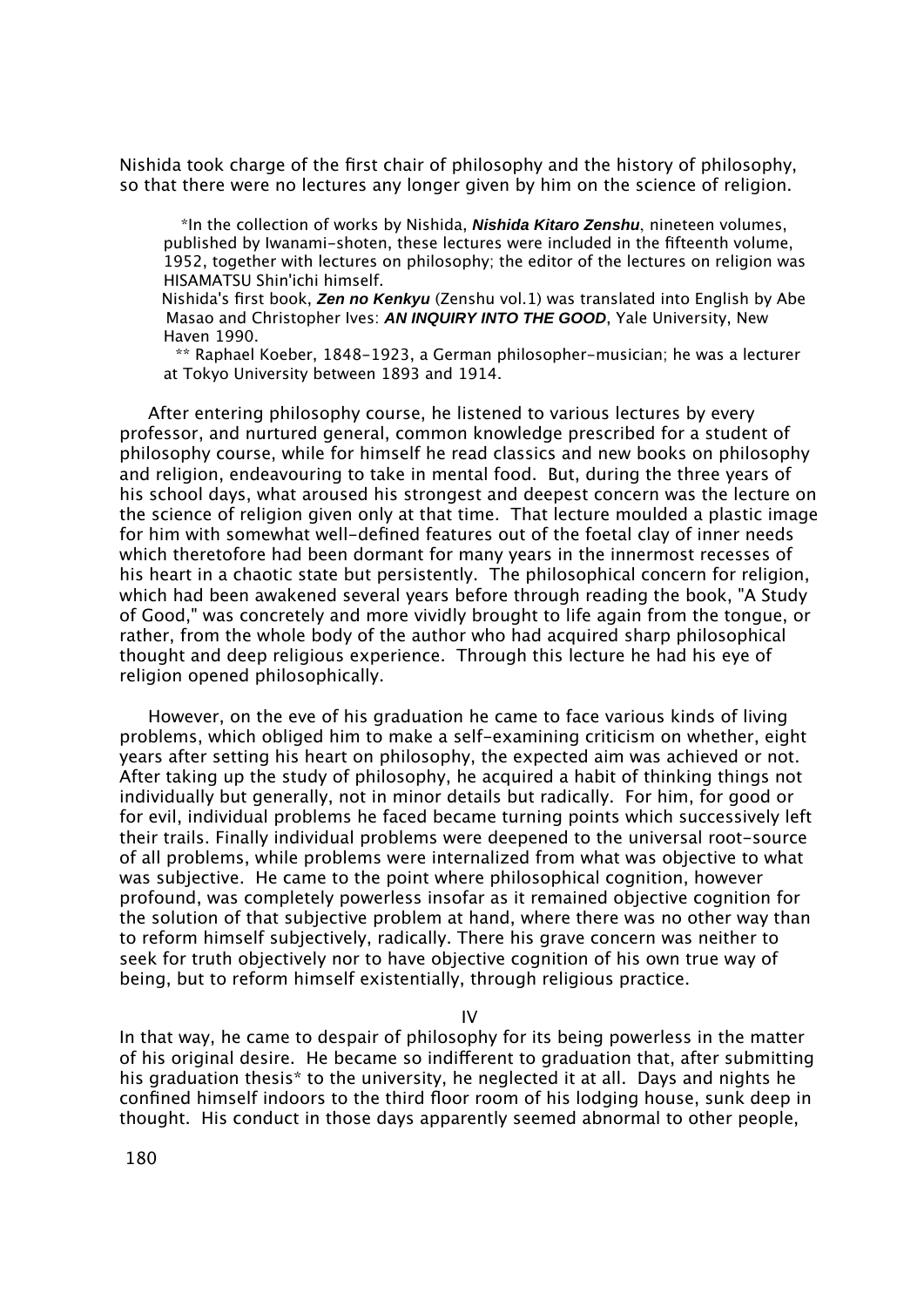Nishida took charge of the first chair of philosophy and the history of philosophy, so that there were no lectures any longer given by him on the science of religion.

*In the collection of works by Nishida, ***Nishida Kitaro Zenshu***, nineteen volumes, published by Iwanami-shoten, these lectures were included in the fifteenth volume, 1952, together with lectures on philosophy; the editor of the lectures on religion was HISAMATSU Shin'ichi himself.

Nishida's first book, ***Zen no Kenkyu*** (Zenshu vol.1) was translated into English by Abe Masao and Christopher Ives: ***AN INQUIRY INTO THE GOOD***, Yale University, New Haven 1990.

** Raphael Koeber, 1848-1923, a German philosopher-musician; he was a lecturer at Tokyo University between 1893 and 1914.

After entering philosophy course, he listened to various lectures by every professor, and nurtured general, common knowledge prescribed for a student of philosophy course, while for himself he read classics and new books on philosophy and religion, endeavouring to take in mental food. But, during the three years of his school days, what aroused his strongest and deepest concern was the lecture on the science of religion given only at that time. That lecture moulded a plastic image for him with somewhat well-defined features out of the foetal clay of inner needs which theretofore had been dormant for many years in the innermost recesses of his heart in a chaotic state but persistently. The philosophical concern for religion, which had been awakened several years before through reading the book, "A Study of Good," was concretely and more vividly brought to life again from the tongue, or rather, from the whole body of the author who had acquired sharp philosophical thought and deep religious experience. Through this lecture he had his eye of religion opened philosophically.

However, on the eve of his graduation he came to face various kinds of living problems, which obliged him to make a self-examining criticism on whether, eight years after setting his heart on philosophy, the expected aim was achieved or not. After taking up the study of philosophy, he acquired a habit of thinking things not individually but generally, not in minor details but radically. For him, for good or for evil, individual problems he faced became turning points which successively left their trails. Finally individual problems were deepened to the universal root-source of all problems, while problems were internalized from what was objective to what was subjective. He came to the point where philosophical cognition, however profound, was completely powerless insofar as it remained objective cognition for the solution of that subjective problem at hand, where there was no other way than to reform himself subjectively, radically. There his grave concern was neither to seek for truth objectively nor to have objective cognition of his own true way of being, but to reform himself existentially, through religious practice.

## IV

In that way, he came to despair of philosophy for its being powerless in the matter of his original desire. He became so indifferent to graduation that, after submitting his graduation thesis* to the university, he neglected it at all. Days and nights he confined himself indoors to the third floor room of his lodging house, sunk deep in thought. His conduct in those days apparently seemed abnormal to other people,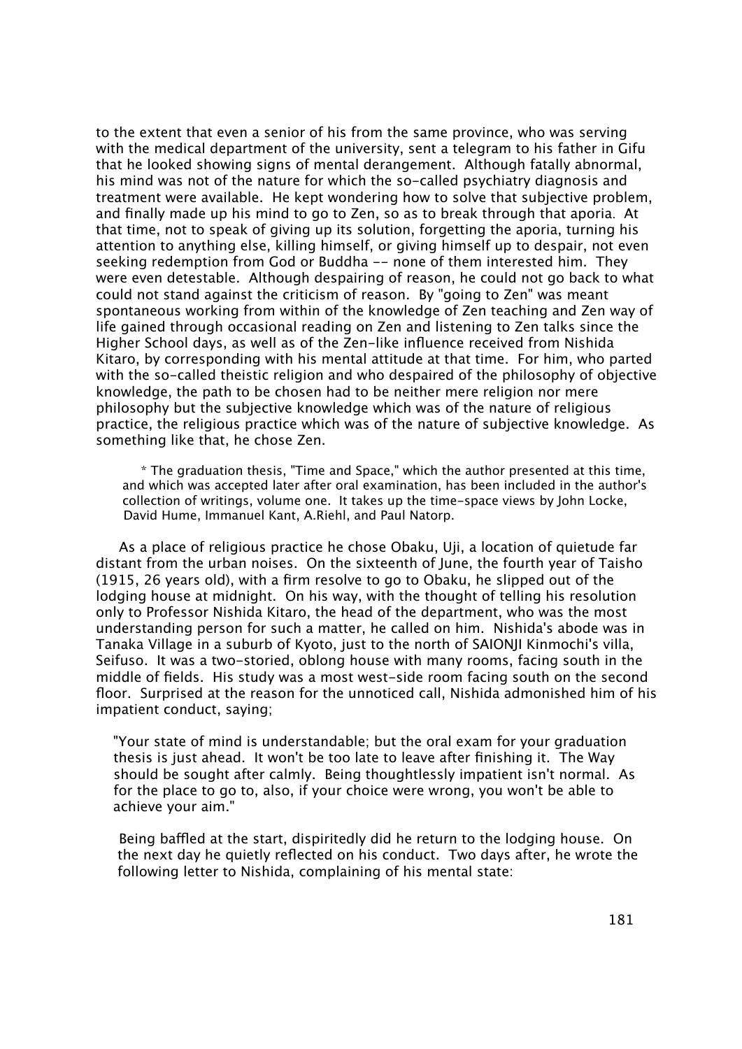to the extent that even a senior of his from the same province, who was serving with the medical department of the university, sent a telegram to his father in Gifu that he looked showing signs of mental derangement. Although fatally abnormal, his mind was not of the nature for which the so-called psychiatry diagnosis and treatment were available. He kept wondering how to solve that subjective problem, and finally made up his mind to go to Zen, so as to break through that aporia. At that time, not to speak of giving up its solution, forgetting the aporia, turning his attention to anything else, killing himself, or giving himself up to despair, not even seeking redemption from God or Buddha -- none of them interested him. They were even detestable. Although despairing of reason, he could not go back to what could not stand against the criticism of reason. By "going to Zen" was meant spontaneous working from within of the knowledge of Zen teaching and Zen way of life gained through occasional reading on Zen and listening to Zen talks since the Higher School days, as well as of the Zen-like influence received from Nishida Kitaro, by corresponding with his mental attitude at that time. For him, who parted with the so-called theistic religion and who despaired of the philosophy of objective knowledge, the path to be chosen had to be neither mere religion nor mere philosophy but the subjective knowledge which was of the nature of religious practice, the religious practice which was of the nature of subjective knowledge. As something like that, he chose Zen.

> * The graduation thesis, "Time and Space," which the author presented at this time, and which was accepted later after oral examination, has been included in the author's collection of writings, volume one. It takes up the time-space views by John Locke, David Hume, Immanuel Kant, A.Riehl, and Paul Natorp.

As a place of religious practice he chose Obaku, Uji, a location of quietude far distant from the urban noises. On the sixteenth of June, the fourth year of Taisho (1915, 26 years old), with a firm resolve to go to Obaku, he slipped out of the lodging house at midnight. On his way, with the thought of telling his resolution only to Professor Nishida Kitaro, the head of the department, who was the most understanding person for such a matter, he called on him. Nishida's abode was in Tanaka Village in a suburb of Kyoto, just to the north of SAIONJI Kinmochi's villa, Seifuso. It was a two-storied, oblong house with many rooms, facing south in the middle of fields. His study was a most west-side room facing south on the second floor. Surprised at the reason for the unnoticed call, Nishida admonished him of his impatient conduct, saying;

> "Your state of mind is understandable; but the oral exam for your graduation thesis is just ahead. It won't be too late to leave after finishing it. The Way should be sought after calmly. Being thoughtlessly impatient isn't normal. As for the place to go to, also, if your choice were wrong, you won't be able to achieve your aim."

Being baffled at the start, dispiritedly did he return to the lodging house. On the next day he quietly reflected on his conduct. Two days after, he wrote the following letter to Nishida, complaining of his mental state: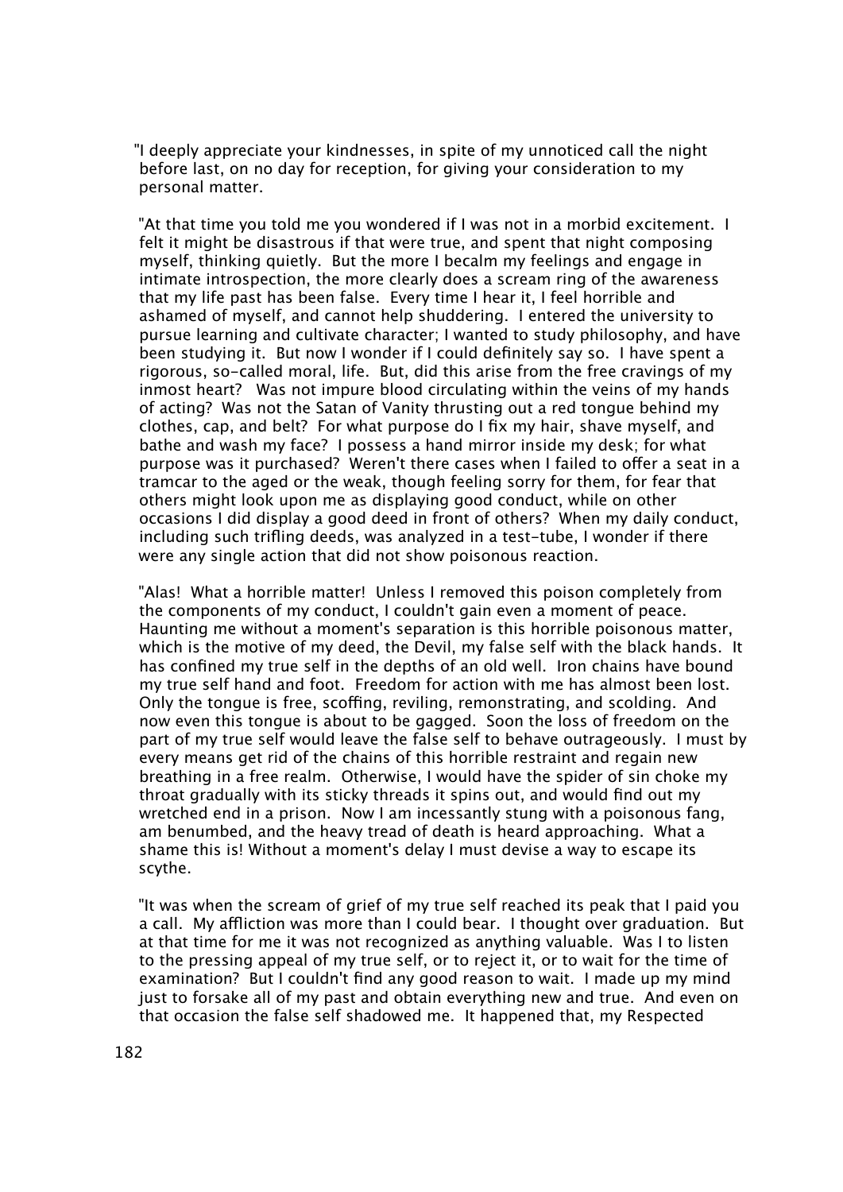"I deeply appreciate your kindnesses, in spite of my unnoticed call the night before last, on no day for reception, for giving your consideration to my personal matter.

"At that time you told me you wondered if I was not in a morbid excitement. I felt it might be disastrous if that were true, and spent that night composing myself, thinking quietly. But the more I becalm my feelings and engage in intimate introspection, the more clearly does a scream ring of the awareness that my life past has been false. Every time I hear it, I feel horrible and ashamed of myself, and cannot help shuddering. I entered the university to pursue learning and cultivate character; I wanted to study philosophy, and have been studying it. But now I wonder if I could definitely say so. I have spent a rigorous, so-called moral, life. But, did this arise from the free cravings of my inmost heart? Was not impure blood circulating within the veins of my hands of acting? Was not the Satan of Vanity thrusting out a red tongue behind my clothes, cap, and belt? For what purpose do I fix my hair, shave myself, and bathe and wash my face? I possess a hand mirror inside my desk; for what purpose was it purchased? Weren't there cases when I failed to offer a seat in a tramcar to the aged or the weak, though feeling sorry for them, for fear that others might look upon me as displaying good conduct, while on other occasions I did display a good deed in front of others? When my daily conduct, including such trifling deeds, was analyzed in a test-tube, I wonder if there were any single action that did not show poisonous reaction.

"Alas! What a horrible matter! Unless I removed this poison completely from the components of my conduct, I couldn't gain even a moment of peace. Haunting me without a moment's separation is this horrible poisonous matter, which is the motive of my deed, the Devil, my false self with the black hands. It has confined my true self in the depths of an old well. Iron chains have bound my true self hand and foot. Freedom for action with me has almost been lost. Only the tongue is free, scoffing, reviling, remonstrating, and scolding. And now even this tongue is about to be gagged. Soon the loss of freedom on the part of my true self would leave the false self to behave outrageously. I must by every means get rid of the chains of this horrible restraint and regain new breathing in a free realm. Otherwise, I would have the spider of sin choke my throat gradually with its sticky threads it spins out, and would find out my wretched end in a prison. Now I am incessantly stung with a poisonous fang, am benumbed, and the heavy tread of death is heard approaching. What a shame this is! Without a moment's delay I must devise a way to escape its scythe.

"It was when the scream of grief of my true self reached its peak that I paid you a call. My affliction was more than I could bear. I thought over graduation. But at that time for me it was not recognized as anything valuable. Was I to listen to the pressing appeal of my true self, or to reject it, or to wait for the time of examination? But I couldn't find any good reason to wait. I made up my mind just to forsake all of my past and obtain everything new and true. And even on that occasion the false self shadowed me. It happened that, my Respected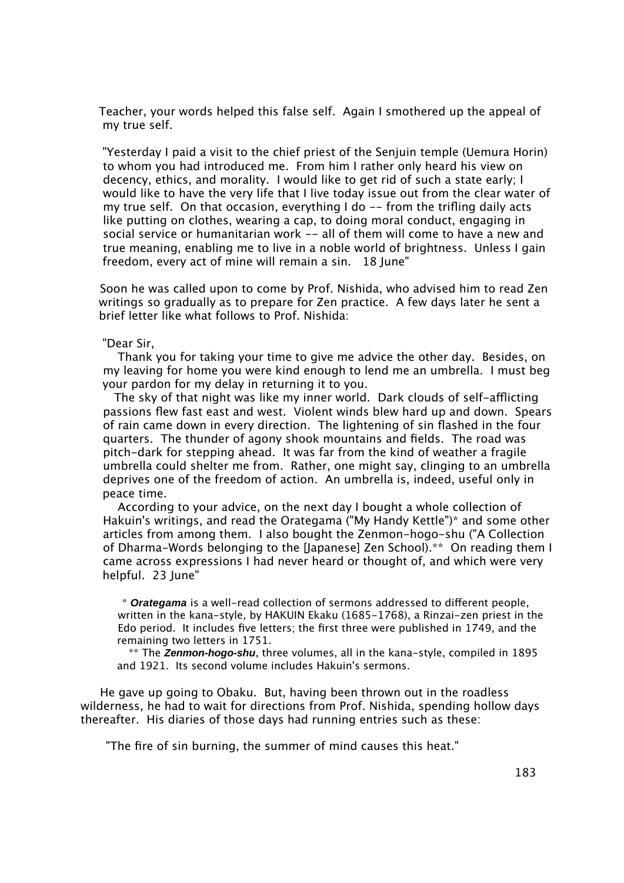Teacher, your words helped this false self. Again I smothered up the appeal of my true self.

"Yesterday I paid a visit to the chief priest of the Senjuin temple (Uemura Horin) to whom you had introduced me. From him I rather only heard his view on decency, ethics, and morality. I would like to get rid of such a state early; I would like to have the very life that I live today issue out from the clear water of my true self. On that occasion, everything I do -- from the trifling daily acts like putting on clothes, wearing a cap, to doing moral conduct, engaging in social service or humanitarian work -- all of them will come to have a new and true meaning, enabling me to live in a noble world of brightness. Unless I gain freedom, every act of mine will remain a sin. 18 June"

Soon he was called upon to come by Prof. Nishida, who advised him to read Zen writings so gradually as to prepare for Zen practice. A few days later he sent a brief letter like what follows to Prof. Nishida:

"Dear Sir,

Thank you for taking your time to give me advice the other day. Besides, on my leaving for home you were kind enough to lend me an umbrella. I must beg your pardon for my delay in returning it to you.

The sky of that night was like my inner world. Dark clouds of self-afflicting passions flew fast east and west. Violent winds blew hard up and down. Spears of rain came down in every direction. The lightening of sin flashed in the four quarters. The thunder of agony shook mountains and fields. The road was pitch-dark for stepping ahead. It was far from the kind of weather a fragile umbrella could shelter me from. Rather, one might say, clinging to an umbrella deprives one of the freedom of action. An umbrella is, indeed, useful only in peace time.

According to your advice, on the next day I bought a whole collection of Hakuin's writings, and read the Orategama ("My Handy Kettle")* and some other articles from among them. I also bought the Zenmon-hogo-shu ("A Collection of Dharma-Words belonging to the [Japanese] Zen School).** On reading them I came across expressions I had never heard or thought of, and which were very helpful. 23 June"

\* ***Orategama*** is a well-read collection of sermons addressed to different people, written in the kana-style, by HAKUIN Ekaku (1685-1768), a Rinzai-zen priest in the Edo period. It includes five letters; the first three were published in 1749, and the remaining two letters in 1751.

\*\* The ***Zenmon-hogo-shu***, three volumes, all in the kana-style, compiled in 1895 and 1921. Its second volume includes Hakuin's sermons.

He gave up going to Obaku. But, having been thrown out in the roadless wilderness, he had to wait for directions from Prof. Nishida, spending hollow days thereafter. His diaries of those days had running entries such as these:

"The fire of sin burning, the summer of mind causes this heat."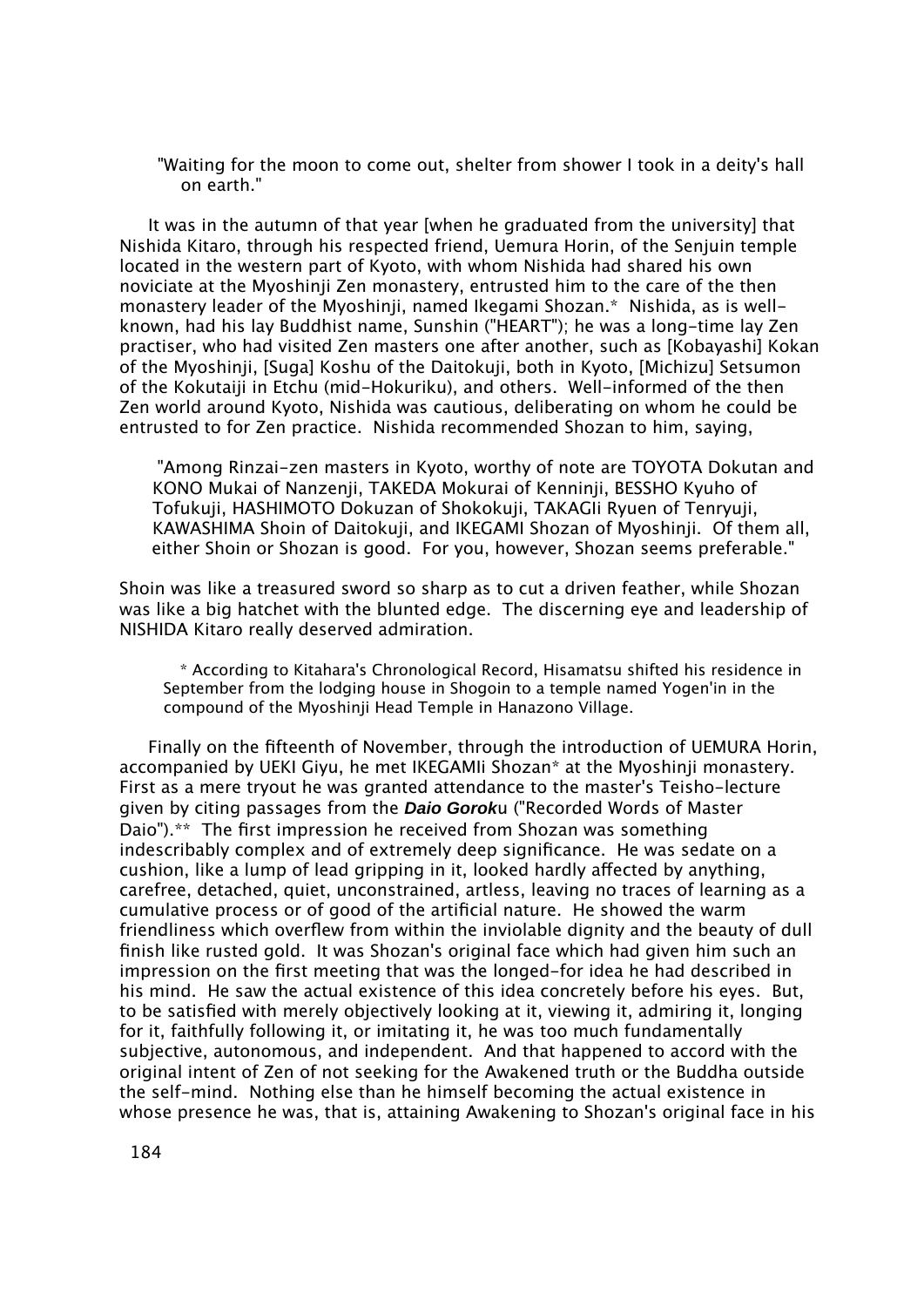"Waiting for the moon to come out, shelter from shower I took in a deity's hall on earth."

It was in the autumn of that year [when he graduated from the university] that Nishida Kitaro, through his respected friend, Uemura Horin, of the Senjuin temple located in the western part of Kyoto, with whom Nishida had shared his own noviciate at the Myoshinji Zen monastery, entrusted him to the care of the then monastery leader of the Myoshinji, named Ikegami Shozan.* Nishida, as is well-known, had his lay Buddhist name, Sunshin ("HEART"); he was a long-time lay Zen practiser, who had visited Zen masters one after another, such as [Kobayashi] Kokan of the Myoshinji, [Suga] Koshu of the Daitokuji, both in Kyoto, [Michizu] Setsumon of the Kokutaiji in Etchu (mid-Hokuriku), and others. Well-informed of the then Zen world around Kyoto, Nishida was cautious, deliberating on whom he could be entrusted to for Zen practice. Nishida recommended Shozan to him, saying,

> "Among Rinzai-zen masters in Kyoto, worthy of note are TOYOTA Dokutan and KONO Mukai of Nanzenji, TAKEDA Mokurai of Kenninji, BESSHO Kyuho of Tofukuji, HASHIMOTO Dokuzan of Shokokuji, TAKAGIi Ryuen of Tenryuji, KAWASHIMA Shoin of Daitokuji, and IKEGAMI Shozan of Myoshinji. Of them all, either Shoin or Shozan is good. For you, however, Shozan seems preferable."

Shoin was like a treasured sword so sharp as to cut a driven feather, while Shozan was like a big hatchet with the blunted edge. The discerning eye and leadership of NISHIDA Kitaro really deserved admiration.

\* According to Kitahara's Chronological Record, Hisamatsu shifted his residence in September from the lodging house in Shogoin to a temple named Yogen'in in the compound of the Myoshinji Head Temple in Hanazono Village.

Finally on the fifteenth of November, through the introduction of UEMURA Horin, accompanied by UEKI Giyu, he met IKEGAMIi Shozan* at the Myoshinji monastery. First as a mere tryout he was granted attendance to the master's Teisho-lecture given by citing passages from the ***Daio Gorok***u ("Recorded Words of Master Daio").** The first impression he received from Shozan was something indescribably complex and of extremely deep significance. He was sedate on a cushion, like a lump of lead gripping in it, looked hardly affected by anything, carefree, detached, quiet, unconstrained, artless, leaving no traces of learning as a cumulative process or of good of the artificial nature. He showed the warm friendliness which overflew from within the inviolable dignity and the beauty of dull finish like rusted gold. It was Shozan's original face which had given him such an impression on the first meeting that was the longed-for idea he had described in his mind. He saw the actual existence of this idea concretely before his eyes. But, to be satisfied with merely objectively looking at it, viewing it, admiring it, longing for it, faithfully following it, or imitating it, he was too much fundamentally subjective, autonomous, and independent. And that happened to accord with the original intent of Zen of not seeking for the Awakened truth or the Buddha outside the self-mind. Nothing else than he himself becoming the actual existence in whose presence he was, that is, attaining Awakening to Shozan's original face in his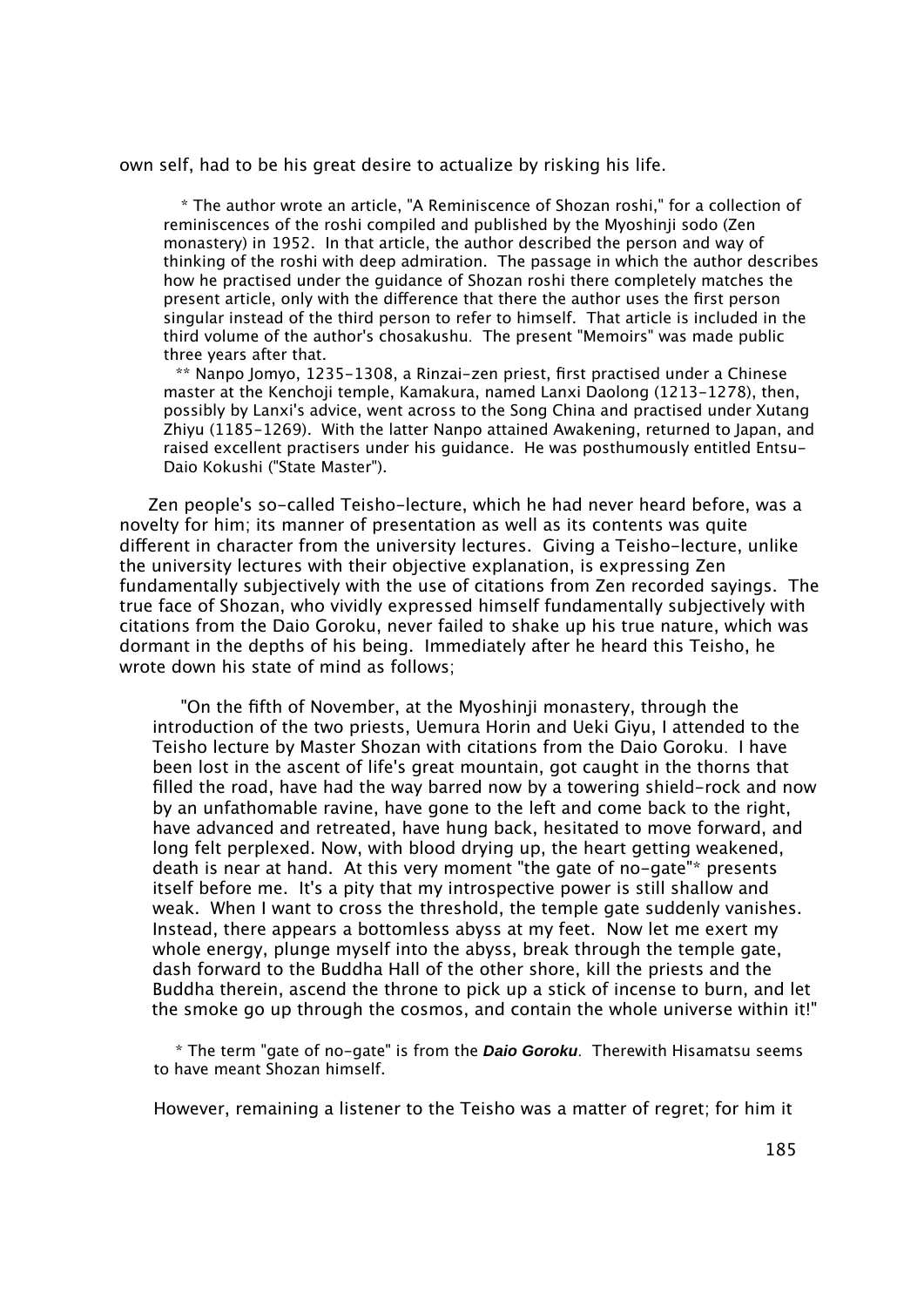own self, had to be his great desire to actualize by risking his life.

> * The author wrote an article, "A Reminiscence of Shozan roshi," for a collection of reminiscences of the roshi compiled and published by the Myoshinji sodo (Zen monastery) in 1952. In that article, the author described the person and way of thinking of the roshi with deep admiration. The passage in which the author describes how he practised under the guidance of Shozan roshi there completely matches the present article, only with the difference that there the author uses the first person singular instead of the third person to refer to himself. That article is included in the third volume of the author's chosakushu. The present "Memoirs" was made public three years after that.
>
> ** Nanpo Jomyo, 1235-1308, a Rinzai-zen priest, first practised under a Chinese master at the Kenchoji temple, Kamakura, named Lanxi Daolong (1213-1278), then, possibly by Lanxi's advice, went across to the Song China and practised under Xutang Zhiyu (1185-1269). With the latter Nanpo attained Awakening, returned to Japan, and raised excellent practisers under his guidance. He was posthumously entitled Entsu-Daio Kokushi ("State Master").

Zen people's so-called Teisho-lecture, which he had never heard before, was a novelty for him; its manner of presentation as well as its contents was quite different in character from the university lectures. Giving a Teisho-lecture, unlike the university lectures with their objective explanation, is expressing Zen fundamentally subjectively with the use of citations from Zen recorded sayings. The true face of Shozan, who vividly expressed himself fundamentally subjectively with citations from the Daio Goroku, never failed to shake up his true nature, which was dormant in the depths of his being. Immediately after he heard this Teisho, he wrote down his state of mind as follows;

> "On the fifth of November, at the Myoshinji monastery, through the introduction of the two priests, Uemura Horin and Ueki Giyu, I attended to the Teisho lecture by Master Shozan with citations from the Daio Goroku. I have been lost in the ascent of life's great mountain, got caught in the thorns that filled the road, have had the way barred now by a towering shield-rock and now by an unfathomable ravine, have gone to the left and come back to the right, have advanced and retreated, have hung back, hesitated to move forward, and long felt perplexed. Now, with blood drying up, the heart getting weakened, death is near at hand. At this very moment "the gate of no-gate"* presents itself before me. It's a pity that my introspective power is still shallow and weak. When I want to cross the threshold, the temple gate suddenly vanishes. Instead, there appears a bottomless abyss at my feet. Now let me exert my whole energy, plunge myself into the abyss, break through the temple gate, dash forward to the Buddha Hall of the other shore, kill the priests and the Buddha therein, ascend the throne to pick up a stick of incense to burn, and let the smoke go up through the cosmos, and contain the whole universe within it!"

> * The term "gate of no-gate" is from the ***Daio Goroku***. Therewith Hisamatsu seems to have meant Shozan himself.

However, remaining a listener to the Teisho was a matter of regret; for him it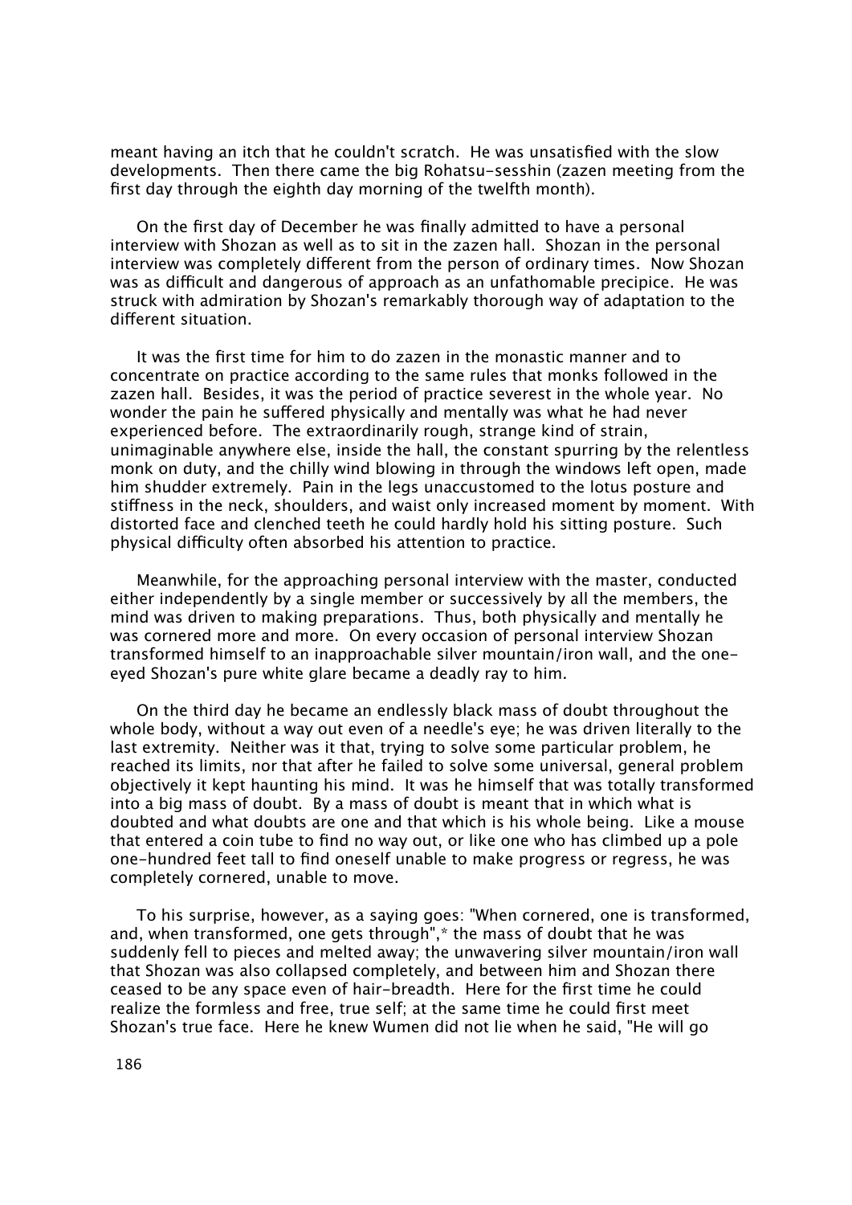meant having an itch that he couldn't scratch. He was unsatisfied with the slow developments. Then there came the big Rohatsu-sesshin (zazen meeting from the first day through the eighth day morning of the twelfth month).

On the first day of December he was finally admitted to have a personal interview with Shozan as well as to sit in the zazen hall. Shozan in the personal interview was completely different from the person of ordinary times. Now Shozan was as difficult and dangerous of approach as an unfathomable precipice. He was struck with admiration by Shozan's remarkably thorough way of adaptation to the different situation.

It was the first time for him to do zazen in the monastic manner and to concentrate on practice according to the same rules that monks followed in the zazen hall. Besides, it was the period of practice severest in the whole year. No wonder the pain he suffered physically and mentally was what he had never experienced before. The extraordinarily rough, strange kind of strain, unimaginable anywhere else, inside the hall, the constant spurring by the relentless monk on duty, and the chilly wind blowing in through the windows left open, made him shudder extremely. Pain in the legs unaccustomed to the lotus posture and stiffness in the neck, shoulders, and waist only increased moment by moment. With distorted face and clenched teeth he could hardly hold his sitting posture. Such physical difficulty often absorbed his attention to practice.

Meanwhile, for the approaching personal interview with the master, conducted either independently by a single member or successively by all the members, the mind was driven to making preparations. Thus, both physically and mentally he was cornered more and more. On every occasion of personal interview Shozan transformed himself to an inapproachable silver mountain/iron wall, and the one-eyed Shozan's pure white glare became a deadly ray to him.

On the third day he became an endlessly black mass of doubt throughout the whole body, without a way out even of a needle's eye; he was driven literally to the last extremity. Neither was it that, trying to solve some particular problem, he reached its limits, nor that after he failed to solve some universal, general problem objectively it kept haunting his mind. It was he himself that was totally transformed into a big mass of doubt. By a mass of doubt is meant that in which what is doubted and what doubts are one and that which is his whole being. Like a mouse that entered a coin tube to find no way out, or like one who has climbed up a pole one-hundred feet tall to find oneself unable to make progress or regress, he was completely cornered, unable to move.

To his surprise, however, as a saying goes: "When cornered, one is transformed, and, when transformed, one gets through",* the mass of doubt that he was suddenly fell to pieces and melted away; the unwavering silver mountain/iron wall that Shozan was also collapsed completely, and between him and Shozan there ceased to be any space even of hair-breadth. Here for the first time he could realize the formless and free, true self; at the same time he could first meet Shozan's true face. Here he knew Wumen did not lie when he said, "He will go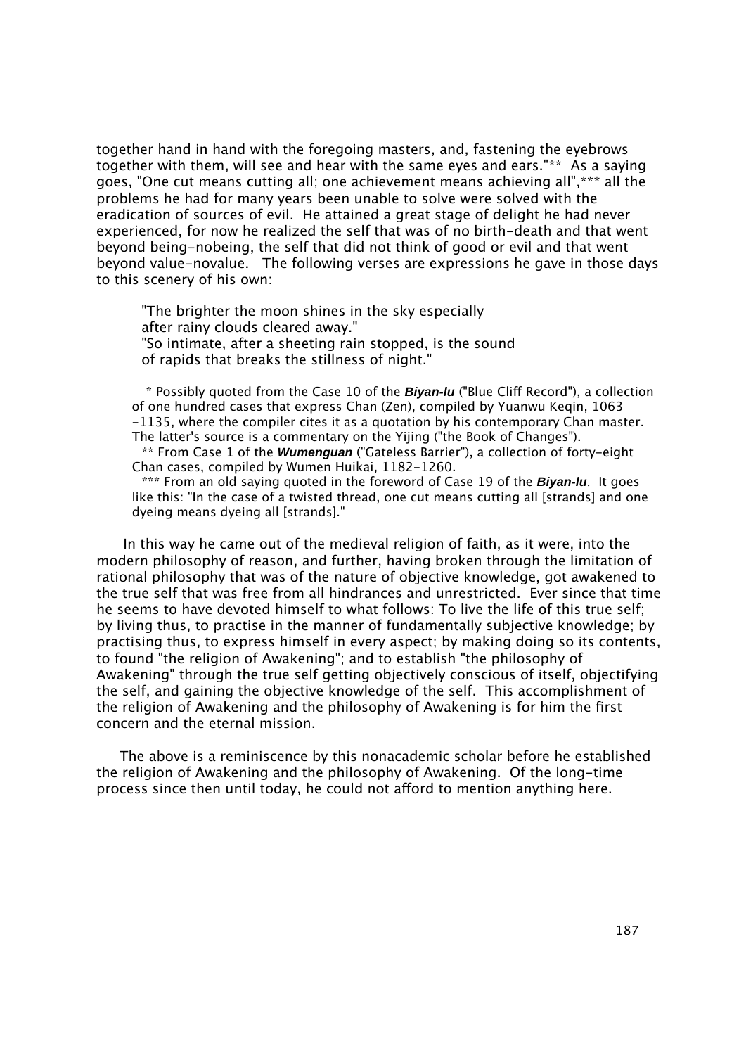together hand in hand with the foregoing masters, and, fastening the eyebrows together with them, will see and hear with the same eyes and ears."** As a saying goes, "One cut means cutting all; one achievement means achieving all",*** all the problems he had for many years been unable to solve were solved with the eradication of sources of evil. He attained a great stage of delight he had never experienced, for now he realized the self that was of no birth-death and that went beyond being-nobeing, the self that did not think of good or evil and that went beyond value-novalue. The following verses are expressions he gave in those days to this scenery of his own:

> "The brighter the moon shines in the sky especially
> after rainy clouds cleared away."
> "So intimate, after a sheeting rain stopped, is the sound
> of rapids that breaks the stillness of night."

\* Possibly quoted from the Case 10 of the ***Biyan-lu*** ("Blue Cliff Record"), a collection of one hundred cases that express Chan (Zen), compiled by Yuanwu Keqin, 1063 -1135, where the compiler cites it as a quotation by his contemporary Chan master. The latter's source is a commentary on the Yijing ("the Book of Changes").

\*\* From Case 1 of the ***Wumenguan*** ("Gateless Barrier"), a collection of forty-eight Chan cases, compiled by Wumen Huikai, 1182-1260.

\*\*\* From an old saying quoted in the foreword of Case 19 of the ***Biyan-lu***. It goes like this: "In the case of a twisted thread, one cut means cutting all [strands] and one dyeing means dyeing all [strands]."

In this way he came out of the medieval religion of faith, as it were, into the modern philosophy of reason, and further, having broken through the limitation of rational philosophy that was of the nature of objective knowledge, got awakened to the true self that was free from all hindrances and unrestricted. Ever since that time he seems to have devoted himself to what follows: To live the life of this true self; by living thus, to practise in the manner of fundamentally subjective knowledge; by practising thus, to express himself in every aspect; by making doing so its contents, to found "the religion of Awakening"; and to establish "the philosophy of Awakening" through the true self getting objectively conscious of itself, objectifying the self, and gaining the objective knowledge of the self. This accomplishment of the religion of Awakening and the philosophy of Awakening is for him the first concern and the eternal mission.

The above is a reminiscence by this nonacademic scholar before he established the religion of Awakening and the philosophy of Awakening. Of the long-time process since then until today, he could not afford to mention anything here.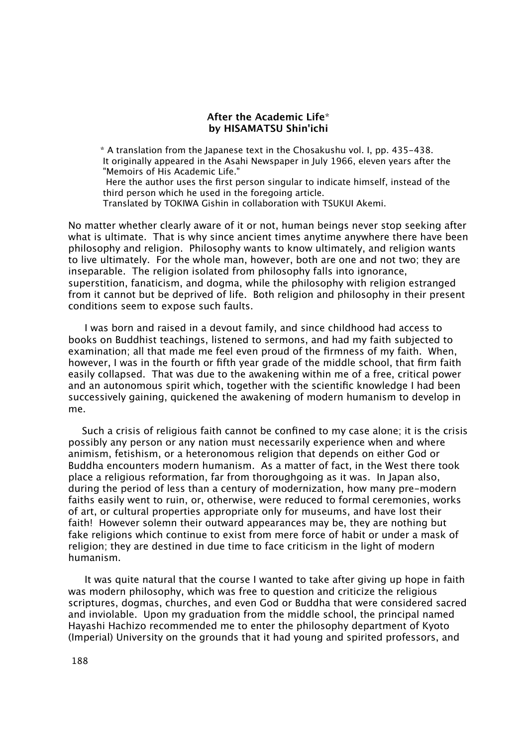**After the Academic Life***
**by HISAMATSU Shin'ichi**

\* A translation from the Japanese text in the Chosakushu vol. I, pp. 435-438. It originally appeared in the Asahi Newspaper in July 1966, eleven years after the "Memoirs of His Academic Life."
Here the author uses the first person singular to indicate himself, instead of the third person which he used in the foregoing article.
Translated by TOKIWA Gishin in collaboration with TSUKUI Akemi.

No matter whether clearly aware of it or not, human beings never stop seeking after what is ultimate. That is why since ancient times anytime anywhere there have been philosophy and religion. Philosophy wants to know ultimately, and religion wants to live ultimately. For the whole man, however, both are one and not two; they are inseparable. The religion isolated from philosophy falls into ignorance, superstition, fanaticism, and dogma, while the philosophy with religion estranged from it cannot but be deprived of life. Both religion and philosophy in their present conditions seem to expose such faults.

I was born and raised in a devout family, and since childhood had access to books on Buddhist teachings, listened to sermons, and had my faith subjected to examination; all that made me feel even proud of the firmness of my faith. When, however, I was in the fourth or fifth year grade of the middle school, that firm faith easily collapsed. That was due to the awakening within me of a free, critical power and an autonomous spirit which, together with the scientific knowledge I had been successively gaining, quickened the awakening of modern humanism to develop in me.

Such a crisis of religious faith cannot be confined to my case alone; it is the crisis possibly any person or any nation must necessarily experience when and where animism, fetishism, or a heteronomous religion that depends on either God or Buddha encounters modern humanism. As a matter of fact, in the West there took place a religious reformation, far from thoroughgoing as it was. In Japan also, during the period of less than a century of modernization, how many pre-modern faiths easily went to ruin, or, otherwise, were reduced to formal ceremonies, works of art, or cultural properties appropriate only for museums, and have lost their faith! However solemn their outward appearances may be, they are nothing but fake religions which continue to exist from mere force of habit or under a mask of religion; they are destined in due time to face criticism in the light of modern humanism.

It was quite natural that the course I wanted to take after giving up hope in faith was modern philosophy, which was free to question and criticize the religious scriptures, dogmas, churches, and even God or Buddha that were considered sacred and inviolable. Upon my graduation from the middle school, the principal named Hayashi Hachizo recommended me to enter the philosophy department of Kyoto (Imperial) University on the grounds that it had young and spirited professors, and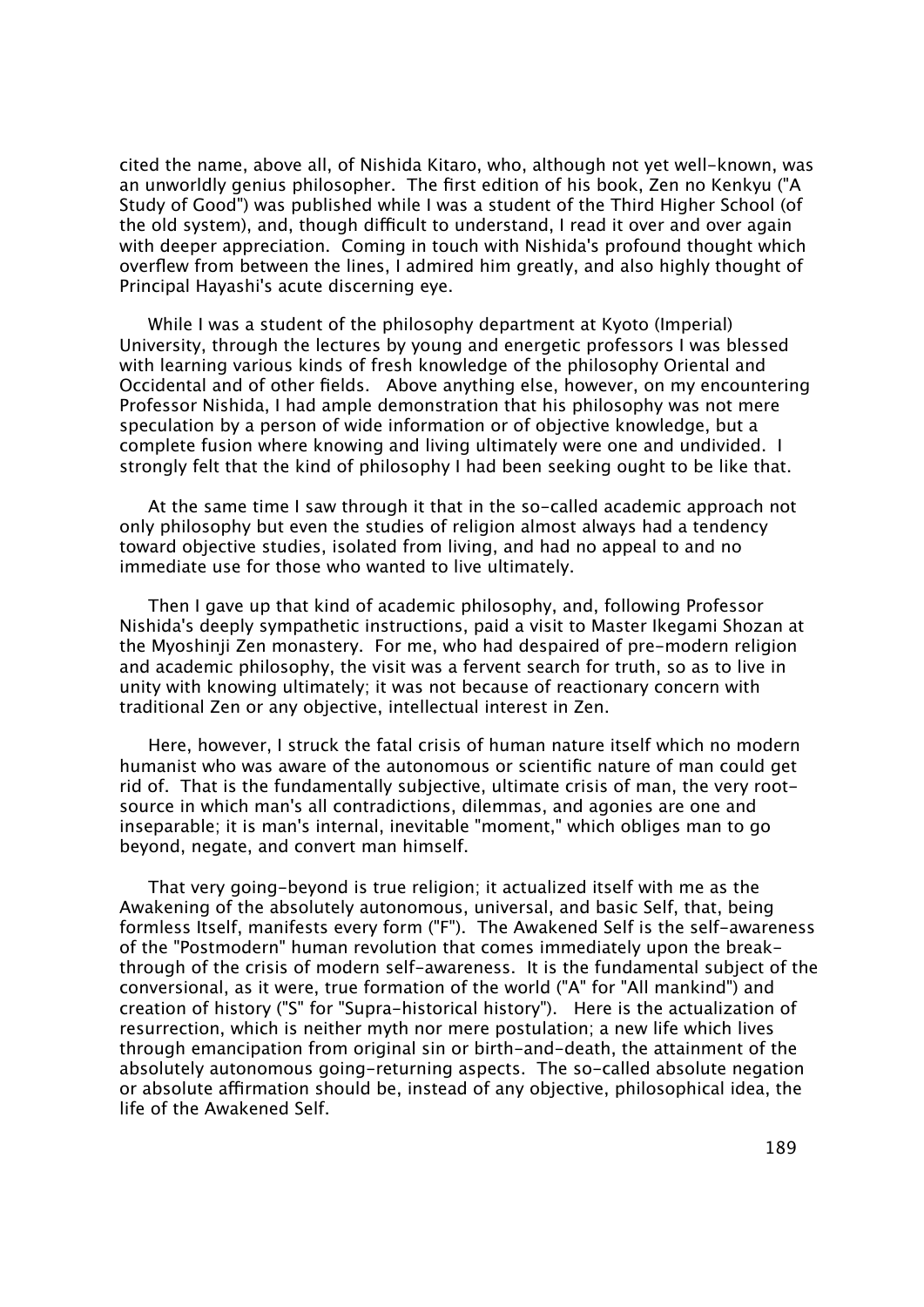cited the name, above all, of Nishida Kitaro, who, although not yet well-known, was an unworldly genius philosopher. The first edition of his book, Zen no Kenkyu ("A Study of Good") was published while I was a student of the Third Higher School (of the old system), and, though difficult to understand, I read it over and over again with deeper appreciation. Coming in touch with Nishida's profound thought which overflew from between the lines, I admired him greatly, and also highly thought of Principal Hayashi's acute discerning eye.

While I was a student of the philosophy department at Kyoto (Imperial) University, through the lectures by young and energetic professors I was blessed with learning various kinds of fresh knowledge of the philosophy Oriental and Occidental and of other fields. Above anything else, however, on my encountering Professor Nishida, I had ample demonstration that his philosophy was not mere speculation by a person of wide information or of objective knowledge, but a complete fusion where knowing and living ultimately were one and undivided. I strongly felt that the kind of philosophy I had been seeking ought to be like that.

At the same time I saw through it that in the so-called academic approach not only philosophy but even the studies of religion almost always had a tendency toward objective studies, isolated from living, and had no appeal to and no immediate use for those who wanted to live ultimately.

Then I gave up that kind of academic philosophy, and, following Professor Nishida's deeply sympathetic instructions, paid a visit to Master Ikegami Shozan at the Myoshinji Zen monastery. For me, who had despaired of pre-modern religion and academic philosophy, the visit was a fervent search for truth, so as to live in unity with knowing ultimately; it was not because of reactionary concern with traditional Zen or any objective, intellectual interest in Zen.

Here, however, I struck the fatal crisis of human nature itself which no modern humanist who was aware of the autonomous or scientific nature of man could get rid of. That is the fundamentally subjective, ultimate crisis of man, the very root-source in which man's all contradictions, dilemmas, and agonies are one and inseparable; it is man's internal, inevitable "moment," which obliges man to go beyond, negate, and convert man himself.

That very going-beyond is true religion; it actualized itself with me as the Awakening of the absolutely autonomous, universal, and basic Self, that, being formless Itself, manifests every form ("F"). The Awakened Self is the self-awareness of the "Postmodern" human revolution that comes immediately upon the break-through of the crisis of modern self-awareness. It is the fundamental subject of the conversional, as it were, true formation of the world ("A" for "All mankind") and creation of history ("S" for "Supra-historical history"). Here is the actualization of resurrection, which is neither myth nor mere postulation; a new life which lives through emancipation from original sin or birth-and-death, the attainment of the absolutely autonomous going-returning aspects. The so-called absolute negation or absolute affirmation should be, instead of any objective, philosophical idea, the life of the Awakened Self.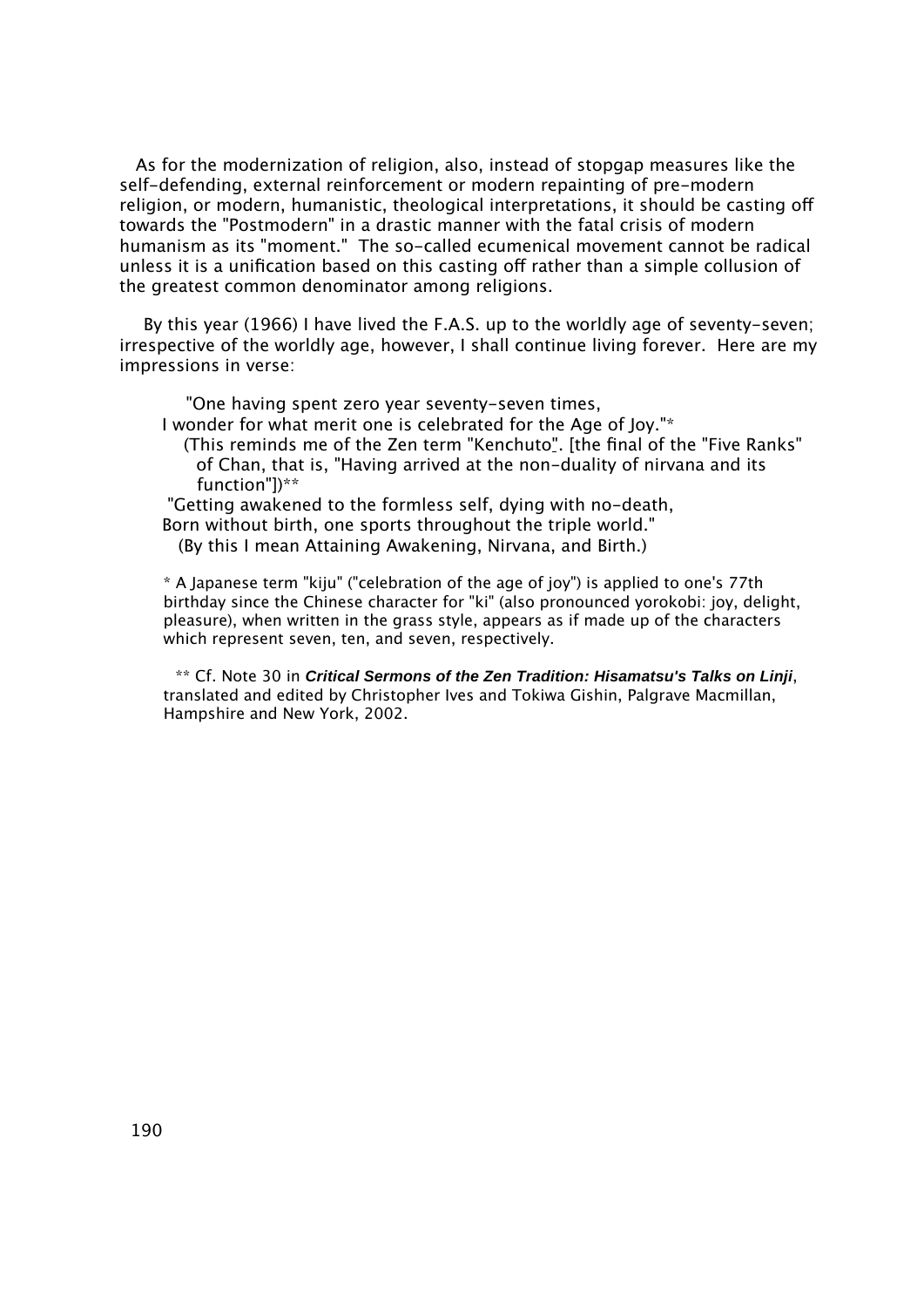As for the modernization of religion, also, instead of stopgap measures like the self-defending, external reinforcement or modern repainting of pre-modern religion, or modern, humanistic, theological interpretations, it should be casting off towards the "Postmodern" in a drastic manner with the fatal crisis of modern humanism as its "moment." The so-called ecumenical movement cannot be radical unless it is a unification based on this casting off rather than a simple collusion of the greatest common denominator among religions.

By this year (1966) I have lived the F.A.S. up to the worldly age of seventy-seven; irrespective of the worldly age, however, I shall continue living forever. Here are my impressions in verse:

> "One having spent zero year seventy-seven times,
> I wonder for what merit one is celebrated for the Age of Joy."*
> (This reminds me of the Zen term "Kenchuto". [the final of the "Five Ranks" of Chan, that is, "Having arrived at the non-duality of nirvana and its function"])**
> "Getting awakened to the formless self, dying with no-death,
> Born without birth, one sports throughout the triple world."
> (By this I mean Attaining Awakening, Nirvana, and Birth.)

\* A Japanese term "kiju" ("celebration of the age of joy") is applied to one's 77th birthday since the Chinese character for "ki" (also pronounced yorokobi: joy, delight, pleasure), when written in the grass style, appears as if made up of the characters which represent seven, ten, and seven, respectively.

\*\* Cf. Note 30 in ***Critical Sermons of the Zen Tradition: Hisamatsu's Talks on Linji***, translated and edited by Christopher Ives and Tokiwa Gishin, Palgrave Macmillan, Hampshire and New York, 2002.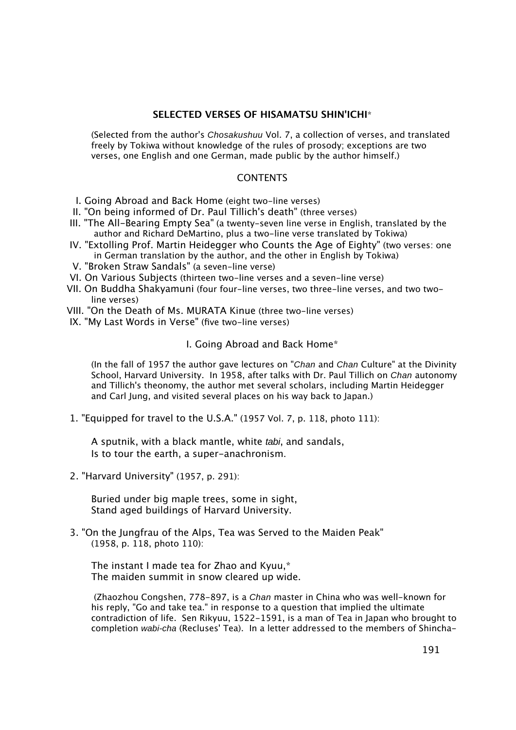## SELECTED VERSES OF HISAMATSU SHIN'ICHI*

(Selected from the author's *Chosakushuu* Vol. 7, a collection of verses, and translated freely by Tokiwa without knowledge of the rules of prosody; exceptions are two verses, one English and one German, made public by the author himself.)

### CONTENTS

I. Going Abroad and Back Home (eight two-line verses)
II. "On being informed of Dr. Paul Tillich's death" (three verses)
III. "The All-Bearing Empty Sea" (a twenty-seven line verse in English, translated by the author and Richard DeMartino, plus a two-line verse translated by Tokiwa)
IV. "Extolling Prof. Martin Heidegger who Counts the Age of Eighty" (two verses: one in German translation by the author, and the other in English by Tokiwa)
V. "Broken Straw Sandals" (a seven-line verse)
VI. On Various Subjects (thirteen two-line verses and a seven-line verse)
VII. On Buddha Shakyamuni (four four-line verses, two three-line verses, and two two-line verses)
VIII. "On the Death of Ms. MURATA Kinue (three two-line verses)
IX. "My Last Words in Verse" (five two-line verses)

### I. Going Abroad and Back Home*

(In the fall of 1957 the author gave lectures on "*Chan* and *Chan* Culture" at the Divinity School, Harvard University. In 1958, after talks with Dr. Paul Tillich on *Chan* autonomy and Tillich's theonomy, the author met several scholars, including Martin Heidegger and Carl Jung, and visited several places on his way back to Japan.)

1. "Equipped for travel to the U.S.A." (1957 Vol. 7, p. 118, photo 111):

   A sputnik, with a black mantle, white *tabi*, and sandals,
   Is to tour the earth, a super-anachronism.

2. "Harvard University" (1957, p. 291):

   Buried under big maple trees, some in sight,
   Stand aged buildings of Harvard University.

3. "On the Jungfrau of the Alps, Tea was Served to the Maiden Peak" (1958, p. 118, photo 110):

   The instant I made tea for Zhao and Kyuu,*
   The maiden summit in snow cleared up wide.

   (Zhaozhou Congshen, 778-897, is a *Chan* master in China who was well-known for his reply, "Go and take tea." in response to a question that implied the ultimate contradiction of life. Sen Rikyuu, 1522-1591, is a man of Tea in Japan who brought to completion *wabi-cha* (Recluses' Tea). In a letter addressed to the members of Shincha-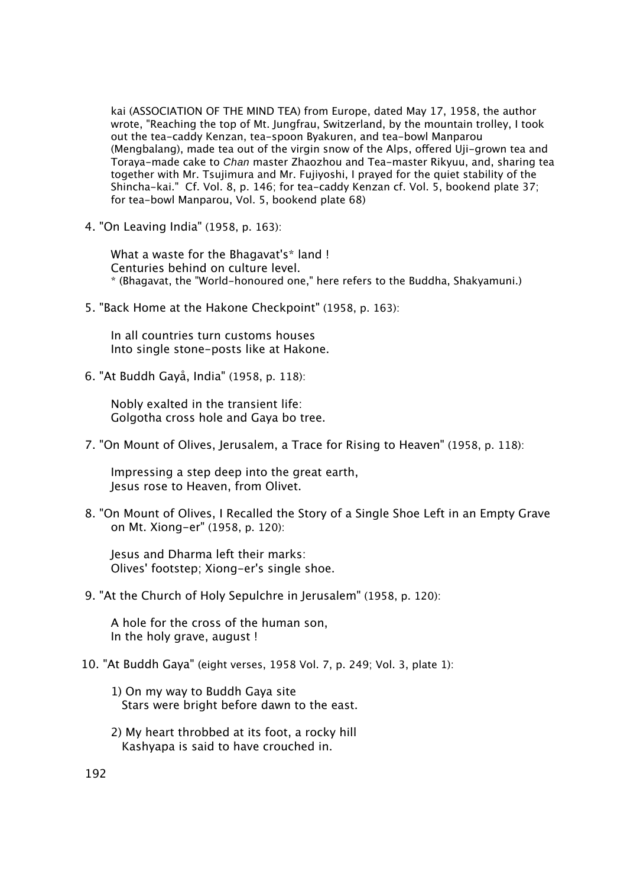kai (ASSOCIATION OF THE MIND TEA) from Europe, dated May 17, 1958, the author wrote, "Reaching the top of Mt. Jungfrau, Switzerland, by the mountain trolley, I took out the tea-caddy Kenzan, tea-spoon Byakuren, and tea-bowl Manparou (Mengbalang), made tea out of the virgin snow of the Alps, offered Uji-grown tea and Toraya-made cake to *Chan* master Zhaozhou and Tea-master Rikyuu, and, sharing tea together with Mr. Tsujimura and Mr. Fujiyoshi, I prayed for the quiet stability of the Shincha-kai." Cf. Vol. 8, p. 146; for tea-caddy Kenzan cf. Vol. 5, bookend plate 37; for tea-bowl Manparou, Vol. 5, bookend plate 68)

4. "On Leaving India" (1958, p. 163):

   What a waste for the Bhagavat's* land !
   Centuries behind on culture level.
   * (Bhagavat, the "World-honoured one," here refers to the Buddha, Shakyamuni.)

5. "Back Home at the Hakone Checkpoint" (1958, p. 163):

   In all countries turn customs houses
   Into single stone-posts like at Hakone.

6. "At Buddh Gayå, India" (1958, p. 118):

   Nobly exalted in the transient life:
   Golgotha cross hole and Gaya bo tree.

7. "On Mount of Olives, Jerusalem, a Trace for Rising to Heaven" (1958, p. 118):

   Impressing a step deep into the great earth,
   Jesus rose to Heaven, from Olivet.

8. "On Mount of Olives, I Recalled the Story of a Single Shoe Left in an Empty Grave on Mt. Xiong-er" (1958, p. 120):

   Jesus and Dharma left their marks:
   Olives' footstep; Xiong-er's single shoe.

9. "At the Church of Holy Sepulchre in Jerusalem" (1958, p. 120):

   A hole for the cross of the human son,
   In the holy grave, august !

10. "At Buddh Gaya" (eight verses, 1958 Vol. 7, p. 249; Vol. 3, plate 1):

    1) On my way to Buddh Gaya site
       Stars were bright before dawn to the east.

    2) My heart throbbed at its foot, a rocky hill
       Kashyapa is said to have crouched in.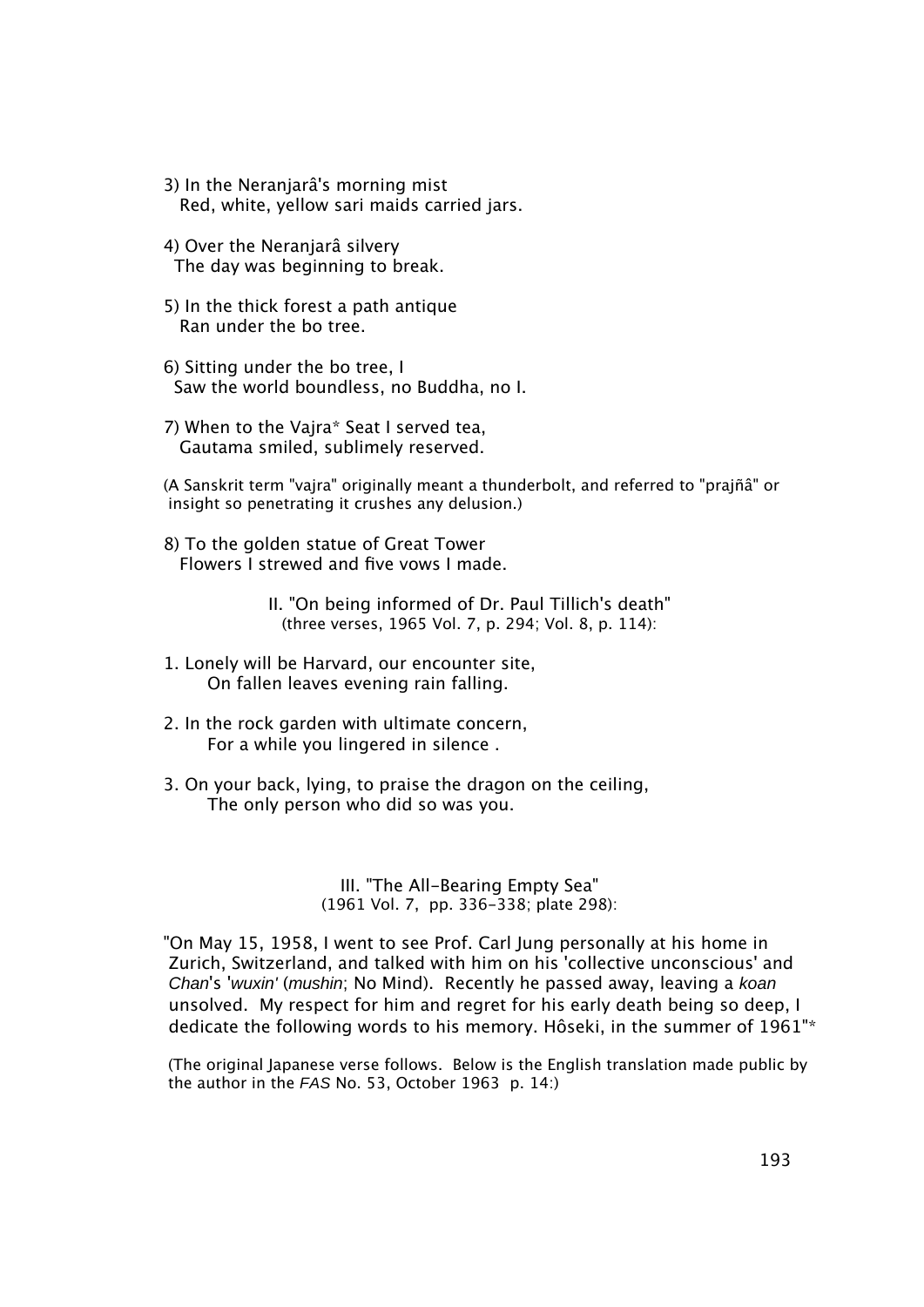3) In the Neranjarâ's morning mist
   Red, white, yellow sari maids carried jars.

4) Over the Neranjarâ silvery
   The day was beginning to break.

5) In the thick forest a path antique
   Ran under the bo tree.

6) Sitting under the bo tree, I
   Saw the world boundless, no Buddha, no I.

7) When to the Vajra* Seat I served tea,
   Gautama smiled, sublimely reserved.

(A Sanskrit term "vajra" originally meant a thunderbolt, and referred to "prajñâ" or insight so penetrating it crushes any delusion.)

8) To the golden statue of Great Tower
   Flowers I strewed and five vows I made.

II. "On being informed of Dr. Paul Tillich's death"
(three verses, 1965 Vol. 7, p. 294; Vol. 8, p. 114):

1. Lonely will be Harvard, our encounter site,
   On fallen leaves evening rain falling.

2. In the rock garden with ultimate concern,
   For a while you lingered in silence .

3. On your back, lying, to praise the dragon on the ceiling,
   The only person who did so was you.

III. "The All-Bearing Empty Sea"
(1961 Vol. 7, pp. 336-338; plate 298):

"On May 15, 1958, I went to see Prof. Carl Jung personally at his home in Zurich, Switzerland, and talked with him on his 'collective unconscious' and *Chan*'s '*wuxin*' (*mushin*; No Mind). Recently he passed away, leaving a *koan* unsolved. My respect for him and regret for his early death being so deep, I dedicate the following words to his memory. Hôseki, in the summer of 1961"*

(The original Japanese verse follows. Below is the English translation made public by the author in the *FAS* No. 53, October 1963 p. 14:)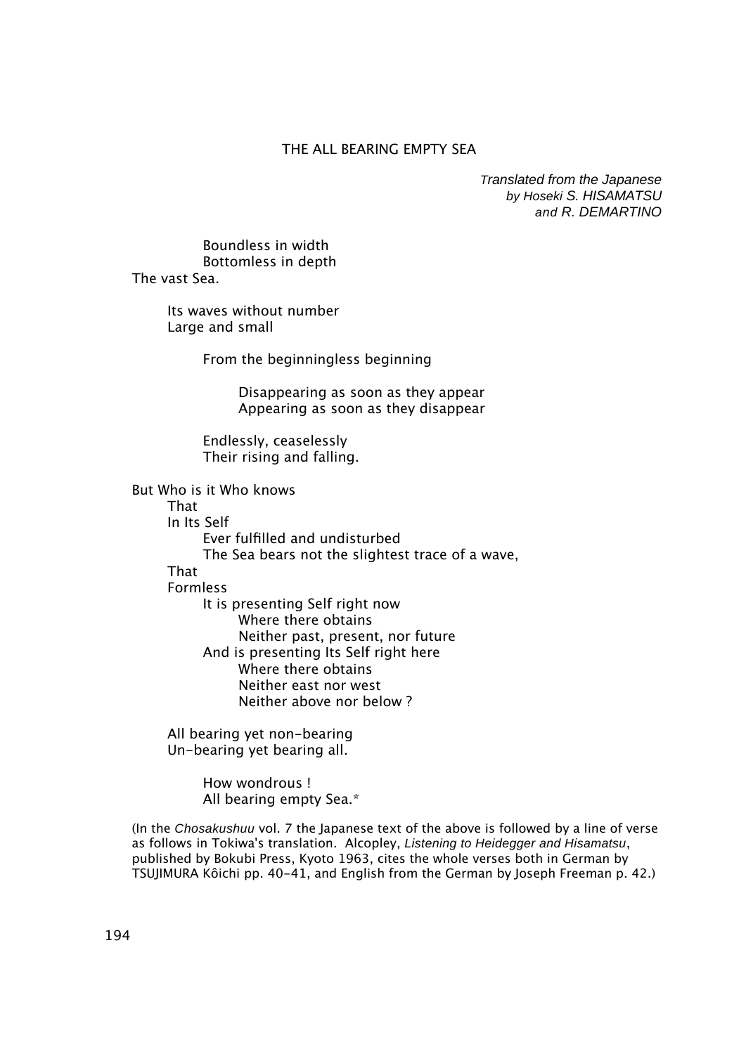# THE ALL BEARING EMPTY SEA

*Translated from the Japanese*
*by Hoseki S. HISAMATSU*
*and R. DEMARTINO*

Boundless in width
Bottomless in depth
The vast Sea.

Its waves without number
Large and small

From the beginningless beginning

Disappearing as soon as they appear
Appearing as soon as they disappear

Endlessly, ceaselessly
Their rising and falling.

But Who is it Who knows
That
In Its Self
Ever fulfilled and undisturbed
The Sea bears not the slightest trace of a wave,
That
Formless
It is presenting Self right now
Where there obtains
Neither past, present, nor future
And is presenting Its Self right here
Where there obtains
Neither east nor west
Neither above nor below ?

All bearing yet non-bearing
Un-bearing yet bearing all.

How wondrous !
All bearing empty Sea.*

(In the *Chosakushuu* vol. 7 the Japanese text of the above is followed by a line of verse as follows in Tokiwa's translation. Alcopley, *Listening to Heidegger and Hisamatsu*, published by Bokubi Press, Kyoto 1963, cites the whole verses both in German by TSUJIMURA Kôichi pp. 40-41, and English from the German by Joseph Freeman p. 42.)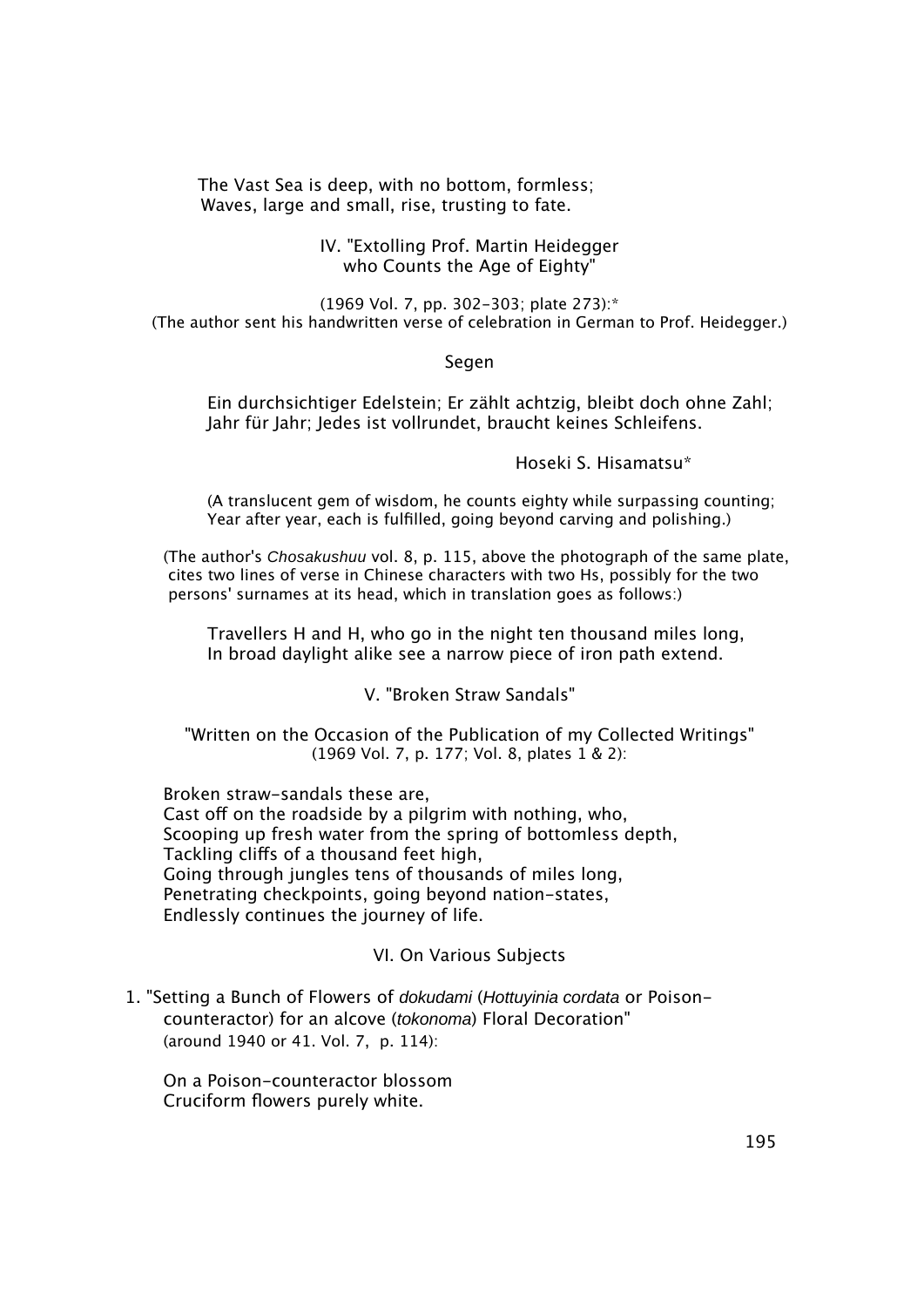The Vast Sea is deep, with no bottom, formless;
Waves, large and small, rise, trusting to fate.

### IV. "Extolling Prof. Martin Heidegger who Counts the Age of Eighty"

(1969 Vol. 7, pp. 302-303; plate 273):*
(The author sent his handwritten verse of celebration in German to Prof. Heidegger.)

Segen

Ein durchsichtiger Edelstein; Er zählt achtzig, bleibt doch ohne Zahl;
Jahr für Jahr; Jedes ist vollrundet, braucht keines Schleifens.

Hoseki S. Hisamatsu*

(A translucent gem of wisdom, he counts eighty while surpassing counting;
Year after year, each is fulfilled, going beyond carving and polishing.)

(The author's *Chosakushuu* vol. 8, p. 115, above the photograph of the same plate, cites two lines of verse in Chinese characters with two Hs, possibly for the two persons' surnames at its head, which in translation goes as follows:)

Travellers H and H, who go in the night ten thousand miles long,
In broad daylight alike see a narrow piece of iron path extend.

### V. "Broken Straw Sandals"

"Written on the Occasion of the Publication of my Collected Writings"
(1969 Vol. 7, p. 177; Vol. 8, plates 1 & 2):

Broken straw-sandals these are,
Cast off on the roadside by a pilgrim with nothing, who,
Scooping up fresh water from the spring of bottomless depth,
Tackling cliffs of a thousand feet high,
Going through jungles tens of thousands of miles long,
Penetrating checkpoints, going beyond nation-states,
Endlessly continues the journey of life.

### VI. On Various Subjects

1. "Setting a Bunch of Flowers of *dokudami* (*Hottuyinia cordata* or Poison-counteractor) for an alcove (*tokonoma*) Floral Decoration"
(around 1940 or 41. Vol. 7, p. 114):

On a Poison-counteractor blossom
Cruciform flowers purely white.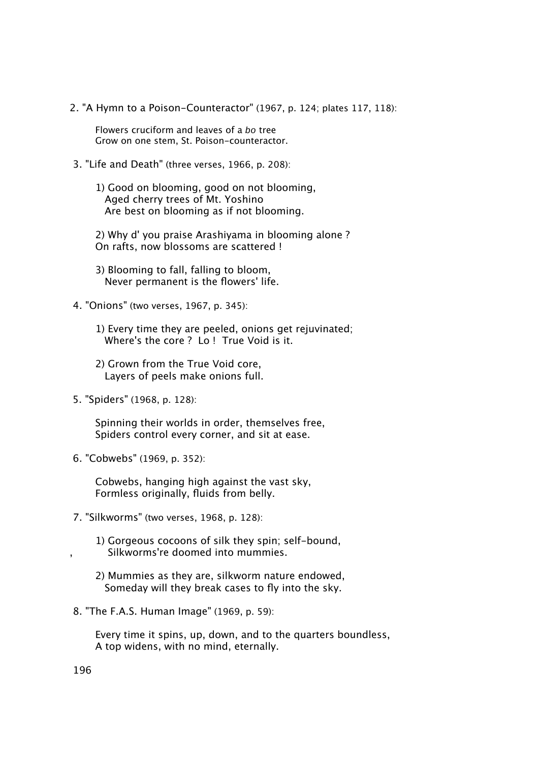2. "A Hymn to a Poison-Counteractor" (1967, p. 124; plates 117, 118):

> Flowers cruciform and leaves of a *bo* tree
> Grow on one stem, St. Poison-counteractor.

3. "Life and Death" (three verses, 1966, p. 208):

> 1) Good on blooming, good on not blooming,
> Aged cherry trees of Mt. Yoshino
> Are best on blooming as if not blooming.
>
> 2) Why d' you praise Arashiyama in blooming alone ?
> On rafts, now blossoms are scattered !
>
> 3) Blooming to fall, falling to bloom,
> Never permanent is the flowers' life.

4. "Onions" (two verses, 1967, p. 345):

> 1) Every time they are peeled, onions get rejuvinated;
> Where's the core ? Lo ! True Void is it.
>
> 2) Grown from the True Void core,
> Layers of peels make onions full.

5. "Spiders" (1968, p. 128):

> Spinning their worlds in order, themselves free,
> Spiders control every corner, and sit at ease.

6. "Cobwebs" (1969, p. 352):

> Cobwebs, hanging high against the vast sky,
> Formless originally, fluids from belly.

7. "Silkworms" (two verses, 1968, p. 128):

> 1) Gorgeous cocoons of silk they spin; self-bound,
> Silkworms're doomed into mummies.
>
> 2) Mummies as they are, silkworm nature endowed,
> Someday will they break cases to fly into the sky.

8. "The F.A.S. Human Image" (1969, p. 59):

> Every time it spins, up, down, and to the quarters boundless,
> A top widens, with no mind, eternally.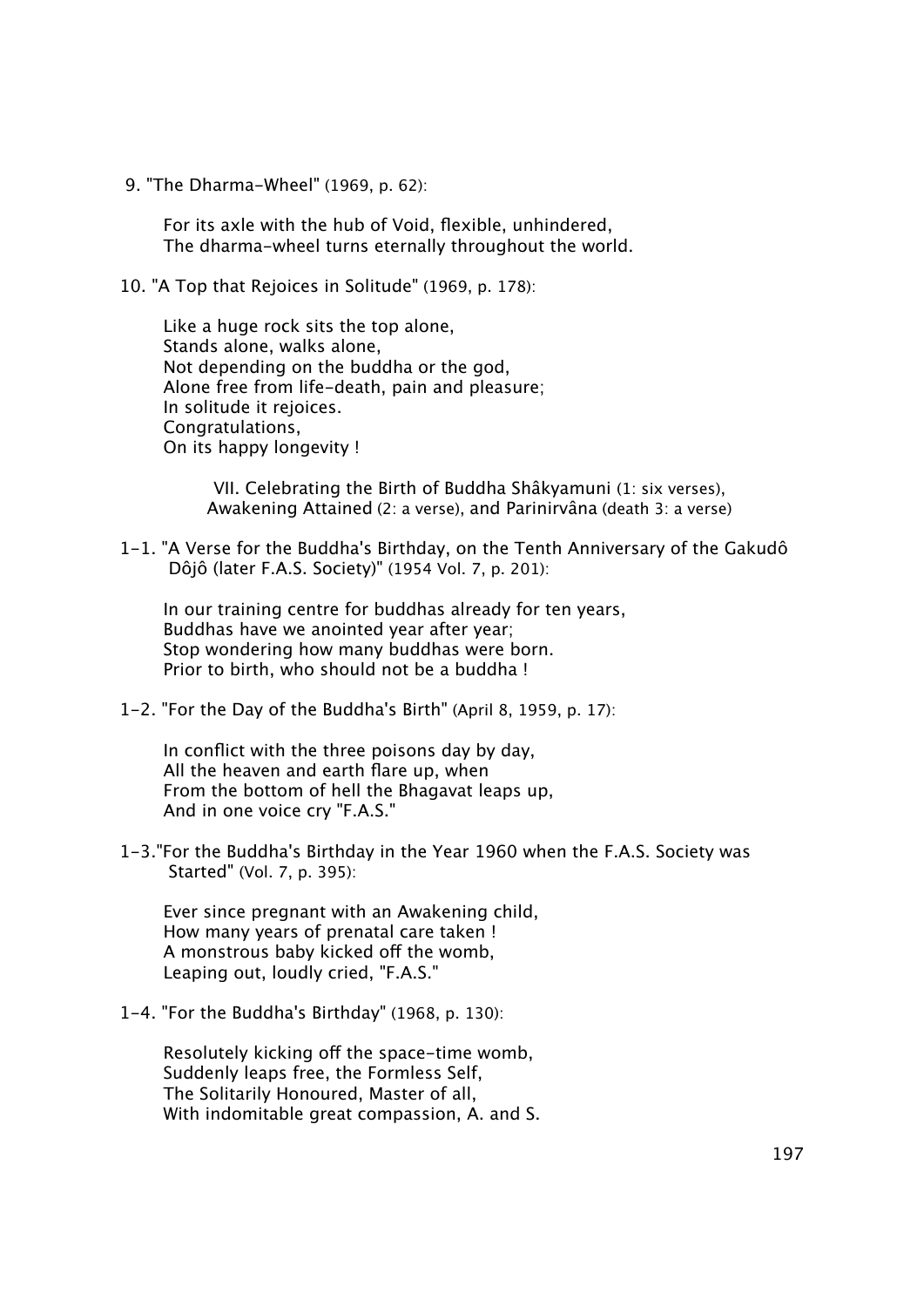9. "The Dharma-Wheel" (1969, p. 62):

For its axle with the hub of Void, flexible, unhindered,
The dharma-wheel turns eternally throughout the world.

10. "A Top that Rejoices in Solitude" (1969, p. 178):

Like a huge rock sits the top alone,
Stands alone, walks alone,
Not depending on the buddha or the god,
Alone free from life-death, pain and pleasure;
In solitude it rejoices.
Congratulations,
On its happy longevity !

### VII. Celebrating the Birth of Buddha Shâkyamuni (1: six verses), Awakening Attained (2: a verse), and Parinirvâna (death 3: a verse)

1-1. "A Verse for the Buddha's Birthday, on the Tenth Anniversary of the Gakudô Dôjô (later F.A.S. Society)" (1954 Vol. 7, p. 201):

In our training centre for buddhas already for ten years,
Buddhas have we anointed year after year;
Stop wondering how many buddhas were born.
Prior to birth, who should not be a buddha !

1-2. "For the Day of the Buddha's Birth" (April 8, 1959, p. 17):

In conflict with the three poisons day by day,
All the heaven and earth flare up, when
From the bottom of hell the Bhagavat leaps up,
And in one voice cry "F.A.S."

1-3."For the Buddha's Birthday in the Year 1960 when the F.A.S. Society was Started" (Vol. 7, p. 395):

Ever since pregnant with an Awakening child,
How many years of prenatal care taken !
A monstrous baby kicked off the womb,
Leaping out, loudly cried, "F.A.S."

1-4. "For the Buddha's Birthday" (1968, p. 130):

Resolutely kicking off the space-time womb,
Suddenly leaps free, the Formless Self,
The Solitarily Honoured, Master of all,
With indomitable great compassion, A. and S.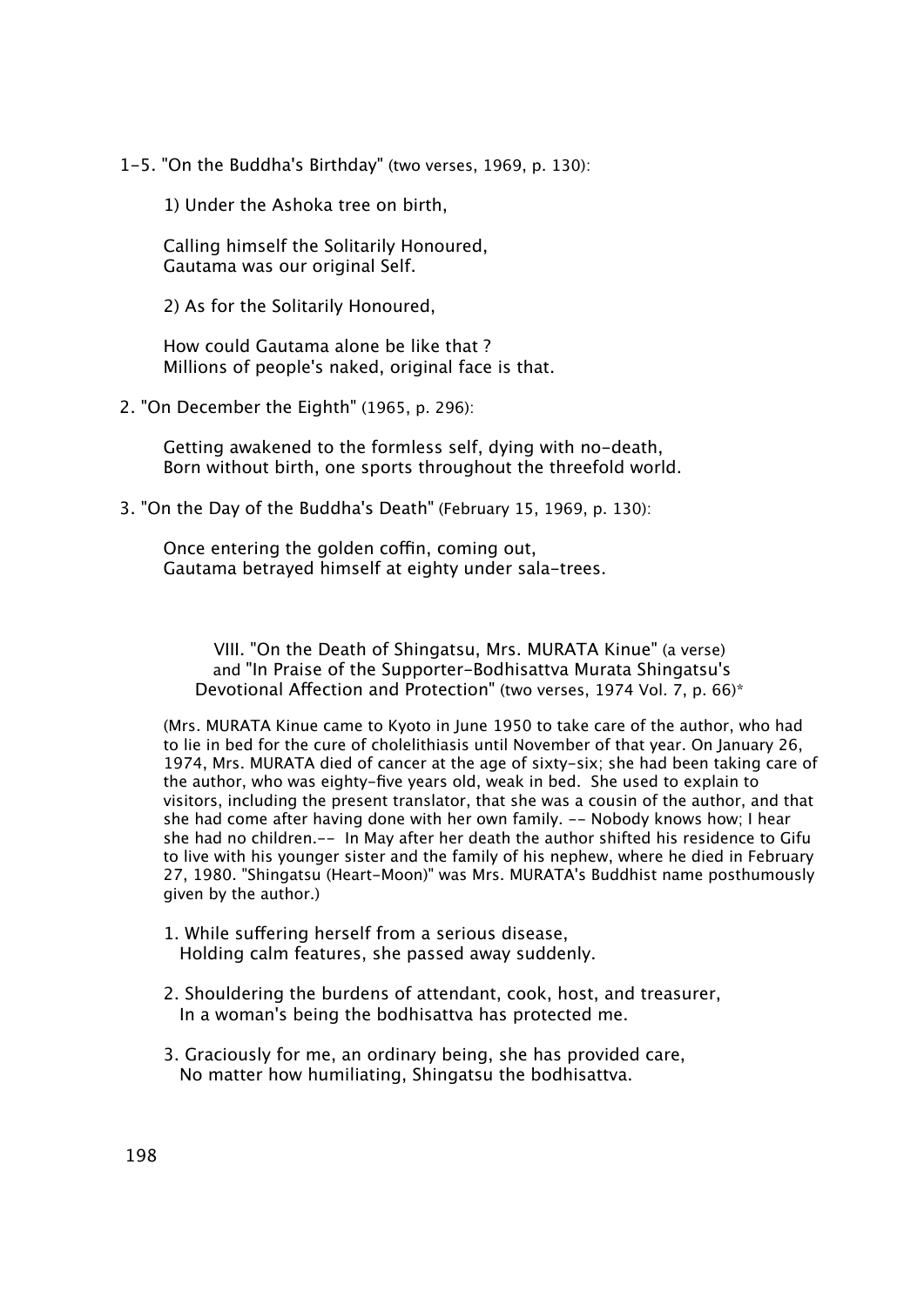1-5. "On the Buddha's Birthday" (two verses, 1969, p. 130):

1) Under the Ashoka tree on birth,

Calling himself the Solitarily Honoured,
Gautama was our original Self.

2) As for the Solitarily Honoured,

How could Gautama alone be like that ?
Millions of people's naked, original face is that.

2. "On December the Eighth" (1965, p. 296):

Getting awakened to the formless self, dying with no-death,
Born without birth, one sports throughout the threefold world.

3. "On the Day of the Buddha's Death" (February 15, 1969, p. 130):

Once entering the golden coffin, coming out,
Gautama betrayed himself at eighty under sala-trees.

### VIII. "On the Death of Shingatsu, Mrs. MURATA Kinue" (a verse) and "In Praise of the Supporter-Bodhisattva Murata Shingatsu's Devotional Affection and Protection" (two verses, 1974 Vol. 7, p. 66)*

(Mrs. MURATA Kinue came to Kyoto in June 1950 to take care of the author, who had to lie in bed for the cure of cholelithiasis until November of that year. On January 26, 1974, Mrs. MURATA died of cancer at the age of sixty-six; she had been taking care of the author, who was eighty-five years old, weak in bed. She used to explain to visitors, including the present translator, that she was a cousin of the author, and that she had come after having done with her own family. -- Nobody knows how; I hear she had no children.-- In May after her death the author shifted his residence to Gifu to live with his younger sister and the family of his nephew, where he died in February 27, 1980. "Shingatsu (Heart-Moon)" was Mrs. MURATA's Buddhist name posthumously given by the author.)

1. While suffering herself from a serious disease,
   Holding calm features, she passed away suddenly.

2. Shouldering the burdens of attendant, cook, host, and treasurer,
   In a woman's being the bodhisattva has protected me.

3. Graciously for me, an ordinary being, she has provided care,
   No matter how humiliating, Shingatsu the bodhisattva.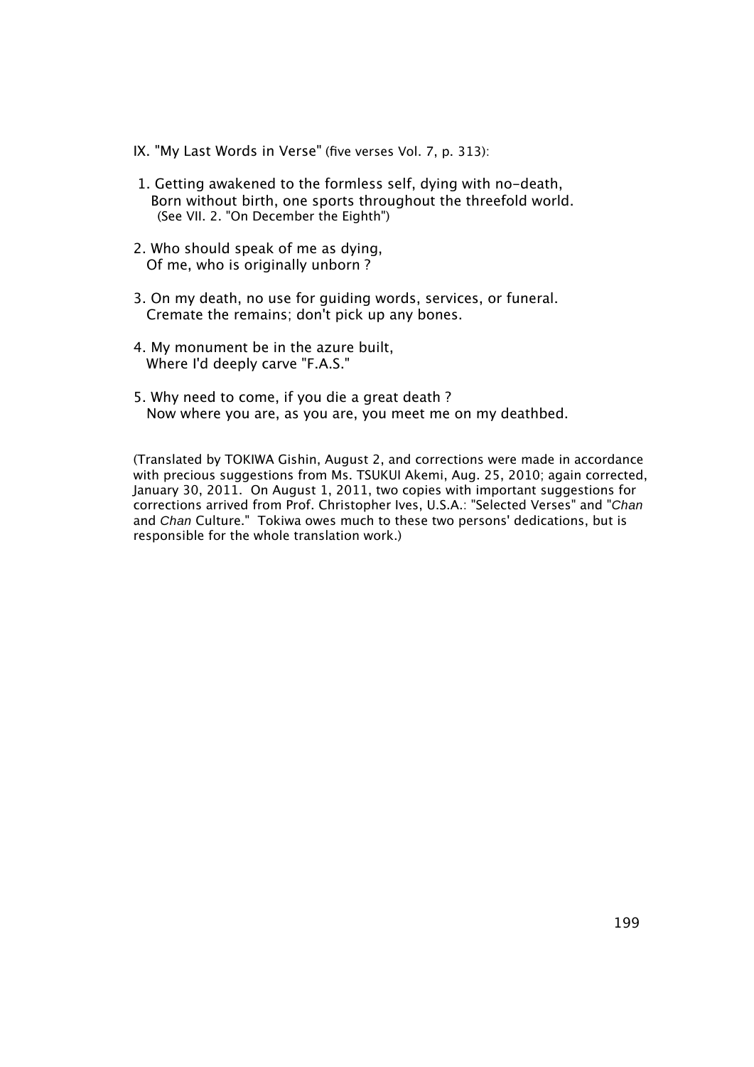IX. "My Last Words in Verse" (five verses Vol. 7, p. 313):

1. Getting awakened to the formless self, dying with no-death,
   Born without birth, one sports throughout the threefold world.
   (See VII. 2. "On December the Eighth")

2. Who should speak of me as dying,
   Of me, who is originally unborn ?

3. On my death, no use for guiding words, services, or funeral.
   Cremate the remains; don't pick up any bones.

4. My monument be in the azure built,
   Where I'd deeply carve "F.A.S."

5. Why need to come, if you die a great death ?
   Now where you are, as you are, you meet me on my deathbed.

(Translated by TOKIWA Gishin, August 2, and corrections were made in accordance with precious suggestions from Ms. TSUKUI Akemi, Aug. 25, 2010; again corrected, January 30, 2011. On August 1, 2011, two copies with important suggestions for corrections arrived from Prof. Christopher Ives, U.S.A.: "Selected Verses" and "*Chan* and *Chan* Culture." Tokiwa owes much to these two persons' dedications, but is responsible for the whole translation work.)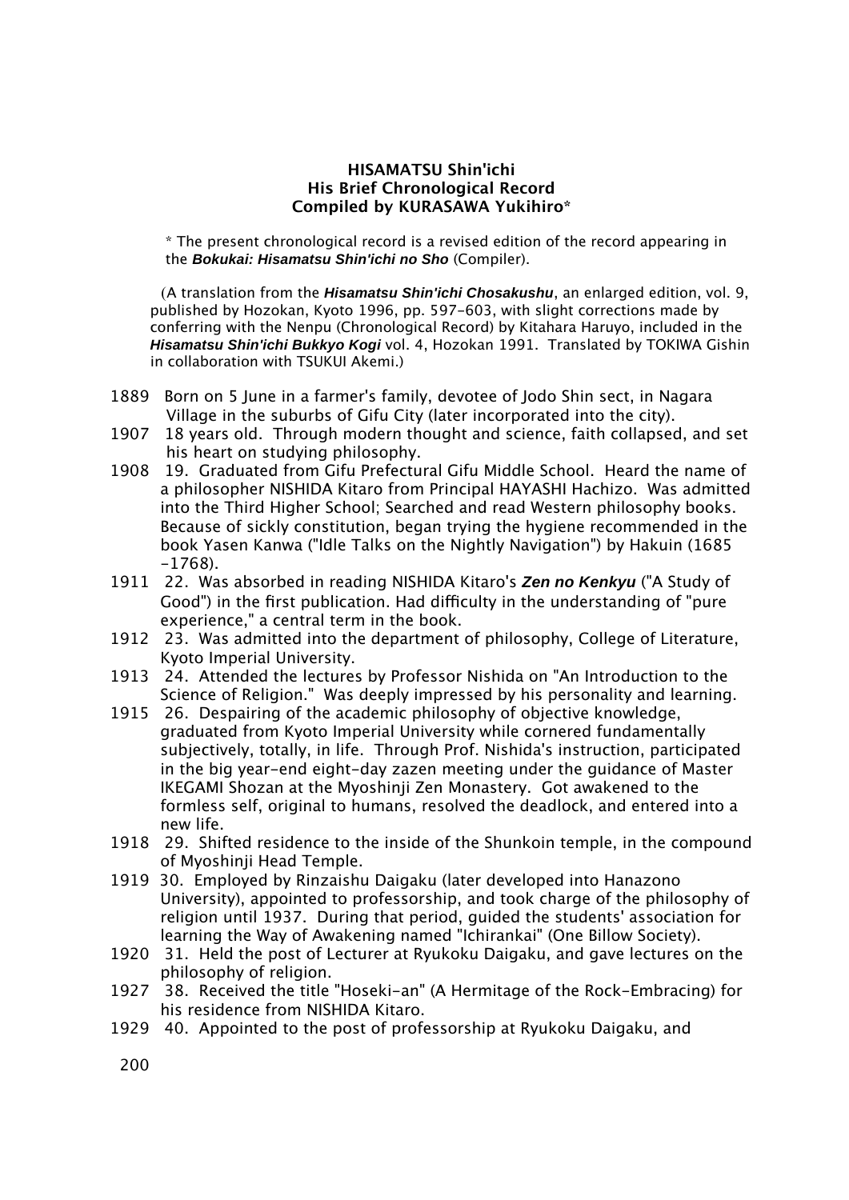**HISAMATSU Shin'ichi**
**His Brief Chronological Record**
**Compiled by KURASAWA Yukihiro***

\* The present chronological record is a revised edition of the record appearing in the ***Bokukai: Hisamatsu Shin'ichi no Sho*** (Compiler).

(A translation from the ***Hisamatsu Shin'ichi Chosakushu***, an enlarged edition, vol. 9, published by Hozokan, Kyoto 1996, pp. 597-603, with slight corrections made by conferring with the Nenpu (Chronological Record) by Kitahara Haruyo, included in the ***Hisamatsu Shin'ichi Bukkyo Kogi*** vol. 4, Hozokan 1991. Translated by TOKIWA Gishin in collaboration with TSUKUI Akemi.)

1889 Born on 5 June in a farmer's family, devotee of Jodo Shin sect, in Nagara Village in the suburbs of Gifu City (later incorporated into the city).

1907 18 years old. Through modern thought and science, faith collapsed, and set his heart on studying philosophy.

1908 19. Graduated from Gifu Prefectural Gifu Middle School. Heard the name of a philosopher NISHIDA Kitaro from Principal HAYASHI Hachizo. Was admitted into the Third Higher School; Searched and read Western philosophy books. Because of sickly constitution, began trying the hygiene recommended in the book Yasen Kanwa ("Idle Talks on the Nightly Navigation") by Hakuin (1685 -1768).

1911 22. Was absorbed in reading NISHIDA Kitaro's ***Zen no Kenkyu*** ("A Study of Good") in the first publication. Had difficulty in the understanding of "pure experience," a central term in the book.

1912 23. Was admitted into the department of philosophy, College of Literature, Kyoto Imperial University.

1913 24. Attended the lectures by Professor Nishida on "An Introduction to the Science of Religion." Was deeply impressed by his personality and learning.

1915 26. Despairing of the academic philosophy of objective knowledge, graduated from Kyoto Imperial University while cornered fundamentally subjectively, totally, in life. Through Prof. Nishida's instruction, participated in the big year-end eight-day zazen meeting under the guidance of Master IKEGAMI Shozan at the Myoshinji Zen Monastery. Got awakened to the formless self, original to humans, resolved the deadlock, and entered into a new life.

1918 29. Shifted residence to the inside of the Shunkoin temple, in the compound of Myoshinji Head Temple.

1919 30. Employed by Rinzaishu Daigaku (later developed into Hanazono University), appointed to professorship, and took charge of the philosophy of religion until 1937. During that period, guided the students' association for learning the Way of Awakening named "Ichirankai" (One Billow Society).

1920 31. Held the post of Lecturer at Ryukoku Daigaku, and gave lectures on the philosophy of religion.

1927 38. Received the title "Hoseki-an" (A Hermitage of the Rock-Embracing) for his residence from NISHIDA Kitaro.

1929 40. Appointed to the post of professorship at Ryukoku Daigaku, and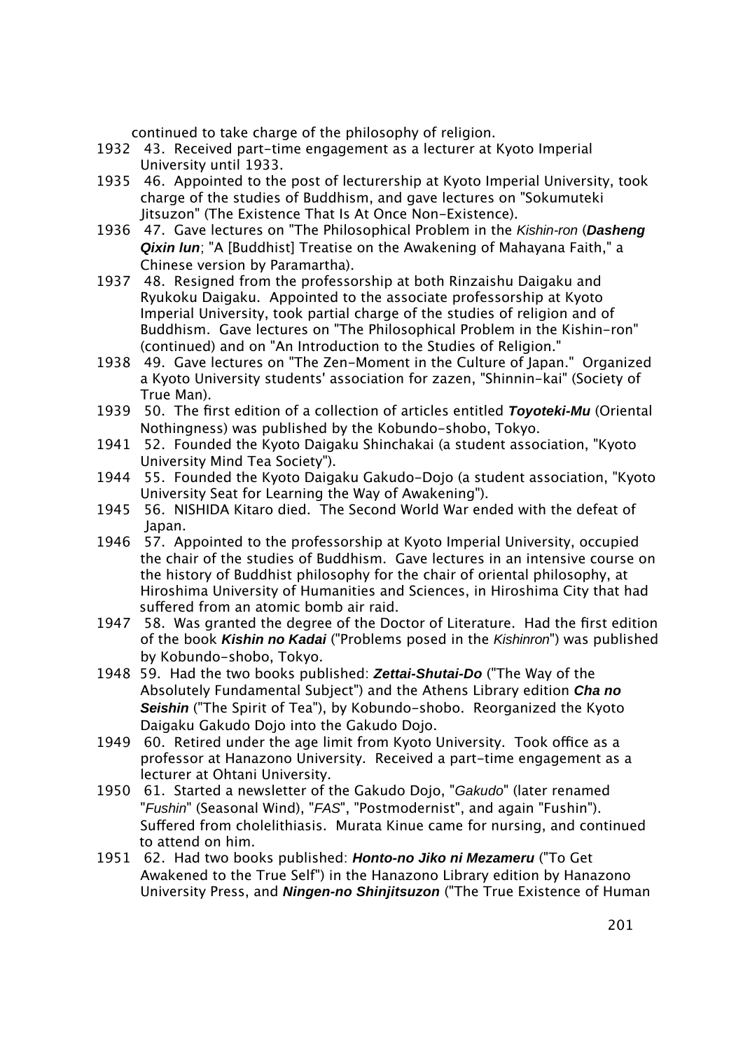continued to take charge of the philosophy of religion.

1932 43. Received part-time engagement as a lecturer at Kyoto Imperial University until 1933.

1935 46. Appointed to the post of lecturership at Kyoto Imperial University, took charge of the studies of Buddhism, and gave lectures on "Sokumuteki Jitsuzon" (The Existence That Is At Once Non-Existence).

1936 47. Gave lectures on "The Philosophical Problem in the *Kishin-ron* (***Dasheng Qixin lun***; "A [Buddhist] Treatise on the Awakening of Mahayana Faith," a Chinese version by Paramartha).

1937 48. Resigned from the professorship at both Rinzaishu Daigaku and Ryukoku Daigaku. Appointed to the associate professorship at Kyoto Imperial University, took partial charge of the studies of religion and of Buddhism. Gave lectures on "The Philosophical Problem in the Kishin-ron" (continued) and on "An Introduction to the Studies of Religion."

1938 49. Gave lectures on "The Zen-Moment in the Culture of Japan." Organized a Kyoto University students' association for zazen, "Shinnin-kai" (Society of True Man).

1939 50. The first edition of a collection of articles entitled ***Toyoteki-Mu*** (Oriental Nothingness) was published by the Kobundo-shobo, Tokyo.

1941 52. Founded the Kyoto Daigaku Shinchakai (a student association, "Kyoto University Mind Tea Society").

1944 55. Founded the Kyoto Daigaku Gakudo-Dojo (a student association, "Kyoto University Seat for Learning the Way of Awakening").

1945 56. NISHIDA Kitaro died. The Second World War ended with the defeat of Japan.

1946 57. Appointed to the professorship at Kyoto Imperial University, occupied the chair of the studies of Buddhism. Gave lectures in an intensive course on the history of Buddhist philosophy for the chair of oriental philosophy, at Hiroshima University of Humanities and Sciences, in Hiroshima City that had suffered from an atomic bomb air raid.

1947 58. Was granted the degree of the Doctor of Literature. Had the first edition of the book ***Kishin no Kadai*** ("Problems posed in the *Kishinron*") was published by Kobundo-shobo, Tokyo.

1948 59. Had the two books published: ***Zettai-Shutai-Do*** ("The Way of the Absolutely Fundamental Subject") and the Athens Library edition ***Cha no Seishin*** ("The Spirit of Tea"), by Kobundo-shobo. Reorganized the Kyoto Daigaku Gakudo Dojo into the Gakudo Dojo.

1949 60. Retired under the age limit from Kyoto University. Took office as a professor at Hanazono University. Received a part-time engagement as a lecturer at Ohtani University.

1950 61. Started a newsletter of the Gakudo Dojo, "*Gakudo*" (later renamed "*Fushin*" (Seasonal Wind), "*FAS*", "Postmodernist", and again "Fushin"). Suffered from cholelithiasis. Murata Kinue came for nursing, and continued to attend on him.

1951 62. Had two books published: ***Honto-no Jiko ni Mezameru*** ("To Get Awakened to the True Self") in the Hanazono Library edition by Hanazono University Press, and ***Ningen-no Shinjitsuzon*** ("The True Existence of Human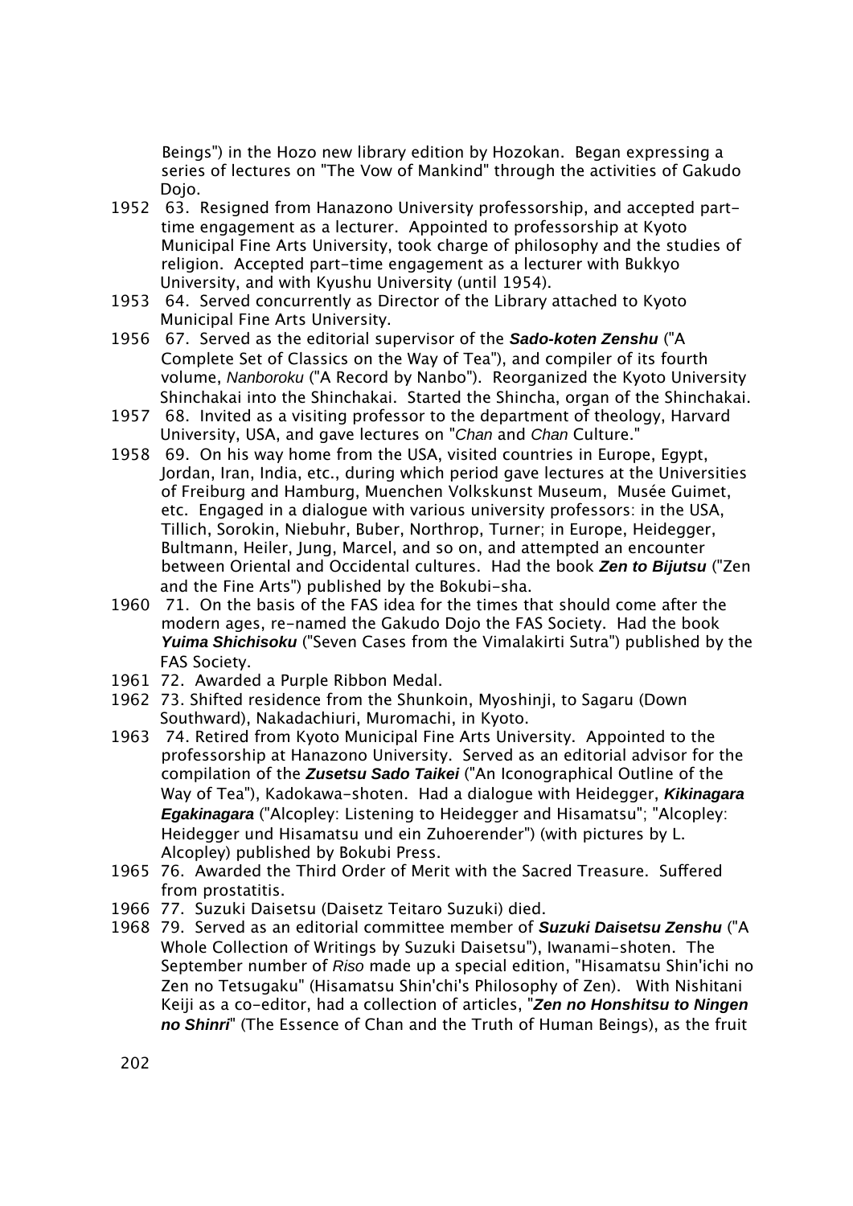Beings") in the Hozo new library edition by Hozokan. Began expressing a series of lectures on "The Vow of Mankind" through the activities of Gakudo Dojo.

1952 63. Resigned from Hanazono University professorship, and accepted part-time engagement as a lecturer. Appointed to professorship at Kyoto Municipal Fine Arts University, took charge of philosophy and the studies of religion. Accepted part-time engagement as a lecturer with Bukkyo University, and with Kyushu University (until 1954).

1953 64. Served concurrently as Director of the Library attached to Kyoto Municipal Fine Arts University.

1956 67. Served as the editorial supervisor of the ***Sado-koten Zenshu*** ("A Complete Set of Classics on the Way of Tea"), and compiler of its fourth volume, *Nanboroku* ("A Record by Nanbo"). Reorganized the Kyoto University Shinchakai into the Shinchakai. Started the Shincha, organ of the Shinchakai.

1957 68. Invited as a visiting professor to the department of theology, Harvard University, USA, and gave lectures on "*Chan* and *Chan* Culture."

1958 69. On his way home from the USA, visited countries in Europe, Egypt, Jordan, Iran, India, etc., during which period gave lectures at the Universities of Freiburg and Hamburg, Muenchen Volkskunst Museum, Musée Guimet, etc. Engaged in a dialogue with various university professors: in the USA, Tillich, Sorokin, Niebuhr, Buber, Northrop, Turner; in Europe, Heidegger, Bultmann, Heiler, Jung, Marcel, and so on, and attempted an encounter between Oriental and Occidental cultures. Had the book ***Zen to Bijutsu*** ("Zen and the Fine Arts") published by the Bokubi-sha.

1960 71. On the basis of the FAS idea for the times that should come after the modern ages, re-named the Gakudo Dojo the FAS Society. Had the book ***Yuima Shichisoku*** ("Seven Cases from the Vimalakirti Sutra") published by the FAS Society.

1961 72. Awarded a Purple Ribbon Medal.

1962 73. Shifted residence from the Shunkoin, Myoshinji, to Sagaru (Down Southward), Nakadachiuri, Muromachi, in Kyoto.

1963 74. Retired from Kyoto Municipal Fine Arts University. Appointed to the professorship at Hanazono University. Served as an editorial advisor for the compilation of the ***Zusetsu Sado Taikei*** ("An Iconographical Outline of the Way of Tea"), Kadokawa-shoten. Had a dialogue with Heidegger, ***Kikinagara Egakinagara*** ("Alcopley: Listening to Heidegger and Hisamatsu"; "Alcopley: Heidegger und Hisamatsu und ein Zuhoerender") (with pictures by L. Alcopley) published by Bokubi Press.

1965 76. Awarded the Third Order of Merit with the Sacred Treasure. Suffered from prostatitis.

1966 77. Suzuki Daisetsu (Daisetz Teitaro Suzuki) died.

1968 79. Served as an editorial committee member of ***Suzuki Daisetsu Zenshu*** ("A Whole Collection of Writings by Suzuki Daisetsu"), Iwanami-shoten. The September number of *Riso* made up a special edition, "Hisamatsu Shin'ichi no Zen no Tetsugaku" (Hisamatsu Shin'chi's Philosophy of Zen). With Nishitani Keiji as a co-editor, had a collection of articles, "***Zen no Honshitsu to Ningen no Shinri***" (The Essence of Chan and the Truth of Human Beings), as the fruit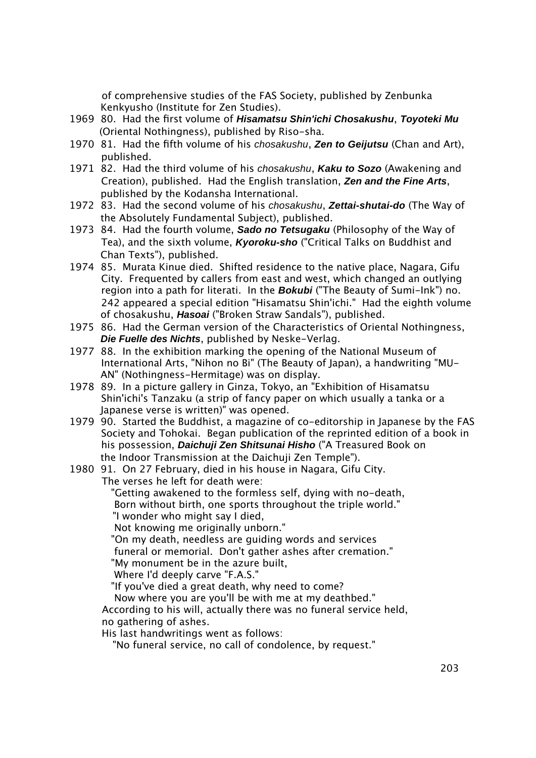of comprehensive studies of the FAS Society, published by Zenbunka Kenkyusho (Institute for Zen Studies).

1969 80. Had the first volume of ***Hisamatsu Shin'ichi Chosakushu***, ***Toyoteki Mu*** (Oriental Nothingness), published by Riso-sha.

1970 81. Had the fifth volume of his *chosakushu*, ***Zen to Geijutsu*** (Chan and Art), published.

1971 82. Had the third volume of his *chosakushu*, ***Kaku to Sozo*** (Awakening and Creation), published. Had the English translation, ***Zen and the Fine Arts***, published by the Kodansha International.

1972 83. Had the second volume of his *chosakushu*, ***Zettai-shutai-do*** (The Way of the Absolutely Fundamental Subject), published.

1973 84. Had the fourth volume, ***Sado no Tetsugaku*** (Philosophy of the Way of Tea), and the sixth volume, ***Kyoroku-sho*** ("Critical Talks on Buddhist and Chan Texts"), published.

1974 85. Murata Kinue died. Shifted residence to the native place, Nagara, Gifu City. Frequented by callers from east and west, which changed an outlying region into a path for literati. In the ***Bokubi*** ("The Beauty of Sumi-Ink") no. 242 appeared a special edition "Hisamatsu Shin'ichi." Had the eighth volume of chosakushu, ***Hasoai*** ("Broken Straw Sandals"), published.

1975 86. Had the German version of the Characteristics of Oriental Nothingness, ***Die Fuelle des Nichts***, published by Neske-Verlag.

1977 88. In the exhibition marking the opening of the National Museum of International Arts, "Nihon no Bi" (The Beauty of Japan), a handwriting "MU-AN" (Nothingness-Hermitage) was on display.

1978 89. In a picture gallery in Ginza, Tokyo, an "Exhibition of Hisamatsu Shin'ichi's Tanzaku (a strip of fancy paper on which usually a tanka or a Japanese verse is written)" was opened.

1979 90. Started the Buddhist, a magazine of co-editorship in Japanese by the FAS Society and Tohokai. Began publication of the reprinted edition of a book in his possession, ***Daichuji Zen Shitsunai Hisho*** ("A Treasured Book on the Indoor Transmission at the Daichuji Zen Temple").

1980 91. On 27 February, died in his house in Nagara, Gifu City.
The verses he left for death were:

"Getting awakened to the formless self, dying with no-death,
Born without birth, one sports throughout the triple world."

"I wonder who might say I died,
Not knowing me originally unborn."

"On my death, needless are guiding words and services
funeral or memorial. Don't gather ashes after cremation."

"My monument be in the azure built,
Where I'd deeply carve "F.A.S."

"If you've died a great death, why need to come?
Now where you are you'll be with me at my deathbed."

According to his will, actually there was no funeral service held, no gathering of ashes.
His last handwritings went as follows:

"No funeral service, no call of condolence, by request."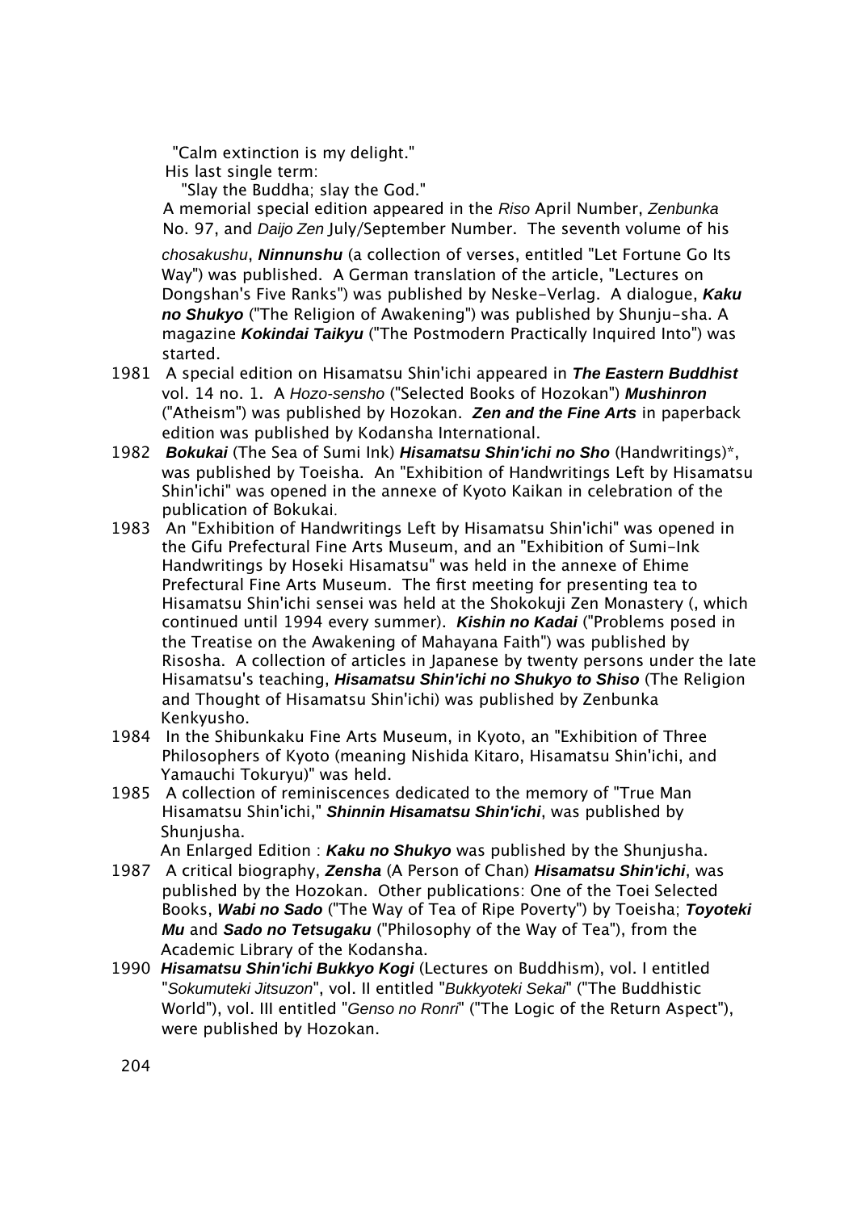"Calm extinction is my delight."

His last single term:

"Slay the Buddha; slay the God."

A memorial special edition appeared in the *Riso* April Number, *Zenbunka* No. 97, and *Daijo Zen* July/September Number. The seventh volume of his *chosakushu*, ***Ninnunshu*** (a collection of verses, entitled "Let Fortune Go Its Way") was published. A German translation of the article, "Lectures on Dongshan's Five Ranks") was published by Neske-Verlag. A dialogue, ***Kaku no Shukyo*** ("The Religion of Awakening") was published by Shunju-sha. A magazine ***Kokindai Taikyu*** ("The Postmodern Practically Inquired Into") was started.

1981 A special edition on Hisamatsu Shin'ichi appeared in ***The Eastern Buddhist*** vol. 14 no. 1. A *Hozo-sensho* ("Selected Books of Hozokan") ***Mushinron*** ("Atheism") was published by Hozokan. ***Zen and the Fine Arts*** in paperback edition was published by Kodansha International.

1982 ***Bokukai*** (The Sea of Sumi Ink) ***Hisamatsu Shin'ichi no Sho*** (Handwritings)*, was published by Toeisha. An "Exhibition of Handwritings Left by Hisamatsu Shin'ichi" was opened in the annexe of Kyoto Kaikan in celebration of the publication of Bokukai.

1983 An "Exhibition of Handwritings Left by Hisamatsu Shin'ichi" was opened in the Gifu Prefectural Fine Arts Museum, and an "Exhibition of Sumi-Ink Handwritings by Hoseki Hisamatsu" was held in the annexe of Ehime Prefectural Fine Arts Museum. The first meeting for presenting tea to Hisamatsu Shin'ichi sensei was held at the Shokokuji Zen Monastery (, which continued until 1994 every summer). ***Kishin no Kadai*** ("Problems posed in the Treatise on the Awakening of Mahayana Faith") was published by Risosha. A collection of articles in Japanese by twenty persons under the late Hisamatsu's teaching, ***Hisamatsu Shin'ichi no Shukyo to Shiso*** (The Religion and Thought of Hisamatsu Shin'ichi) was published by Zenbunka Kenkyusho.

1984 In the Shibunkaku Fine Arts Museum, in Kyoto, an "Exhibition of Three Philosophers of Kyoto (meaning Nishida Kitaro, Hisamatsu Shin'ichi, and Yamauchi Tokuryu)" was held.

1985 A collection of reminiscences dedicated to the memory of "True Man Hisamatsu Shin'ichi," ***Shinnin Hisamatsu Shin'ichi***, was published by Shunjusha.
An Enlarged Edition : ***Kaku no Shukyo*** was published by the Shunjusha.

1987 A critical biography, ***Zensha*** (A Person of Chan) ***Hisamatsu Shin'ichi***, was published by the Hozokan. Other publications: One of the Toei Selected Books, ***Wabi no Sado*** ("The Way of Tea of Ripe Poverty") by Toeisha; ***Toyoteki Mu*** and ***Sado no Tetsugaku*** ("Philosophy of the Way of Tea"), from the Academic Library of the Kodansha.

1990 ***Hisamatsu Shin'ichi Bukkyo Kogi*** (Lectures on Buddhism), vol. I entitled "*Sokumuteki Jitsuzon*", vol. II entitled "*Bukkyoteki Sekai*" ("The Buddhistic World"), vol. III entitled "*Genso no Ronri*" ("The Logic of the Return Aspect"), were published by Hozokan.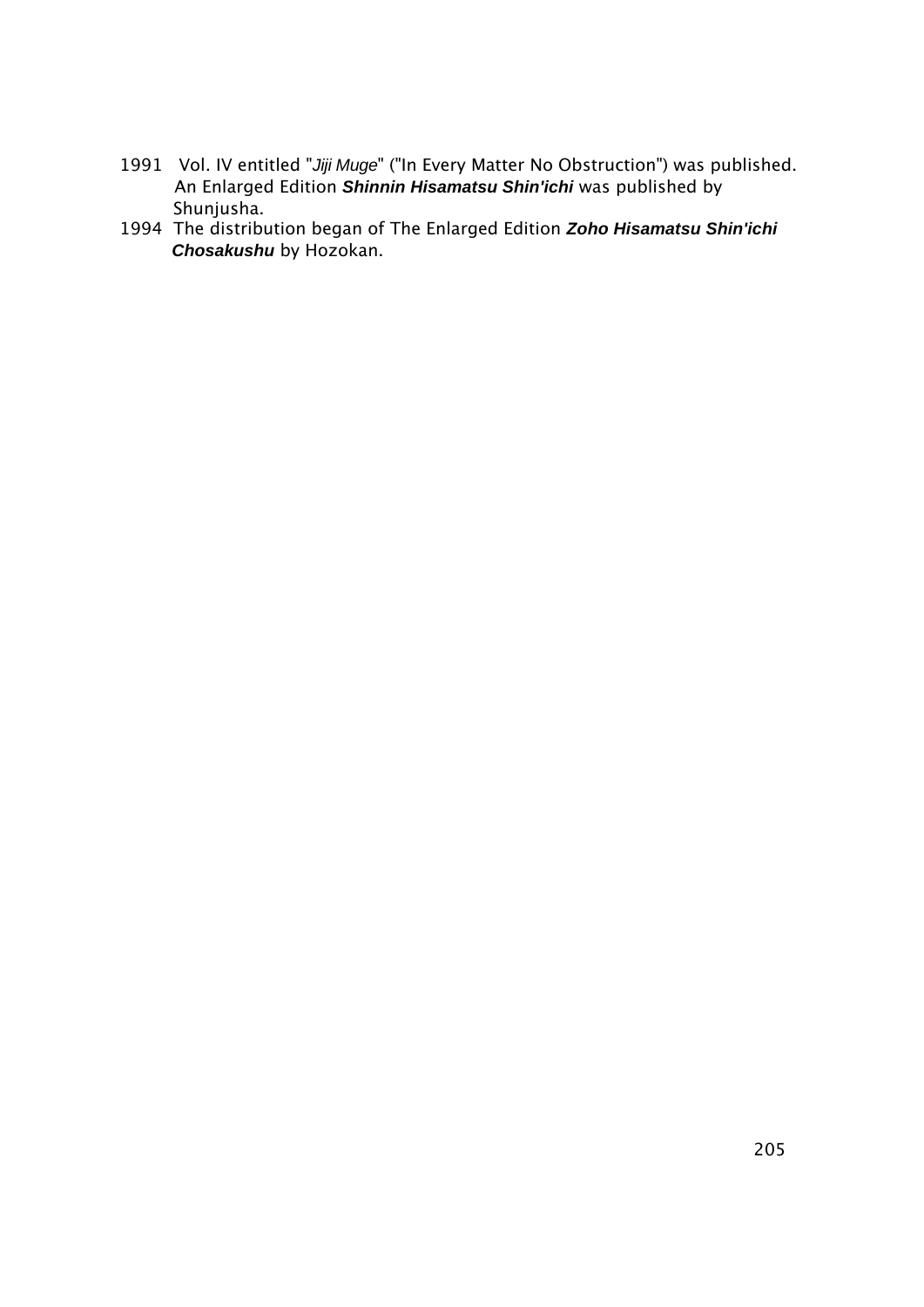1991 Vol. IV entitled "*Jiji Muge*" ("In Every Matter No Obstruction") was published. An Enlarged Edition ***Shinnin Hisamatsu Shin'ichi*** was published by Shunjusha.

1994 The distribution began of The Enlarged Edition ***Zoho Hisamatsu Shin'ichi Chosakushu*** by Hozokan.